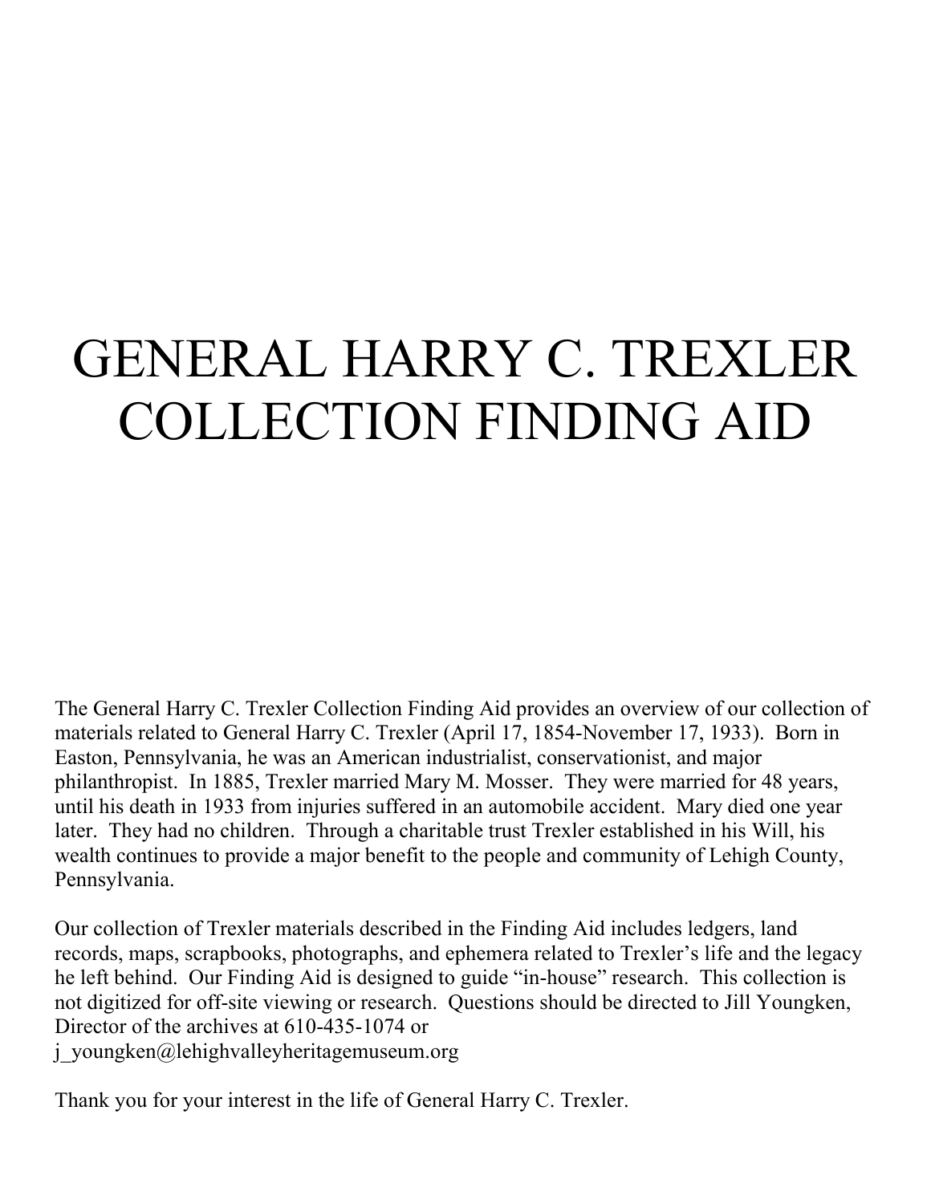# GENERAL HARRY C. TREXLER COLLECTION FINDING AID

The General Harry C. Trexler Collection Finding Aid provides an overview of our collection of materials related to General Harry C. Trexler (April 17, 1854-November 17, 1933). Born in Easton, Pennsylvania, he was an American industrialist, conservationist, and major philanthropist. In 1885, Trexler married Mary M. Mosser. They were married for 48 years, until his death in 1933 from injuries suffered in an automobile accident. Mary died one year later. They had no children. Through a charitable trust Trexler established in his Will, his wealth continues to provide a major benefit to the people and community of Lehigh County, Pennsylvania.

Our collection of Trexler materials described in the Finding Aid includes ledgers, land records, maps, scrapbooks, photographs, and ephemera related to Trexler's life and the legacy he left behind. Our Finding Aid is designed to guide "in-house" research. This collection is not digitized for off-site viewing or research. Questions should be directed to Jill Youngken, Director of the archives at 610-435-1074 or j_youngken@lehighvalleyheritagemuseum.org

Thank you for your interest in the life of General Harry C. Trexler.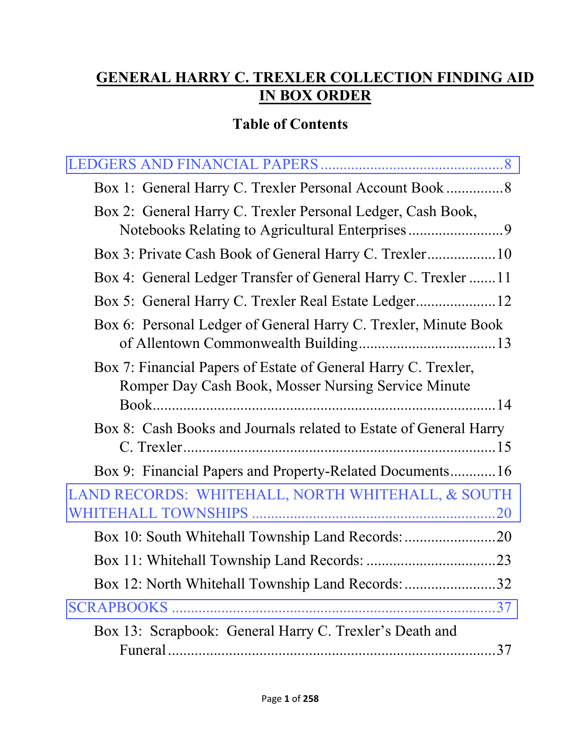# GENERAL HARRY C. TREXLER COLLECTION FINDING AID IN BOX ORDER

## Table of Contents

LEDGERS AND FINANCIAL PAPERS ............................................... 8

- Box 1: General Harry C. Trexler Personal Account Book ............... 8
- Box 2: General Harry C. Trexler Personal Ledger, Cash Book, Notebooks Relating to Agricultural Enterprises ......................... 9
- Box 3: Private Cash Book of General Harry C. Trexler .................. 10
- Box 4: General Ledger Transfer of General Harry C. Trexler ....... 11
- Box 5: General Harry C. Trexler Real Estate Ledger ..................... 12
- Box 6: Personal Ledger of General Harry C. Trexler, Minute Book of Allentown Commonwealth Building ................................... 13
- Box 7: Financial Papers of Estate of General Harry C. Trexler, Romper Day Cash Book, Mosser Nursing Service Minute Book ......................................................................................... 14
- Box 8: Cash Books and Journals related to Estate of General Harry C. Trexler ................................................................................. 15
- Box 9: Financial Papers and Property-Related Documents ............ 16

LAND RECORDS: WHITEHALL, NORTH WHITEHALL, & SOUTH WHITEHALL TOWNSHIPS ............................................................ 20

- Box 10: South Whitehall Township Land Records: ........................ 20
- Box 11: Whitehall Township Land Records: .................................. 23
- Box 12: North Whitehall Township Land Records: ........................ 32

SCRAPBOOKS ................................................................................... 37

- Box 13: Scrapbook: General Harry C. Trexler's Death and Funeral ...................................................................................... 37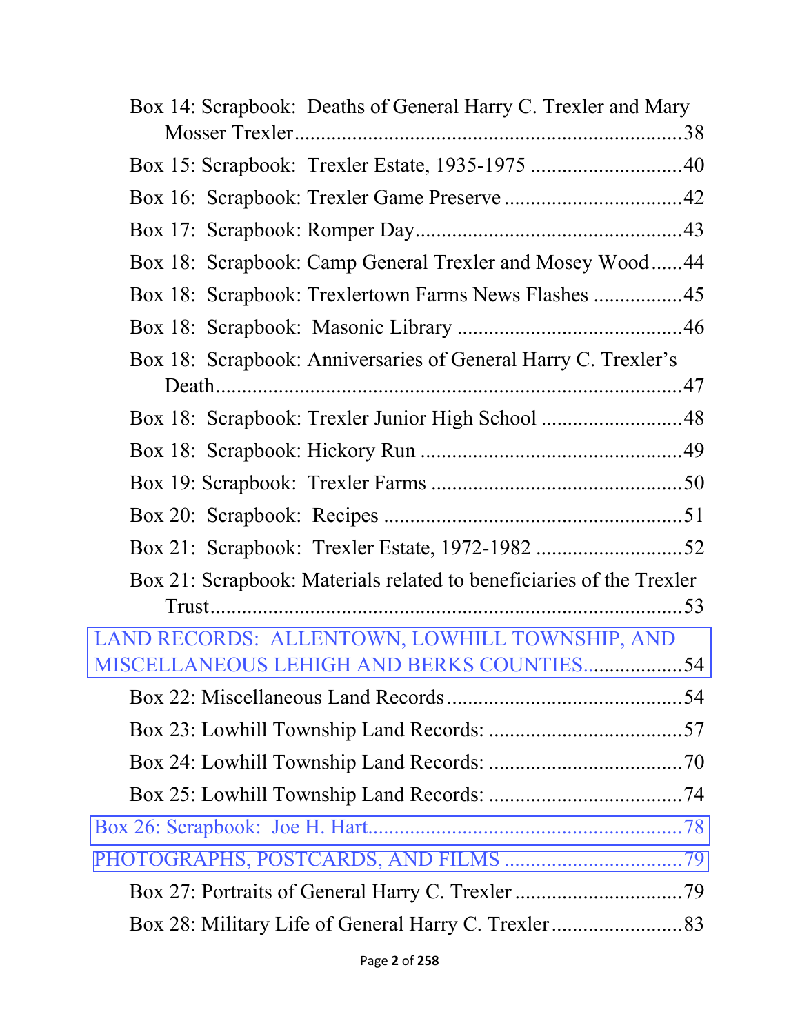Box 14: Scrapbook: Deaths of General Harry C. Trexler and Mary Mosser Trexler ........................................................................ 38

Box 15: Scrapbook: Trexler Estate, 1935-1975 ............................. 40

Box 16: Scrapbook: Trexler Game Preserve .................................. 42

Box 17: Scrapbook: Romper Day .................................................. 43

Box 18: Scrapbook: Camp General Trexler and Mosey Wood ...... 44

Box 18: Scrapbook: Trexlertown Farms News Flashes ................. 45

Box 18: Scrapbook: Masonic Library ........................................... 46

Box 18: Scrapbook: Anniversaries of General Harry C. Trexler's Death ........................................................................................ 47

Box 18: Scrapbook: Trexler Junior High School ........................... 48

Box 18: Scrapbook: Hickory Run .................................................. 49

Box 19: Scrapbook: Trexler Farms ................................................ 50

Box 20: Scrapbook: Recipes ......................................................... 51

Box 21: Scrapbook: Trexler Estate, 1972-1982 ............................ 52

Box 21: Scrapbook: Materials related to beneficiaries of the Trexler Trust ........................................................................................ 53

LAND RECORDS: ALLENTOWN, LOWHILL TOWNSHIP, AND MISCELLANEOUS LEHIGH AND BERKS COUNTIES .................. 54

Box 22: Miscellaneous Land Records ............................................ 54

Box 23: Lowhill Township Land Records: ..................................... 57

Box 24: Lowhill Township Land Records: ..................................... 70

Box 25: Lowhill Township Land Records: ..................................... 74

Box 26: Scrapbook: Joe H. Hart .......................................................... 78

PHOTOGRAPHS, POSTCARDS, AND FILMS .................................. 79

Box 27: Portraits of General Harry C. Trexler ................................ 79

Box 28: Military Life of General Harry C. Trexler ......................... 83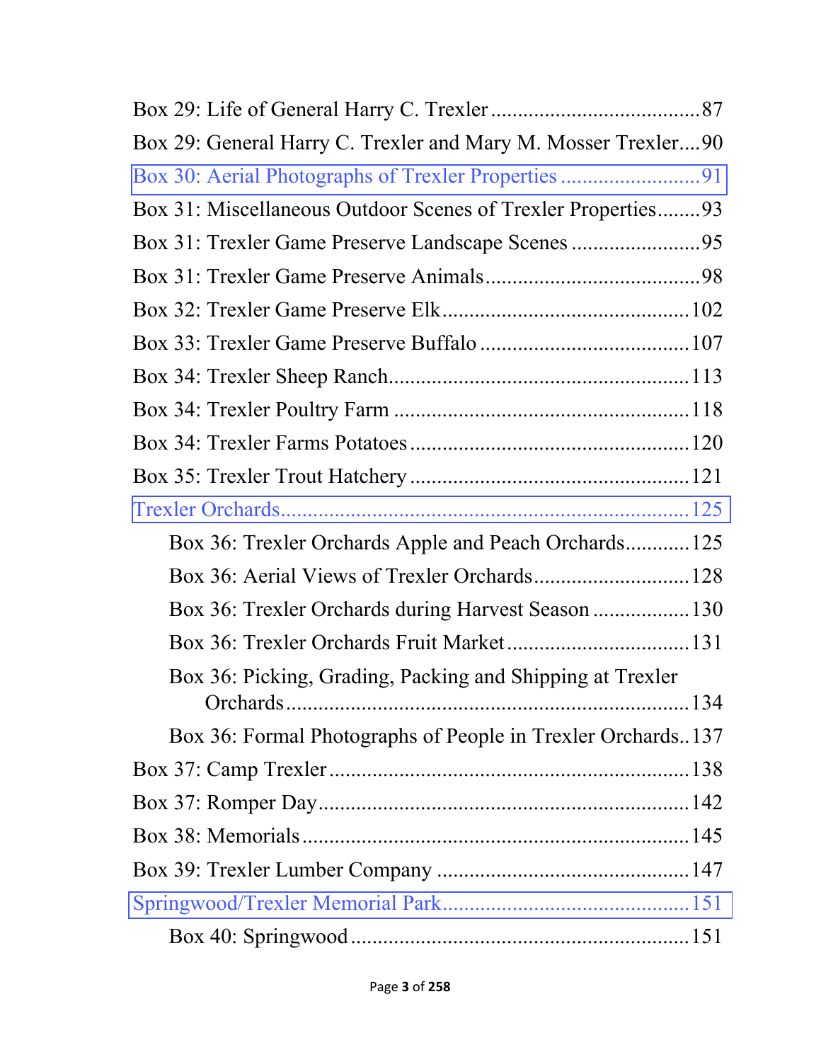Box 29: Life of General Harry C. Trexler ....................................... 87

Box 29: General Harry C. Trexler and Mary M. Mosser Trexler .... 90

Box 30: Aerial Photographs of Trexler Properties .......................... 91

Box 31: Miscellaneous Outdoor Scenes of Trexler Properties ........ 93

Box 31: Trexler Game Preserve Landscape Scenes ........................ 95

Box 31: Trexler Game Preserve Animals ....................................... 98

Box 32: Trexler Game Preserve Elk ............................................. 102

Box 33: Trexler Game Preserve Buffalo ...................................... 107

Box 34: Trexler Sheep Ranch ...................................................... 113

Box 34: Trexler Poultry Farm ...................................................... 118

Box 34: Trexler Farms Potatoes ................................................... 120

Box 35: Trexler Trout Hatchery ................................................... 121

Trexler Orchards ........................................................................... 125

- Box 36: Trexler Orchards Apple and Peach Orchards ............ 125
- Box 36: Aerial Views of Trexler Orchards ............................. 128
- Box 36: Trexler Orchards during Harvest Season .................. 130
- Box 36: Trexler Orchards Fruit Market ................................. 131
- Box 36: Picking, Grading, Packing and Shipping at Trexler Orchards ........................................................................ 134
- Box 36: Formal Photographs of People in Trexler Orchards .. 137

Box 37: Camp Trexler ................................................................. 138

Box 37: Romper Day ................................................................... 142

Box 38: Memorials ...................................................................... 145

Box 39: Trexler Lumber Company .............................................. 147

Springwood/Trexler Memorial Park ............................................. 151

- Box 40: Springwood ............................................................. 151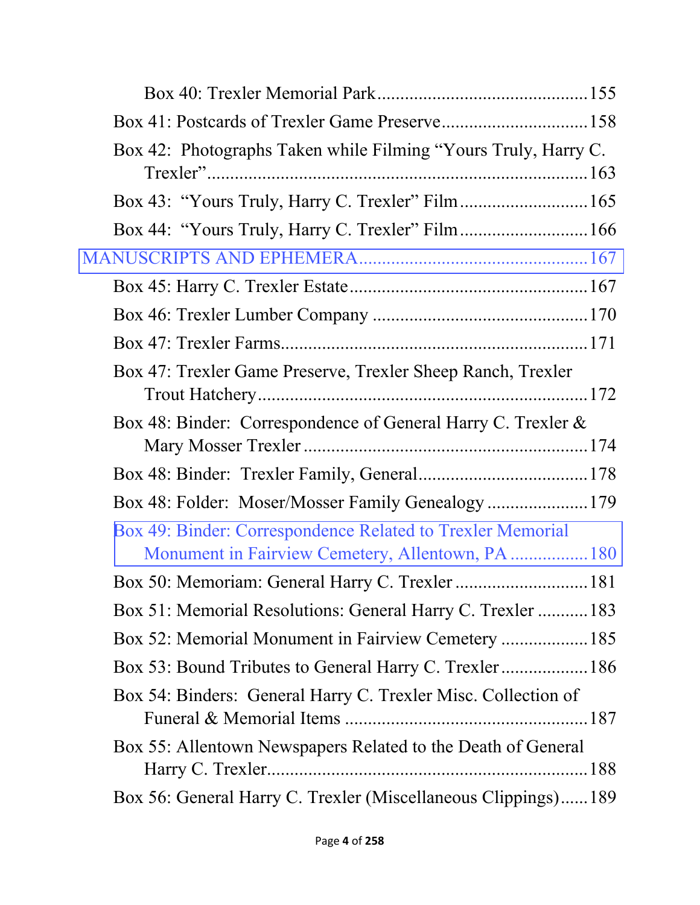Box 40: Trexler Memorial Park....................................................155

Box 41: Postcards of Trexler Game Preserve....................................158

Box 42: Photographs Taken while Filming "Yours Truly, Harry C. Trexler"..........................................................................................163

Box 43: "Yours Truly, Harry C. Trexler" Film.....................................165

Box 44: "Yours Truly, Harry C. Trexler" Film.....................................166

MANUSCRIPTS AND EPHEMERA..........................................................167

Box 45: Harry C. Trexler Estate.........................................................167

Box 46: Trexler Lumber Company .....................................................170

Box 47: Trexler Farms........................................................................171

Box 47: Trexler Game Preserve, Trexler Sheep Ranch, Trexler Trout Hatchery...................................................................................172

Box 48: Binder: Correspondence of General Harry C. Trexler & Mary Mosser Trexler ......................................................................174

Box 48: Binder: Trexler Family, General............................................178

Box 48: Folder: Moser/Mosser Family Genealogy ..............................179

Box 49: Binder: Correspondence Related to Trexler Memorial Monument in Fairview Cemetery, Allentown, PA ...........................180

Box 50: Memoriam: General Harry C. Trexler ....................................181

Box 51: Memorial Resolutions: General Harry C. Trexler ...................183

Box 52: Memorial Monument in Fairview Cemetery ...........................185

Box 53: Bound Tributes to General Harry C. Trexler...........................186

Box 54: Binders: General Harry C. Trexler Misc. Collection of Funeral & Memorial Items ...........................................................187

Box 55: Allentown Newspapers Related to the Death of General Harry C. Trexler............................................................................188

Box 56: General Harry C. Trexler (Miscellaneous Clippings)......189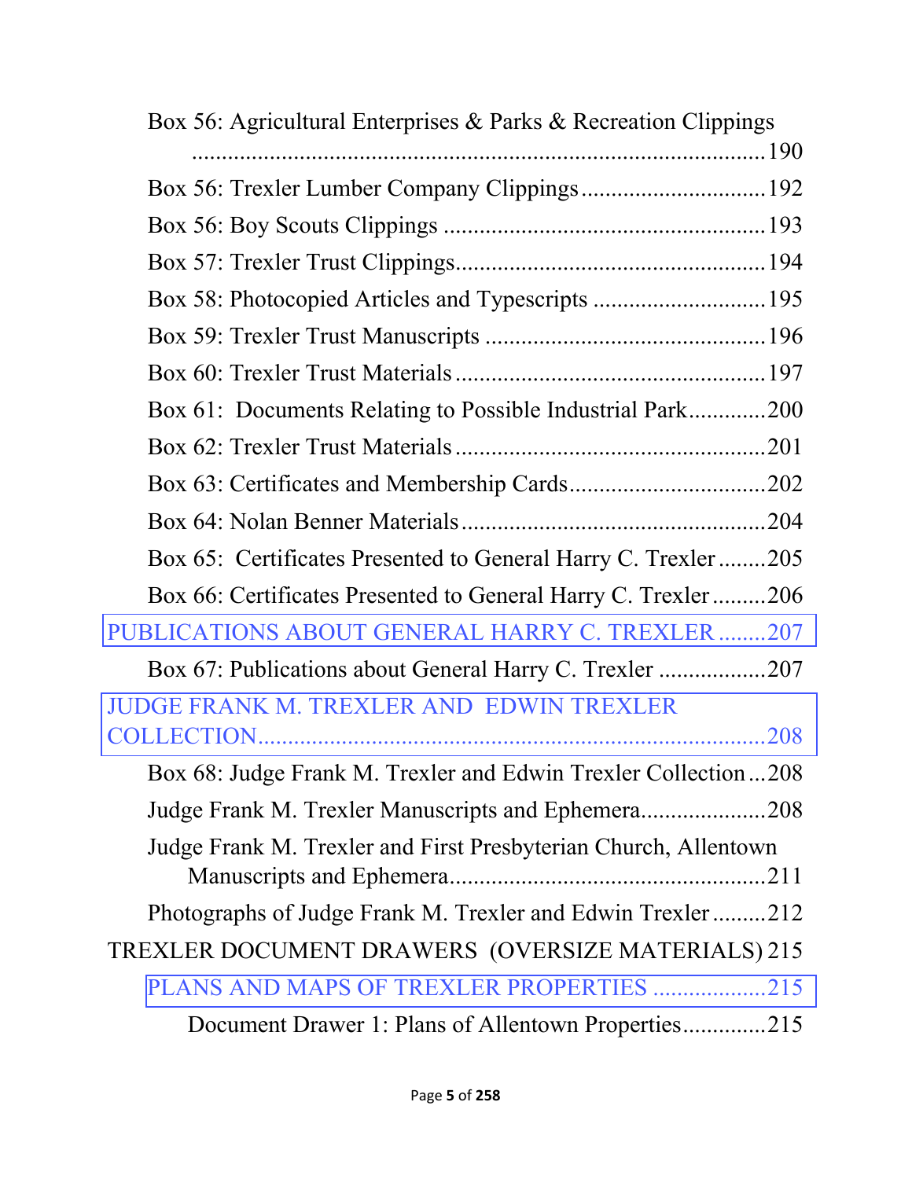Box 56: Agricultural Enterprises & Parks & Recreation Clippings ....................................................................................190

Box 56: Trexler Lumber Company Clippings..............................192

Box 56: Boy Scouts Clippings ....................................................193

Box 57: Trexler Trust Clippings..................................................194

Box 58: Photocopied Articles and Typescripts ............................195

Box 59: Trexler Trust Manuscripts .............................................196

Box 60: Trexler Trust Materials ..................................................197

Box 61: Documents Relating to Possible Industrial Park............200

Box 62: Trexler Trust Materials ..................................................201

Box 63: Certificates and Membership Cards................................202

Box 64: Nolan Benner Materials .................................................204

Box 65: Certificates Presented to General Harry C. Trexler ........205

Box 66: Certificates Presented to General Harry C. Trexler .........206

PUBLICATIONS ABOUT GENERAL HARRY C. TREXLER ........207

Box 67: Publications about General Harry C. Trexler .................207

JUDGE FRANK M. TREXLER AND EDWIN TREXLER COLLECTION..................................................................................208

Box 68: Judge Frank M. Trexler and Edwin Trexler Collection ...208

Judge Frank M. Trexler Manuscripts and Ephemera.....................208

Judge Frank M. Trexler and First Presbyterian Church, Allentown Manuscripts and Ephemera....................................................211

Photographs of Judge Frank M. Trexler and Edwin Trexler .........212

TREXLER DOCUMENT DRAWERS (OVERSIZE MATERIALS) 215

PLANS AND MAPS OF TREXLER PROPERTIES ...................215

Document Drawer 1: Plans of Allentown Properties.............215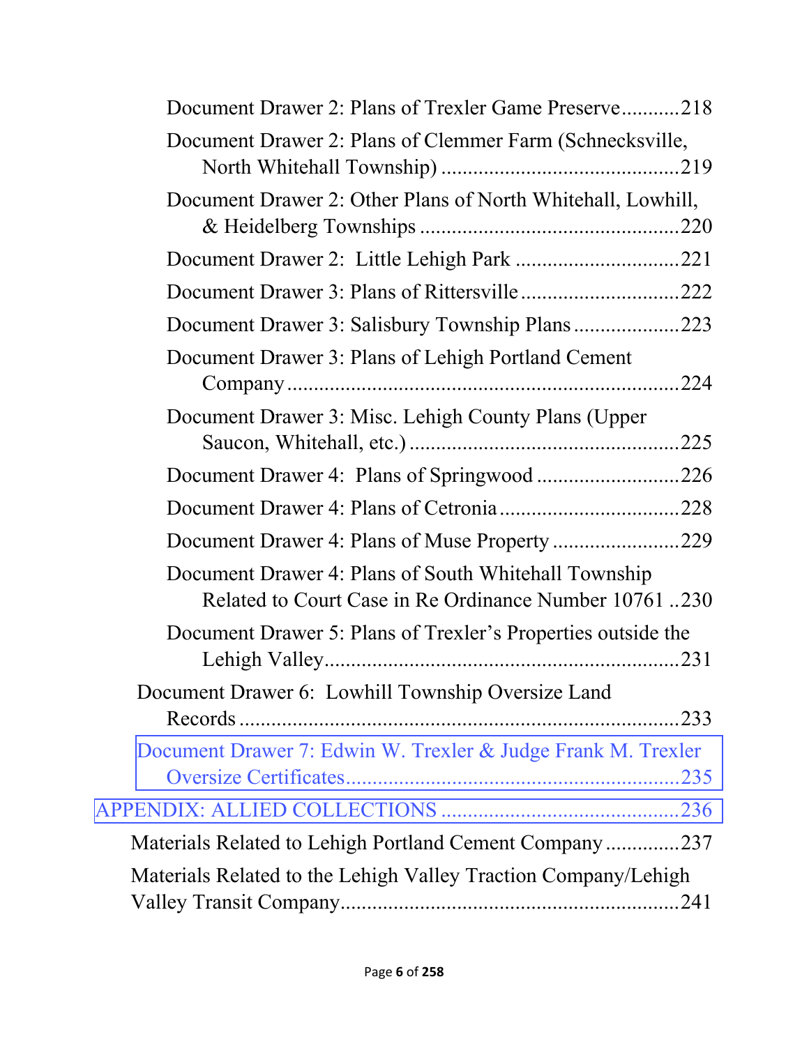Document Drawer 2: Plans of Trexler Game Preserve...........218

Document Drawer 2: Plans of Clemmer Farm (Schnecksville, North Whitehall Township) ............................................219

Document Drawer 2: Other Plans of North Whitehall, Lowhill, & Heidelberg Townships ................................................220

Document Drawer 2: Little Lehigh Park ..............................221

Document Drawer 3: Plans of Rittersville .............................222

Document Drawer 3: Salisbury Township Plans ....................223

Document Drawer 3: Plans of Lehigh Portland Cement Company ........................................................................224

Document Drawer 3: Misc. Lehigh County Plans (Upper Saucon, Whitehall, etc.) ..................................................225

Document Drawer 4: Plans of Springwood ...........................226

Document Drawer 4: Plans of Cetronia .................................228

Document Drawer 4: Plans of Muse Property ........................229

Document Drawer 4: Plans of South Whitehall Township Related to Court Case in Re Ordinance Number 10761 ..230

Document Drawer 5: Plans of Trexler's Properties outside the Lehigh Valley..................................................................231

Document Drawer 6: Lowhill Township Oversize Land Records .................................................................................233

Document Drawer 7: Edwin W. Trexler & Judge Frank M. Trexler Oversize Certificates.............................................................235

APPENDIX: ALLIED COLLECTIONS ...........................................236

Materials Related to Lehigh Portland Cement Company .............237

Materials Related to the Lehigh Valley Traction Company/Lehigh Valley Transit Company...............................................................241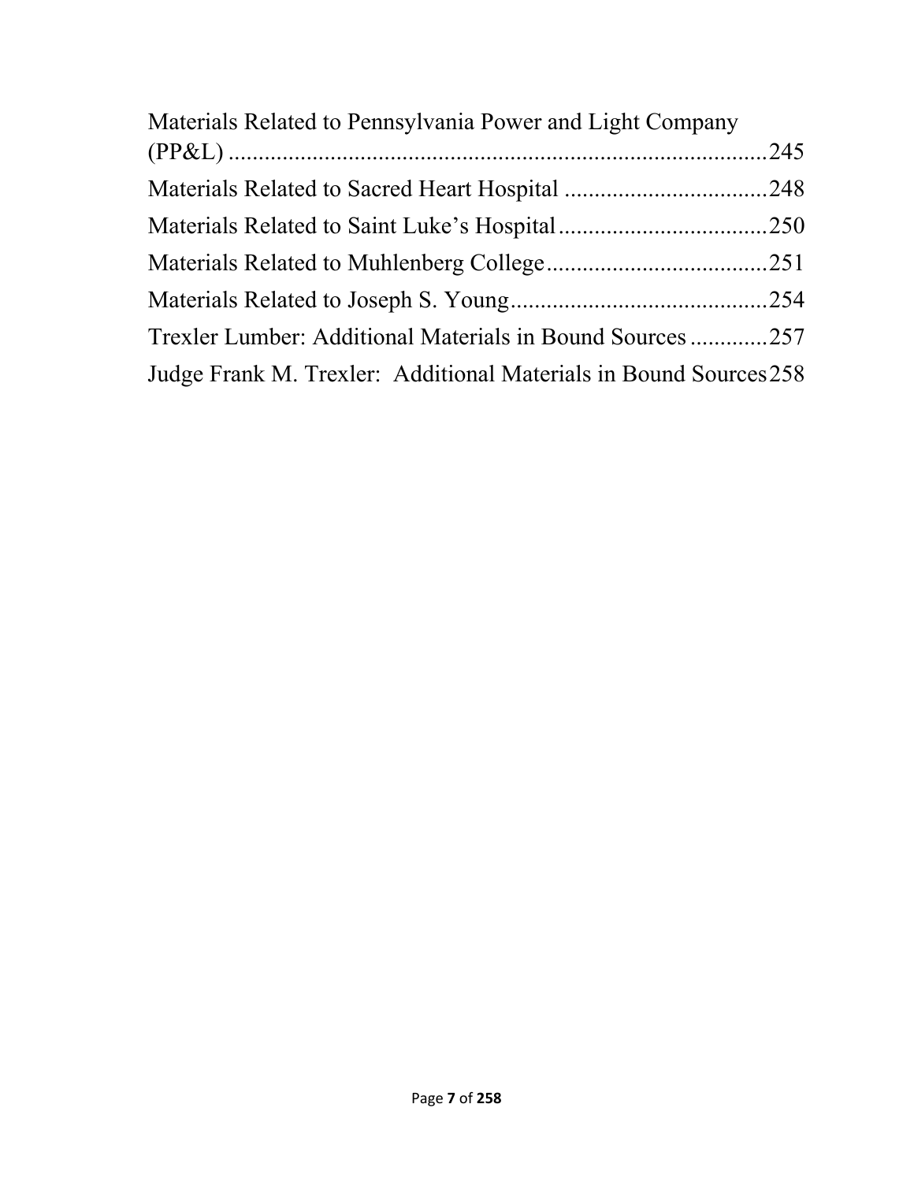Materials Related to Pennsylvania Power and Light Company (PP&L) ........................................................................................245

Materials Related to Sacred Heart Hospital ..................................248

Materials Related to Saint Luke's Hospital...................................250

Materials Related to Muhlenberg College.....................................251

Materials Related to Joseph S. Young...........................................254

Trexler Lumber: Additional Materials in Bound Sources.............257

Judge Frank M. Trexler: Additional Materials in Bound Sources 258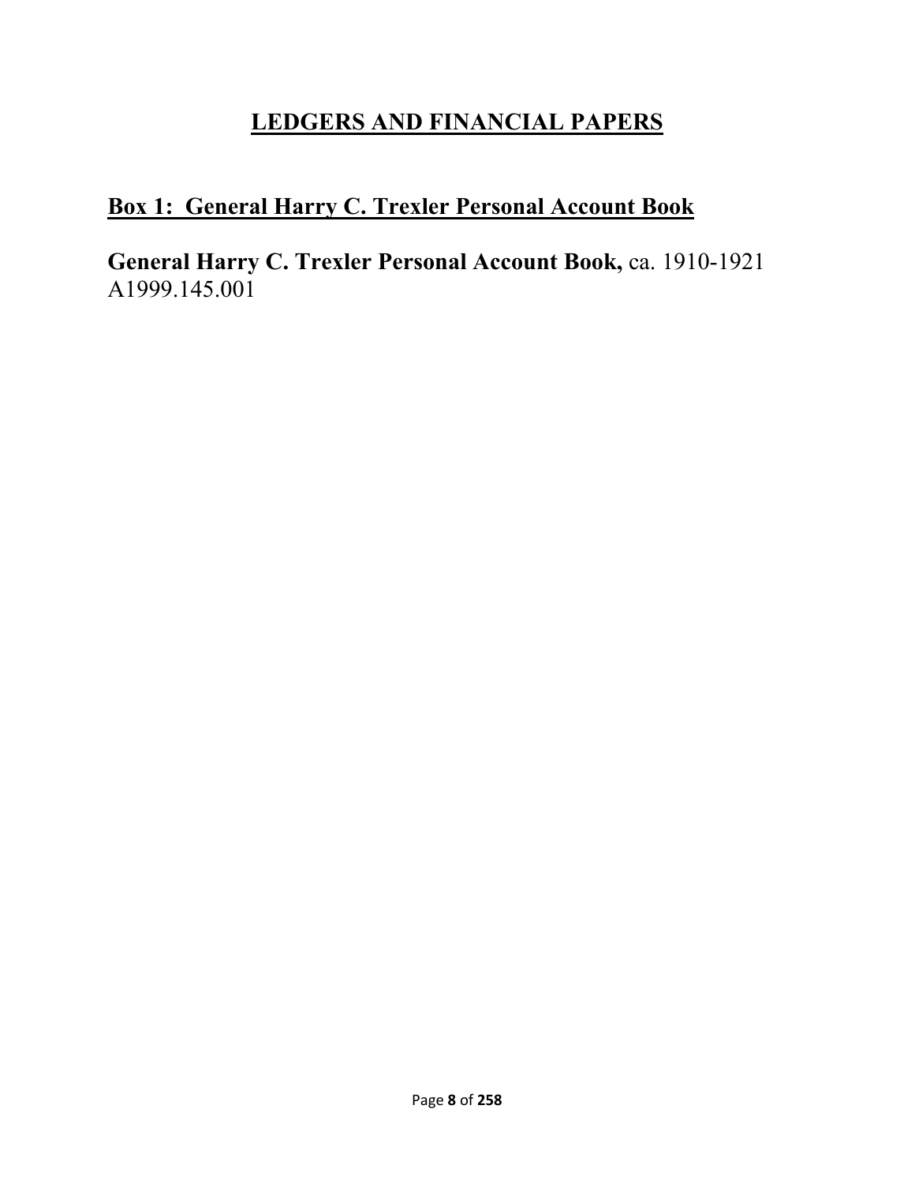# LEDGERS AND FINANCIAL PAPERS

## Box 1: General Harry C. Trexler Personal Account Book

**General Harry C. Trexler Personal Account Book,** ca. 1910-1921
A1999.145.001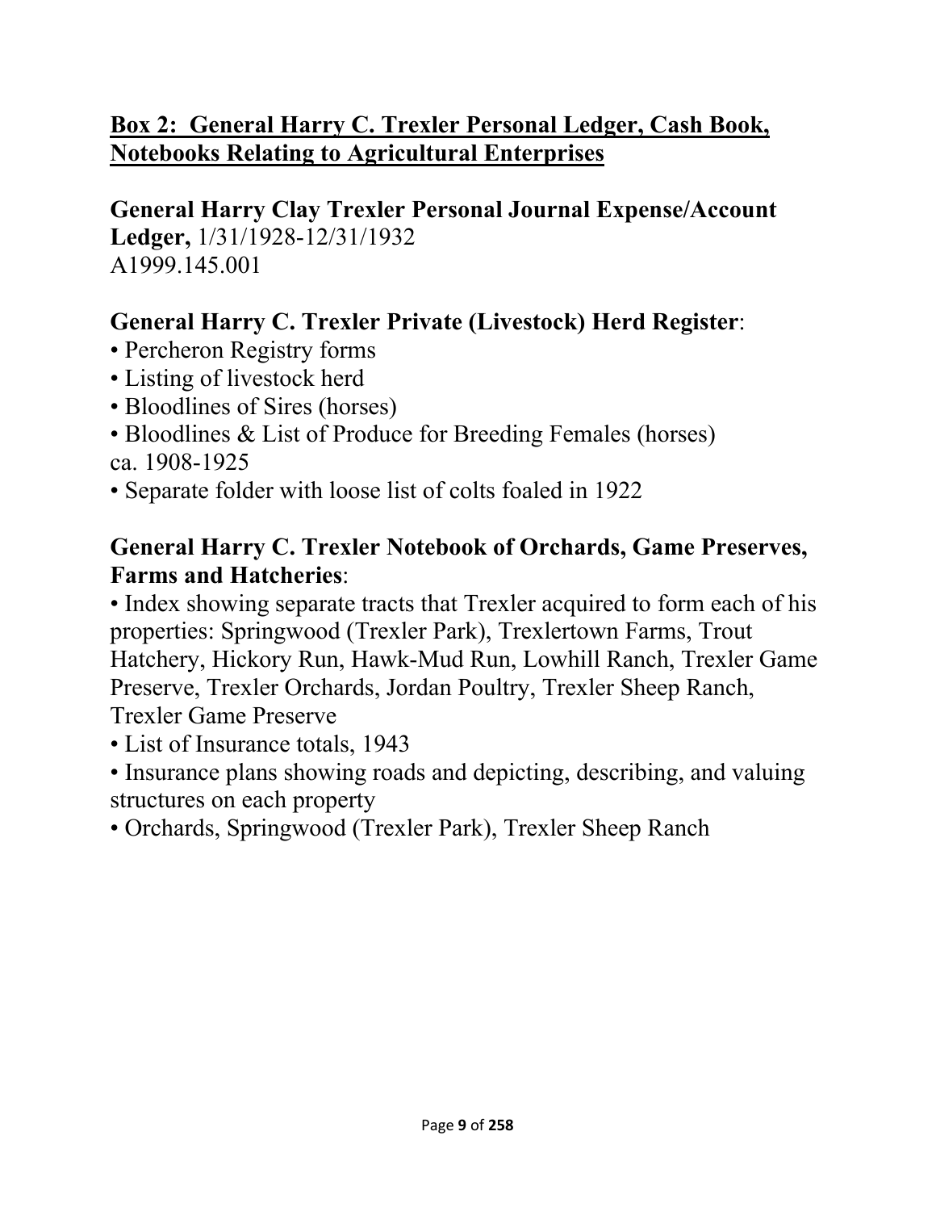## Box 2: General Harry C. Trexler Personal Ledger, Cash Book, Notebooks Relating to Agricultural Enterprises

**General Harry Clay Trexler Personal Journal Expense/Account Ledger,** 1/31/1928-12/31/1932
A1999.145.001

**General Harry C. Trexler Private (Livestock) Herd Register**:

- Percheron Registry forms
- Listing of livestock herd
- Bloodlines of Sires (horses)
- Bloodlines & List of Produce for Breeding Females (horses)

ca. 1908-1925

- Separate folder with loose list of colts foaled in 1922

**General Harry C. Trexler Notebook of Orchards, Game Preserves, Farms and Hatcheries**:

- Index showing separate tracts that Trexler acquired to form each of his properties: Springwood (Trexler Park), Trexlertown Farms, Trout Hatchery, Hickory Run, Hawk-Mud Run, Lowhill Ranch, Trexler Game Preserve, Trexler Orchards, Jordan Poultry, Trexler Sheep Ranch, Trexler Game Preserve
- List of Insurance totals, 1943
- Insurance plans showing roads and depicting, describing, and valuing structures on each property
- Orchards, Springwood (Trexler Park), Trexler Sheep Ranch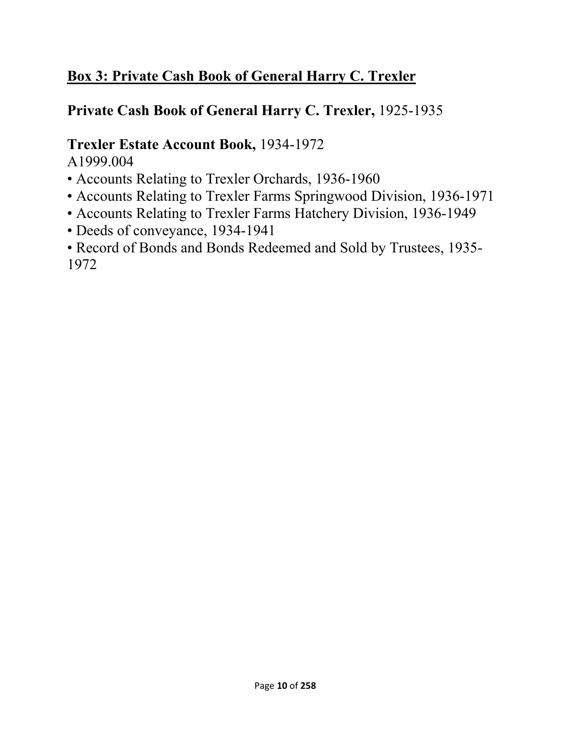## Box 3: Private Cash Book of General Harry C. Trexler

**Private Cash Book of General Harry C. Trexler,** 1925-1935

**Trexler Estate Account Book,** 1934-1972
A1999.004

- Accounts Relating to Trexler Orchards, 1936-1960
- Accounts Relating to Trexler Farms Springwood Division, 1936-1971
- Accounts Relating to Trexler Farms Hatchery Division, 1936-1949
- Deeds of conveyance, 1934-1941
- Record of Bonds and Bonds Redeemed and Sold by Trustees, 1935-1972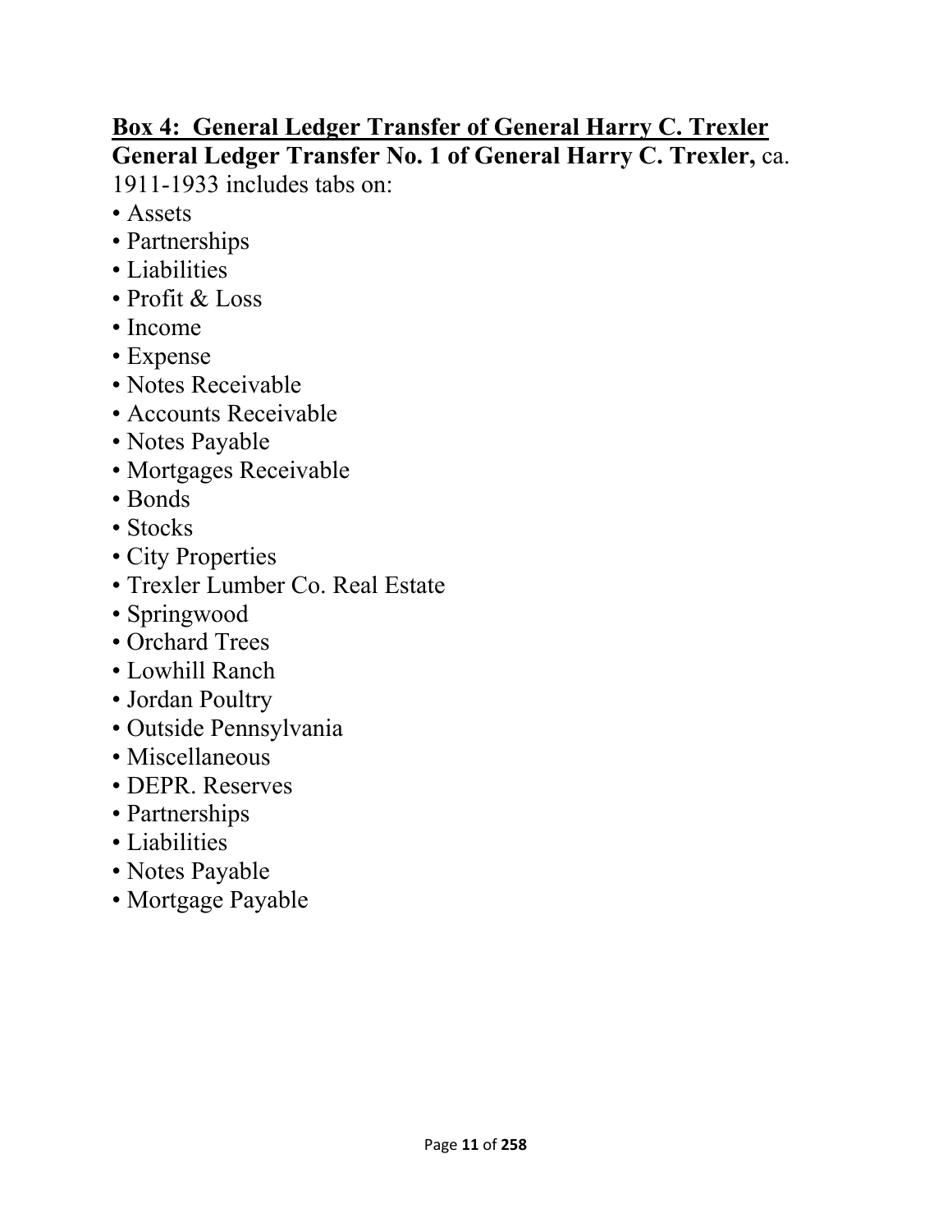## <u>Box 4: General Ledger Transfer of General Harry C. Trexler</u>

**General Ledger Transfer No. 1 of General Harry C. Trexler,** ca. 1911-1933 includes tabs on:

- Assets
- Partnerships
- Liabilities
- Profit & Loss
- Income
- Expense
- Notes Receivable
- Accounts Receivable
- Notes Payable
- Mortgages Receivable
- Bonds
- Stocks
- City Properties
- Trexler Lumber Co. Real Estate
- Springwood
- Orchard Trees
- Lowhill Ranch
- Jordan Poultry
- Outside Pennsylvania
- Miscellaneous
- DEPR. Reserves
- Partnerships
- Liabilities
- Notes Payable
- Mortgage Payable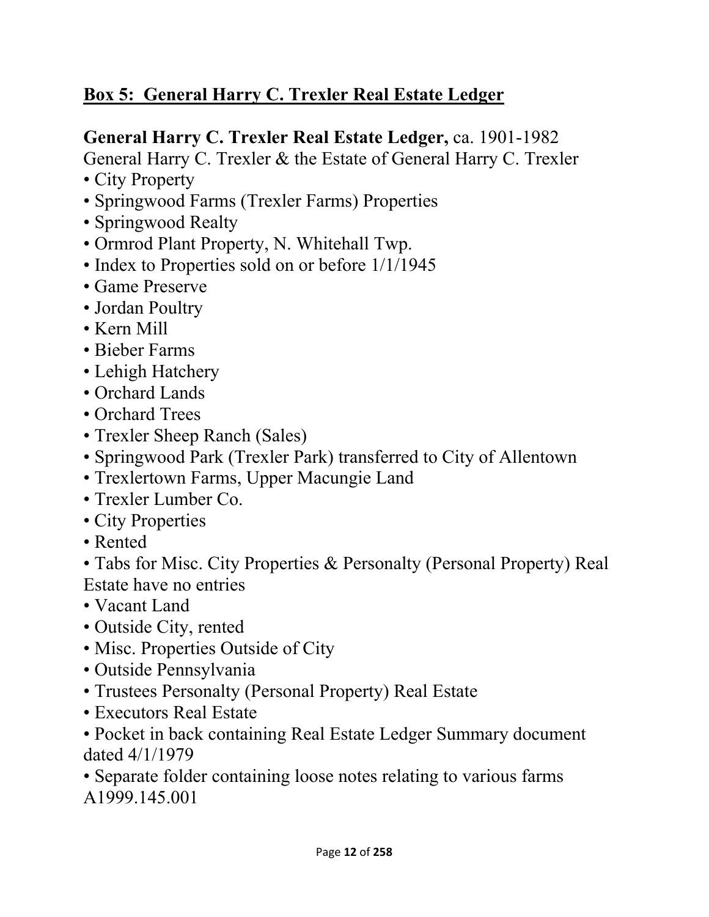## Box 5: General Harry C. Trexler Real Estate Ledger

**General Harry C. Trexler Real Estate Ledger,** ca. 1901-1982
General Harry C. Trexler & the Estate of General Harry C. Trexler

- City Property
- Springwood Farms (Trexler Farms) Properties
- Springwood Realty
- Ormrod Plant Property, N. Whitehall Twp.
- Index to Properties sold on or before 1/1/1945
- Game Preserve
- Jordan Poultry
- Kern Mill
- Bieber Farms
- Lehigh Hatchery
- Orchard Lands
- Orchard Trees
- Trexler Sheep Ranch (Sales)
- Springwood Park (Trexler Park) transferred to City of Allentown
- Trexlertown Farms, Upper Macungie Land
- Trexler Lumber Co.
- City Properties
- Rented
- Tabs for Misc. City Properties & Personalty (Personal Property) Real Estate have no entries
- Vacant Land
- Outside City, rented
- Misc. Properties Outside of City
- Outside Pennsylvania
- Trustees Personalty (Personal Property) Real Estate
- Executors Real Estate
- Pocket in back containing Real Estate Ledger Summary document dated 4/1/1979
- Separate folder containing loose notes relating to various farms

A1999.145.001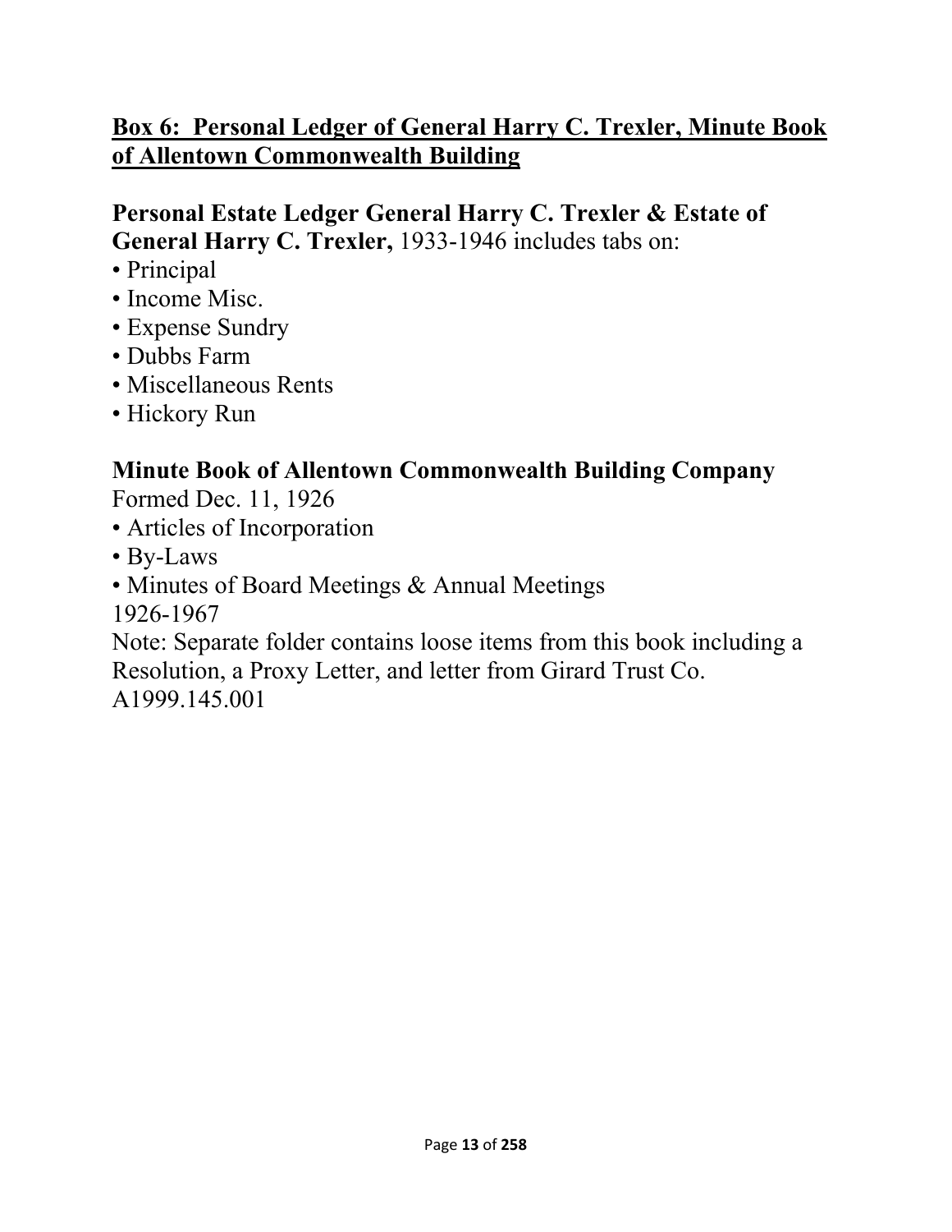## Box 6: Personal Ledger of General Harry C. Trexler, Minute Book of Allentown Commonwealth Building

**Personal Estate Ledger General Harry C. Trexler & Estate of General Harry C. Trexler,** 1933-1946 includes tabs on:

- Principal
- Income Misc.
- Expense Sundry
- Dubbs Farm
- Miscellaneous Rents
- Hickory Run

**Minute Book of Allentown Commonwealth Building Company**

Formed Dec. 11, 1926

- Articles of Incorporation
- By-Laws
- Minutes of Board Meetings & Annual Meetings

1926-1967

Note: Separate folder contains loose items from this book including a Resolution, a Proxy Letter, and letter from Girard Trust Co.

A1999.145.001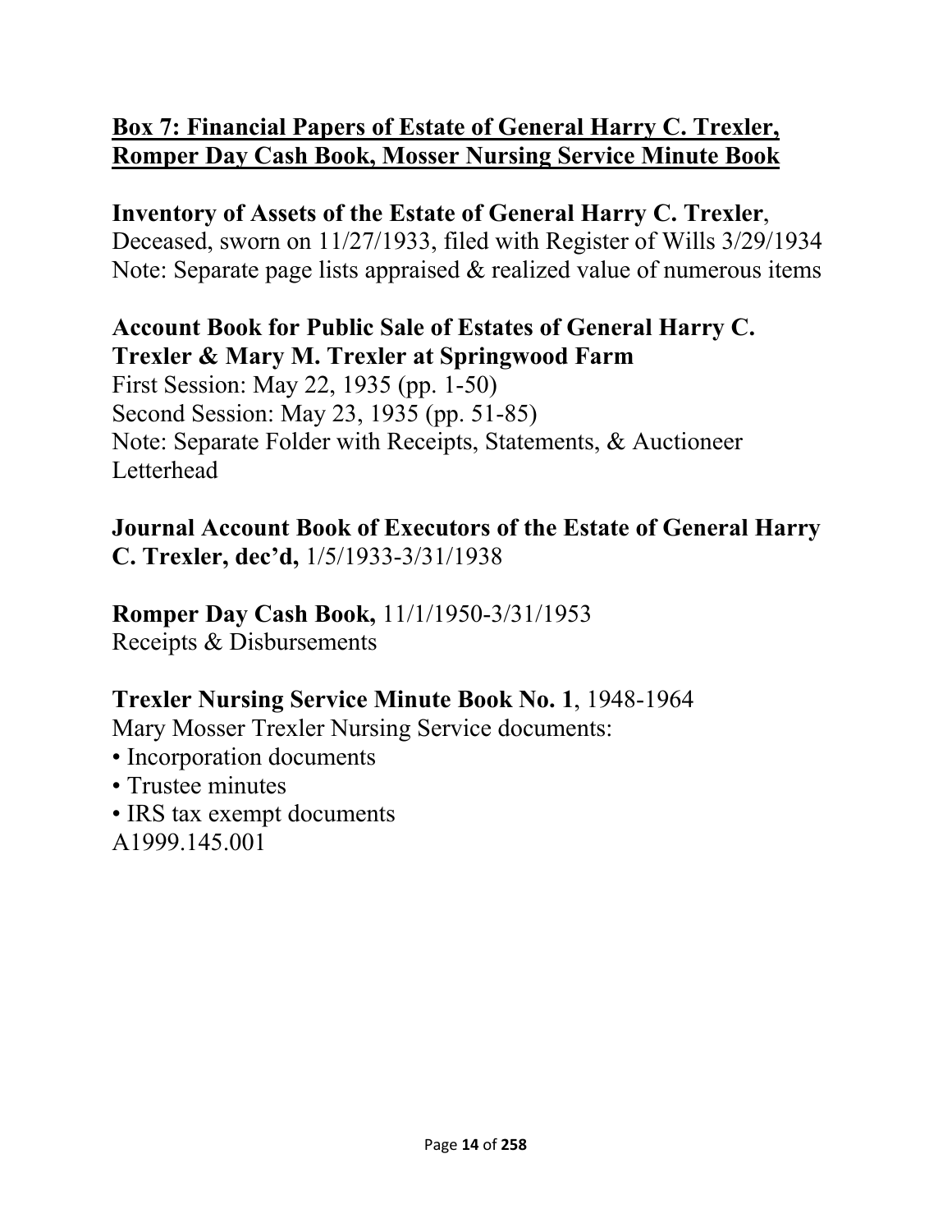## <u>Box 7: Financial Papers of Estate of General Harry C. Trexler, Romper Day Cash Book, Mosser Nursing Service Minute Book</u>

**Inventory of Assets of the Estate of General Harry C. Trexler**, Deceased, sworn on 11/27/1933, filed with Register of Wills 3/29/1934
Note: Separate page lists appraised & realized value of numerous items

**Account Book for Public Sale of Estates of General Harry C. Trexler & Mary M. Trexler at Springwood Farm**
First Session: May 22, 1935 (pp. 1-50)
Second Session: May 23, 1935 (pp. 51-85)
Note: Separate Folder with Receipts, Statements, & Auctioneer Letterhead

**Journal Account Book of Executors of the Estate of General Harry C. Trexler, dec'd,** 1/5/1933-3/31/1938

**Romper Day Cash Book,** 11/1/1950-3/31/1953
Receipts & Disbursements

**Trexler Nursing Service Minute Book No. 1**, 1948-1964
Mary Mosser Trexler Nursing Service documents:

- Incorporation documents
- Trustee minutes
- IRS tax exempt documents

A1999.145.001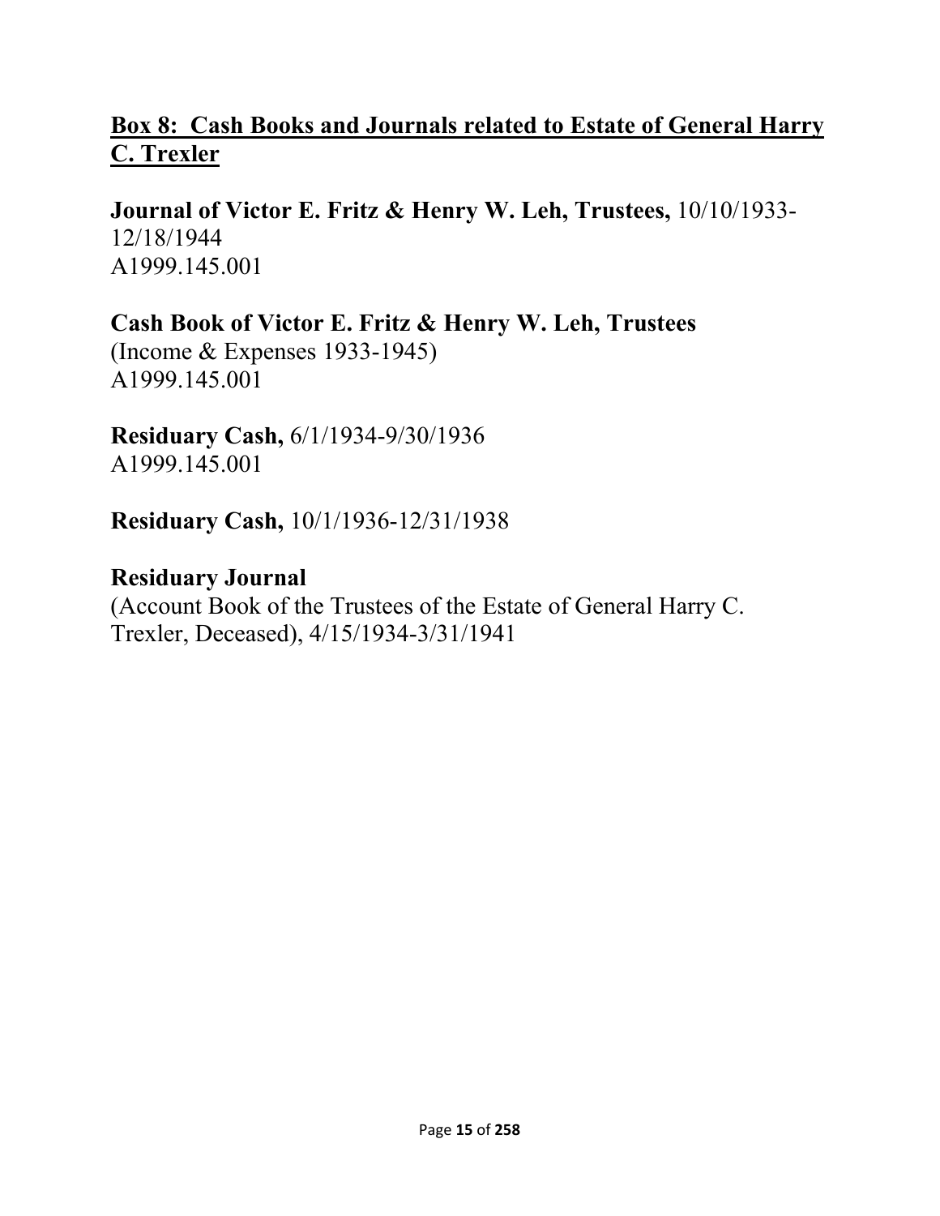## Box 8: Cash Books and Journals related to Estate of General Harry C. Trexler

**Journal of Victor E. Fritz & Henry W. Leh, Trustees,** 10/10/1933-12/18/1944
A1999.145.001

**Cash Book of Victor E. Fritz & Henry W. Leh, Trustees**
(Income & Expenses 1933-1945)
A1999.145.001

**Residuary Cash,** 6/1/1934-9/30/1936
A1999.145.001

**Residuary Cash,** 10/1/1936-12/31/1938

**Residuary Journal**
(Account Book of the Trustees of the Estate of General Harry C. Trexler, Deceased), 4/15/1934-3/31/1941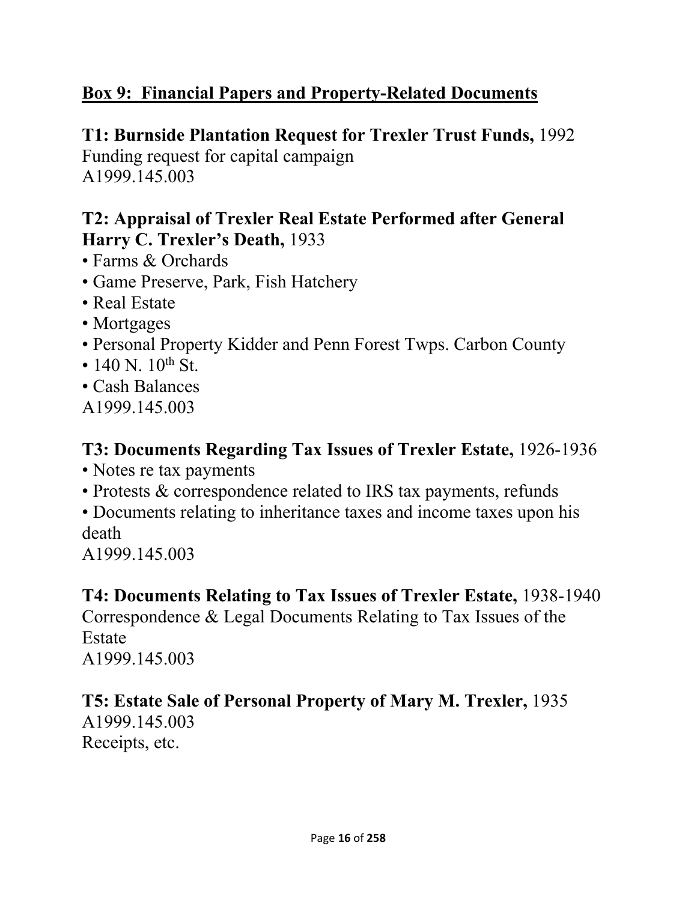## Box 9: Financial Papers and Property-Related Documents

**T1: Burnside Plantation Request for Trexler Trust Funds,** 1992
Funding request for capital campaign
A1999.145.003

**T2: Appraisal of Trexler Real Estate Performed after General Harry C. Trexler's Death,** 1933
- Farms & Orchards
- Game Preserve, Park, Fish Hatchery
- Real Estate
- Mortgages
- Personal Property Kidder and Penn Forest Twps. Carbon County
- 140 N. 10th St.
- Cash Balances

A1999.145.003

**T3: Documents Regarding Tax Issues of Trexler Estate,** 1926-1936
- Notes re tax payments
- Protests & correspondence related to IRS tax payments, refunds
- Documents relating to inheritance taxes and income taxes upon his death

A1999.145.003

**T4: Documents Relating to Tax Issues of Trexler Estate,** 1938-1940
Correspondence & Legal Documents Relating to Tax Issues of the Estate
A1999.145.003

**T5: Estate Sale of Personal Property of Mary M. Trexler,** 1935
A1999.145.003
Receipts, etc.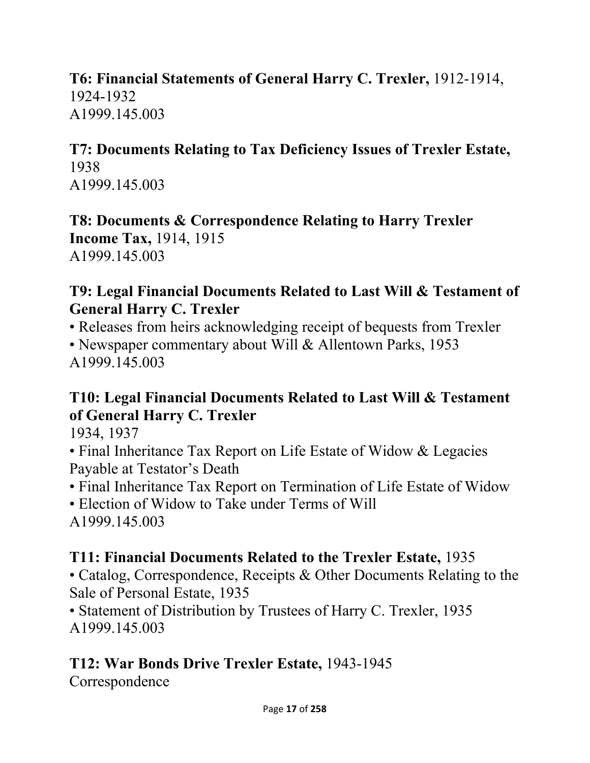**T6: Financial Statements of General Harry C. Trexler,** 1912-1914, 1924-1932
A1999.145.003

**T7: Documents Relating to Tax Deficiency Issues of Trexler Estate,** 1938
A1999.145.003

**T8: Documents & Correspondence Relating to Harry Trexler Income Tax,** 1914, 1915
A1999.145.003

**T9: Legal Financial Documents Related to Last Will & Testament of General Harry C. Trexler**

- Releases from heirs acknowledging receipt of bequests from Trexler
- Newspaper commentary about Will & Allentown Parks, 1953

A1999.145.003

**T10: Legal Financial Documents Related to Last Will & Testament of General Harry C. Trexler**
1934, 1937

- Final Inheritance Tax Report on Life Estate of Widow & Legacies Payable at Testator's Death
- Final Inheritance Tax Report on Termination of Life Estate of Widow
- Election of Widow to Take under Terms of Will

A1999.145.003

**T11: Financial Documents Related to the Trexler Estate,** 1935

- Catalog, Correspondence, Receipts & Other Documents Relating to the Sale of Personal Estate, 1935
- Statement of Distribution by Trustees of Harry C. Trexler, 1935

A1999.145.003

**T12: War Bonds Drive Trexler Estate,** 1943-1945
Correspondence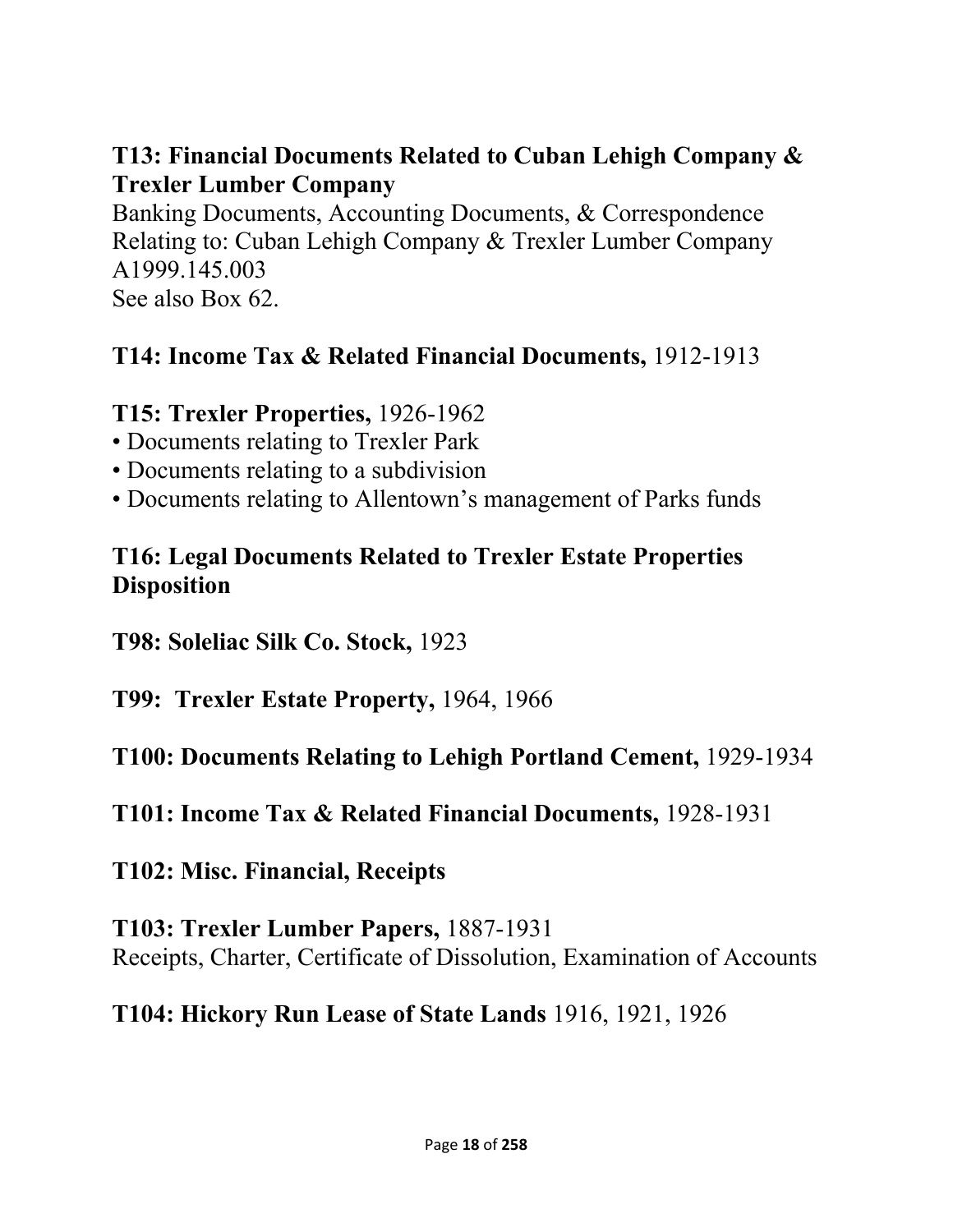**T13: Financial Documents Related to Cuban Lehigh Company & Trexler Lumber Company**
Banking Documents, Accounting Documents, & Correspondence Relating to: Cuban Lehigh Company & Trexler Lumber Company
A1999.145.003
See also Box 62.

**T14: Income Tax & Related Financial Documents,** 1912-1913

**T15: Trexler Properties,** 1926-1962
- Documents relating to Trexler Park
- Documents relating to a subdivision
- Documents relating to Allentown's management of Parks funds

**T16: Legal Documents Related to Trexler Estate Properties Disposition**

**T98: Soleliac Silk Co. Stock,** 1923

**T99: Trexler Estate Property,** 1964, 1966

**T100: Documents Relating to Lehigh Portland Cement,** 1929-1934

**T101: Income Tax & Related Financial Documents,** 1928-1931

**T102: Misc. Financial, Receipts**

**T103: Trexler Lumber Papers,** 1887-1931
Receipts, Charter, Certificate of Dissolution, Examination of Accounts

**T104: Hickory Run Lease of State Lands** 1916, 1921, 1926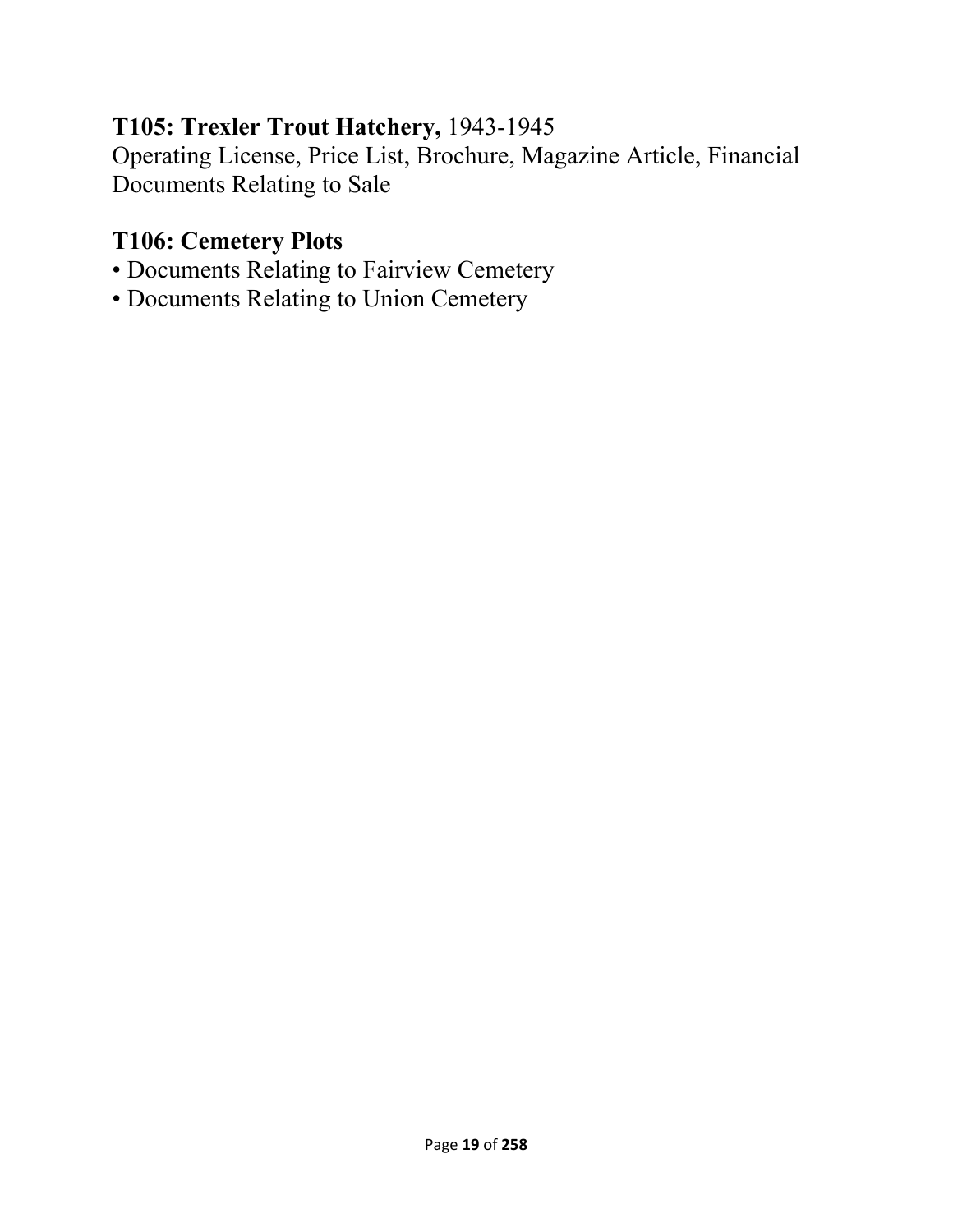**T105: Trexler Trout Hatchery,** 1943-1945
Operating License, Price List, Brochure, Magazine Article, Financial Documents Relating to Sale

**T106: Cemetery Plots**
- Documents Relating to Fairview Cemetery
- Documents Relating to Union Cemetery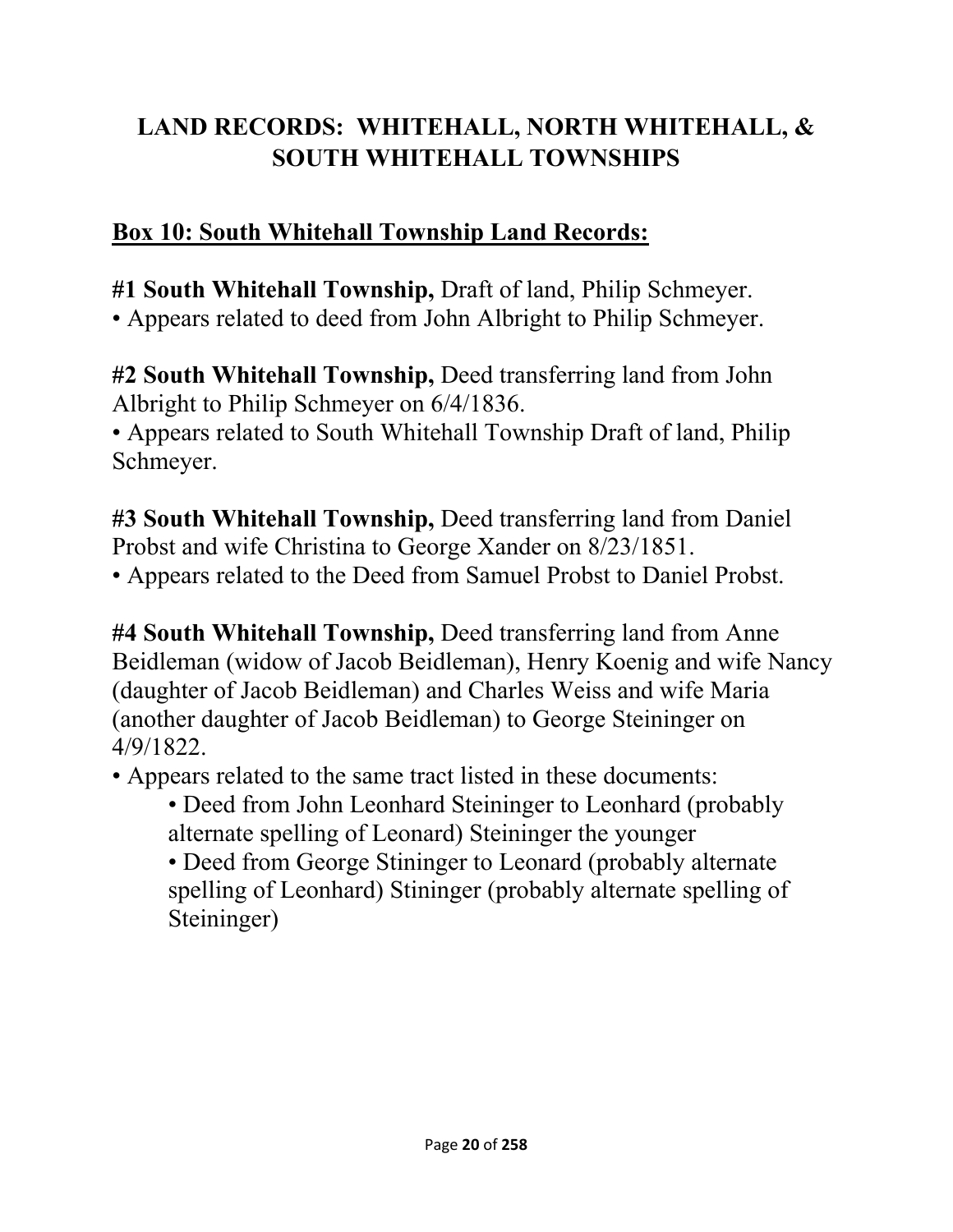# LAND RECORDS: WHITEHALL, NORTH WHITEHALL, & SOUTH WHITEHALL TOWNSHIPS

## Box 10: South Whitehall Township Land Records:

**#1 South Whitehall Township,** Draft of land, Philip Schmeyer.
• Appears related to deed from John Albright to Philip Schmeyer.

**#2 South Whitehall Township,** Deed transferring land from John Albright to Philip Schmeyer on 6/4/1836.
• Appears related to South Whitehall Township Draft of land, Philip Schmeyer.

**#3 South Whitehall Township,** Deed transferring land from Daniel Probst and wife Christina to George Xander on 8/23/1851.
• Appears related to the Deed from Samuel Probst to Daniel Probst.

**#4 South Whitehall Township,** Deed transferring land from Anne Beidleman (widow of Jacob Beidleman), Henry Koenig and wife Nancy (daughter of Jacob Beidleman) and Charles Weiss and wife Maria (another daughter of Jacob Beidleman) to George Steininger on 4/9/1822.
• Appears related to the same tract listed in these documents:
  • Deed from John Leonhard Steininger to Leonhard (probably alternate spelling of Leonard) Steininger the younger
  • Deed from George Stininger to Leonard (probably alternate spelling of Leonhard) Stininger (probably alternate spelling of Steininger)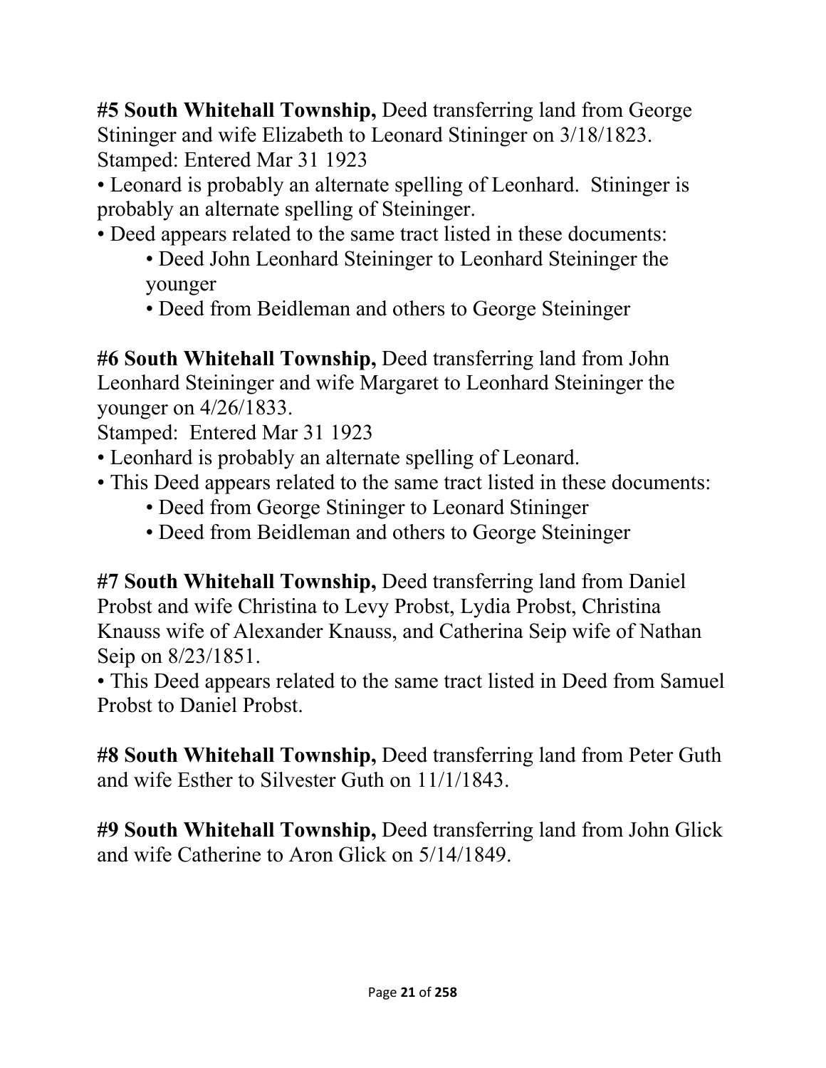**#5 South Whitehall Township,** Deed transferring land from George Stininger and wife Elizabeth to Leonard Stininger on 3/18/1823.
Stamped: Entered Mar 31 1923

- Leonard is probably an alternate spelling of Leonhard. Stininger is probably an alternate spelling of Steininger.
- Deed appears related to the same tract listed in these documents:
    - Deed John Leonhard Steininger to Leonhard Steininger the younger
    - Deed from Beidleman and others to George Steininger

**#6 South Whitehall Township,** Deed transferring land from John Leonhard Steininger and wife Margaret to Leonhard Steininger the younger on 4/26/1833.
Stamped: Entered Mar 31 1923

- Leonhard is probably an alternate spelling of Leonard.
- This Deed appears related to the same tract listed in these documents:
    - Deed from George Stininger to Leonard Stininger
    - Deed from Beidleman and others to George Steininger

**#7 South Whitehall Township,** Deed transferring land from Daniel Probst and wife Christina to Levy Probst, Lydia Probst, Christina Knauss wife of Alexander Knauss, and Catherina Seip wife of Nathan Seip on 8/23/1851.

- This Deed appears related to the same tract listed in Deed from Samuel Probst to Daniel Probst.

**#8 South Whitehall Township,** Deed transferring land from Peter Guth and wife Esther to Silvester Guth on 11/1/1843.

**#9 South Whitehall Township,** Deed transferring land from John Glick and wife Catherine to Aron Glick on 5/14/1849.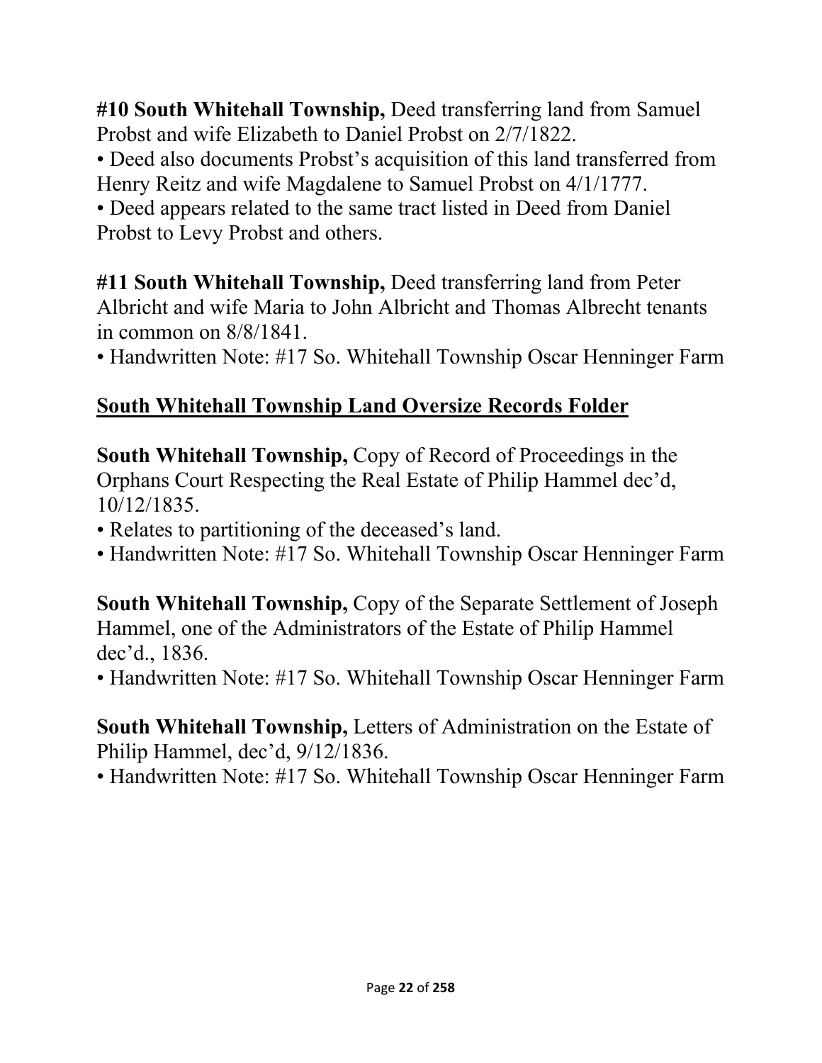**#10 South Whitehall Township,** Deed transferring land from Samuel Probst and wife Elizabeth to Daniel Probst on 2/7/1822.

- Deed also documents Probst's acquisition of this land transferred from Henry Reitz and wife Magdalene to Samuel Probst on 4/1/1777.
- Deed appears related to the same tract listed in Deed from Daniel Probst to Levy Probst and others.

**#11 South Whitehall Township,** Deed transferring land from Peter Albricht and wife Maria to John Albricht and Thomas Albrecht tenants in common on 8/8/1841.

- Handwritten Note: #17 So. Whitehall Township Oscar Henninger Farm

## South Whitehall Township Land Oversize Records Folder

**South Whitehall Township,** Copy of Record of Proceedings in the Orphans Court Respecting the Real Estate of Philip Hammel dec'd, 10/12/1835.

- Relates to partitioning of the deceased's land.
- Handwritten Note: #17 So. Whitehall Township Oscar Henninger Farm

**South Whitehall Township,** Copy of the Separate Settlement of Joseph Hammel, one of the Administrators of the Estate of Philip Hammel dec'd., 1836.

- Handwritten Note: #17 So. Whitehall Township Oscar Henninger Farm

**South Whitehall Township,** Letters of Administration on the Estate of Philip Hammel, dec'd, 9/12/1836.

- Handwritten Note: #17 So. Whitehall Township Oscar Henninger Farm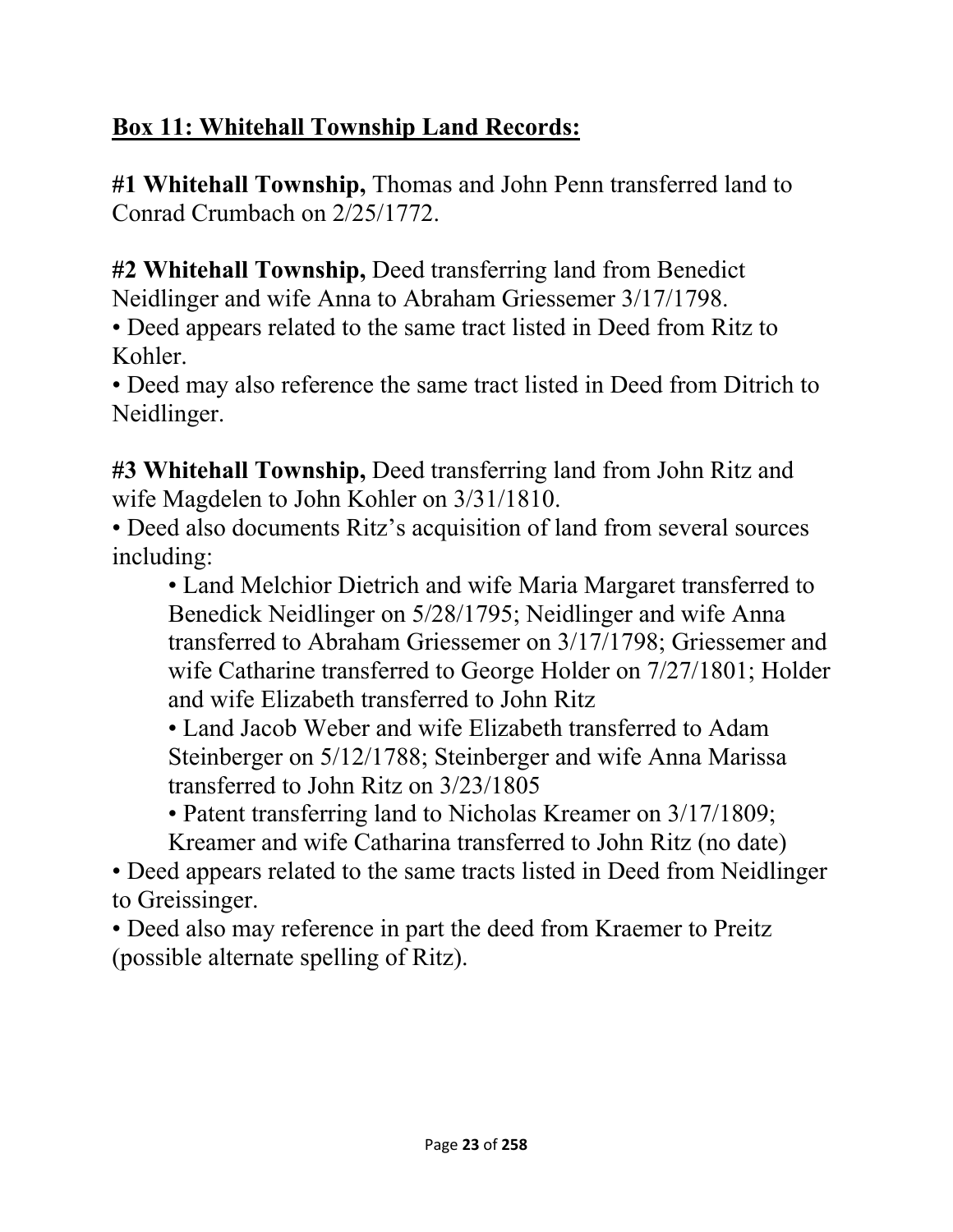## **Box 11: Whitehall Township Land Records:**

**#1 Whitehall Township,** Thomas and John Penn transferred land to Conrad Crumbach on 2/25/1772.

**#2 Whitehall Township,** Deed transferring land from Benedict Neidlinger and wife Anna to Abraham Griessemer 3/17/1798.

- Deed appears related to the same tract listed in Deed from Ritz to Kohler.
- Deed may also reference the same tract listed in Deed from Ditrich to Neidlinger.

**#3 Whitehall Township,** Deed transferring land from John Ritz and wife Magdelen to John Kohler on 3/31/1810.

- Deed also documents Ritz's acquisition of land from several sources including:
    - Land Melchior Dietrich and wife Maria Margaret transferred to Benedick Neidlinger on 5/28/1795; Neidlinger and wife Anna transferred to Abraham Griessemer on 3/17/1798; Griessemer and wife Catharine transferred to George Holder on 7/27/1801; Holder and wife Elizabeth transferred to John Ritz
    - Land Jacob Weber and wife Elizabeth transferred to Adam Steinberger on 5/12/1788; Steinberger and wife Anna Marissa transferred to John Ritz on 3/23/1805
    - Patent transferring land to Nicholas Kreamer on 3/17/1809; Kreamer and wife Catharina transferred to John Ritz (no date)
- Deed appears related to the same tracts listed in Deed from Neidlinger to Greissinger.
- Deed also may reference in part the deed from Kraemer to Preitz (possible alternate spelling of Ritz).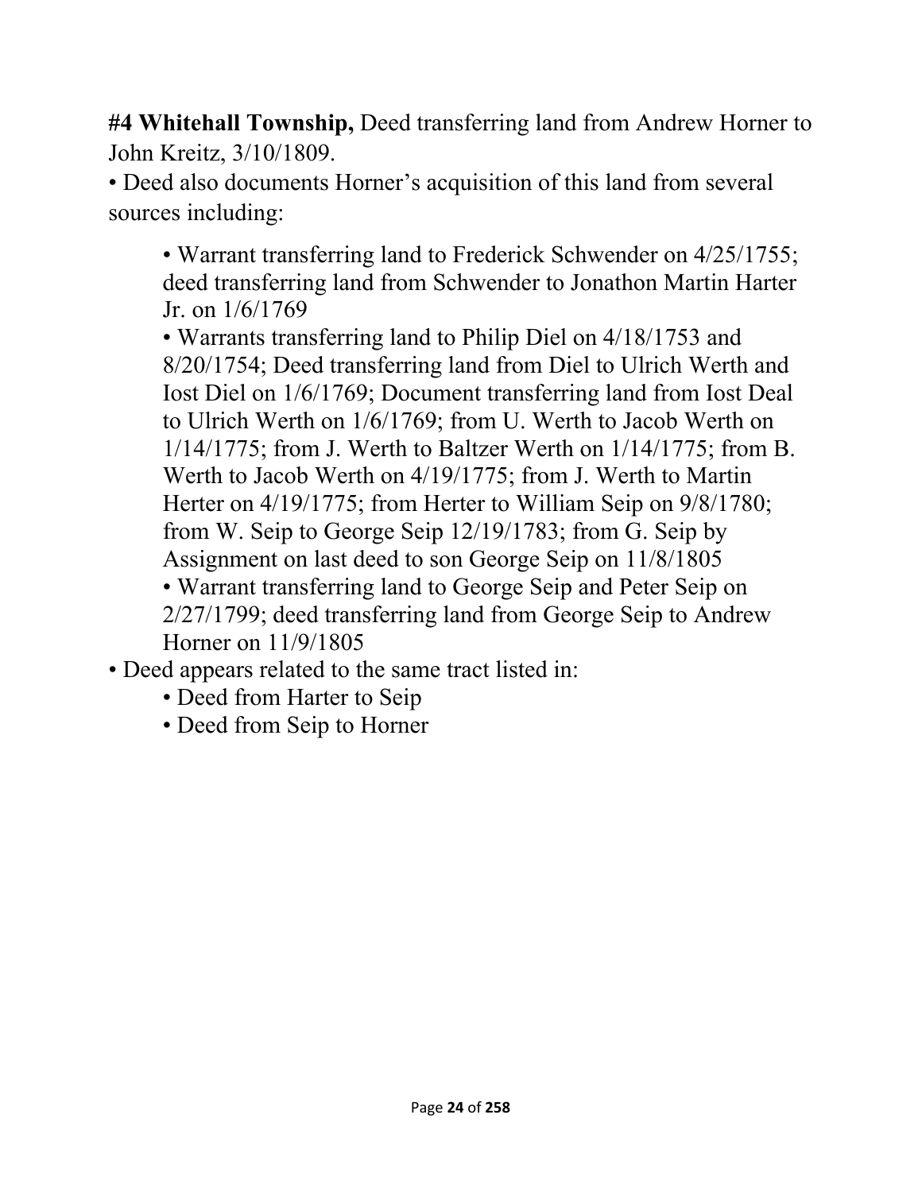**#4 Whitehall Township,** Deed transferring land from Andrew Horner to John Kreitz, 3/10/1809.

- Deed also documents Horner's acquisition of this land from several sources including:
  - Warrant transferring land to Frederick Schwender on 4/25/1755; deed transferring land from Schwender to Jonathon Martin Harter Jr. on 1/6/1769
  - Warrants transferring land to Philip Diel on 4/18/1753 and 8/20/1754; Deed transferring land from Diel to Ulrich Werth and Iost Diel on 1/6/1769; Document transferring land from Iost Deal to Ulrich Werth on 1/6/1769; from U. Werth to Jacob Werth on 1/14/1775; from J. Werth to Baltzer Werth on 1/14/1775; from B. Werth to Jacob Werth on 4/19/1775; from J. Werth to Martin Herter on 4/19/1775; from Herter to William Seip on 9/8/1780; from W. Seip to George Seip 12/19/1783; from G. Seip by Assignment on last deed to son George Seip on 11/8/1805
  - Warrant transferring land to George Seip and Peter Seip on 2/27/1799; deed transferring land from George Seip to Andrew Horner on 11/9/1805
- Deed appears related to the same tract listed in:
  - Deed from Harter to Seip
  - Deed from Seip to Horner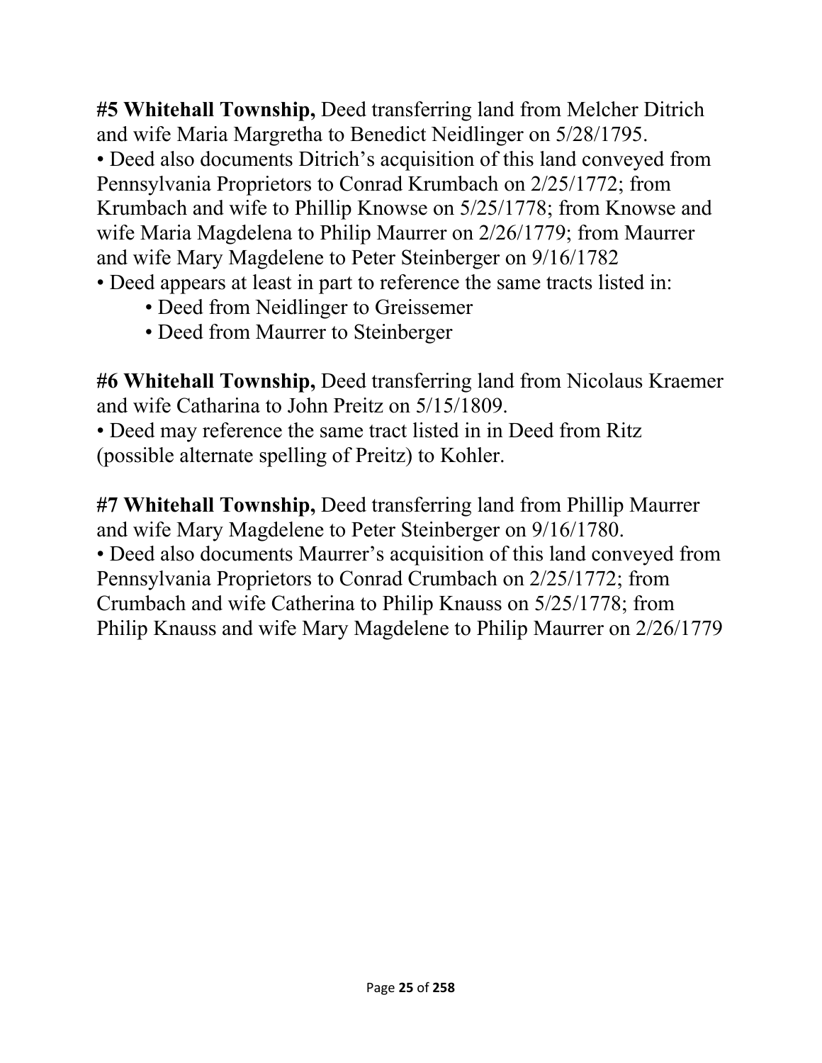**#5 Whitehall Township,** Deed transferring land from Melcher Ditrich and wife Maria Margretha to Benedict Neidlinger on 5/28/1795.

- Deed also documents Ditrich's acquisition of this land conveyed from Pennsylvania Proprietors to Conrad Krumbach on 2/25/1772; from Krumbach and wife to Phillip Knowse on 5/25/1778; from Knowse and wife Maria Magdelena to Philip Maurrer on 2/26/1779; from Maurrer and wife Mary Magdelene to Peter Steinberger on 9/16/1782
- Deed appears at least in part to reference the same tracts listed in:
    - Deed from Neidlinger to Greissemer
    - Deed from Maurrer to Steinberger

**#6 Whitehall Township,** Deed transferring land from Nicolaus Kraemer and wife Catharina to John Preitz on 5/15/1809.

- Deed may reference the same tract listed in in Deed from Ritz (possible alternate spelling of Preitz) to Kohler.

**#7 Whitehall Township,** Deed transferring land from Phillip Maurrer and wife Mary Magdelene to Peter Steinberger on 9/16/1780.

- Deed also documents Maurrer's acquisition of this land conveyed from Pennsylvania Proprietors to Conrad Crumbach on 2/25/1772; from Crumbach and wife Catherina to Philip Knauss on 5/25/1778; from Philip Knauss and wife Mary Magdelene to Philip Maurrer on 2/26/1779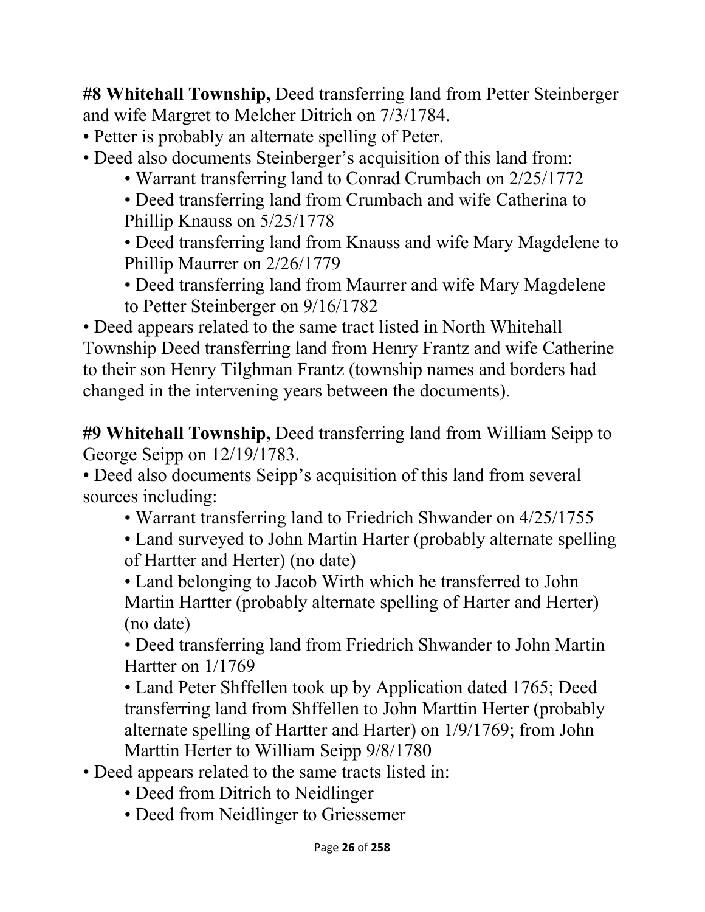**#8 Whitehall Township,** Deed transferring land from Petter Steinberger and wife Margret to Melcher Ditrich on 7/3/1784.

- Petter is probably an alternate spelling of Peter.
- Deed also documents Steinberger's acquisition of this land from:
    - Warrant transferring land to Conrad Crumbach on 2/25/1772
    - Deed transferring land from Crumbach and wife Catherina to Phillip Knauss on 5/25/1778
    - Deed transferring land from Knauss and wife Mary Magdelene to Phillip Maurrer on 2/26/1779
    - Deed transferring land from Maurrer and wife Mary Magdelene to Petter Steinberger on 9/16/1782
- Deed appears related to the same tract listed in North Whitehall Township Deed transferring land from Henry Frantz and wife Catherine to their son Henry Tilghman Frantz (township names and borders had changed in the intervening years between the documents).

**#9 Whitehall Township,** Deed transferring land from William Seipp to George Seipp on 12/19/1783.

- Deed also documents Seipp's acquisition of this land from several sources including:
    - Warrant transferring land to Friedrich Shwander on 4/25/1755
    - Land surveyed to John Martin Harter (probably alternate spelling of Hartter and Herter) (no date)
    - Land belonging to Jacob Wirth which he transferred to John Martin Hartter (probably alternate spelling of Harter and Herter) (no date)
    - Deed transferring land from Friedrich Shwander to John Martin Hartter on 1/1769
    - Land Peter Shffellen took up by Application dated 1765; Deed transferring land from Shffellen to John Marttin Herter (probably alternate spelling of Hartter and Harter) on 1/9/1769; from John Marttin Herter to William Seipp 9/8/1780
- Deed appears related to the same tracts listed in:
    - Deed from Ditrich to Neidlinger
    - Deed from Neidlinger to Griessemer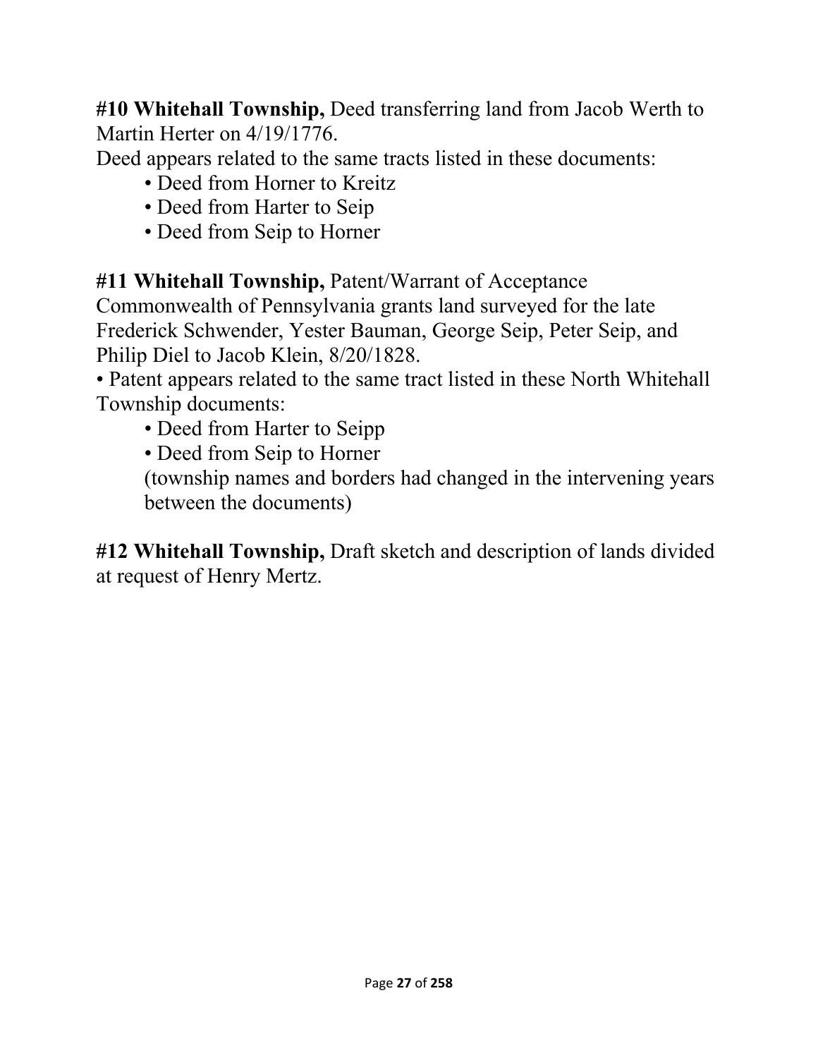**#10 Whitehall Township,** Deed transferring land from Jacob Werth to Martin Herter on 4/19/1776.

Deed appears related to the same tracts listed in these documents:

- Deed from Horner to Kreitz
- Deed from Harter to Seip
- Deed from Seip to Horner

**#11 Whitehall Township,** Patent/Warrant of Acceptance Commonwealth of Pennsylvania grants land surveyed for the late Frederick Schwender, Yester Bauman, George Seip, Peter Seip, and Philip Diel to Jacob Klein, 8/20/1828.

- Patent appears related to the same tract listed in these North Whitehall Township documents:
  - Deed from Harter to Seipp
  - Deed from Seip to Horner

  (township names and borders had changed in the intervening years between the documents)

**#12 Whitehall Township,** Draft sketch and description of lands divided at request of Henry Mertz.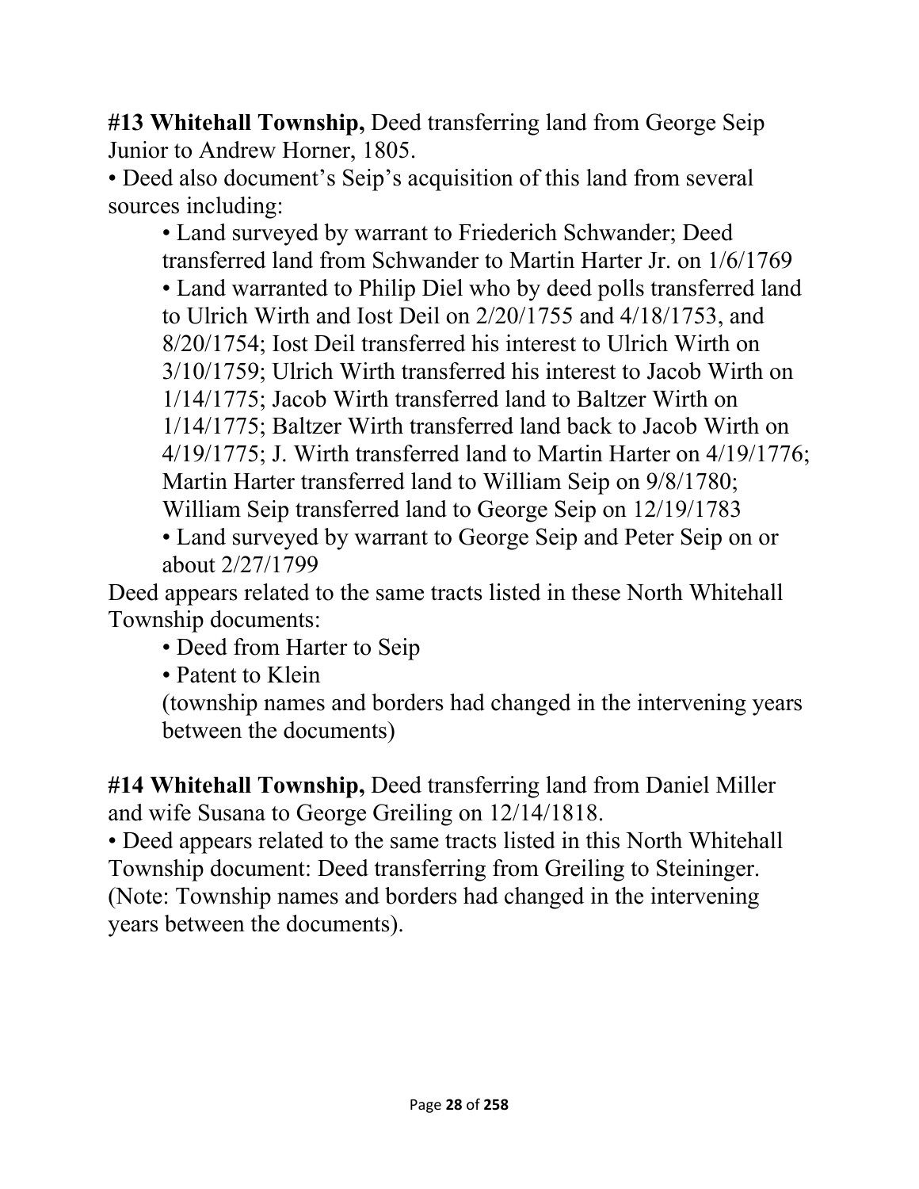**#13 Whitehall Township,** Deed transferring land from George Seip Junior to Andrew Horner, 1805.

- Deed also document's Seip's acquisition of this land from several sources including:
  - Land surveyed by warrant to Friederich Schwander; Deed transferred land from Schwander to Martin Harter Jr. on 1/6/1769
  - Land warranted to Philip Diel who by deed polls transferred land to Ulrich Wirth and Iost Deil on 2/20/1755 and 4/18/1753, and 8/20/1754; Iost Deil transferred his interest to Ulrich Wirth on 3/10/1759; Ulrich Wirth transferred his interest to Jacob Wirth on 1/14/1775; Jacob Wirth transferred land to Baltzer Wirth on 1/14/1775; Baltzer Wirth transferred land back to Jacob Wirth on 4/19/1775; J. Wirth transferred land to Martin Harter on 4/19/1776; Martin Harter transferred land to William Seip on 9/8/1780; William Seip transferred land to George Seip on 12/19/1783
  - Land surveyed by warrant to George Seip and Peter Seip on or about 2/27/1799

Deed appears related to the same tracts listed in these North Whitehall Township documents:

- Deed from Harter to Seip
- Patent to Klein

(township names and borders had changed in the intervening years between the documents)

**#14 Whitehall Township,** Deed transferring land from Daniel Miller and wife Susana to George Greiling on 12/14/1818.

- Deed appears related to the same tracts listed in this North Whitehall Township document: Deed transferring from Greiling to Steininger. (Note: Township names and borders had changed in the intervening years between the documents).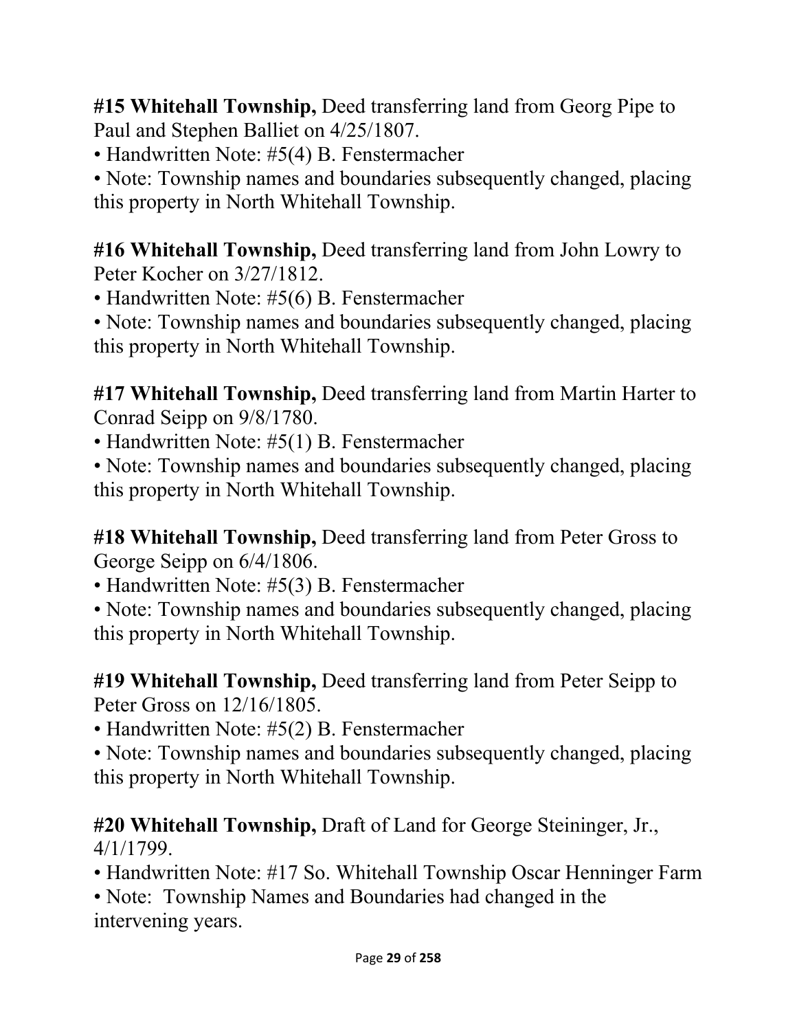**#15 Whitehall Township,** Deed transferring land from Georg Pipe to Paul and Stephen Balliet on 4/25/1807.

• Handwritten Note: #5(4) B. Fenstermacher

• Note: Township names and boundaries subsequently changed, placing this property in North Whitehall Township.

**#16 Whitehall Township,** Deed transferring land from John Lowry to Peter Kocher on 3/27/1812.

• Handwritten Note: #5(6) B. Fenstermacher

• Note: Township names and boundaries subsequently changed, placing this property in North Whitehall Township.

**#17 Whitehall Township,** Deed transferring land from Martin Harter to Conrad Seipp on 9/8/1780.

• Handwritten Note: #5(1) B. Fenstermacher

• Note: Township names and boundaries subsequently changed, placing this property in North Whitehall Township.

**#18 Whitehall Township,** Deed transferring land from Peter Gross to George Seipp on 6/4/1806.

• Handwritten Note: #5(3) B. Fenstermacher

• Note: Township names and boundaries subsequently changed, placing this property in North Whitehall Township.

**#19 Whitehall Township,** Deed transferring land from Peter Seipp to Peter Gross on 12/16/1805.

• Handwritten Note: #5(2) B. Fenstermacher

• Note: Township names and boundaries subsequently changed, placing this property in North Whitehall Township.

**#20 Whitehall Township,** Draft of Land for George Steininger, Jr., 4/1/1799.

• Handwritten Note: #17 So. Whitehall Township Oscar Henninger Farm

• Note: Township Names and Boundaries had changed in the intervening years.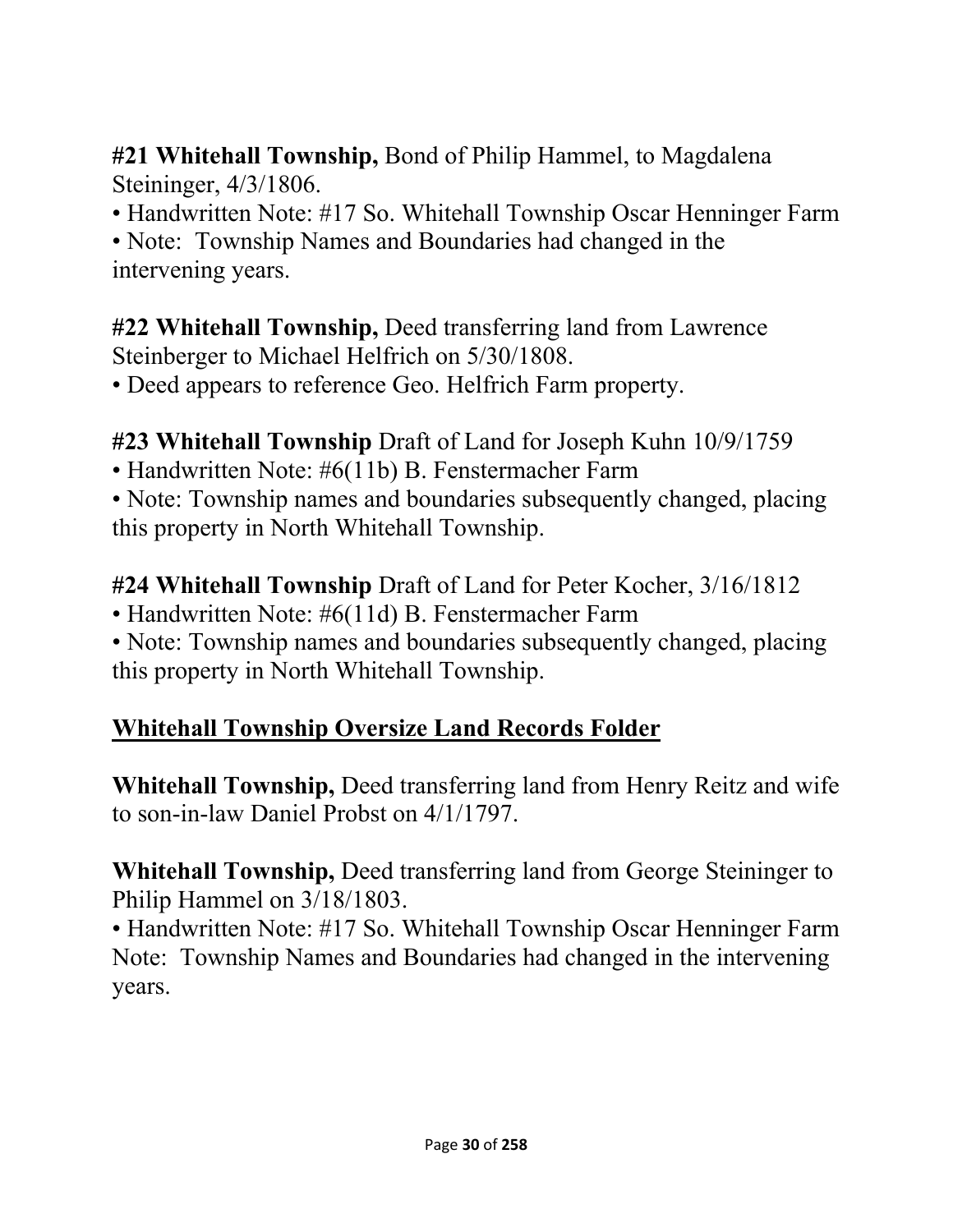**#21 Whitehall Township,** Bond of Philip Hammel, to Magdalena Steininger, 4/3/1806.

• Handwritten Note: #17 So. Whitehall Township Oscar Henninger Farm

• Note: Township Names and Boundaries had changed in the intervening years.

**#22 Whitehall Township,** Deed transferring land from Lawrence Steinberger to Michael Helfrich on 5/30/1808.

• Deed appears to reference Geo. Helfrich Farm property.

**#23 Whitehall Township** Draft of Land for Joseph Kuhn 10/9/1759

• Handwritten Note: #6(11b) B. Fenstermacher Farm

• Note: Township names and boundaries subsequently changed, placing this property in North Whitehall Township.

**#24 Whitehall Township** Draft of Land for Peter Kocher, 3/16/1812

• Handwritten Note: #6(11d) B. Fenstermacher Farm

• Note: Township names and boundaries subsequently changed, placing this property in North Whitehall Township.

## **Whitehall Township Oversize Land Records Folder**

**Whitehall Township,** Deed transferring land from Henry Reitz and wife to son-in-law Daniel Probst on 4/1/1797.

**Whitehall Township,** Deed transferring land from George Steininger to Philip Hammel on 3/18/1803.

• Handwritten Note: #17 So. Whitehall Township Oscar Henninger Farm Note: Township Names and Boundaries had changed in the intervening years.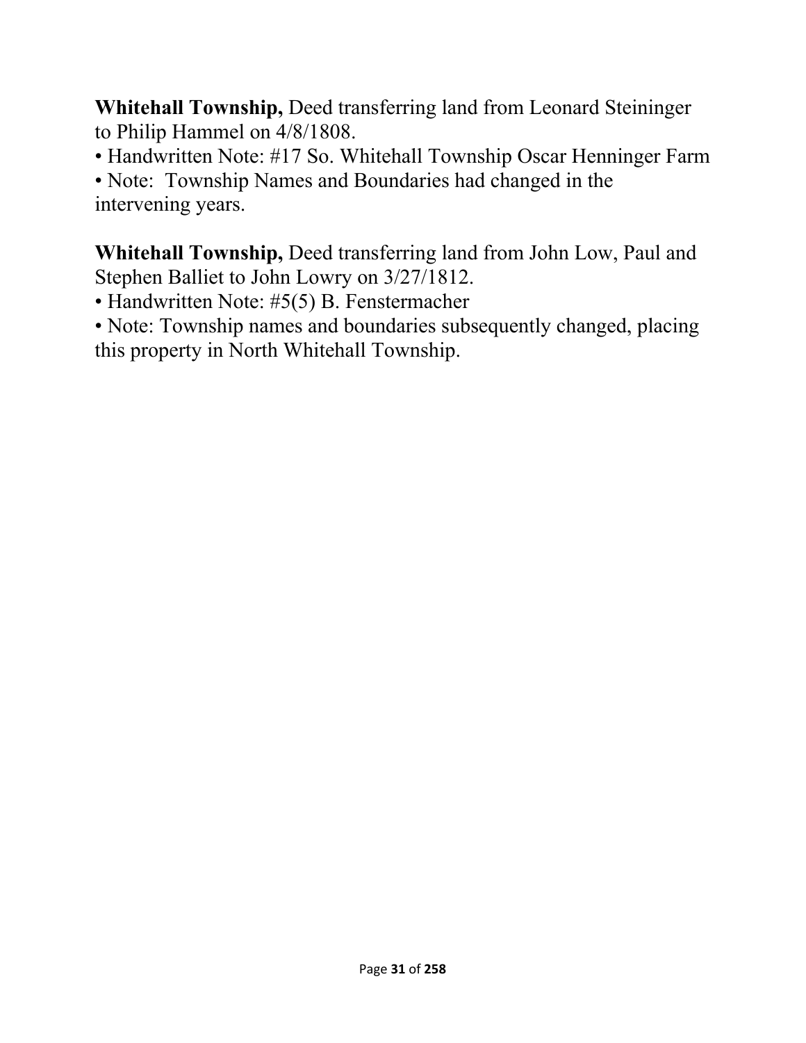**Whitehall Township,** Deed transferring land from Leonard Steininger to Philip Hammel on 4/8/1808.

- Handwritten Note: #17 So. Whitehall Township Oscar Henninger Farm
- Note: Township Names and Boundaries had changed in the intervening years.

**Whitehall Township,** Deed transferring land from John Low, Paul and Stephen Balliet to John Lowry on 3/27/1812.

- Handwritten Note: #5(5) B. Fenstermacher
- Note: Township names and boundaries subsequently changed, placing this property in North Whitehall Township.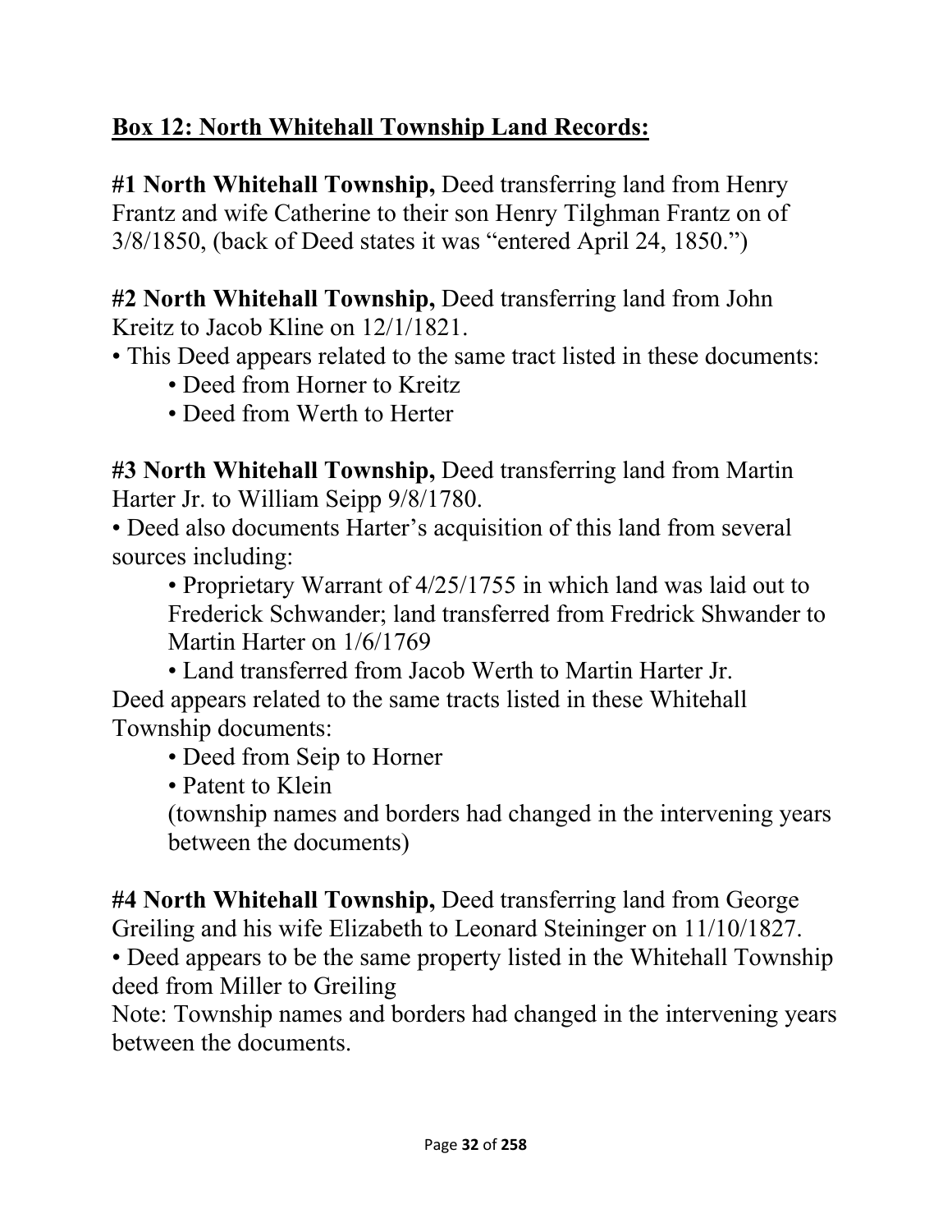## **Box 12: North Whitehall Township Land Records:**

**#1 North Whitehall Township,** Deed transferring land from Henry Frantz and wife Catherine to their son Henry Tilghman Frantz on of 3/8/1850, (back of Deed states it was "entered April 24, 1850.")

**#2 North Whitehall Township,** Deed transferring land from John Kreitz to Jacob Kline on 12/1/1821.

- This Deed appears related to the same tract listed in these documents:
    - Deed from Horner to Kreitz
    - Deed from Werth to Herter

**#3 North Whitehall Township,** Deed transferring land from Martin Harter Jr. to William Seipp 9/8/1780.

- Deed also documents Harter's acquisition of this land from several sources including:
    - Proprietary Warrant of 4/25/1755 in which land was laid out to Frederick Schwander; land transferred from Fredrick Shwander to Martin Harter on 1/6/1769
    - Land transferred from Jacob Werth to Martin Harter Jr.

Deed appears related to the same tracts listed in these Whitehall Township documents:

- Deed from Seip to Horner
- Patent to Klein

(township names and borders had changed in the intervening years between the documents)

**#4 North Whitehall Township,** Deed transferring land from George Greiling and his wife Elizabeth to Leonard Steininger on 11/10/1827.

- Deed appears to be the same property listed in the Whitehall Township deed from Miller to Greiling

Note: Township names and borders had changed in the intervening years between the documents.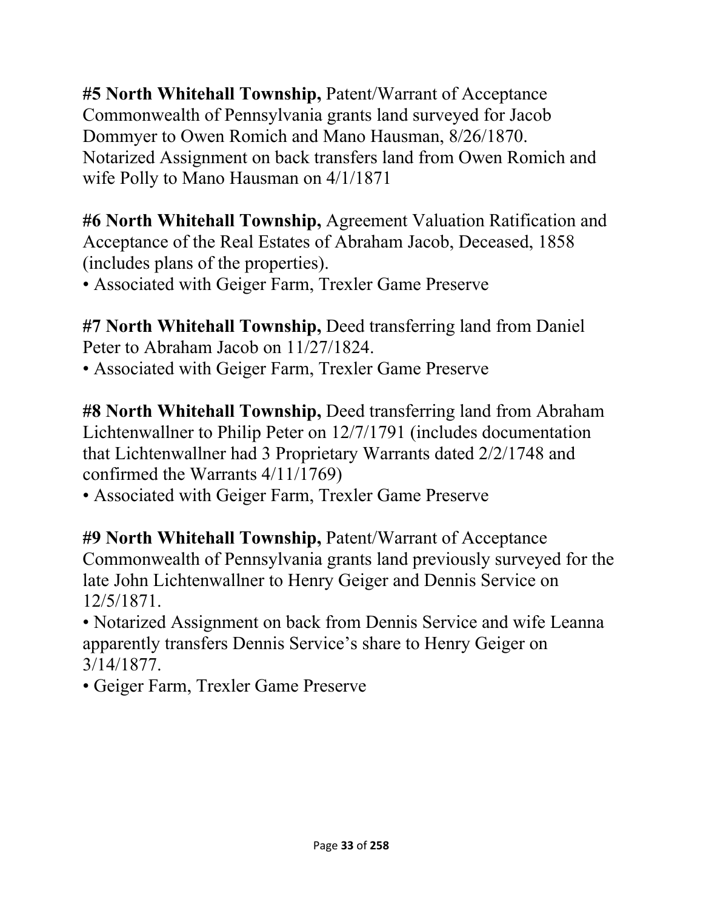**#5 North Whitehall Township,** Patent/Warrant of Acceptance Commonwealth of Pennsylvania grants land surveyed for Jacob Dommyer to Owen Romich and Mano Hausman, 8/26/1870. Notarized Assignment on back transfers land from Owen Romich and wife Polly to Mano Hausman on 4/1/1871

**#6 North Whitehall Township,** Agreement Valuation Ratification and Acceptance of the Real Estates of Abraham Jacob, Deceased, 1858 (includes plans of the properties).

- Associated with Geiger Farm, Trexler Game Preserve

**#7 North Whitehall Township,** Deed transferring land from Daniel Peter to Abraham Jacob on 11/27/1824.

- Associated with Geiger Farm, Trexler Game Preserve

**#8 North Whitehall Township,** Deed transferring land from Abraham Lichtenwallner to Philip Peter on 12/7/1791 (includes documentation that Lichtenwallner had 3 Proprietary Warrants dated 2/2/1748 and confirmed the Warrants 4/11/1769)

- Associated with Geiger Farm, Trexler Game Preserve

**#9 North Whitehall Township,** Patent/Warrant of Acceptance Commonwealth of Pennsylvania grants land previously surveyed for the late John Lichtenwallner to Henry Geiger and Dennis Service on 12/5/1871.

- Notarized Assignment on back from Dennis Service and wife Leanna apparently transfers Dennis Service's share to Henry Geiger on 3/14/1877.
- Geiger Farm, Trexler Game Preserve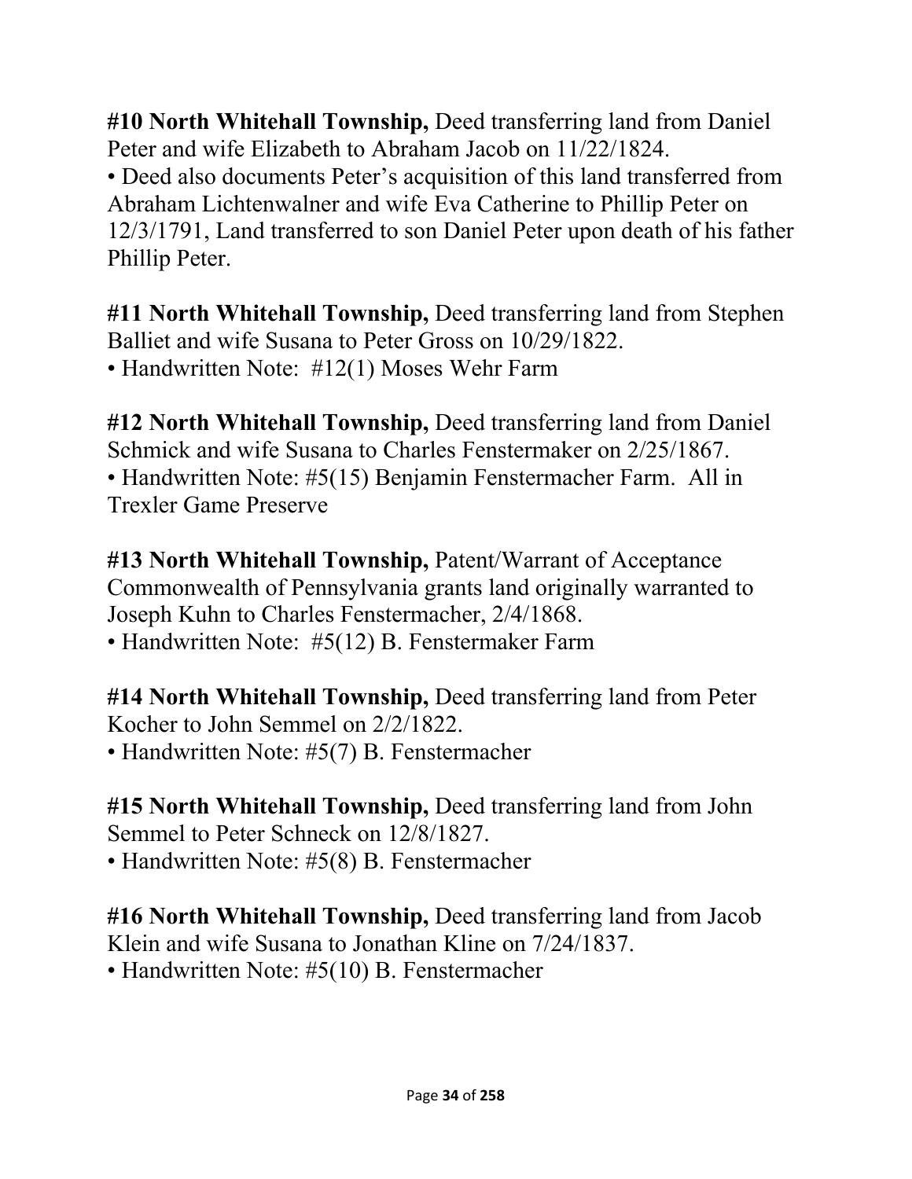**#10 North Whitehall Township,** Deed transferring land from Daniel Peter and wife Elizabeth to Abraham Jacob on 11/22/1824.

• Deed also documents Peter’s acquisition of this land transferred from Abraham Lichtenwalner and wife Eva Catherine to Phillip Peter on 12/3/1791, Land transferred to son Daniel Peter upon death of his father Phillip Peter.

**#11 North Whitehall Township,** Deed transferring land from Stephen Balliet and wife Susana to Peter Gross on 10/29/1822.

• Handwritten Note: #12(1) Moses Wehr Farm

**#12 North Whitehall Township,** Deed transferring land from Daniel Schmick and wife Susana to Charles Fenstermaker on 2/25/1867.

• Handwritten Note: #5(15) Benjamin Fenstermacher Farm. All in Trexler Game Preserve

**#13 North Whitehall Township,** Patent/Warrant of Acceptance Commonwealth of Pennsylvania grants land originally warranted to Joseph Kuhn to Charles Fenstermacher, 2/4/1868.

• Handwritten Note: #5(12) B. Fenstermaker Farm

**#14 North Whitehall Township,** Deed transferring land from Peter Kocher to John Semmel on 2/2/1822.

• Handwritten Note: #5(7) B. Fenstermacher

**#15 North Whitehall Township,** Deed transferring land from John Semmel to Peter Schneck on 12/8/1827.

• Handwritten Note: #5(8) B. Fenstermacher

**#16 North Whitehall Township,** Deed transferring land from Jacob Klein and wife Susana to Jonathan Kline on 7/24/1837.

• Handwritten Note: #5(10) B. Fenstermacher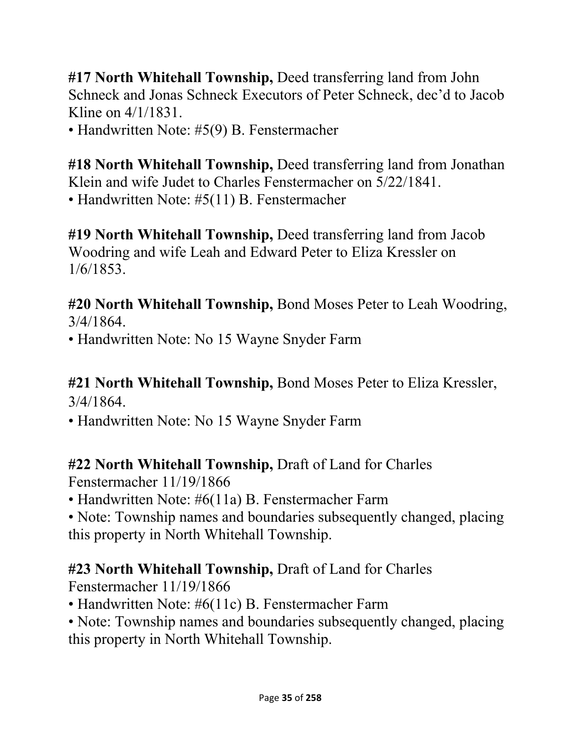**#17 North Whitehall Township,** Deed transferring land from John Schneck and Jonas Schneck Executors of Peter Schneck, dec'd to Jacob Kline on 4/1/1831.

• Handwritten Note: #5(9) B. Fenstermacher

**#18 North Whitehall Township,** Deed transferring land from Jonathan Klein and wife Judet to Charles Fenstermacher on 5/22/1841.

• Handwritten Note: #5(11) B. Fenstermacher

**#19 North Whitehall Township,** Deed transferring land from Jacob Woodring and wife Leah and Edward Peter to Eliza Kressler on 1/6/1853.

**#20 North Whitehall Township,** Bond Moses Peter to Leah Woodring, 3/4/1864.

• Handwritten Note: No 15 Wayne Snyder Farm

**#21 North Whitehall Township,** Bond Moses Peter to Eliza Kressler, 3/4/1864.

• Handwritten Note: No 15 Wayne Snyder Farm

**#22 North Whitehall Township,** Draft of Land for Charles Fenstermacher 11/19/1866

• Handwritten Note: #6(11a) B. Fenstermacher Farm

• Note: Township names and boundaries subsequently changed, placing this property in North Whitehall Township.

**#23 North Whitehall Township,** Draft of Land for Charles Fenstermacher 11/19/1866

• Handwritten Note: #6(11c) B. Fenstermacher Farm

• Note: Township names and boundaries subsequently changed, placing this property in North Whitehall Township.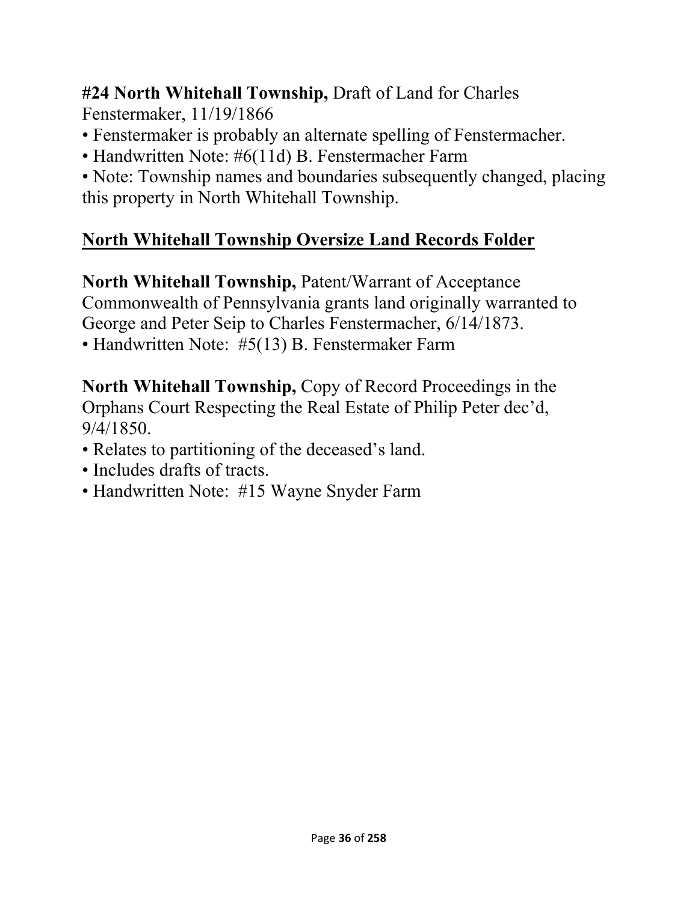**#24 North Whitehall Township,** Draft of Land for Charles Fenstermaker, 11/19/1866

- Fenstermaker is probably an alternate spelling of Fenstermacher.
- Handwritten Note: #6(11d) B. Fenstermacher Farm
- Note: Township names and boundaries subsequently changed, placing this property in North Whitehall Township.

## North Whitehall Township Oversize Land Records Folder

**North Whitehall Township,** Patent/Warrant of Acceptance Commonwealth of Pennsylvania grants land originally warranted to George and Peter Seip to Charles Fenstermacher, 6/14/1873.

- Handwritten Note: #5(13) B. Fenstermaker Farm

**North Whitehall Township,** Copy of Record Proceedings in the Orphans Court Respecting the Real Estate of Philip Peter dec'd, 9/4/1850.

- Relates to partitioning of the deceased's land.
- Includes drafts of tracts.
- Handwritten Note: #15 Wayne Snyder Farm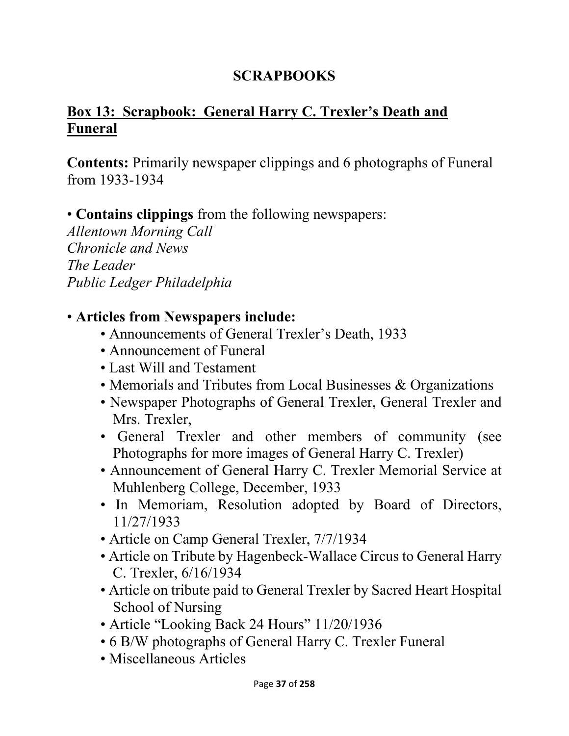# SCRAPBOOKS

## Box 13: Scrapbook: General Harry C. Trexler's Death and Funeral

**Contents:** Primarily newspaper clippings and 6 photographs of Funeral from 1933-1934

- **Contains clippings** from the following newspapers:
  *Allentown Morning Call*
  *Chronicle and News*
  *The Leader*
  *Public Ledger Philadelphia*

- **Articles from Newspapers include:**
  - Announcements of General Trexler's Death, 1933
  - Announcement of Funeral
  - Last Will and Testament
  - Memorials and Tributes from Local Businesses & Organizations
  - Newspaper Photographs of General Trexler, General Trexler and Mrs. Trexler,
  - General Trexler and other members of community (see Photographs for more images of General Harry C. Trexler)
  - Announcement of General Harry C. Trexler Memorial Service at Muhlenberg College, December, 1933
  - In Memoriam, Resolution adopted by Board of Directors, 11/27/1933
  - Article on Camp General Trexler, 7/7/1934
  - Article on Tribute by Hagenbeck-Wallace Circus to General Harry C. Trexler, 6/16/1934
  - Article on tribute paid to General Trexler by Sacred Heart Hospital School of Nursing
  - Article "Looking Back 24 Hours" 11/20/1936
  - 6 B/W photographs of General Harry C. Trexler Funeral
  - Miscellaneous Articles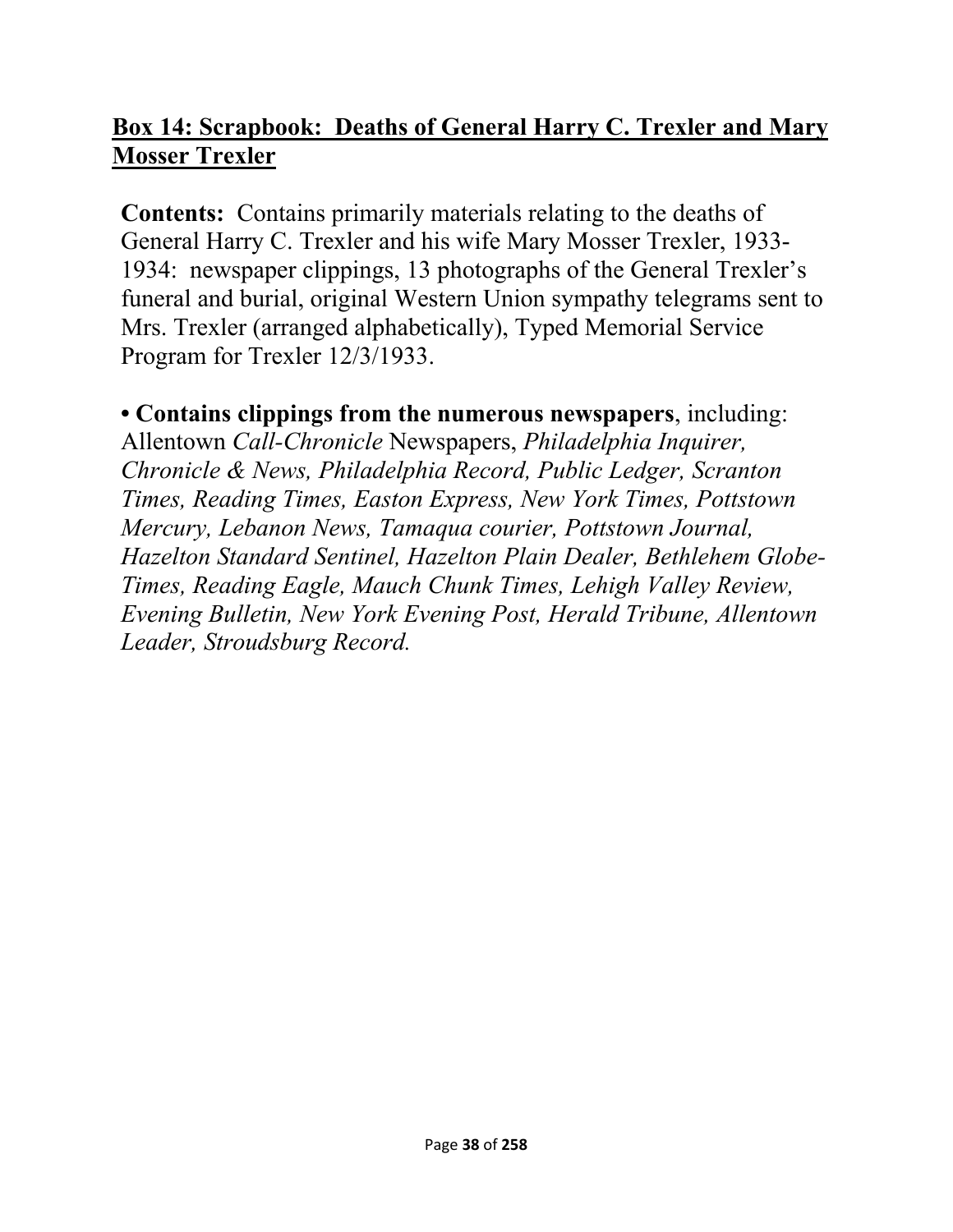## Box 14: Scrapbook: Deaths of General Harry C. Trexler and Mary Mosser Trexler

**Contents:** Contains primarily materials relating to the deaths of General Harry C. Trexler and his wife Mary Mosser Trexler, 1933-1934: newspaper clippings, 13 photographs of the General Trexler's funeral and burial, original Western Union sympathy telegrams sent to Mrs. Trexler (arranged alphabetically), Typed Memorial Service Program for Trexler 12/3/1933.

• **Contains clippings from the numerous newspapers**, including: Allentown *Call-Chronicle* Newspapers, *Philadelphia Inquirer, Chronicle & News, Philadelphia Record, Public Ledger, Scranton Times, Reading Times, Easton Express, New York Times, Pottstown Mercury, Lebanon News, Tamaqua courier, Pottstown Journal, Hazelton Standard Sentinel, Hazelton Plain Dealer, Bethlehem Globe-Times, Reading Eagle, Mauch Chunk Times, Lehigh Valley Review, Evening Bulletin, New York Evening Post, Herald Tribune, Allentown Leader, Stroudsburg Record.*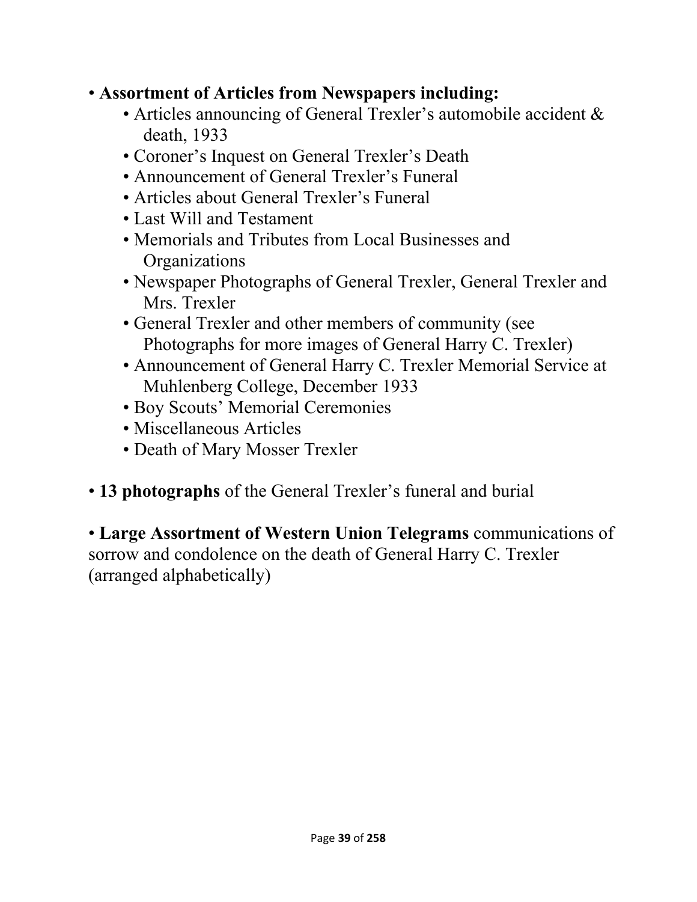- **Assortment of Articles from Newspapers including:**
    - Articles announcing of General Trexler's automobile accident & death, 1933
    - Coroner's Inquest on General Trexler's Death
    - Announcement of General Trexler's Funeral
    - Articles about General Trexler's Funeral
    - Last Will and Testament
    - Memorials and Tributes from Local Businesses and Organizations
    - Newspaper Photographs of General Trexler, General Trexler and Mrs. Trexler
    - General Trexler and other members of community (see Photographs for more images of General Harry C. Trexler)
    - Announcement of General Harry C. Trexler Memorial Service at Muhlenberg College, December 1933
    - Boy Scouts' Memorial Ceremonies
    - Miscellaneous Articles
    - Death of Mary Mosser Trexler

- **13 photographs** of the General Trexler's funeral and burial

- **Large Assortment of Western Union Telegrams** communications of sorrow and condolence on the death of General Harry C. Trexler (arranged alphabetically)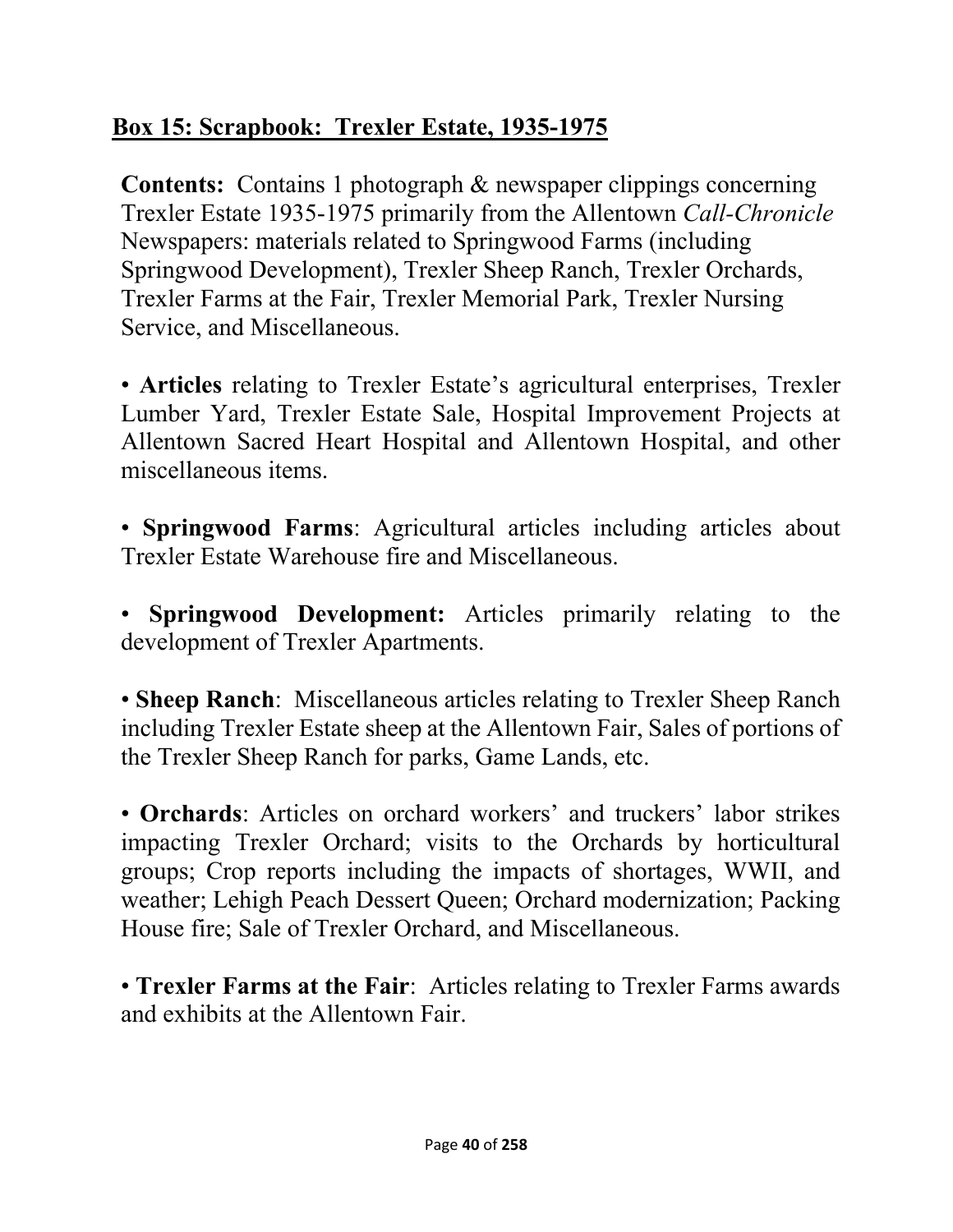## Box 15: Scrapbook: Trexler Estate, 1935-1975

**Contents:** Contains 1 photograph & newspaper clippings concerning Trexler Estate 1935-1975 primarily from the Allentown *Call-Chronicle* Newspapers: materials related to Springwood Farms (including Springwood Development), Trexler Sheep Ranch, Trexler Orchards, Trexler Farms at the Fair, Trexler Memorial Park, Trexler Nursing Service, and Miscellaneous.

- **Articles** relating to Trexler Estate's agricultural enterprises, Trexler Lumber Yard, Trexler Estate Sale, Hospital Improvement Projects at Allentown Sacred Heart Hospital and Allentown Hospital, and other miscellaneous items.

- **Springwood Farms**: Agricultural articles including articles about Trexler Estate Warehouse fire and Miscellaneous.

- **Springwood Development:** Articles primarily relating to the development of Trexler Apartments.

- **Sheep Ranch**: Miscellaneous articles relating to Trexler Sheep Ranch including Trexler Estate sheep at the Allentown Fair, Sales of portions of the Trexler Sheep Ranch for parks, Game Lands, etc.

- **Orchards**: Articles on orchard workers' and truckers' labor strikes impacting Trexler Orchard; visits to the Orchards by horticultural groups; Crop reports including the impacts of shortages, WWII, and weather; Lehigh Peach Dessert Queen; Orchard modernization; Packing House fire; Sale of Trexler Orchard, and Miscellaneous.

- **Trexler Farms at the Fair**: Articles relating to Trexler Farms awards and exhibits at the Allentown Fair.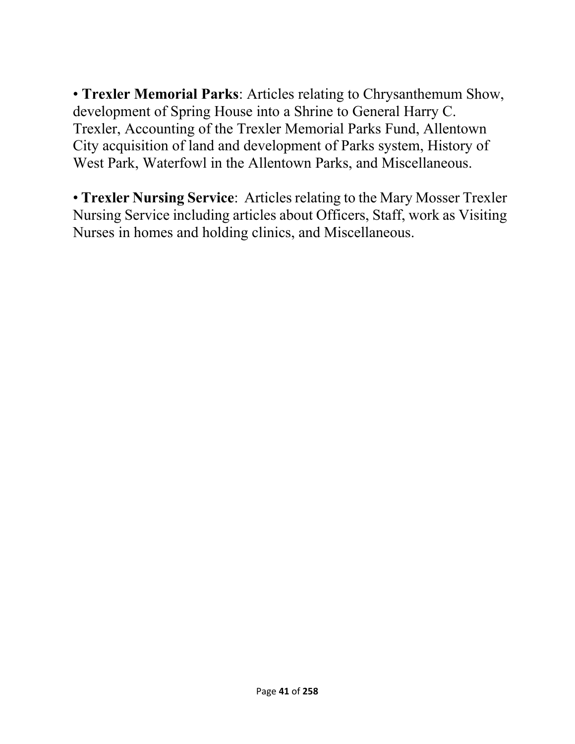• **Trexler Memorial Parks**: Articles relating to Chrysanthemum Show, development of Spring House into a Shrine to General Harry C. Trexler, Accounting of the Trexler Memorial Parks Fund, Allentown City acquisition of land and development of Parks system, History of West Park, Waterfowl in the Allentown Parks, and Miscellaneous.

• **Trexler Nursing Service**: Articles relating to the Mary Mosser Trexler Nursing Service including articles about Officers, Staff, work as Visiting Nurses in homes and holding clinics, and Miscellaneous.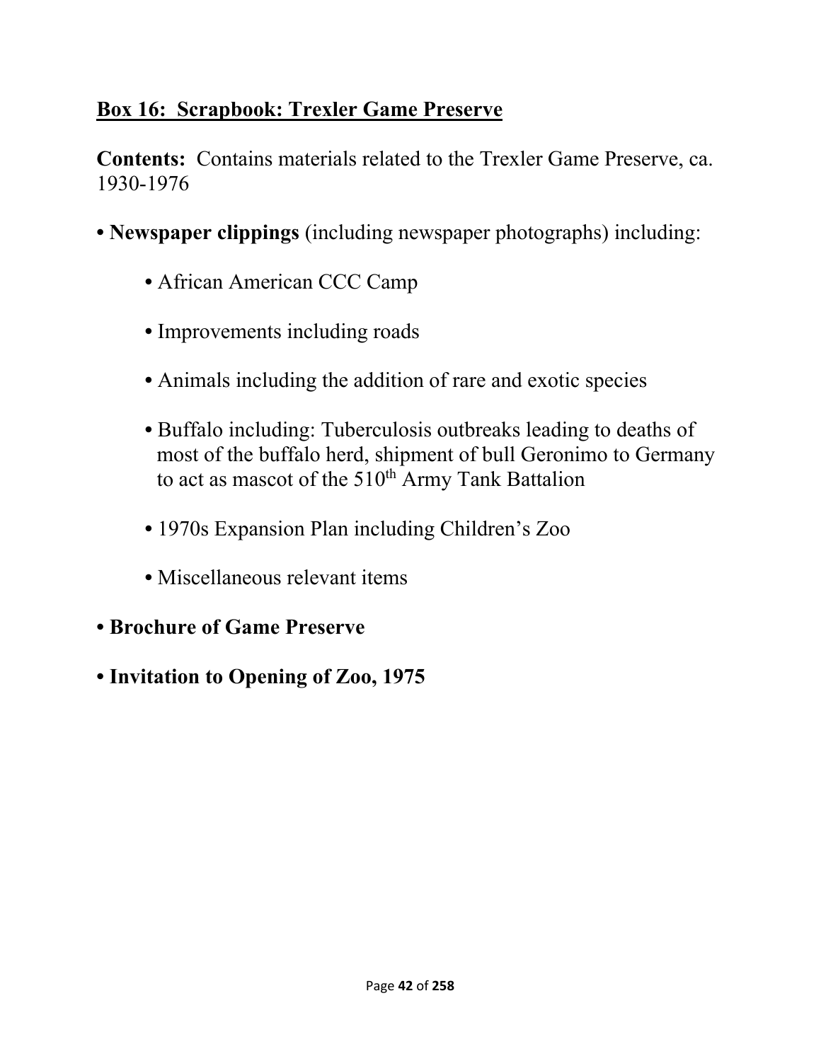## Box 16: Scrapbook: Trexler Game Preserve

**Contents:** Contains materials related to the Trexler Game Preserve, ca. 1930-1976

- **Newspaper clippings** (including newspaper photographs) including:
    - African American CCC Camp
    - Improvements including roads
    - Animals including the addition of rare and exotic species
    - Buffalo including: Tuberculosis outbreaks leading to deaths of most of the buffalo herd, shipment of bull Geronimo to Germany to act as mascot of the 510th Army Tank Battalion
    - 1970s Expansion Plan including Children's Zoo
    - Miscellaneous relevant items
- **Brochure of Game Preserve**
- **Invitation to Opening of Zoo, 1975**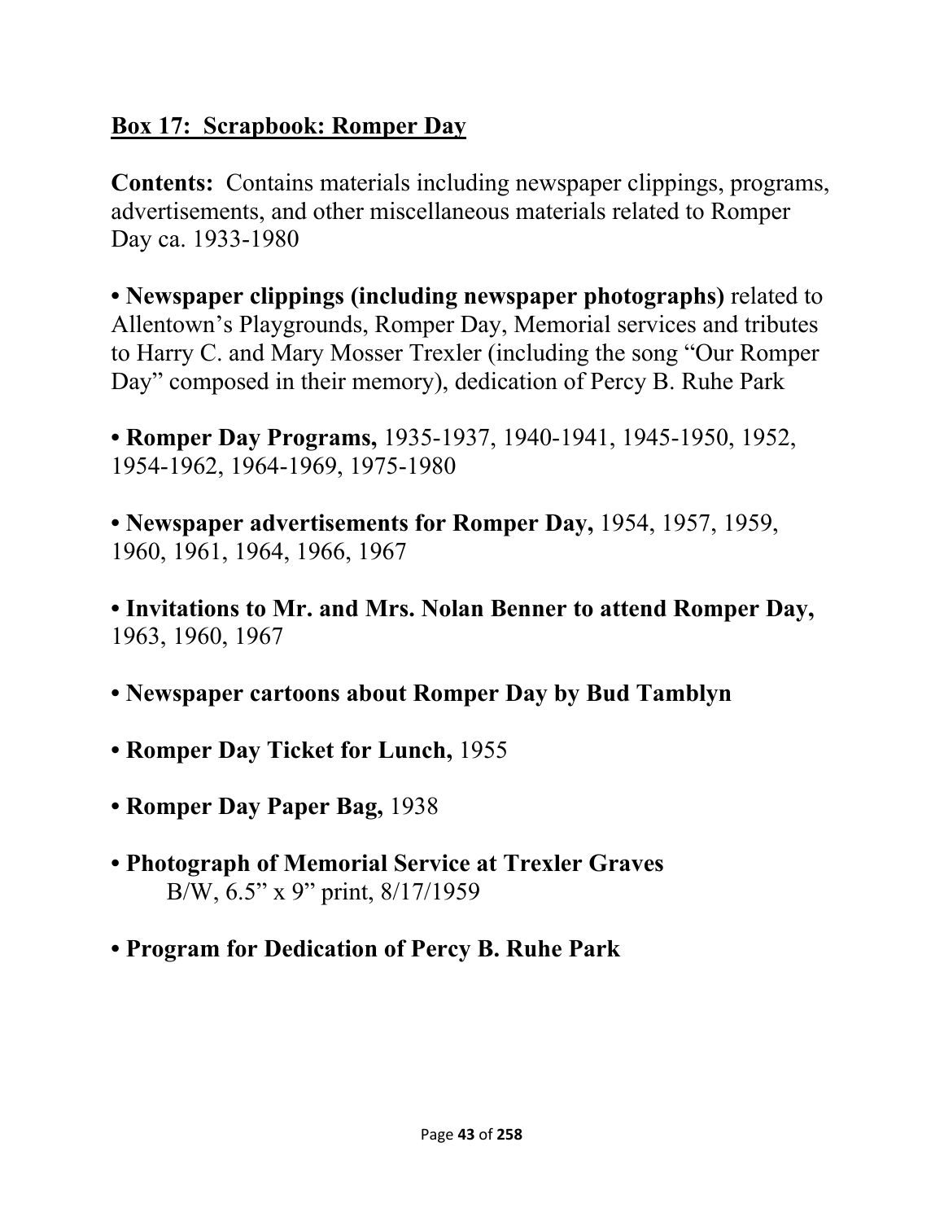**<u>Box 17: Scrapbook: Romper Day</u>**

**Contents:** Contains materials including newspaper clippings, programs, advertisements, and other miscellaneous materials related to Romper Day ca. 1933-1980

- **Newspaper clippings (including newspaper photographs)** related to Allentown's Playgrounds, Romper Day, Memorial services and tributes to Harry C. and Mary Mosser Trexler (including the song "Our Romper Day" composed in their memory), dedication of Percy B. Ruhe Park

- **Romper Day Programs,** 1935-1937, 1940-1941, 1945-1950, 1952, 1954-1962, 1964-1969, 1975-1980

- **Newspaper advertisements for Romper Day,** 1954, 1957, 1959, 1960, 1961, 1964, 1966, 1967

- **Invitations to Mr. and Mrs. Nolan Benner to attend Romper Day,** 1963, 1960, 1967

- **Newspaper cartoons about Romper Day by Bud Tamblyn**

- **Romper Day Ticket for Lunch,** 1955

- **Romper Day Paper Bag,** 1938

- **Photograph of Memorial Service at Trexler Graves**
  B/W, 6.5" x 9" print, 8/17/1959

- **Program for Dedication of Percy B. Ruhe Park**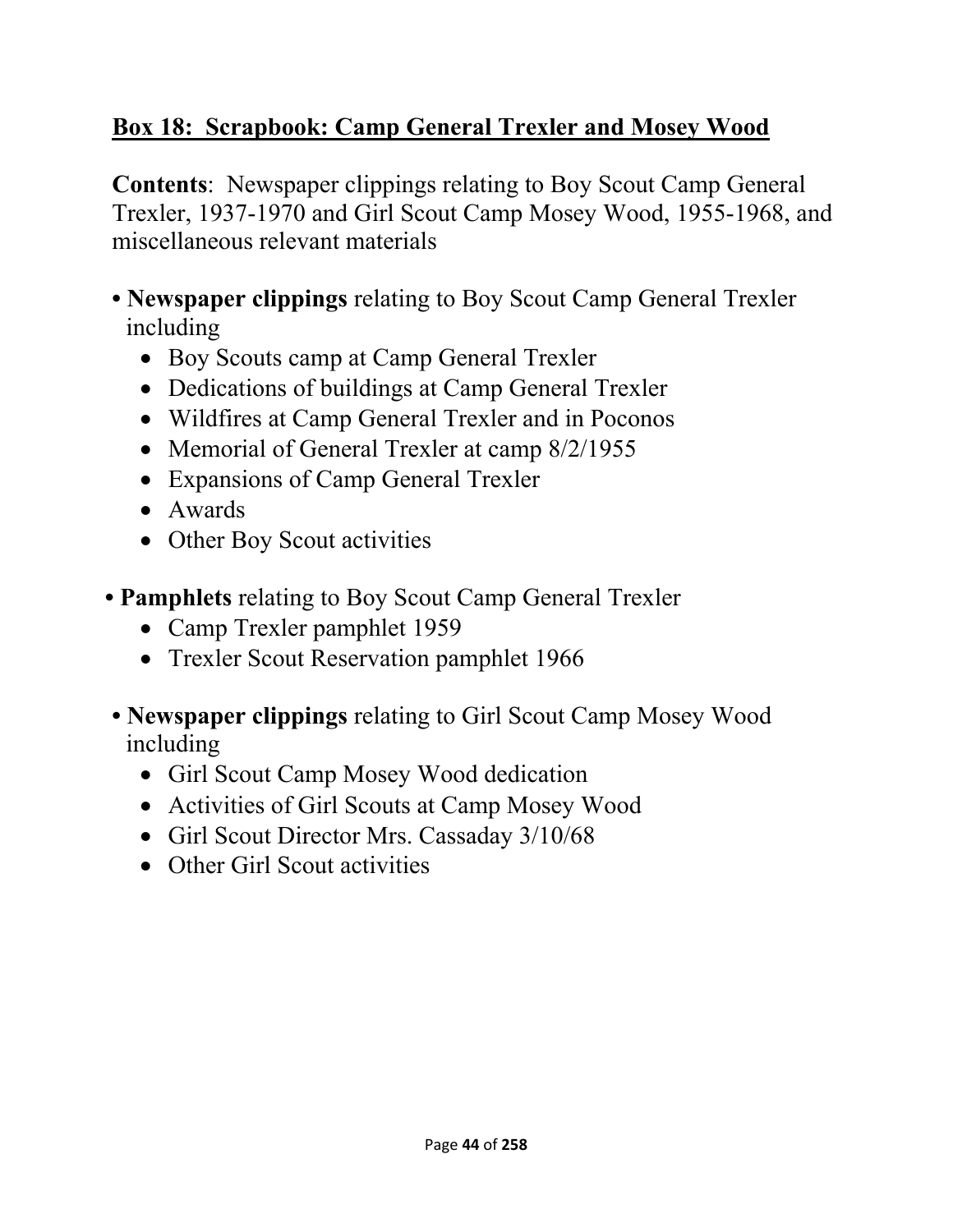## Box 18: Scrapbook: Camp General Trexler and Mosey Wood

**Contents**: Newspaper clippings relating to Boy Scout Camp General Trexler, 1937-1970 and Girl Scout Camp Mosey Wood, 1955-1968, and miscellaneous relevant materials

- **Newspaper clippings** relating to Boy Scout Camp General Trexler including
  - Boy Scouts camp at Camp General Trexler
  - Dedications of buildings at Camp General Trexler
  - Wildfires at Camp General Trexler and in Poconos
  - Memorial of General Trexler at camp 8/2/1955
  - Expansions of Camp General Trexler
  - Awards
  - Other Boy Scout activities

- **Pamphlets** relating to Boy Scout Camp General Trexler
  - Camp Trexler pamphlet 1959
  - Trexler Scout Reservation pamphlet 1966

- **Newspaper clippings** relating to Girl Scout Camp Mosey Wood including
  - Girl Scout Camp Mosey Wood dedication
  - Activities of Girl Scouts at Camp Mosey Wood
  - Girl Scout Director Mrs. Cassaday 3/10/68
  - Other Girl Scout activities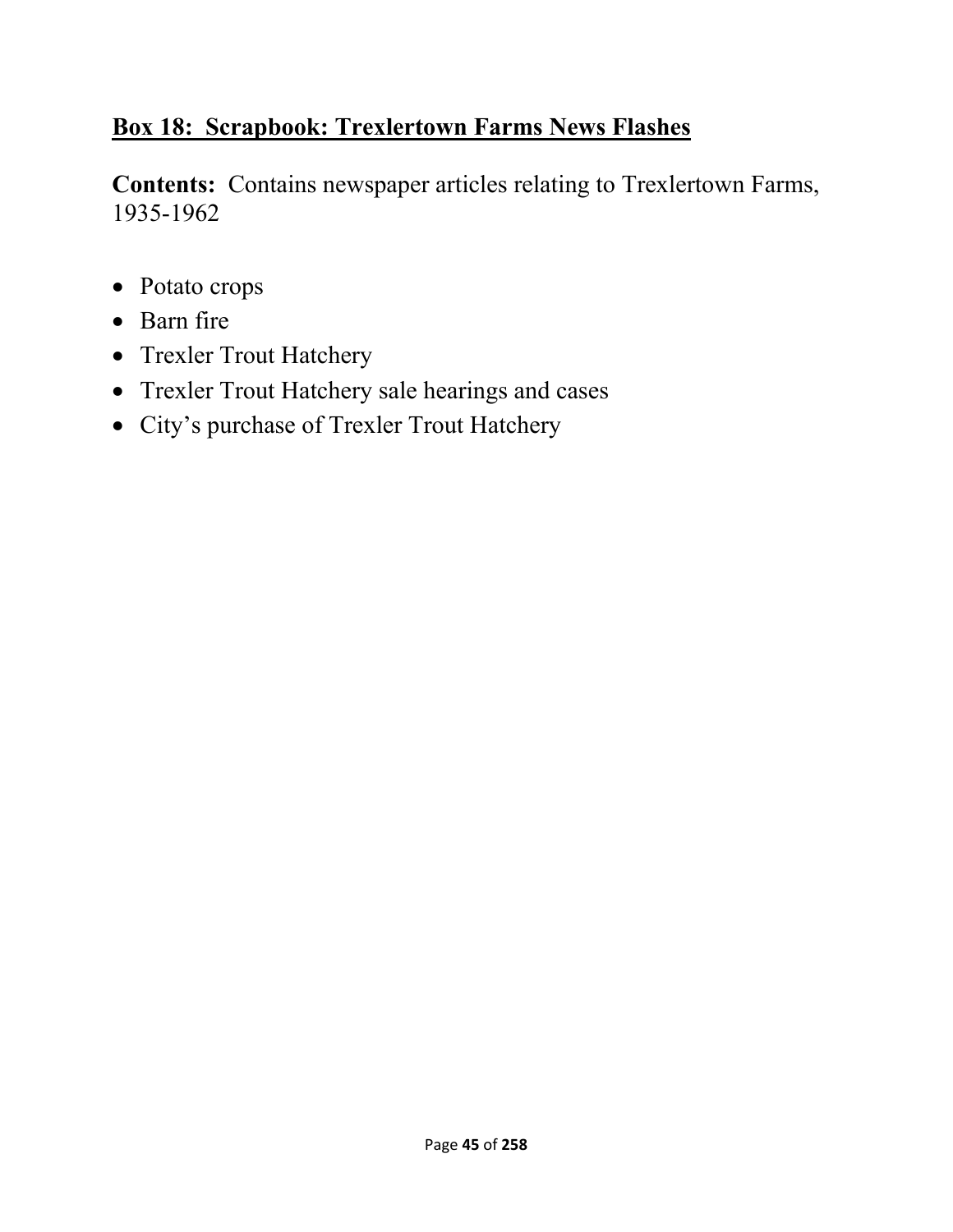## Box 18: Scrapbook: Trexlertown Farms News Flashes

**Contents:** Contains newspaper articles relating to Trexlertown Farms, 1935-1962

- Potato crops
- Barn fire
- Trexler Trout Hatchery
- Trexler Trout Hatchery sale hearings and cases
- City's purchase of Trexler Trout Hatchery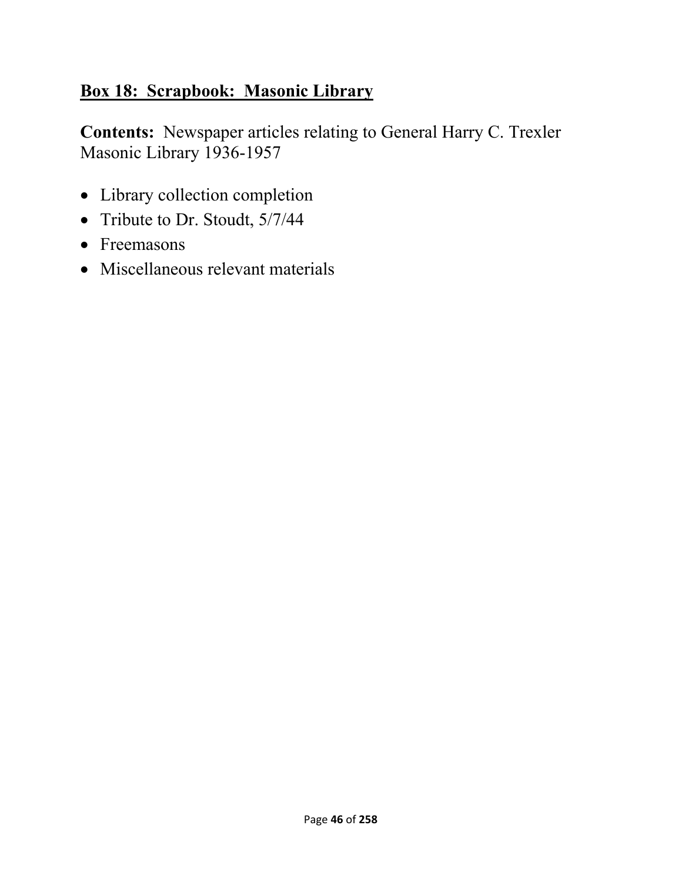## Box 18: Scrapbook: Masonic Library

**Contents:** Newspaper articles relating to General Harry C. Trexler Masonic Library 1936-1957

- Library collection completion
- Tribute to Dr. Stoudt, 5/7/44
- Freemasons
- Miscellaneous relevant materials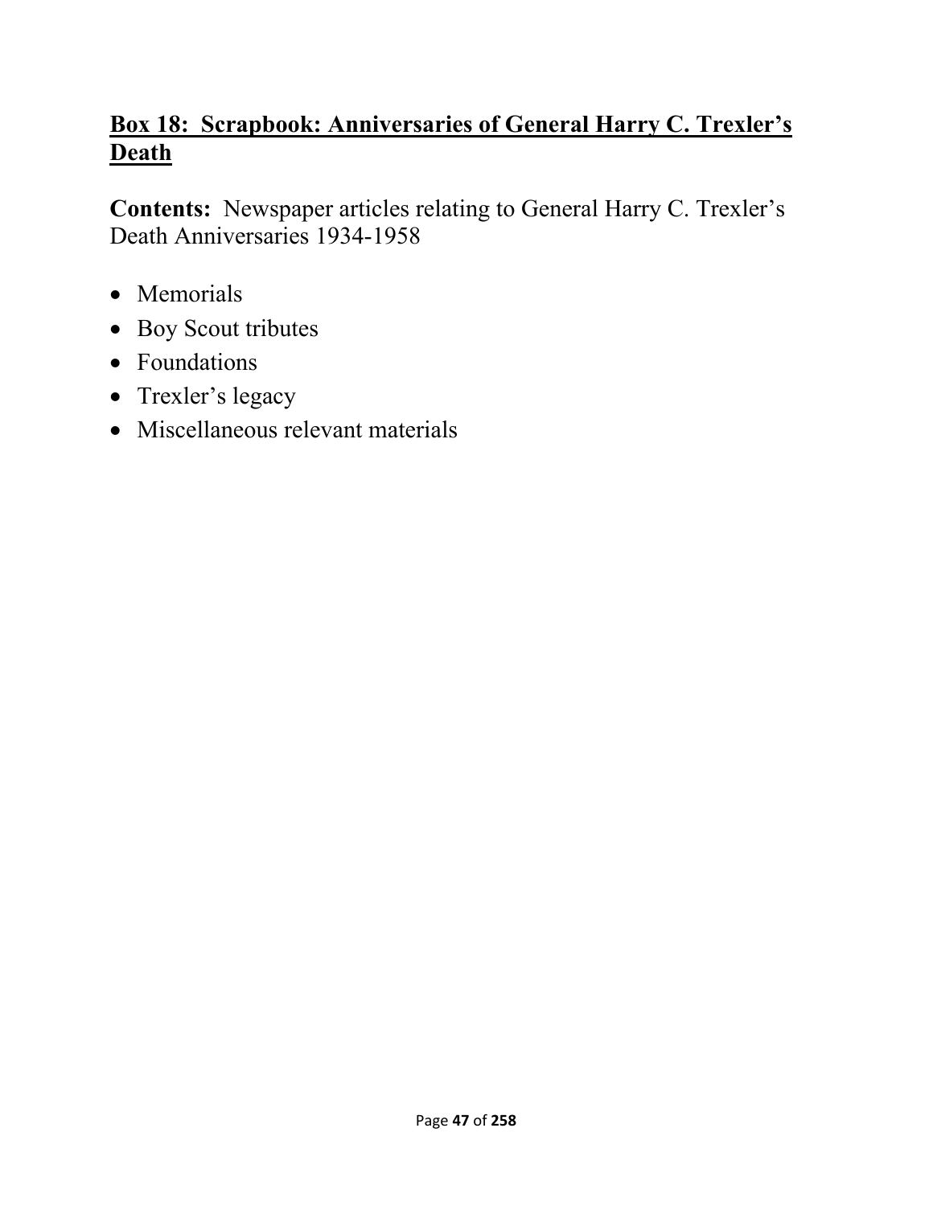## Box 18: Scrapbook: Anniversaries of General Harry C. Trexler's Death

**Contents:** Newspaper articles relating to General Harry C. Trexler's Death Anniversaries 1934-1958

- Memorials
- Boy Scout tributes
- Foundations
- Trexler's legacy
- Miscellaneous relevant materials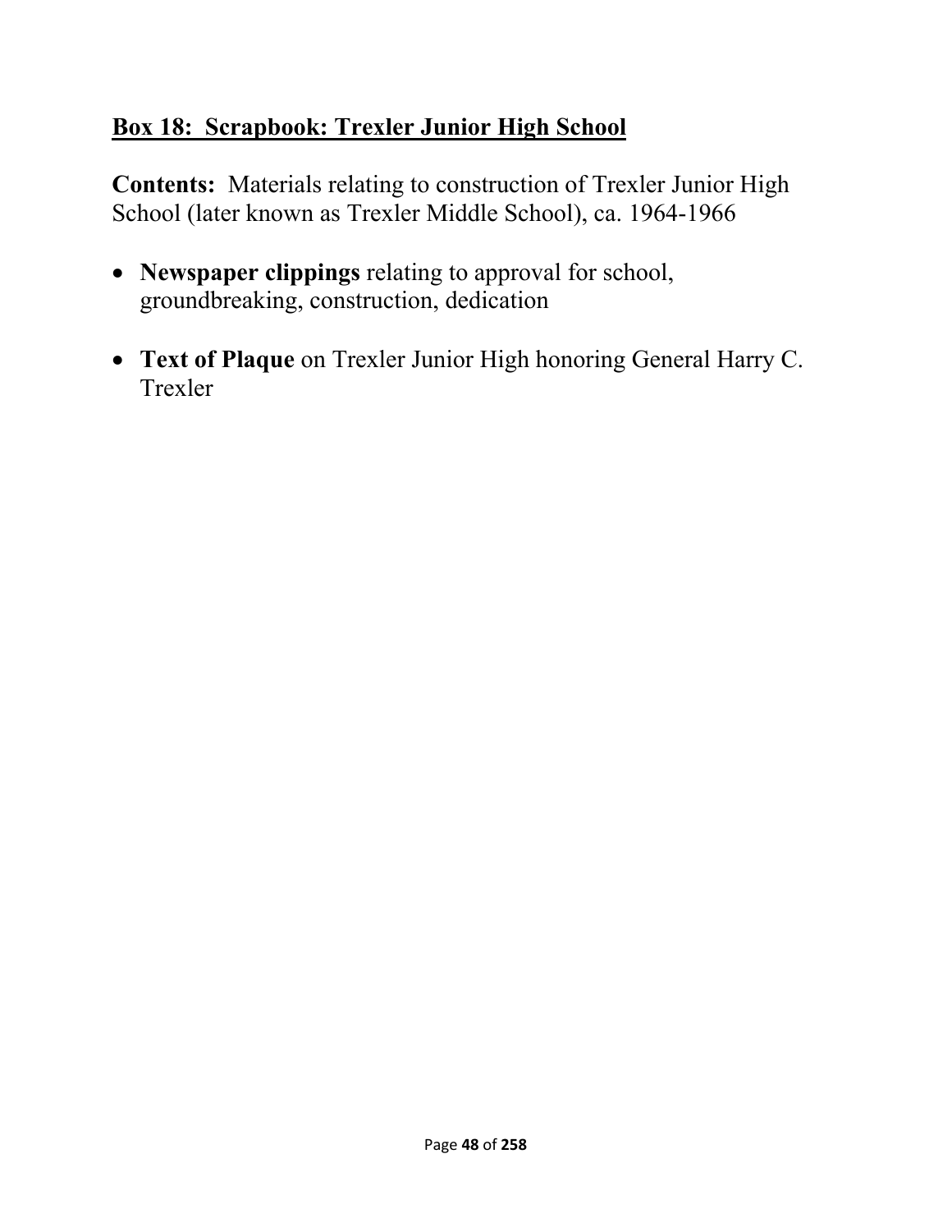## Box 18: Scrapbook: Trexler Junior High School

**Contents:** Materials relating to construction of Trexler Junior High School (later known as Trexler Middle School), ca. 1964-1966

- **Newspaper clippings** relating to approval for school, groundbreaking, construction, dedication

- **Text of Plaque** on Trexler Junior High honoring General Harry C. Trexler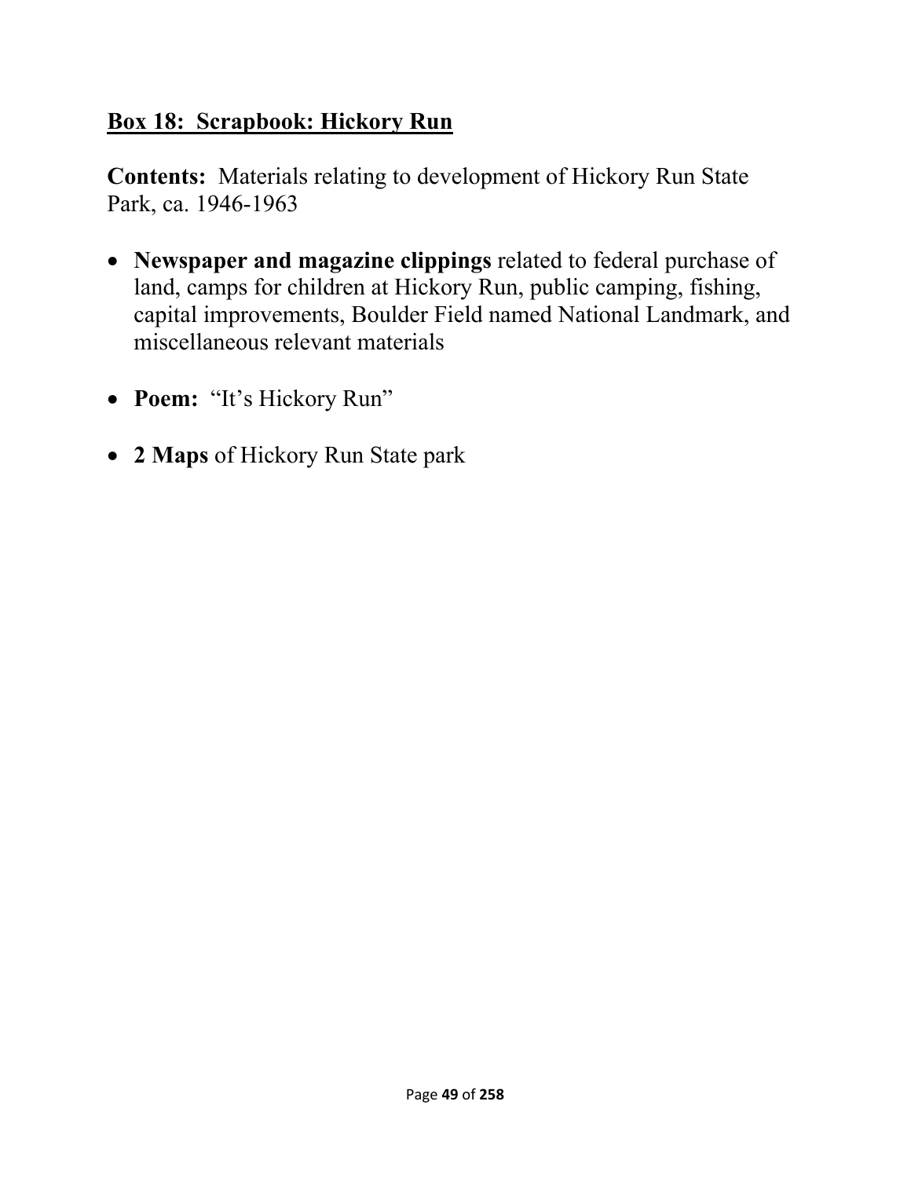## Box 18: Scrapbook: Hickory Run

**Contents:** Materials relating to development of Hickory Run State Park, ca. 1946-1963

- **Newspaper and magazine clippings** related to federal purchase of land, camps for children at Hickory Run, public camping, fishing, capital improvements, Boulder Field named National Landmark, and miscellaneous relevant materials
- **Poem:** "It's Hickory Run"
- **2 Maps** of Hickory Run State park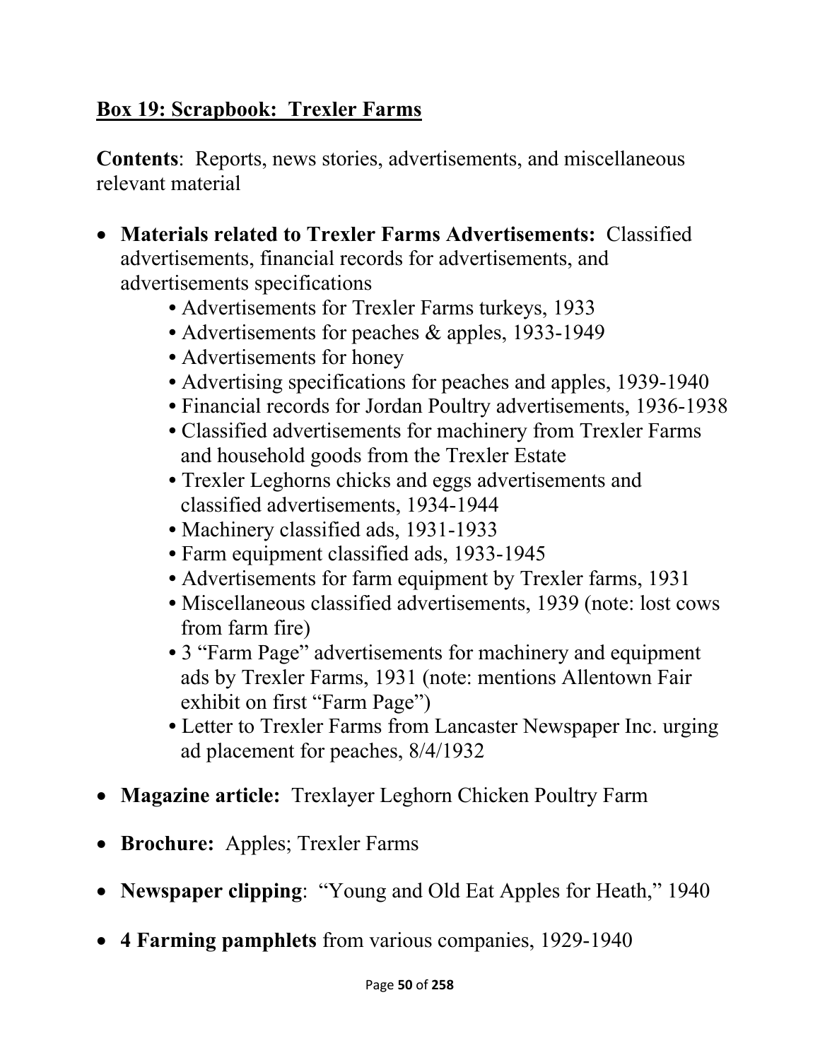**Box 19: Scrapbook: Trexler Farms**

**Contents**: Reports, news stories, advertisements, and miscellaneous relevant material

- **Materials related to Trexler Farms Advertisements:** Classified advertisements, financial records for advertisements, and advertisements specifications
    - Advertisements for Trexler Farms turkeys, 1933
    - Advertisements for peaches & apples, 1933-1949
    - Advertisements for honey
    - Advertising specifications for peaches and apples, 1939-1940
    - Financial records for Jordan Poultry advertisements, 1936-1938
    - Classified advertisements for machinery from Trexler Farms and household goods from the Trexler Estate
    - Trexler Leghorns chicks and eggs advertisements and classified advertisements, 1934-1944
    - Machinery classified ads, 1931-1933
    - Farm equipment classified ads, 1933-1945
    - Advertisements for farm equipment by Trexler farms, 1931
    - Miscellaneous classified advertisements, 1939 (note: lost cows from farm fire)
    - 3 "Farm Page" advertisements for machinery and equipment ads by Trexler Farms, 1931 (note: mentions Allentown Fair exhibit on first "Farm Page")
    - Letter to Trexler Farms from Lancaster Newspaper Inc. urging ad placement for peaches, 8/4/1932
- **Magazine article:** Trexlayer Leghorn Chicken Poultry Farm
- **Brochure:** Apples; Trexler Farms
- **Newspaper clipping**: "Young and Old Eat Apples for Heath," 1940
- **4 Farming pamphlets** from various companies, 1929-1940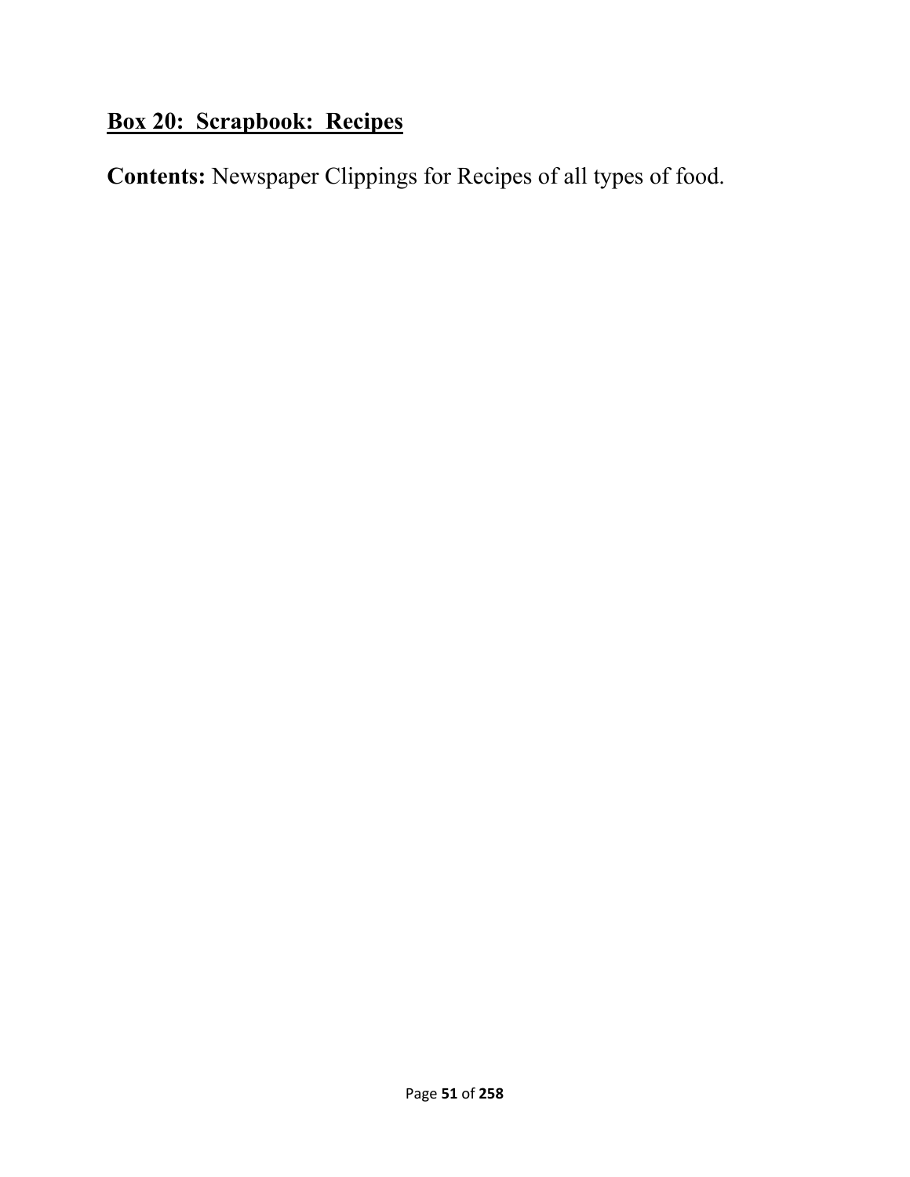## Box 20: Scrapbook: Recipes

**Contents:** Newspaper Clippings for Recipes of all types of food.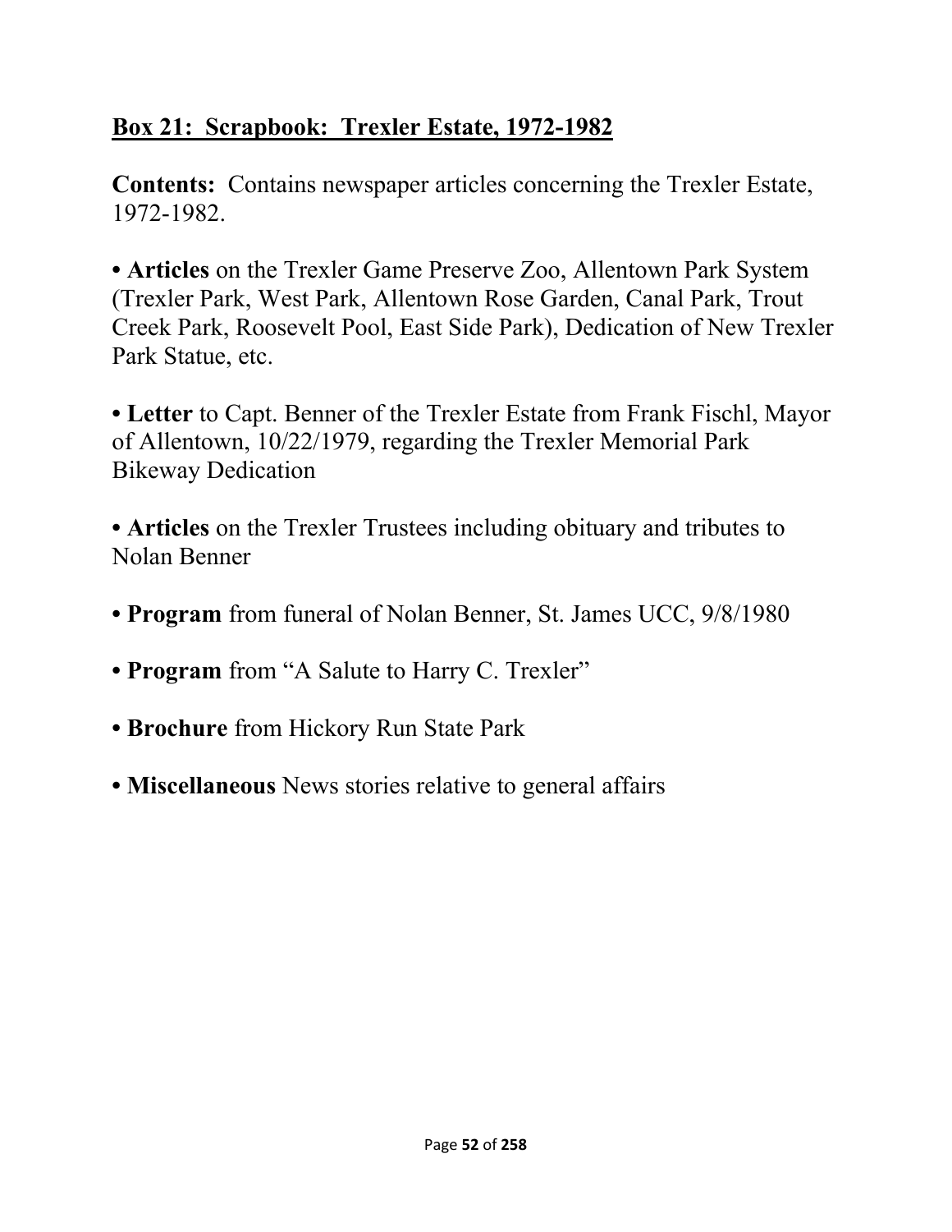## Box 21: Scrapbook: Trexler Estate, 1972-1982

**Contents:** Contains newspaper articles concerning the Trexler Estate, 1972-1982.

• **Articles** on the Trexler Game Preserve Zoo, Allentown Park System (Trexler Park, West Park, Allentown Rose Garden, Canal Park, Trout Creek Park, Roosevelt Pool, East Side Park), Dedication of New Trexler Park Statue, etc.

• **Letter** to Capt. Benner of the Trexler Estate from Frank Fischl, Mayor of Allentown, 10/22/1979, regarding the Trexler Memorial Park Bikeway Dedication

• **Articles** on the Trexler Trustees including obituary and tributes to Nolan Benner

• **Program** from funeral of Nolan Benner, St. James UCC, 9/8/1980

• **Program** from "A Salute to Harry C. Trexler"

• **Brochure** from Hickory Run State Park

• **Miscellaneous** News stories relative to general affairs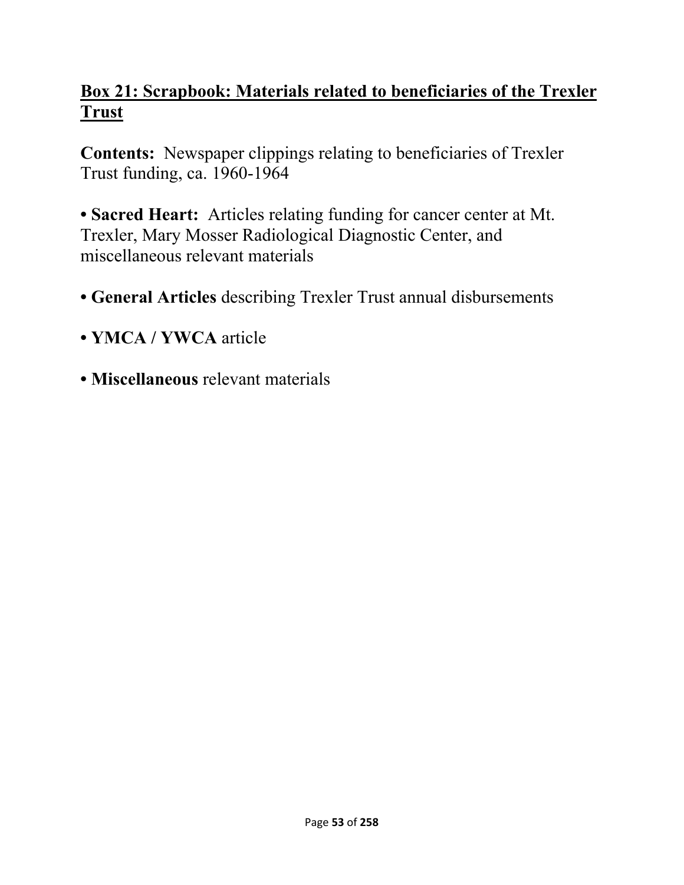## Box 21: Scrapbook: Materials related to beneficiaries of the Trexler Trust

**Contents:** Newspaper clippings relating to beneficiaries of Trexler Trust funding, ca. 1960-1964

- **Sacred Heart:** Articles relating funding for cancer center at Mt. Trexler, Mary Mosser Radiological Diagnostic Center, and miscellaneous relevant materials

- **General Articles** describing Trexler Trust annual disbursements

- **YMCA / YWCA** article

- **Miscellaneous** relevant materials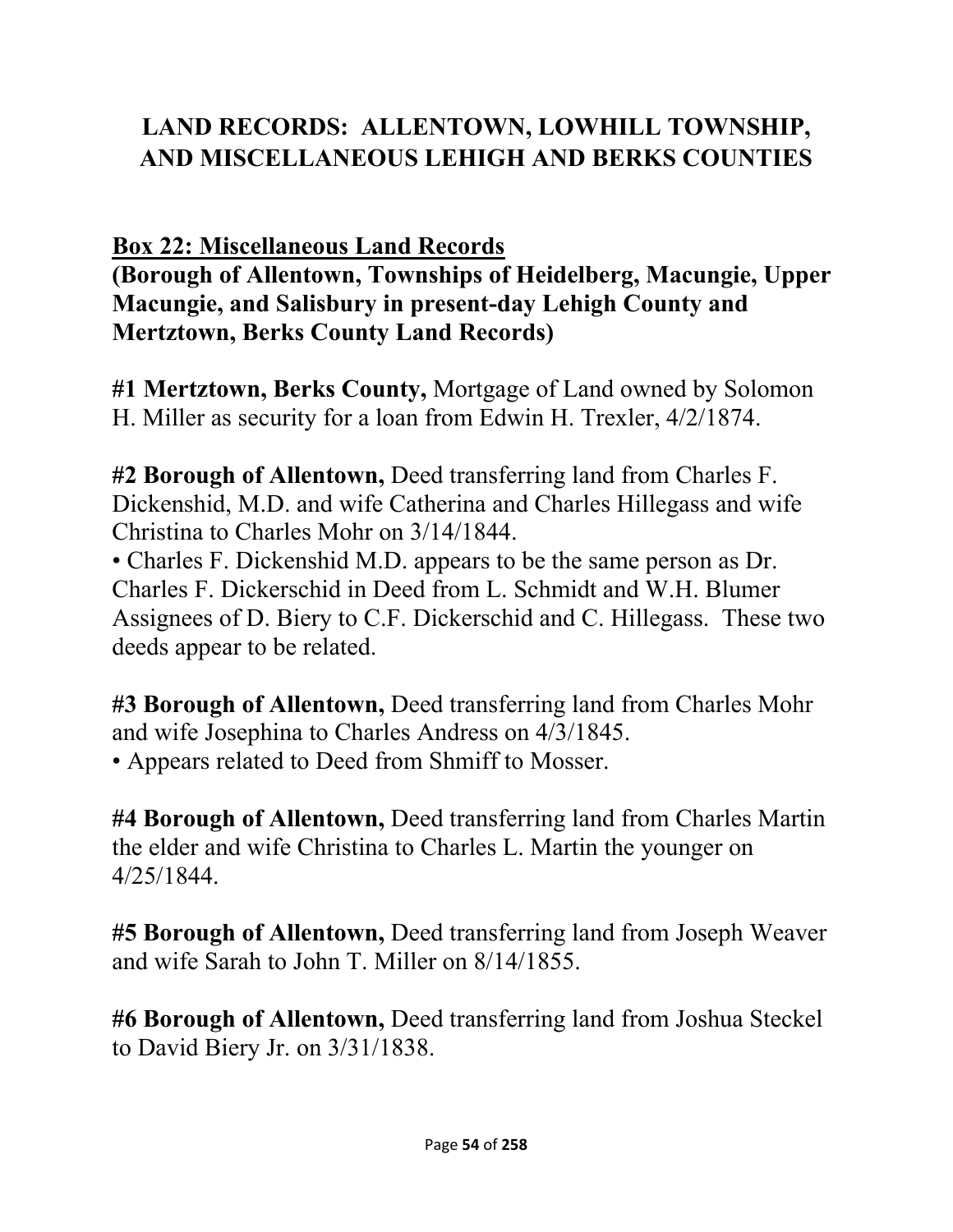# LAND RECORDS: ALLENTOWN, LOWHILL TOWNSHIP, AND MISCELLANEOUS LEHIGH AND BERKS COUNTIES

## Box 22: Miscellaneous Land Records

**(Borough of Allentown, Townships of Heidelberg, Macungie, Upper Macungie, and Salisbury in present-day Lehigh County and Mertztown, Berks County Land Records)**

**#1 Mertztown, Berks County,** Mortgage of Land owned by Solomon H. Miller as security for a loan from Edwin H. Trexler, 4/2/1874.

**#2 Borough of Allentown,** Deed transferring land from Charles F. Dickenshid, M.D. and wife Catherina and Charles Hillegass and wife Christina to Charles Mohr on 3/14/1844.

- Charles F. Dickenshid M.D. appears to be the same person as Dr. Charles F. Dickerschid in Deed from L. Schmidt and W.H. Blumer Assignees of D. Biery to C.F. Dickerschid and C. Hillegass. These two deeds appear to be related.

**#3 Borough of Allentown,** Deed transferring land from Charles Mohr and wife Josephina to Charles Andress on 4/3/1845.

- Appears related to Deed from Shmiff to Mosser.

**#4 Borough of Allentown,** Deed transferring land from Charles Martin the elder and wife Christina to Charles L. Martin the younger on 4/25/1844.

**#5 Borough of Allentown,** Deed transferring land from Joseph Weaver and wife Sarah to John T. Miller on 8/14/1855.

**#6 Borough of Allentown,** Deed transferring land from Joshua Steckel to David Biery Jr. on 3/31/1838.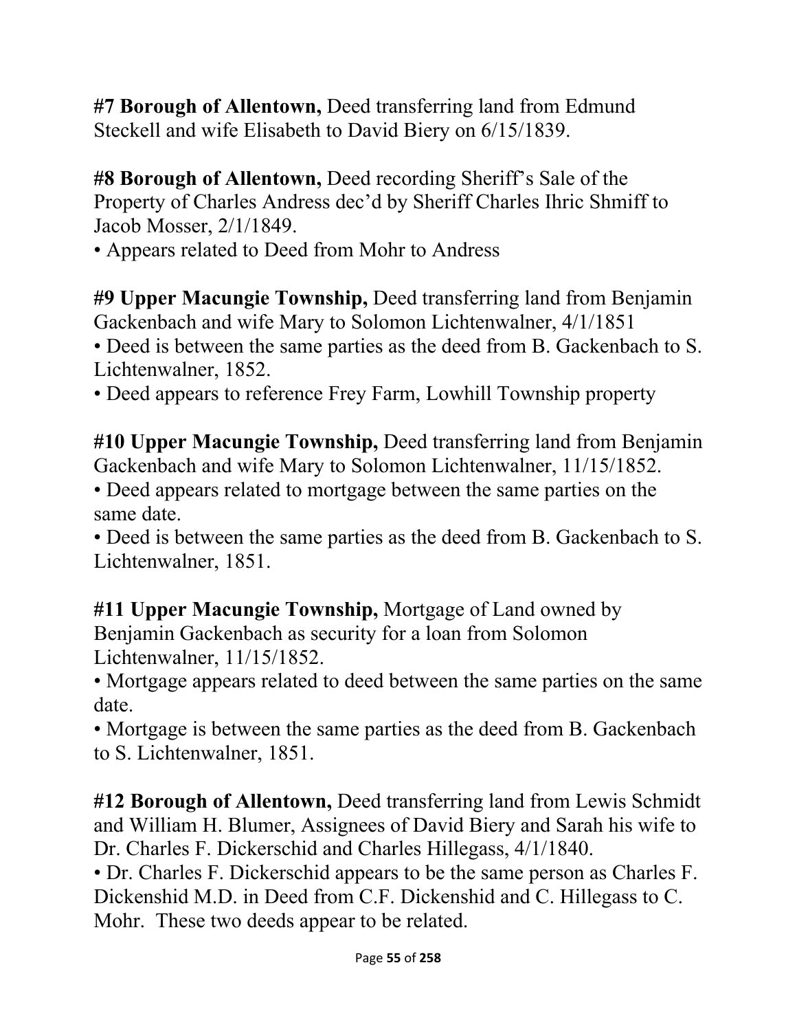**#7 Borough of Allentown,** Deed transferring land from Edmund Steckell and wife Elisabeth to David Biery on 6/15/1839.

**#8 Borough of Allentown,** Deed recording Sheriff's Sale of the Property of Charles Andress dec'd by Sheriff Charles Ihric Shmiff to Jacob Mosser, 2/1/1849.

- Appears related to Deed from Mohr to Andress

**#9 Upper Macungie Township,** Deed transferring land from Benjamin Gackenbach and wife Mary to Solomon Lichtenwalner, 4/1/1851

- Deed is between the same parties as the deed from B. Gackenbach to S. Lichtenwalner, 1852.
- Deed appears to reference Frey Farm, Lowhill Township property

**#10 Upper Macungie Township,** Deed transferring land from Benjamin Gackenbach and wife Mary to Solomon Lichtenwalner, 11/15/1852.

- Deed appears related to mortgage between the same parties on the same date.
- Deed is between the same parties as the deed from B. Gackenbach to S. Lichtenwalner, 1851.

**#11 Upper Macungie Township,** Mortgage of Land owned by Benjamin Gackenbach as security for a loan from Solomon Lichtenwalner, 11/15/1852.

- Mortgage appears related to deed between the same parties on the same date.
- Mortgage is between the same parties as the deed from B. Gackenbach to S. Lichtenwalner, 1851.

**#12 Borough of Allentown,** Deed transferring land from Lewis Schmidt and William H. Blumer, Assignees of David Biery and Sarah his wife to Dr. Charles F. Dickerschid and Charles Hillegass, 4/1/1840.

- Dr. Charles F. Dickerschid appears to be the same person as Charles F. Dickenshid M.D. in Deed from C.F. Dickenshid and C. Hillegass to C. Mohr. These two deeds appear to be related.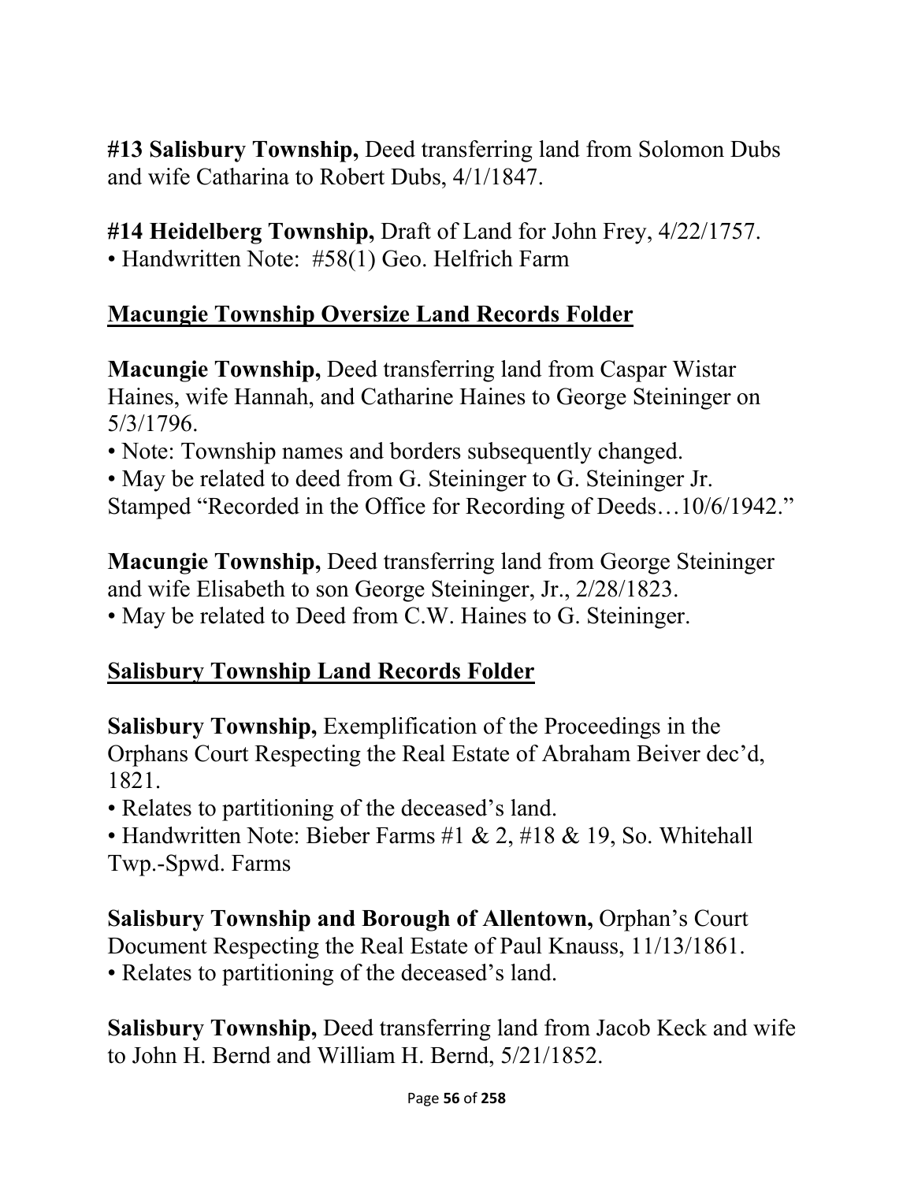**#13 Salisbury Township,** Deed transferring land from Solomon Dubs and wife Catharina to Robert Dubs, 4/1/1847.

**#14 Heidelberg Township,** Draft of Land for John Frey, 4/22/1757.
• Handwritten Note: #58(1) Geo. Helfrich Farm

## Macungie Township Oversize Land Records Folder

**Macungie Township,** Deed transferring land from Caspar Wistar Haines, wife Hannah, and Catharine Haines to George Steininger on 5/3/1796.
• Note: Township names and borders subsequently changed.
• May be related to deed from G. Steininger to G. Steininger Jr. Stamped "Recorded in the Office for Recording of Deeds…10/6/1942."

**Macungie Township,** Deed transferring land from George Steininger and wife Elisabeth to son George Steininger, Jr., 2/28/1823.
• May be related to Deed from C.W. Haines to G. Steininger.

## Salisbury Township Land Records Folder

**Salisbury Township,** Exemplification of the Proceedings in the Orphans Court Respecting the Real Estate of Abraham Beiver dec'd, 1821.
• Relates to partitioning of the deceased's land.
• Handwritten Note: Bieber Farms #1 & 2, #18 & 19, So. Whitehall Twp.-Spwd. Farms

**Salisbury Township and Borough of Allentown,** Orphan's Court Document Respecting the Real Estate of Paul Knauss, 11/13/1861.
• Relates to partitioning of the deceased's land.

**Salisbury Township,** Deed transferring land from Jacob Keck and wife to John H. Bernd and William H. Bernd, 5/21/1852.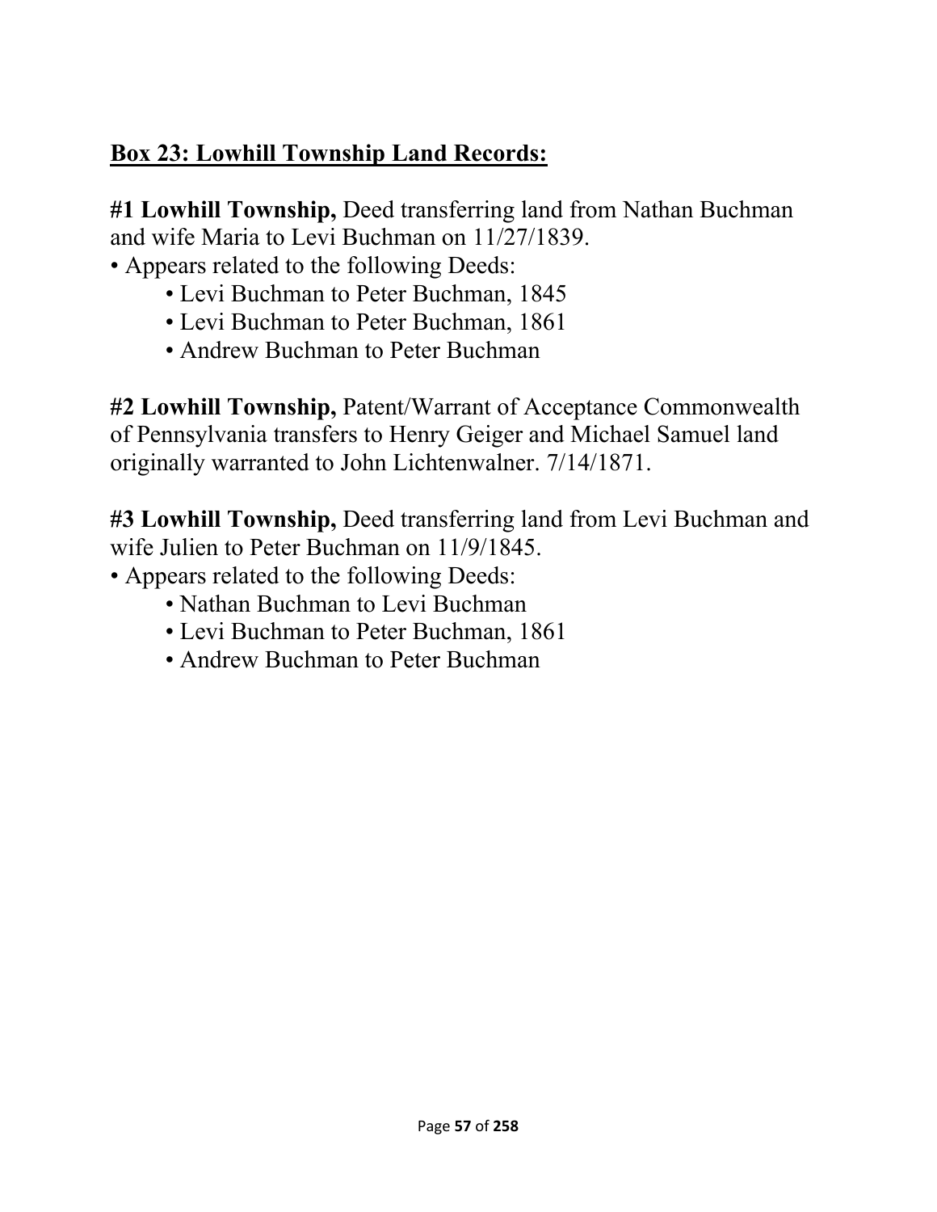## Box 23: Lowhill Township Land Records:

**#1 Lowhill Township,** Deed transferring land from Nathan Buchman and wife Maria to Levi Buchman on 11/27/1839.

- Appears related to the following Deeds:
    - Levi Buchman to Peter Buchman, 1845
    - Levi Buchman to Peter Buchman, 1861
    - Andrew Buchman to Peter Buchman

**#2 Lowhill Township,** Patent/Warrant of Acceptance Commonwealth of Pennsylvania transfers to Henry Geiger and Michael Samuel land originally warranted to John Lichtenwalner. 7/14/1871.

**#3 Lowhill Township,** Deed transferring land from Levi Buchman and wife Julien to Peter Buchman on 11/9/1845.

- Appears related to the following Deeds:
    - Nathan Buchman to Levi Buchman
    - Levi Buchman to Peter Buchman, 1861
    - Andrew Buchman to Peter Buchman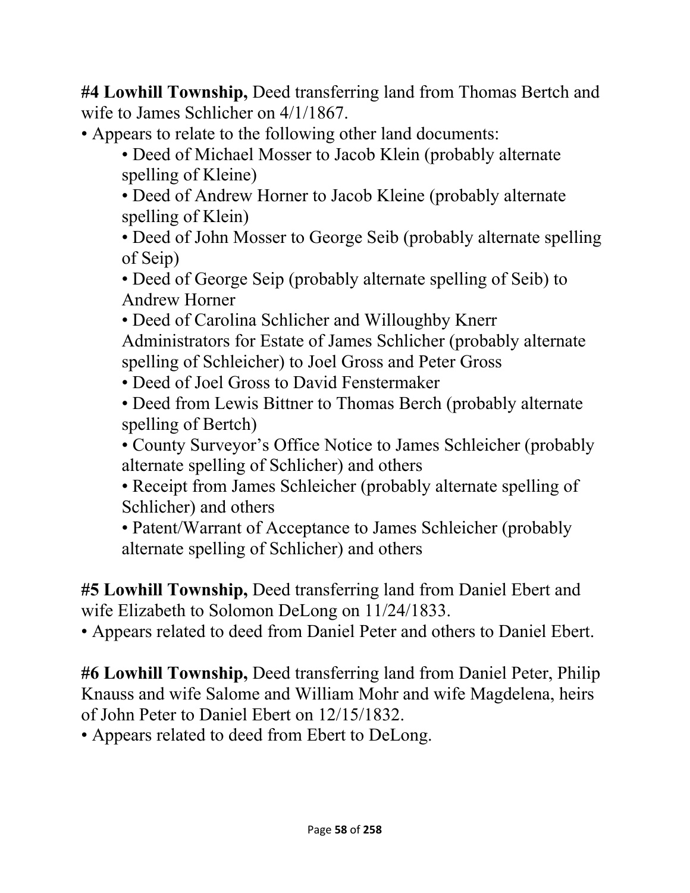**#4 Lowhill Township,** Deed transferring land from Thomas Bertch and wife to James Schlicher on 4/1/1867.

- Appears to relate to the following other land documents:
    - Deed of Michael Mosser to Jacob Klein (probably alternate spelling of Kleine)
    - Deed of Andrew Horner to Jacob Kleine (probably alternate spelling of Klein)
    - Deed of John Mosser to George Seib (probably alternate spelling of Seip)
    - Deed of George Seip (probably alternate spelling of Seib) to Andrew Horner
    - Deed of Carolina Schlicher and Willoughby Knerr Administrators for Estate of James Schlicher (probably alternate spelling of Schleicher) to Joel Gross and Peter Gross
    - Deed of Joel Gross to David Fenstermaker
    - Deed from Lewis Bittner to Thomas Berch (probably alternate spelling of Bertch)
    - County Surveyor's Office Notice to James Schleicher (probably alternate spelling of Schlicher) and others
    - Receipt from James Schleicher (probably alternate spelling of Schlicher) and others
    - Patent/Warrant of Acceptance to James Schleicher (probably alternate spelling of Schlicher) and others

**#5 Lowhill Township,** Deed transferring land from Daniel Ebert and wife Elizabeth to Solomon DeLong on 11/24/1833.

- Appears related to deed from Daniel Peter and others to Daniel Ebert.

**#6 Lowhill Township,** Deed transferring land from Daniel Peter, Philip Knauss and wife Salome and William Mohr and wife Magdelena, heirs of John Peter to Daniel Ebert on 12/15/1832.

- Appears related to deed from Ebert to DeLong.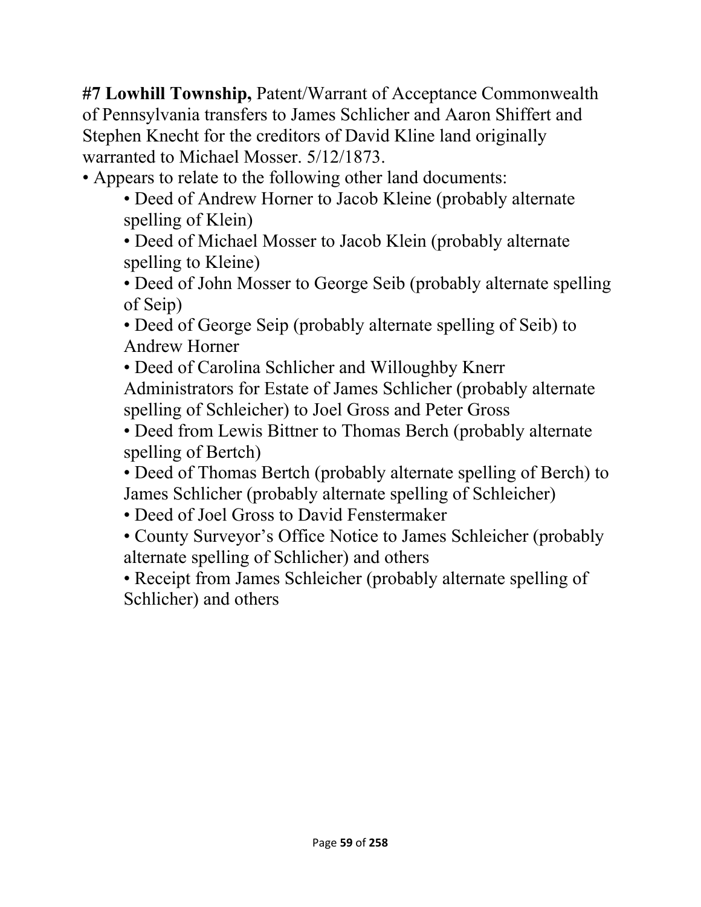**#7 Lowhill Township,** Patent/Warrant of Acceptance Commonwealth of Pennsylvania transfers to James Schlicher and Aaron Shiffert and Stephen Knecht for the creditors of David Kline land originally warranted to Michael Mosser. 5/12/1873.

- Appears to relate to the following other land documents:
  - Deed of Andrew Horner to Jacob Kleine (probably alternate spelling of Klein)
  - Deed of Michael Mosser to Jacob Klein (probably alternate spelling to Kleine)
  - Deed of John Mosser to George Seib (probably alternate spelling of Seip)
  - Deed of George Seip (probably alternate spelling of Seib) to Andrew Horner
  - Deed of Carolina Schlicher and Willoughby Knerr Administrators for Estate of James Schlicher (probably alternate spelling of Schleicher) to Joel Gross and Peter Gross
  - Deed from Lewis Bittner to Thomas Berch (probably alternate spelling of Bertch)
  - Deed of Thomas Bertch (probably alternate spelling of Berch) to James Schlicher (probably alternate spelling of Schleicher)
  - Deed of Joel Gross to David Fenstermaker
  - County Surveyor's Office Notice to James Schleicher (probably alternate spelling of Schlicher) and others
  - Receipt from James Schleicher (probably alternate spelling of Schlicher) and others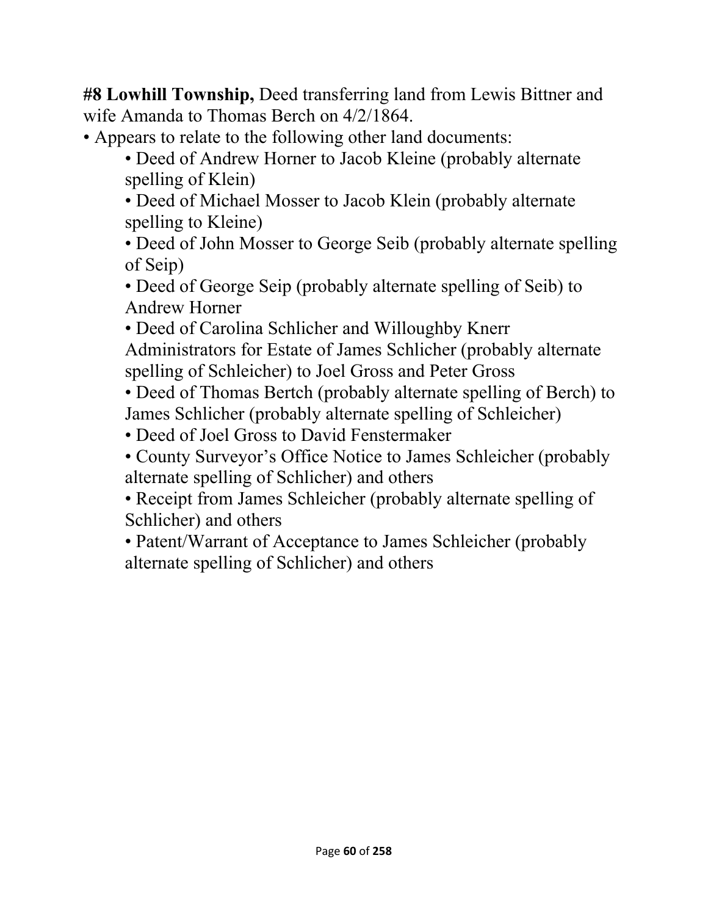**#8 Lowhill Township,** Deed transferring land from Lewis Bittner and wife Amanda to Thomas Berch on 4/2/1864.

- Appears to relate to the following other land documents:
    - Deed of Andrew Horner to Jacob Kleine (probably alternate spelling of Klein)
    - Deed of Michael Mosser to Jacob Klein (probably alternate spelling to Kleine)
    - Deed of John Mosser to George Seib (probably alternate spelling of Seip)
    - Deed of George Seip (probably alternate spelling of Seib) to Andrew Horner
    - Deed of Carolina Schlicher and Willoughby Knerr Administrators for Estate of James Schlicher (probably alternate spelling of Schleicher) to Joel Gross and Peter Gross
    - Deed of Thomas Bertch (probably alternate spelling of Berch) to James Schlicher (probably alternate spelling of Schleicher)
    - Deed of Joel Gross to David Fenstermaker
    - County Surveyor's Office Notice to James Schleicher (probably alternate spelling of Schlicher) and others
    - Receipt from James Schleicher (probably alternate spelling of Schlicher) and others
    - Patent/Warrant of Acceptance to James Schleicher (probably alternate spelling of Schlicher) and others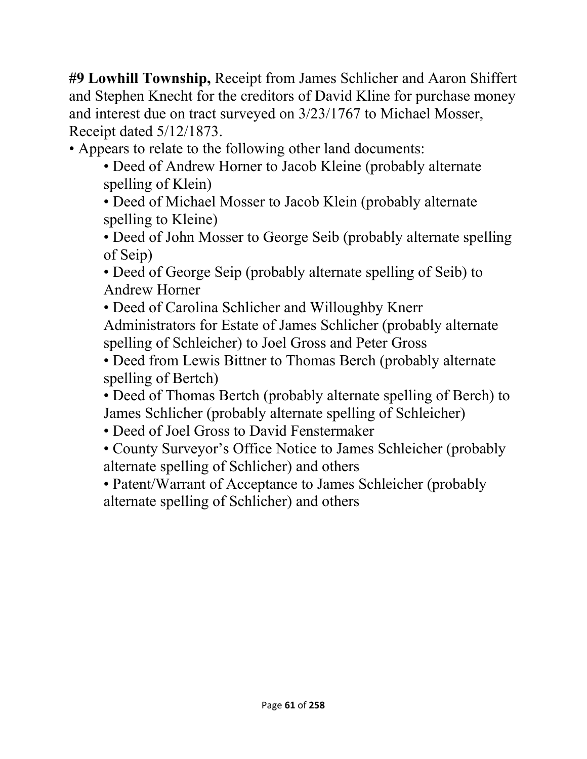**#9 Lowhill Township,** Receipt from James Schlicher and Aaron Shiffert and Stephen Knecht for the creditors of David Kline for purchase money and interest due on tract surveyed on 3/23/1767 to Michael Mosser, Receipt dated 5/12/1873.

- Appears to relate to the following other land documents:
  - Deed of Andrew Horner to Jacob Kleine (probably alternate spelling of Klein)
  - Deed of Michael Mosser to Jacob Klein (probably alternate spelling to Kleine)
  - Deed of John Mosser to George Seib (probably alternate spelling of Seip)
  - Deed of George Seip (probably alternate spelling of Seib) to Andrew Horner
  - Deed of Carolina Schlicher and Willoughby Knerr Administrators for Estate of James Schlicher (probably alternate spelling of Schleicher) to Joel Gross and Peter Gross
  - Deed from Lewis Bittner to Thomas Berch (probably alternate spelling of Bertch)
  - Deed of Thomas Bertch (probably alternate spelling of Berch) to James Schlicher (probably alternate spelling of Schleicher)
  - Deed of Joel Gross to David Fenstermaker
  - County Surveyor's Office Notice to James Schleicher (probably alternate spelling of Schlicher) and others
  - Patent/Warrant of Acceptance to James Schleicher (probably alternate spelling of Schlicher) and others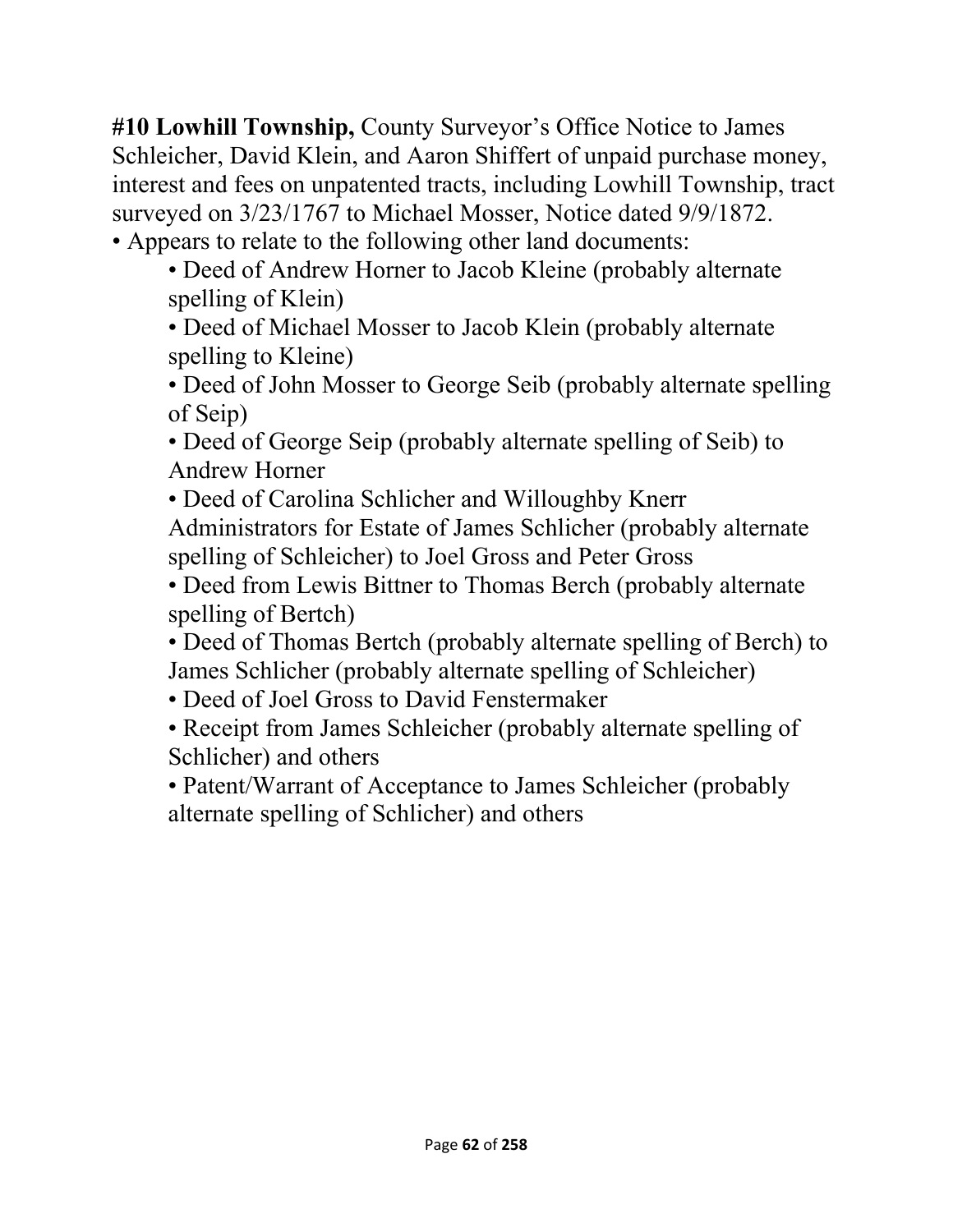**#10 Lowhill Township,** County Surveyor's Office Notice to James Schleicher, David Klein, and Aaron Shiffert of unpaid purchase money, interest and fees on unpatented tracts, including Lowhill Township, tract surveyed on 3/23/1767 to Michael Mosser, Notice dated 9/9/1872.

- Appears to relate to the following other land documents:
  - Deed of Andrew Horner to Jacob Kleine (probably alternate spelling of Klein)
  - Deed of Michael Mosser to Jacob Klein (probably alternate spelling to Kleine)
  - Deed of John Mosser to George Seib (probably alternate spelling of Seip)
  - Deed of George Seip (probably alternate spelling of Seib) to Andrew Horner
  - Deed of Carolina Schlicher and Willoughby Knerr Administrators for Estate of James Schlicher (probably alternate spelling of Schleicher) to Joel Gross and Peter Gross
  - Deed from Lewis Bittner to Thomas Berch (probably alternate spelling of Bertch)
  - Deed of Thomas Bertch (probably alternate spelling of Berch) to James Schlicher (probably alternate spelling of Schleicher)
  - Deed of Joel Gross to David Fenstermaker
  - Receipt from James Schleicher (probably alternate spelling of Schlicher) and others
  - Patent/Warrant of Acceptance to James Schleicher (probably alternate spelling of Schlicher) and others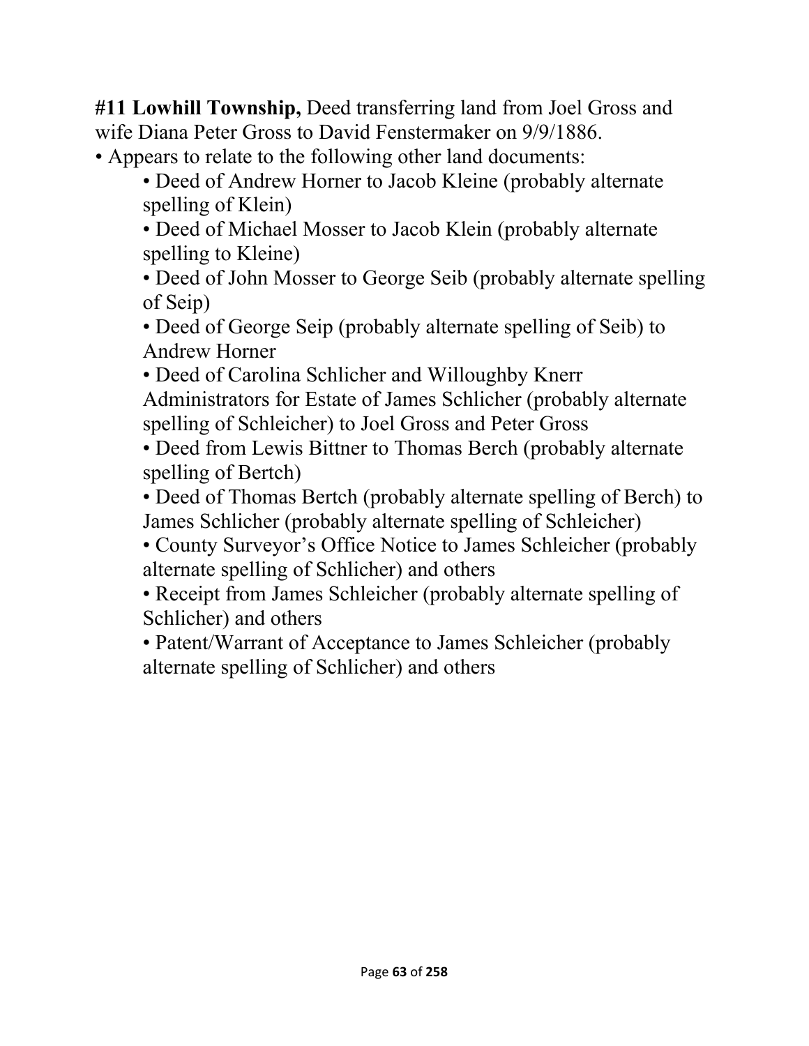**#11 Lowhill Township,** Deed transferring land from Joel Gross and wife Diana Peter Gross to David Fenstermaker on 9/9/1886.

- Appears to relate to the following other land documents:
  - Deed of Andrew Horner to Jacob Kleine (probably alternate spelling of Klein)
  - Deed of Michael Mosser to Jacob Klein (probably alternate spelling to Kleine)
  - Deed of John Mosser to George Seib (probably alternate spelling of Seip)
  - Deed of George Seip (probably alternate spelling of Seib) to Andrew Horner
  - Deed of Carolina Schlicher and Willoughby Knerr Administrators for Estate of James Schlicher (probably alternate spelling of Schleicher) to Joel Gross and Peter Gross
  - Deed from Lewis Bittner to Thomas Berch (probably alternate spelling of Bertch)
  - Deed of Thomas Bertch (probably alternate spelling of Berch) to James Schlicher (probably alternate spelling of Schleicher)
  - County Surveyor's Office Notice to James Schleicher (probably alternate spelling of Schlicher) and others
  - Receipt from James Schleicher (probably alternate spelling of Schlicher) and others
  - Patent/Warrant of Acceptance to James Schleicher (probably alternate spelling of Schlicher) and others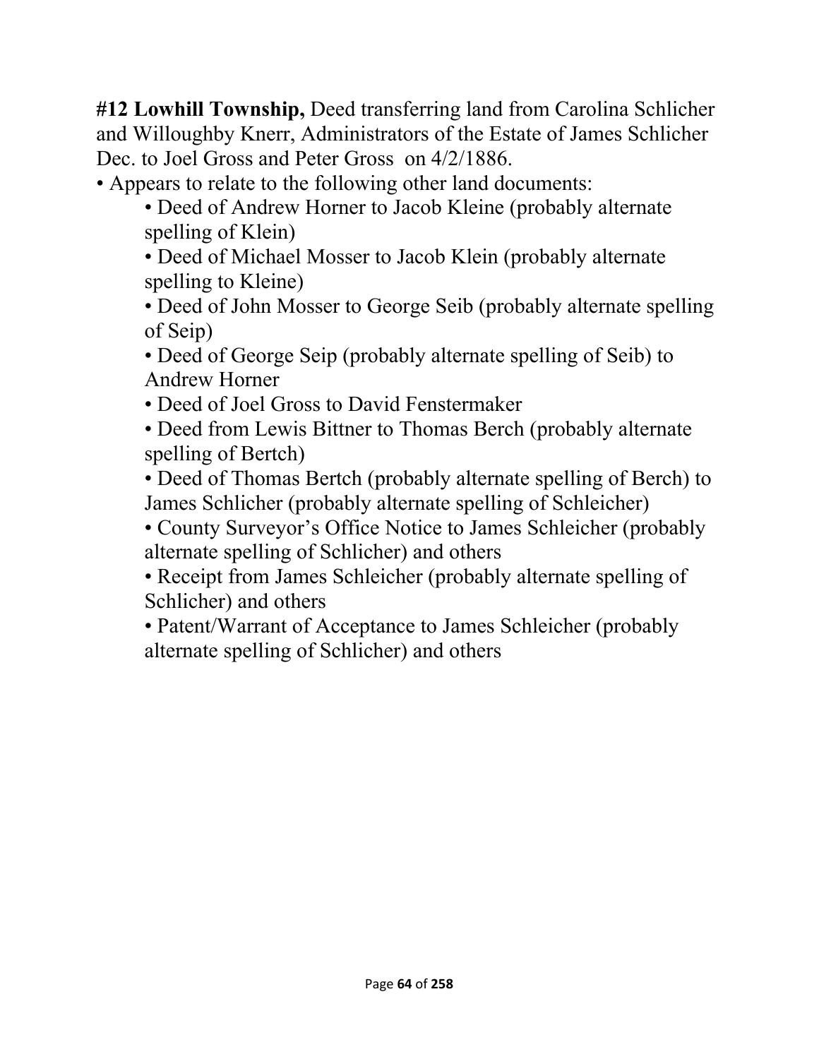**#12 Lowhill Township,** Deed transferring land from Carolina Schlicher and Willoughby Knerr, Administrators of the Estate of James Schlicher Dec. to Joel Gross and Peter Gross on 4/2/1886.

- Appears to relate to the following other land documents:
    - Deed of Andrew Horner to Jacob Kleine (probably alternate spelling of Klein)
    - Deed of Michael Mosser to Jacob Klein (probably alternate spelling to Kleine)
    - Deed of John Mosser to George Seib (probably alternate spelling of Seip)
    - Deed of George Seip (probably alternate spelling of Seib) to Andrew Horner
    - Deed of Joel Gross to David Fenstermaker
    - Deed from Lewis Bittner to Thomas Berch (probably alternate spelling of Bertch)
    - Deed of Thomas Bertch (probably alternate spelling of Berch) to James Schlicher (probably alternate spelling of Schleicher)
    - County Surveyor's Office Notice to James Schleicher (probably alternate spelling of Schlicher) and others
    - Receipt from James Schleicher (probably alternate spelling of Schlicher) and others
    - Patent/Warrant of Acceptance to James Schleicher (probably alternate spelling of Schlicher) and others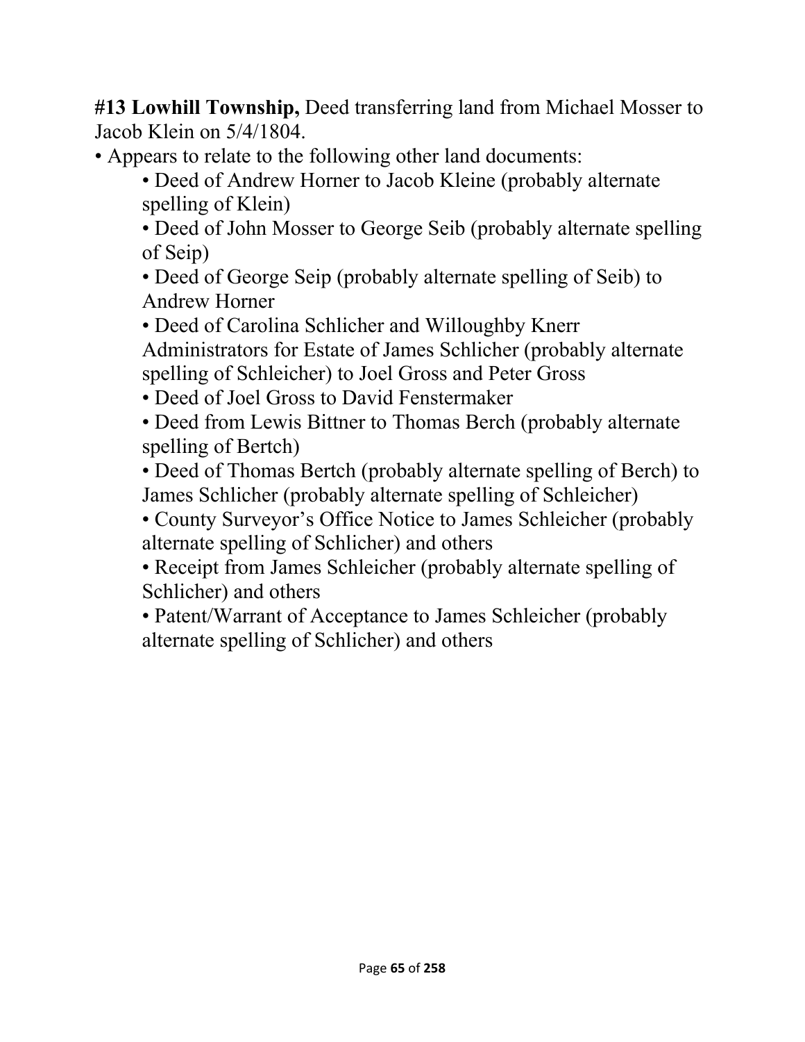**#13 Lowhill Township,** Deed transferring land from Michael Mosser to Jacob Klein on 5/4/1804.

- Appears to relate to the following other land documents:
  - Deed of Andrew Horner to Jacob Kleine (probably alternate spelling of Klein)
  - Deed of John Mosser to George Seib (probably alternate spelling of Seip)
  - Deed of George Seip (probably alternate spelling of Seib) to Andrew Horner
  - Deed of Carolina Schlicher and Willoughby Knerr Administrators for Estate of James Schlicher (probably alternate spelling of Schleicher) to Joel Gross and Peter Gross
  - Deed of Joel Gross to David Fenstermaker
  - Deed from Lewis Bittner to Thomas Berch (probably alternate spelling of Bertch)
  - Deed of Thomas Bertch (probably alternate spelling of Berch) to James Schlicher (probably alternate spelling of Schleicher)
  - County Surveyor's Office Notice to James Schleicher (probably alternate spelling of Schlicher) and others
  - Receipt from James Schleicher (probably alternate spelling of Schlicher) and others
  - Patent/Warrant of Acceptance to James Schleicher (probably alternate spelling of Schlicher) and others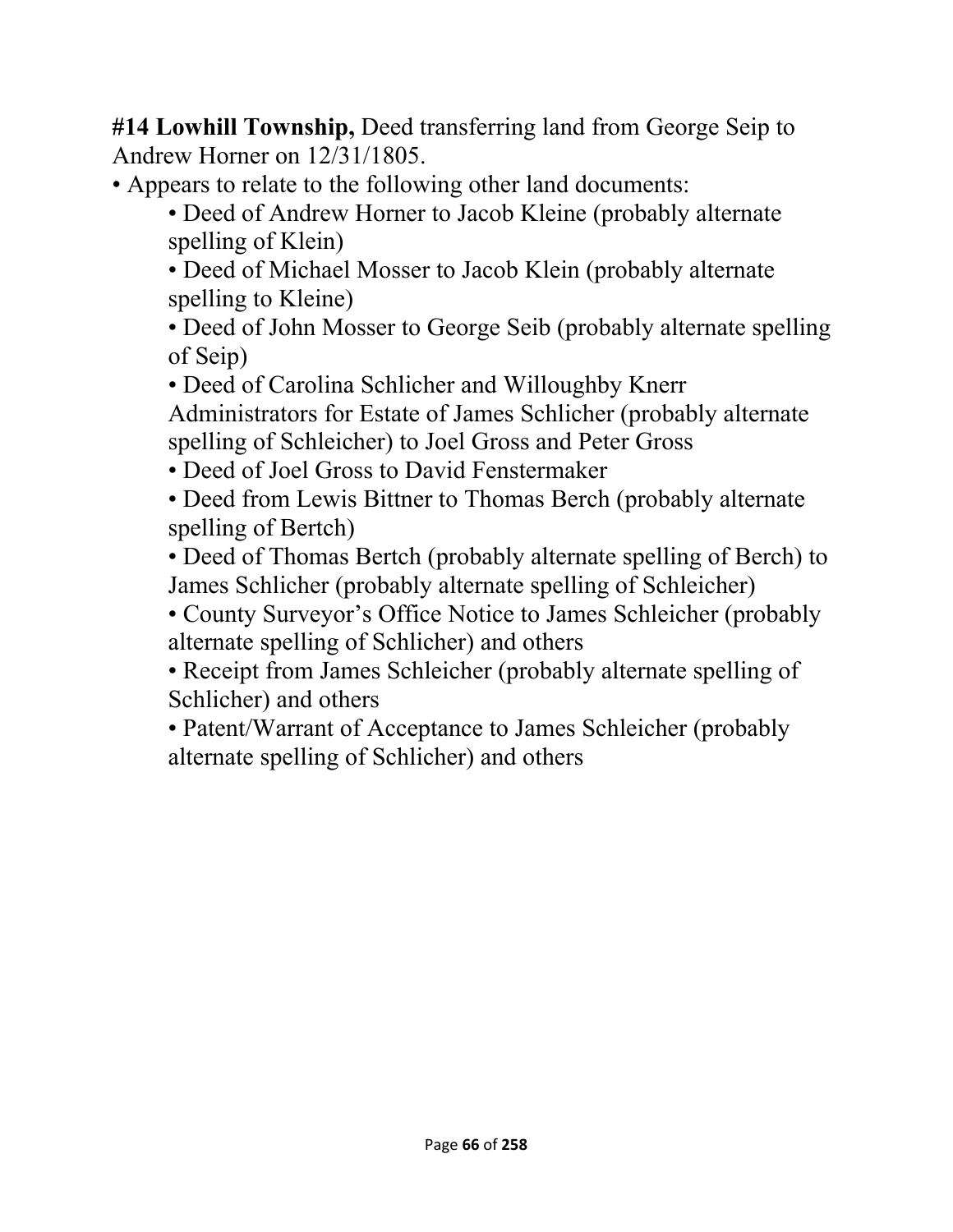**#14 Lowhill Township,** Deed transferring land from George Seip to Andrew Horner on 12/31/1805.

- Appears to relate to the following other land documents:
    - Deed of Andrew Horner to Jacob Kleine (probably alternate spelling of Klein)
    - Deed of Michael Mosser to Jacob Klein (probably alternate spelling to Kleine)
    - Deed of John Mosser to George Seib (probably alternate spelling of Seip)
    - Deed of Carolina Schlicher and Willoughby Knerr Administrators for Estate of James Schlicher (probably alternate spelling of Schleicher) to Joel Gross and Peter Gross
    - Deed of Joel Gross to David Fenstermaker
    - Deed from Lewis Bittner to Thomas Berch (probably alternate spelling of Bertch)
    - Deed of Thomas Bertch (probably alternate spelling of Berch) to James Schlicher (probably alternate spelling of Schleicher)
    - County Surveyor's Office Notice to James Schleicher (probably alternate spelling of Schlicher) and others
    - Receipt from James Schleicher (probably alternate spelling of Schlicher) and others
    - Patent/Warrant of Acceptance to James Schleicher (probably alternate spelling of Schlicher) and others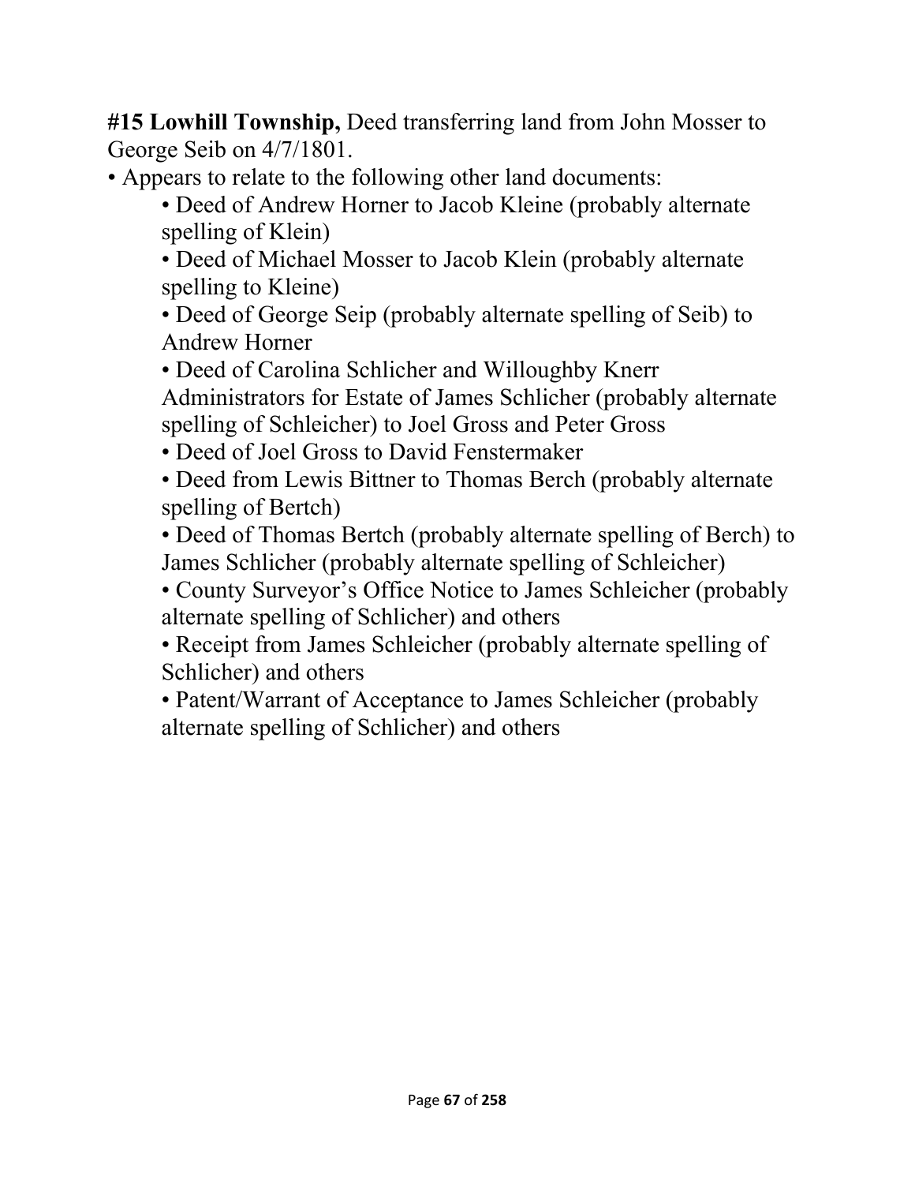**#15 Lowhill Township,** Deed transferring land from John Mosser to George Seib on 4/7/1801.

- Appears to relate to the following other land documents:
  - Deed of Andrew Horner to Jacob Kleine (probably alternate spelling of Klein)
  - Deed of Michael Mosser to Jacob Klein (probably alternate spelling to Kleine)
  - Deed of George Seip (probably alternate spelling of Seib) to Andrew Horner
  - Deed of Carolina Schlicher and Willoughby Knerr Administrators for Estate of James Schlicher (probably alternate spelling of Schleicher) to Joel Gross and Peter Gross
  - Deed of Joel Gross to David Fenstermaker
  - Deed from Lewis Bittner to Thomas Berch (probably alternate spelling of Bertch)
  - Deed of Thomas Bertch (probably alternate spelling of Berch) to James Schlicher (probably alternate spelling of Schleicher)
  - County Surveyor's Office Notice to James Schleicher (probably alternate spelling of Schlicher) and others
  - Receipt from James Schleicher (probably alternate spelling of Schlicher) and others
  - Patent/Warrant of Acceptance to James Schleicher (probably alternate spelling of Schlicher) and others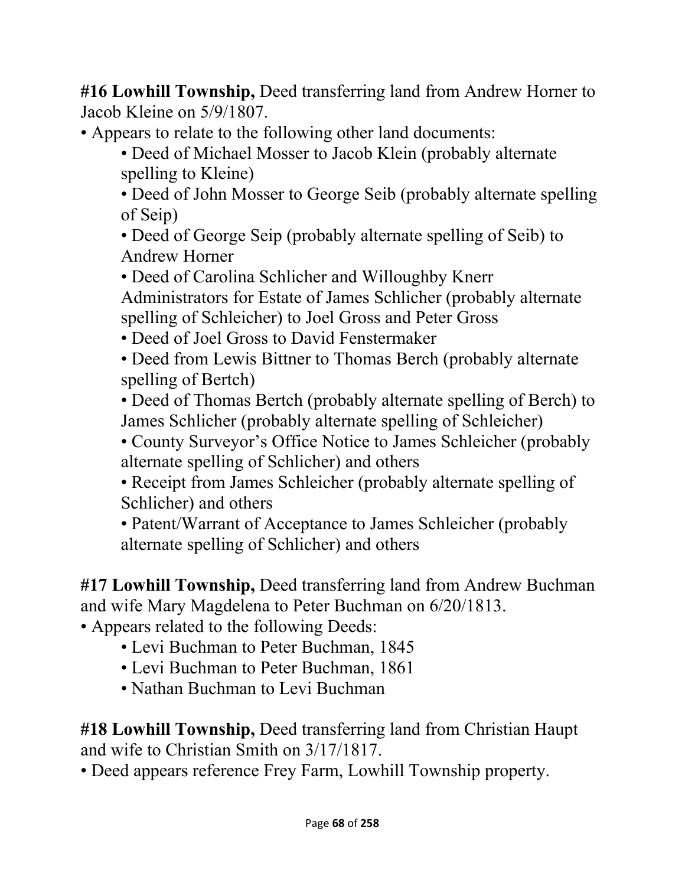**#16 Lowhill Township,** Deed transferring land from Andrew Horner to Jacob Kleine on 5/9/1807.

- Appears to relate to the following other land documents:
    - Deed of Michael Mosser to Jacob Klein (probably alternate spelling to Kleine)
    - Deed of John Mosser to George Seib (probably alternate spelling of Seip)
    - Deed of George Seip (probably alternate spelling of Seib) to Andrew Horner
    - Deed of Carolina Schlicher and Willoughby Knerr Administrators for Estate of James Schlicher (probably alternate spelling of Schleicher) to Joel Gross and Peter Gross
    - Deed of Joel Gross to David Fenstermaker
    - Deed from Lewis Bittner to Thomas Berch (probably alternate spelling of Bertch)
    - Deed of Thomas Bertch (probably alternate spelling of Berch) to James Schlicher (probably alternate spelling of Schleicher)
    - County Surveyor's Office Notice to James Schleicher (probably alternate spelling of Schlicher) and others
    - Receipt from James Schleicher (probably alternate spelling of Schlicher) and others
    - Patent/Warrant of Acceptance to James Schleicher (probably alternate spelling of Schlicher) and others

**#17 Lowhill Township,** Deed transferring land from Andrew Buchman and wife Mary Magdelena to Peter Buchman on 6/20/1813.

- Appears related to the following Deeds:
    - Levi Buchman to Peter Buchman, 1845
    - Levi Buchman to Peter Buchman, 1861
    - Nathan Buchman to Levi Buchman

**#18 Lowhill Township,** Deed transferring land from Christian Haupt and wife to Christian Smith on 3/17/1817.

- Deed appears reference Frey Farm, Lowhill Township property.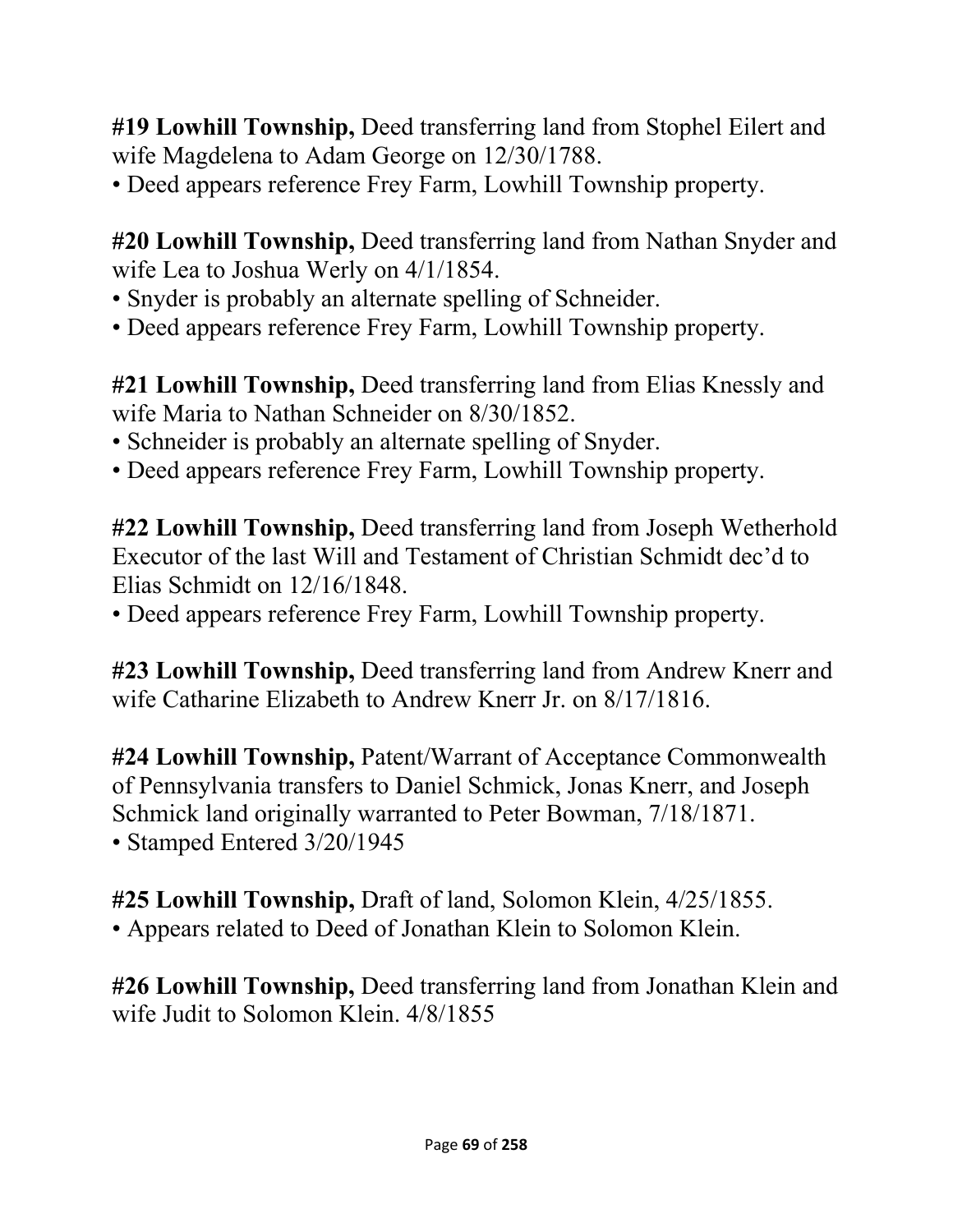**#19 Lowhill Township,** Deed transferring land from Stophel Eilert and wife Magdelena to Adam George on 12/30/1788.

- Deed appears reference Frey Farm, Lowhill Township property.

**#20 Lowhill Township,** Deed transferring land from Nathan Snyder and wife Lea to Joshua Werly on 4/1/1854.

- Snyder is probably an alternate spelling of Schneider.
- Deed appears reference Frey Farm, Lowhill Township property.

**#21 Lowhill Township,** Deed transferring land from Elias Knessly and wife Maria to Nathan Schneider on 8/30/1852.

- Schneider is probably an alternate spelling of Snyder.
- Deed appears reference Frey Farm, Lowhill Township property.

**#22 Lowhill Township,** Deed transferring land from Joseph Wetherhold Executor of the last Will and Testament of Christian Schmidt dec'd to Elias Schmidt on 12/16/1848.

- Deed appears reference Frey Farm, Lowhill Township property.

**#23 Lowhill Township,** Deed transferring land from Andrew Knerr and wife Catharine Elizabeth to Andrew Knerr Jr. on 8/17/1816.

**#24 Lowhill Township,** Patent/Warrant of Acceptance Commonwealth of Pennsylvania transfers to Daniel Schmick, Jonas Knerr, and Joseph Schmick land originally warranted to Peter Bowman, 7/18/1871.

- Stamped Entered 3/20/1945

**#25 Lowhill Township,** Draft of land, Solomon Klein, 4/25/1855.

- Appears related to Deed of Jonathan Klein to Solomon Klein.

**#26 Lowhill Township,** Deed transferring land from Jonathan Klein and wife Judit to Solomon Klein. 4/8/1855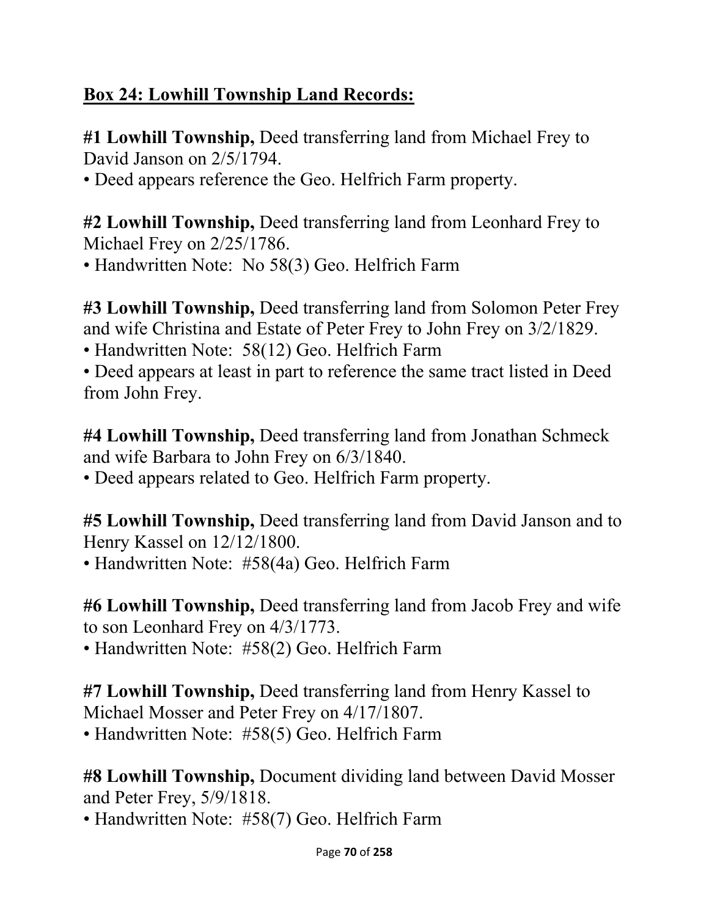## **Box 24: Lowhill Township Land Records:**

**#1 Lowhill Township,** Deed transferring land from Michael Frey to David Janson on 2/5/1794.
• Deed appears reference the Geo. Helfrich Farm property.

**#2 Lowhill Township,** Deed transferring land from Leonhard Frey to Michael Frey on 2/25/1786.
• Handwritten Note: No 58(3) Geo. Helfrich Farm

**#3 Lowhill Township,** Deed transferring land from Solomon Peter Frey and wife Christina and Estate of Peter Frey to John Frey on 3/2/1829.
• Handwritten Note: 58(12) Geo. Helfrich Farm
• Deed appears at least in part to reference the same tract listed in Deed from John Frey.

**#4 Lowhill Township,** Deed transferring land from Jonathan Schmeck and wife Barbara to John Frey on 6/3/1840.
• Deed appears related to Geo. Helfrich Farm property.

**#5 Lowhill Township,** Deed transferring land from David Janson and to Henry Kassel on 12/12/1800.
• Handwritten Note: #58(4a) Geo. Helfrich Farm

**#6 Lowhill Township,** Deed transferring land from Jacob Frey and wife to son Leonhard Frey on 4/3/1773.
• Handwritten Note: #58(2) Geo. Helfrich Farm

**#7 Lowhill Township,** Deed transferring land from Henry Kassel to Michael Mosser and Peter Frey on 4/17/1807.
• Handwritten Note: #58(5) Geo. Helfrich Farm

**#8 Lowhill Township,** Document dividing land between David Mosser and Peter Frey, 5/9/1818.
• Handwritten Note: #58(7) Geo. Helfrich Farm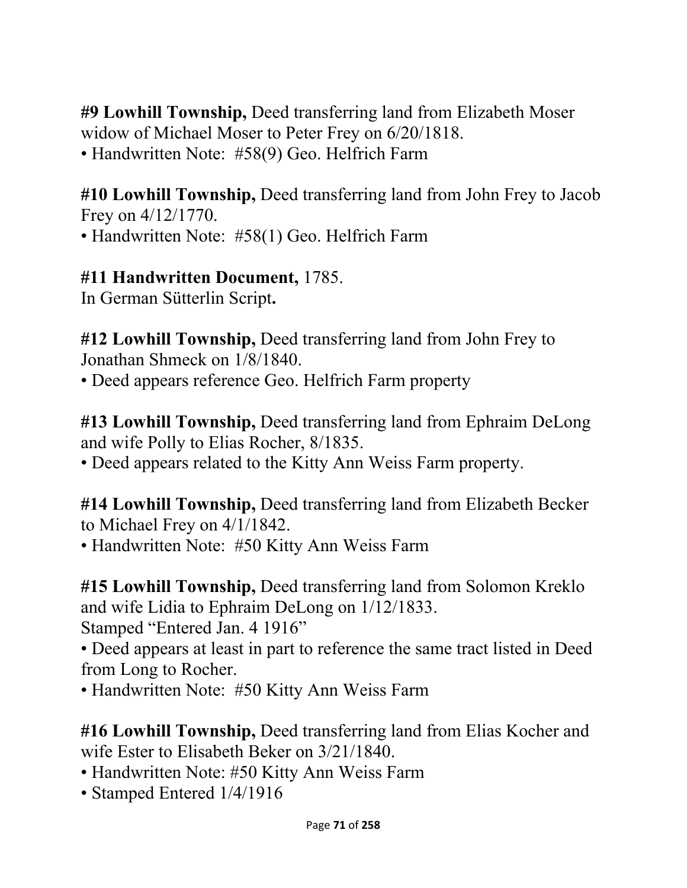**#9 Lowhill Township,** Deed transferring land from Elizabeth Moser widow of Michael Moser to Peter Frey on 6/20/1818.
• Handwritten Note: #58(9) Geo. Helfrich Farm

**#10 Lowhill Township,** Deed transferring land from John Frey to Jacob Frey on 4/12/1770.
• Handwritten Note: #58(1) Geo. Helfrich Farm

**#11 Handwritten Document,** 1785.
In German Sütterlin Script**.**

**#12 Lowhill Township,** Deed transferring land from John Frey to Jonathan Shmeck on 1/8/1840.
• Deed appears reference Geo. Helfrich Farm property

**#13 Lowhill Township,** Deed transferring land from Ephraim DeLong and wife Polly to Elias Rocher, 8/1835.
• Deed appears related to the Kitty Ann Weiss Farm property.

**#14 Lowhill Township,** Deed transferring land from Elizabeth Becker to Michael Frey on 4/1/1842.
• Handwritten Note: #50 Kitty Ann Weiss Farm

**#15 Lowhill Township,** Deed transferring land from Solomon Kreklo and wife Lidia to Ephraim DeLong on 1/12/1833.
Stamped "Entered Jan. 4 1916"
• Deed appears at least in part to reference the same tract listed in Deed from Long to Rocher.
• Handwritten Note: #50 Kitty Ann Weiss Farm

**#16 Lowhill Township,** Deed transferring land from Elias Kocher and wife Ester to Elisabeth Beker on 3/21/1840.
• Handwritten Note: #50 Kitty Ann Weiss Farm
• Stamped Entered 1/4/1916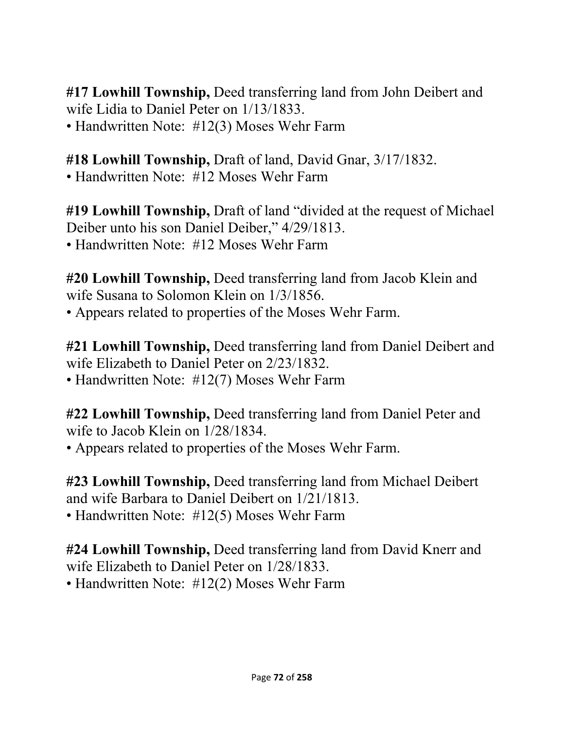**#17 Lowhill Township,** Deed transferring land from John Deibert and wife Lidia to Daniel Peter on 1/13/1833.

- Handwritten Note: #12(3) Moses Wehr Farm

**#18 Lowhill Township,** Draft of land, David Gnar, 3/17/1832.

- Handwritten Note: #12 Moses Wehr Farm

**#19 Lowhill Township,** Draft of land "divided at the request of Michael Deiber unto his son Daniel Deiber," 4/29/1813.

- Handwritten Note: #12 Moses Wehr Farm

**#20 Lowhill Township,** Deed transferring land from Jacob Klein and wife Susana to Solomon Klein on 1/3/1856.

- Appears related to properties of the Moses Wehr Farm.

**#21 Lowhill Township,** Deed transferring land from Daniel Deibert and wife Elizabeth to Daniel Peter on 2/23/1832.

- Handwritten Note: #12(7) Moses Wehr Farm

**#22 Lowhill Township,** Deed transferring land from Daniel Peter and wife to Jacob Klein on 1/28/1834.

- Appears related to properties of the Moses Wehr Farm.

**#23 Lowhill Township,** Deed transferring land from Michael Deibert and wife Barbara to Daniel Deibert on 1/21/1813.

- Handwritten Note: #12(5) Moses Wehr Farm

**#24 Lowhill Township,** Deed transferring land from David Knerr and wife Elizabeth to Daniel Peter on 1/28/1833.

- Handwritten Note: #12(2) Moses Wehr Farm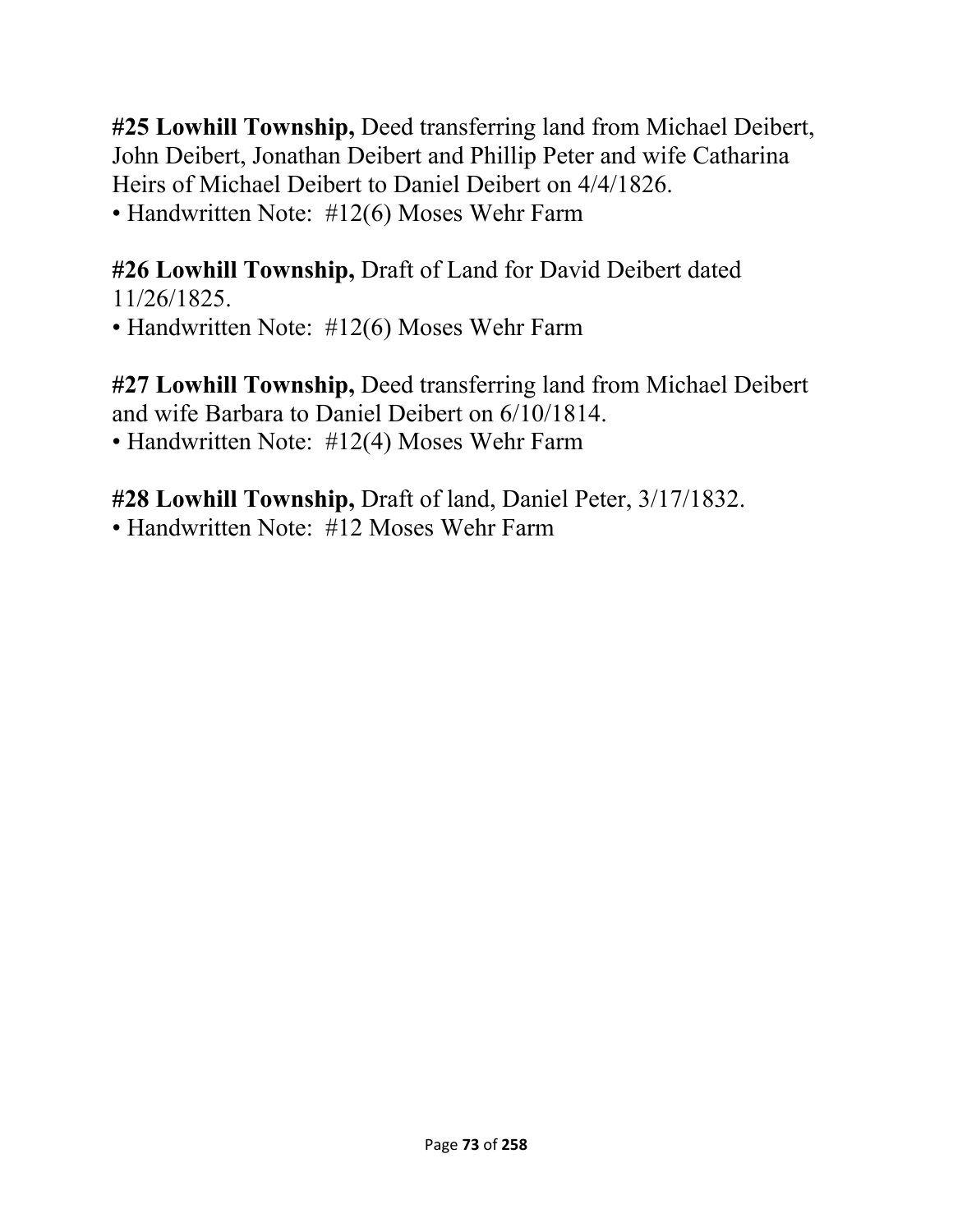**#25 Lowhill Township,** Deed transferring land from Michael Deibert, John Deibert, Jonathan Deibert and Phillip Peter and wife Catharina Heirs of Michael Deibert to Daniel Deibert on 4/4/1826.

- Handwritten Note: #12(6) Moses Wehr Farm

**#26 Lowhill Township,** Draft of Land for David Deibert dated 11/26/1825.

- Handwritten Note: #12(6) Moses Wehr Farm

**#27 Lowhill Township,** Deed transferring land from Michael Deibert and wife Barbara to Daniel Deibert on 6/10/1814.

- Handwritten Note: #12(4) Moses Wehr Farm

**#28 Lowhill Township,** Draft of land, Daniel Peter, 3/17/1832.

- Handwritten Note: #12 Moses Wehr Farm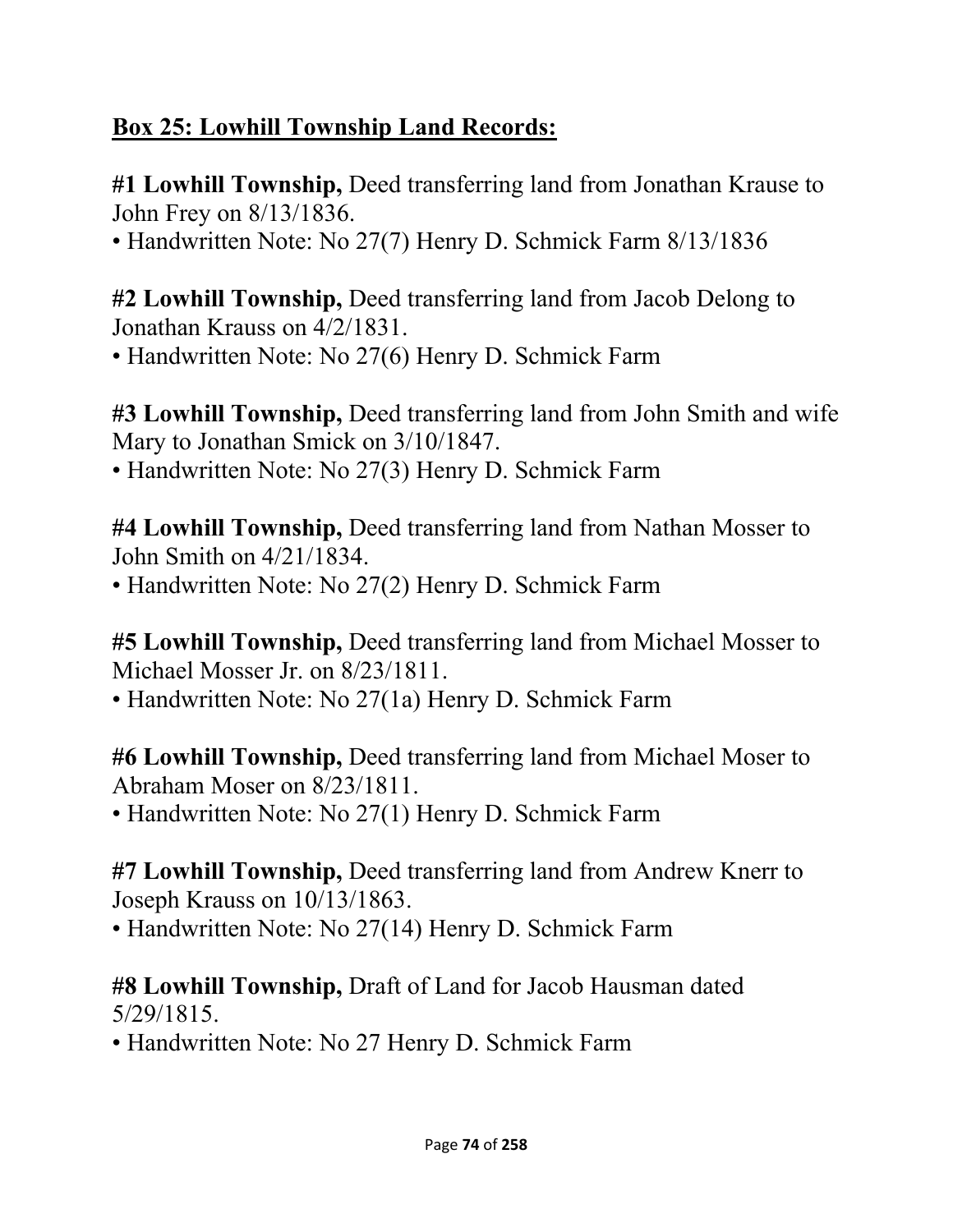## Box 25: Lowhill Township Land Records:

**#1 Lowhill Township,** Deed transferring land from Jonathan Krause to John Frey on 8/13/1836.

- Handwritten Note: No 27(7) Henry D. Schmick Farm 8/13/1836

**#2 Lowhill Township,** Deed transferring land from Jacob Delong to Jonathan Krauss on 4/2/1831.

- Handwritten Note: No 27(6) Henry D. Schmick Farm

**#3 Lowhill Township,** Deed transferring land from John Smith and wife Mary to Jonathan Smick on 3/10/1847.

- Handwritten Note: No 27(3) Henry D. Schmick Farm

**#4 Lowhill Township,** Deed transferring land from Nathan Mosser to John Smith on 4/21/1834.

- Handwritten Note: No 27(2) Henry D. Schmick Farm

**#5 Lowhill Township,** Deed transferring land from Michael Mosser to Michael Mosser Jr. on 8/23/1811.

- Handwritten Note: No 27(1a) Henry D. Schmick Farm

**#6 Lowhill Township,** Deed transferring land from Michael Moser to Abraham Moser on 8/23/1811.

- Handwritten Note: No 27(1) Henry D. Schmick Farm

**#7 Lowhill Township,** Deed transferring land from Andrew Knerr to Joseph Krauss on 10/13/1863.

- Handwritten Note: No 27(14) Henry D. Schmick Farm

**#8 Lowhill Township,** Draft of Land for Jacob Hausman dated 5/29/1815.

- Handwritten Note: No 27 Henry D. Schmick Farm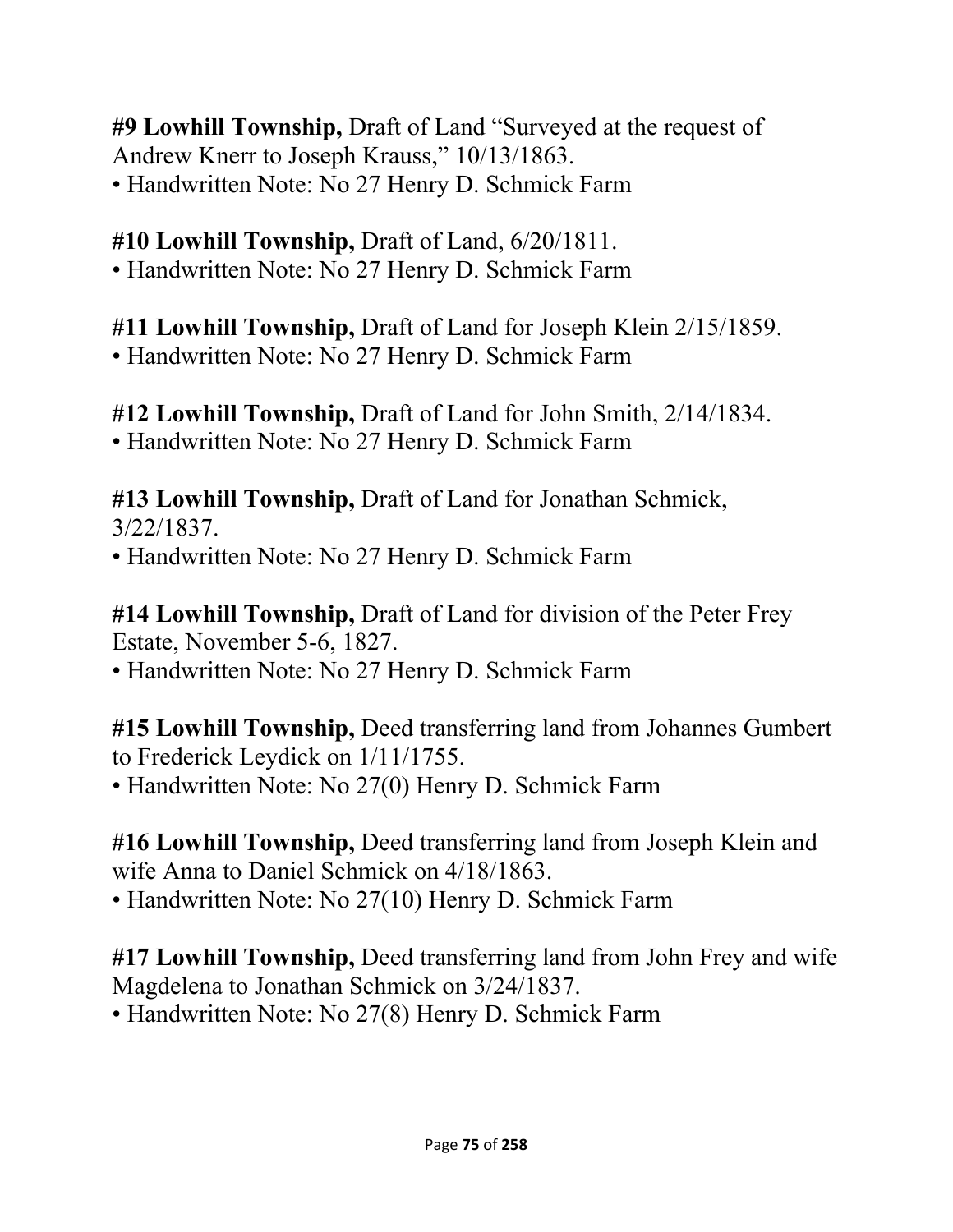**#9 Lowhill Township,** Draft of Land “Surveyed at the request of Andrew Knerr to Joseph Krauss,” 10/13/1863.
• Handwritten Note: No 27 Henry D. Schmick Farm

**#10 Lowhill Township,** Draft of Land, 6/20/1811.
• Handwritten Note: No 27 Henry D. Schmick Farm

**#11 Lowhill Township,** Draft of Land for Joseph Klein 2/15/1859.
• Handwritten Note: No 27 Henry D. Schmick Farm

**#12 Lowhill Township,** Draft of Land for John Smith, 2/14/1834.
• Handwritten Note: No 27 Henry D. Schmick Farm

**#13 Lowhill Township,** Draft of Land for Jonathan Schmick, 3/22/1837.
• Handwritten Note: No 27 Henry D. Schmick Farm

**#14 Lowhill Township,** Draft of Land for division of the Peter Frey Estate, November 5-6, 1827.
• Handwritten Note: No 27 Henry D. Schmick Farm

**#15 Lowhill Township,** Deed transferring land from Johannes Gumbert to Frederick Leydick on 1/11/1755.
• Handwritten Note: No 27(0) Henry D. Schmick Farm

**#16 Lowhill Township,** Deed transferring land from Joseph Klein and wife Anna to Daniel Schmick on 4/18/1863.
• Handwritten Note: No 27(10) Henry D. Schmick Farm

**#17 Lowhill Township,** Deed transferring land from John Frey and wife Magdelena to Jonathan Schmick on 3/24/1837.
• Handwritten Note: No 27(8) Henry D. Schmick Farm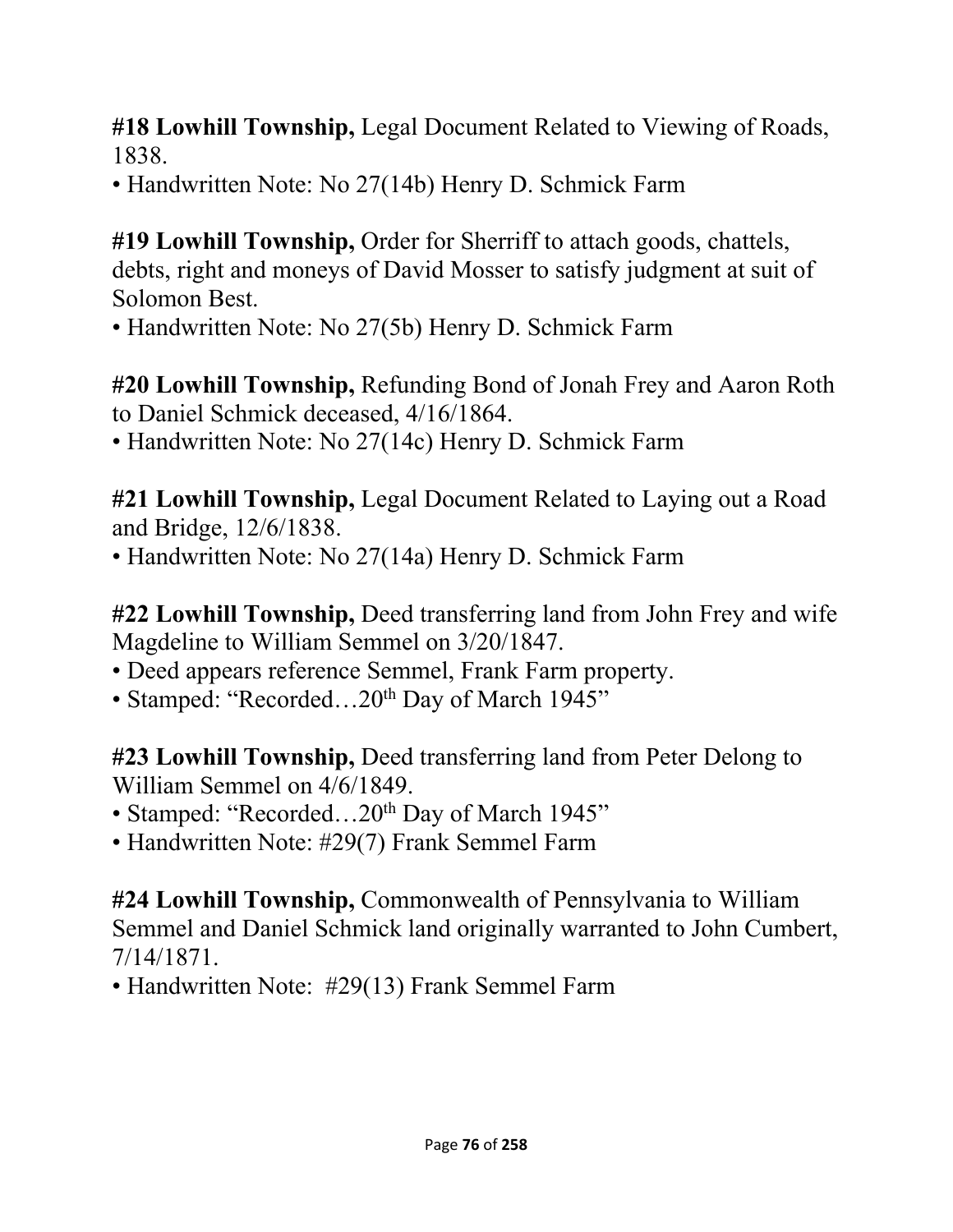**#18 Lowhill Township,** Legal Document Related to Viewing of Roads, 1838.

- Handwritten Note: No 27(14b) Henry D. Schmick Farm

**#19 Lowhill Township,** Order for Sherriff to attach goods, chattels, debts, right and moneys of David Mosser to satisfy judgment at suit of Solomon Best.

- Handwritten Note: No 27(5b) Henry D. Schmick Farm

**#20 Lowhill Township,** Refunding Bond of Jonah Frey and Aaron Roth to Daniel Schmick deceased, 4/16/1864.

- Handwritten Note: No 27(14c) Henry D. Schmick Farm

**#21 Lowhill Township,** Legal Document Related to Laying out a Road and Bridge, 12/6/1838.

- Handwritten Note: No 27(14a) Henry D. Schmick Farm

**#22 Lowhill Township,** Deed transferring land from John Frey and wife Magdeline to William Semmel on 3/20/1847.

- Deed appears reference Semmel, Frank Farm property.
- Stamped: "Recorded…20th Day of March 1945"

**#23 Lowhill Township,** Deed transferring land from Peter Delong to William Semmel on 4/6/1849.

- Stamped: "Recorded…20th Day of March 1945"
- Handwritten Note: #29(7) Frank Semmel Farm

**#24 Lowhill Township,** Commonwealth of Pennsylvania to William Semmel and Daniel Schmick land originally warranted to John Cumbert, 7/14/1871.

- Handwritten Note: #29(13) Frank Semmel Farm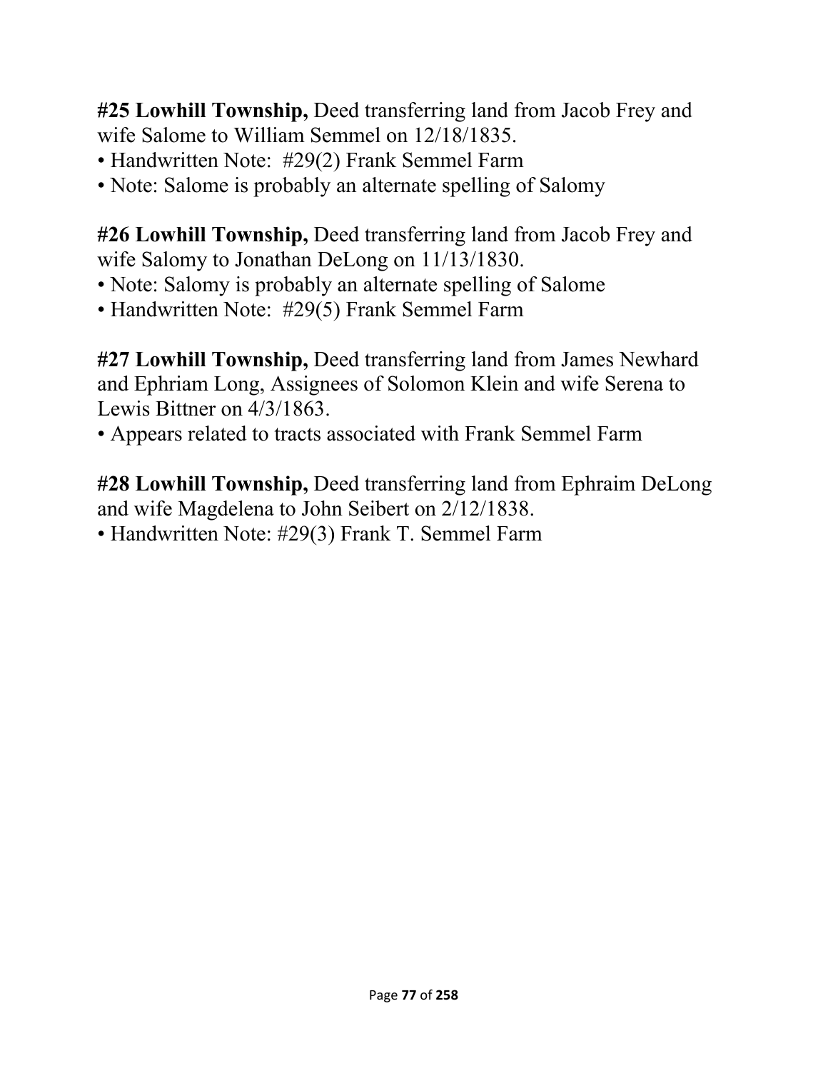**#25 Lowhill Township,** Deed transferring land from Jacob Frey and wife Salome to William Semmel on 12/18/1835.

- Handwritten Note: #29(2) Frank Semmel Farm
- Note: Salome is probably an alternate spelling of Salomy

**#26 Lowhill Township,** Deed transferring land from Jacob Frey and wife Salomy to Jonathan DeLong on 11/13/1830.

- Note: Salomy is probably an alternate spelling of Salome
- Handwritten Note: #29(5) Frank Semmel Farm

**#27 Lowhill Township,** Deed transferring land from James Newhard and Ephriam Long, Assignees of Solomon Klein and wife Serena to Lewis Bittner on 4/3/1863.

- Appears related to tracts associated with Frank Semmel Farm

**#28 Lowhill Township,** Deed transferring land from Ephraim DeLong and wife Magdelena to John Seibert on 2/12/1838.

- Handwritten Note: #29(3) Frank T. Semmel Farm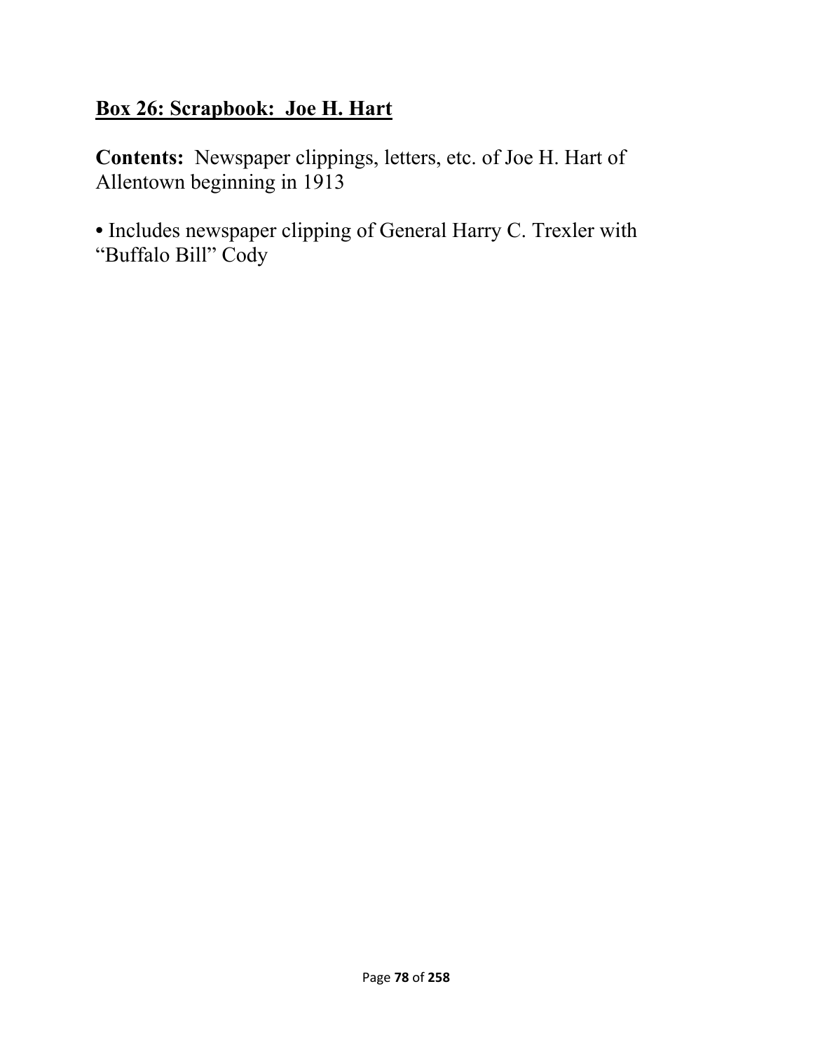## <u>Box 26: Scrapbook:  Joe H. Hart</u>

**Contents:** Newspaper clippings, letters, etc. of Joe H. Hart of Allentown beginning in 1913

• Includes newspaper clipping of General Harry C. Trexler with "Buffalo Bill" Cody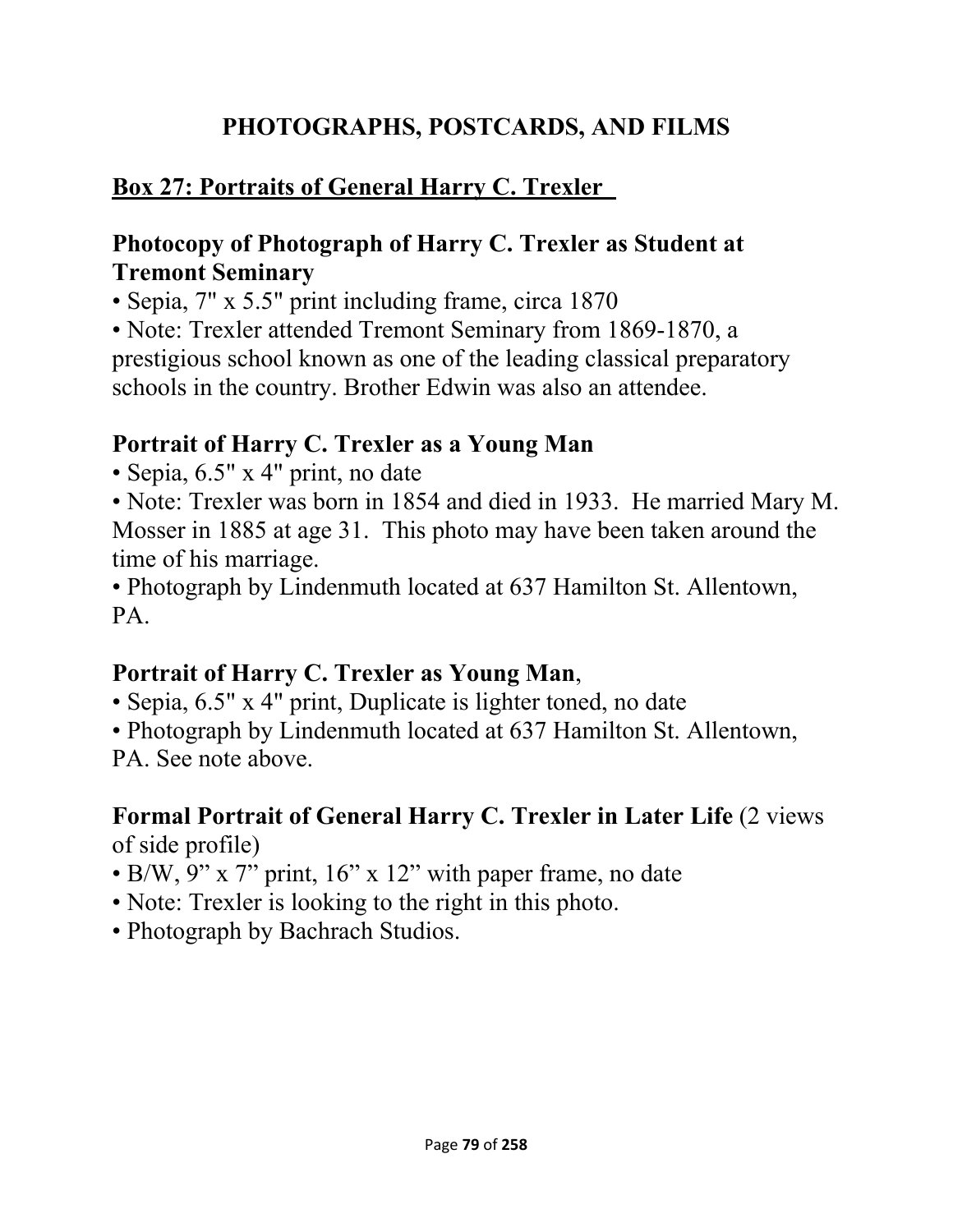# PHOTOGRAPHS, POSTCARDS, AND FILMS

## Box 27: Portraits of General Harry C. Trexler

### Photocopy of Photograph of Harry C. Trexler as Student at Tremont Seminary

- Sepia, 7" x 5.5" print including frame, circa 1870
- Note: Trexler attended Tremont Seminary from 1869-1870, a prestigious school known as one of the leading classical preparatory schools in the country. Brother Edwin was also an attendee.

### Portrait of Harry C. Trexler as a Young Man

- Sepia, 6.5" x 4" print, no date
- Note: Trexler was born in 1854 and died in 1933. He married Mary M. Mosser in 1885 at age 31. This photo may have been taken around the time of his marriage.
- Photograph by Lindenmuth located at 637 Hamilton St. Allentown, PA.

### Portrait of Harry C. Trexler as Young Man,

- Sepia, 6.5" x 4" print, Duplicate is lighter toned, no date
- Photograph by Lindenmuth located at 637 Hamilton St. Allentown, PA. See note above.

### Formal Portrait of General Harry C. Trexler in Later Life (2 views of side profile)

- B/W, 9" x 7" print, 16" x 12" with paper frame, no date
- Note: Trexler is looking to the right in this photo.
- Photograph by Bachrach Studios.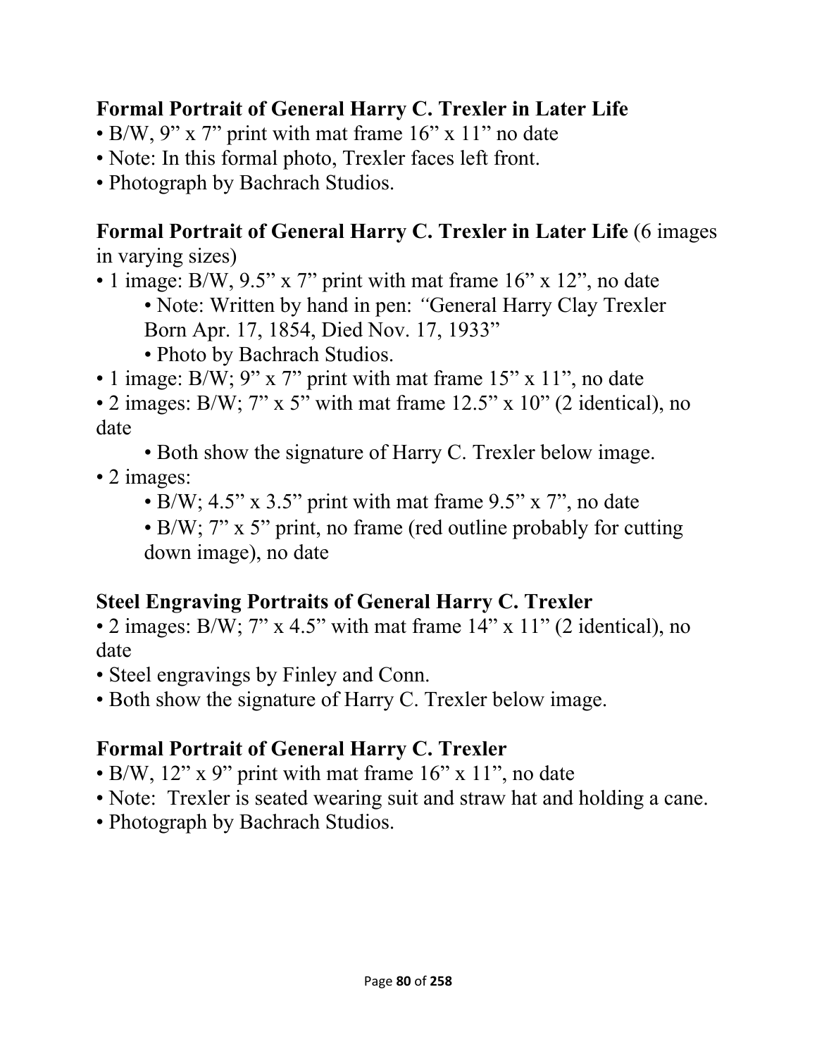**Formal Portrait of General Harry C. Trexler in Later Life**

- B/W, 9” x 7” print with mat frame 16” x 11” no date
- Note: In this formal photo, Trexler faces left front.
- Photograph by Bachrach Studios.

**Formal Portrait of General Harry C. Trexler in Later Life** (6 images in varying sizes)

- 1 image: B/W, 9.5” x 7” print with mat frame 16” x 12”, no date
    - Note: Written by hand in pen: *“*General Harry Clay Trexler Born Apr. 17, 1854, Died Nov. 17, 1933”
    - Photo by Bachrach Studios.
- 1 image: B/W; 9” x 7” print with mat frame 15” x 11”, no date
- 2 images: B/W; 7” x 5” with mat frame 12.5” x 10” (2 identical), no date
    - Both show the signature of Harry C. Trexler below image.
- 2 images:
    - B/W; 4.5” x 3.5” print with mat frame 9.5” x 7”, no date
    - B/W; 7” x 5” print, no frame (red outline probably for cutting down image), no date

**Steel Engraving Portraits of General Harry C. Trexler**

- 2 images: B/W; 7” x 4.5” with mat frame 14” x 11” (2 identical), no date
- Steel engravings by Finley and Conn.
- Both show the signature of Harry C. Trexler below image.

**Formal Portrait of General Harry C. Trexler**

- B/W, 12” x 9” print with mat frame 16” x 11”, no date
- Note: Trexler is seated wearing suit and straw hat and holding a cane.
- Photograph by Bachrach Studios.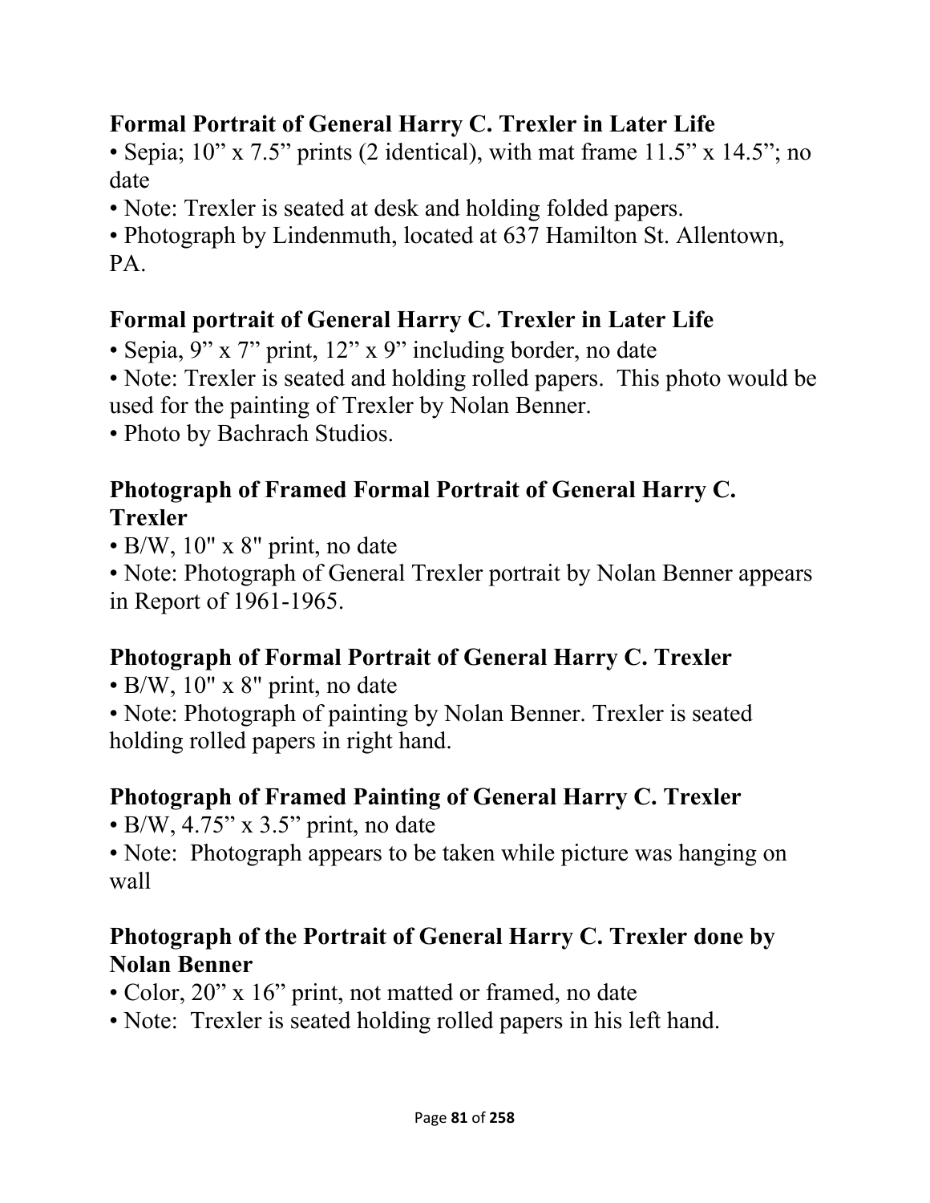**Formal Portrait of General Harry C. Trexler in Later Life**

- Sepia; 10” x 7.5” prints (2 identical), with mat frame 11.5” x 14.5”; no date
- Note: Trexler is seated at desk and holding folded papers.
- Photograph by Lindenmuth, located at 637 Hamilton St. Allentown, PA.

**Formal portrait of General Harry C. Trexler in Later Life**

- Sepia, 9” x 7” print, 12” x 9” including border, no date
- Note: Trexler is seated and holding rolled papers. This photo would be used for the painting of Trexler by Nolan Benner.
- Photo by Bachrach Studios.

**Photograph of Framed Formal Portrait of General Harry C. Trexler**

- B/W, 10" x 8" print, no date
- Note: Photograph of General Trexler portrait by Nolan Benner appears in Report of 1961-1965.

**Photograph of Formal Portrait of General Harry C. Trexler**

- B/W, 10" x 8" print, no date
- Note: Photograph of painting by Nolan Benner. Trexler is seated holding rolled papers in right hand.

**Photograph of Framed Painting of General Harry C. Trexler**

- B/W, 4.75” x 3.5” print, no date
- Note: Photograph appears to be taken while picture was hanging on wall

**Photograph of the Portrait of General Harry C. Trexler done by Nolan Benner**

- Color, 20” x 16” print, not matted or framed, no date
- Note: Trexler is seated holding rolled papers in his left hand.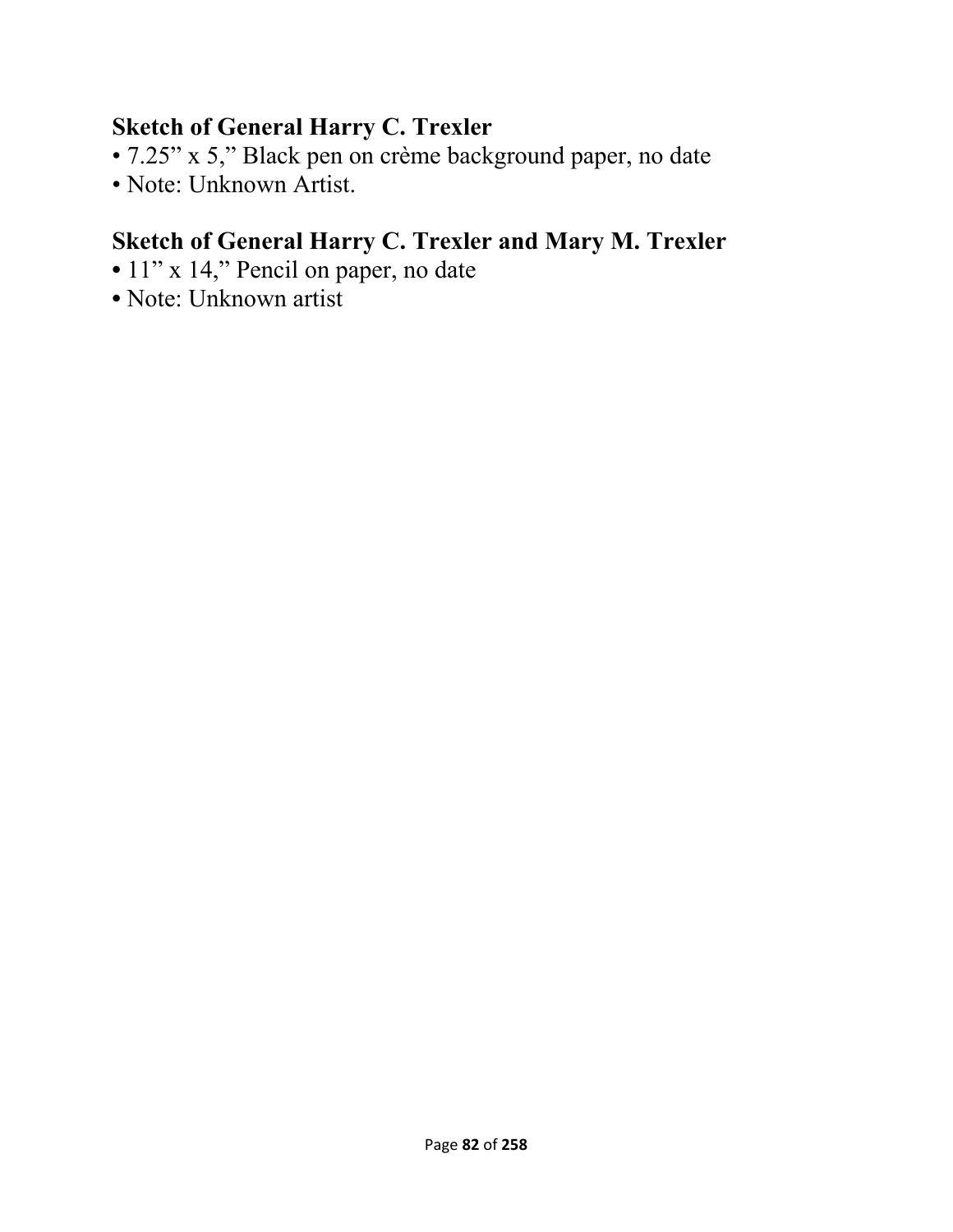**Sketch of General Harry C. Trexler**

- 7.25" x 5," Black pen on crème background paper, no date
- Note: Unknown Artist.

**Sketch of General Harry C. Trexler and Mary M. Trexler**

- 11" x 14," Pencil on paper, no date
- Note: Unknown artist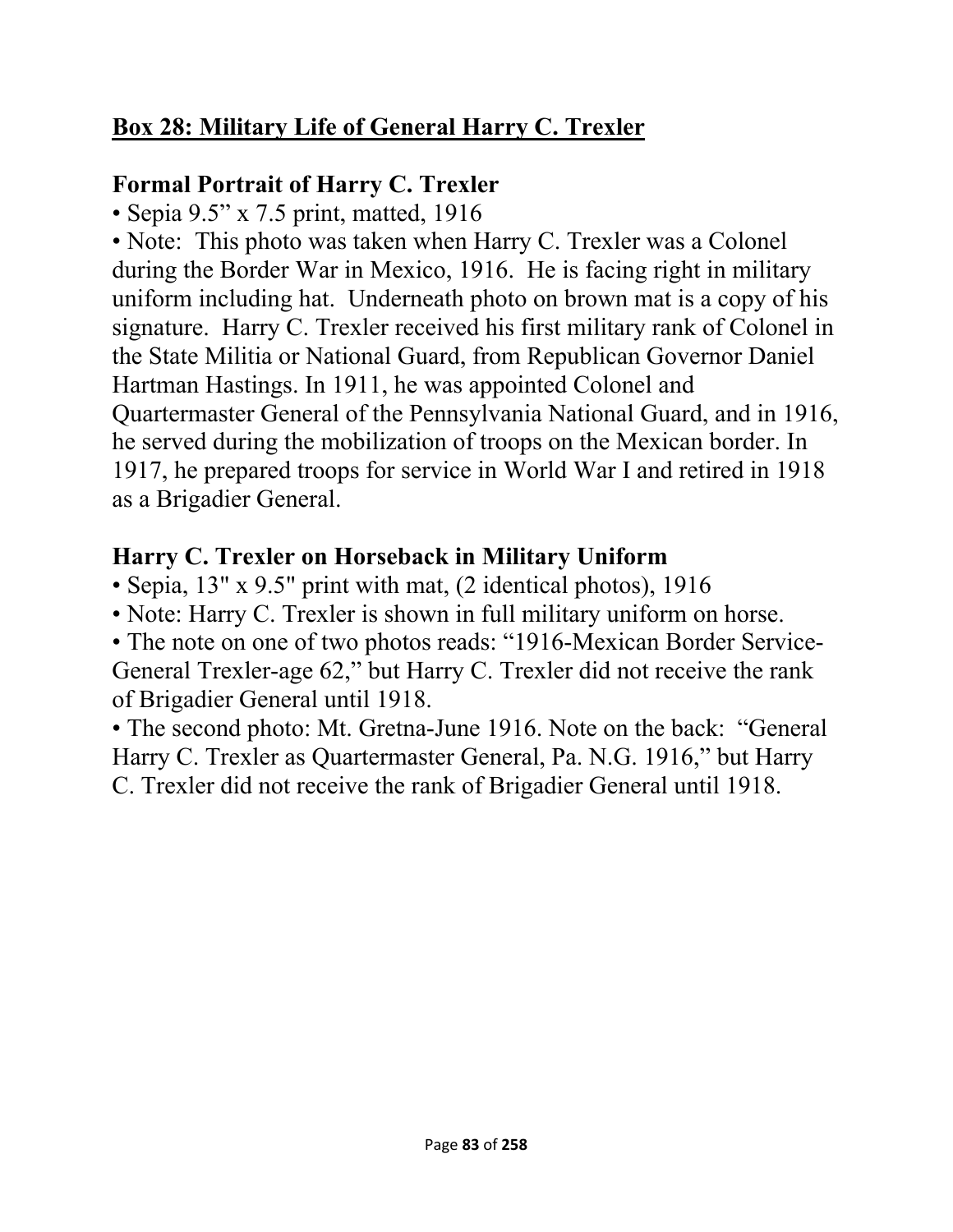## **Box 28: Military Life of General Harry C. Trexler**

### Formal Portrait of Harry C. Trexler

• Sepia 9.5" x 7.5 print, matted, 1916

• Note: This photo was taken when Harry C. Trexler was a Colonel during the Border War in Mexico, 1916. He is facing right in military uniform including hat. Underneath photo on brown mat is a copy of his signature. Harry C. Trexler received his first military rank of Colonel in the State Militia or National Guard, from Republican Governor Daniel Hartman Hastings. In 1911, he was appointed Colonel and Quartermaster General of the Pennsylvania National Guard, and in 1916, he served during the mobilization of troops on the Mexican border. In 1917, he prepared troops for service in World War I and retired in 1918 as a Brigadier General.

### Harry C. Trexler on Horseback in Military Uniform

• Sepia, 13" x 9.5" print with mat, (2 identical photos), 1916

• Note: Harry C. Trexler is shown in full military uniform on horse.

• The note on one of two photos reads: "1916-Mexican Border Service-General Trexler-age 62," but Harry C. Trexler did not receive the rank of Brigadier General until 1918.

• The second photo: Mt. Gretna-June 1916. Note on the back: "General Harry C. Trexler as Quartermaster General, Pa. N.G. 1916," but Harry C. Trexler did not receive the rank of Brigadier General until 1918.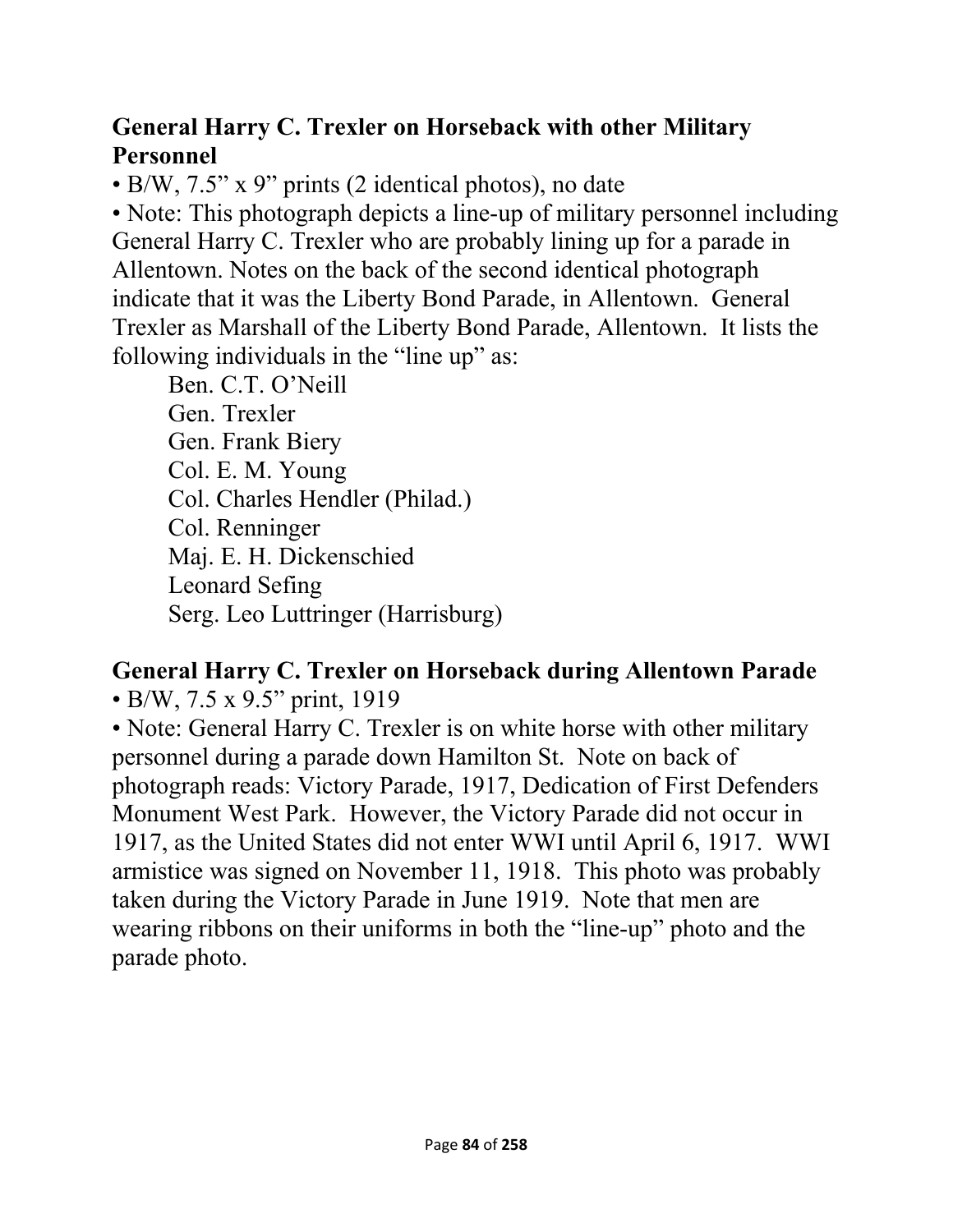## General Harry C. Trexler on Horseback with other Military Personnel

- B/W, 7.5" x 9" prints (2 identical photos), no date
- Note: This photograph depicts a line-up of military personnel including General Harry C. Trexler who are probably lining up for a parade in Allentown. Notes on the back of the second identical photograph indicate that it was the Liberty Bond Parade, in Allentown. General Trexler as Marshall of the Liberty Bond Parade, Allentown. It lists the following individuals in the "line up" as:

    Ben. C.T. O'Neill
    Gen. Trexler
    Gen. Frank Biery
    Col. E. M. Young
    Col. Charles Hendler (Philad.)
    Col. Renninger
    Maj. E. H. Dickenschied
    Leonard Sefing
    Serg. Leo Luttringer (Harrisburg)

## General Harry C. Trexler on Horseback during Allentown Parade

- B/W, 7.5 x 9.5" print, 1919
- Note: General Harry C. Trexler is on white horse with other military personnel during a parade down Hamilton St. Note on back of photograph reads: Victory Parade, 1917, Dedication of First Defenders Monument West Park. However, the Victory Parade did not occur in 1917, as the United States did not enter WWI until April 6, 1917. WWI armistice was signed on November 11, 1918. This photo was probably taken during the Victory Parade in June 1919. Note that men are wearing ribbons on their uniforms in both the "line-up" photo and the parade photo.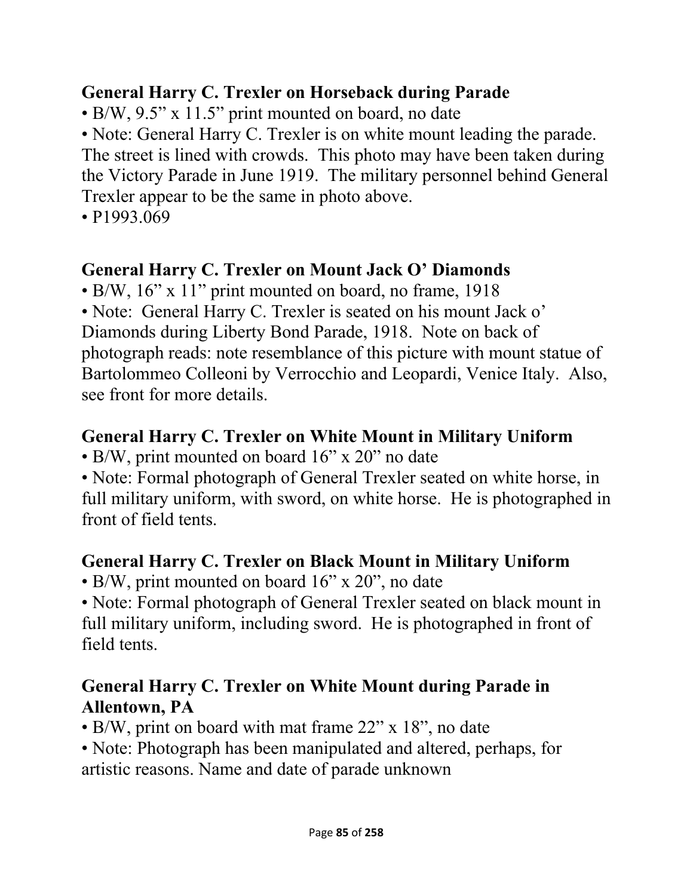**General Harry C. Trexler on Horseback during Parade**

- B/W, 9.5" x 11.5" print mounted on board, no date
- Note: General Harry C. Trexler is on white mount leading the parade. The street is lined with crowds. This photo may have been taken during the Victory Parade in June 1919. The military personnel behind General Trexler appear to be the same in photo above.
- P1993.069

**General Harry C. Trexler on Mount Jack O' Diamonds**

- B/W, 16" x 11" print mounted on board, no frame, 1918
- Note: General Harry C. Trexler is seated on his mount Jack o' Diamonds during Liberty Bond Parade, 1918. Note on back of photograph reads: note resemblance of this picture with mount statue of Bartolommeo Colleoni by Verrocchio and Leopardi, Venice Italy. Also, see front for more details.

**General Harry C. Trexler on White Mount in Military Uniform**

- B/W, print mounted on board 16" x 20" no date
- Note: Formal photograph of General Trexler seated on white horse, in full military uniform, with sword, on white horse. He is photographed in front of field tents.

**General Harry C. Trexler on Black Mount in Military Uniform**

- B/W, print mounted on board 16" x 20", no date
- Note: Formal photograph of General Trexler seated on black mount in full military uniform, including sword. He is photographed in front of field tents.

**General Harry C. Trexler on White Mount during Parade in Allentown, PA**

- B/W, print on board with mat frame 22" x 18", no date
- Note: Photograph has been manipulated and altered, perhaps, for artistic reasons. Name and date of parade unknown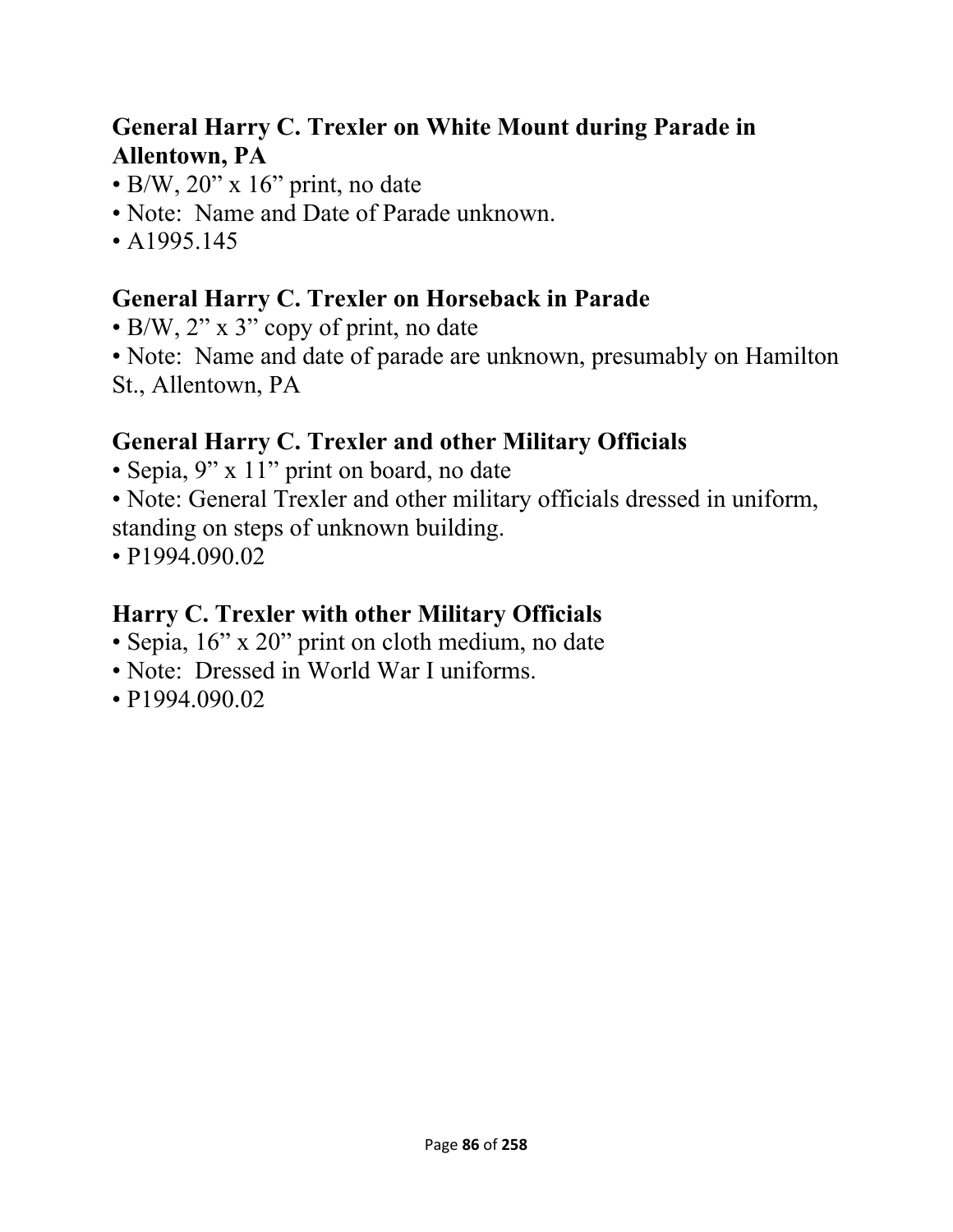### General Harry C. Trexler on White Mount during Parade in Allentown, PA

- B/W, 20" x 16" print, no date
- Note: Name and Date of Parade unknown.
- A1995.145

### General Harry C. Trexler on Horseback in Parade

- B/W, 2" x 3" copy of print, no date
- Note: Name and date of parade are unknown, presumably on Hamilton St., Allentown, PA

### General Harry C. Trexler and other Military Officials

- Sepia, 9" x 11" print on board, no date
- Note: General Trexler and other military officials dressed in uniform, standing on steps of unknown building.
- P1994.090.02

### Harry C. Trexler with other Military Officials

- Sepia, 16" x 20" print on cloth medium, no date
- Note: Dressed in World War I uniforms.
- P1994.090.02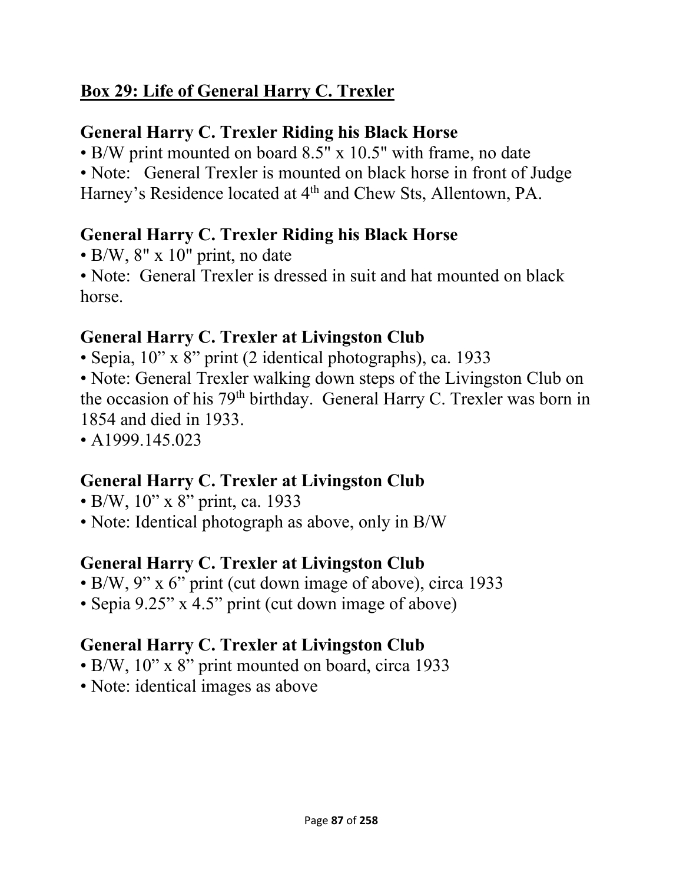## Box 29: Life of General Harry C. Trexler

### General Harry C. Trexler Riding his Black Horse

- B/W print mounted on board 8.5" x 10.5" with frame, no date
- Note: General Trexler is mounted on black horse in front of Judge Harney's Residence located at 4th and Chew Sts, Allentown, PA.

### General Harry C. Trexler Riding his Black Horse

- B/W, 8" x 10" print, no date
- Note: General Trexler is dressed in suit and hat mounted on black horse.

### General Harry C. Trexler at Livingston Club

- Sepia, 10" x 8" print (2 identical photographs), ca. 1933
- Note: General Trexler walking down steps of the Livingston Club on the occasion of his 79th birthday. General Harry C. Trexler was born in 1854 and died in 1933.
- A1999.145.023

### General Harry C. Trexler at Livingston Club

- B/W, 10" x 8" print, ca. 1933
- Note: Identical photograph as above, only in B/W

### General Harry C. Trexler at Livingston Club

- B/W, 9" x 6" print (cut down image of above), circa 1933
- Sepia 9.25" x 4.5" print (cut down image of above)

### General Harry C. Trexler at Livingston Club

- B/W, 10" x 8" print mounted on board, circa 1933
- Note: identical images as above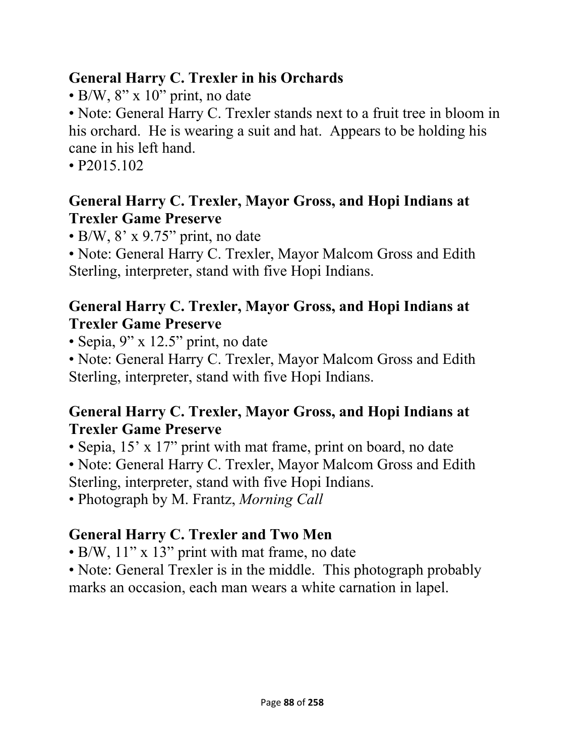## General Harry C. Trexler in his Orchards

- B/W, 8" x 10" print, no date
- Note: General Harry C. Trexler stands next to a fruit tree in bloom in his orchard. He is wearing a suit and hat. Appears to be holding his cane in his left hand.
- P2015.102

## General Harry C. Trexler, Mayor Gross, and Hopi Indians at Trexler Game Preserve

- B/W, 8' x 9.75" print, no date
- Note: General Harry C. Trexler, Mayor Malcom Gross and Edith Sterling, interpreter, stand with five Hopi Indians.

## General Harry C. Trexler, Mayor Gross, and Hopi Indians at Trexler Game Preserve

- Sepia, 9" x 12.5" print, no date
- Note: General Harry C. Trexler, Mayor Malcom Gross and Edith Sterling, interpreter, stand with five Hopi Indians.

## General Harry C. Trexler, Mayor Gross, and Hopi Indians at Trexler Game Preserve

- Sepia, 15' x 17" print with mat frame, print on board, no date
- Note: General Harry C. Trexler, Mayor Malcom Gross and Edith Sterling, interpreter, stand with five Hopi Indians.
- Photograph by M. Frantz, *Morning Call*

## General Harry C. Trexler and Two Men

- B/W, 11" x 13" print with mat frame, no date
- Note: General Trexler is in the middle. This photograph probably marks an occasion, each man wears a white carnation in lapel.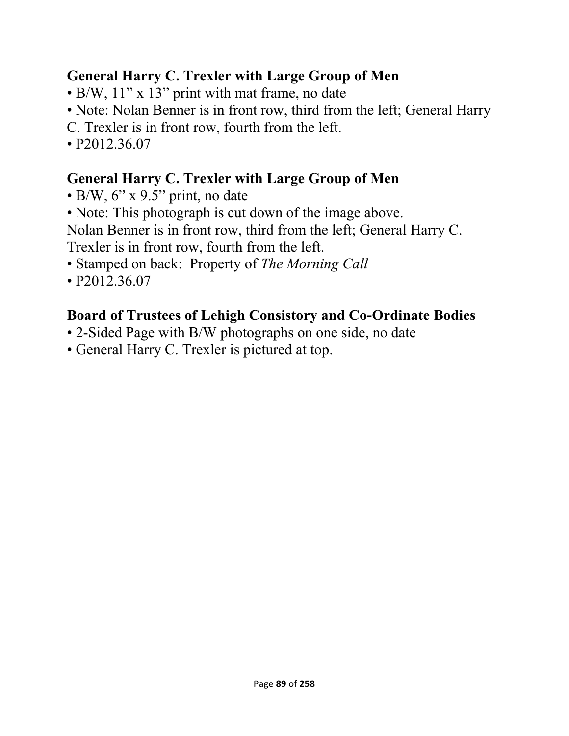**General Harry C. Trexler with Large Group of Men**

- B/W, 11” x 13” print with mat frame, no date
- Note: Nolan Benner is in front row, third from the left; General Harry C. Trexler is in front row, fourth from the left.
- P2012.36.07

**General Harry C. Trexler with Large Group of Men**

- B/W, 6” x 9.5” print, no date
- Note: This photograph is cut down of the image above. Nolan Benner is in front row, third from the left; General Harry C. Trexler is in front row, fourth from the left.
- Stamped on back: Property of *The Morning Call*
- P2012.36.07

**Board of Trustees of Lehigh Consistory and Co-Ordinate Bodies**

- 2-Sided Page with B/W photographs on one side, no date
- General Harry C. Trexler is pictured at top.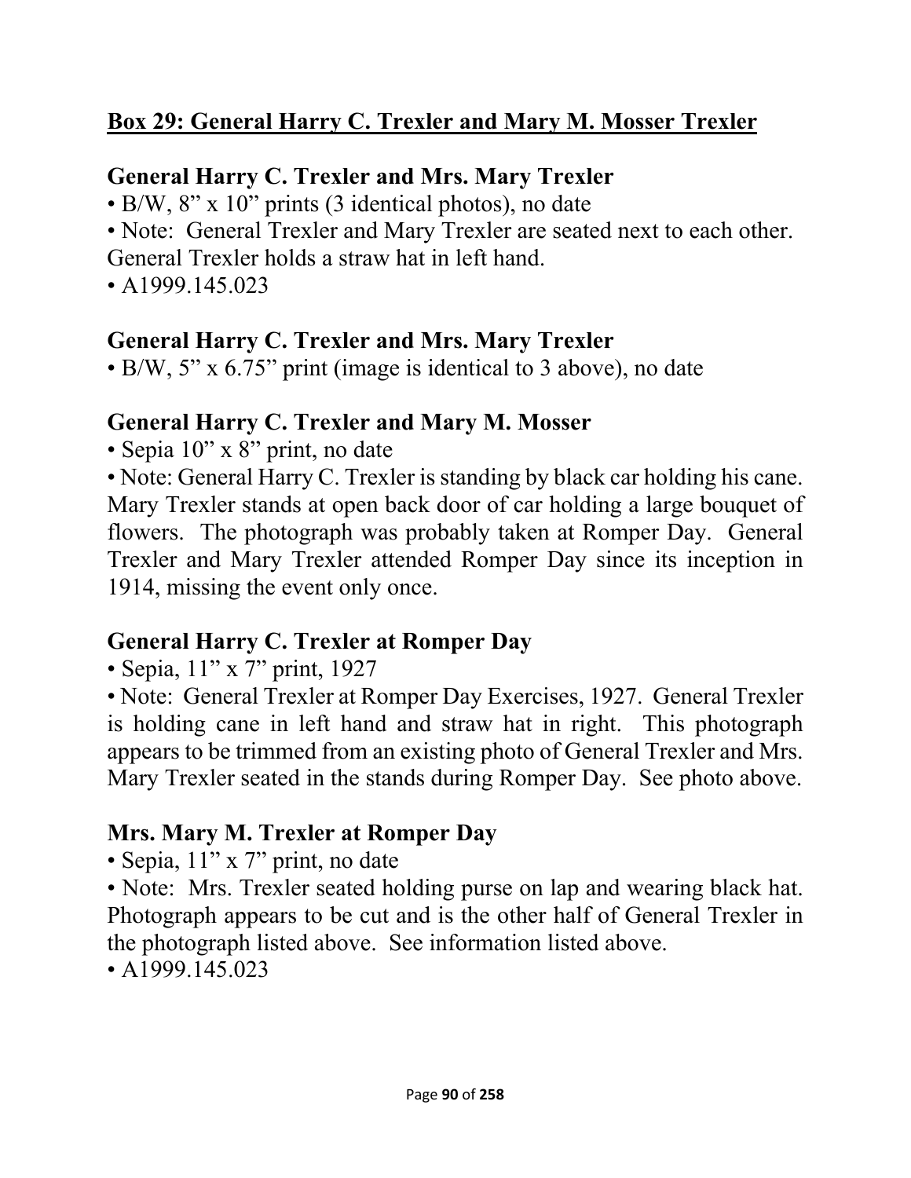## Box 29: General Harry C. Trexler and Mary M. Mosser Trexler

### General Harry C. Trexler and Mrs. Mary Trexler

- B/W, 8" x 10" prints (3 identical photos), no date
- Note: General Trexler and Mary Trexler are seated next to each other. General Trexler holds a straw hat in left hand.
- A1999.145.023

### General Harry C. Trexler and Mrs. Mary Trexler

- B/W, 5" x 6.75" print (image is identical to 3 above), no date

### General Harry C. Trexler and Mary M. Mosser

- Sepia 10" x 8" print, no date
- Note: General Harry C. Trexler is standing by black car holding his cane. Mary Trexler stands at open back door of car holding a large bouquet of flowers. The photograph was probably taken at Romper Day. General Trexler and Mary Trexler attended Romper Day since its inception in 1914, missing the event only once.

### General Harry C. Trexler at Romper Day

- Sepia, 11" x 7" print, 1927
- Note: General Trexler at Romper Day Exercises, 1927. General Trexler is holding cane in left hand and straw hat in right. This photograph appears to be trimmed from an existing photo of General Trexler and Mrs. Mary Trexler seated in the stands during Romper Day. See photo above.

### Mrs. Mary M. Trexler at Romper Day

- Sepia, 11" x 7" print, no date
- Note: Mrs. Trexler seated holding purse on lap and wearing black hat. Photograph appears to be cut and is the other half of General Trexler in the photograph listed above. See information listed above.
- A1999.145.023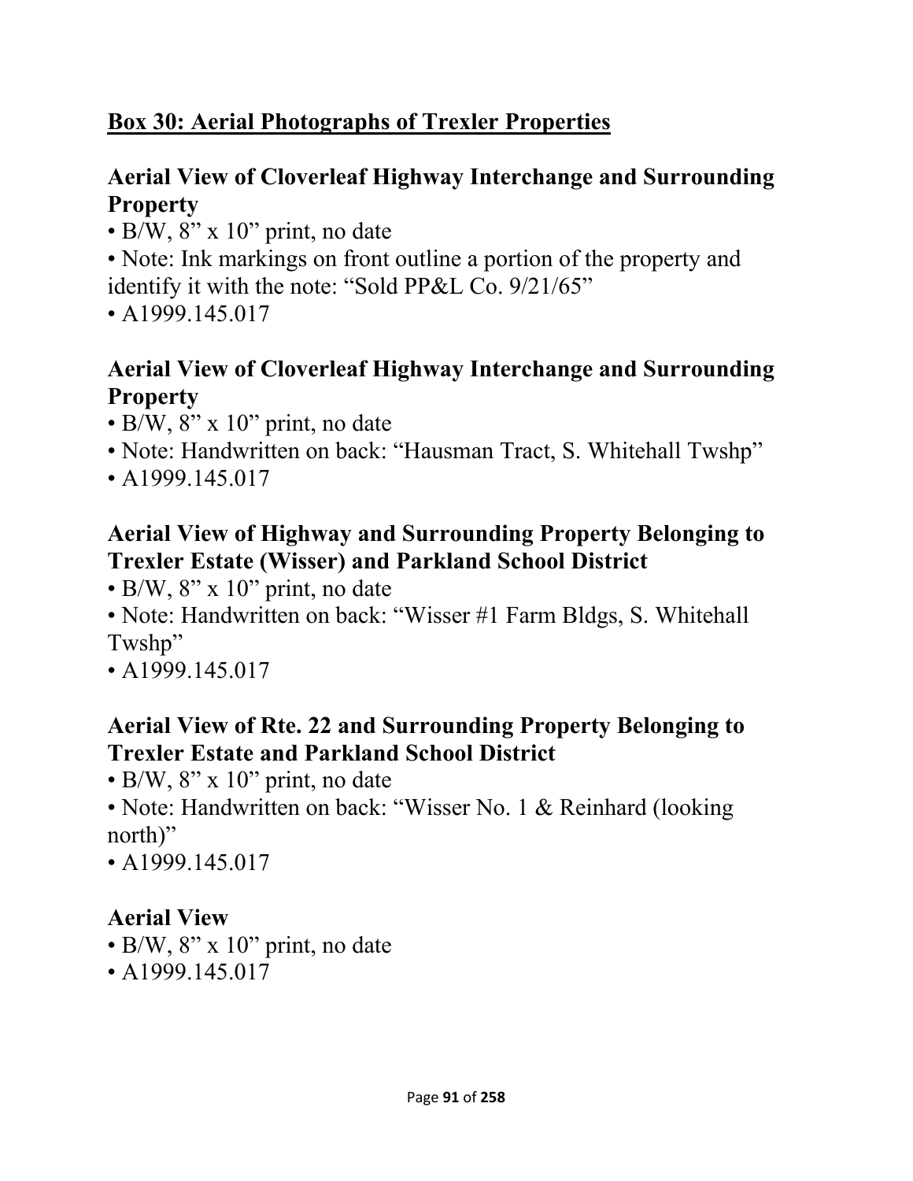## Box 30: Aerial Photographs of Trexler Properties

### Aerial View of Cloverleaf Highway Interchange and Surrounding Property

- B/W, 8” x 10” print, no date
- Note: Ink markings on front outline a portion of the property and identify it with the note: “Sold PP&L Co. 9/21/65”
- A1999.145.017

### Aerial View of Cloverleaf Highway Interchange and Surrounding Property

- B/W, 8” x 10” print, no date
- Note: Handwritten on back: “Hausman Tract, S. Whitehall Twshp”
- A1999.145.017

### Aerial View of Highway and Surrounding Property Belonging to Trexler Estate (Wisser) and Parkland School District

- B/W, 8” x 10” print, no date
- Note: Handwritten on back: “Wisser #1 Farm Bldgs, S. Whitehall Twshp”
- A1999.145.017

### Aerial View of Rte. 22 and Surrounding Property Belonging to Trexler Estate and Parkland School District

- B/W, 8” x 10” print, no date
- Note: Handwritten on back: “Wisser No. 1 & Reinhard (looking north)”
- A1999.145.017

### Aerial View

- B/W, 8” x 10” print, no date
- A1999.145.017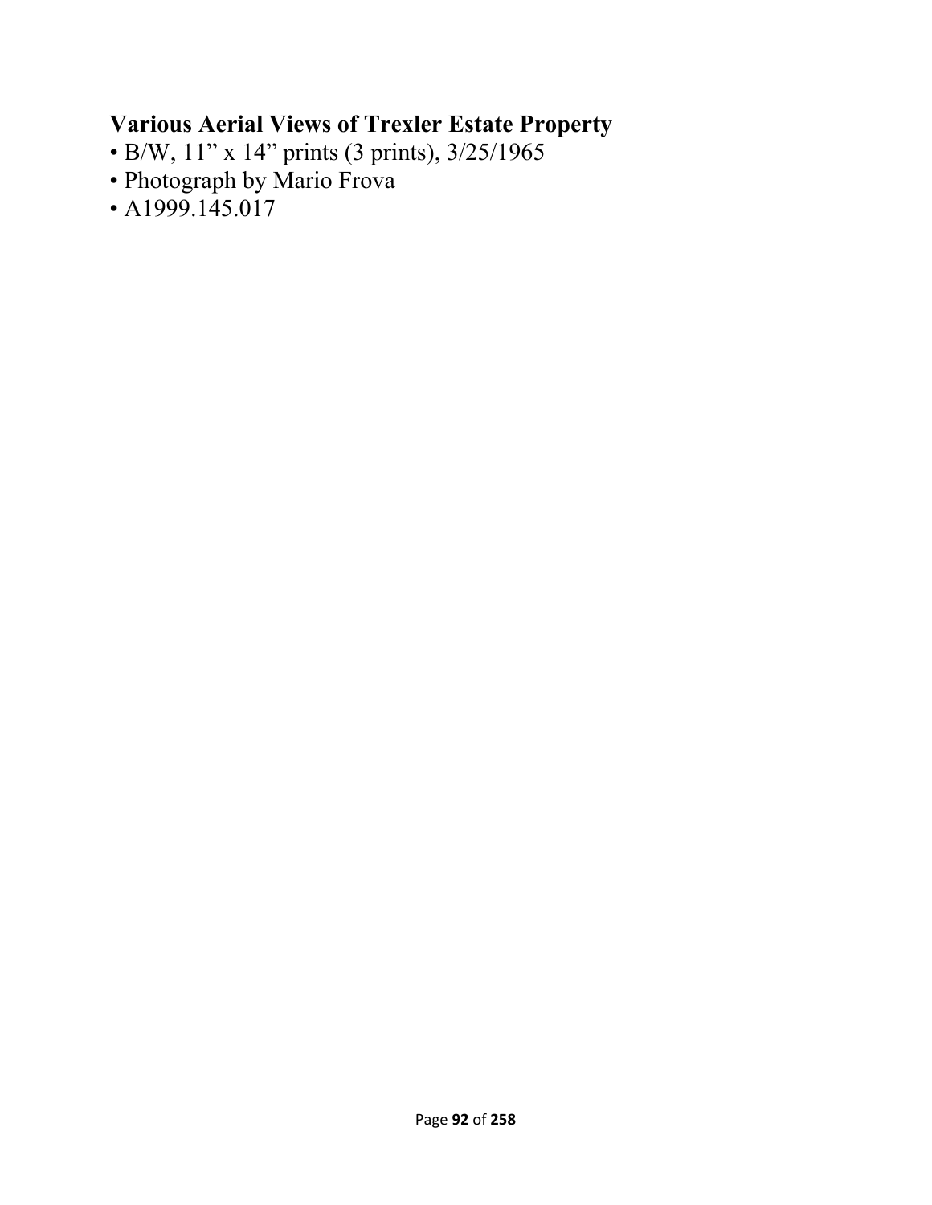**Various Aerial Views of Trexler Estate Property**

- B/W, 11” x 14” prints (3 prints), 3/25/1965
- Photograph by Mario Frova
- A1999.145.017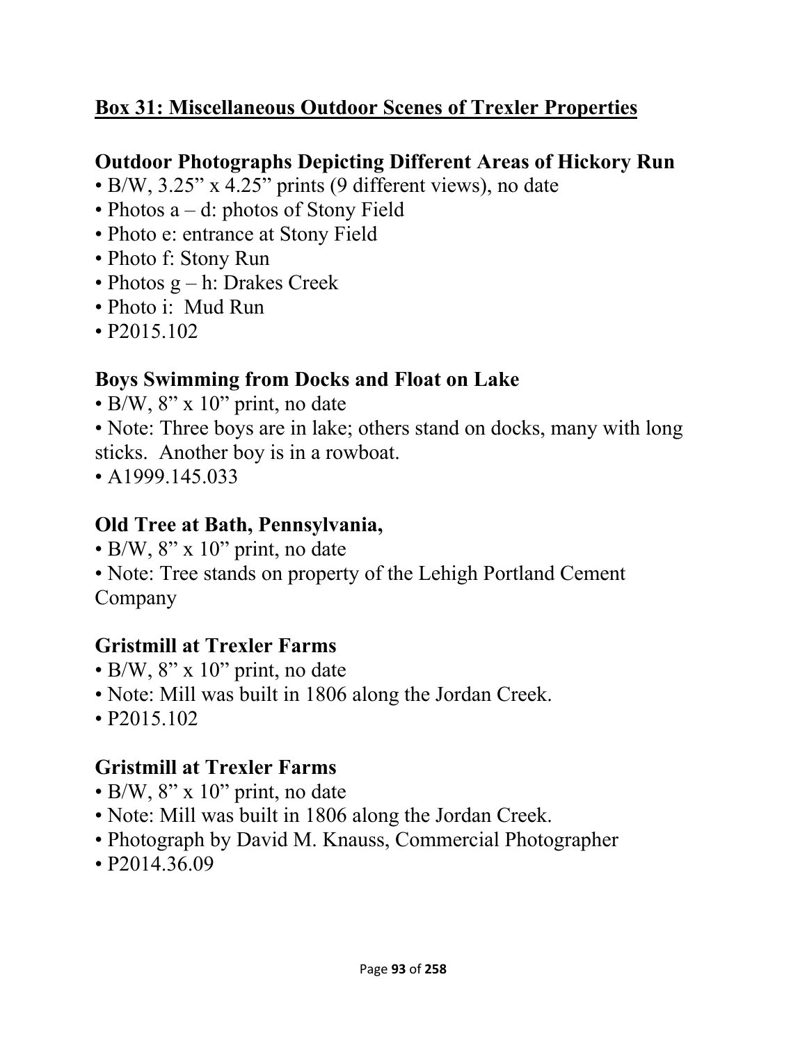## Box 31: Miscellaneous Outdoor Scenes of Trexler Properties

### Outdoor Photographs Depicting Different Areas of Hickory Run

- B/W, 3.25" x 4.25" prints (9 different views), no date
- Photos a – d: photos of Stony Field
- Photo e: entrance at Stony Field
- Photo f: Stony Run
- Photos g – h: Drakes Creek
- Photo i: Mud Run
- P2015.102

### Boys Swimming from Docks and Float on Lake

- B/W, 8" x 10" print, no date
- Note: Three boys are in lake; others stand on docks, many with long sticks. Another boy is in a rowboat.
- A1999.145.033

### Old Tree at Bath, Pennsylvania,

- B/W, 8" x 10" print, no date
- Note: Tree stands on property of the Lehigh Portland Cement Company

### Gristmill at Trexler Farms

- B/W, 8" x 10" print, no date
- Note: Mill was built in 1806 along the Jordan Creek.
- P2015.102

### Gristmill at Trexler Farms

- B/W, 8" x 10" print, no date
- Note: Mill was built in 1806 along the Jordan Creek.
- Photograph by David M. Knauss, Commercial Photographer
- P2014.36.09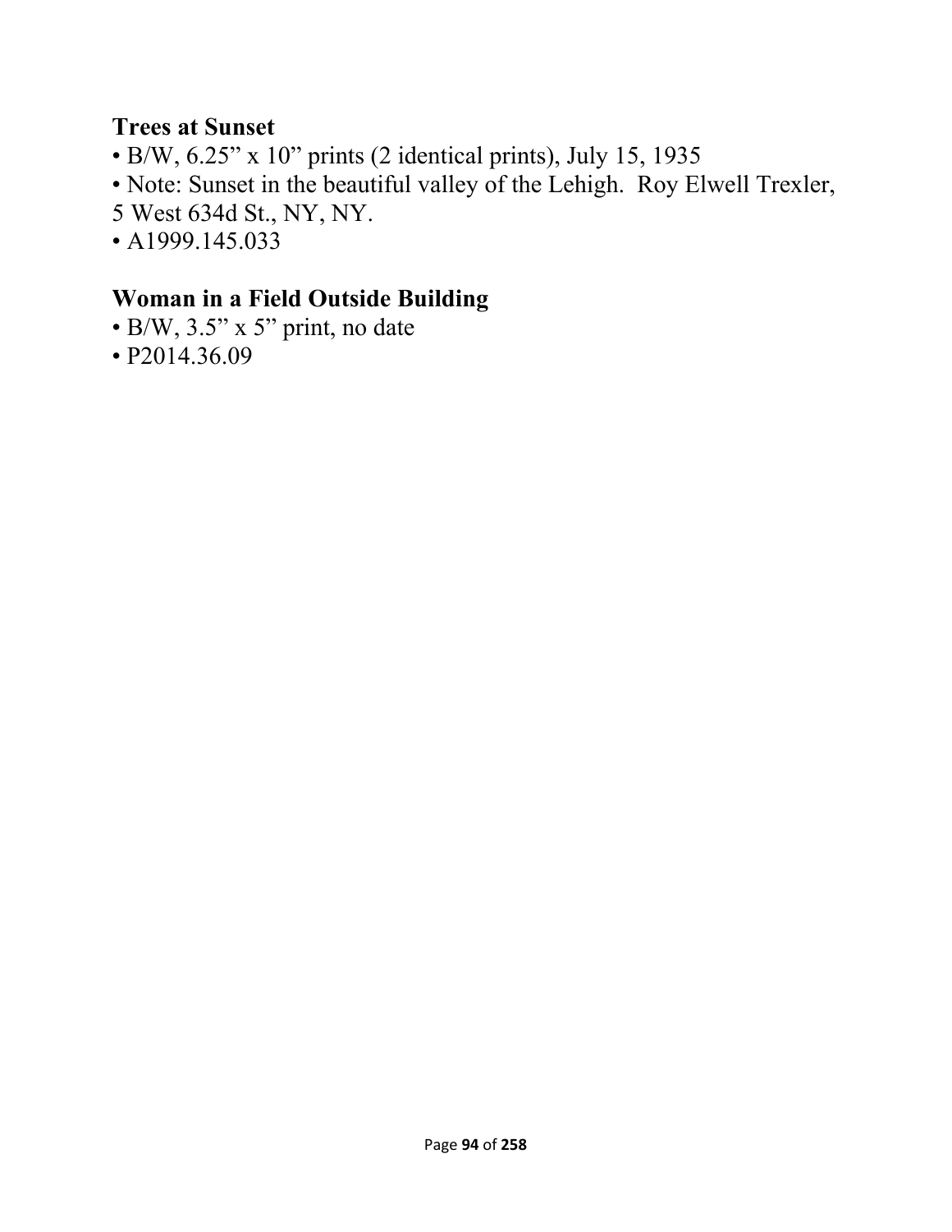### Trees at Sunset

- B/W, 6.25” x 10” prints (2 identical prints), July 15, 1935
- Note: Sunset in the beautiful valley of the Lehigh. Roy Elwell Trexler, 5 West 634d St., NY, NY.
- A1999.145.033

### Woman in a Field Outside Building

- B/W, 3.5” x 5” print, no date
- P2014.36.09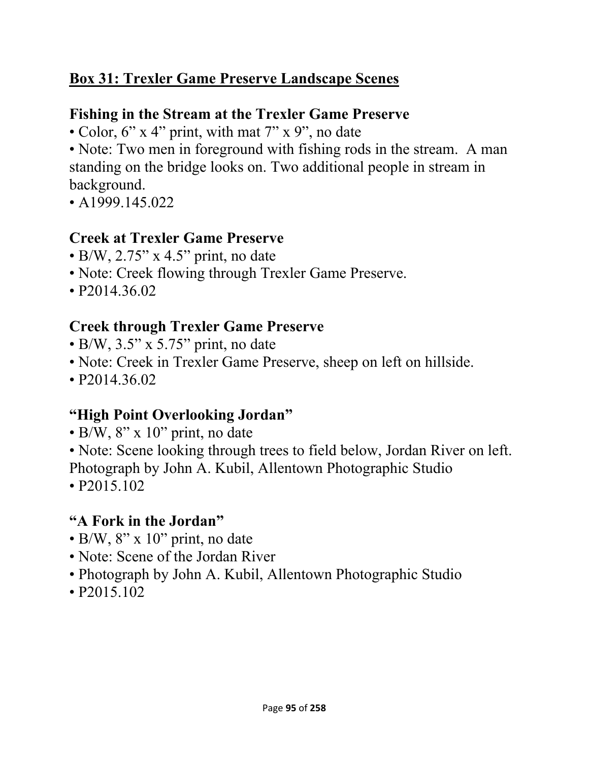## Box 31: Trexler Game Preserve Landscape Scenes

### Fishing in the Stream at the Trexler Game Preserve

• Color, 6" x 4" print, with mat 7" x 9", no date
• Note: Two men in foreground with fishing rods in the stream.  A man standing on the bridge looks on. Two additional people in stream in background.
• A1999.145.022

### Creek at Trexler Game Preserve

• B/W, 2.75" x 4.5" print, no date
• Note: Creek flowing through Trexler Game Preserve.
• P2014.36.02

### Creek through Trexler Game Preserve

• B/W, 3.5" x 5.75" print, no date
• Note: Creek in Trexler Game Preserve, sheep on left on hillside.
• P2014.36.02

### "High Point Overlooking Jordan"

• B/W, 8" x 10" print, no date
• Note: Scene looking through trees to field below, Jordan River on left. Photograph by John A. Kubil, Allentown Photographic Studio
• P2015.102

### "A Fork in the Jordan"

• B/W, 8" x 10" print, no date
• Note: Scene of the Jordan River
• Photograph by John A. Kubil, Allentown Photographic Studio
• P2015.102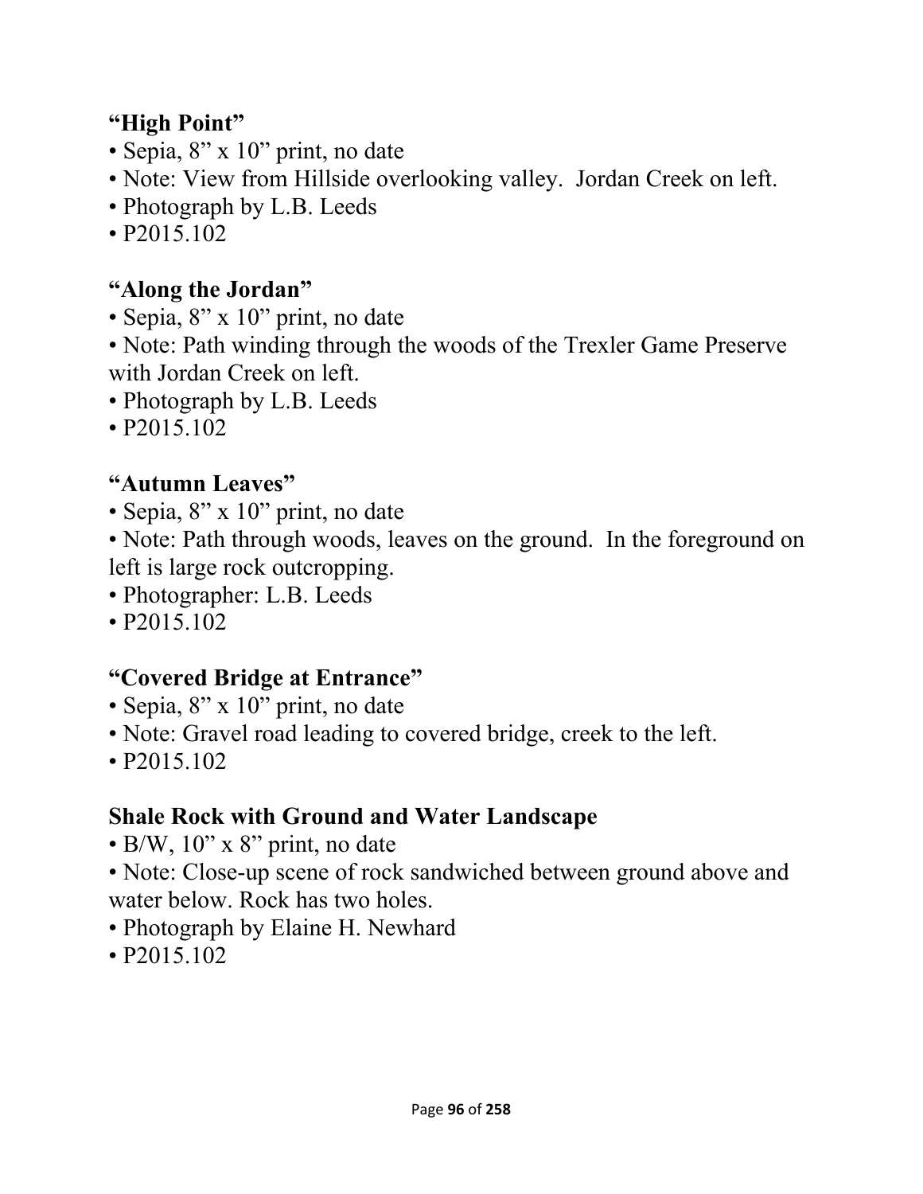### **“High Point”**

- Sepia, 8” x 10” print, no date
- Note: View from Hillside overlooking valley.  Jordan Creek on left.
- Photograph by L.B. Leeds
- P2015.102

### **“Along the Jordan”**

- Sepia, 8” x 10” print, no date
- Note: Path winding through the woods of the Trexler Game Preserve with Jordan Creek on left.
- Photograph by L.B. Leeds
- P2015.102

### **“Autumn Leaves”**

- Sepia, 8” x 10” print, no date
- Note: Path through woods, leaves on the ground.  In the foreground on left is large rock outcropping.
- Photographer: L.B. Leeds
- P2015.102

### **“Covered Bridge at Entrance”**

- Sepia, 8” x 10” print, no date
- Note: Gravel road leading to covered bridge, creek to the left.
- P2015.102

### **Shale Rock with Ground and Water Landscape**

- B/W, 10” x 8” print, no date
- Note: Close-up scene of rock sandwiched between ground above and water below. Rock has two holes.
- Photograph by Elaine H. Newhard
- P2015.102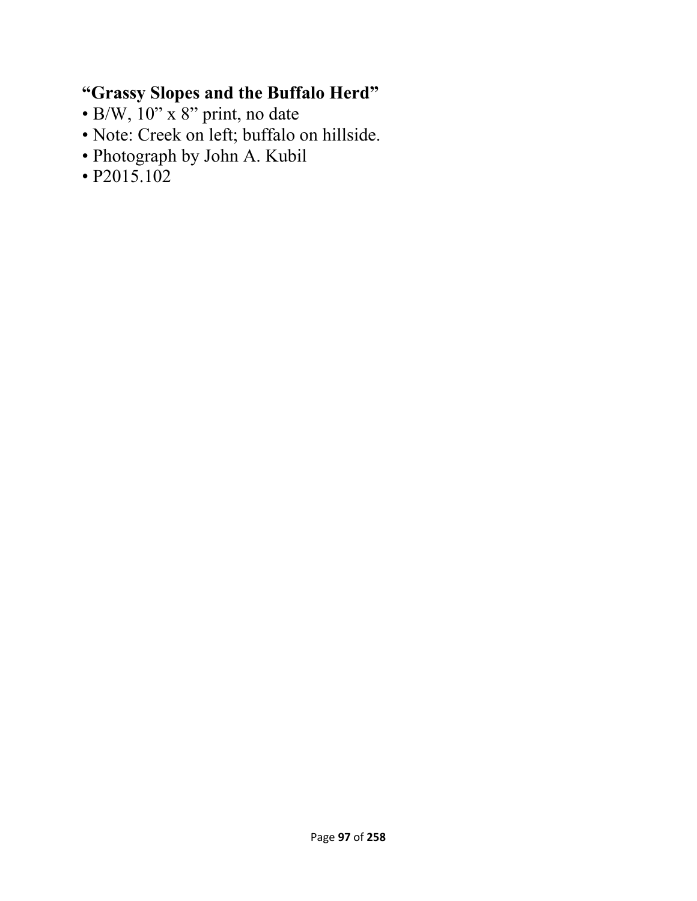**“Grassy Slopes and the Buffalo Herd”**

- B/W, 10” x 8” print, no date
- Note: Creek on left; buffalo on hillside.
- Photograph by John A. Kubil
- P2015.102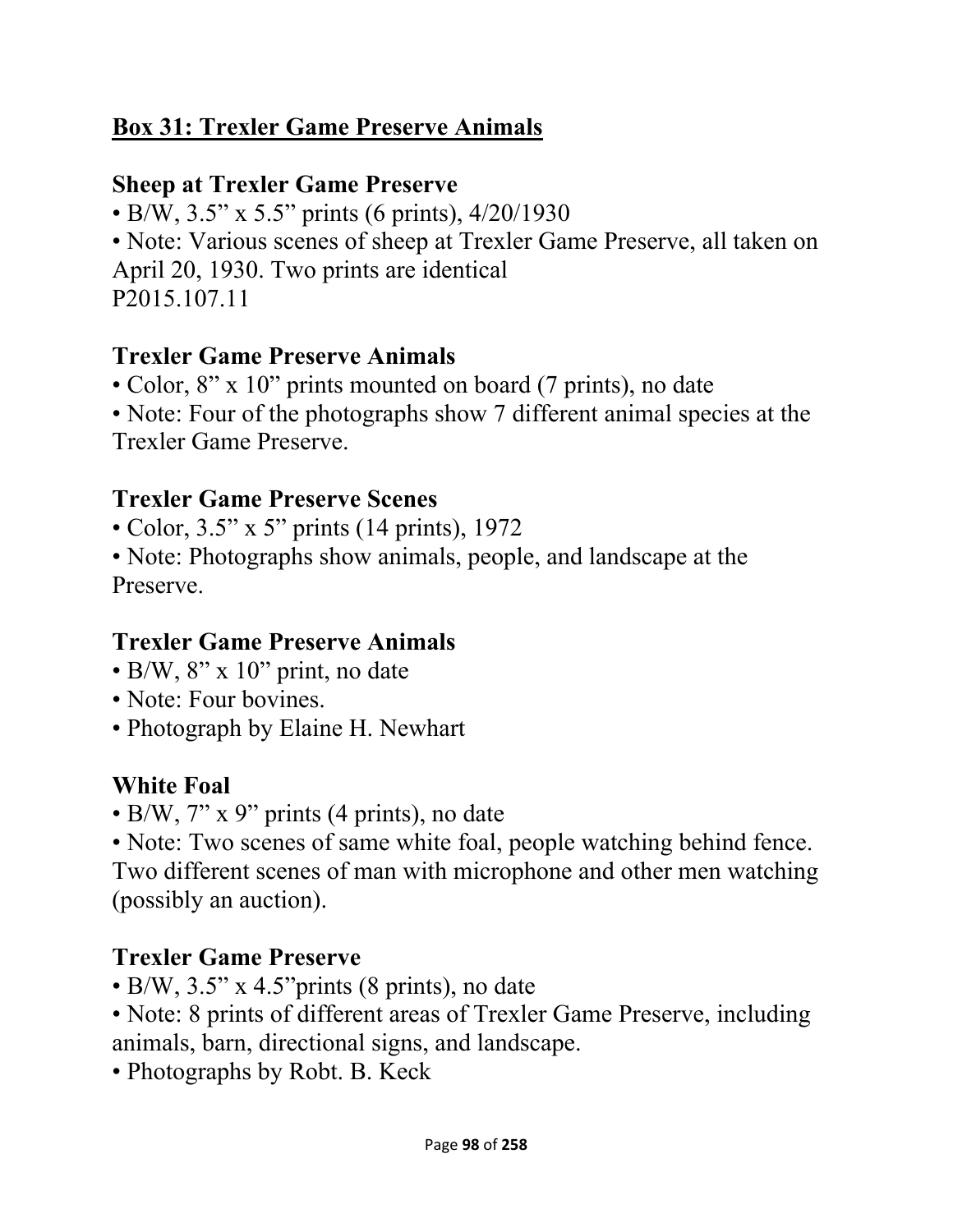## Box 31: Trexler Game Preserve Animals

### Sheep at Trexler Game Preserve

- B/W, 3.5" x 5.5" prints (6 prints), 4/20/1930
- Note: Various scenes of sheep at Trexler Game Preserve, all taken on April 20, 1930. Two prints are identical

P2015.107.11

### Trexler Game Preserve Animals

- Color, 8" x 10" prints mounted on board (7 prints), no date
- Note: Four of the photographs show 7 different animal species at the Trexler Game Preserve.

### Trexler Game Preserve Scenes

- Color, 3.5" x 5" prints (14 prints), 1972
- Note: Photographs show animals, people, and landscape at the Preserve.

### Trexler Game Preserve Animals

- B/W, 8" x 10" print, no date
- Note: Four bovines.
- Photograph by Elaine H. Newhart

### White Foal

- B/W, 7" x 9" prints (4 prints), no date
- Note: Two scenes of same white foal, people watching behind fence. Two different scenes of man with microphone and other men watching (possibly an auction).

### Trexler Game Preserve

- B/W, 3.5" x 4.5"prints (8 prints), no date
- Note: 8 prints of different areas of Trexler Game Preserve, including animals, barn, directional signs, and landscape.
- Photographs by Robt. B. Keck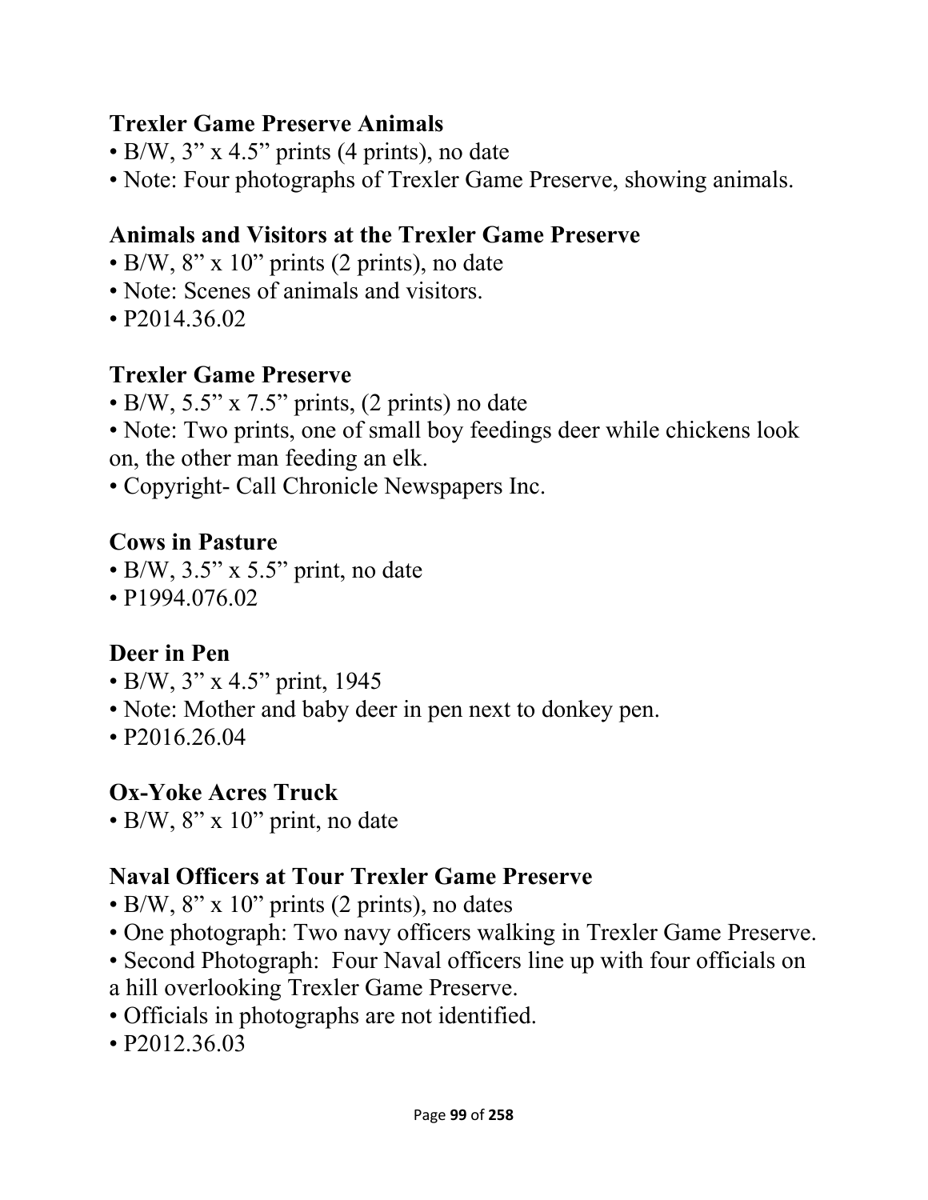### Trexler Game Preserve Animals

- B/W, 3” x 4.5” prints (4 prints), no date
- Note: Four photographs of Trexler Game Preserve, showing animals.

### Animals and Visitors at the Trexler Game Preserve

- B/W, 8” x 10” prints (2 prints), no date
- Note: Scenes of animals and visitors.
- P2014.36.02

### Trexler Game Preserve

- B/W, 5.5” x 7.5” prints, (2 prints) no date
- Note: Two prints, one of small boy feedings deer while chickens look on, the other man feeding an elk.
- Copyright- Call Chronicle Newspapers Inc.

### Cows in Pasture

- B/W, 3.5” x 5.5” print, no date
- P1994.076.02

### Deer in Pen

- B/W, 3” x 4.5” print, 1945
- Note: Mother and baby deer in pen next to donkey pen.
- P2016.26.04

### Ox-Yoke Acres Truck

- B/W, 8” x 10” print, no date

### Naval Officers at Tour Trexler Game Preserve

- B/W, 8” x 10” prints (2 prints), no dates
- One photograph: Two navy officers walking in Trexler Game Preserve.
- Second Photograph: Four Naval officers line up with four officials on a hill overlooking Trexler Game Preserve.
- Officials in photographs are not identified.
- P2012.36.03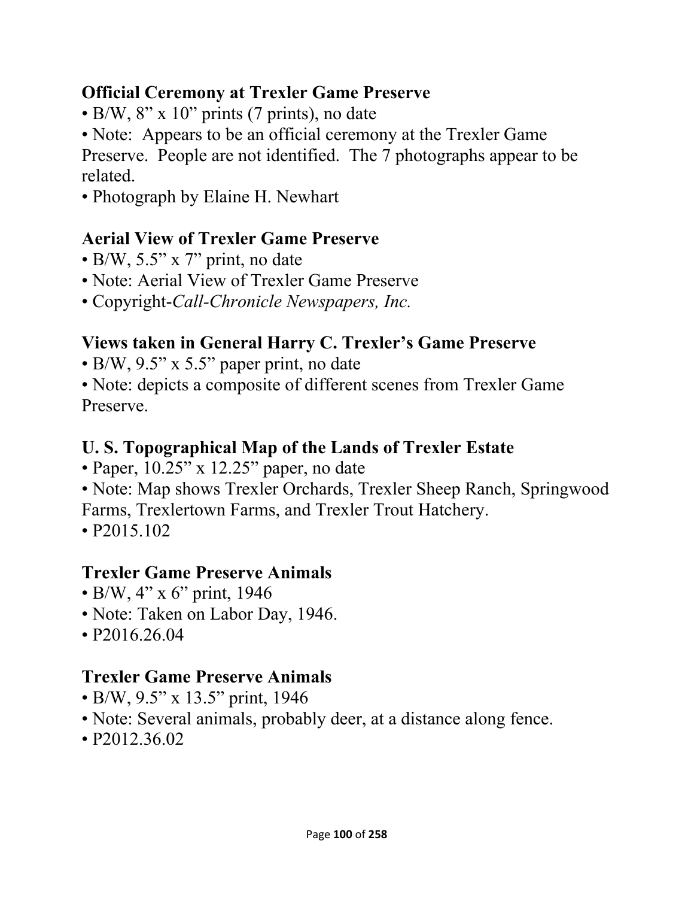**Official Ceremony at Trexler Game Preserve**

- B/W, 8” x 10” prints (7 prints), no date
- Note: Appears to be an official ceremony at the Trexler Game Preserve. People are not identified. The 7 photographs appear to be related.
- Photograph by Elaine H. Newhart

**Aerial View of Trexler Game Preserve**

- B/W, 5.5” x 7” print, no date
- Note: Aerial View of Trexler Game Preserve
- Copyright-*Call-Chronicle Newspapers, Inc.*

**Views taken in General Harry C. Trexler’s Game Preserve**

- B/W, 9.5” x 5.5” paper print, no date
- Note: depicts a composite of different scenes from Trexler Game Preserve.

**U. S. Topographical Map of the Lands of Trexler Estate**

- Paper, 10.25” x 12.25” paper, no date
- Note: Map shows Trexler Orchards, Trexler Sheep Ranch, Springwood Farms, Trexlertown Farms, and Trexler Trout Hatchery.
- P2015.102

**Trexler Game Preserve Animals**

- B/W, 4” x 6” print, 1946
- Note: Taken on Labor Day, 1946.
- P2016.26.04

**Trexler Game Preserve Animals**

- B/W, 9.5” x 13.5” print, 1946
- Note: Several animals, probably deer, at a distance along fence.
- P2012.36.02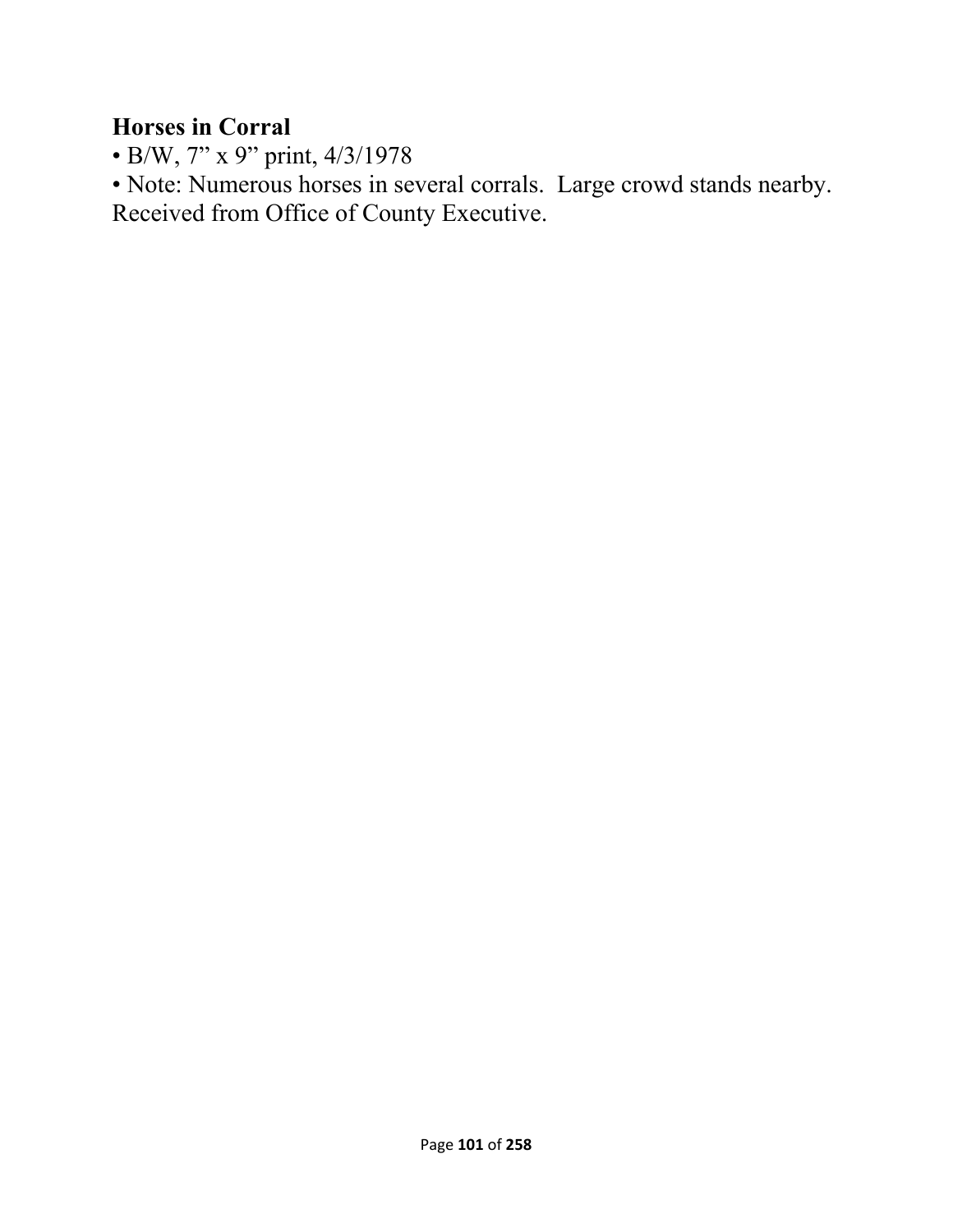**Horses in Corral**

- B/W, 7" x 9" print, 4/3/1978
- Note: Numerous horses in several corrals. Large crowd stands nearby. Received from Office of County Executive.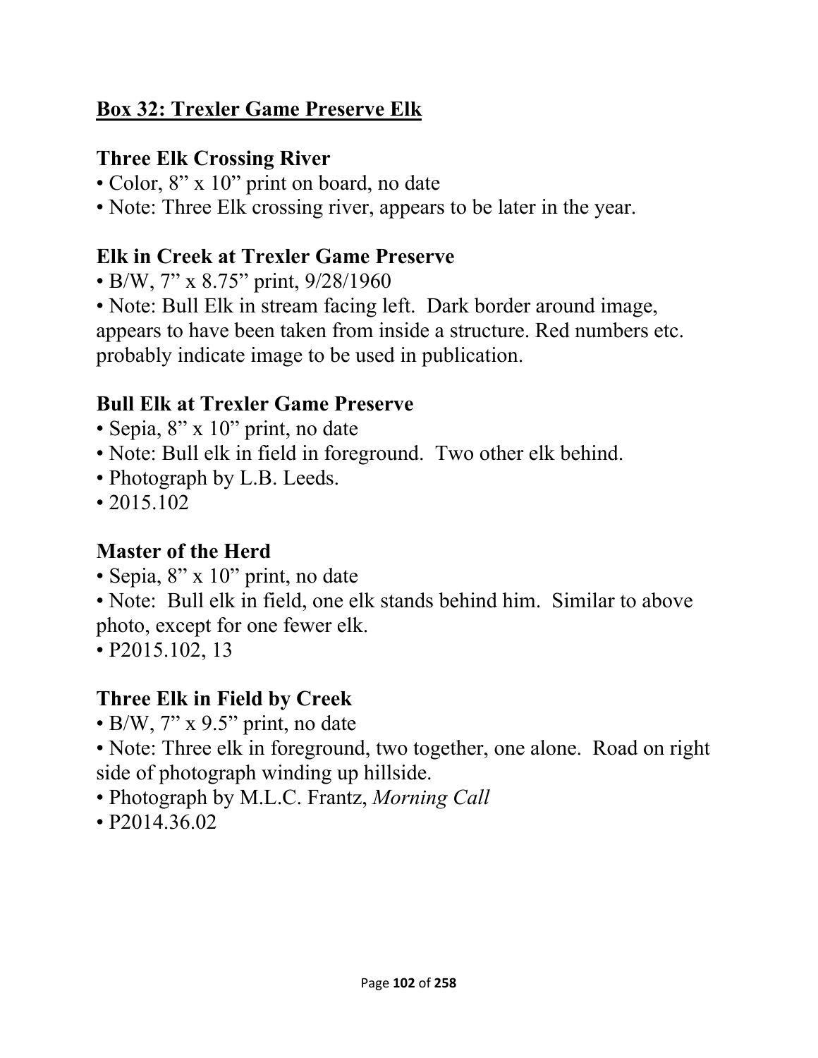## Box 32: Trexler Game Preserve Elk

### Three Elk Crossing River

- Color, 8" x 10" print on board, no date
- Note: Three Elk crossing river, appears to be later in the year.

### Elk in Creek at Trexler Game Preserve

- B/W, 7" x 8.75" print, 9/28/1960
- Note: Bull Elk in stream facing left. Dark border around image, appears to have been taken from inside a structure. Red numbers etc. probably indicate image to be used in publication.

### Bull Elk at Trexler Game Preserve

- Sepia, 8" x 10" print, no date
- Note: Bull elk in field in foreground. Two other elk behind.
- Photograph by L.B. Leeds.
- 2015.102

### Master of the Herd

- Sepia, 8" x 10" print, no date
- Note: Bull elk in field, one elk stands behind him. Similar to above photo, except for one fewer elk.
- P2015.102, 13

### Three Elk in Field by Creek

- B/W, 7" x 9.5" print, no date
- Note: Three elk in foreground, two together, one alone. Road on right side of photograph winding up hillside.
- Photograph by M.L.C. Frantz, *Morning Call*
- P2014.36.02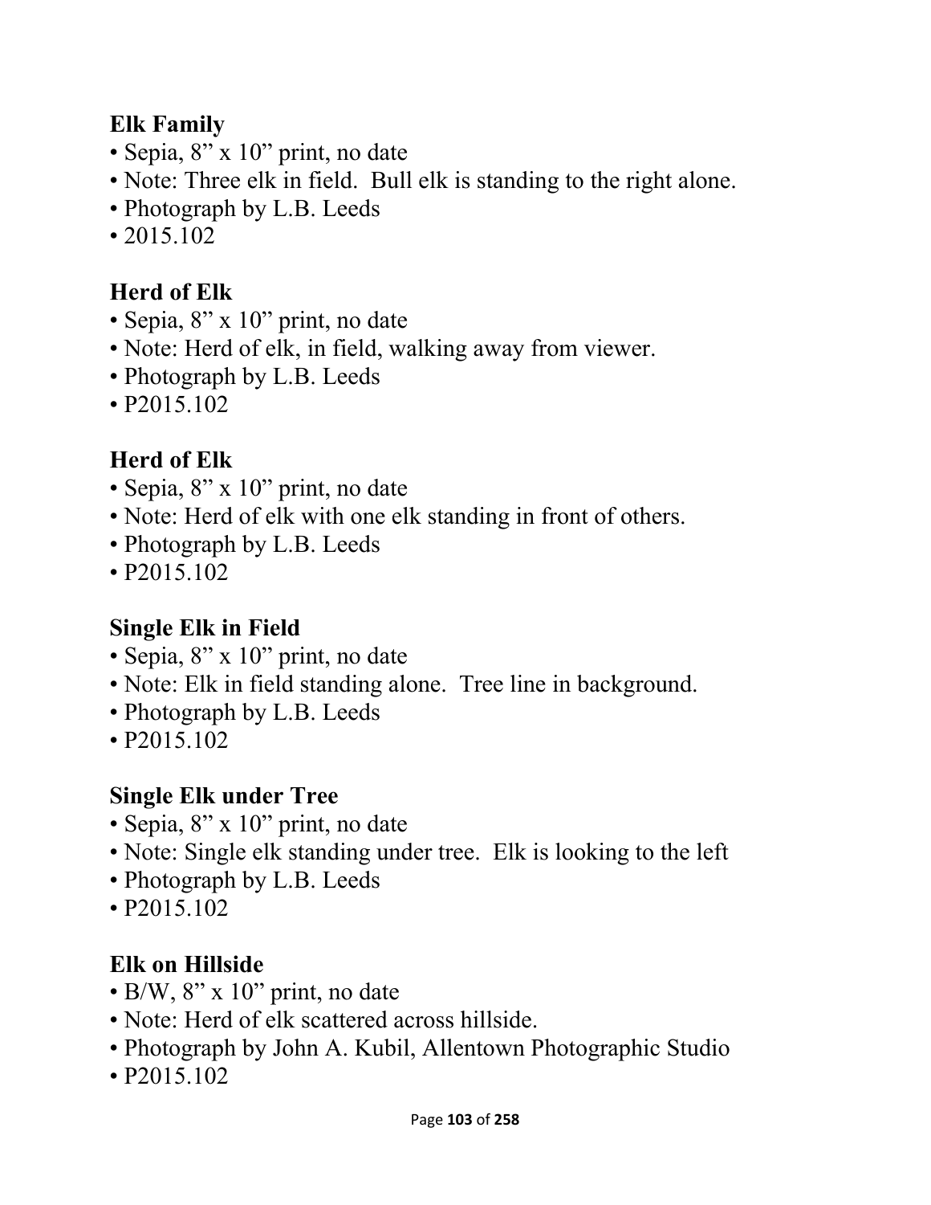**Elk Family**
- Sepia, 8" x 10" print, no date
- Note: Three elk in field. Bull elk is standing to the right alone.
- Photograph by L.B. Leeds
- 2015.102

**Herd of Elk**
- Sepia, 8" x 10" print, no date
- Note: Herd of elk, in field, walking away from viewer.
- Photograph by L.B. Leeds
- P2015.102

**Herd of Elk**
- Sepia, 8" x 10" print, no date
- Note: Herd of elk with one elk standing in front of others.
- Photograph by L.B. Leeds
- P2015.102

**Single Elk in Field**
- Sepia, 8" x 10" print, no date
- Note: Elk in field standing alone. Tree line in background.
- Photograph by L.B. Leeds
- P2015.102

**Single Elk under Tree**
- Sepia, 8" x 10" print, no date
- Note: Single elk standing under tree. Elk is looking to the left
- Photograph by L.B. Leeds
- P2015.102

**Elk on Hillside**
- B/W, 8" x 10" print, no date
- Note: Herd of elk scattered across hillside.
- Photograph by John A. Kubil, Allentown Photographic Studio
- P2015.102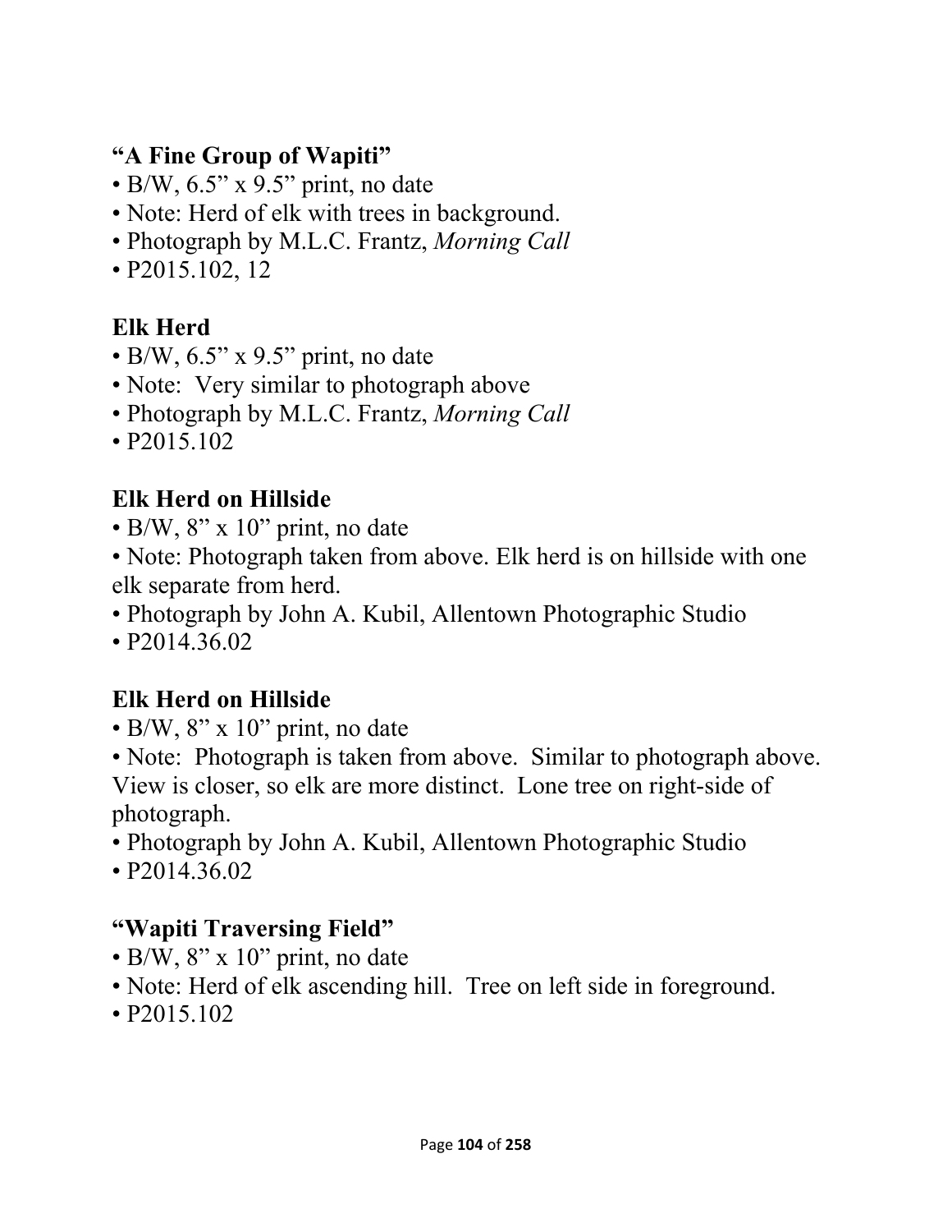**"A Fine Group of Wapiti"**

- B/W, 6.5" x 9.5" print, no date
- Note: Herd of elk with trees in background.
- Photograph by M.L.C. Frantz, *Morning Call*
- P2015.102, 12

**Elk Herd**

- B/W, 6.5" x 9.5" print, no date
- Note:  Very similar to photograph above
- Photograph by M.L.C. Frantz, *Morning Call*
- P2015.102

**Elk Herd on Hillside**

- B/W, 8" x 10" print, no date
- Note: Photograph taken from above. Elk herd is on hillside with one elk separate from herd.
- Photograph by John A. Kubil, Allentown Photographic Studio
- P2014.36.02

**Elk Herd on Hillside**

- B/W, 8" x 10" print, no date
- Note:  Photograph is taken from above.  Similar to photograph above. View is closer, so elk are more distinct.  Lone tree on right-side of photograph.
- Photograph by John A. Kubil, Allentown Photographic Studio
- P2014.36.02

**"Wapiti Traversing Field"**

- B/W, 8" x 10" print, no date
- Note: Herd of elk ascending hill.  Tree on left side in foreground.
- P2015.102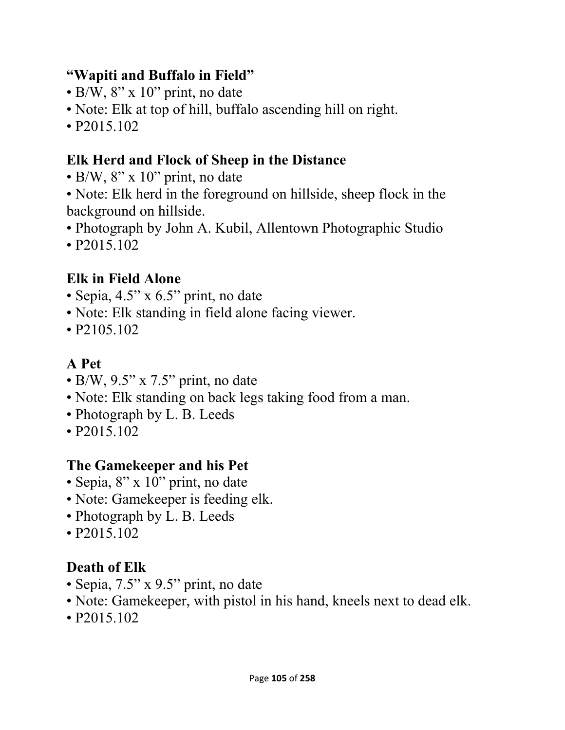### "Wapiti and Buffalo in Field"

- B/W, 8" x 10" print, no date
- Note: Elk at top of hill, buffalo ascending hill on right.
- P2015.102

### Elk Herd and Flock of Sheep in the Distance

- B/W, 8" x 10" print, no date
- Note: Elk herd in the foreground on hillside, sheep flock in the background on hillside.
- Photograph by John A. Kubil, Allentown Photographic Studio
- P2015.102

### Elk in Field Alone

- Sepia, 4.5" x 6.5" print, no date
- Note: Elk standing in field alone facing viewer.
- P2105.102

### A Pet

- B/W, 9.5" x 7.5" print, no date
- Note: Elk standing on back legs taking food from a man.
- Photograph by L. B. Leeds
- P2015.102

### The Gamekeeper and his Pet

- Sepia, 8" x 10" print, no date
- Note: Gamekeeper is feeding elk.
- Photograph by L. B. Leeds
- P2015.102

### Death of Elk

- Sepia, 7.5" x 9.5" print, no date
- Note: Gamekeeper, with pistol in his hand, kneels next to dead elk.
- P2015.102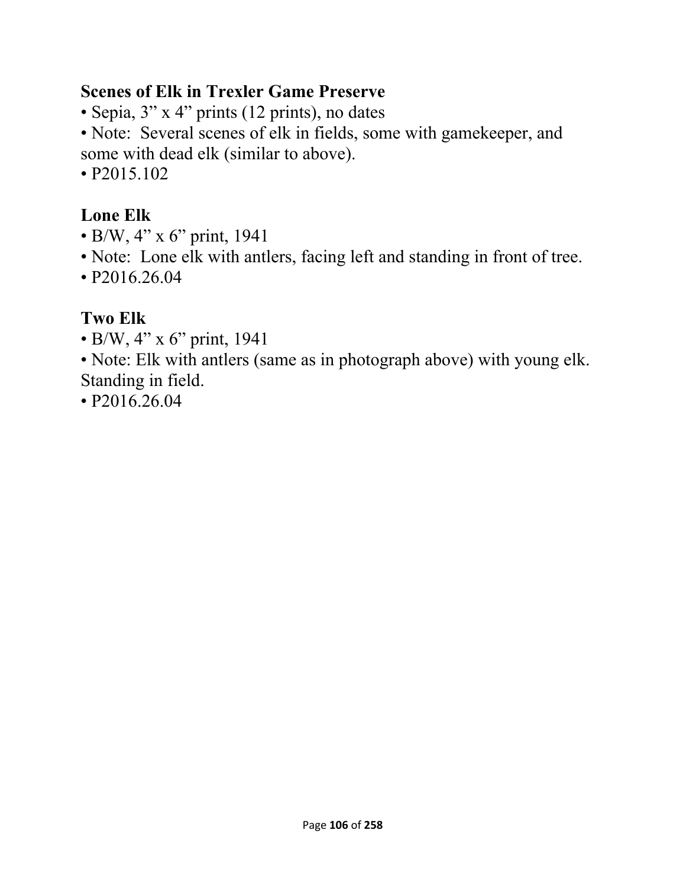**Scenes of Elk in Trexler Game Preserve**

- Sepia, 3” x 4” prints (12 prints), no dates
- Note: Several scenes of elk in fields, some with gamekeeper, and some with dead elk (similar to above).
- P2015.102

**Lone Elk**

- B/W, 4” x 6” print, 1941
- Note: Lone elk with antlers, facing left and standing in front of tree.
- P2016.26.04

**Two Elk**

- B/W, 4” x 6” print, 1941
- Note: Elk with antlers (same as in photograph above) with young elk. Standing in field.
- P2016.26.04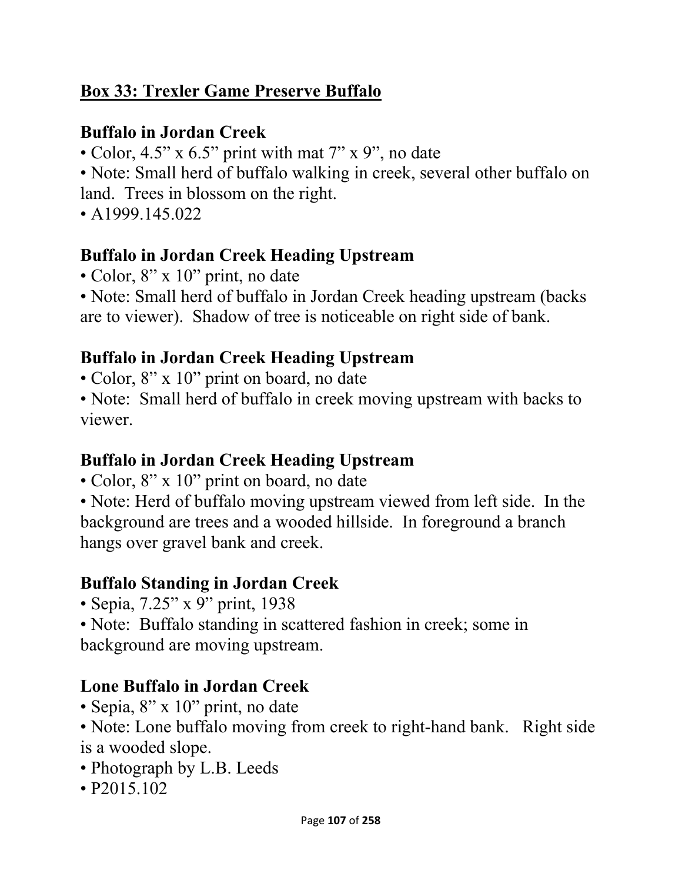## Box 33: Trexler Game Preserve Buffalo

### Buffalo in Jordan Creek

- Color, 4.5" x 6.5" print with mat 7" x 9", no date
- Note: Small herd of buffalo walking in creek, several other buffalo on land. Trees in blossom on the right.
- A1999.145.022

### Buffalo in Jordan Creek Heading Upstream

- Color, 8" x 10" print, no date
- Note: Small herd of buffalo in Jordan Creek heading upstream (backs are to viewer). Shadow of tree is noticeable on right side of bank.

### Buffalo in Jordan Creek Heading Upstream

- Color, 8" x 10" print on board, no date
- Note: Small herd of buffalo in creek moving upstream with backs to viewer.

### Buffalo in Jordan Creek Heading Upstream

- Color, 8" x 10" print on board, no date
- Note: Herd of buffalo moving upstream viewed from left side. In the background are trees and a wooded hillside. In foreground a branch hangs over gravel bank and creek.

### Buffalo Standing in Jordan Creek

- Sepia, 7.25" x 9" print, 1938
- Note: Buffalo standing in scattered fashion in creek; some in background are moving upstream.

### Lone Buffalo in Jordan Creek

- Sepia, 8" x 10" print, no date
- Note: Lone buffalo moving from creek to right-hand bank. Right side is a wooded slope.
- Photograph by L.B. Leeds
- P2015.102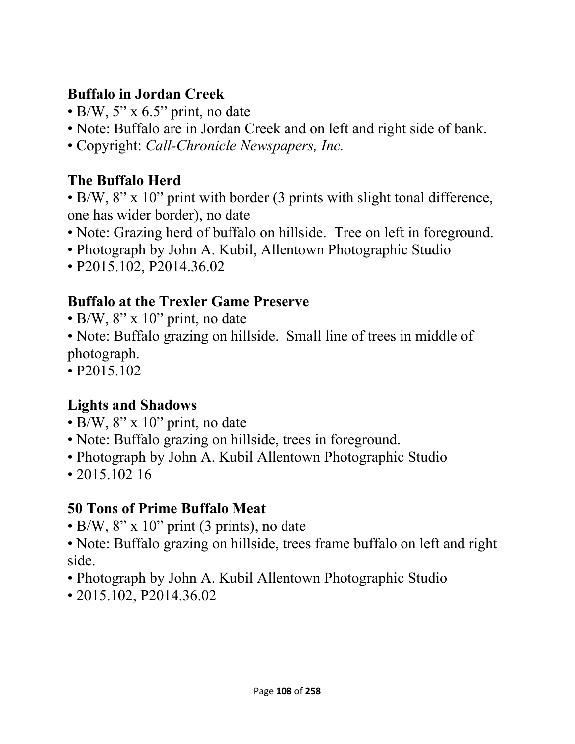### Buffalo in Jordan Creek

- B/W, 5" x 6.5" print, no date
- Note: Buffalo are in Jordan Creek and on left and right side of bank.
- Copyright: *Call-Chronicle Newspapers, Inc.*

### The Buffalo Herd

- B/W, 8" x 10" print with border (3 prints with slight tonal difference, one has wider border), no date
- Note: Grazing herd of buffalo on hillside. Tree on left in foreground.
- Photograph by John A. Kubil, Allentown Photographic Studio
- P2015.102, P2014.36.02

### Buffalo at the Trexler Game Preserve

- B/W, 8" x 10" print, no date
- Note: Buffalo grazing on hillside. Small line of trees in middle of photograph.
- P2015.102

### Lights and Shadows

- B/W, 8" x 10" print, no date
- Note: Buffalo grazing on hillside, trees in foreground.
- Photograph by John A. Kubil Allentown Photographic Studio
- 2015.102 16

### 50 Tons of Prime Buffalo Meat

- B/W, 8" x 10" print (3 prints), no date
- Note: Buffalo grazing on hillside, trees frame buffalo on left and right side.
- Photograph by John A. Kubil Allentown Photographic Studio
- 2015.102, P2014.36.02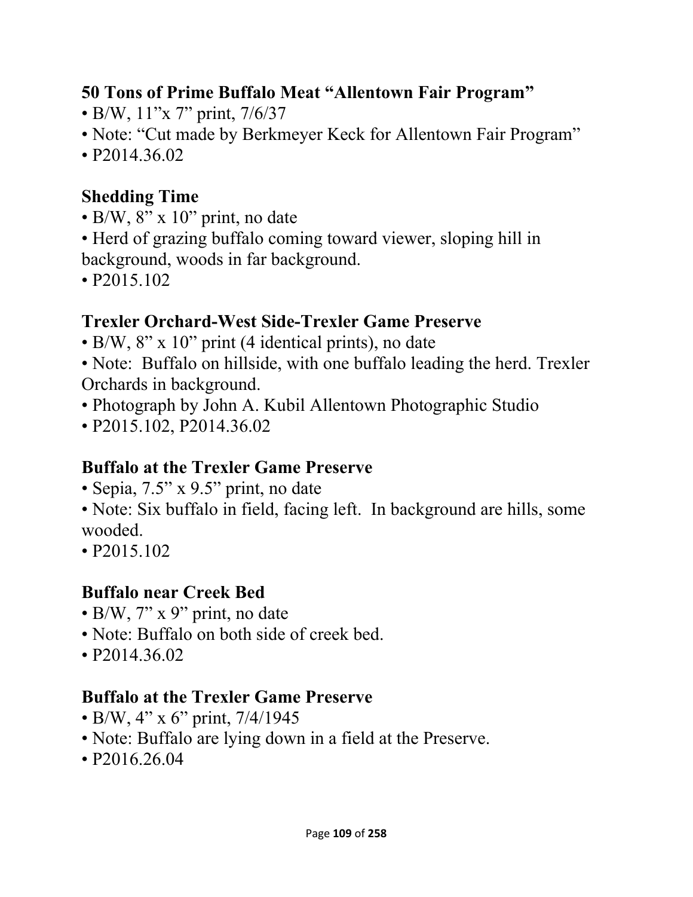### 50 Tons of Prime Buffalo Meat “Allentown Fair Program”

- B/W, 11”x 7” print, 7/6/37
- Note: “Cut made by Berkmeyer Keck for Allentown Fair Program”
- P2014.36.02

### Shedding Time

- B/W, 8” x 10” print, no date
- Herd of grazing buffalo coming toward viewer, sloping hill in background, woods in far background.
- P2015.102

### Trexler Orchard-West Side-Trexler Game Preserve

- B/W, 8” x 10” print (4 identical prints), no date
- Note: Buffalo on hillside, with one buffalo leading the herd. Trexler Orchards in background.
- Photograph by John A. Kubil Allentown Photographic Studio
- P2015.102, P2014.36.02

### Buffalo at the Trexler Game Preserve

- Sepia, 7.5” x 9.5” print, no date
- Note: Six buffalo in field, facing left. In background are hills, some wooded.
- P2015.102

### Buffalo near Creek Bed

- B/W, 7” x 9” print, no date
- Note: Buffalo on both side of creek bed.
- P2014.36.02

### Buffalo at the Trexler Game Preserve

- B/W, 4” x 6” print, 7/4/1945
- Note: Buffalo are lying down in a field at the Preserve.
- P2016.26.04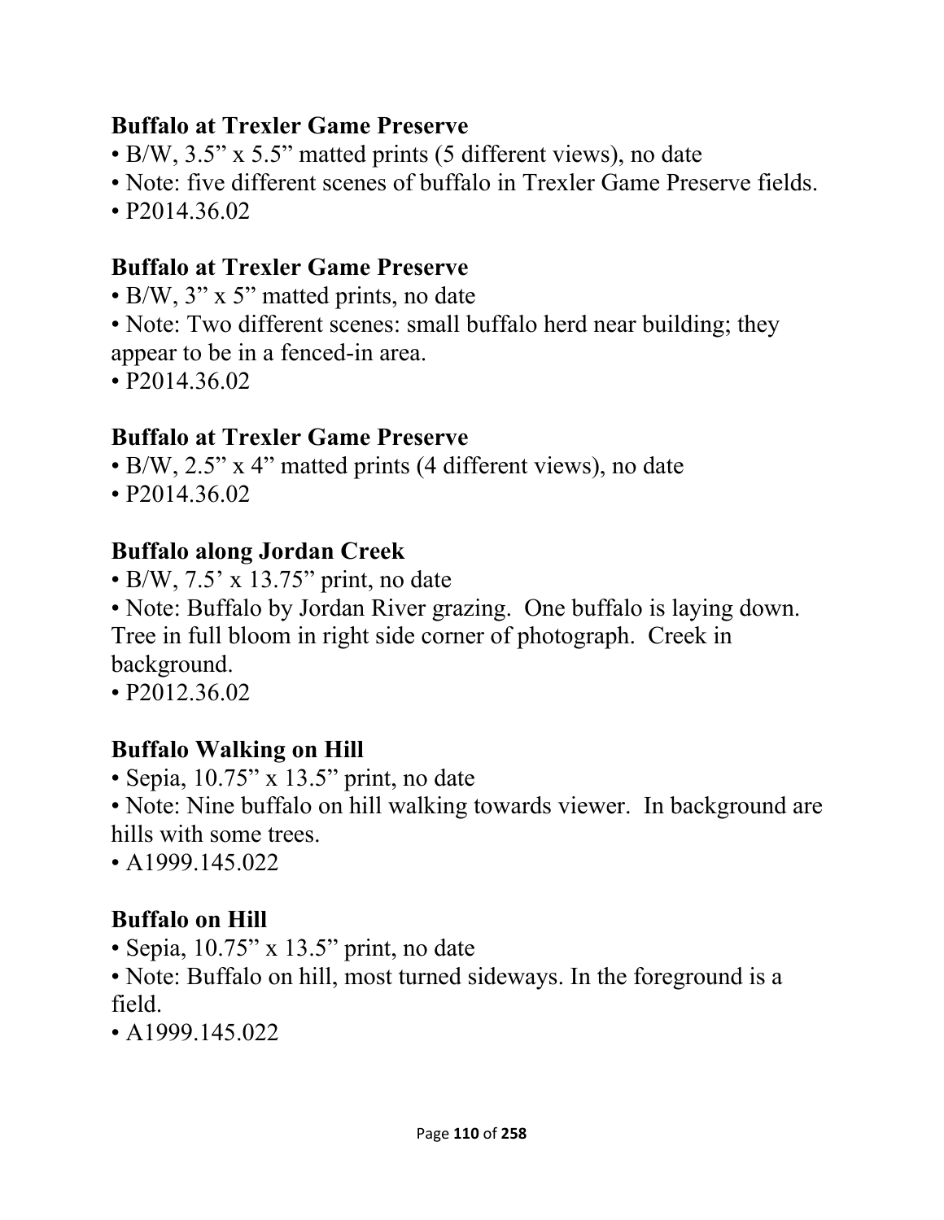### Buffalo at Trexler Game Preserve

- B/W, 3.5" x 5.5" matted prints (5 different views), no date
- Note: five different scenes of buffalo in Trexler Game Preserve fields.
- P2014.36.02

### Buffalo at Trexler Game Preserve

- B/W, 3" x 5" matted prints, no date
- Note: Two different scenes: small buffalo herd near building; they appear to be in a fenced-in area.
- P2014.36.02

### Buffalo at Trexler Game Preserve

- B/W, 2.5" x 4" matted prints (4 different views), no date
- P2014.36.02

### Buffalo along Jordan Creek

- B/W, 7.5' x 13.75" print, no date
- Note: Buffalo by Jordan River grazing. One buffalo is laying down. Tree in full bloom in right side corner of photograph. Creek in background.
- P2012.36.02

### Buffalo Walking on Hill

- Sepia, 10.75" x 13.5" print, no date
- Note: Nine buffalo on hill walking towards viewer. In background are hills with some trees.
- A1999.145.022

### Buffalo on Hill

- Sepia, 10.75" x 13.5" print, no date
- Note: Buffalo on hill, most turned sideways. In the foreground is a field.
- A1999.145.022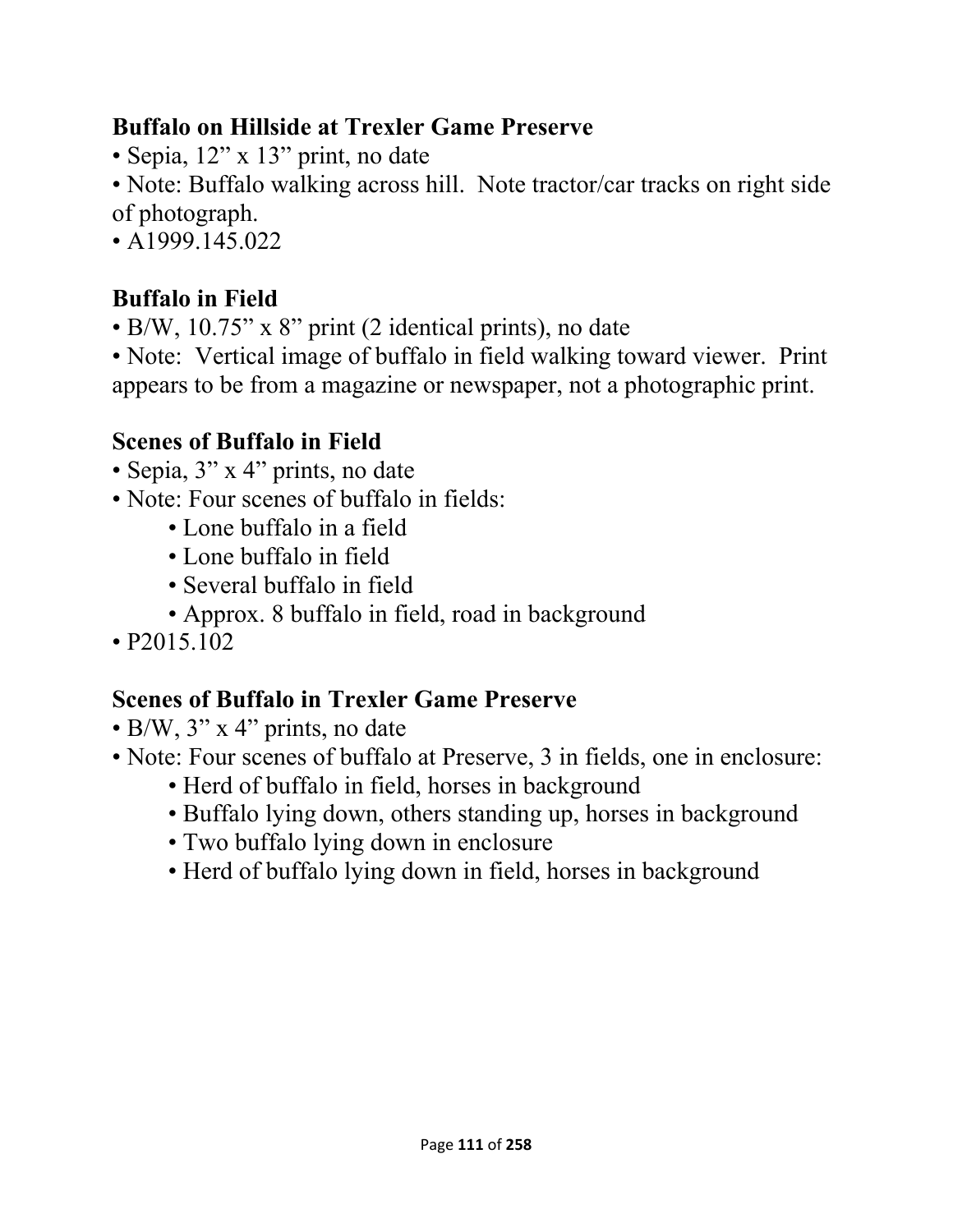**Buffalo on Hillside at Trexler Game Preserve**

• Sepia, 12” x 13” print, no date

• Note: Buffalo walking across hill. Note tractor/car tracks on right side of photograph.

• A1999.145.022

**Buffalo in Field**

• B/W, 10.75” x 8” print (2 identical prints), no date

• Note: Vertical image of buffalo in field walking toward viewer. Print appears to be from a magazine or newspaper, not a photographic print.

**Scenes of Buffalo in Field**

• Sepia, 3” x 4” prints, no date

• Note: Four scenes of buffalo in fields:

  • Lone buffalo in a field
  • Lone buffalo in field
  • Several buffalo in field
  • Approx. 8 buffalo in field, road in background

• P2015.102

**Scenes of Buffalo in Trexler Game Preserve**

• B/W, 3” x 4” prints, no date

• Note: Four scenes of buffalo at Preserve, 3 in fields, one in enclosure:

  • Herd of buffalo in field, horses in background
  • Buffalo lying down, others standing up, horses in background
  • Two buffalo lying down in enclosure
  • Herd of buffalo lying down in field, horses in background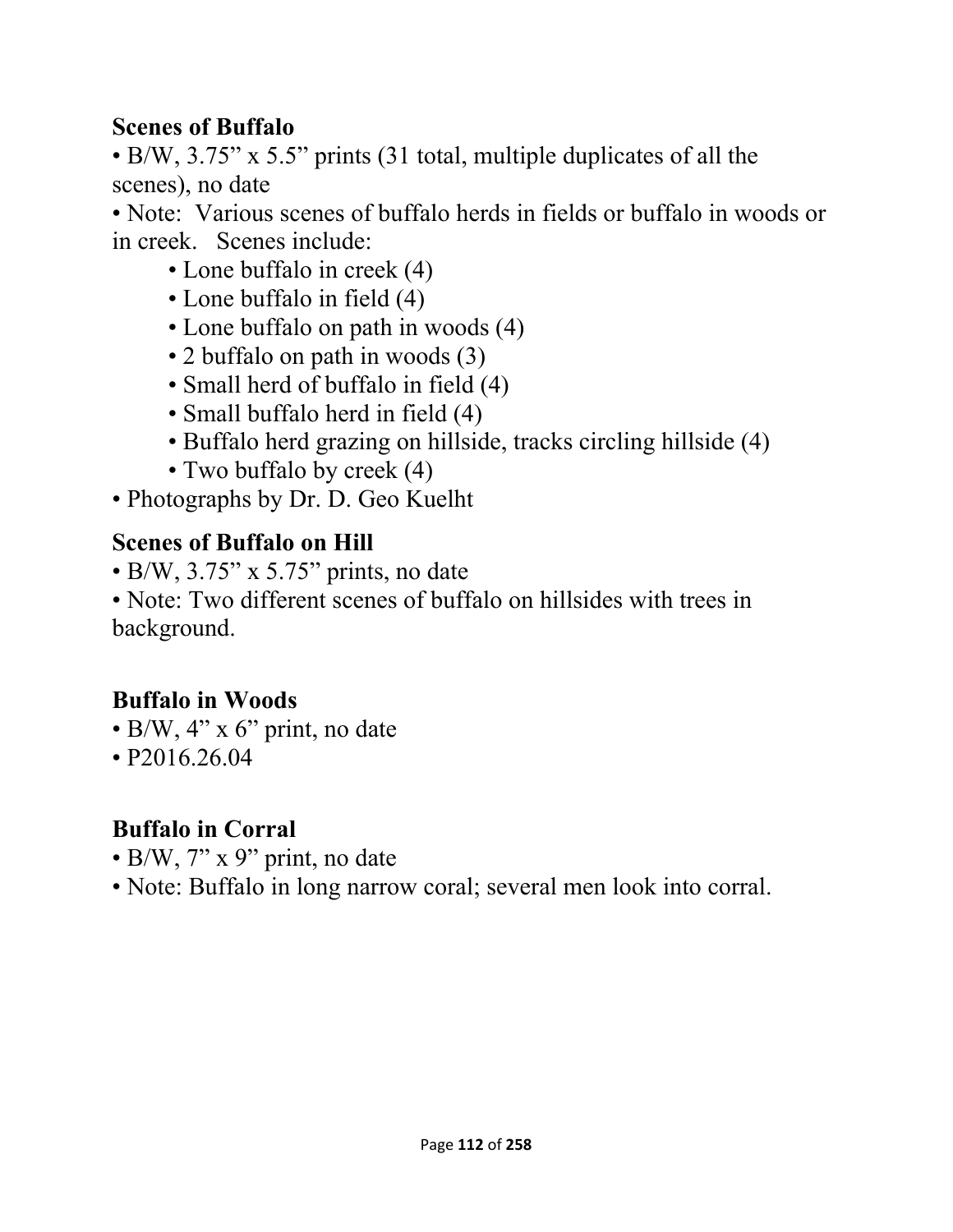**Scenes of Buffalo**

• B/W, 3.75" x 5.5" prints (31 total, multiple duplicates of all the scenes), no date

• Note: Various scenes of buffalo herds in fields or buffalo in woods or in creek. Scenes include:

  • Lone buffalo in creek (4)
  • Lone buffalo in field (4)
  • Lone buffalo on path in woods (4)
  • 2 buffalo on path in woods (3)
  • Small herd of buffalo in field (4)
  • Small buffalo herd in field (4)
  • Buffalo herd grazing on hillside, tracks circling hillside (4)
  • Two buffalo by creek (4)

• Photographs by Dr. D. Geo Kuelht

**Scenes of Buffalo on Hill**

• B/W, 3.75" x 5.75" prints, no date

• Note: Two different scenes of buffalo on hillsides with trees in background.

**Buffalo in Woods**

• B/W, 4" x 6" print, no date

• P2016.26.04

**Buffalo in Corral**

• B/W, 7" x 9" print, no date

• Note: Buffalo in long narrow coral; several men look into corral.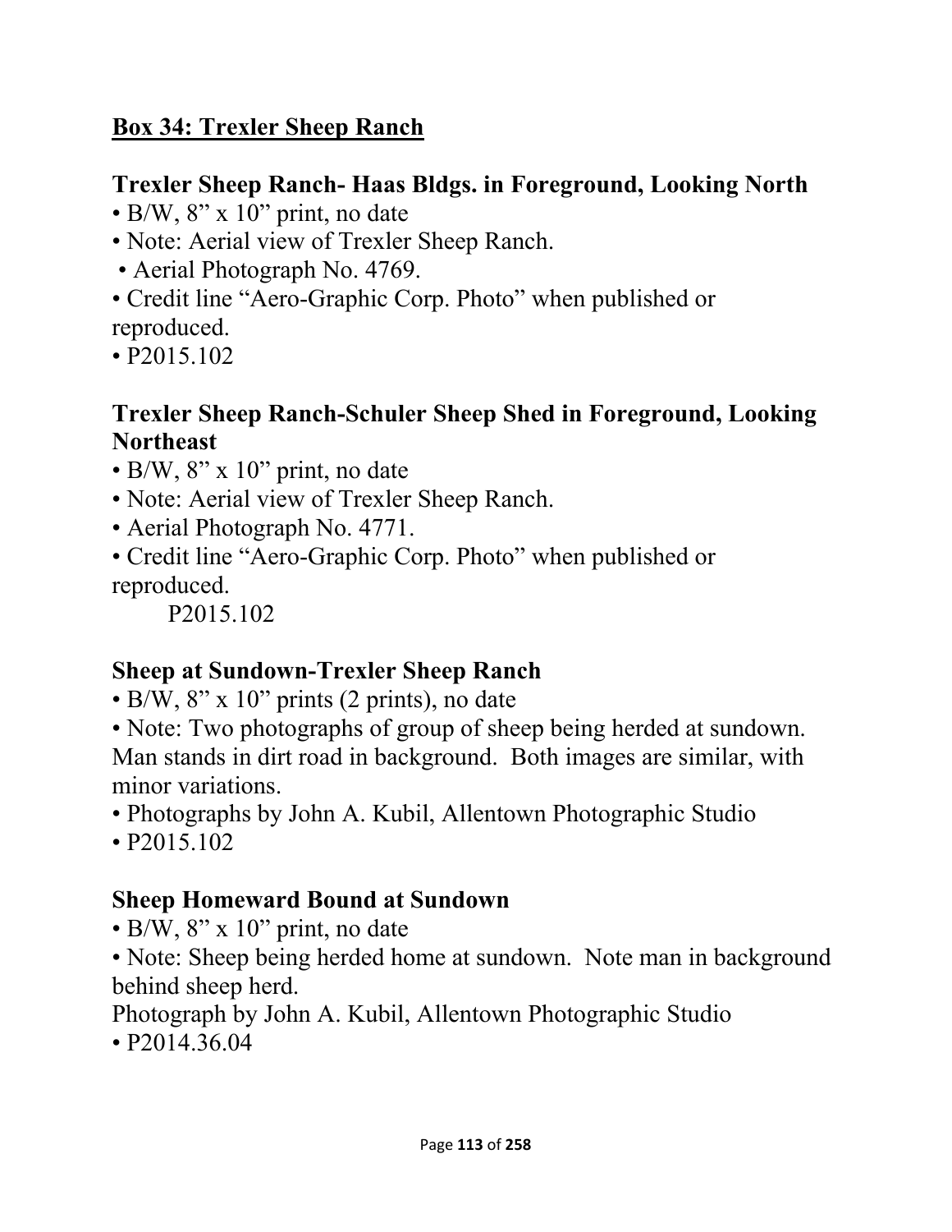## Box 34: Trexler Sheep Ranch

### Trexler Sheep Ranch- Haas Bldgs. in Foreground, Looking North

- B/W, 8" x 10" print, no date
- Note: Aerial view of Trexler Sheep Ranch.
- Aerial Photograph No. 4769.
- Credit line "Aero-Graphic Corp. Photo" when published or reproduced.
- P2015.102

### Trexler Sheep Ranch-Schuler Sheep Shed in Foreground, Looking Northeast

- B/W, 8" x 10" print, no date
- Note: Aerial view of Trexler Sheep Ranch.
- Aerial Photograph No. 4771.
- Credit line "Aero-Graphic Corp. Photo" when published or reproduced.

  P2015.102

### Sheep at Sundown-Trexler Sheep Ranch

- B/W, 8" x 10" prints (2 prints), no date
- Note: Two photographs of group of sheep being herded at sundown. Man stands in dirt road in background. Both images are similar, with minor variations.
- Photographs by John A. Kubil, Allentown Photographic Studio
- P2015.102

### Sheep Homeward Bound at Sundown

- B/W, 8" x 10" print, no date
- Note: Sheep being herded home at sundown. Note man in background behind sheep herd.

Photograph by John A. Kubil, Allentown Photographic Studio

- P2014.36.04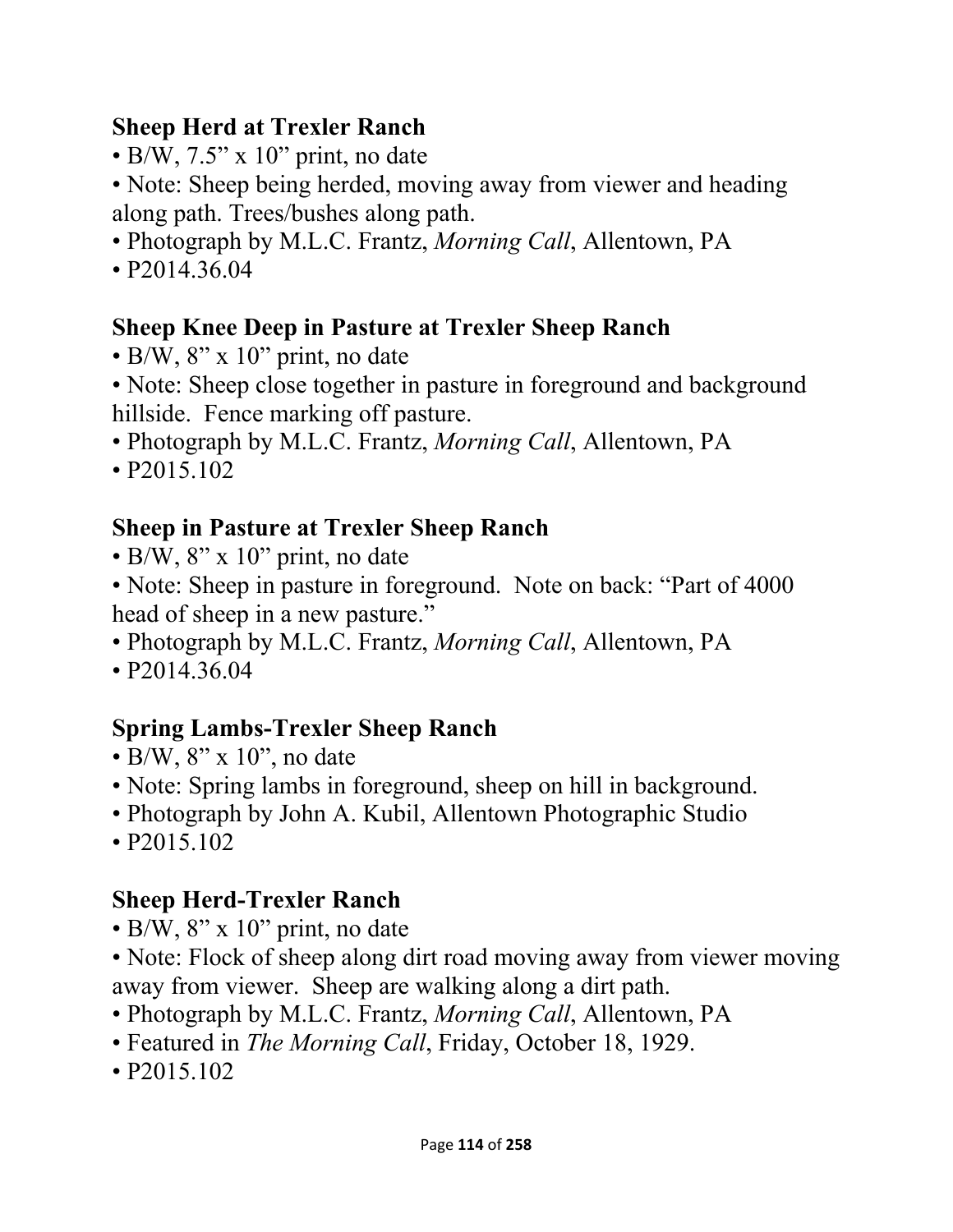**Sheep Herd at Trexler Ranch**

- B/W, 7.5" x 10" print, no date
- Note: Sheep being herded, moving away from viewer and heading along path. Trees/bushes along path.
- Photograph by M.L.C. Frantz, *Morning Call*, Allentown, PA
- P2014.36.04

**Sheep Knee Deep in Pasture at Trexler Sheep Ranch**

- B/W, 8" x 10" print, no date
- Note: Sheep close together in pasture in foreground and background hillside. Fence marking off pasture.
- Photograph by M.L.C. Frantz, *Morning Call*, Allentown, PA
- P2015.102

**Sheep in Pasture at Trexler Sheep Ranch**

- B/W, 8" x 10" print, no date
- Note: Sheep in pasture in foreground. Note on back: "Part of 4000 head of sheep in a new pasture."
- Photograph by M.L.C. Frantz, *Morning Call*, Allentown, PA
- P2014.36.04

**Spring Lambs-Trexler Sheep Ranch**

- B/W, 8" x 10", no date
- Note: Spring lambs in foreground, sheep on hill in background.
- Photograph by John A. Kubil, Allentown Photographic Studio
- P2015.102

**Sheep Herd-Trexler Ranch**

- B/W, 8" x 10" print, no date
- Note: Flock of sheep along dirt road moving away from viewer moving away from viewer. Sheep are walking along a dirt path.
- Photograph by M.L.C. Frantz, *Morning Call*, Allentown, PA
- Featured in *The Morning Call*, Friday, October 18, 1929.
- P2015.102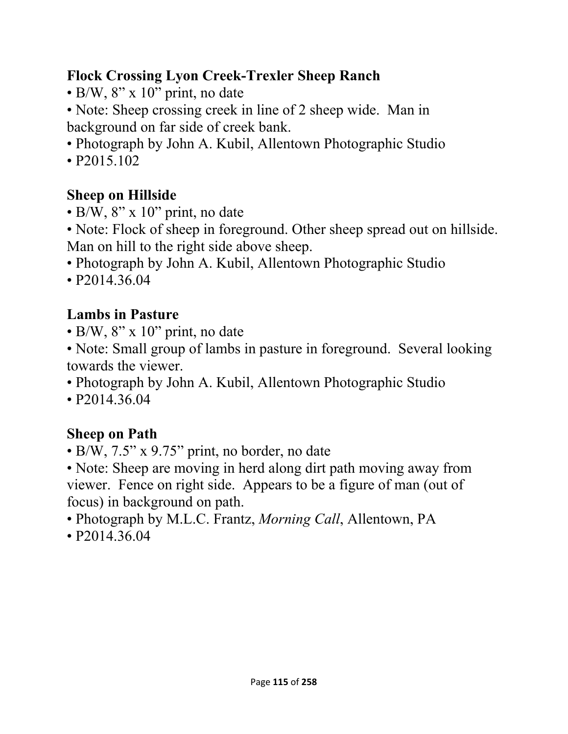**Flock Crossing Lyon Creek-Trexler Sheep Ranch**

- B/W, 8” x 10” print, no date
- Note: Sheep crossing creek in line of 2 sheep wide.  Man in background on far side of creek bank.
- Photograph by John A. Kubil, Allentown Photographic Studio
- P2015.102

**Sheep on Hillside**

- B/W, 8” x 10” print, no date
- Note: Flock of sheep in foreground. Other sheep spread out on hillside. Man on hill to the right side above sheep.
- Photograph by John A. Kubil, Allentown Photographic Studio
- P2014.36.04

**Lambs in Pasture**

- B/W, 8” x 10” print, no date
- Note: Small group of lambs in pasture in foreground.  Several looking towards the viewer.
- Photograph by John A. Kubil, Allentown Photographic Studio
- P2014.36.04

**Sheep on Path**

- B/W, 7.5” x 9.75” print, no border, no date
- Note: Sheep are moving in herd along dirt path moving away from viewer.  Fence on right side.  Appears to be a figure of man (out of focus) in background on path.
- Photograph by M.L.C. Frantz, *Morning Call*, Allentown, PA
- P2014.36.04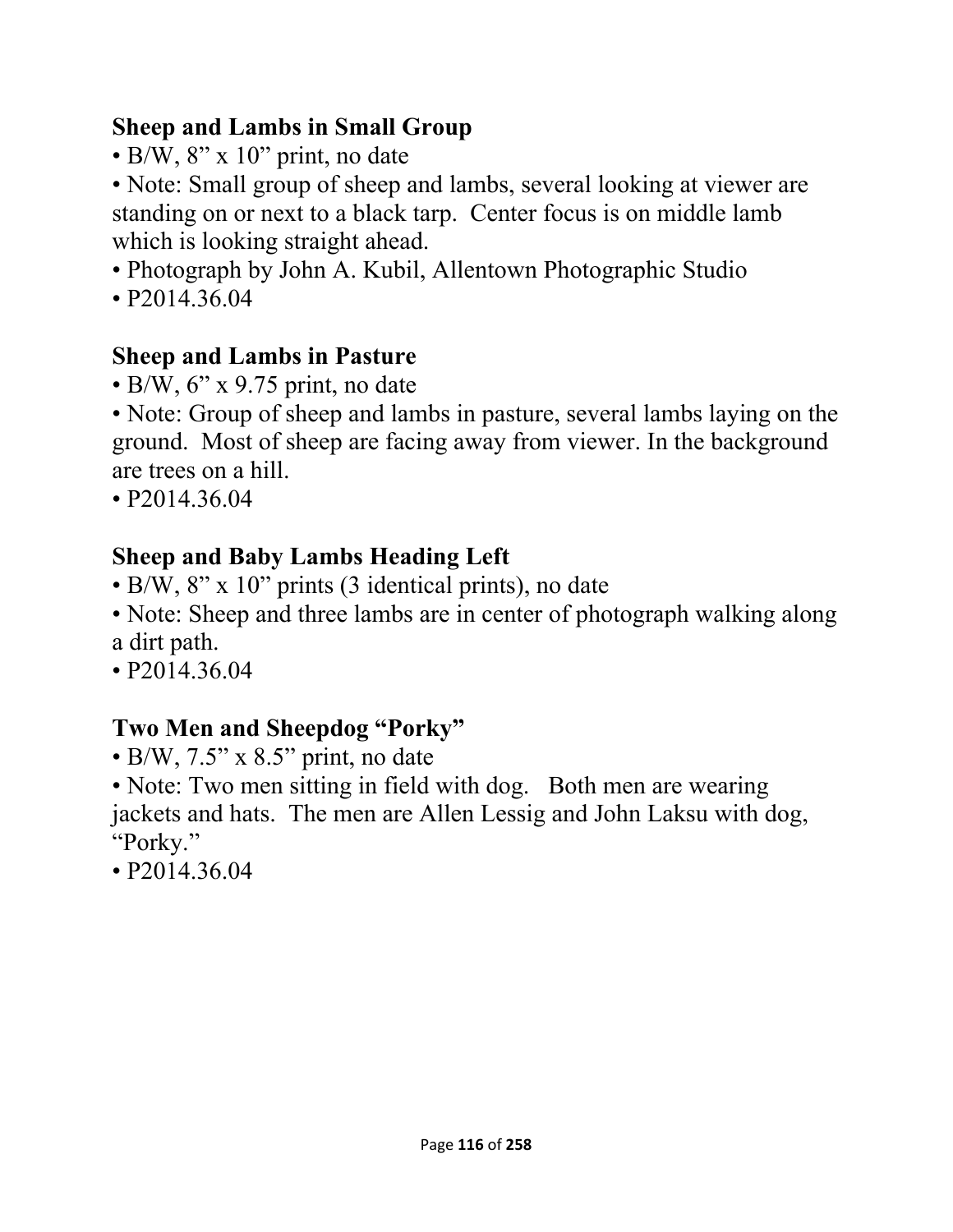### Sheep and Lambs in Small Group

- B/W, 8” x 10” print, no date
- Note: Small group of sheep and lambs, several looking at viewer are standing on or next to a black tarp. Center focus is on middle lamb which is looking straight ahead.
- Photograph by John A. Kubil, Allentown Photographic Studio
- P2014.36.04

### Sheep and Lambs in Pasture

- B/W, 6” x 9.75 print, no date
- Note: Group of sheep and lambs in pasture, several lambs laying on the ground. Most of sheep are facing away from viewer. In the background are trees on a hill.
- P2014.36.04

### Sheep and Baby Lambs Heading Left

- B/W, 8” x 10” prints (3 identical prints), no date
- Note: Sheep and three lambs are in center of photograph walking along a dirt path.
- P2014.36.04

### Two Men and Sheepdog “Porky”

- B/W, 7.5” x 8.5” print, no date
- Note: Two men sitting in field with dog. Both men are wearing jackets and hats. The men are Allen Lessig and John Laksu with dog, “Porky.”
- P2014.36.04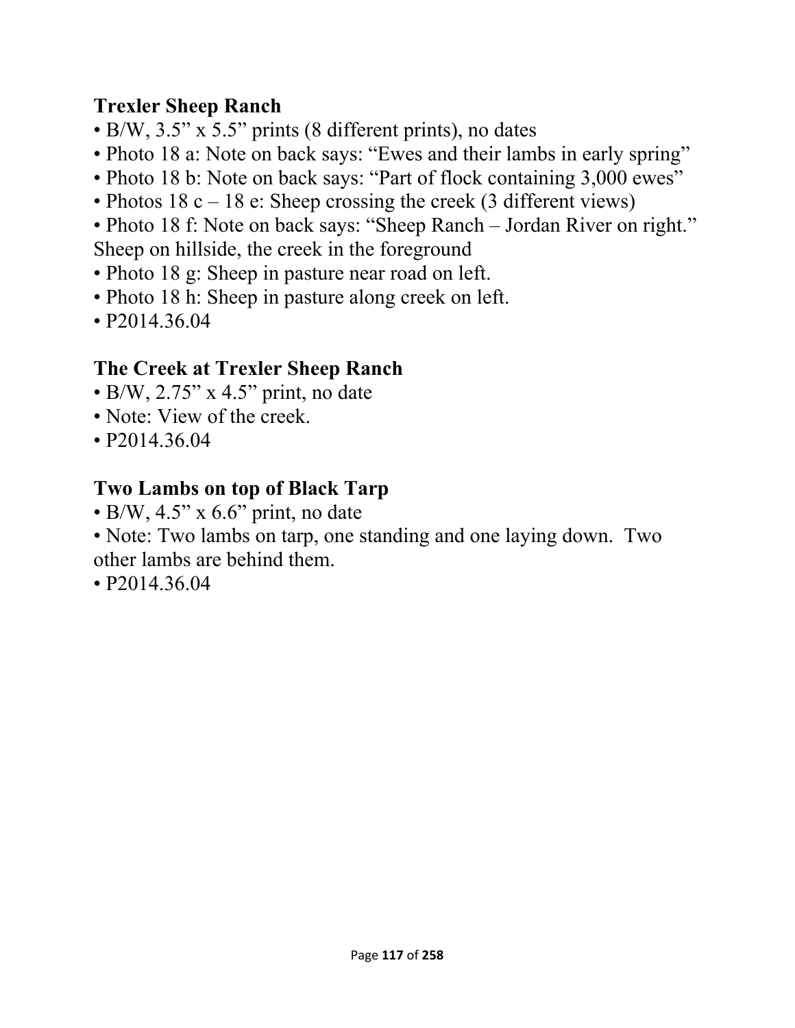**Trexler Sheep Ranch**
- B/W, 3.5” x 5.5” prints (8 different prints), no dates
- Photo 18 a: Note on back says: “Ewes and their lambs in early spring”
- Photo 18 b: Note on back says: “Part of flock containing 3,000 ewes”
- Photos 18 c – 18 e: Sheep crossing the creek (3 different views)
- Photo 18 f: Note on back says: “Sheep Ranch – Jordan River on right.” Sheep on hillside, the creek in the foreground
- Photo 18 g: Sheep in pasture near road on left.
- Photo 18 h: Sheep in pasture along creek on left.
- P2014.36.04

**The Creek at Trexler Sheep Ranch**
- B/W, 2.75” x 4.5” print, no date
- Note: View of the creek.
- P2014.36.04

**Two Lambs on top of Black Tarp**
- B/W, 4.5” x 6.6” print, no date
- Note: Two lambs on tarp, one standing and one laying down. Two other lambs are behind them.
- P2014.36.04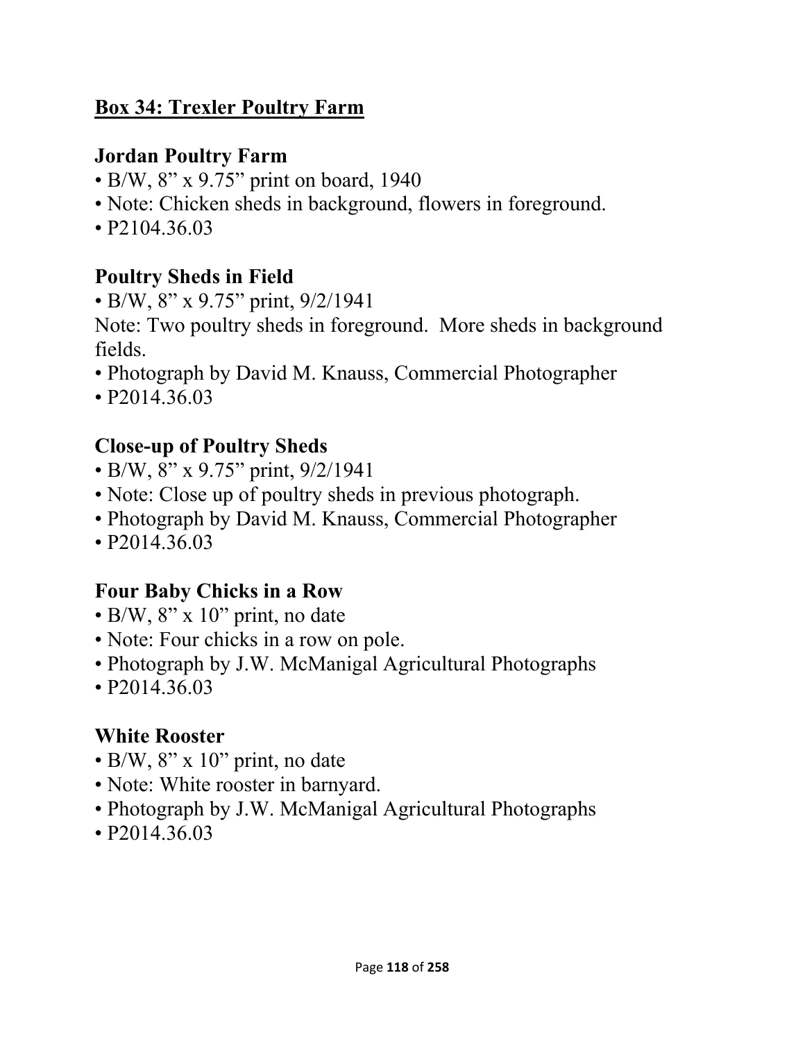## **Box 34: Trexler Poultry Farm**

### Jordan Poultry Farm

- B/W, 8” x 9.75” print on board, 1940
- Note: Chicken sheds in background, flowers in foreground.
- P2104.36.03

### Poultry Sheds in Field

- B/W, 8” x 9.75” print, 9/2/1941

Note: Two poultry sheds in foreground. More sheds in background fields.

- Photograph by David M. Knauss, Commercial Photographer
- P2014.36.03

### Close-up of Poultry Sheds

- B/W, 8” x 9.75” print, 9/2/1941
- Note: Close up of poultry sheds in previous photograph.
- Photograph by David M. Knauss, Commercial Photographer
- P2014.36.03

### Four Baby Chicks in a Row

- B/W, 8” x 10” print, no date
- Note: Four chicks in a row on pole.
- Photograph by J.W. McManigal Agricultural Photographs
- P2014.36.03

### White Rooster

- B/W, 8” x 10” print, no date
- Note: White rooster in barnyard.
- Photograph by J.W. McManigal Agricultural Photographs
- P2014.36.03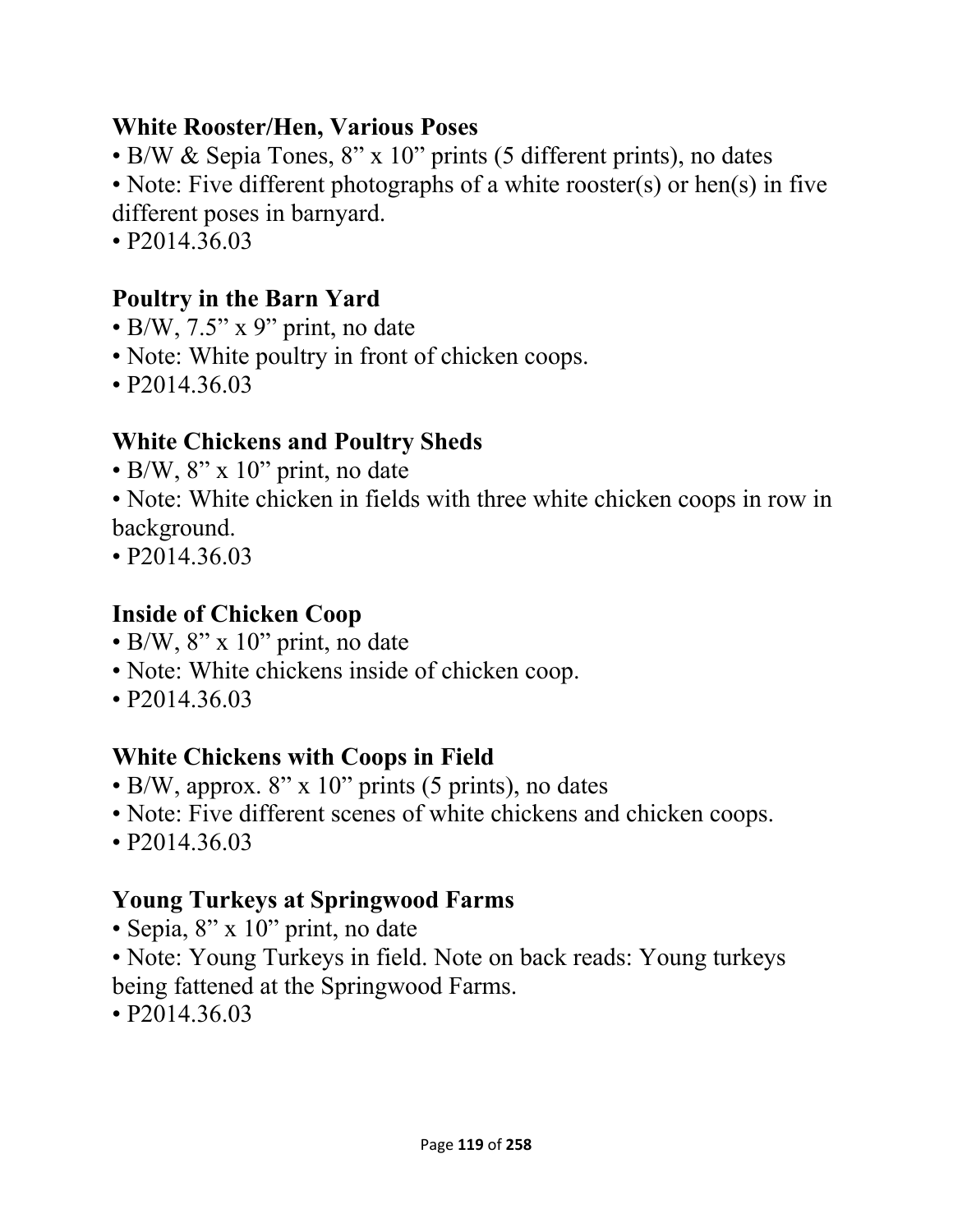**White Rooster/Hen, Various Poses**

- B/W & Sepia Tones, 8” x 10” prints (5 different prints), no dates
- Note: Five different photographs of a white rooster(s) or hen(s) in five different poses in barnyard.
- P2014.36.03

**Poultry in the Barn Yard**

- B/W, 7.5” x 9” print, no date
- Note: White poultry in front of chicken coops.
- P2014.36.03

**White Chickens and Poultry Sheds**

- B/W, 8” x 10” print, no date
- Note: White chicken in fields with three white chicken coops in row in background.
- P2014.36.03

**Inside of Chicken Coop**

- B/W, 8” x 10” print, no date
- Note: White chickens inside of chicken coop.
- P2014.36.03

**White Chickens with Coops in Field**

- B/W, approx. 8” x 10” prints (5 prints), no dates
- Note: Five different scenes of white chickens and chicken coops.
- P2014.36.03

**Young Turkeys at Springwood Farms**

- Sepia, 8” x 10” print, no date
- Note: Young Turkeys in field. Note on back reads: Young turkeys being fattened at the Springwood Farms.
- P2014.36.03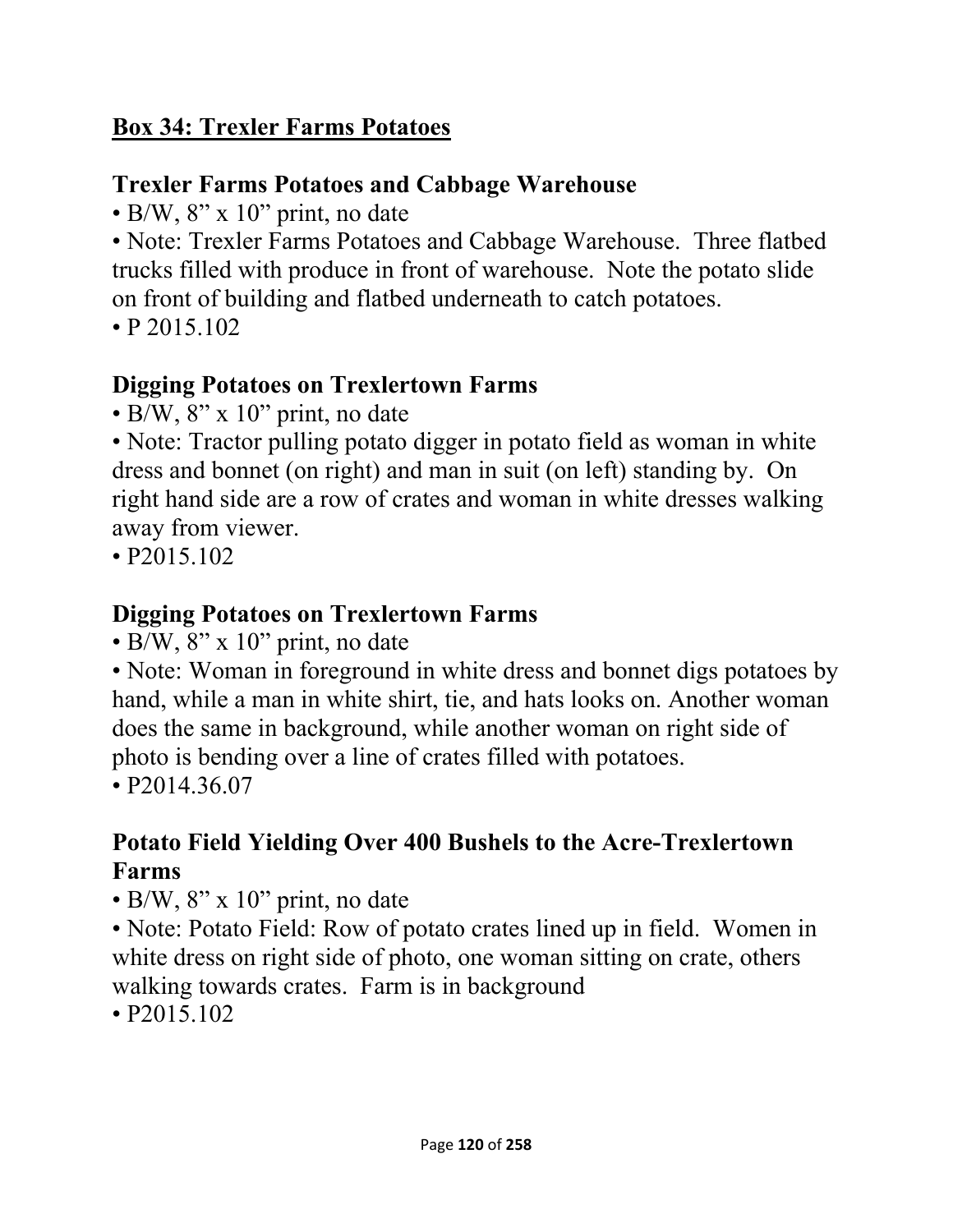## Box 34: Trexler Farms Potatoes

### Trexler Farms Potatoes and Cabbage Warehouse

- B/W, 8” x 10” print, no date
- Note: Trexler Farms Potatoes and Cabbage Warehouse. Three flatbed trucks filled with produce in front of warehouse. Note the potato slide on front of building and flatbed underneath to catch potatoes.
- P 2015.102

### Digging Potatoes on Trexlertown Farms

- B/W, 8” x 10” print, no date
- Note: Tractor pulling potato digger in potato field as woman in white dress and bonnet (on right) and man in suit (on left) standing by. On right hand side are a row of crates and woman in white dresses walking away from viewer.
- P2015.102

### Digging Potatoes on Trexlertown Farms

- B/W, 8” x 10” print, no date
- Note: Woman in foreground in white dress and bonnet digs potatoes by hand, while a man in white shirt, tie, and hats looks on. Another woman does the same in background, while another woman on right side of photo is bending over a line of crates filled with potatoes.
- P2014.36.07

### Potato Field Yielding Over 400 Bushels to the Acre-Trexlertown Farms

- B/W, 8” x 10” print, no date
- Note: Potato Field: Row of potato crates lined up in field. Women in white dress on right side of photo, one woman sitting on crate, others walking towards crates. Farm is in background
- P2015.102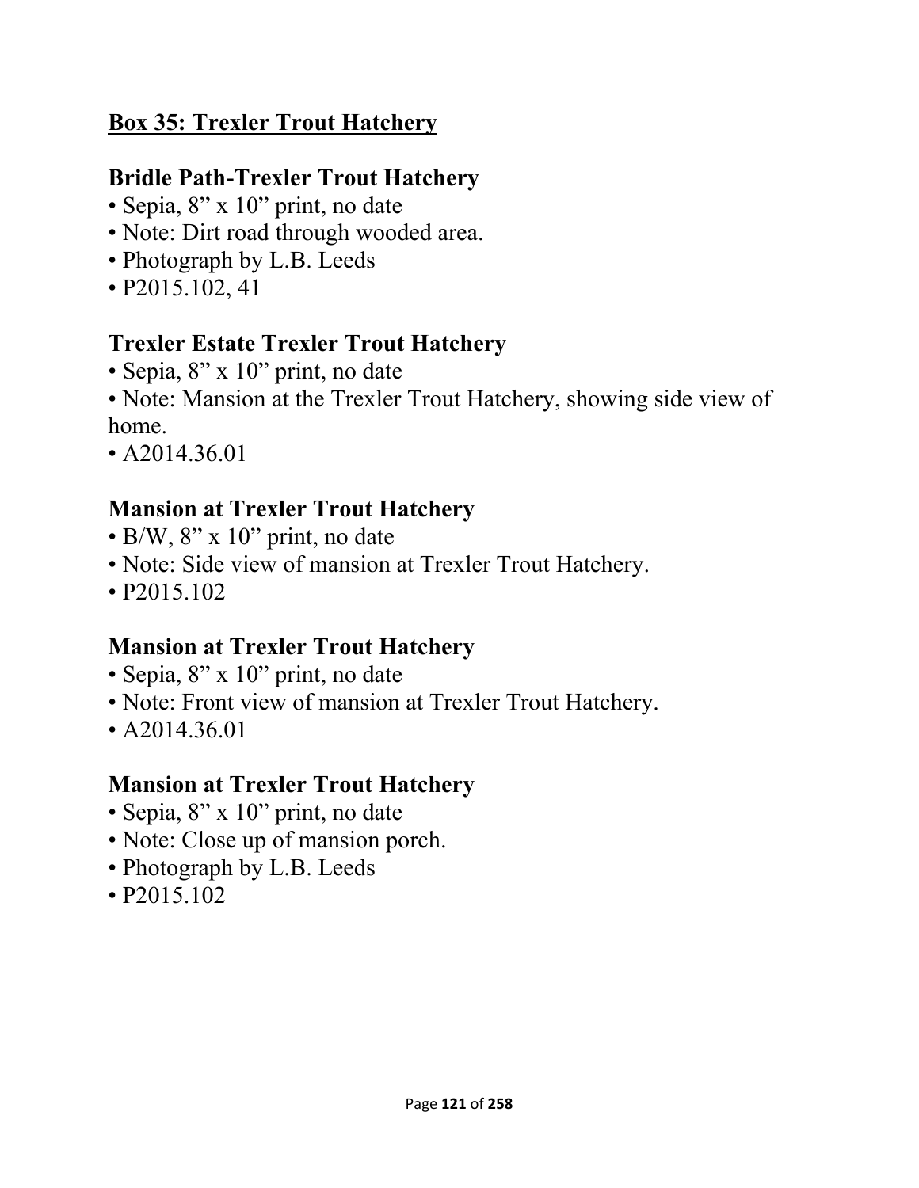## Box 35: Trexler Trout Hatchery

### Bridle Path-Trexler Trout Hatchery

- Sepia, 8” x 10” print, no date
- Note: Dirt road through wooded area.
- Photograph by L.B. Leeds
- P2015.102, 41

### Trexler Estate Trexler Trout Hatchery

- Sepia, 8” x 10” print, no date
- Note: Mansion at the Trexler Trout Hatchery, showing side view of home.
- A2014.36.01

### Mansion at Trexler Trout Hatchery

- B/W, 8” x 10” print, no date
- Note: Side view of mansion at Trexler Trout Hatchery.
- P2015.102

### Mansion at Trexler Trout Hatchery

- Sepia, 8” x 10” print, no date
- Note: Front view of mansion at Trexler Trout Hatchery.
- A2014.36.01

### Mansion at Trexler Trout Hatchery

- Sepia, 8” x 10” print, no date
- Note: Close up of mansion porch.
- Photograph by L.B. Leeds
- P2015.102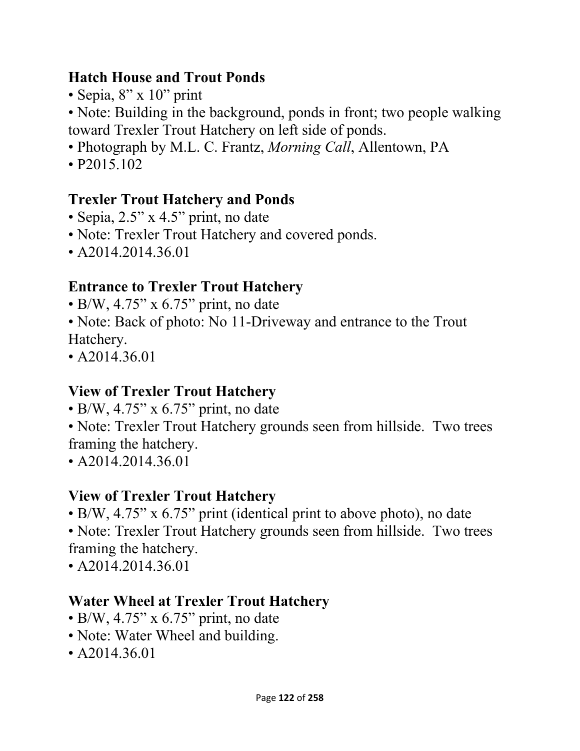**Hatch House and Trout Ponds**

- Sepia, 8” x 10” print
- Note: Building in the background, ponds in front; two people walking toward Trexler Trout Hatchery on left side of ponds.
- Photograph by M.L. C. Frantz, *Morning Call*, Allentown, PA
- P2015.102

**Trexler Trout Hatchery and Ponds**

- Sepia, 2.5” x 4.5” print, no date
- Note: Trexler Trout Hatchery and covered ponds.
- A2014.2014.36.01

**Entrance to Trexler Trout Hatchery**

- B/W, 4.75” x 6.75” print, no date
- Note: Back of photo: No 11-Driveway and entrance to the Trout Hatchery.
- A2014.36.01

**View of Trexler Trout Hatchery**

- B/W, 4.75” x 6.75” print, no date
- Note: Trexler Trout Hatchery grounds seen from hillside. Two trees framing the hatchery.
- A2014.2014.36.01

**View of Trexler Trout Hatchery**

- B/W, 4.75” x 6.75” print (identical print to above photo), no date
- Note: Trexler Trout Hatchery grounds seen from hillside. Two trees framing the hatchery.
- A2014.2014.36.01

**Water Wheel at Trexler Trout Hatchery**

- B/W, 4.75” x 6.75” print, no date
- Note: Water Wheel and building.
- A2014.36.01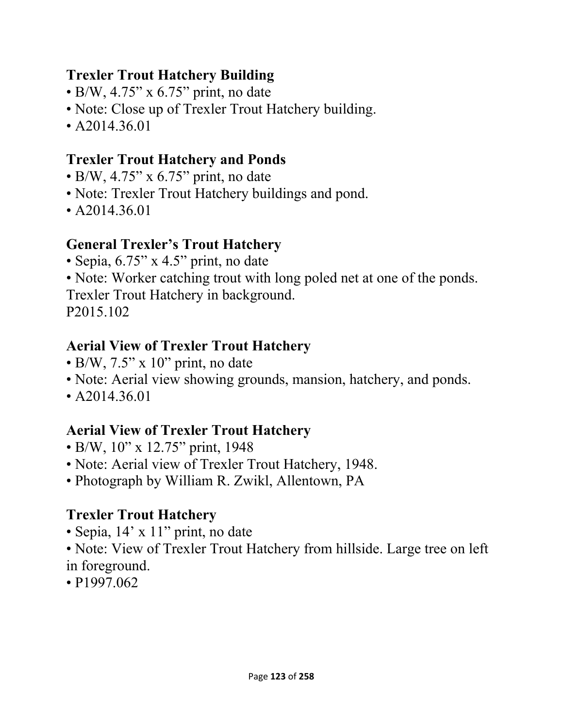**Trexler Trout Hatchery Building**

- B/W, 4.75” x 6.75” print, no date
- Note: Close up of Trexler Trout Hatchery building.
- A2014.36.01

**Trexler Trout Hatchery and Ponds**

- B/W, 4.75” x 6.75” print, no date
- Note: Trexler Trout Hatchery buildings and pond.
- A2014.36.01

**General Trexler’s Trout Hatchery**

- Sepia, 6.75” x 4.5” print, no date
- Note: Worker catching trout with long poled net at one of the ponds. Trexler Trout Hatchery in background.

P2015.102

**Aerial View of Trexler Trout Hatchery**

- B/W, 7.5” x 10” print, no date
- Note: Aerial view showing grounds, mansion, hatchery, and ponds.
- A2014.36.01

**Aerial View of Trexler Trout Hatchery**

- B/W, 10” x 12.75” print, 1948
- Note: Aerial view of Trexler Trout Hatchery, 1948.
- Photograph by William R. Zwikl, Allentown, PA

**Trexler Trout Hatchery**

- Sepia, 14’ x 11” print, no date
- Note: View of Trexler Trout Hatchery from hillside. Large tree on left in foreground.
- P1997.062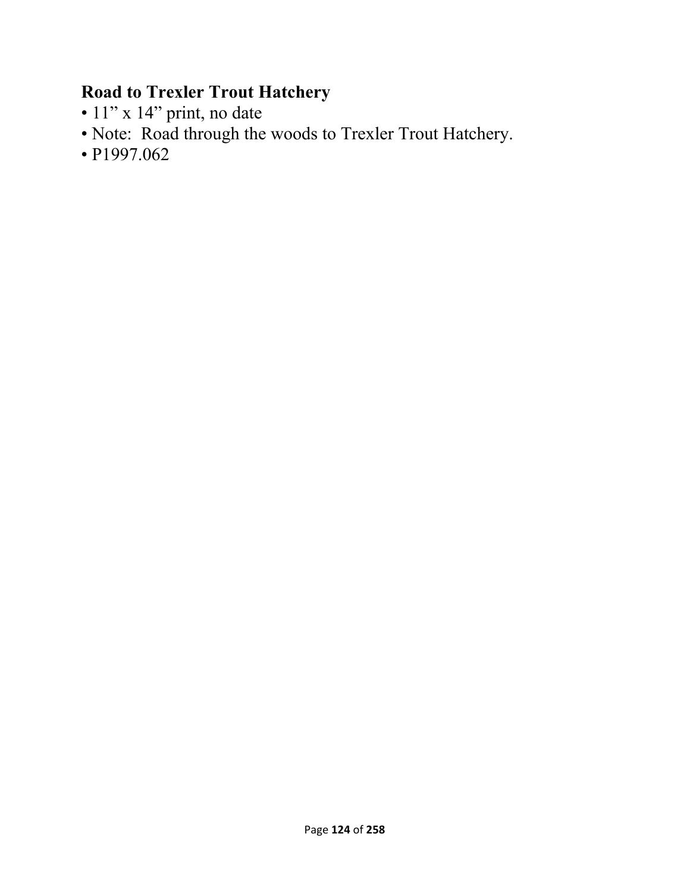**Road to Trexler Trout Hatchery**

- 11” x 14” print, no date
- Note: Road through the woods to Trexler Trout Hatchery.
- P1997.062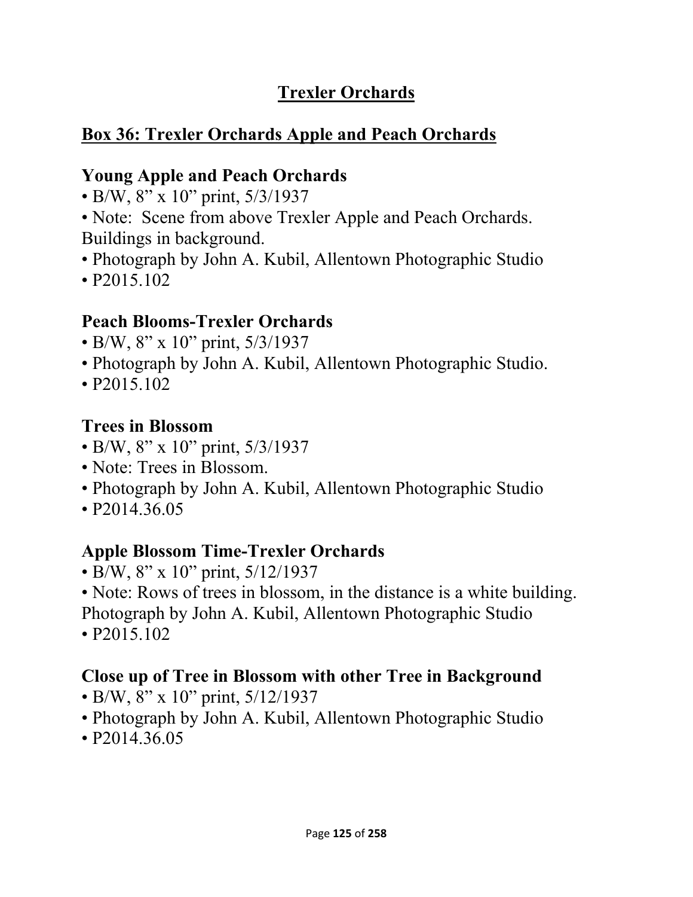# Trexler Orchards

## Box 36: Trexler Orchards Apple and Peach Orchards

### Young Apple and Peach Orchards

• B/W, 8" x 10" print, 5/3/1937
• Note: Scene from above Trexler Apple and Peach Orchards. Buildings in background.
• Photograph by John A. Kubil, Allentown Photographic Studio
• P2015.102

### Peach Blooms-Trexler Orchards

• B/W, 8" x 10" print, 5/3/1937
• Photograph by John A. Kubil, Allentown Photographic Studio.
• P2015.102

### Trees in Blossom

• B/W, 8" x 10" print, 5/3/1937
• Note: Trees in Blossom.
• Photograph by John A. Kubil, Allentown Photographic Studio
• P2014.36.05

### Apple Blossom Time-Trexler Orchards

• B/W, 8" x 10" print, 5/12/1937
• Note: Rows of trees in blossom, in the distance is a white building. Photograph by John A. Kubil, Allentown Photographic Studio
• P2015.102

### Close up of Tree in Blossom with other Tree in Background

• B/W, 8" x 10" print, 5/12/1937
• Photograph by John A. Kubil, Allentown Photographic Studio
• P2014.36.05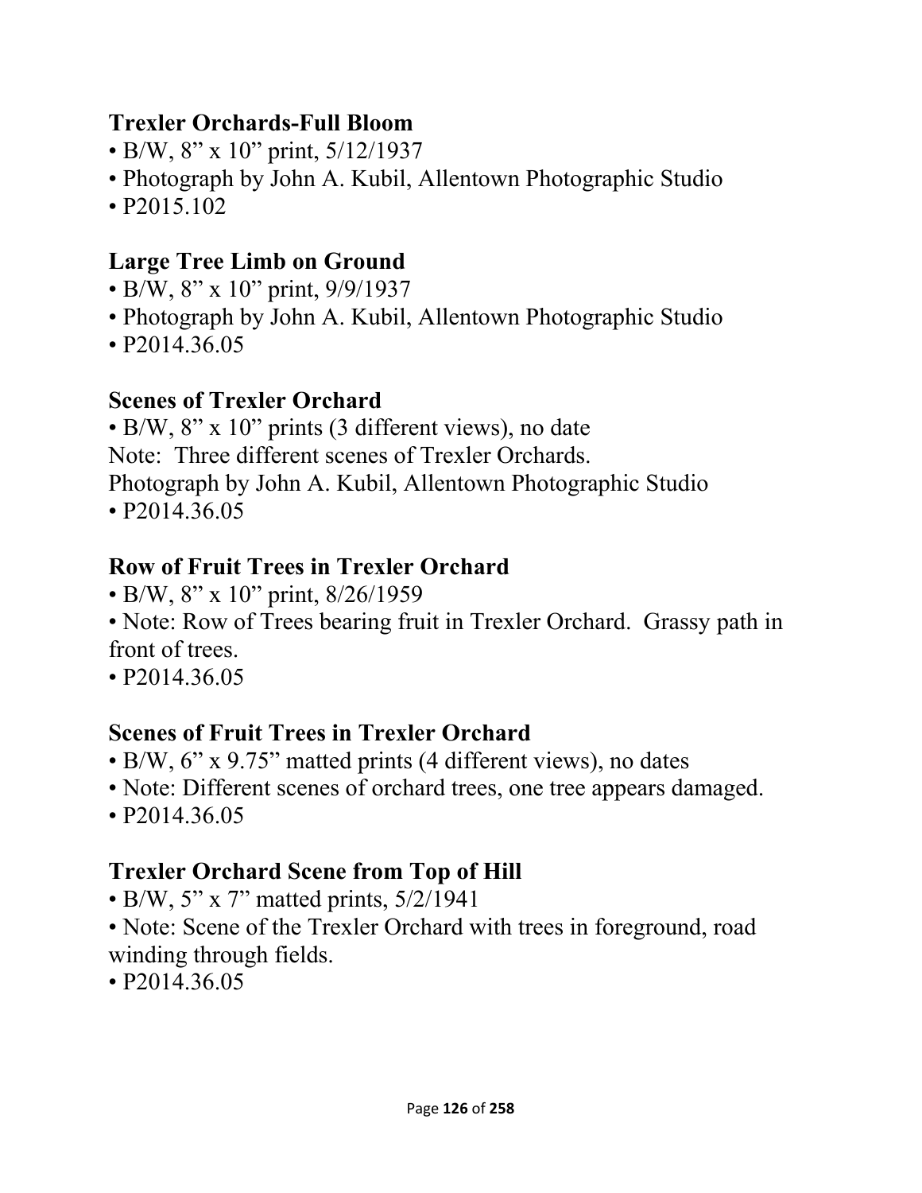**Trexler Orchards-Full Bloom**

- B/W, 8” x 10” print, 5/12/1937
- Photograph by John A. Kubil, Allentown Photographic Studio
- P2015.102

**Large Tree Limb on Ground**

- B/W, 8” x 10” print, 9/9/1937
- Photograph by John A. Kubil, Allentown Photographic Studio
- P2014.36.05

**Scenes of Trexler Orchard**

- B/W, 8” x 10” prints (3 different views), no date

Note: Three different scenes of Trexler Orchards.
Photograph by John A. Kubil, Allentown Photographic Studio

- P2014.36.05

**Row of Fruit Trees in Trexler Orchard**

- B/W, 8” x 10” print, 8/26/1959
- Note: Row of Trees bearing fruit in Trexler Orchard. Grassy path in front of trees.
- P2014.36.05

**Scenes of Fruit Trees in Trexler Orchard**

- B/W, 6” x 9.75” matted prints (4 different views), no dates
- Note: Different scenes of orchard trees, one tree appears damaged.
- P2014.36.05

**Trexler Orchard Scene from Top of Hill**

- B/W, 5” x 7” matted prints, 5/2/1941
- Note: Scene of the Trexler Orchard with trees in foreground, road winding through fields.
- P2014.36.05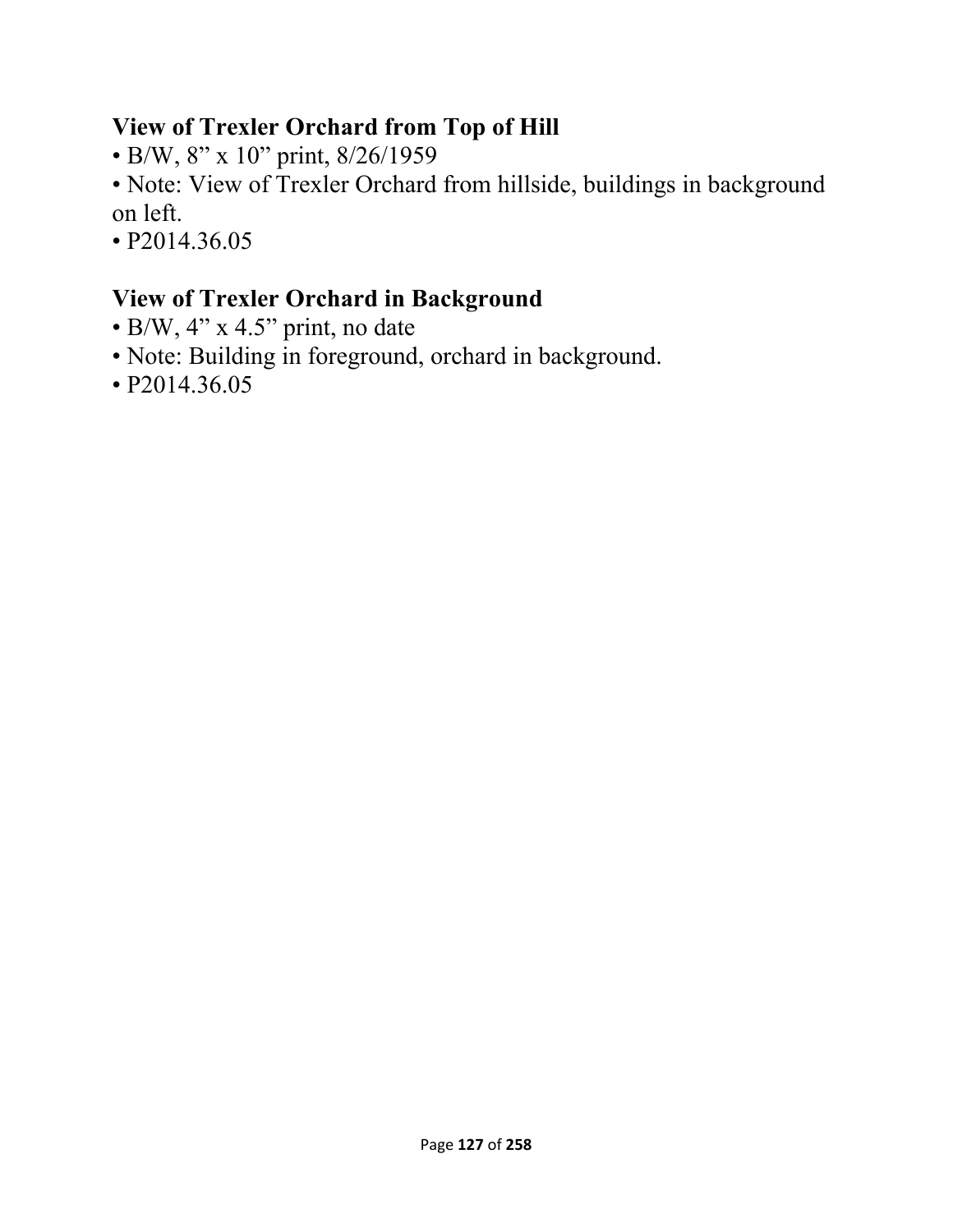### View of Trexler Orchard from Top of Hill

- B/W, 8” x 10” print, 8/26/1959
- Note: View of Trexler Orchard from hillside, buildings in background on left.
- P2014.36.05

### View of Trexler Orchard in Background

- B/W, 4” x 4.5” print, no date
- Note: Building in foreground, orchard in background.
- P2014.36.05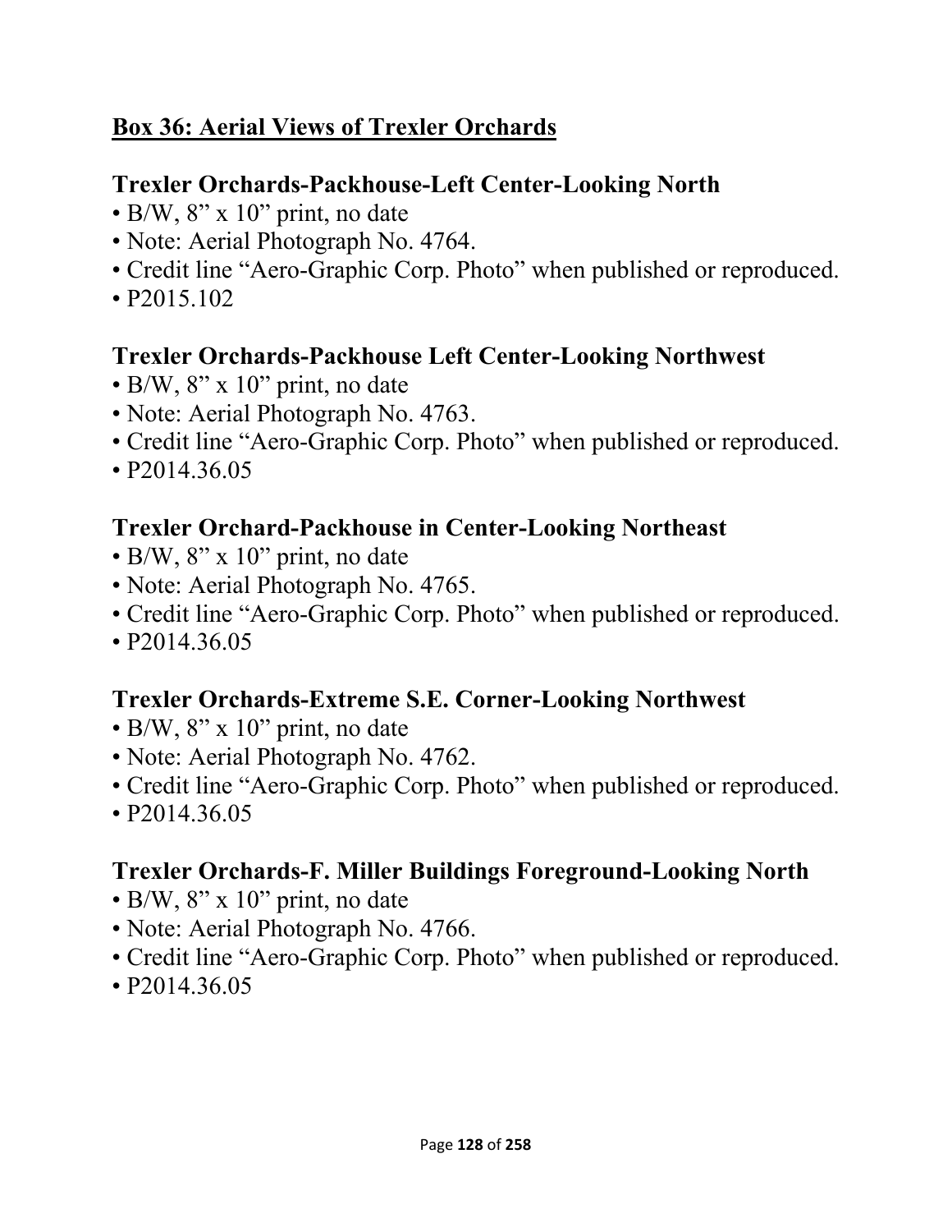## Box 36: Aerial Views of Trexler Orchards

### Trexler Orchards-Packhouse-Left Center-Looking North

- B/W, 8” x 10” print, no date
- Note: Aerial Photograph No. 4764.
- Credit line “Aero-Graphic Corp. Photo” when published or reproduced.
- P2015.102

### Trexler Orchards-Packhouse Left Center-Looking Northwest

- B/W, 8” x 10” print, no date
- Note: Aerial Photograph No. 4763.
- Credit line “Aero-Graphic Corp. Photo” when published or reproduced.
- P2014.36.05

### Trexler Orchard-Packhouse in Center-Looking Northeast

- B/W, 8” x 10” print, no date
- Note: Aerial Photograph No. 4765.
- Credit line “Aero-Graphic Corp. Photo” when published or reproduced.
- P2014.36.05

### Trexler Orchards-Extreme S.E. Corner-Looking Northwest

- B/W, 8” x 10” print, no date
- Note: Aerial Photograph No. 4762.
- Credit line “Aero-Graphic Corp. Photo” when published or reproduced.
- P2014.36.05

### Trexler Orchards-F. Miller Buildings Foreground-Looking North

- B/W, 8” x 10” print, no date
- Note: Aerial Photograph No. 4766.
- Credit line “Aero-Graphic Corp. Photo” when published or reproduced.
- P2014.36.05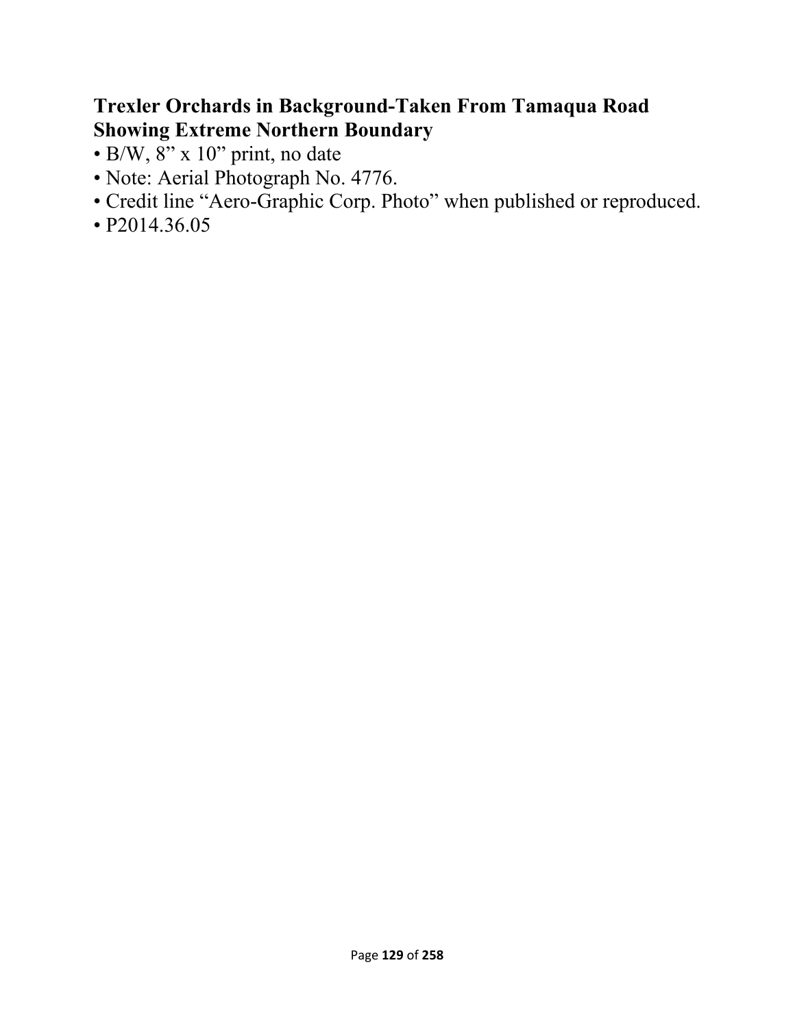**Trexler Orchards in Background-Taken From Tamaqua Road Showing Extreme Northern Boundary**

- B/W, 8” x 10” print, no date
- Note: Aerial Photograph No. 4776.
- Credit line “Aero-Graphic Corp. Photo” when published or reproduced.
- P2014.36.05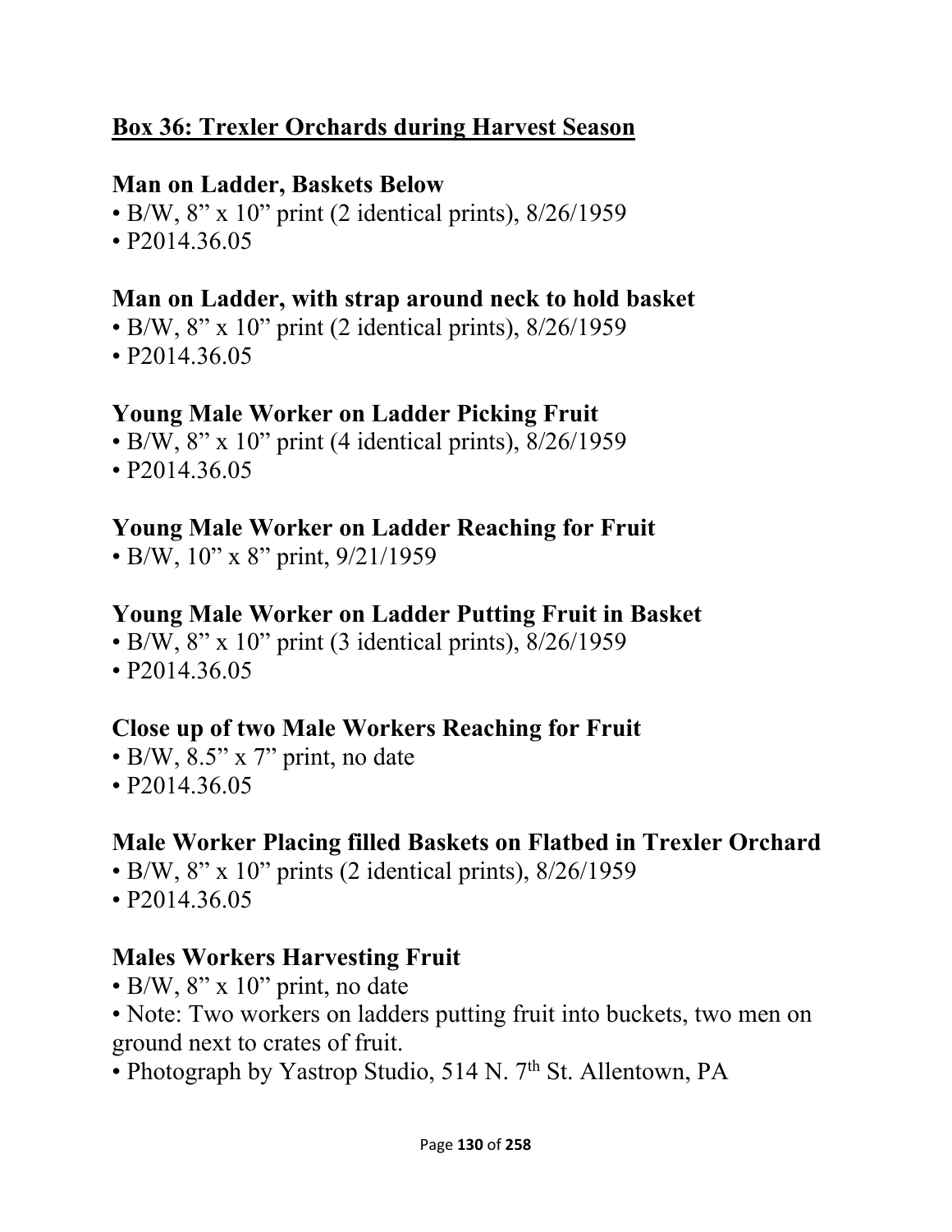## Box 36: Trexler Orchards during Harvest Season

### Man on Ladder, Baskets Below

- B/W, 8” x 10” print (2 identical prints), 8/26/1959
- P2014.36.05

### Man on Ladder, with strap around neck to hold basket

- B/W, 8” x 10” print (2 identical prints), 8/26/1959
- P2014.36.05

### Young Male Worker on Ladder Picking Fruit

- B/W, 8” x 10” print (4 identical prints), 8/26/1959
- P2014.36.05

### Young Male Worker on Ladder Reaching for Fruit

- B/W, 10” x 8” print, 9/21/1959

### Young Male Worker on Ladder Putting Fruit in Basket

- B/W, 8” x 10” print (3 identical prints), 8/26/1959
- P2014.36.05

### Close up of two Male Workers Reaching for Fruit

- B/W, 8.5” x 7” print, no date
- P2014.36.05

### Male Worker Placing filled Baskets on Flatbed in Trexler Orchard

- B/W, 8” x 10” prints (2 identical prints), 8/26/1959
- P2014.36.05

### Males Workers Harvesting Fruit

- B/W, 8” x 10” print, no date
- Note: Two workers on ladders putting fruit into buckets, two men on ground next to crates of fruit.
- Photograph by Yastrop Studio, 514 N. 7th St. Allentown, PA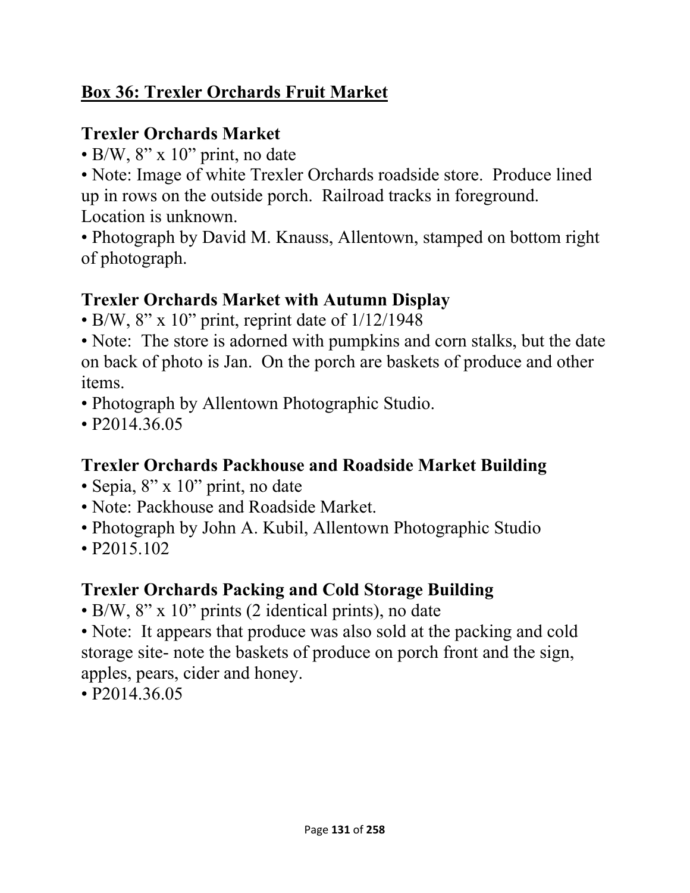## Box 36: Trexler Orchards Fruit Market

### Trexler Orchards Market

- B/W, 8” x 10” print, no date
- Note: Image of white Trexler Orchards roadside store. Produce lined up in rows on the outside porch. Railroad tracks in foreground. Location is unknown.
- Photograph by David M. Knauss, Allentown, stamped on bottom right of photograph.

### Trexler Orchards Market with Autumn Display

- B/W, 8” x 10” print, reprint date of 1/12/1948
- Note: The store is adorned with pumpkins and corn stalks, but the date on back of photo is Jan. On the porch are baskets of produce and other items.
- Photograph by Allentown Photographic Studio.
- P2014.36.05

### Trexler Orchards Packhouse and Roadside Market Building

- Sepia, 8” x 10” print, no date
- Note: Packhouse and Roadside Market.
- Photograph by John A. Kubil, Allentown Photographic Studio
- P2015.102

### Trexler Orchards Packing and Cold Storage Building

- B/W, 8” x 10” prints (2 identical prints), no date
- Note: It appears that produce was also sold at the packing and cold storage site- note the baskets of produce on porch front and the sign, apples, pears, cider and honey.
- P2014.36.05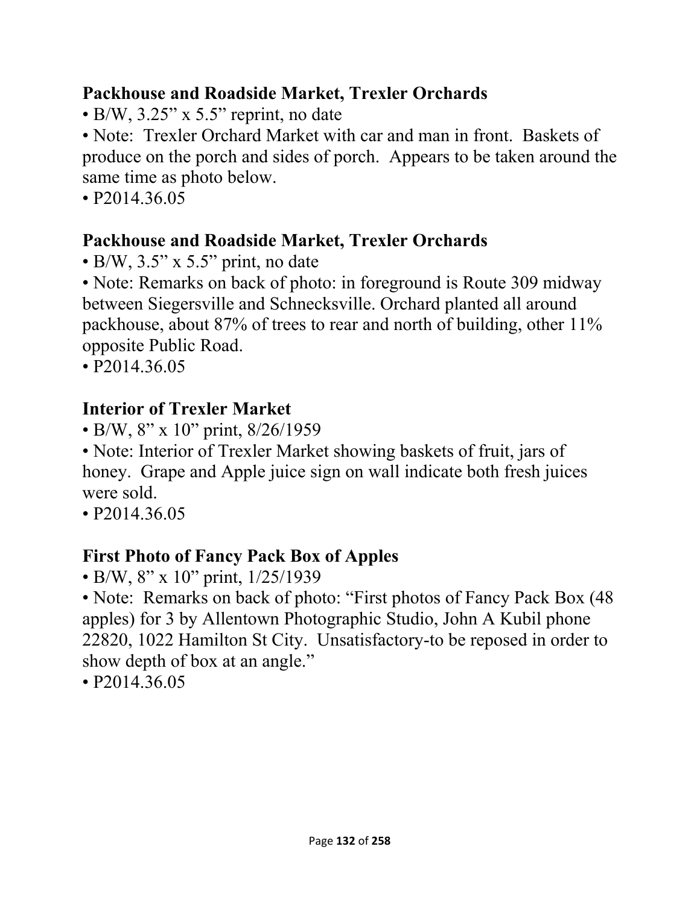**Packhouse and Roadside Market, Trexler Orchards**

- B/W, 3.25" x 5.5" reprint, no date
- Note: Trexler Orchard Market with car and man in front. Baskets of produce on the porch and sides of porch. Appears to be taken around the same time as photo below.
- P2014.36.05

**Packhouse and Roadside Market, Trexler Orchards**

- B/W, 3.5" x 5.5" print, no date
- Note: Remarks on back of photo: in foreground is Route 309 midway between Siegersville and Schnecksville. Orchard planted all around packhouse, about 87% of trees to rear and north of building, other 11% opposite Public Road.
- P2014.36.05

**Interior of Trexler Market**

- B/W, 8" x 10" print, 8/26/1959
- Note: Interior of Trexler Market showing baskets of fruit, jars of honey. Grape and Apple juice sign on wall indicate both fresh juices were sold.
- P2014.36.05

**First Photo of Fancy Pack Box of Apples**

- B/W, 8" x 10" print, 1/25/1939
- Note: Remarks on back of photo: "First photos of Fancy Pack Box (48 apples) for 3 by Allentown Photographic Studio, John A Kubil phone 22820, 1022 Hamilton St City. Unsatisfactory-to be reposed in order to show depth of box at an angle."
- P2014.36.05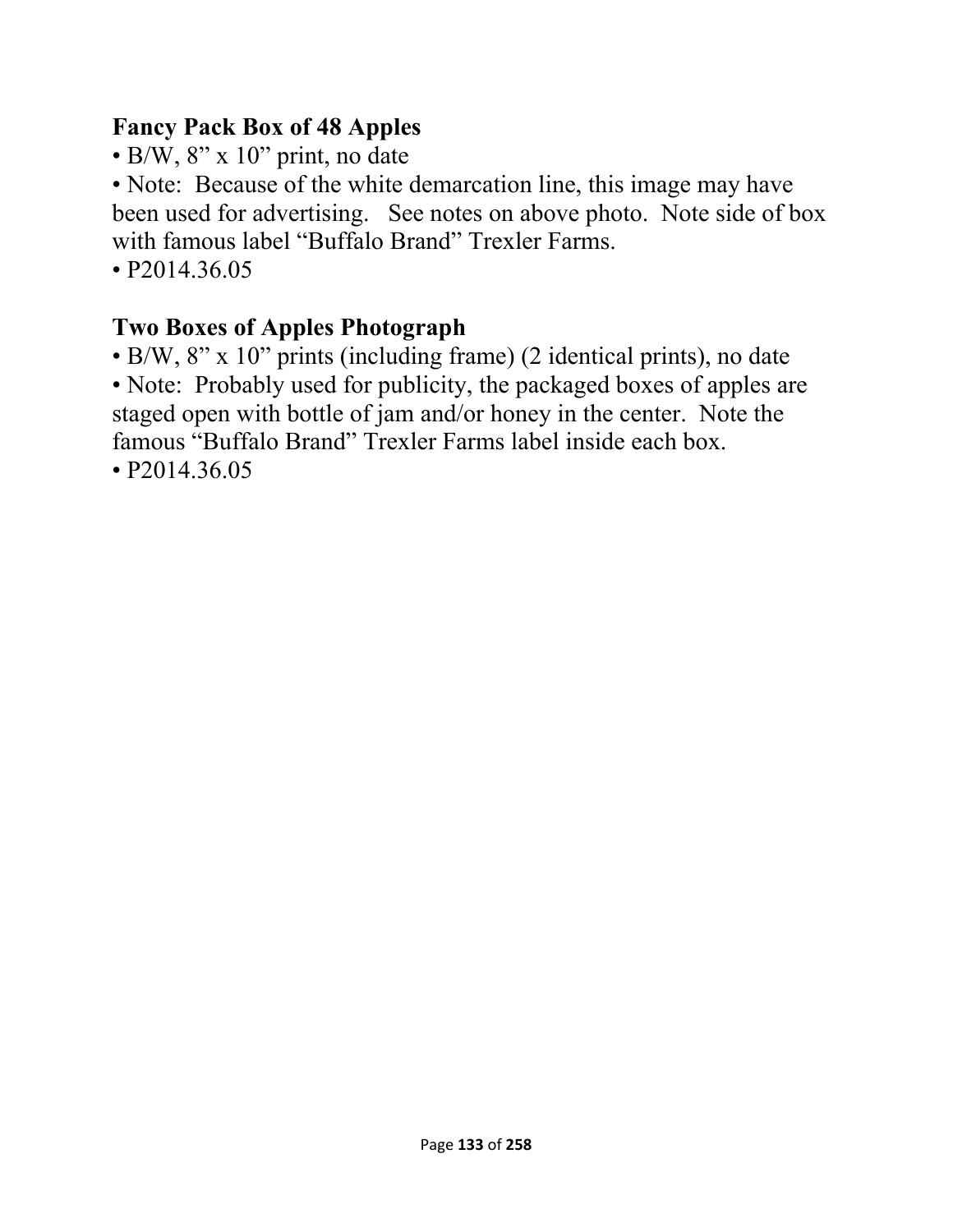**Fancy Pack Box of 48 Apples**

• B/W, 8" x 10" print, no date

• Note: Because of the white demarcation line, this image may have been used for advertising. See notes on above photo. Note side of box with famous label "Buffalo Brand" Trexler Farms.

• P2014.36.05

**Two Boxes of Apples Photograph**

• B/W, 8" x 10" prints (including frame) (2 identical prints), no date

• Note: Probably used for publicity, the packaged boxes of apples are staged open with bottle of jam and/or honey in the center. Note the famous "Buffalo Brand" Trexler Farms label inside each box.

• P2014.36.05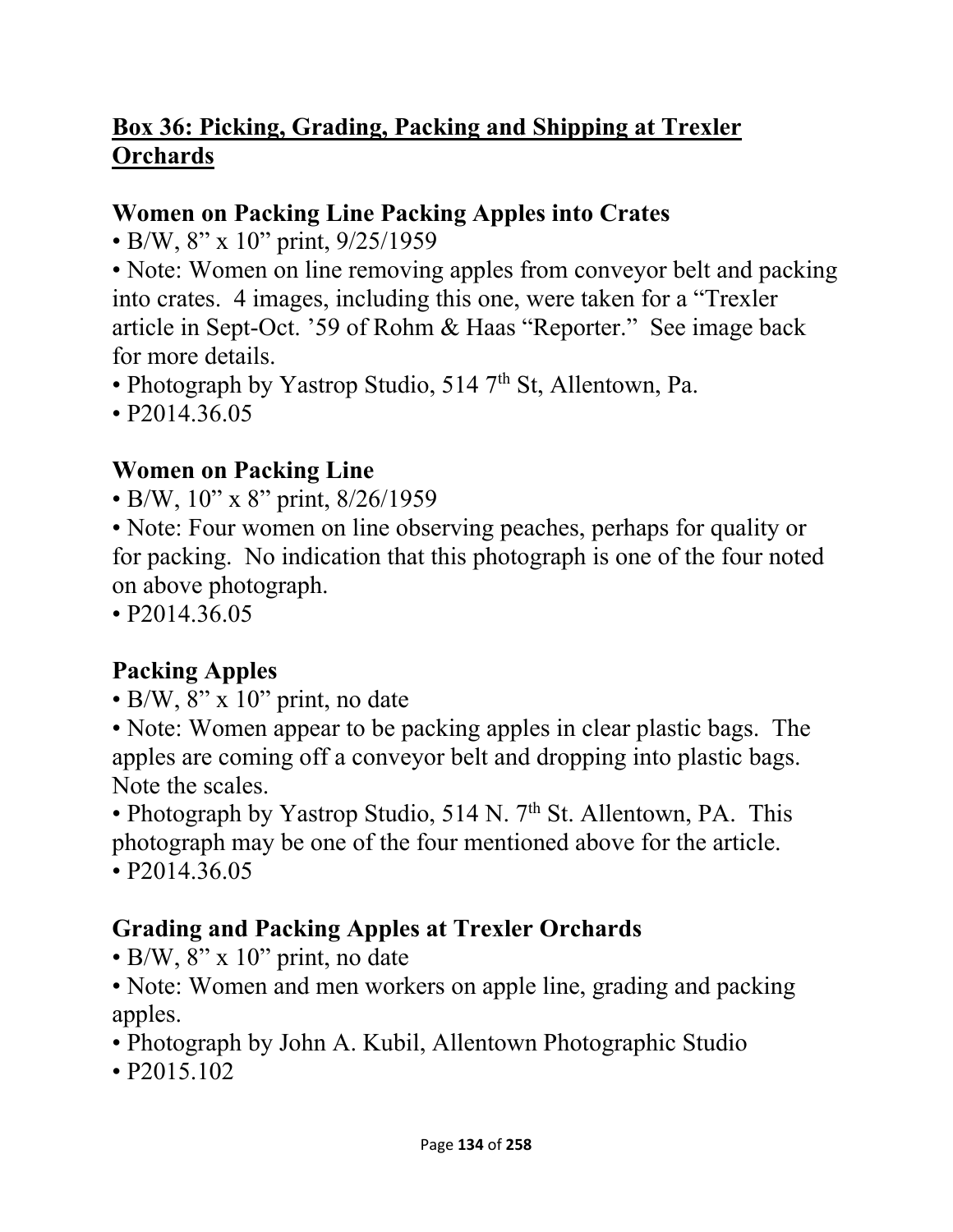## Box 36: Picking, Grading, Packing and Shipping at Trexler Orchards

### Women on Packing Line Packing Apples into Crates

- B/W, 8” x 10” print, 9/25/1959
- Note: Women on line removing apples from conveyor belt and packing into crates. 4 images, including this one, were taken for a “Trexler article in Sept-Oct. ’59 of Rohm & Haas “Reporter.” See image back for more details.
- Photograph by Yastrop Studio, 514 7th St, Allentown, Pa.
- P2014.36.05

### Women on Packing Line

- B/W, 10” x 8” print, 8/26/1959
- Note: Four women on line observing peaches, perhaps for quality or for packing. No indication that this photograph is one of the four noted on above photograph.
- P2014.36.05

### Packing Apples

- B/W, 8” x 10” print, no date
- Note: Women appear to be packing apples in clear plastic bags. The apples are coming off a conveyor belt and dropping into plastic bags. Note the scales.
- Photograph by Yastrop Studio, 514 N. 7th St. Allentown, PA. This photograph may be one of the four mentioned above for the article.
- P2014.36.05

### Grading and Packing Apples at Trexler Orchards

- B/W, 8” x 10” print, no date
- Note: Women and men workers on apple line, grading and packing apples.
- Photograph by John A. Kubil, Allentown Photographic Studio
- P2015.102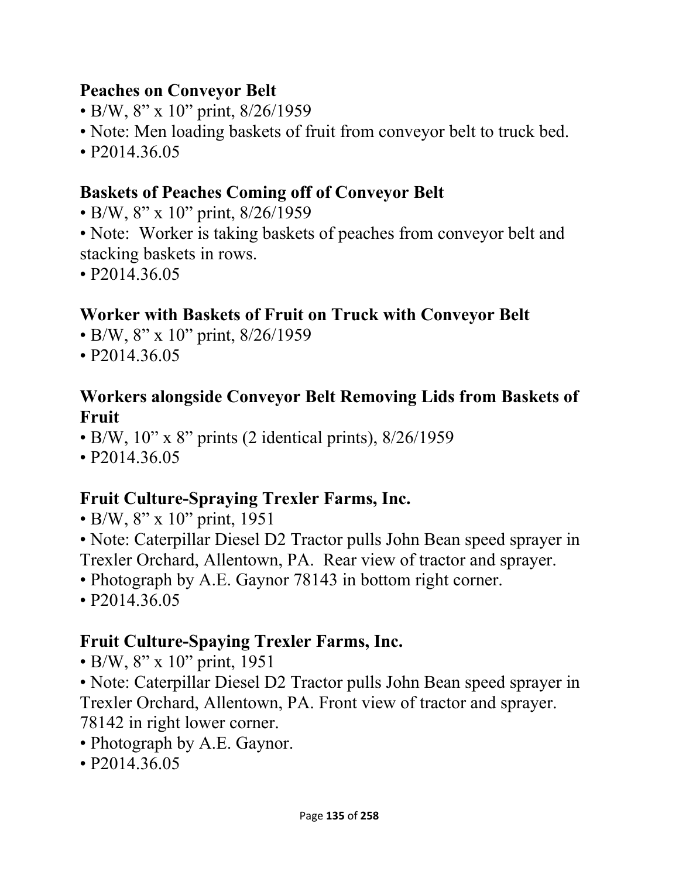**Peaches on Conveyor Belt**

- B/W, 8" x 10" print, 8/26/1959
- Note: Men loading baskets of fruit from conveyor belt to truck bed.
- P2014.36.05

**Baskets of Peaches Coming off of Conveyor Belt**

- B/W, 8" x 10" print, 8/26/1959
- Note: Worker is taking baskets of peaches from conveyor belt and stacking baskets in rows.
- P2014.36.05

**Worker with Baskets of Fruit on Truck with Conveyor Belt**

- B/W, 8" x 10" print, 8/26/1959
- P2014.36.05

**Workers alongside Conveyor Belt Removing Lids from Baskets of Fruit**

- B/W, 10" x 8" prints (2 identical prints), 8/26/1959
- P2014.36.05

**Fruit Culture-Spraying Trexler Farms, Inc.**

- B/W, 8" x 10" print, 1951
- Note: Caterpillar Diesel D2 Tractor pulls John Bean speed sprayer in Trexler Orchard, Allentown, PA. Rear view of tractor and sprayer.
- Photograph by A.E. Gaynor 78143 in bottom right corner.
- P2014.36.05

**Fruit Culture-Spaying Trexler Farms, Inc.**

- B/W, 8" x 10" print, 1951
- Note: Caterpillar Diesel D2 Tractor pulls John Bean speed sprayer in Trexler Orchard, Allentown, PA. Front view of tractor and sprayer. 78142 in right lower corner.
- Photograph by A.E. Gaynor.
- P2014.36.05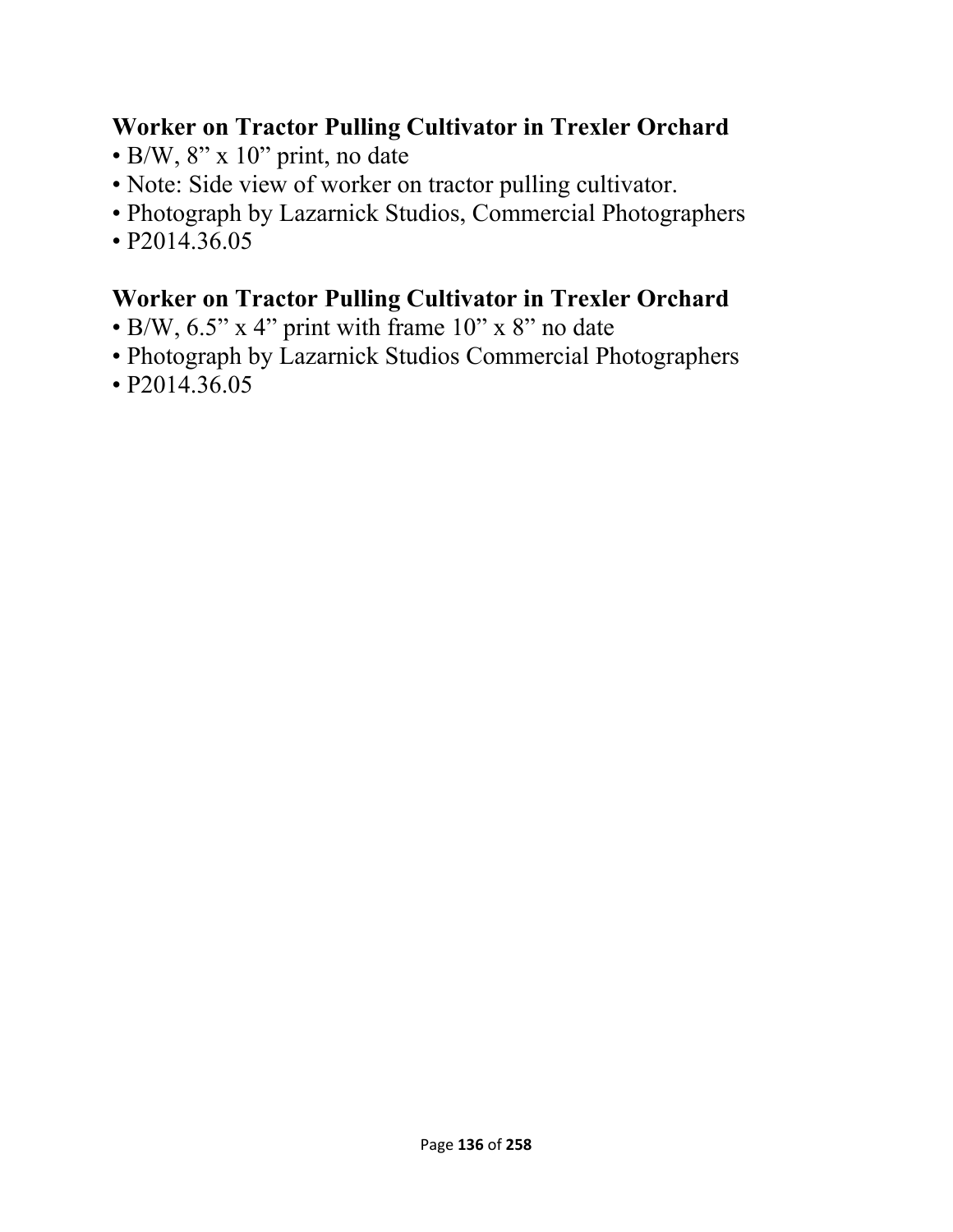**Worker on Tractor Pulling Cultivator in Trexler Orchard**

- B/W, 8” x 10” print, no date
- Note: Side view of worker on tractor pulling cultivator.
- Photograph by Lazarnick Studios, Commercial Photographers
- P2014.36.05

**Worker on Tractor Pulling Cultivator in Trexler Orchard**

- B/W, 6.5” x 4” print with frame 10” x 8” no date
- Photograph by Lazarnick Studios Commercial Photographers
- P2014.36.05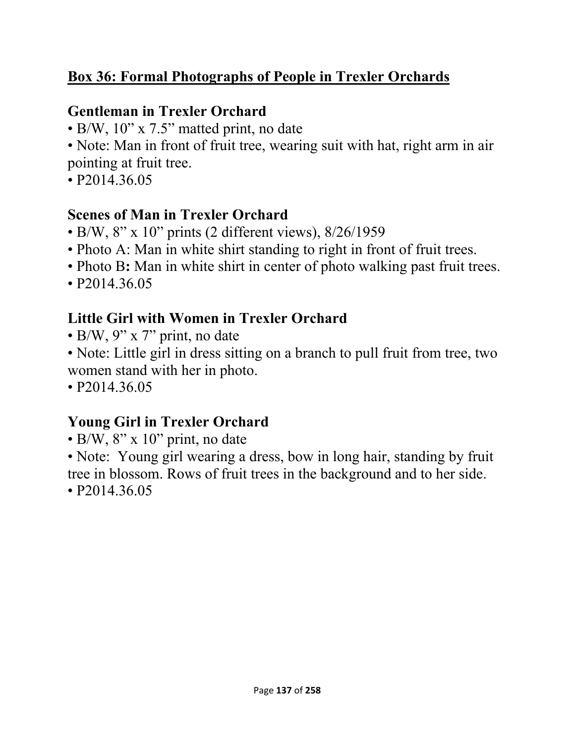## Box 36: Formal Photographs of People in Trexler Orchards

### Gentleman in Trexler Orchard

- B/W, 10" x 7.5" matted print, no date
- Note: Man in front of fruit tree, wearing suit with hat, right arm in air pointing at fruit tree.
- P2014.36.05

### Scenes of Man in Trexler Orchard

- B/W, 8" x 10" prints (2 different views), 8/26/1959
- Photo A: Man in white shirt standing to right in front of fruit trees.
- Photo B**:** Man in white shirt in center of photo walking past fruit trees.
- P2014.36.05

### Little Girl with Women in Trexler Orchard

- B/W, 9" x 7" print, no date
- Note: Little girl in dress sitting on a branch to pull fruit from tree, two women stand with her in photo.
- P2014.36.05

### Young Girl in Trexler Orchard

- B/W, 8" x 10" print, no date
- Note: Young girl wearing a dress, bow in long hair, standing by fruit tree in blossom. Rows of fruit trees in the background and to her side.
- P2014.36.05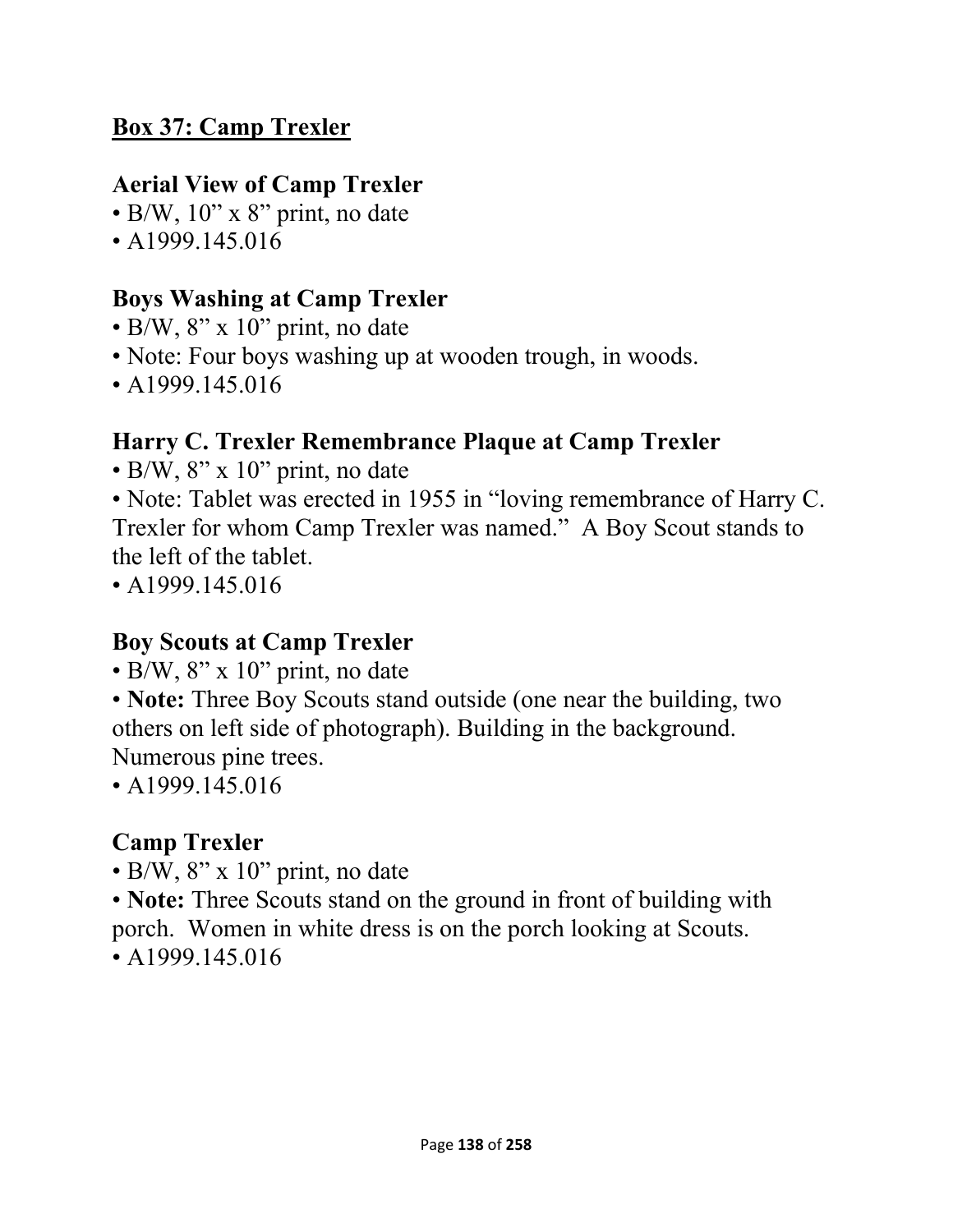## Box 37: Camp Trexler

### Aerial View of Camp Trexler

- B/W, 10” x 8” print, no date
- A1999.145.016

### Boys Washing at Camp Trexler

- B/W, 8” x 10” print, no date
- Note: Four boys washing up at wooden trough, in woods.
- A1999.145.016

### Harry C. Trexler Remembrance Plaque at Camp Trexler

- B/W, 8” x 10” print, no date
- Note: Tablet was erected in 1955 in “loving remembrance of Harry C. Trexler for whom Camp Trexler was named.” A Boy Scout stands to the left of the tablet.
- A1999.145.016

### Boy Scouts at Camp Trexler

- B/W, 8” x 10” print, no date
- **Note:** Three Boy Scouts stand outside (one near the building, two others on left side of photograph). Building in the background. Numerous pine trees.
- A1999.145.016

### Camp Trexler

- B/W, 8” x 10” print, no date
- **Note:** Three Scouts stand on the ground in front of building with porch. Women in white dress is on the porch looking at Scouts.
- A1999.145.016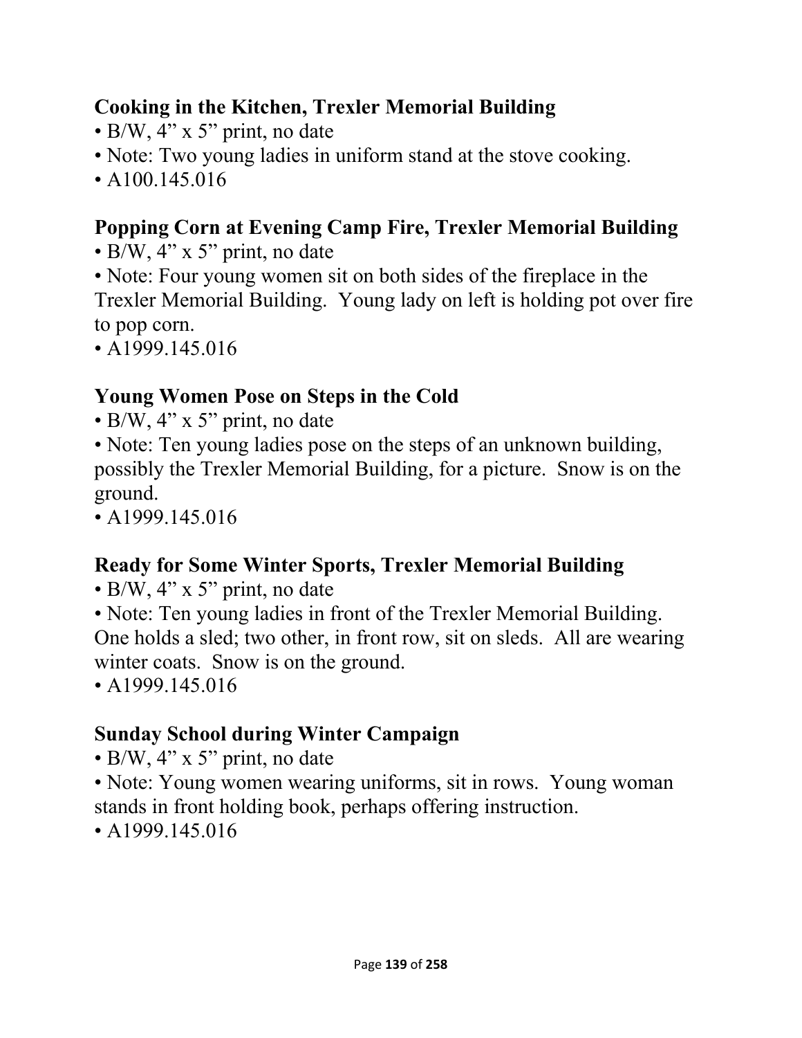### Cooking in the Kitchen, Trexler Memorial Building

- B/W, 4” x 5” print, no date
- Note: Two young ladies in uniform stand at the stove cooking.
- A100.145.016

### Popping Corn at Evening Camp Fire, Trexler Memorial Building

- B/W, 4” x 5” print, no date
- Note: Four young women sit on both sides of the fireplace in the Trexler Memorial Building. Young lady on left is holding pot over fire to pop corn.
- A1999.145.016

### Young Women Pose on Steps in the Cold

- B/W, 4” x 5” print, no date
- Note: Ten young ladies pose on the steps of an unknown building, possibly the Trexler Memorial Building, for a picture. Snow is on the ground.
- A1999.145.016

### Ready for Some Winter Sports, Trexler Memorial Building

- B/W, 4” x 5” print, no date
- Note: Ten young ladies in front of the Trexler Memorial Building. One holds a sled; two other, in front row, sit on sleds. All are wearing winter coats. Snow is on the ground.
- A1999.145.016

### Sunday School during Winter Campaign

- B/W, 4” x 5” print, no date
- Note: Young women wearing uniforms, sit in rows. Young woman stands in front holding book, perhaps offering instruction.
- A1999.145.016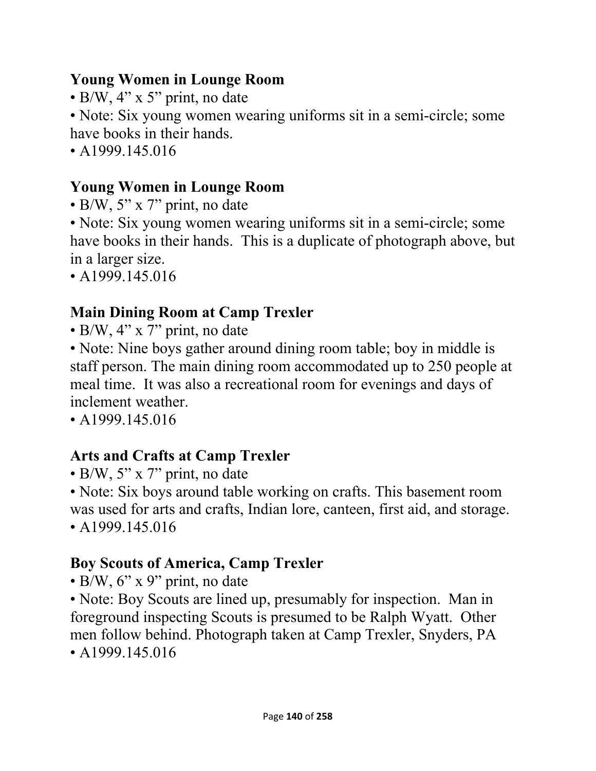### Young Women in Lounge Room

- B/W, 4” x 5” print, no date
- Note: Six young women wearing uniforms sit in a semi-circle; some have books in their hands.
- A1999.145.016

### Young Women in Lounge Room

- B/W, 5” x 7” print, no date
- Note: Six young women wearing uniforms sit in a semi-circle; some have books in their hands. This is a duplicate of photograph above, but in a larger size.
- A1999.145.016

### Main Dining Room at Camp Trexler

- B/W, 4” x 7” print, no date
- Note: Nine boys gather around dining room table; boy in middle is staff person. The main dining room accommodated up to 250 people at meal time. It was also a recreational room for evenings and days of inclement weather.
- A1999.145.016

### Arts and Crafts at Camp Trexler

- B/W, 5” x 7” print, no date
- Note: Six boys around table working on crafts. This basement room was used for arts and crafts, Indian lore, canteen, first aid, and storage.
- A1999.145.016

### Boy Scouts of America, Camp Trexler

- B/W, 6” x 9” print, no date
- Note: Boy Scouts are lined up, presumably for inspection. Man in foreground inspecting Scouts is presumed to be Ralph Wyatt. Other men follow behind. Photograph taken at Camp Trexler, Snyders, PA
- A1999.145.016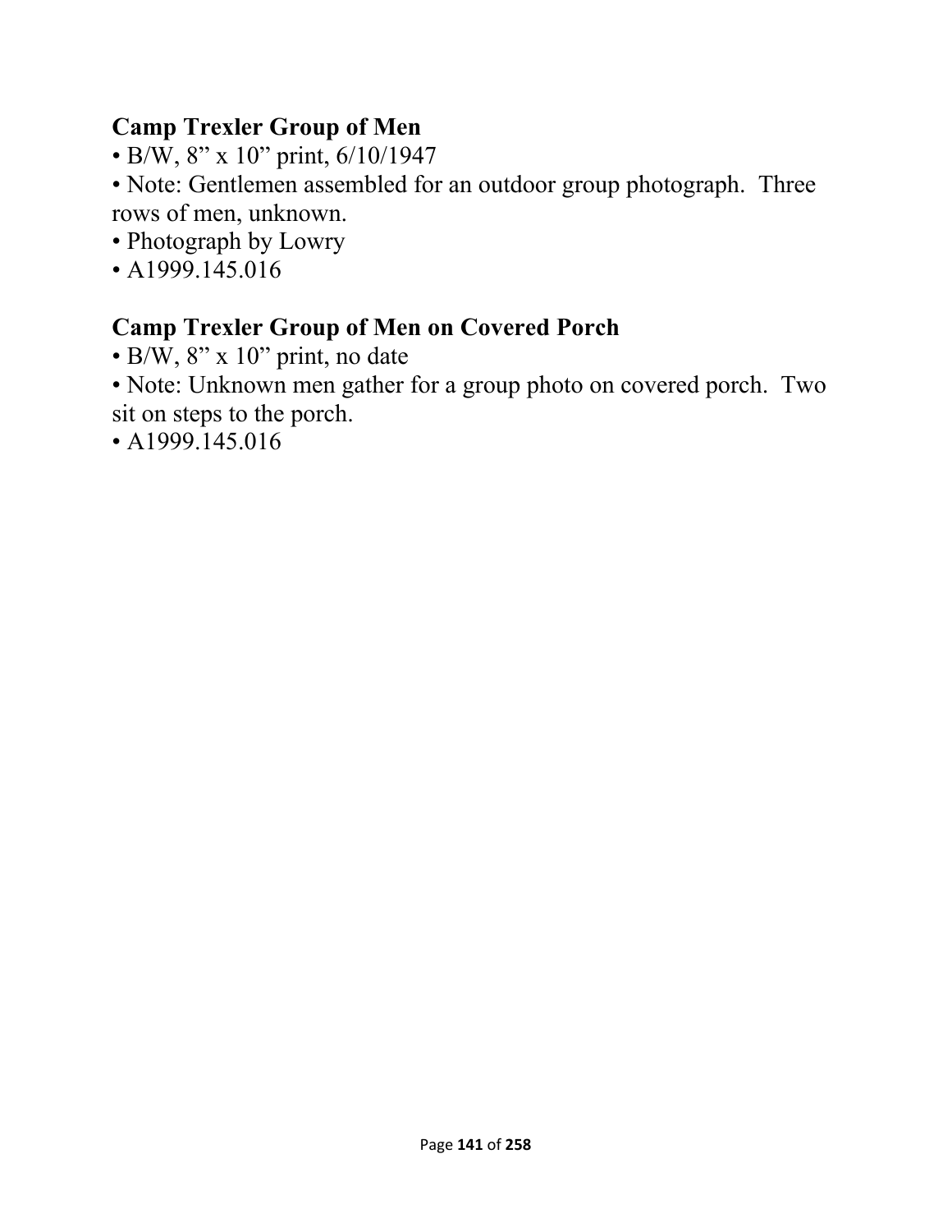**Camp Trexler Group of Men**

- B/W, 8" x 10" print, 6/10/1947
- Note: Gentlemen assembled for an outdoor group photograph. Three rows of men, unknown.
- Photograph by Lowry
- A1999.145.016

**Camp Trexler Group of Men on Covered Porch**

- B/W, 8" x 10" print, no date
- Note: Unknown men gather for a group photo on covered porch. Two sit on steps to the porch.
- A1999.145.016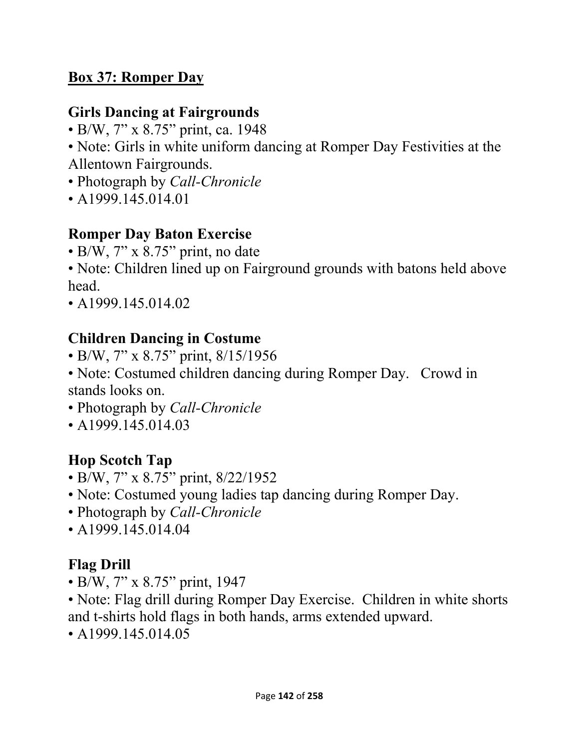## Box 37: Romper Day

### Girls Dancing at Fairgrounds

- B/W, 7" x 8.75" print, ca. 1948
- Note: Girls in white uniform dancing at Romper Day Festivities at the Allentown Fairgrounds.
- Photograph by *Call-Chronicle*
- A1999.145.014.01

### Romper Day Baton Exercise

- B/W, 7" x 8.75" print, no date
- Note: Children lined up on Fairground grounds with batons held above head.
- A1999.145.014.02

### Children Dancing in Costume

- B/W, 7" x 8.75" print, 8/15/1956
- Note: Costumed children dancing during Romper Day. Crowd in stands looks on.
- Photograph by *Call-Chronicle*
- A1999.145.014.03

### Hop Scotch Tap

- B/W, 7" x 8.75" print, 8/22/1952
- Note: Costumed young ladies tap dancing during Romper Day.
- Photograph by *Call-Chronicle*
- A1999.145.014.04

### Flag Drill

- B/W, 7" x 8.75" print, 1947
- Note: Flag drill during Romper Day Exercise. Children in white shorts and t-shirts hold flags in both hands, arms extended upward.
- A1999.145.014.05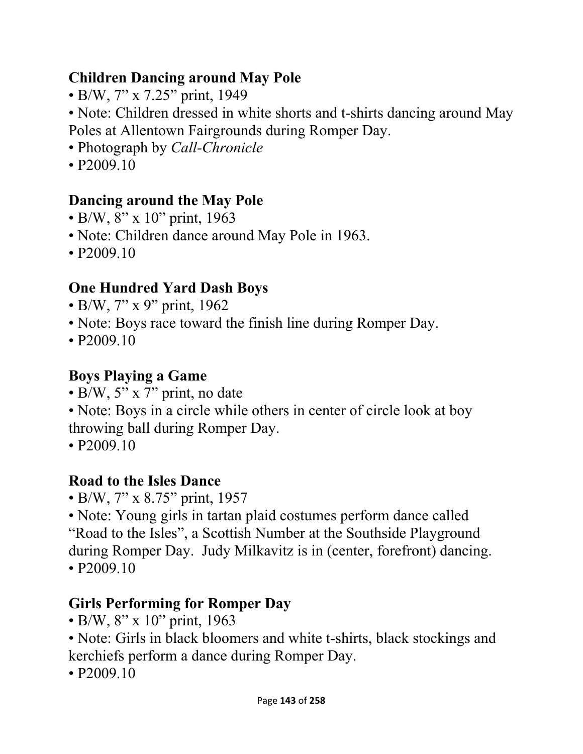**Children Dancing around May Pole**

- B/W, 7” x 7.25” print, 1949
- Note: Children dressed in white shorts and t-shirts dancing around May Poles at Allentown Fairgrounds during Romper Day.
- Photograph by *Call-Chronicle*
- P2009.10

**Dancing around the May Pole**

- B/W, 8” x 10” print, 1963
- Note: Children dance around May Pole in 1963.
- P2009.10

**One Hundred Yard Dash Boys**

- B/W, 7” x 9” print, 1962
- Note: Boys race toward the finish line during Romper Day.
- P2009.10

**Boys Playing a Game**

- B/W, 5” x 7” print, no date
- Note: Boys in a circle while others in center of circle look at boy throwing ball during Romper Day.
- P2009.10

**Road to the Isles Dance**

- B/W, 7” x 8.75” print, 1957
- Note: Young girls in tartan plaid costumes perform dance called “Road to the Isles”, a Scottish Number at the Southside Playground during Romper Day. Judy Milkavitz is in (center, forefront) dancing.
- P2009.10

**Girls Performing for Romper Day**

- B/W, 8” x 10” print, 1963
- Note: Girls in black bloomers and white t-shirts, black stockings and kerchiefs perform a dance during Romper Day.
- P2009.10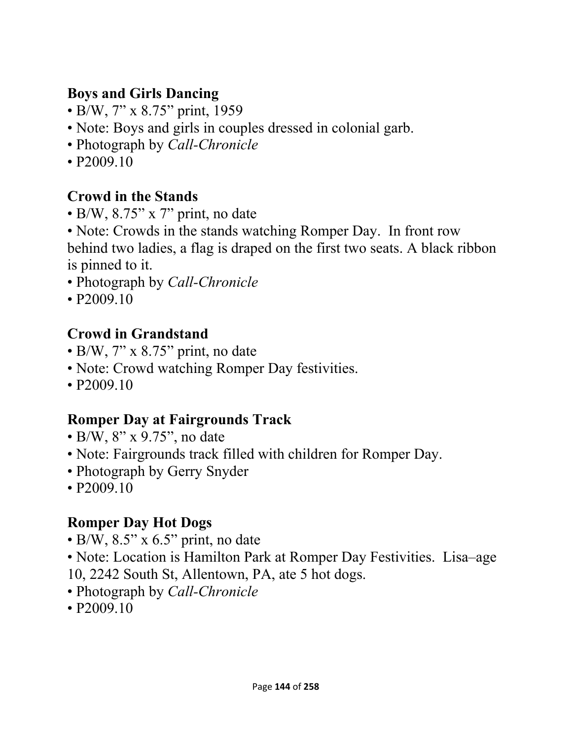### Boys and Girls Dancing

- B/W, 7" x 8.75" print, 1959
- Note: Boys and girls in couples dressed in colonial garb.
- Photograph by *Call-Chronicle*
- P2009.10

### Crowd in the Stands

- B/W, 8.75" x 7" print, no date
- Note: Crowds in the stands watching Romper Day. In front row behind two ladies, a flag is draped on the first two seats. A black ribbon is pinned to it.
- Photograph by *Call-Chronicle*
- P2009.10

### Crowd in Grandstand

- B/W, 7" x 8.75" print, no date
- Note: Crowd watching Romper Day festivities.
- P2009.10

### Romper Day at Fairgrounds Track

- B/W, 8" x 9.75", no date
- Note: Fairgrounds track filled with children for Romper Day.
- Photograph by Gerry Snyder
- P2009.10

### Romper Day Hot Dogs

- B/W, 8.5" x 6.5" print, no date
- Note: Location is Hamilton Park at Romper Day Festivities. Lisa–age 10, 2242 South St, Allentown, PA, ate 5 hot dogs.
- Photograph by *Call-Chronicle*
- P2009.10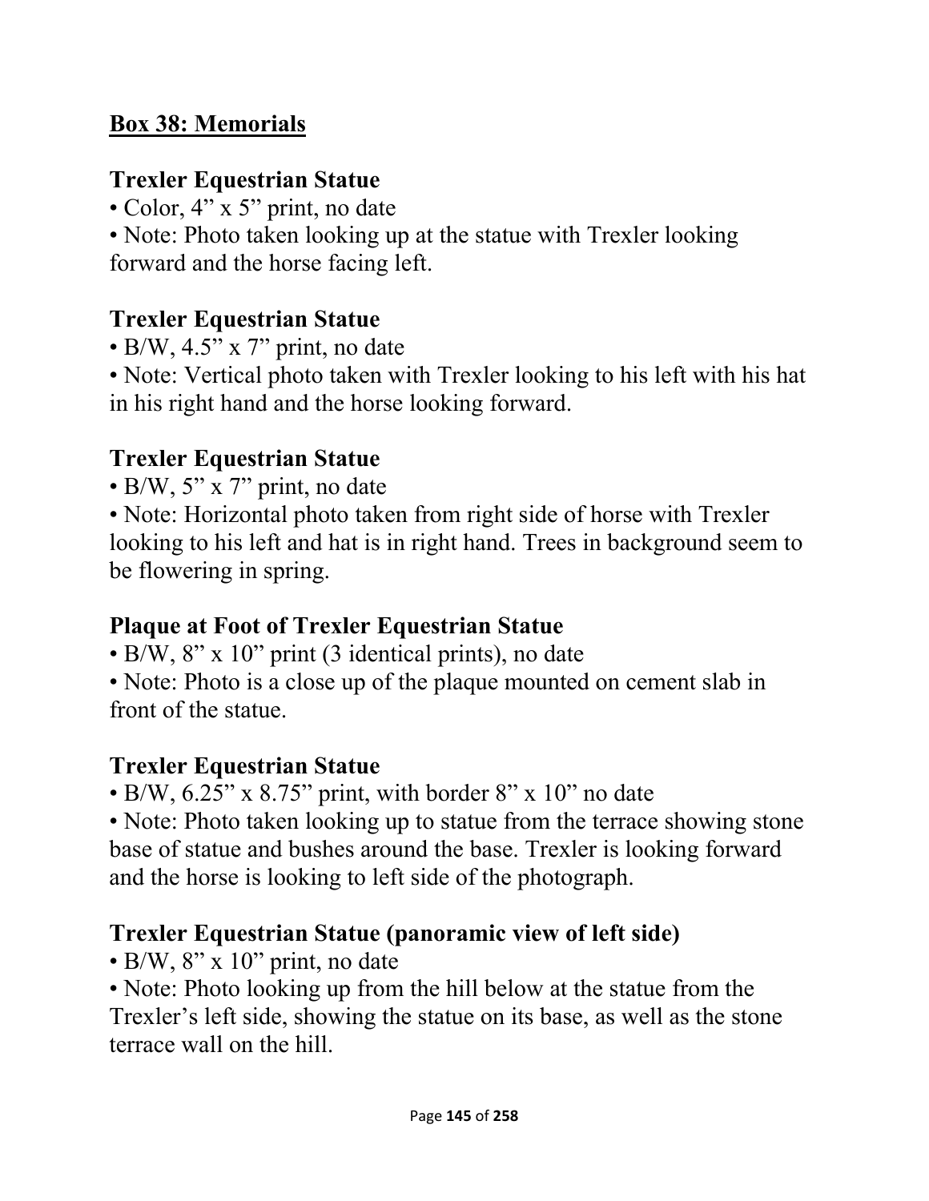## Box 38: Memorials

### Trexler Equestrian Statue

- Color, 4” x 5” print, no date
- Note: Photo taken looking up at the statue with Trexler looking forward and the horse facing left.

### Trexler Equestrian Statue

- B/W, 4.5” x 7” print, no date
- Note: Vertical photo taken with Trexler looking to his left with his hat in his right hand and the horse looking forward.

### Trexler Equestrian Statue

- B/W, 5” x 7” print, no date
- Note: Horizontal photo taken from right side of horse with Trexler looking to his left and hat is in right hand. Trees in background seem to be flowering in spring.

### Plaque at Foot of Trexler Equestrian Statue

- B/W, 8” x 10” print (3 identical prints), no date
- Note: Photo is a close up of the plaque mounted on cement slab in front of the statue.

### Trexler Equestrian Statue

- B/W, 6.25” x 8.75” print, with border 8” x 10” no date
- Note: Photo taken looking up to statue from the terrace showing stone base of statue and bushes around the base. Trexler is looking forward and the horse is looking to left side of the photograph.

### Trexler Equestrian Statue (panoramic view of left side)

- B/W, 8” x 10” print, no date
- Note: Photo looking up from the hill below at the statue from the Trexler’s left side, showing the statue on its base, as well as the stone terrace wall on the hill.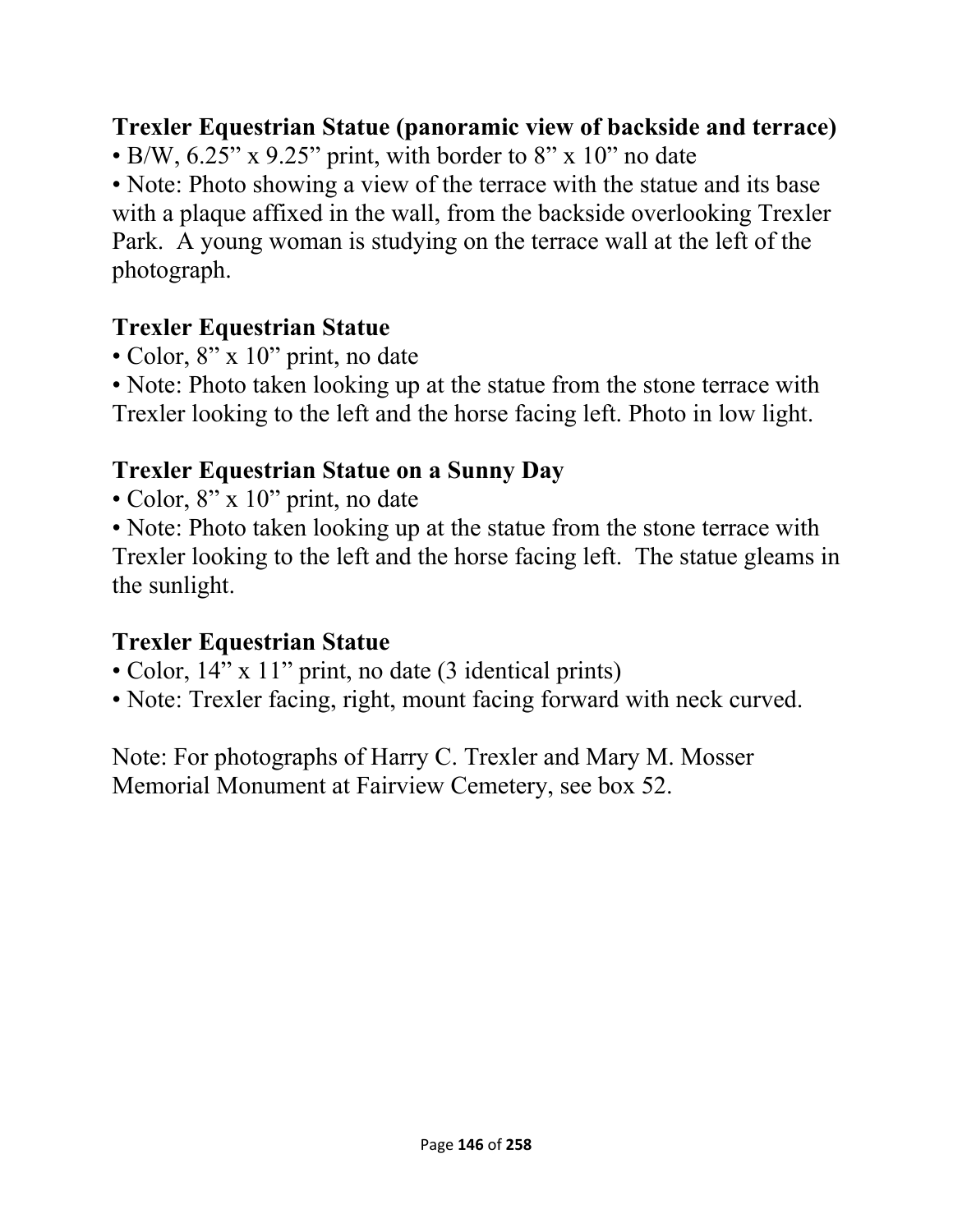**Trexler Equestrian Statue (panoramic view of backside and terrace)**

- B/W, 6.25" x 9.25" print, with border to 8" x 10" no date
- Note: Photo showing a view of the terrace with the statue and its base with a plaque affixed in the wall, from the backside overlooking Trexler Park. A young woman is studying on the terrace wall at the left of the photograph.

**Trexler Equestrian Statue**

- Color, 8" x 10" print, no date
- Note: Photo taken looking up at the statue from the stone terrace with Trexler looking to the left and the horse facing left. Photo in low light.

**Trexler Equestrian Statue on a Sunny Day**

- Color, 8" x 10" print, no date
- Note: Photo taken looking up at the statue from the stone terrace with Trexler looking to the left and the horse facing left. The statue gleams in the sunlight.

**Trexler Equestrian Statue**

- Color, 14" x 11" print, no date (3 identical prints)
- Note: Trexler facing, right, mount facing forward with neck curved.

Note: For photographs of Harry C. Trexler and Mary M. Mosser Memorial Monument at Fairview Cemetery, see box 52.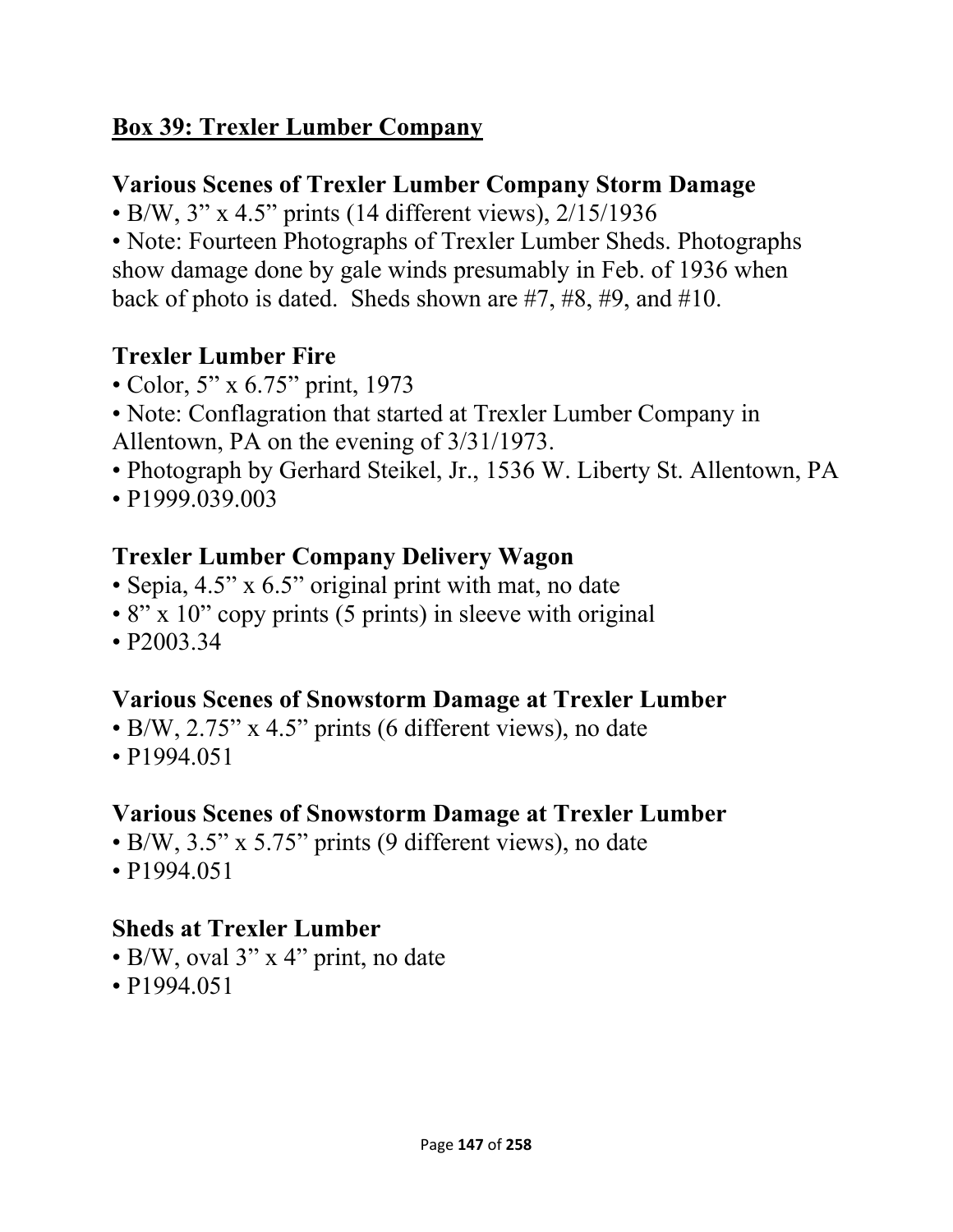## Box 39: Trexler Lumber Company

### Various Scenes of Trexler Lumber Company Storm Damage

- B/W, 3" x 4.5" prints (14 different views), 2/15/1936
- Note: Fourteen Photographs of Trexler Lumber Sheds. Photographs show damage done by gale winds presumably in Feb. of 1936 when back of photo is dated. Sheds shown are #7, #8, #9, and #10.

### Trexler Lumber Fire

- Color, 5" x 6.75" print, 1973
- Note: Conflagration that started at Trexler Lumber Company in Allentown, PA on the evening of 3/31/1973.
- Photograph by Gerhard Steikel, Jr., 1536 W. Liberty St. Allentown, PA
- P1999.039.003

### Trexler Lumber Company Delivery Wagon

- Sepia, 4.5" x 6.5" original print with mat, no date
- 8" x 10" copy prints (5 prints) in sleeve with original
- P2003.34

### Various Scenes of Snowstorm Damage at Trexler Lumber

- B/W, 2.75" x 4.5" prints (6 different views), no date
- P1994.051

### Various Scenes of Snowstorm Damage at Trexler Lumber

- B/W, 3.5" x 5.75" prints (9 different views), no date
- P1994.051

### Sheds at Trexler Lumber

- B/W, oval 3" x 4" print, no date
- P1994.051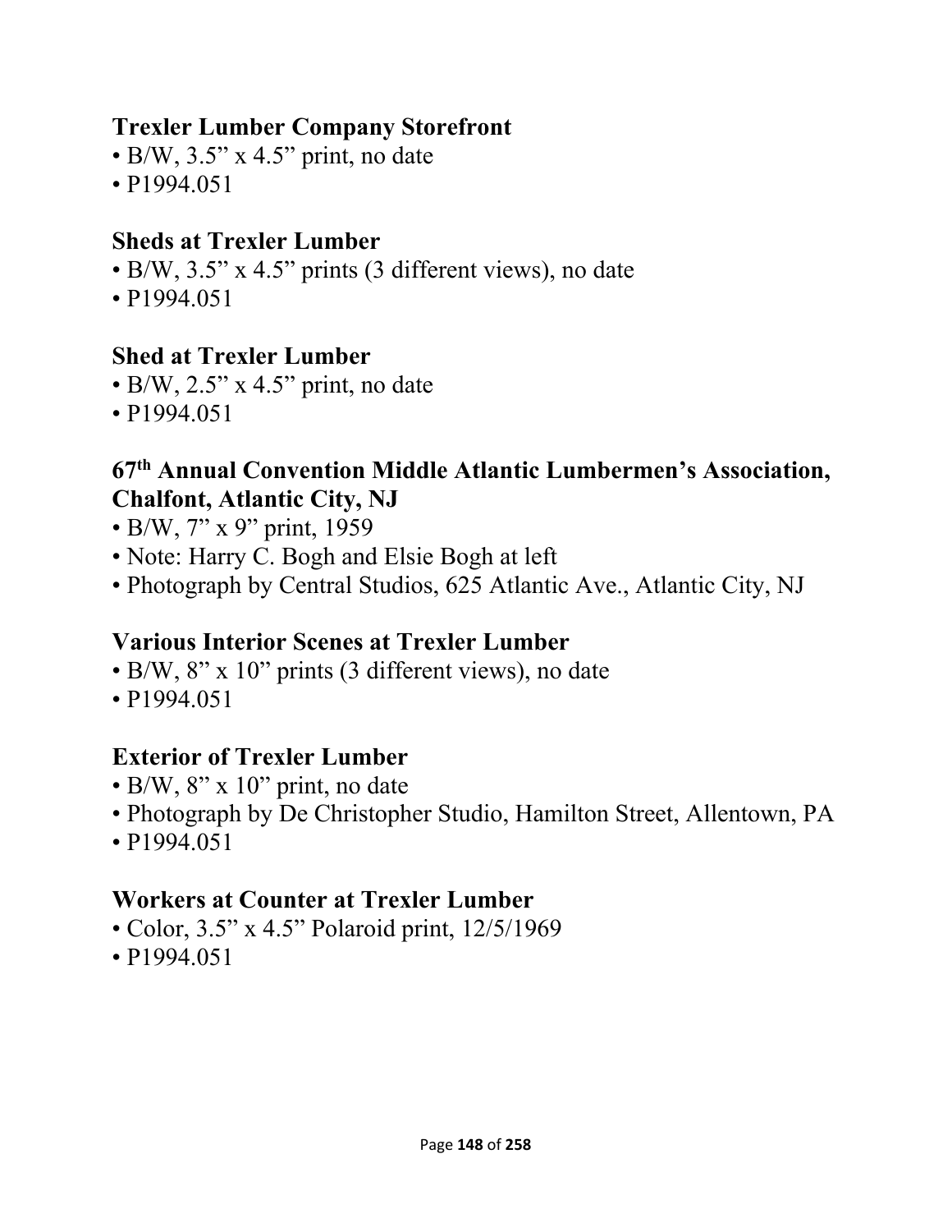**Trexler Lumber Company Storefront**

- B/W, 3.5” x 4.5” print, no date
- P1994.051

**Sheds at Trexler Lumber**

- B/W, 3.5” x 4.5” prints (3 different views), no date
- P1994.051

**Shed at Trexler Lumber**

- B/W, 2.5” x 4.5” print, no date
- P1994.051

**67th Annual Convention Middle Atlantic Lumbermen’s Association, Chalfont, Atlantic City, NJ**

- B/W, 7” x 9” print, 1959
- Note: Harry C. Bogh and Elsie Bogh at left
- Photograph by Central Studios, 625 Atlantic Ave., Atlantic City, NJ

**Various Interior Scenes at Trexler Lumber**

- B/W, 8” x 10” prints (3 different views), no date
- P1994.051

**Exterior of Trexler Lumber**

- B/W, 8” x 10” print, no date
- Photograph by De Christopher Studio, Hamilton Street, Allentown, PA
- P1994.051

**Workers at Counter at Trexler Lumber**

- Color, 3.5” x 4.5” Polaroid print, 12/5/1969
- P1994.051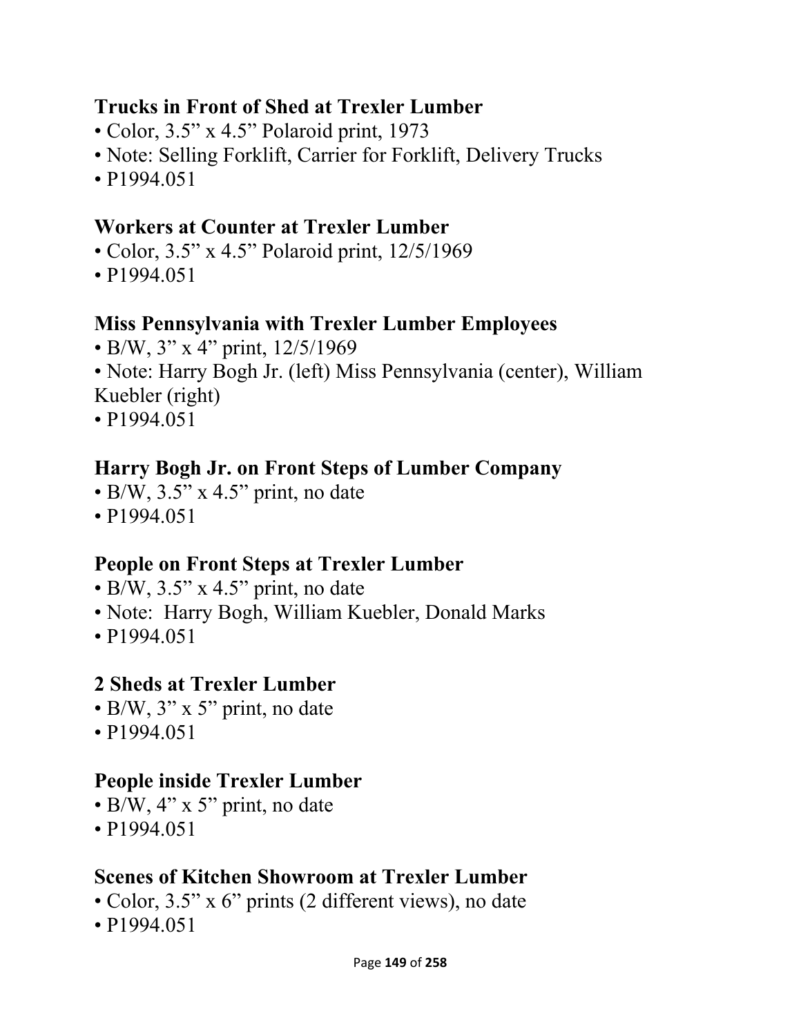### Trucks in Front of Shed at Trexler Lumber

- Color, 3.5” x 4.5” Polaroid print, 1973
- Note: Selling Forklift, Carrier for Forklift, Delivery Trucks
- P1994.051

### Workers at Counter at Trexler Lumber

- Color, 3.5” x 4.5” Polaroid print, 12/5/1969
- P1994.051

### Miss Pennsylvania with Trexler Lumber Employees

- B/W, 3” x 4” print, 12/5/1969
- Note: Harry Bogh Jr. (left) Miss Pennsylvania (center), William Kuebler (right)
- P1994.051

### Harry Bogh Jr. on Front Steps of Lumber Company

- B/W, 3.5” x 4.5” print, no date
- P1994.051

### People on Front Steps at Trexler Lumber

- B/W, 3.5” x 4.5” print, no date
- Note: Harry Bogh, William Kuebler, Donald Marks
- P1994.051

### 2 Sheds at Trexler Lumber

- B/W, 3” x 5” print, no date
- P1994.051

### People inside Trexler Lumber

- B/W, 4” x 5” print, no date
- P1994.051

### Scenes of Kitchen Showroom at Trexler Lumber

- Color, 3.5” x 6” prints (2 different views), no date
- P1994.051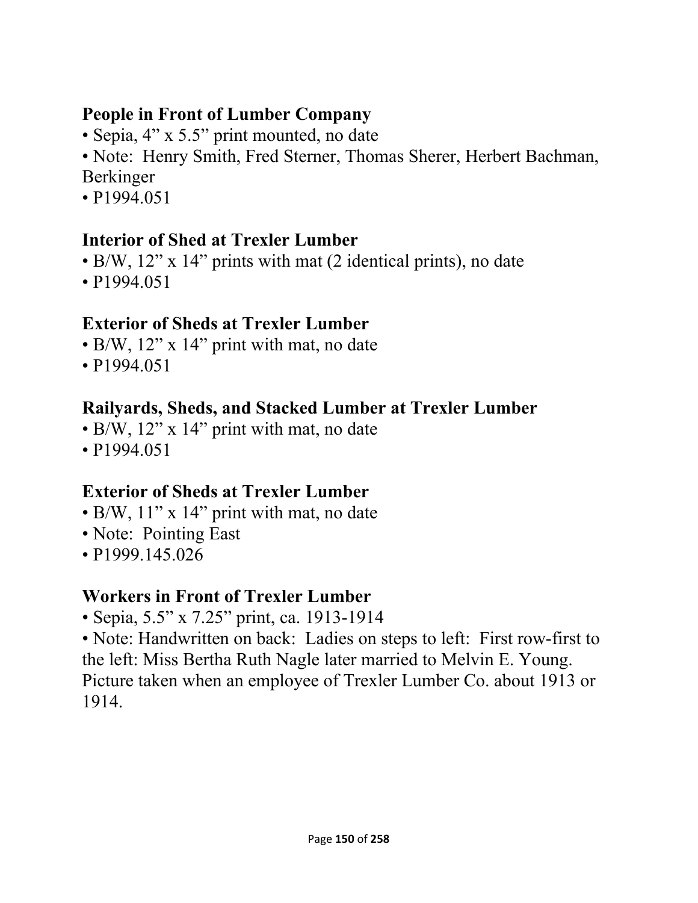### People in Front of Lumber Company

- Sepia, 4” x 5.5” print mounted, no date
- Note: Henry Smith, Fred Sterner, Thomas Sherer, Herbert Bachman, Berkinger
- P1994.051

### Interior of Shed at Trexler Lumber

- B/W, 12” x 14” prints with mat (2 identical prints), no date
- P1994.051

### Exterior of Sheds at Trexler Lumber

- B/W, 12” x 14” print with mat, no date
- P1994.051

### Railyards, Sheds, and Stacked Lumber at Trexler Lumber

- B/W, 12” x 14” print with mat, no date
- P1994.051

### Exterior of Sheds at Trexler Lumber

- B/W, 11” x 14” print with mat, no date
- Note: Pointing East
- P1999.145.026

### Workers in Front of Trexler Lumber

- Sepia, 5.5” x 7.25” print, ca. 1913-1914
- Note: Handwritten on back: Ladies on steps to left: First row-first to the left: Miss Bertha Ruth Nagle later married to Melvin E. Young. Picture taken when an employee of Trexler Lumber Co. about 1913 or 1914.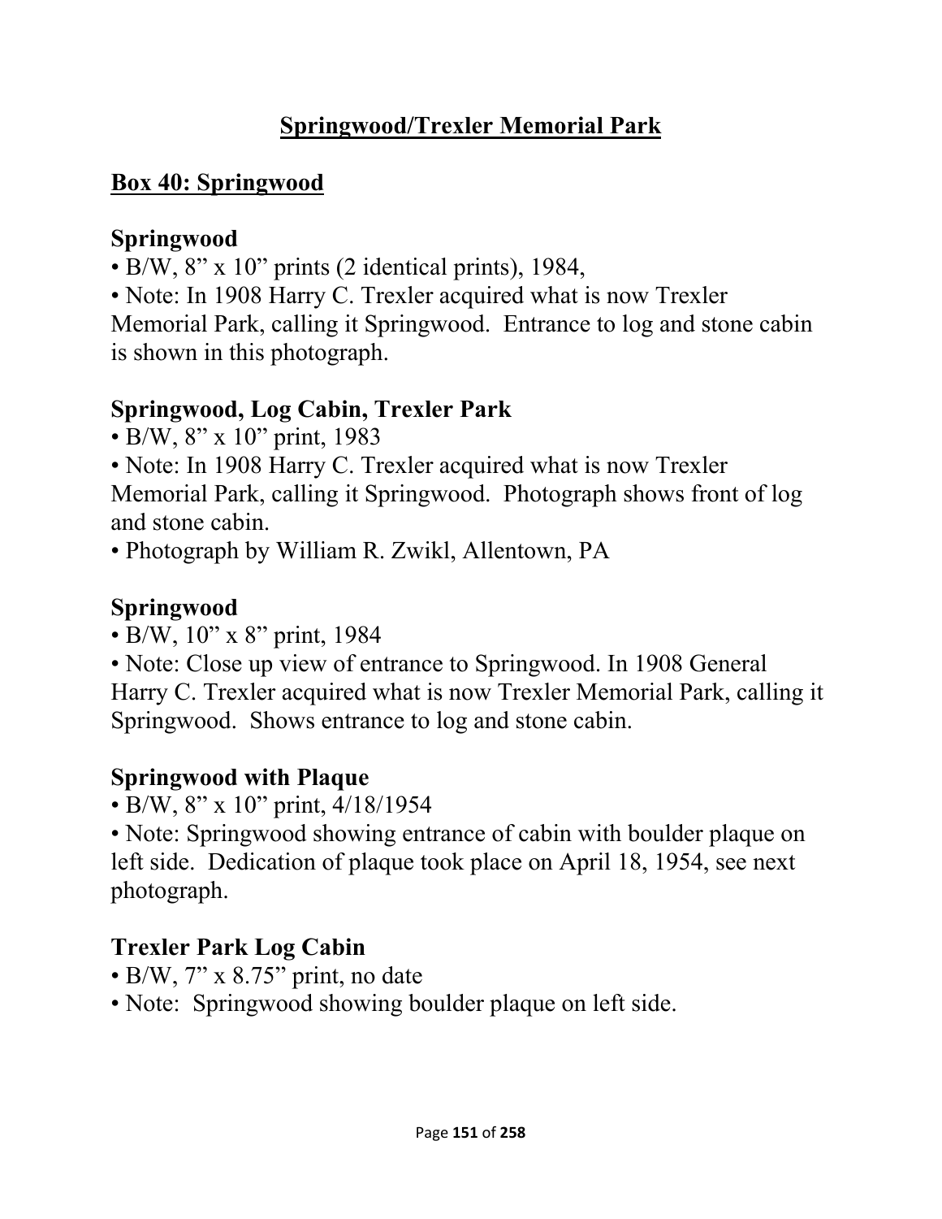# Springwood/Trexler Memorial Park

## Box 40: Springwood

### Springwood

- B/W, 8" x 10" prints (2 identical prints), 1984,
- Note: In 1908 Harry C. Trexler acquired what is now Trexler Memorial Park, calling it Springwood. Entrance to log and stone cabin is shown in this photograph.

### Springwood, Log Cabin, Trexler Park

- B/W, 8" x 10" print, 1983
- Note: In 1908 Harry C. Trexler acquired what is now Trexler Memorial Park, calling it Springwood. Photograph shows front of log and stone cabin.
- Photograph by William R. Zwikl, Allentown, PA

### Springwood

- B/W, 10" x 8" print, 1984
- Note: Close up view of entrance to Springwood. In 1908 General Harry C. Trexler acquired what is now Trexler Memorial Park, calling it Springwood. Shows entrance to log and stone cabin.

### Springwood with Plaque

- B/W, 8" x 10" print, 4/18/1954
- Note: Springwood showing entrance of cabin with boulder plaque on left side. Dedication of plaque took place on April 18, 1954, see next photograph.

### Trexler Park Log Cabin

- B/W, 7" x 8.75" print, no date
- Note: Springwood showing boulder plaque on left side.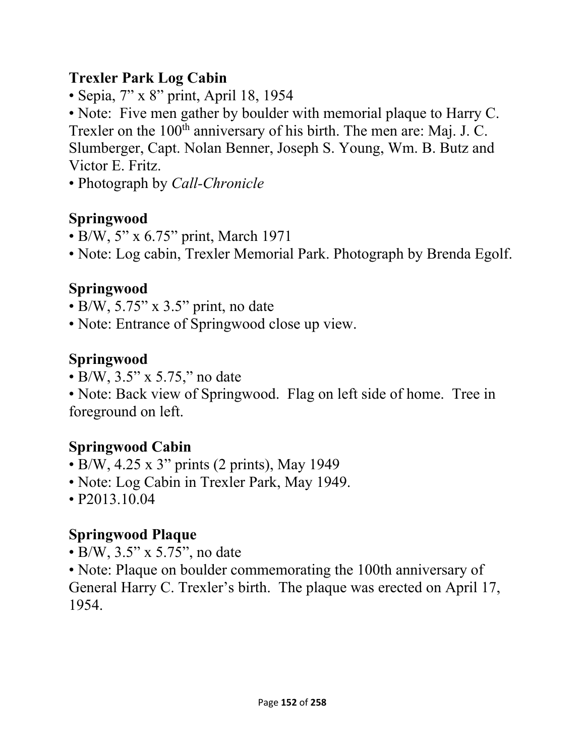**Trexler Park Log Cabin**

- Sepia, 7" x 8" print, April 18, 1954
- Note: Five men gather by boulder with memorial plaque to Harry C. Trexler on the 100th anniversary of his birth. The men are: Maj. J. C. Slumberger, Capt. Nolan Benner, Joseph S. Young, Wm. B. Butz and Victor E. Fritz.
- Photograph by *Call-Chronicle*

**Springwood**

- B/W, 5" x 6.75" print, March 1971
- Note: Log cabin, Trexler Memorial Park. Photograph by Brenda Egolf.

**Springwood**

- B/W, 5.75" x 3.5" print, no date
- Note: Entrance of Springwood close up view.

**Springwood**

- B/W, 3.5" x 5.75," no date
- Note: Back view of Springwood. Flag on left side of home. Tree in foreground on left.

**Springwood Cabin**

- B/W, 4.25 x 3" prints (2 prints), May 1949
- Note: Log Cabin in Trexler Park, May 1949.
- P2013.10.04

**Springwood Plaque**

- B/W, 3.5" x 5.75", no date
- Note: Plaque on boulder commemorating the 100th anniversary of General Harry C. Trexler's birth. The plaque was erected on April 17, 1954.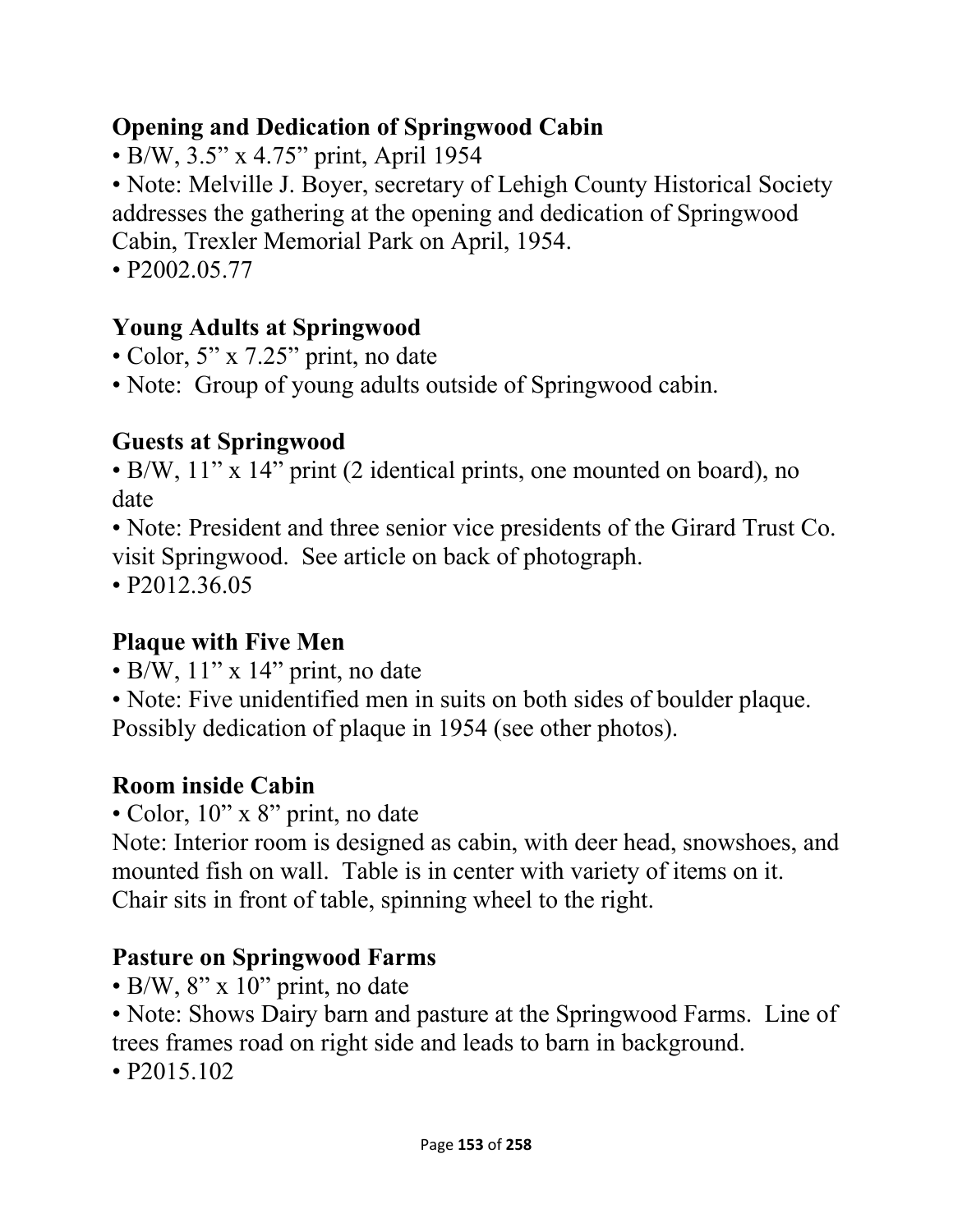**Opening and Dedication of Springwood Cabin**

- B/W, 3.5” x 4.75” print, April 1954
- Note: Melville J. Boyer, secretary of Lehigh County Historical Society addresses the gathering at the opening and dedication of Springwood Cabin, Trexler Memorial Park on April, 1954.
- P2002.05.77

**Young Adults at Springwood**

- Color, 5” x 7.25” print, no date
- Note: Group of young adults outside of Springwood cabin.

**Guests at Springwood**

- B/W, 11” x 14” print (2 identical prints, one mounted on board), no date
- Note: President and three senior vice presidents of the Girard Trust Co. visit Springwood. See article on back of photograph.
- P2012.36.05

**Plaque with Five Men**

- B/W, 11” x 14” print, no date
- Note: Five unidentified men in suits on both sides of boulder plaque. Possibly dedication of plaque in 1954 (see other photos).

**Room inside Cabin**

- Color, 10” x 8” print, no date

Note: Interior room is designed as cabin, with deer head, snowshoes, and mounted fish on wall. Table is in center with variety of items on it. Chair sits in front of table, spinning wheel to the right.

**Pasture on Springwood Farms**

- B/W, 8” x 10” print, no date
- Note: Shows Dairy barn and pasture at the Springwood Farms. Line of trees frames road on right side and leads to barn in background.
- P2015.102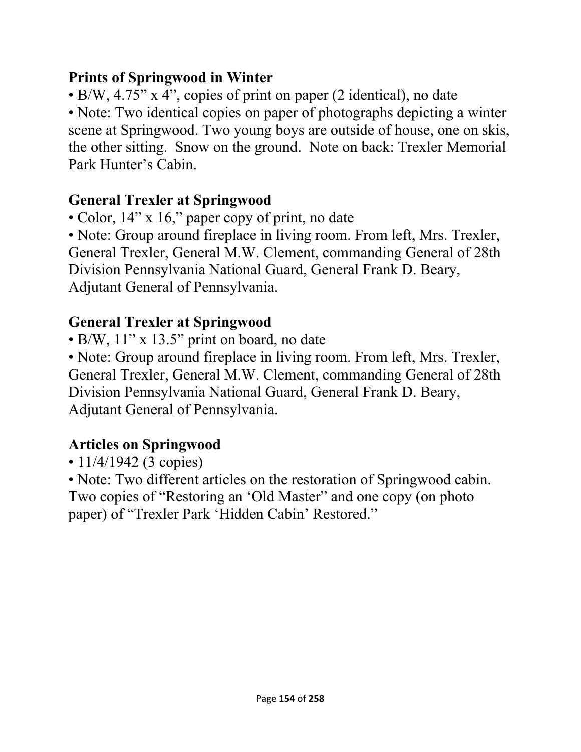**Prints of Springwood in Winter**

- B/W, 4.75" x 4", copies of print on paper (2 identical), no date
- Note: Two identical copies on paper of photographs depicting a winter scene at Springwood. Two young boys are outside of house, one on skis, the other sitting.  Snow on the ground.  Note on back: Trexler Memorial Park Hunter's Cabin.

**General Trexler at Springwood**

- Color, 14" x 16," paper copy of print, no date
- Note: Group around fireplace in living room. From left, Mrs. Trexler, General Trexler, General M.W. Clement, commanding General of 28th Division Pennsylvania National Guard, General Frank D. Beary, Adjutant General of Pennsylvania.

**General Trexler at Springwood**

- B/W, 11" x 13.5" print on board, no date
- Note: Group around fireplace in living room. From left, Mrs. Trexler, General Trexler, General M.W. Clement, commanding General of 28th Division Pennsylvania National Guard, General Frank D. Beary, Adjutant General of Pennsylvania.

**Articles on Springwood**

- 11/4/1942 (3 copies)
- Note: Two different articles on the restoration of Springwood cabin. Two copies of "Restoring an 'Old Master" and one copy (on photo paper) of "Trexler Park 'Hidden Cabin' Restored."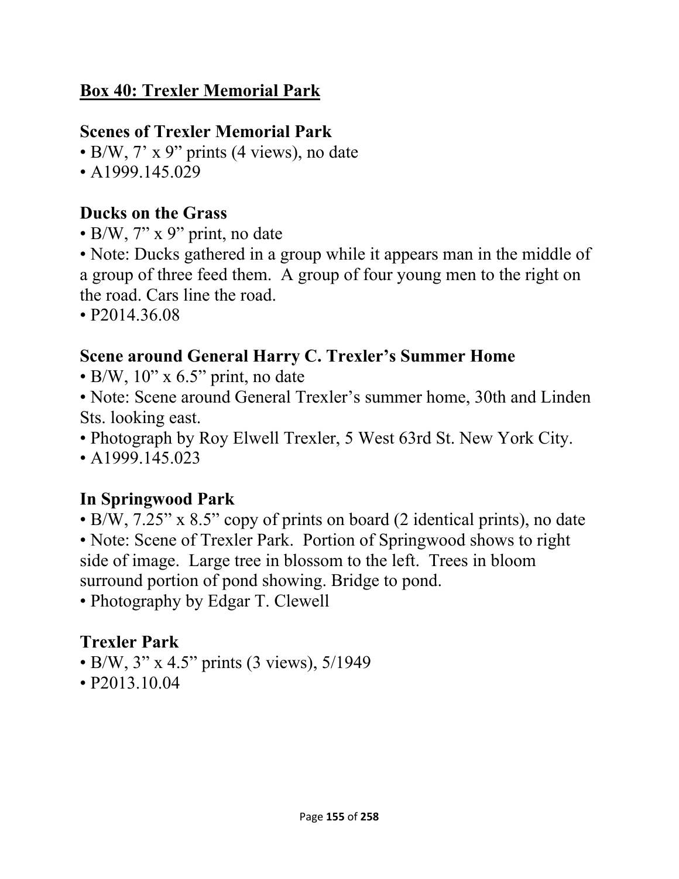## Box 40: Trexler Memorial Park

### Scenes of Trexler Memorial Park

- B/W, 7' x 9" prints (4 views), no date
- A1999.145.029

### Ducks on the Grass

- B/W, 7" x 9" print, no date
- Note: Ducks gathered in a group while it appears man in the middle of a group of three feed them. A group of four young men to the right on the road. Cars line the road.
- P2014.36.08

### Scene around General Harry C. Trexler's Summer Home

- B/W, 10" x 6.5" print, no date
- Note: Scene around General Trexler's summer home, 30th and Linden Sts. looking east.
- Photograph by Roy Elwell Trexler, 5 West 63rd St. New York City.
- A1999.145.023

### In Springwood Park

- B/W, 7.25" x 8.5" copy of prints on board (2 identical prints), no date
- Note: Scene of Trexler Park. Portion of Springwood shows to right side of image. Large tree in blossom to the left. Trees in bloom surround portion of pond showing. Bridge to pond.
- Photography by Edgar T. Clewell

### Trexler Park

- B/W, 3" x 4.5" prints (3 views), 5/1949
- P2013.10.04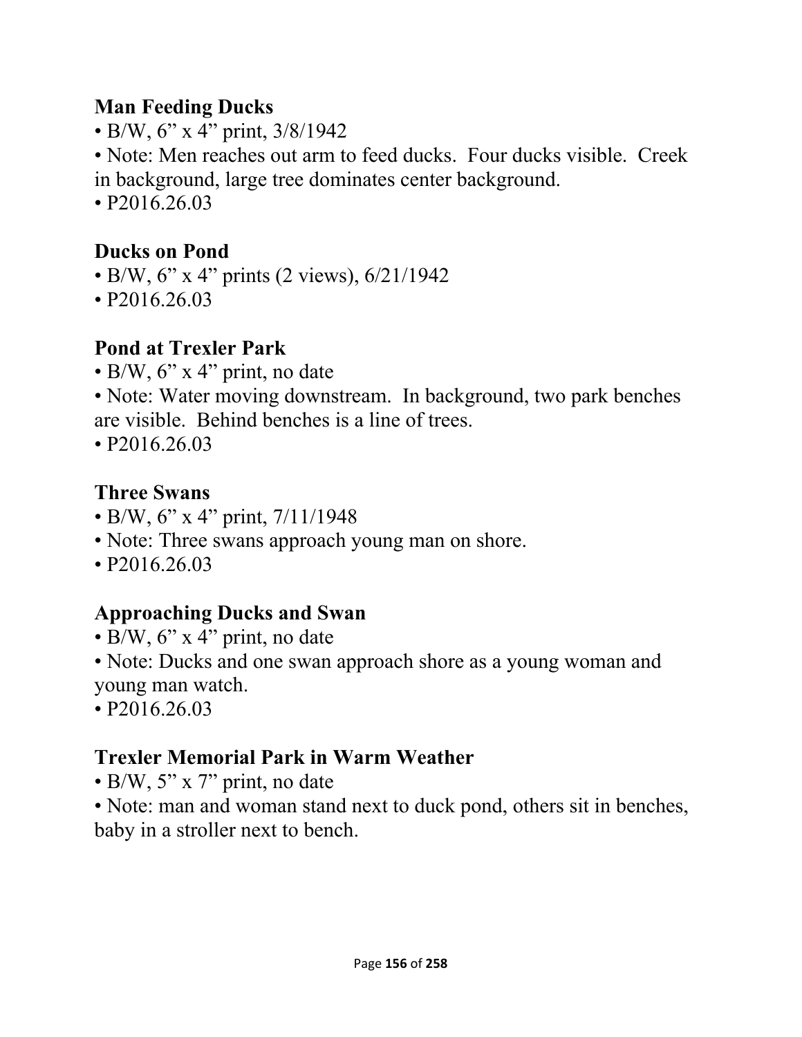**Man Feeding Ducks**

- B/W, 6” x 4” print, 3/8/1942
- Note: Men reaches out arm to feed ducks. Four ducks visible. Creek in background, large tree dominates center background.
- P2016.26.03

**Ducks on Pond**

- B/W, 6” x 4” prints (2 views), 6/21/1942
- P2016.26.03

**Pond at Trexler Park**

- B/W, 6” x 4” print, no date
- Note: Water moving downstream. In background, two park benches are visible. Behind benches is a line of trees.
- P2016.26.03

**Three Swans**

- B/W, 6” x 4” print, 7/11/1948
- Note: Three swans approach young man on shore.
- P2016.26.03

**Approaching Ducks and Swan**

- B/W, 6” x 4” print, no date
- Note: Ducks and one swan approach shore as a young woman and young man watch.
- P2016.26.03

**Trexler Memorial Park in Warm Weather**

- B/W, 5” x 7” print, no date
- Note: man and woman stand next to duck pond, others sit in benches, baby in a stroller next to bench.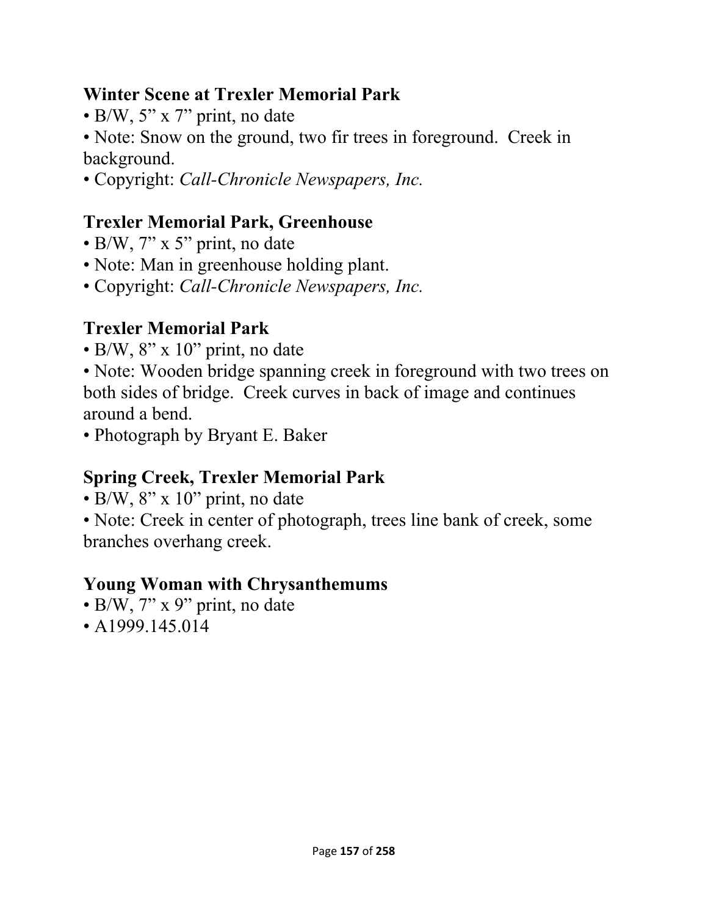**Winter Scene at Trexler Memorial Park**

• B/W, 5” x 7” print, no date

• Note: Snow on the ground, two fir trees in foreground. Creek in background.

• Copyright: *Call-Chronicle Newspapers, Inc.*

**Trexler Memorial Park, Greenhouse**

• B/W, 7” x 5” print, no date

• Note: Man in greenhouse holding plant.

• Copyright: *Call-Chronicle Newspapers, Inc.*

**Trexler Memorial Park**

• B/W, 8” x 10” print, no date

• Note: Wooden bridge spanning creek in foreground with two trees on both sides of bridge. Creek curves in back of image and continues around a bend.

• Photograph by Bryant E. Baker

**Spring Creek, Trexler Memorial Park**

• B/W, 8” x 10” print, no date

• Note: Creek in center of photograph, trees line bank of creek, some branches overhang creek.

**Young Woman with Chrysanthemums**

• B/W, 7” x 9” print, no date

• A1999.145.014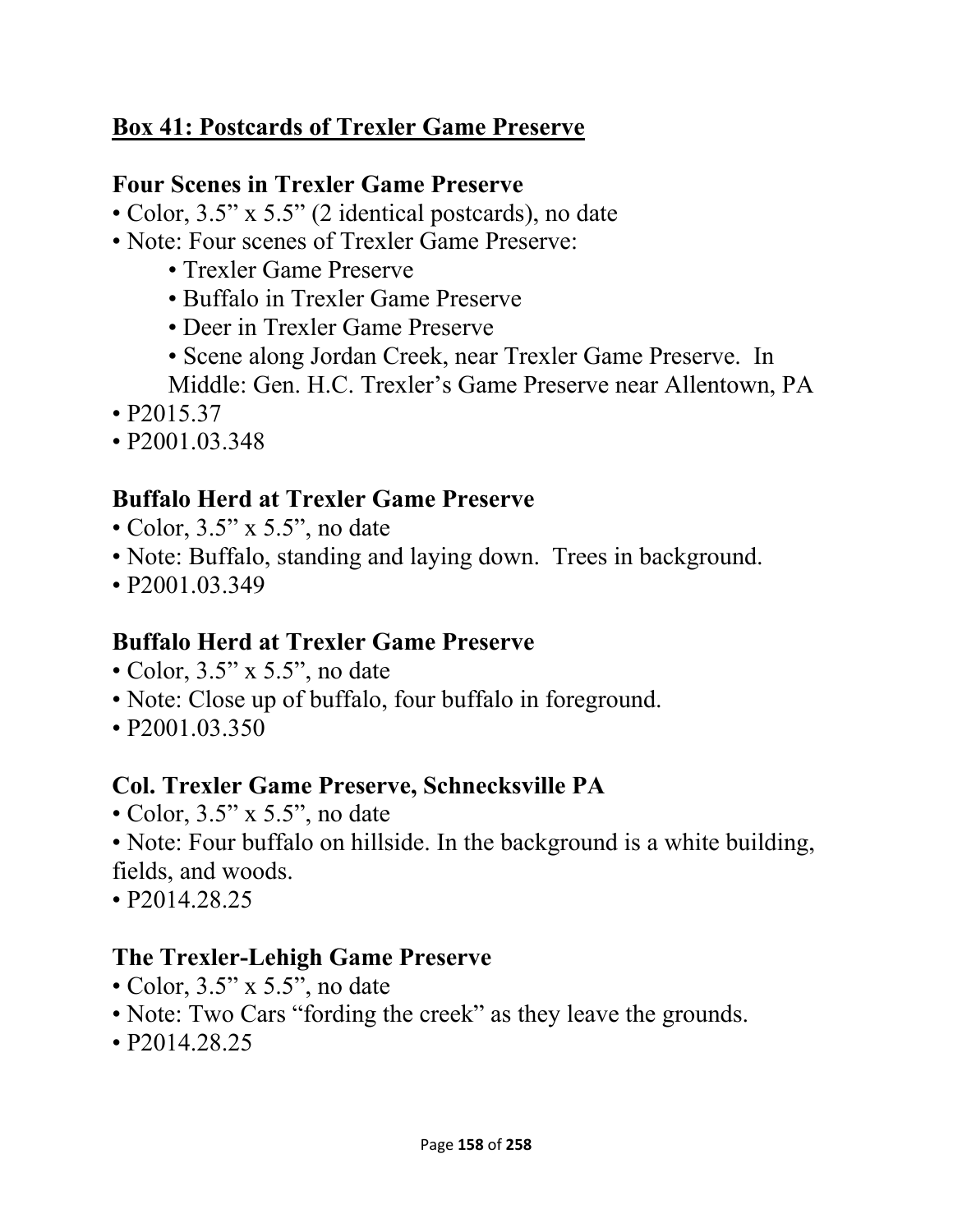## Box 41: Postcards of Trexler Game Preserve

### Four Scenes in Trexler Game Preserve

- Color, 3.5" x 5.5" (2 identical postcards), no date
- Note: Four scenes of Trexler Game Preserve:
    - Trexler Game Preserve
    - Buffalo in Trexler Game Preserve
    - Deer in Trexler Game Preserve
    - Scene along Jordan Creek, near Trexler Game Preserve. In Middle: Gen. H.C. Trexler's Game Preserve near Allentown, PA
- P2015.37
- P2001.03.348

### Buffalo Herd at Trexler Game Preserve

- Color, 3.5" x 5.5", no date
- Note: Buffalo, standing and laying down. Trees in background.
- P2001.03.349

### Buffalo Herd at Trexler Game Preserve

- Color, 3.5" x 5.5", no date
- Note: Close up of buffalo, four buffalo in foreground.
- P2001.03.350

### Col. Trexler Game Preserve, Schnecksville PA

- Color, 3.5" x 5.5", no date
- Note: Four buffalo on hillside. In the background is a white building, fields, and woods.
- P2014.28.25

### The Trexler-Lehigh Game Preserve

- Color, 3.5" x 5.5", no date
- Note: Two Cars "fording the creek" as they leave the grounds.
- P2014.28.25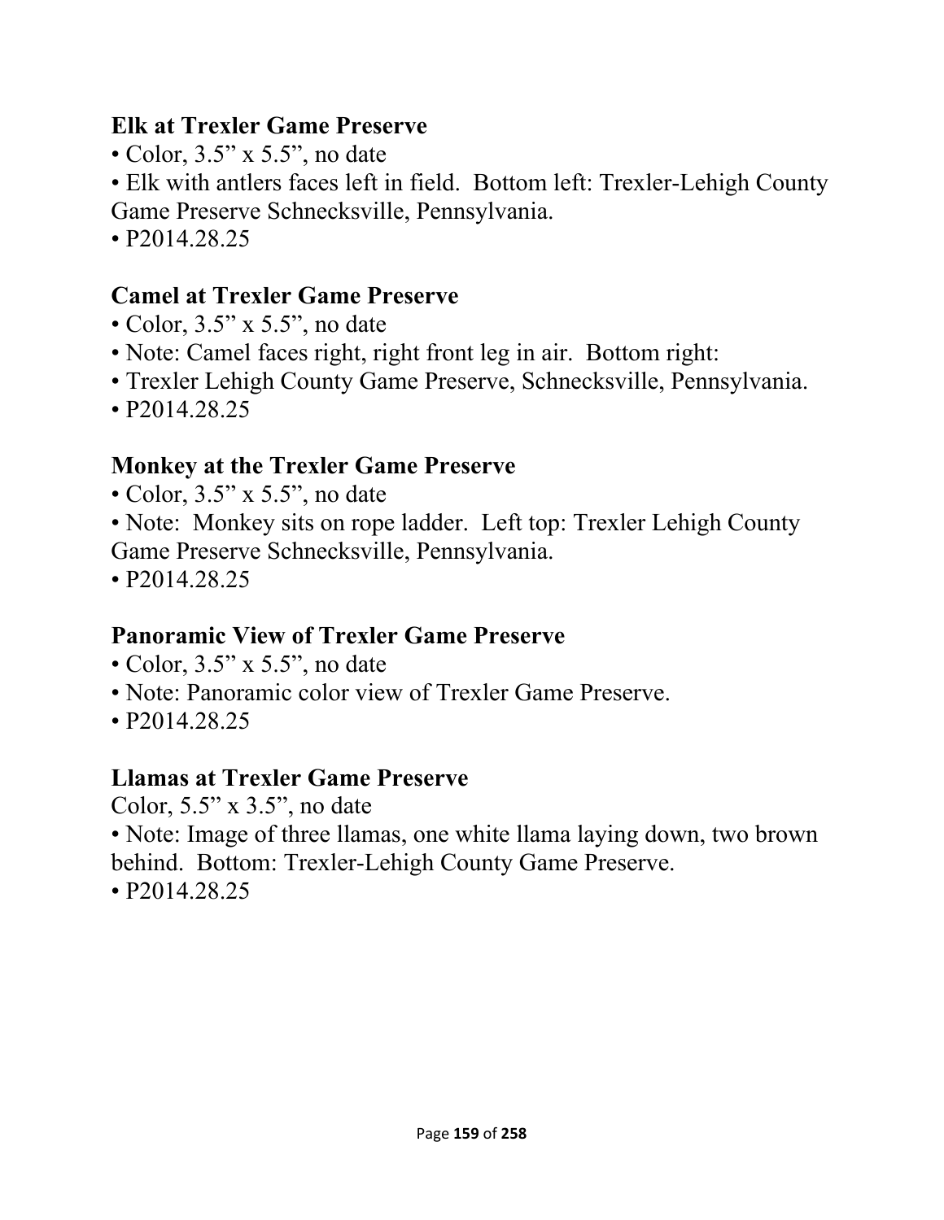**Elk at Trexler Game Preserve**

- Color, 3.5” x 5.5”, no date
- Elk with antlers faces left in field. Bottom left: Trexler-Lehigh County Game Preserve Schnecksville, Pennsylvania.
- P2014.28.25

**Camel at Trexler Game Preserve**

- Color, 3.5” x 5.5”, no date
- Note: Camel faces right, right front leg in air. Bottom right:
- Trexler Lehigh County Game Preserve, Schnecksville, Pennsylvania.
- P2014.28.25

**Monkey at the Trexler Game Preserve**

- Color, 3.5” x 5.5”, no date
- Note: Monkey sits on rope ladder. Left top: Trexler Lehigh County Game Preserve Schnecksville, Pennsylvania.
- P2014.28.25

**Panoramic View of Trexler Game Preserve**

- Color, 3.5” x 5.5”, no date
- Note: Panoramic color view of Trexler Game Preserve.
- P2014.28.25

**Llamas at Trexler Game Preserve**

Color, 5.5” x 3.5”, no date

- Note: Image of three llamas, one white llama laying down, two brown behind. Bottom: Trexler-Lehigh County Game Preserve.
- P2014.28.25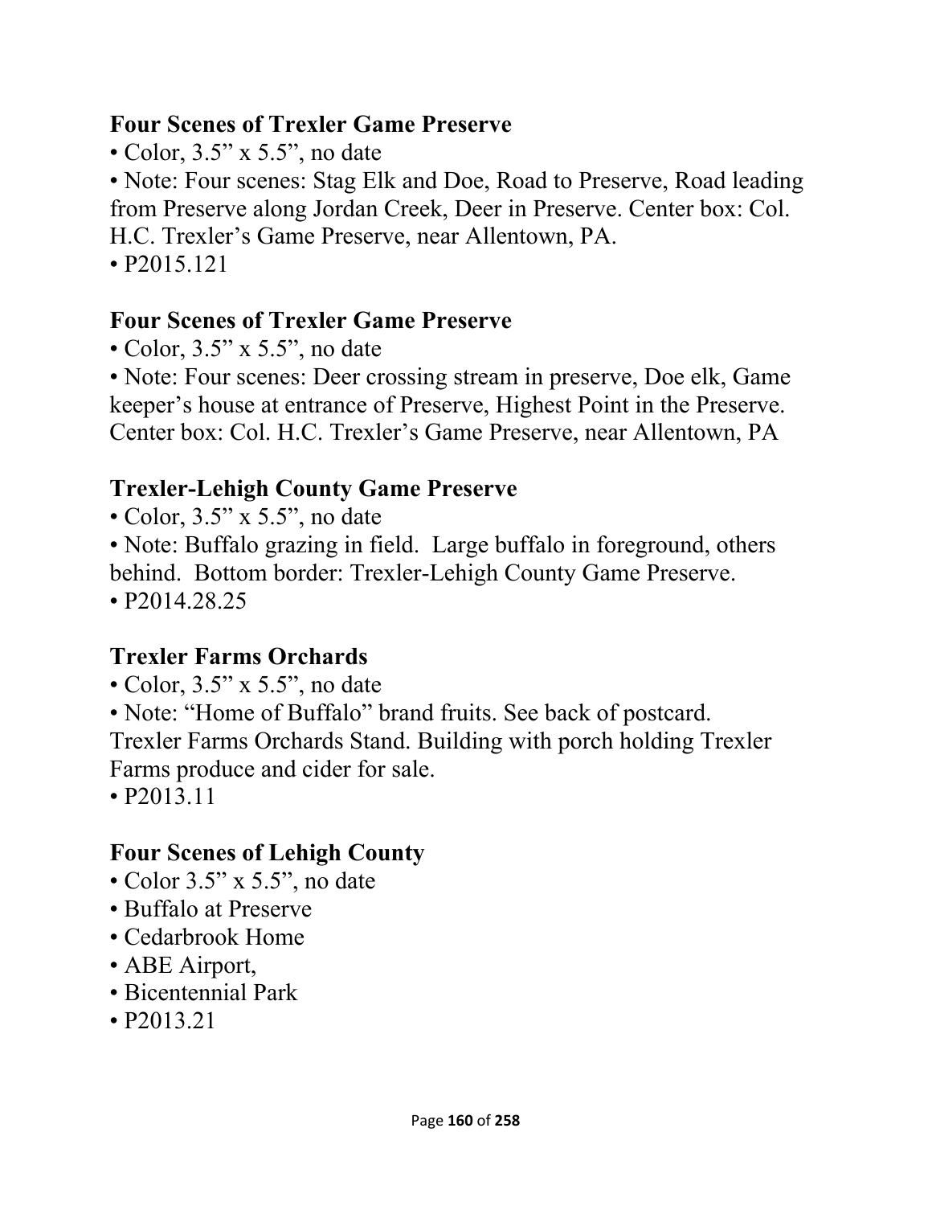**Four Scenes of Trexler Game Preserve**

- Color, 3.5” x 5.5”, no date
- Note: Four scenes: Stag Elk and Doe, Road to Preserve, Road leading from Preserve along Jordan Creek, Deer in Preserve. Center box: Col. H.C. Trexler’s Game Preserve, near Allentown, PA.
- P2015.121

**Four Scenes of Trexler Game Preserve**

- Color, 3.5” x 5.5”, no date
- Note: Four scenes: Deer crossing stream in preserve, Doe elk, Game keeper’s house at entrance of Preserve, Highest Point in the Preserve. Center box: Col. H.C. Trexler’s Game Preserve, near Allentown, PA

**Trexler-Lehigh County Game Preserve**

- Color, 3.5” x 5.5”, no date
- Note: Buffalo grazing in field. Large buffalo in foreground, others behind. Bottom border: Trexler-Lehigh County Game Preserve.
- P2014.28.25

**Trexler Farms Orchards**

- Color, 3.5” x 5.5”, no date
- Note: “Home of Buffalo” brand fruits. See back of postcard. Trexler Farms Orchards Stand. Building with porch holding Trexler Farms produce and cider for sale.
- P2013.11

**Four Scenes of Lehigh County**

- Color 3.5” x 5.5”, no date
- Buffalo at Preserve
- Cedarbrook Home
- ABE Airport,
- Bicentennial Park
- P2013.21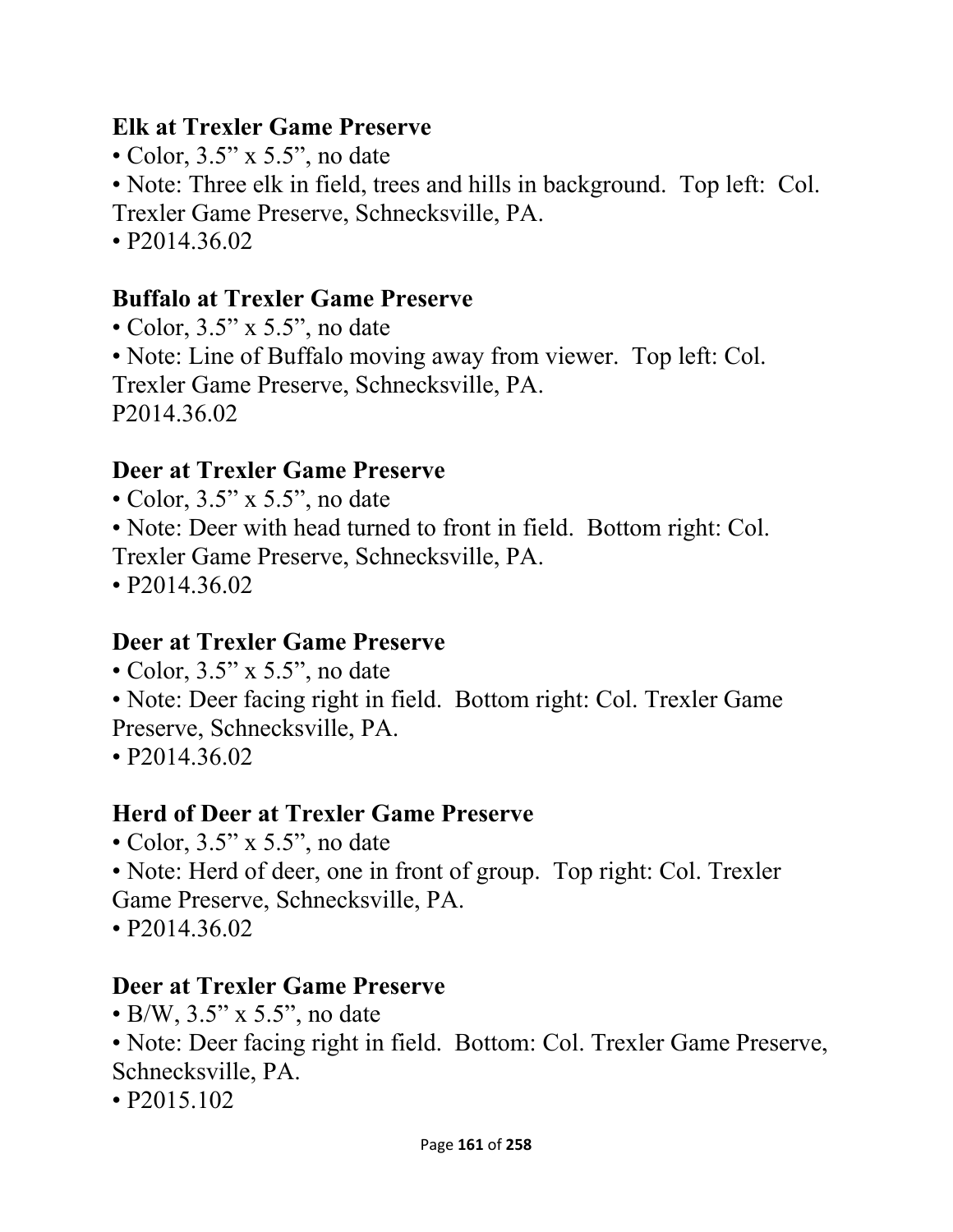**Elk at Trexler Game Preserve**

• Color, 3.5" x 5.5", no date

• Note: Three elk in field, trees and hills in background. Top left: Col. Trexler Game Preserve, Schnecksville, PA.

• P2014.36.02

**Buffalo at Trexler Game Preserve**

• Color, 3.5" x 5.5", no date

• Note: Line of Buffalo moving away from viewer. Top left: Col. Trexler Game Preserve, Schnecksville, PA.

P2014.36.02

**Deer at Trexler Game Preserve**

• Color, 3.5" x 5.5", no date

• Note: Deer with head turned to front in field. Bottom right: Col. Trexler Game Preserve, Schnecksville, PA.

• P2014.36.02

**Deer at Trexler Game Preserve**

• Color, 3.5" x 5.5", no date

• Note: Deer facing right in field. Bottom right: Col. Trexler Game Preserve, Schnecksville, PA.

• P2014.36.02

**Herd of Deer at Trexler Game Preserve**

• Color, 3.5" x 5.5", no date

• Note: Herd of deer, one in front of group. Top right: Col. Trexler Game Preserve, Schnecksville, PA.

• P2014.36.02

**Deer at Trexler Game Preserve**

• B/W, 3.5" x 5.5", no date

• Note: Deer facing right in field. Bottom: Col. Trexler Game Preserve, Schnecksville, PA.

• P2015.102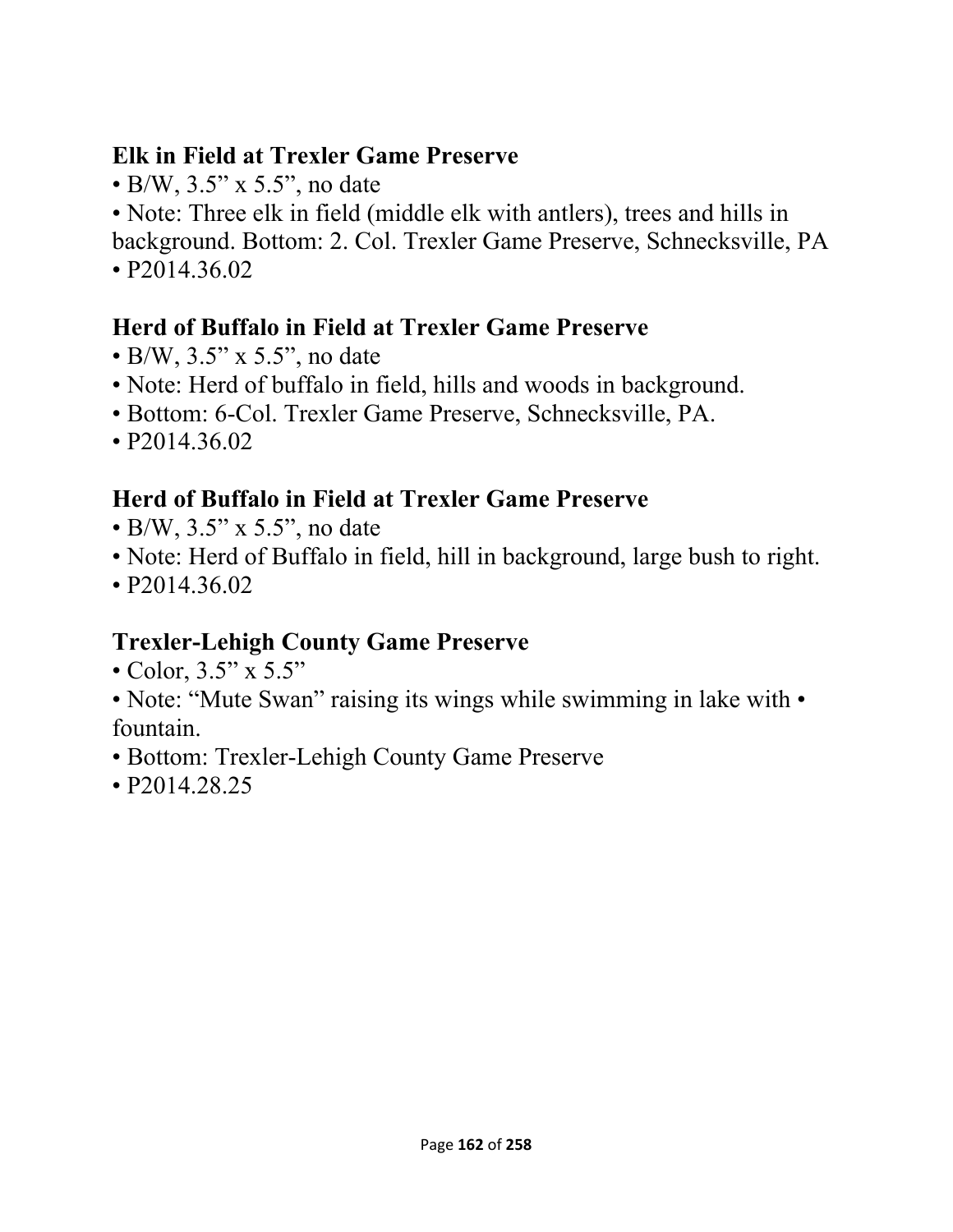**Elk in Field at Trexler Game Preserve**

- B/W, 3.5" x 5.5", no date
- Note: Three elk in field (middle elk with antlers), trees and hills in background. Bottom: 2. Col. Trexler Game Preserve, Schnecksville, PA
- P2014.36.02

**Herd of Buffalo in Field at Trexler Game Preserve**

- B/W, 3.5" x 5.5", no date
- Note: Herd of buffalo in field, hills and woods in background.
- Bottom: 6-Col. Trexler Game Preserve, Schnecksville, PA.
- P2014.36.02

**Herd of Buffalo in Field at Trexler Game Preserve**

- B/W, 3.5" x 5.5", no date
- Note: Herd of Buffalo in field, hill in background, large bush to right.
- P2014.36.02

**Trexler-Lehigh County Game Preserve**

- Color, 3.5" x 5.5"
- Note: "Mute Swan" raising its wings while swimming in lake with • fountain.
- Bottom: Trexler-Lehigh County Game Preserve
- P2014.28.25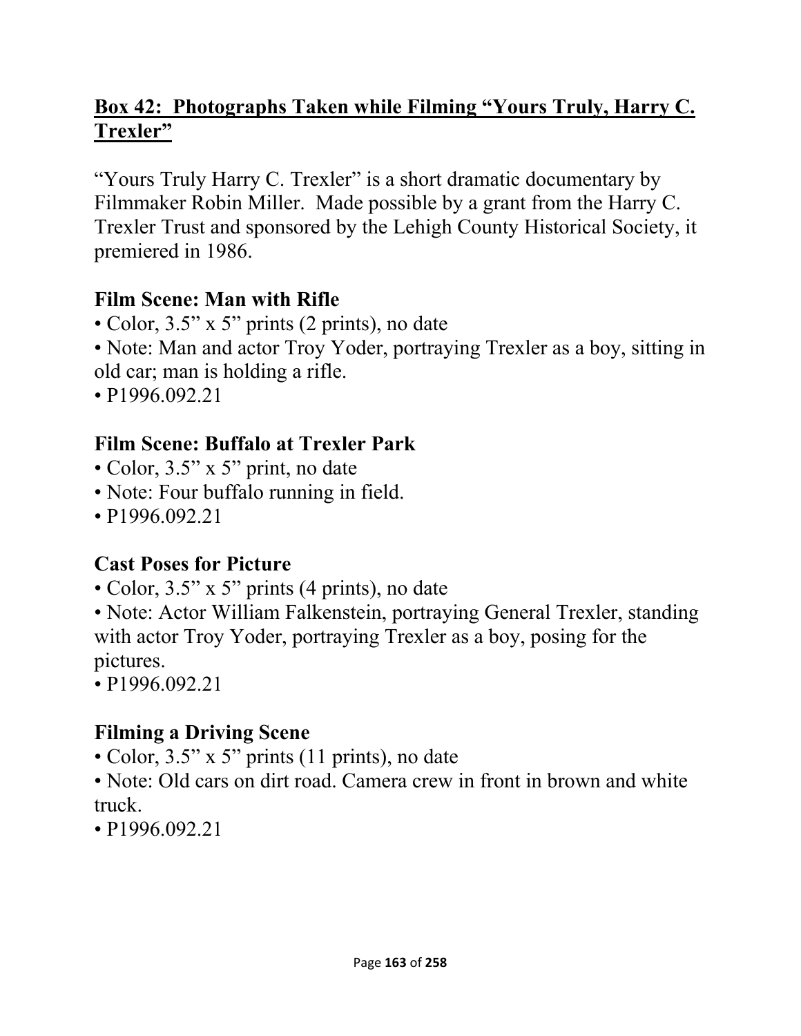## Box 42: Photographs Taken while Filming "Yours Truly, Harry C. Trexler"

"Yours Truly Harry C. Trexler" is a short dramatic documentary by Filmmaker Robin Miller. Made possible by a grant from the Harry C. Trexler Trust and sponsored by the Lehigh County Historical Society, it premiered in 1986.

### Film Scene: Man with Rifle

- Color, 3.5" x 5" prints (2 prints), no date
- Note: Man and actor Troy Yoder, portraying Trexler as a boy, sitting in old car; man is holding a rifle.
- P1996.092.21

### Film Scene: Buffalo at Trexler Park

- Color, 3.5" x 5" print, no date
- Note: Four buffalo running in field.
- P1996.092.21

### Cast Poses for Picture

- Color, 3.5" x 5" prints (4 prints), no date
- Note: Actor William Falkenstein, portraying General Trexler, standing with actor Troy Yoder, portraying Trexler as a boy, posing for the pictures.
- P1996.092.21

### Filming a Driving Scene

- Color, 3.5" x 5" prints (11 prints), no date
- Note: Old cars on dirt road. Camera crew in front in brown and white truck.
- P1996.092.21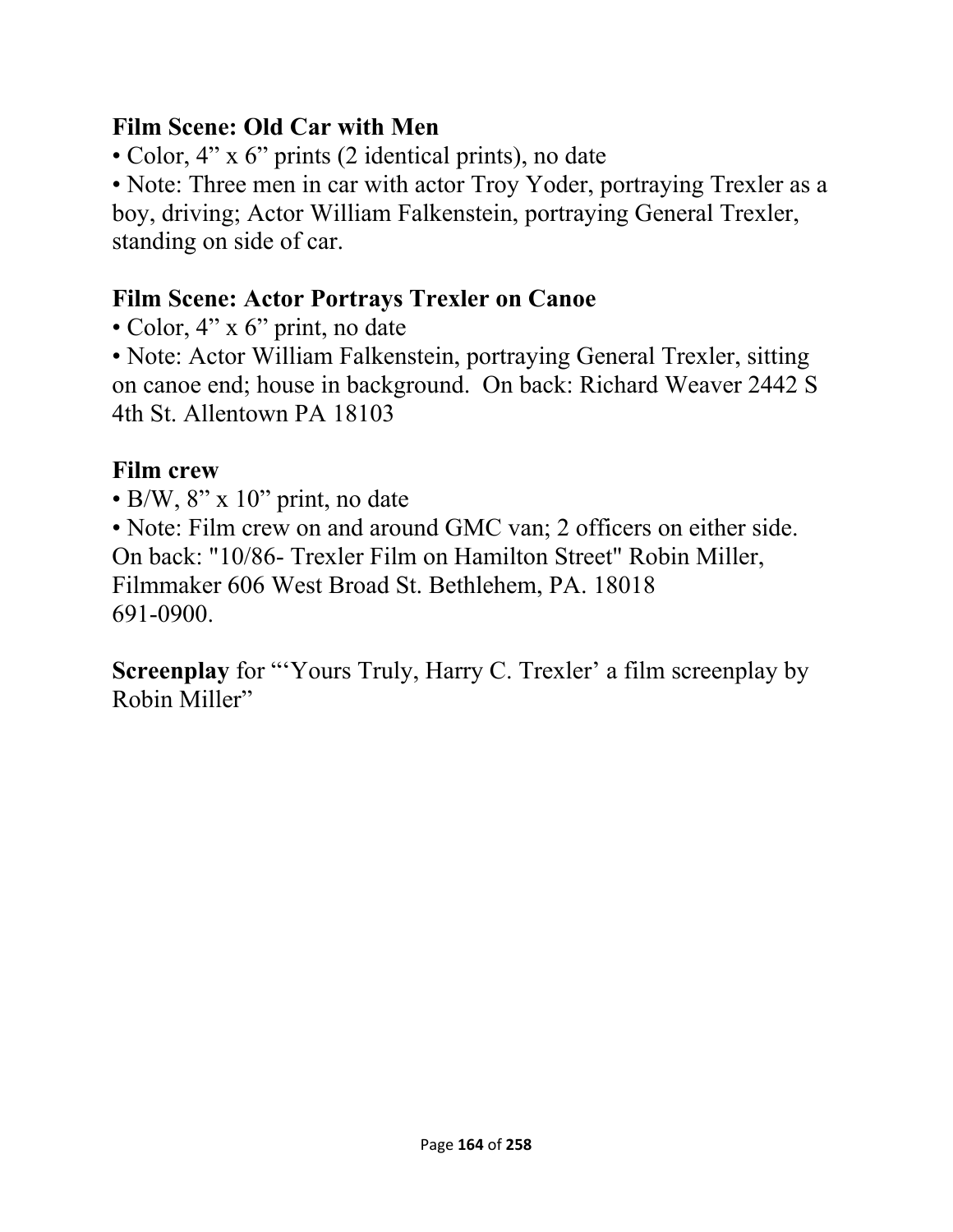**Film Scene: Old Car with Men**

• Color, 4” x 6” prints (2 identical prints), no date

• Note: Three men in car with actor Troy Yoder, portraying Trexler as a boy, driving; Actor William Falkenstein, portraying General Trexler, standing on side of car.

**Film Scene: Actor Portrays Trexler on Canoe**

• Color, 4” x 6” print, no date

• Note: Actor William Falkenstein, portraying General Trexler, sitting on canoe end; house in background. On back: Richard Weaver 2442 S 4th St. Allentown PA 18103

**Film crew**

• B/W, 8” x 10” print, no date

• Note: Film crew on and around GMC van; 2 officers on either side. On back: "10/86- Trexler Film on Hamilton Street" Robin Miller, Filmmaker 606 West Broad St. Bethlehem, PA. 18018
691-0900.

**Screenplay** for “‘Yours Truly, Harry C. Trexler’ a film screenplay by Robin Miller”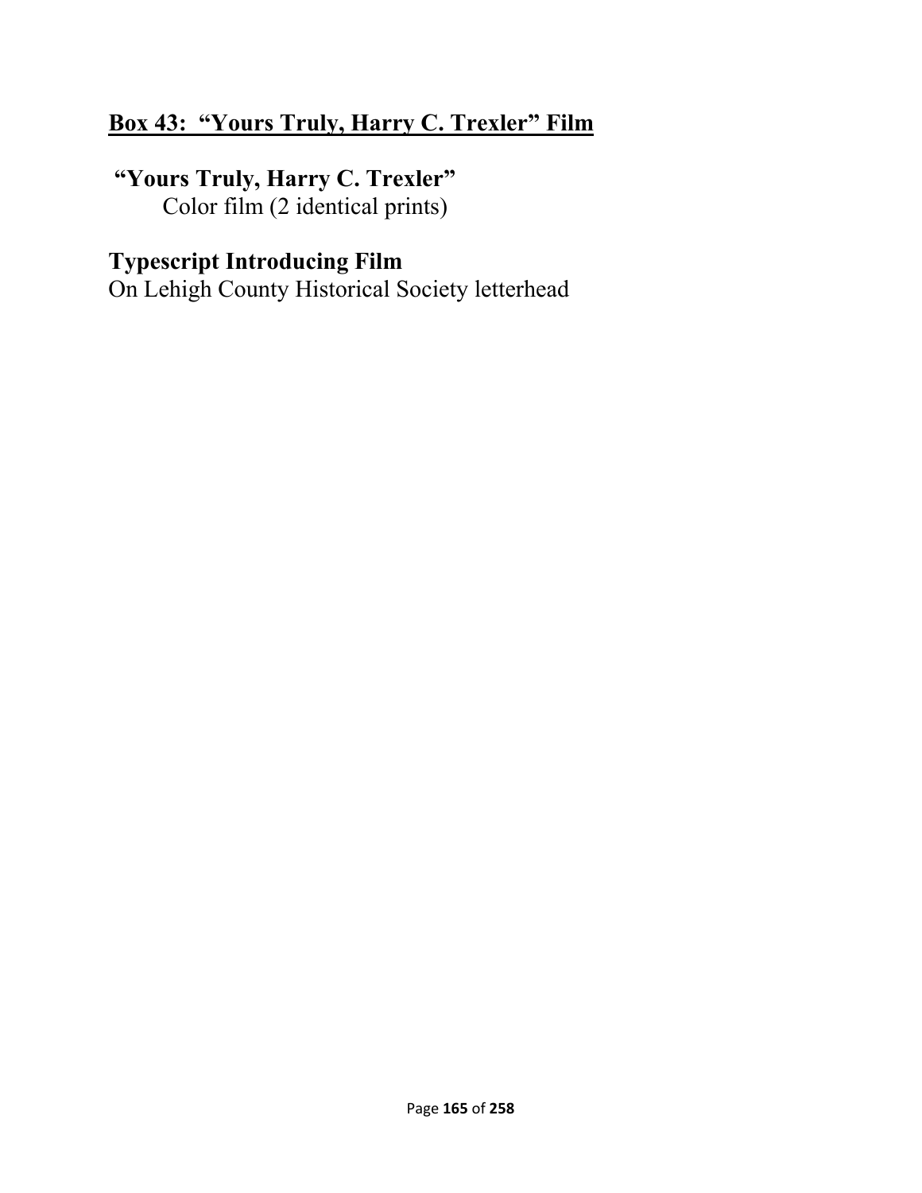## Box 43: “Yours Truly, Harry C. Trexler” Film

**“Yours Truly, Harry C. Trexler”**
Color film (2 identical prints)

**Typescript Introducing Film**
On Lehigh County Historical Society letterhead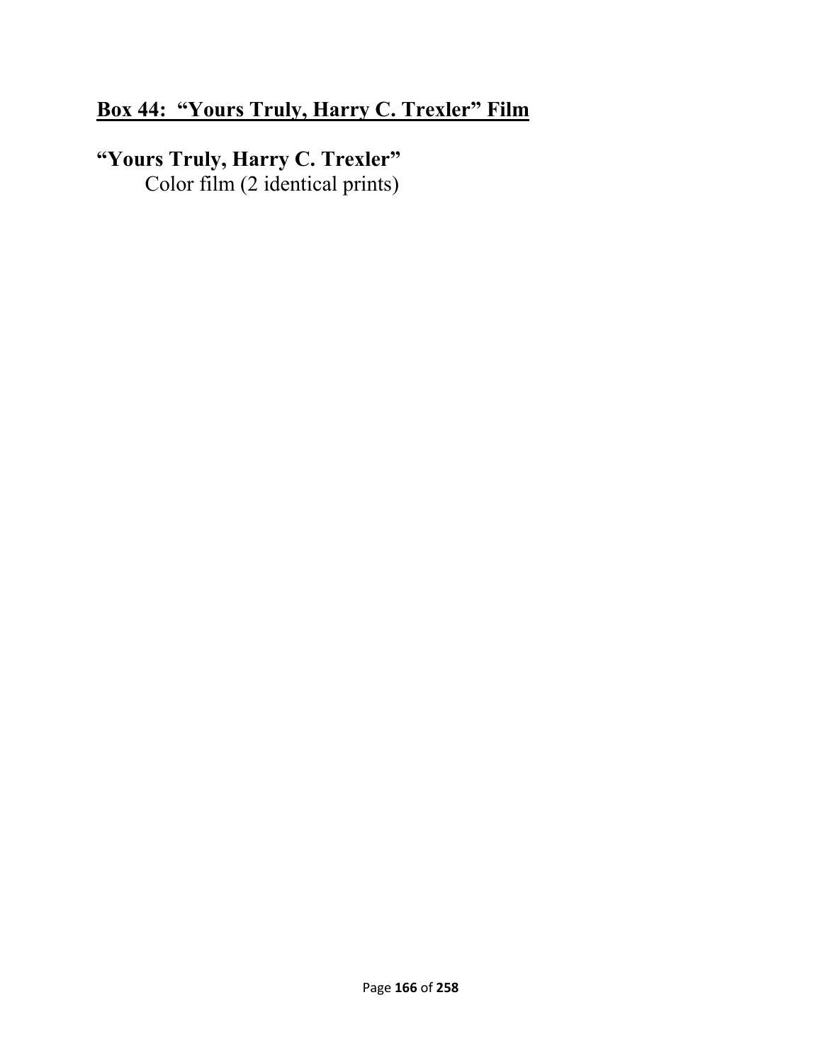## <u>Box 44: "Yours Truly, Harry C. Trexler" Film</u>

**"Yours Truly, Harry C. Trexler"**

Color film (2 identical prints)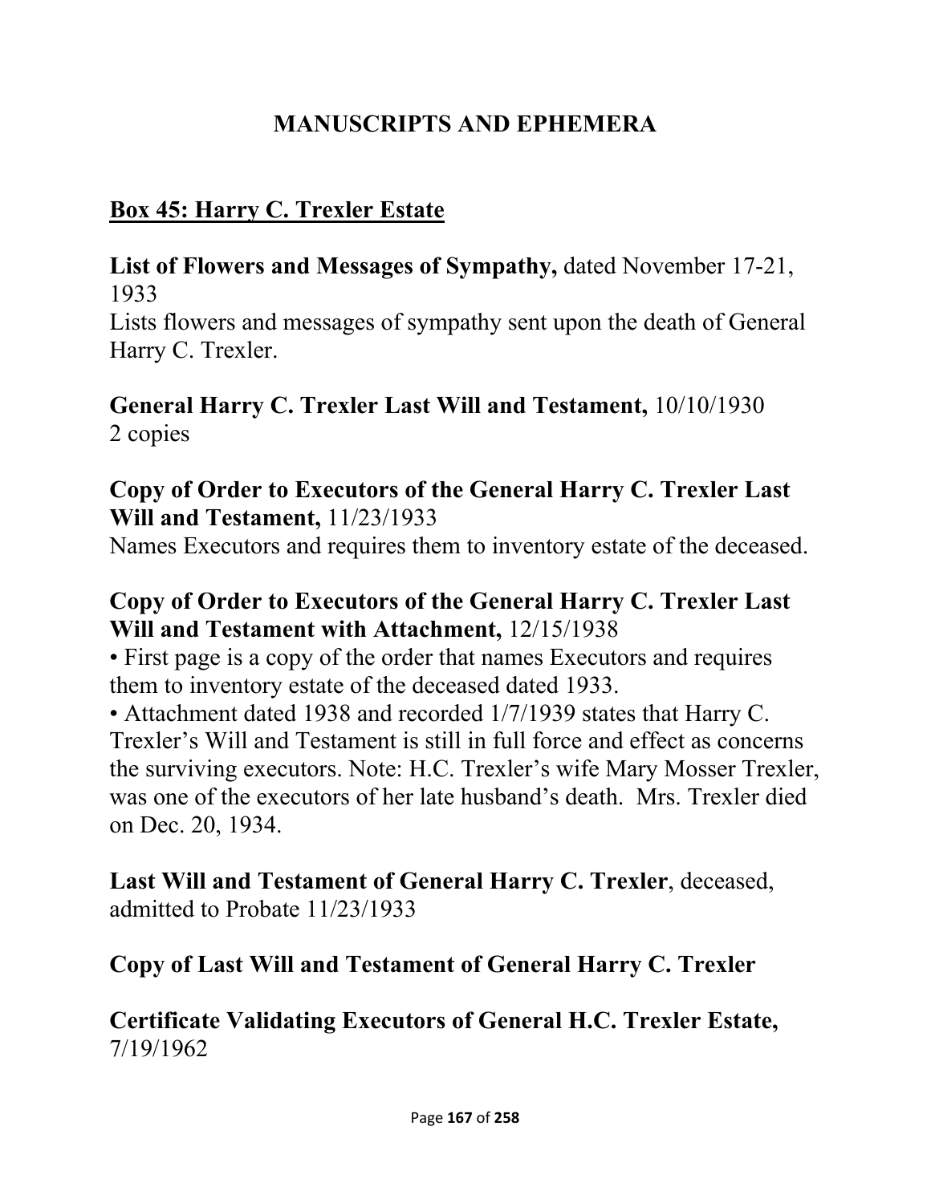# MANUSCRIPTS AND EPHEMERA

## Box 45: Harry C. Trexler Estate

**List of Flowers and Messages of Sympathy,** dated November 17-21, 1933
Lists flowers and messages of sympathy sent upon the death of General Harry C. Trexler.

**General Harry C. Trexler Last Will and Testament,** 10/10/1930
2 copies

**Copy of Order to Executors of the General Harry C. Trexler Last Will and Testament,** 11/23/1933
Names Executors and requires them to inventory estate of the deceased.

**Copy of Order to Executors of the General Harry C. Trexler Last Will and Testament with Attachment,** 12/15/1938

- First page is a copy of the order that names Executors and requires them to inventory estate of the deceased dated 1933.
- Attachment dated 1938 and recorded 1/7/1939 states that Harry C. Trexler's Will and Testament is still in full force and effect as concerns the surviving executors. Note: H.C. Trexler's wife Mary Mosser Trexler, was one of the executors of her late husband's death. Mrs. Trexler died on Dec. 20, 1934.

**Last Will and Testament of General Harry C. Trexler**, deceased, admitted to Probate 11/23/1933

**Copy of Last Will and Testament of General Harry C. Trexler**

**Certificate Validating Executors of General H.C. Trexler Estate,** 7/19/1962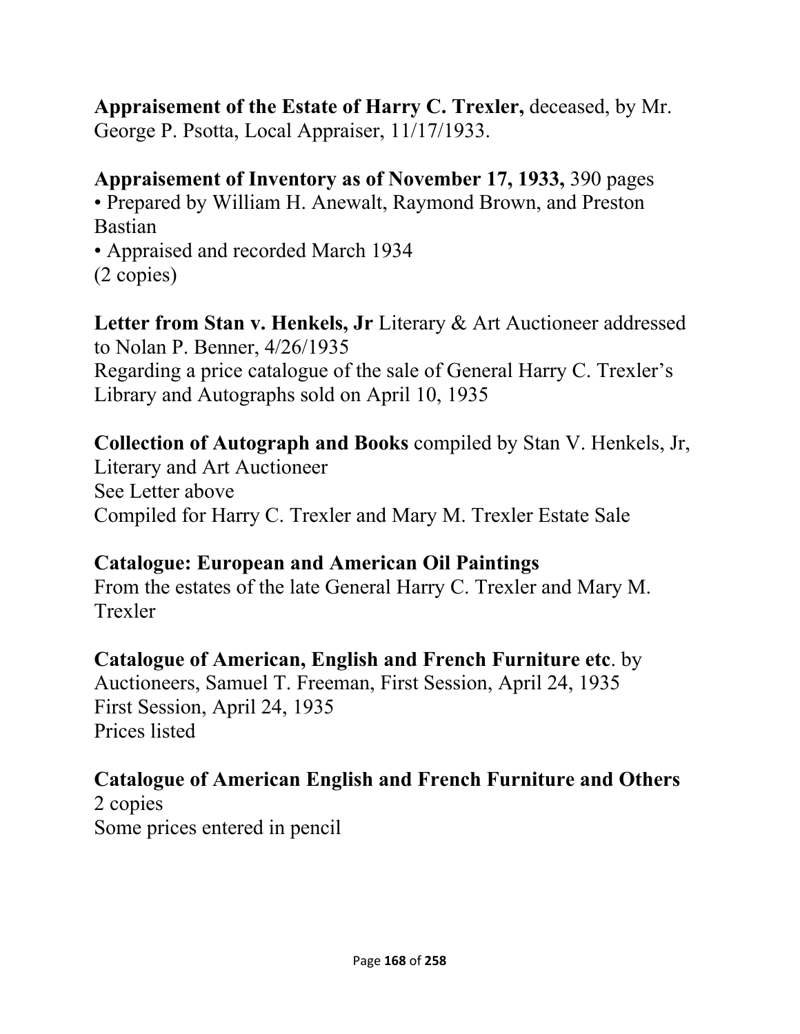**Appraisement of the Estate of Harry C. Trexler,** deceased, by Mr. George P. Psotta, Local Appraiser, 11/17/1933.

**Appraisement of Inventory as of November 17, 1933,** 390 pages
• Prepared by William H. Anewalt, Raymond Brown, and Preston Bastian
• Appraised and recorded March 1934
(2 copies)

**Letter from Stan v. Henkels, Jr** Literary & Art Auctioneer addressed to Nolan P. Benner, 4/26/1935
Regarding a price catalogue of the sale of General Harry C. Trexler's Library and Autographs sold on April 10, 1935

**Collection of Autograph and Books** compiled by Stan V. Henkels, Jr, Literary and Art Auctioneer
See Letter above
Compiled for Harry C. Trexler and Mary M. Trexler Estate Sale

**Catalogue: European and American Oil Paintings**
From the estates of the late General Harry C. Trexler and Mary M. Trexler

**Catalogue of American, English and French Furniture etc**. by Auctioneers, Samuel T. Freeman, First Session, April 24, 1935
First Session, April 24, 1935
Prices listed

**Catalogue of American English and French Furniture and Others**
2 copies
Some prices entered in pencil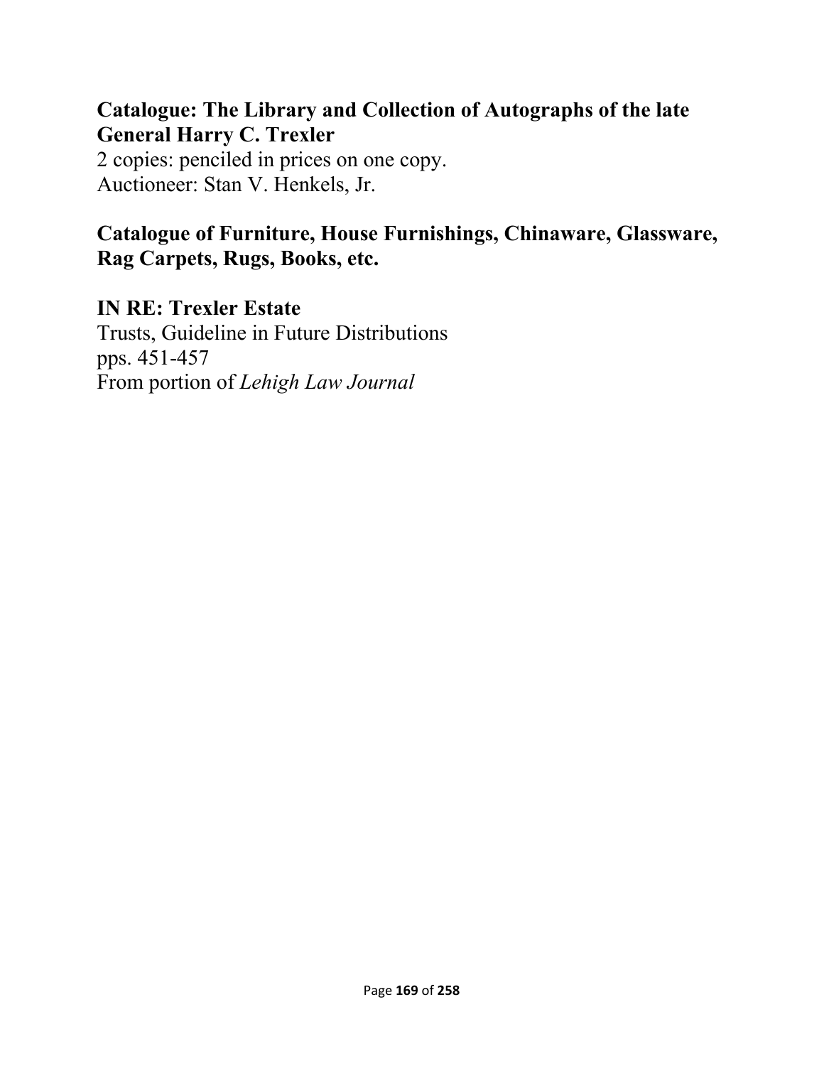**Catalogue: The Library and Collection of Autographs of the late General Harry C. Trexler**
2 copies: penciled in prices on one copy.
Auctioneer: Stan V. Henkels, Jr.

**Catalogue of Furniture, House Furnishings, Chinaware, Glassware, Rag Carpets, Rugs, Books, etc.**

**IN RE: Trexler Estate**
Trusts, Guideline in Future Distributions
pps. 451-457
From portion of *Lehigh Law Journal*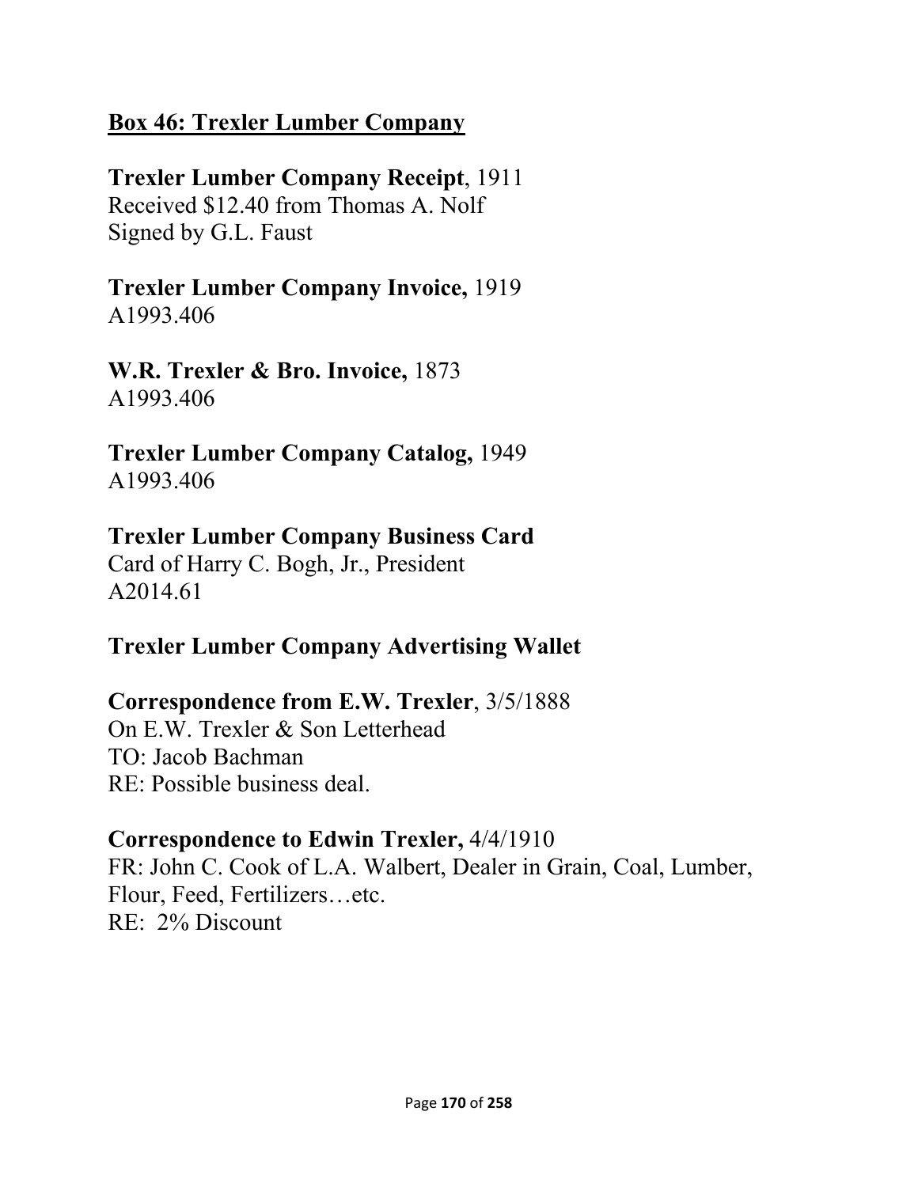## Box 46: Trexler Lumber Company

**Trexler Lumber Company Receipt**, 1911
Received $12.40 from Thomas A. Nolf
Signed by G.L. Faust

**Trexler Lumber Company Invoice,** 1919
A1993.406

**W.R. Trexler & Bro. Invoice,** 1873
A1993.406

**Trexler Lumber Company Catalog,** 1949
A1993.406

**Trexler Lumber Company Business Card**
Card of Harry C. Bogh, Jr., President
A2014.61

**Trexler Lumber Company Advertising Wallet**

**Correspondence from E.W. Trexler**, 3/5/1888
On E.W. Trexler & Son Letterhead
TO: Jacob Bachman
RE: Possible business deal.

**Correspondence to Edwin Trexler,** 4/4/1910
FR: John C. Cook of L.A. Walbert, Dealer in Grain, Coal, Lumber, Flour, Feed, Fertilizers…etc.
RE: 2% Discount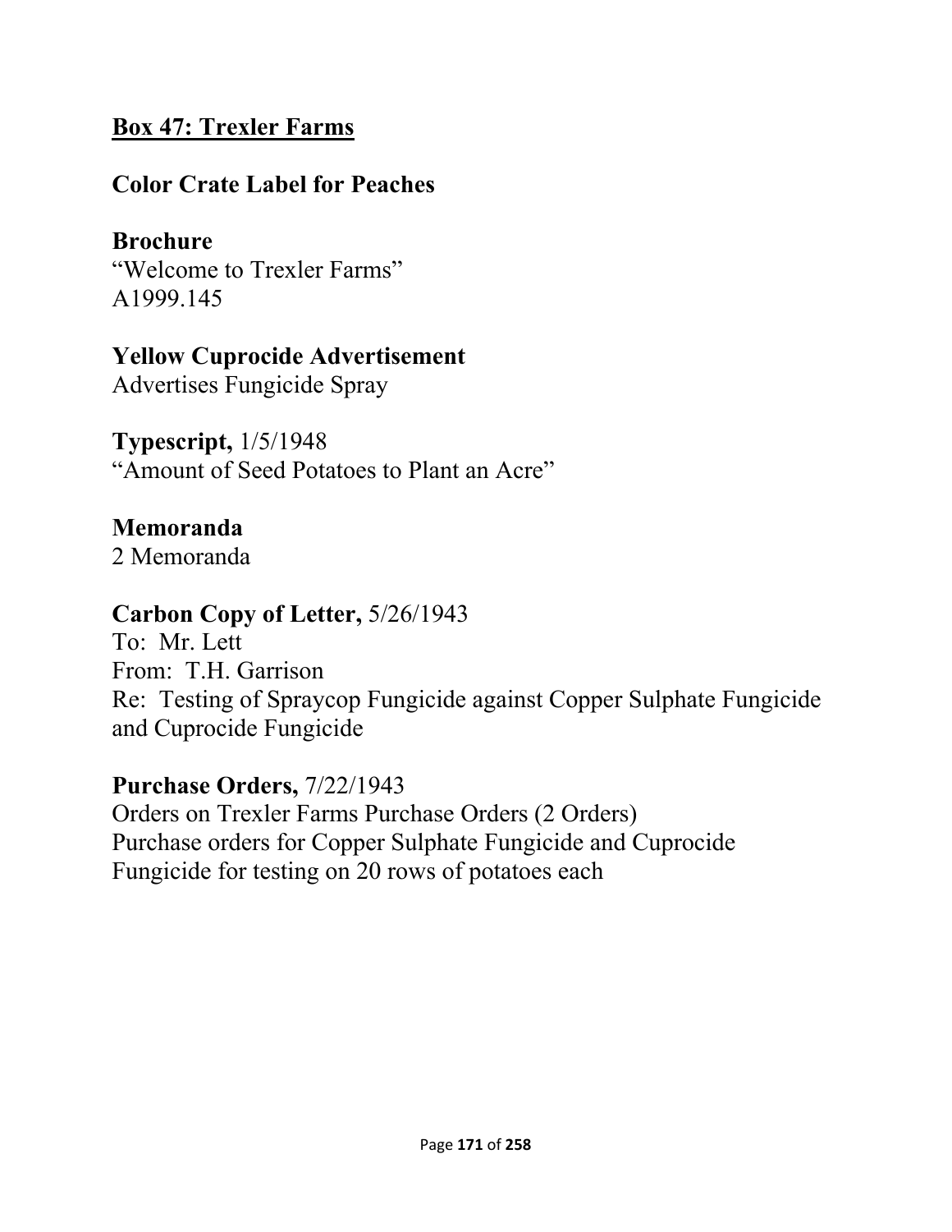## Box 47: Trexler Farms

**Color Crate Label for Peaches**

**Brochure**
"Welcome to Trexler Farms"
A1999.145

**Yellow Cuprocide Advertisement**
Advertises Fungicide Spray

**Typescript,** 1/5/1948
"Amount of Seed Potatoes to Plant an Acre"

**Memoranda**
2 Memoranda

**Carbon Copy of Letter,** 5/26/1943
To: Mr. Lett
From: T.H. Garrison
Re: Testing of Spraycop Fungicide against Copper Sulphate Fungicide and Cuprocide Fungicide

**Purchase Orders,** 7/22/1943
Orders on Trexler Farms Purchase Orders (2 Orders)
Purchase orders for Copper Sulphate Fungicide and Cuprocide Fungicide for testing on 20 rows of potatoes each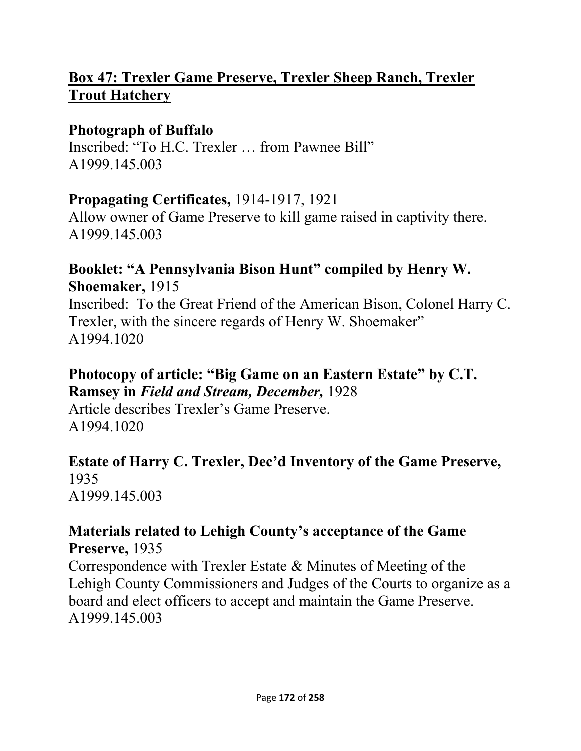## Box 47: Trexler Game Preserve, Trexler Sheep Ranch, Trexler Trout Hatchery

**Photograph of Buffalo**
Inscribed: "To H.C. Trexler … from Pawnee Bill"
A1999.145.003

**Propagating Certificates,** 1914-1917, 1921
Allow owner of Game Preserve to kill game raised in captivity there.
A1999.145.003

**Booklet: "A Pennsylvania Bison Hunt" compiled by Henry W. Shoemaker,** 1915
Inscribed: To the Great Friend of the American Bison, Colonel Harry C. Trexler, with the sincere regards of Henry W. Shoemaker"
A1994.1020

**Photocopy of article: "Big Game on an Eastern Estate" by C.T. Ramsey in *Field and Stream, December,*** 1928
Article describes Trexler's Game Preserve.
A1994.1020

**Estate of Harry C. Trexler, Dec'd Inventory of the Game Preserve,** 1935
A1999.145.003

**Materials related to Lehigh County's acceptance of the Game Preserve,** 1935
Correspondence with Trexler Estate & Minutes of Meeting of the Lehigh County Commissioners and Judges of the Courts to organize as a board and elect officers to accept and maintain the Game Preserve.
A1999.145.003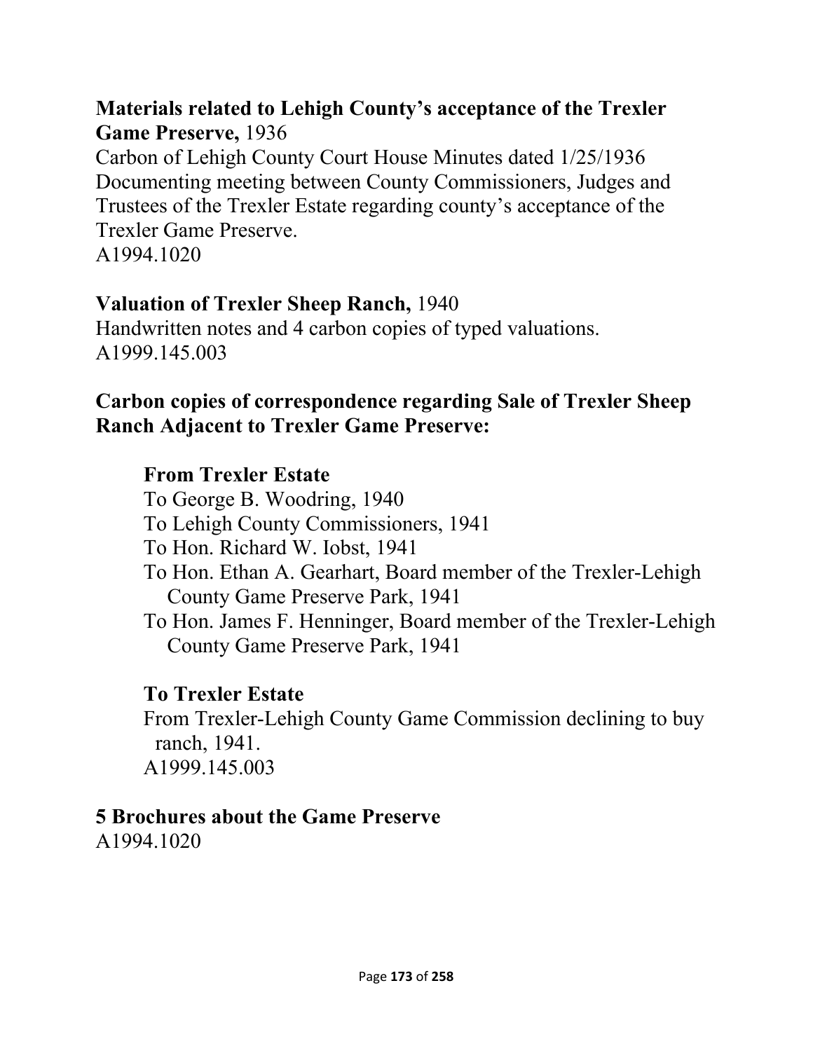**Materials related to Lehigh County's acceptance of the Trexler Game Preserve,** 1936
Carbon of Lehigh County Court House Minutes dated 1/25/1936 Documenting meeting between County Commissioners, Judges and Trustees of the Trexler Estate regarding county's acceptance of the Trexler Game Preserve.
A1994.1020

**Valuation of Trexler Sheep Ranch,** 1940
Handwritten notes and 4 carbon copies of typed valuations.
A1999.145.003

**Carbon copies of correspondence regarding Sale of Trexler Sheep Ranch Adjacent to Trexler Game Preserve:**

**From Trexler Estate**
To George B. Woodring, 1940
To Lehigh County Commissioners, 1941
To Hon. Richard W. Iobst, 1941
To Hon. Ethan A. Gearhart, Board member of the Trexler-Lehigh County Game Preserve Park, 1941
To Hon. James F. Henninger, Board member of the Trexler-Lehigh County Game Preserve Park, 1941

**To Trexler Estate**
From Trexler-Lehigh County Game Commission declining to buy ranch, 1941.
A1999.145.003

**5 Brochures about the Game Preserve**
A1994.1020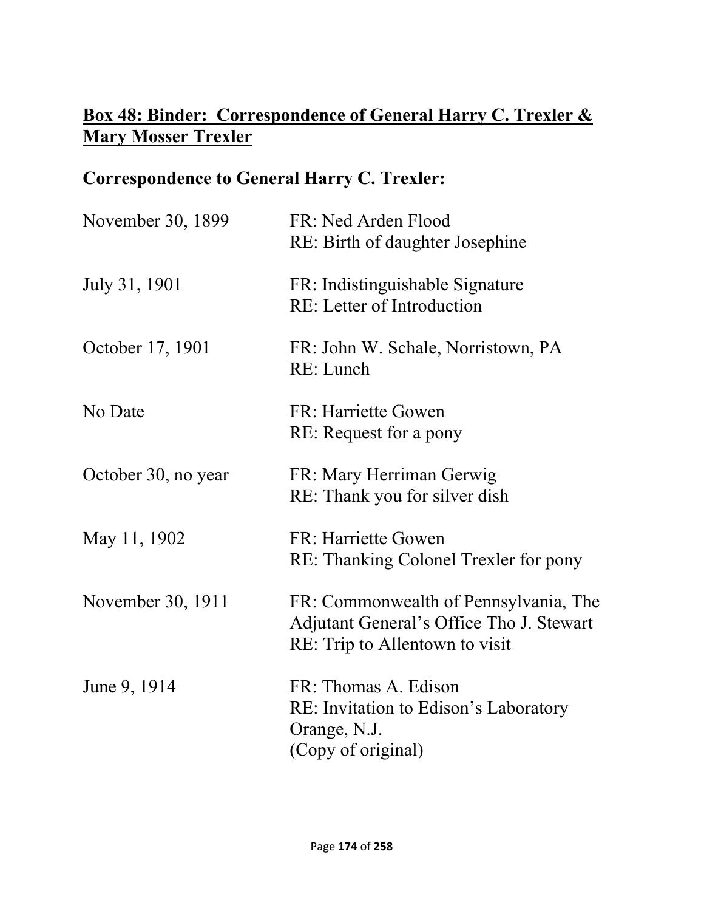## **<u>Box 48: Binder: Correspondence of General Harry C. Trexler & Mary Mosser Trexler</u>**

### Correspondence to General Harry C. Trexler:

| | |
|---|---|
| November 30, 1899 | FR: Ned Arden Flood<br>RE: Birth of daughter Josephine |
| July 31, 1901 | FR: Indistinguishable Signature<br>RE: Letter of Introduction |
| October 17, 1901 | FR: John W. Schale, Norristown, PA<br>RE: Lunch |
| No Date | FR: Harriette Gowen<br>RE: Request for a pony |
| October 30, no year | FR: Mary Herriman Gerwig<br>RE: Thank you for silver dish |
| May 11, 1902 | FR: Harriette Gowen<br>RE: Thanking Colonel Trexler for pony |
| November 30, 1911 | FR: Commonwealth of Pennsylvania, The Adjutant General's Office Tho J. Stewart<br>RE: Trip to Allentown to visit |
| June 9, 1914 | FR: Thomas A. Edison<br>RE: Invitation to Edison's Laboratory Orange, N.J.<br>(Copy of original) |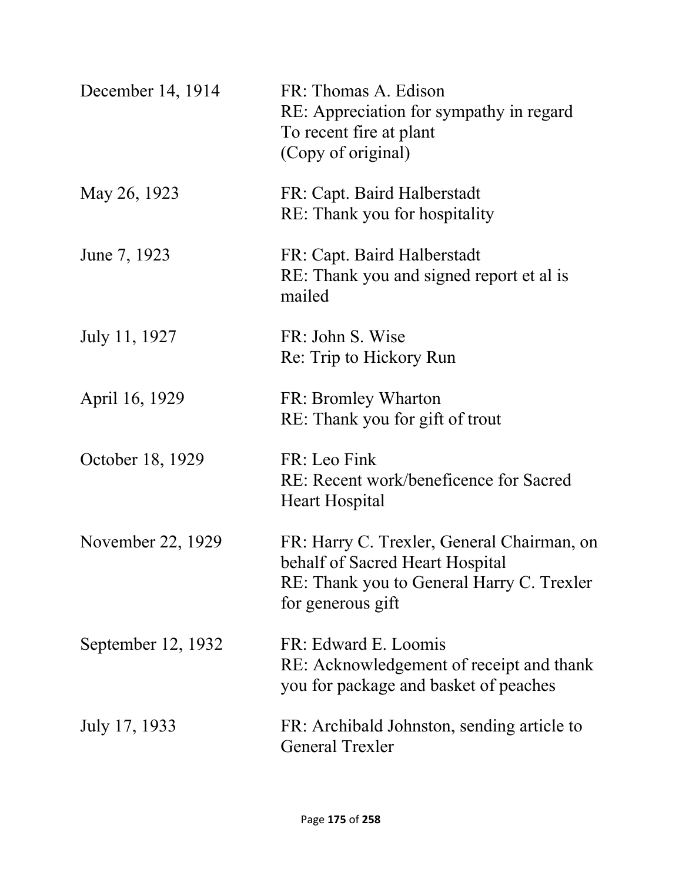| | |
|---|---|
| December 14, 1914 | FR: Thomas A. Edison<br>RE: Appreciation for sympathy in regard To recent fire at plant<br>(Copy of original) |
| May 26, 1923 | FR: Capt. Baird Halberstadt<br>RE: Thank you for hospitality |
| June 7, 1923 | FR: Capt. Baird Halberstadt<br>RE: Thank you and signed report et al is mailed |
| July 11, 1927 | FR: John S. Wise<br>Re: Trip to Hickory Run |
| April 16, 1929 | FR: Bromley Wharton<br>RE: Thank you for gift of trout |
| October 18, 1929 | FR: Leo Fink<br>RE: Recent work/beneficence for Sacred Heart Hospital |
| November 22, 1929 | FR: Harry C. Trexler, General Chairman, on behalf of Sacred Heart Hospital<br>RE: Thank you to General Harry C. Trexler for generous gift |
| September 12, 1932 | FR: Edward E. Loomis<br>RE: Acknowledgement of receipt and thank you for package and basket of peaches |
| July 17, 1933 | FR: Archibald Johnston, sending article to General Trexler |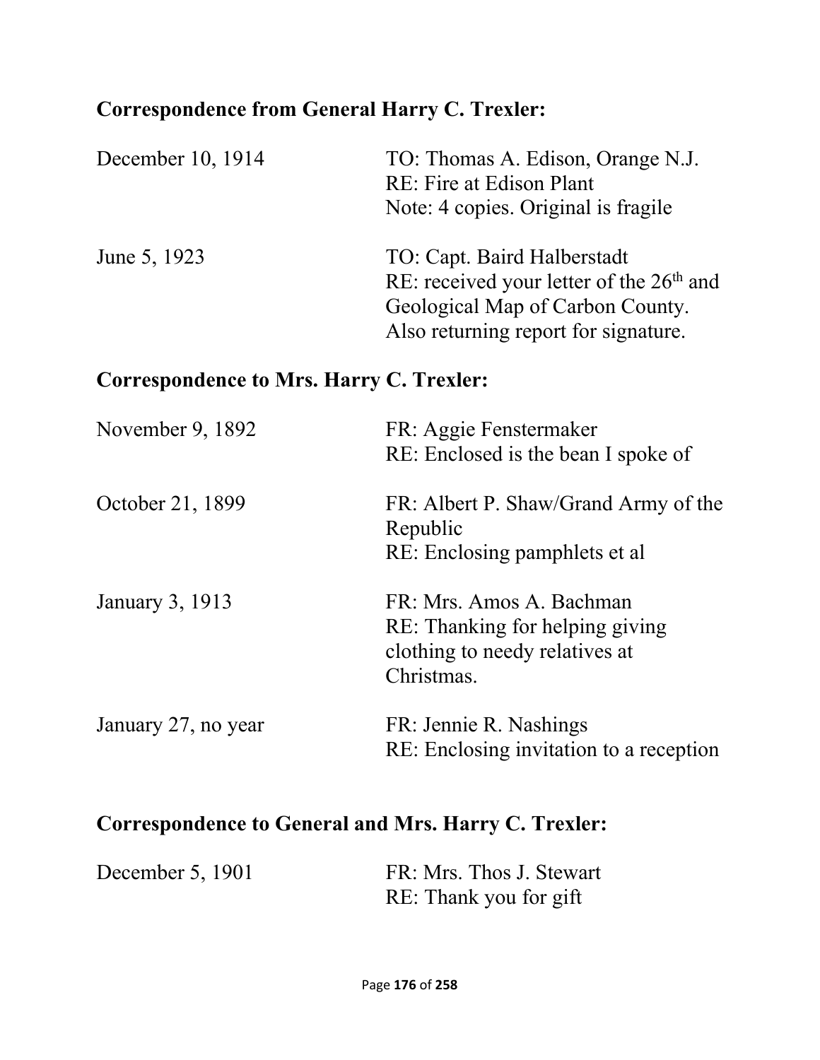**Correspondence from General Harry C. Trexler:**

| | |
|---|---|
| December 10, 1914 | TO: Thomas A. Edison, Orange N.J.<br>RE: Fire at Edison Plant<br>Note: 4 copies. Original is fragile |
| June 5, 1923 | TO: Capt. Baird Halberstadt<br>RE: received your letter of the 26th and Geological Map of Carbon County. Also returning report for signature. |

**Correspondence to Mrs. Harry C. Trexler:**

| | |
|---|---|
| November 9, 1892 | FR: Aggie Fenstermaker<br>RE: Enclosed is the bean I spoke of |
| October 21, 1899 | FR: Albert P. Shaw/Grand Army of the Republic<br>RE: Enclosing pamphlets et al |
| January 3, 1913 | FR: Mrs. Amos A. Bachman<br>RE: Thanking for helping giving clothing to needy relatives at Christmas. |
| January 27, no year | FR: Jennie R. Nashings<br>RE: Enclosing invitation to a reception |

**Correspondence to General and Mrs. Harry C. Trexler:**

| | |
|---|---|
| December 5, 1901 | FR: Mrs. Thos J. Stewart<br>RE: Thank you for gift |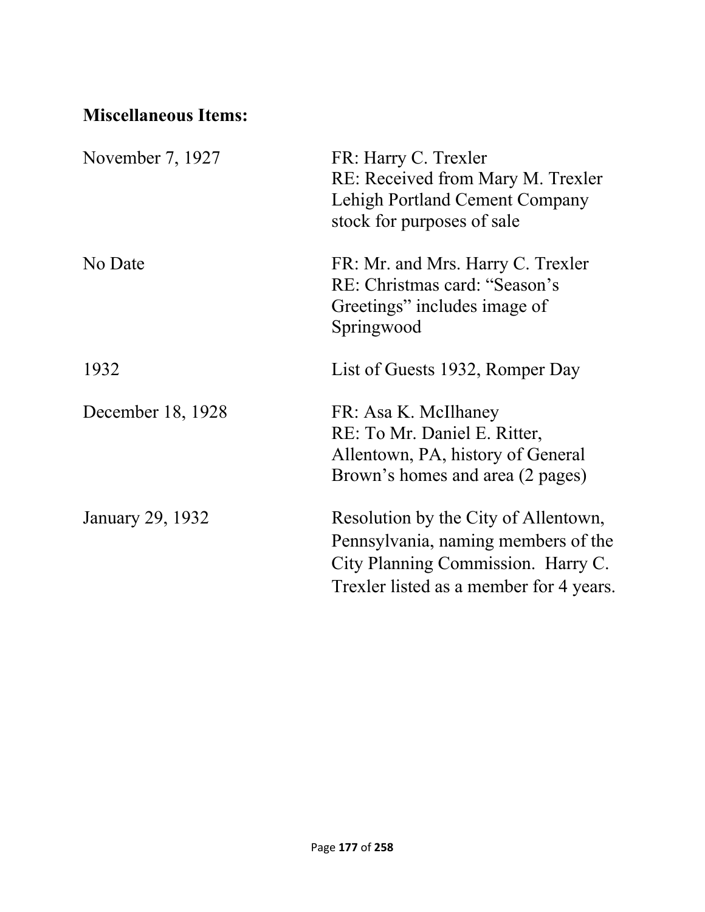**Miscellaneous Items:**

| | |
|---|---|
| November 7, 1927 | FR: Harry C. Trexler<br>RE: Received from Mary M. Trexler Lehigh Portland Cement Company stock for purposes of sale |
| No Date | FR: Mr. and Mrs. Harry C. Trexler<br>RE: Christmas card: "Season's Greetings" includes image of Springwood |
| 1932 | List of Guests 1932, Romper Day |
| December 18, 1928 | FR: Asa K. McIlhaney<br>RE: To Mr. Daniel E. Ritter, Allentown, PA, history of General Brown's homes and area (2 pages) |
| January 29, 1932 | Resolution by the City of Allentown, Pennsylvania, naming members of the City Planning Commission. Harry C. Trexler listed as a member for 4 years. |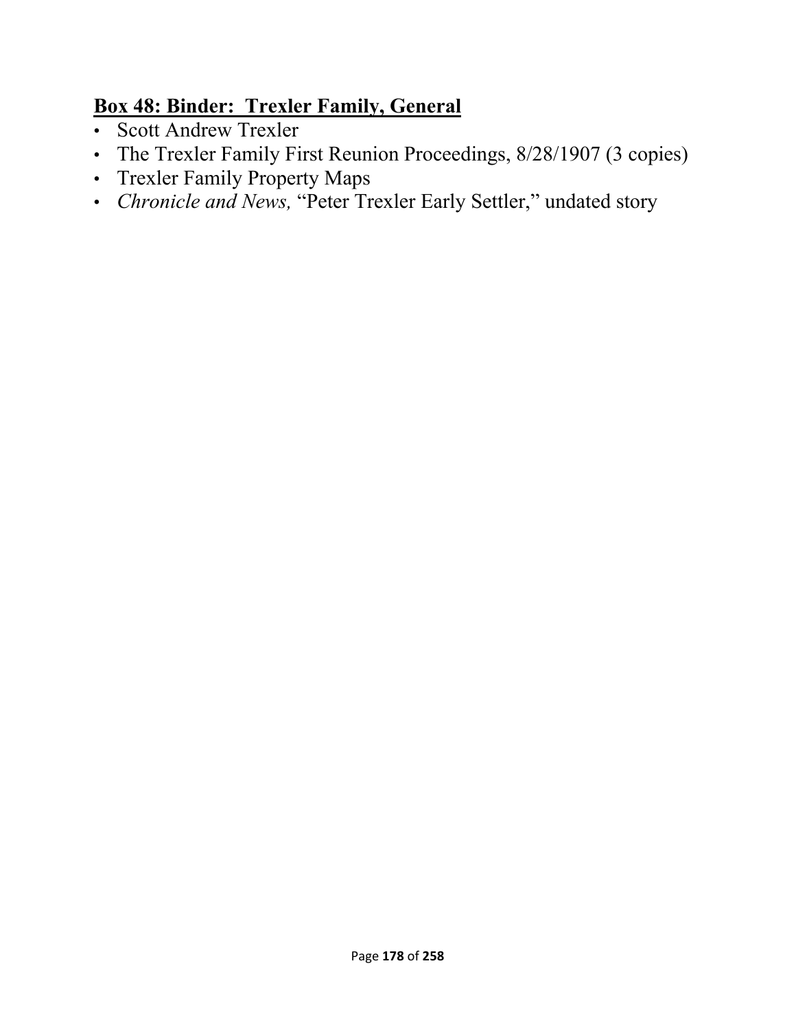## **Box 48: Binder: Trexler Family, General**

- Scott Andrew Trexler
- The Trexler Family First Reunion Proceedings, 8/28/1907 (3 copies)
- Trexler Family Property Maps
- *Chronicle and News,* "Peter Trexler Early Settler," undated story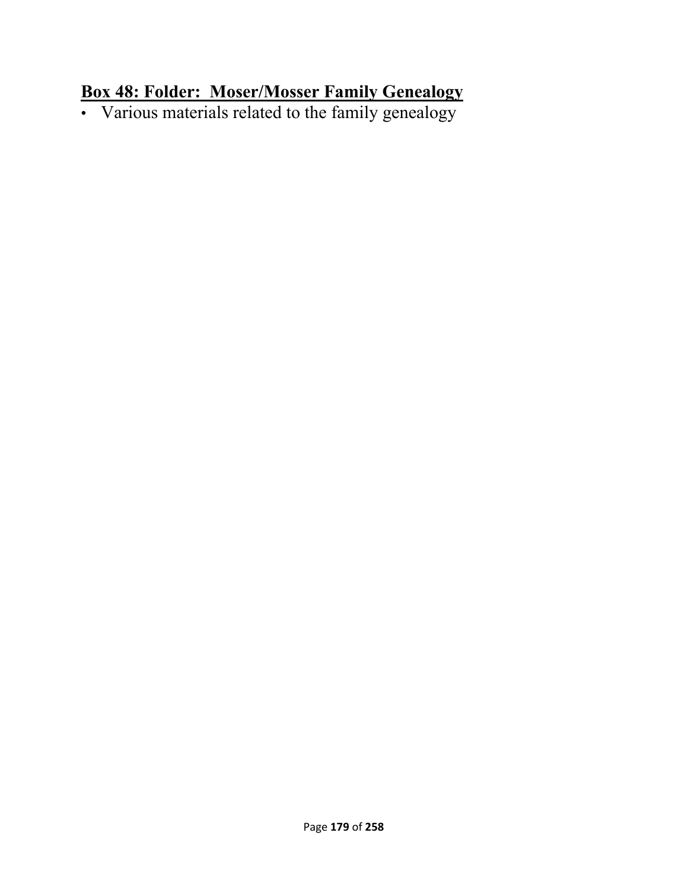## **Box 48: Folder: Moser/Mosser Family Genealogy**

- Various materials related to the family genealogy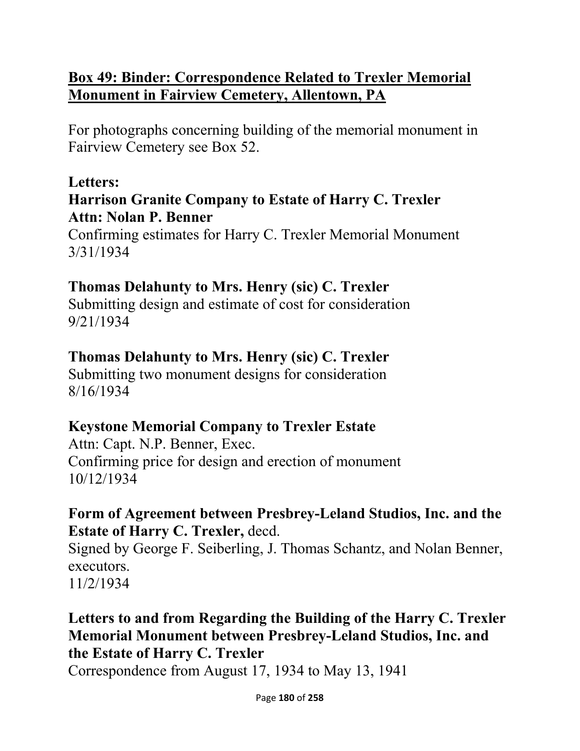## Box 49: Binder: Correspondence Related to Trexler Memorial Monument in Fairview Cemetery, Allentown, PA

For photographs concerning building of the memorial monument in Fairview Cemetery see Box 52.

**Letters:**

**Harrison Granite Company to Estate of Harry C. Trexler**
**Attn: Nolan P. Benner**
Confirming estimates for Harry C. Trexler Memorial Monument
3/31/1934

**Thomas Delahunty to Mrs. Henry (sic) C. Trexler**
Submitting design and estimate of cost for consideration
9/21/1934

**Thomas Delahunty to Mrs. Henry (sic) C. Trexler**
Submitting two monument designs for consideration
8/16/1934

**Keystone Memorial Company to Trexler Estate**
Attn: Capt. N.P. Benner, Exec.
Confirming price for design and erection of monument
10/12/1934

**Form of Agreement between Presbrey-Leland Studios, Inc. and the Estate of Harry C. Trexler,** decd.
Signed by George F. Seiberling, J. Thomas Schantz, and Nolan Benner, executors.
11/2/1934

**Letters to and from Regarding the Building of the Harry C. Trexler Memorial Monument between Presbrey-Leland Studios, Inc. and the Estate of Harry C. Trexler**
Correspondence from August 17, 1934 to May 13, 1941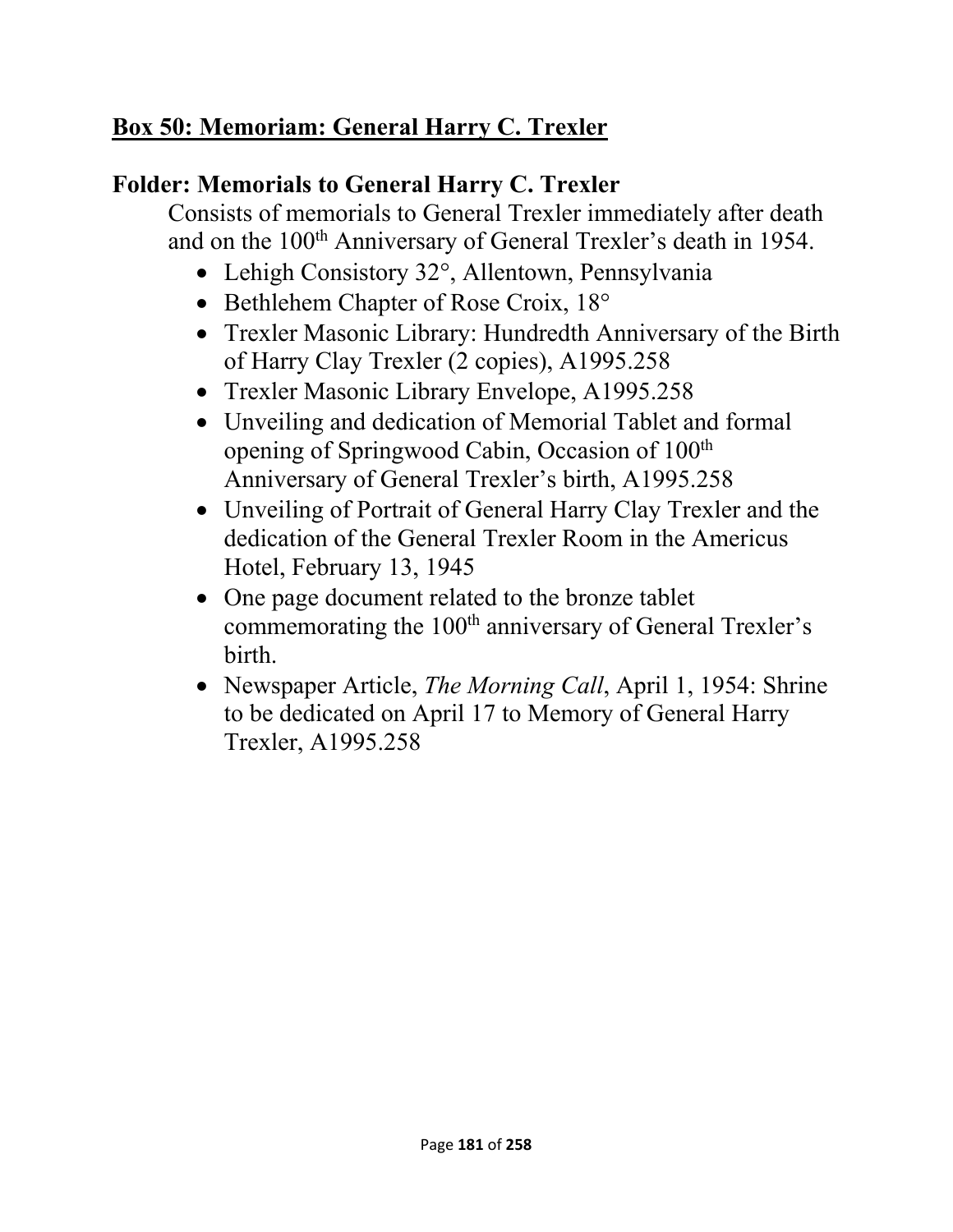## **<u>Box 50: Memoriam: General Harry C. Trexler</u>**

### Folder: Memorials to General Harry C. Trexler

Consists of memorials to General Trexler immediately after death and on the 100th Anniversary of General Trexler's death in 1954.

- Lehigh Consistory 32°, Allentown, Pennsylvania
- Bethlehem Chapter of Rose Croix, 18°
- Trexler Masonic Library: Hundredth Anniversary of the Birth of Harry Clay Trexler (2 copies), A1995.258
- Trexler Masonic Library Envelope, A1995.258
- Unveiling and dedication of Memorial Tablet and formal opening of Springwood Cabin, Occasion of 100th Anniversary of General Trexler's birth, A1995.258
- Unveiling of Portrait of General Harry Clay Trexler and the dedication of the General Trexler Room in the Americus Hotel, February 13, 1945
- One page document related to the bronze tablet commemorating the 100th anniversary of General Trexler's birth.
- Newspaper Article, *The Morning Call*, April 1, 1954: Shrine to be dedicated on April 17 to Memory of General Harry Trexler, A1995.258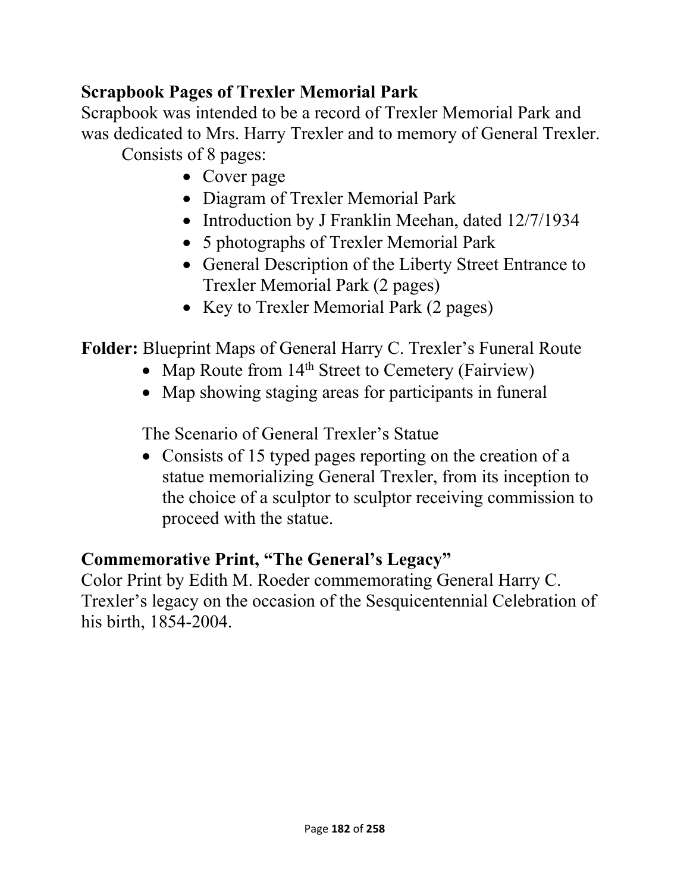**Scrapbook Pages of Trexler Memorial Park**

Scrapbook was intended to be a record of Trexler Memorial Park and was dedicated to Mrs. Harry Trexler and to memory of General Trexler.

Consists of 8 pages:

- Cover page
- Diagram of Trexler Memorial Park
- Introduction by J Franklin Meehan, dated 12/7/1934
- 5 photographs of Trexler Memorial Park
- General Description of the Liberty Street Entrance to Trexler Memorial Park (2 pages)
- Key to Trexler Memorial Park (2 pages)

**Folder:** Blueprint Maps of General Harry C. Trexler's Funeral Route

- Map Route from 14th Street to Cemetery (Fairview)
- Map showing staging areas for participants in funeral

The Scenario of General Trexler's Statue

- Consists of 15 typed pages reporting on the creation of a statue memorializing General Trexler, from its inception to the choice of a sculptor to sculptor receiving commission to proceed with the statue.

**Commemorative Print, "The General's Legacy"**

Color Print by Edith M. Roeder commemorating General Harry C. Trexler's legacy on the occasion of the Sesquicentennial Celebration of his birth, 1854-2004.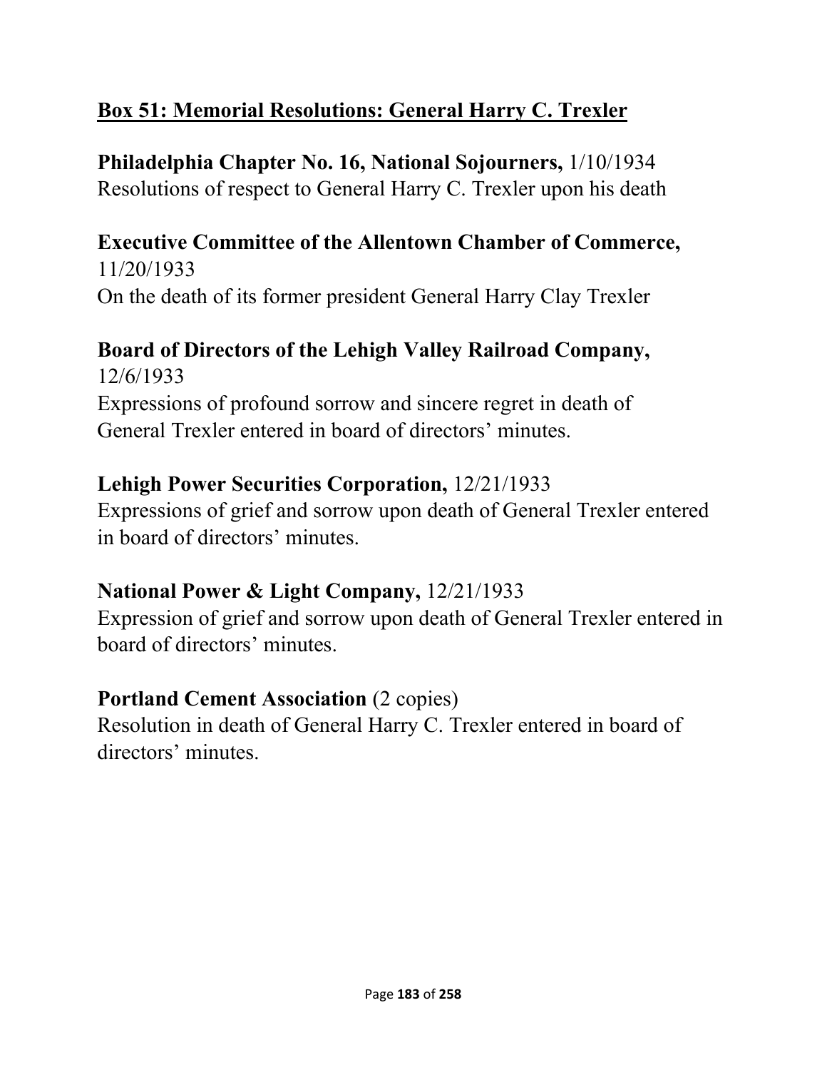## Box 51: Memorial Resolutions: General Harry C. Trexler

**Philadelphia Chapter No. 16, National Sojourners,** 1/10/1934
Resolutions of respect to General Harry C. Trexler upon his death

**Executive Committee of the Allentown Chamber of Commerce,** 11/20/1933
On the death of its former president General Harry Clay Trexler

**Board of Directors of the Lehigh Valley Railroad Company,** 12/6/1933
Expressions of profound sorrow and sincere regret in death of General Trexler entered in board of directors' minutes.

**Lehigh Power Securities Corporation,** 12/21/1933
Expressions of grief and sorrow upon death of General Trexler entered in board of directors' minutes.

**National Power & Light Company,** 12/21/1933
Expression of grief and sorrow upon death of General Trexler entered in board of directors' minutes.

**Portland Cement Association** (2 copies)
Resolution in death of General Harry C. Trexler entered in board of directors' minutes.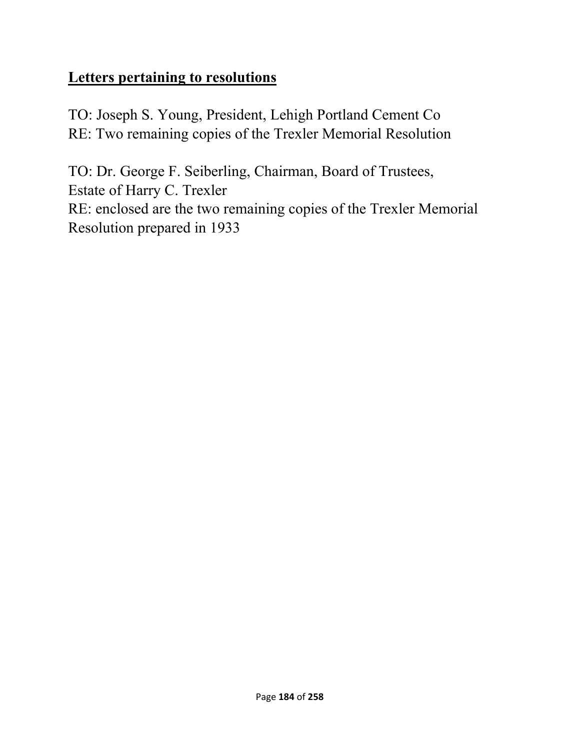## **Letters pertaining to resolutions**

TO: Joseph S. Young, President, Lehigh Portland Cement Co
RE: Two remaining copies of the Trexler Memorial Resolution

TO: Dr. George F. Seiberling, Chairman, Board of Trustees, Estate of Harry C. Trexler
RE: enclosed are the two remaining copies of the Trexler Memorial Resolution prepared in 1933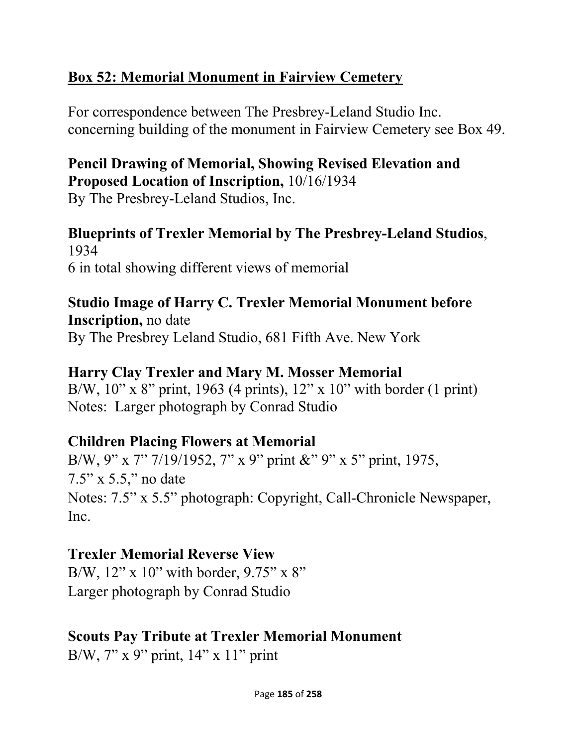## **Box 52: Memorial Monument in Fairview Cemetery**

For correspondence between The Presbrey-Leland Studio Inc. concerning building of the monument in Fairview Cemetery see Box 49.

**Pencil Drawing of Memorial, Showing Revised Elevation and Proposed Location of Inscription,** 10/16/1934
By The Presbrey-Leland Studios, Inc.

**Blueprints of Trexler Memorial by The Presbrey-Leland Studios**, 1934
6 in total showing different views of memorial

**Studio Image of Harry C. Trexler Memorial Monument before Inscription,** no date
By The Presbrey Leland Studio, 681 Fifth Ave. New York

**Harry Clay Trexler and Mary M. Mosser Memorial**
B/W, 10" x 8" print, 1963 (4 prints), 12" x 10" with border (1 print)
Notes: Larger photograph by Conrad Studio

**Children Placing Flowers at Memorial**
B/W, 9" x 7" 7/19/1952, 7" x 9" print &" 9" x 5" print, 1975, 7.5" x 5.5," no date
Notes: 7.5" x 5.5" photograph: Copyright, Call-Chronicle Newspaper, Inc.

**Trexler Memorial Reverse View**
B/W, 12" x 10" with border, 9.75" x 8"
Larger photograph by Conrad Studio

**Scouts Pay Tribute at Trexler Memorial Monument**
B/W, 7" x 9" print, 14" x 11" print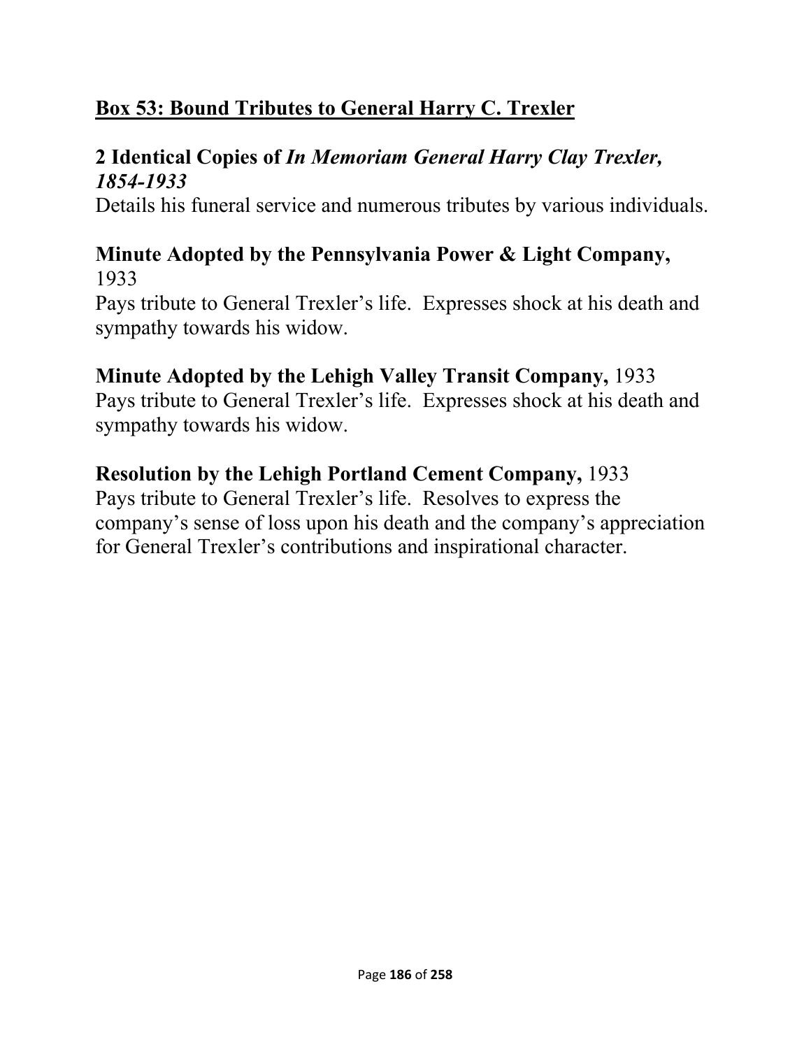## **Box 53: Bound Tributes to General Harry C. Trexler**

**2 Identical Copies of *In Memoriam General Harry Clay Trexler, 1854-1933***
Details his funeral service and numerous tributes by various individuals.

**Minute Adopted by the Pennsylvania Power & Light Company,** 1933
Pays tribute to General Trexler's life. Expresses shock at his death and sympathy towards his widow.

**Minute Adopted by the Lehigh Valley Transit Company,** 1933
Pays tribute to General Trexler's life. Expresses shock at his death and sympathy towards his widow.

**Resolution by the Lehigh Portland Cement Company,** 1933
Pays tribute to General Trexler's life. Resolves to express the company's sense of loss upon his death and the company's appreciation for General Trexler's contributions and inspirational character.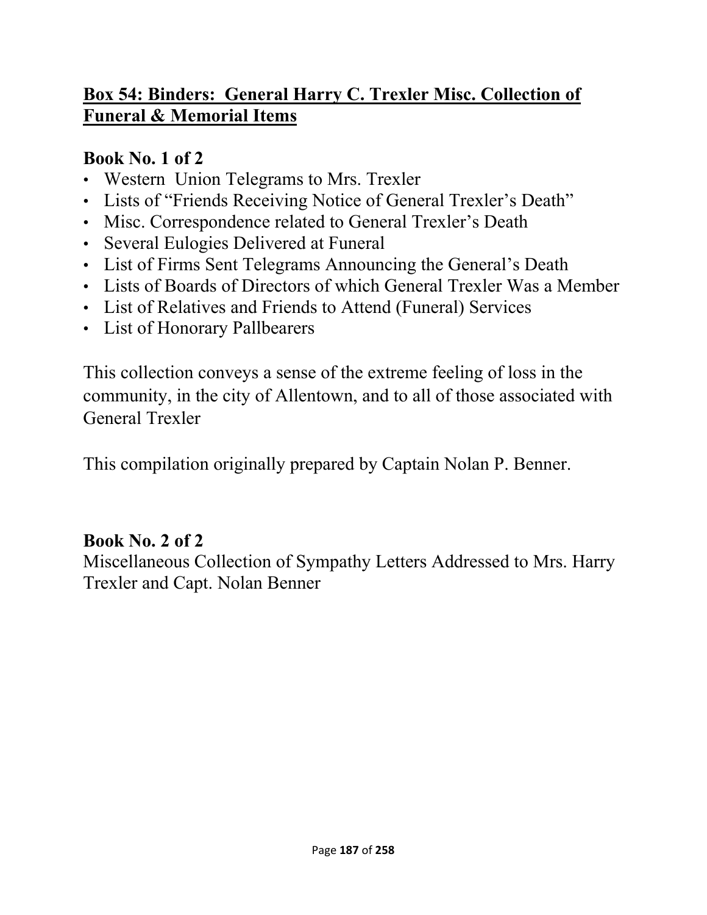## Box 54: Binders: General Harry C. Trexler Misc. Collection of Funeral & Memorial Items

### Book No. 1 of 2

- Western Union Telegrams to Mrs. Trexler
- Lists of "Friends Receiving Notice of General Trexler's Death"
- Misc. Correspondence related to General Trexler's Death
- Several Eulogies Delivered at Funeral
- List of Firms Sent Telegrams Announcing the General's Death
- Lists of Boards of Directors of which General Trexler Was a Member
- List of Relatives and Friends to Attend (Funeral) Services
- List of Honorary Pallbearers

This collection conveys a sense of the extreme feeling of loss in the community, in the city of Allentown, and to all of those associated with General Trexler

This compilation originally prepared by Captain Nolan P. Benner.

### Book No. 2 of 2

Miscellaneous Collection of Sympathy Letters Addressed to Mrs. Harry Trexler and Capt. Nolan Benner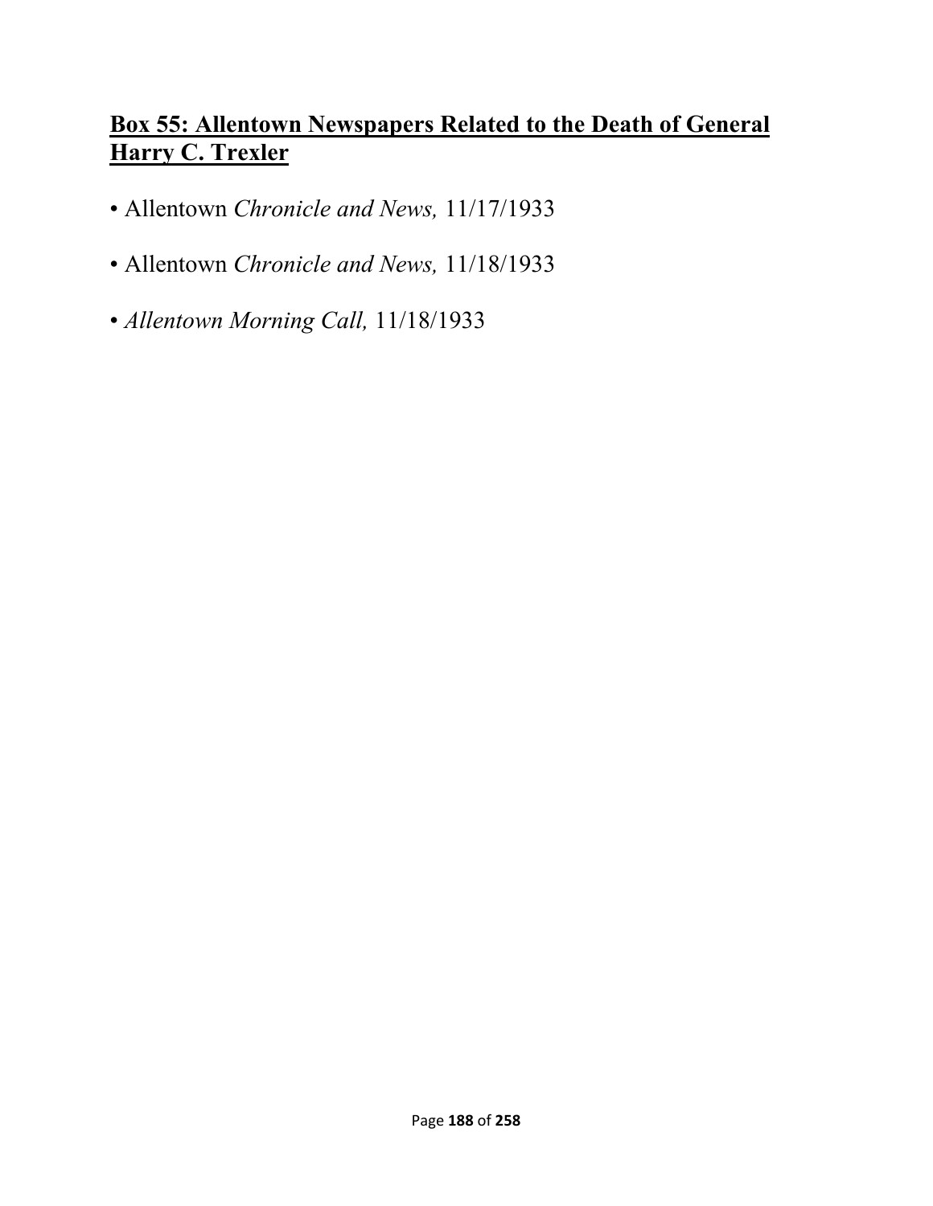## **Box 55: Allentown Newspapers Related to the Death of General Harry C. Trexler**

- Allentown *Chronicle and News,* 11/17/1933
- Allentown *Chronicle and News,* 11/18/1933
- *Allentown Morning Call,* 11/18/1933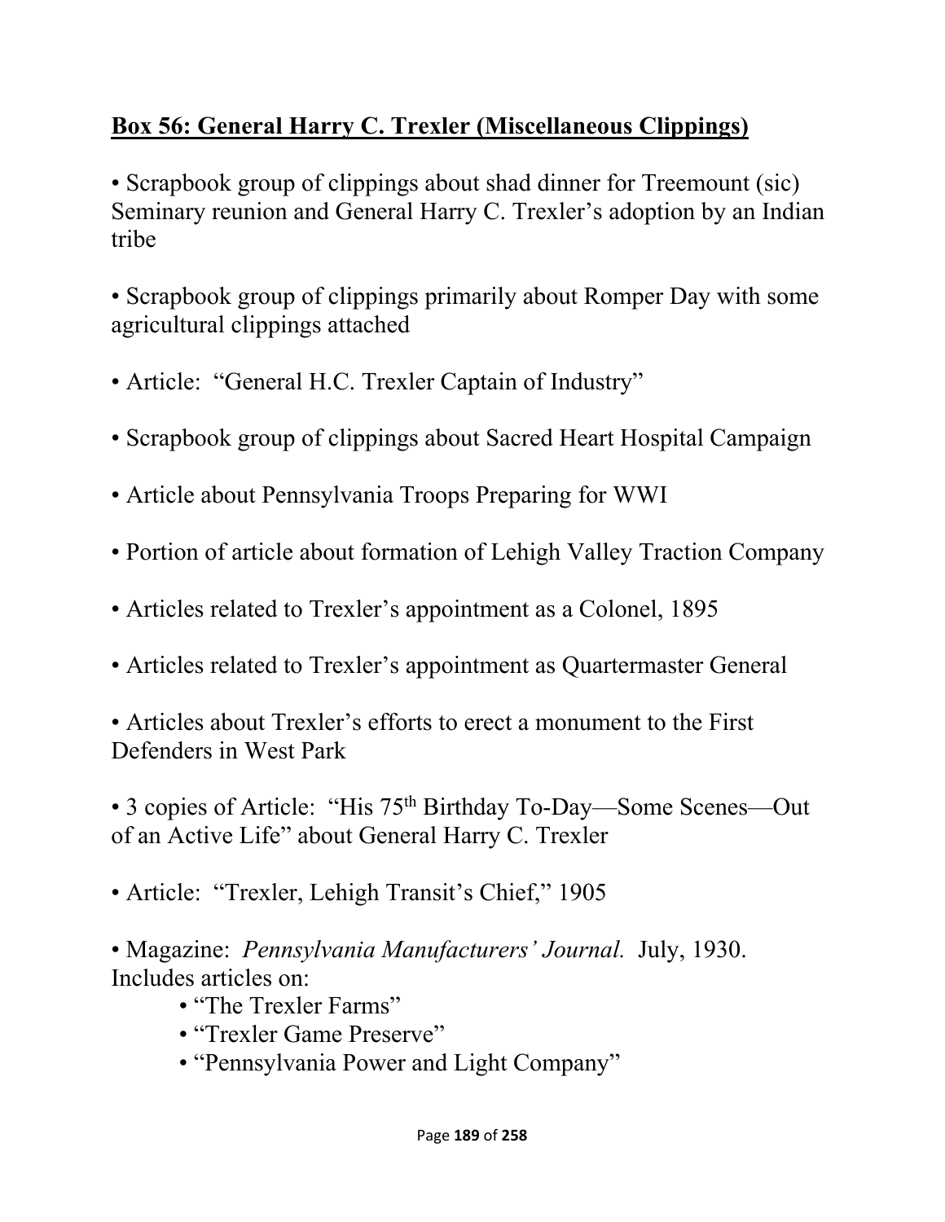## **Box 56: General Harry C. Trexler (Miscellaneous Clippings)**

- Scrapbook group of clippings about shad dinner for Treemount (sic) Seminary reunion and General Harry C. Trexler's adoption by an Indian tribe

- Scrapbook group of clippings primarily about Romper Day with some agricultural clippings attached

- Article: "General H.C. Trexler Captain of Industry"

- Scrapbook group of clippings about Sacred Heart Hospital Campaign

- Article about Pennsylvania Troops Preparing for WWI

- Portion of article about formation of Lehigh Valley Traction Company

- Articles related to Trexler's appointment as a Colonel, 1895

- Articles related to Trexler's appointment as Quartermaster General

- Articles about Trexler's efforts to erect a monument to the First Defenders in West Park

- 3 copies of Article: "His 75th Birthday To-Day—Some Scenes—Out of an Active Life" about General Harry C. Trexler

- Article: "Trexler, Lehigh Transit's Chief," 1905

- Magazine: *Pennsylvania Manufacturers' Journal.* July, 1930. Includes articles on:
    - "The Trexler Farms"
    - "Trexler Game Preserve"
    - "Pennsylvania Power and Light Company"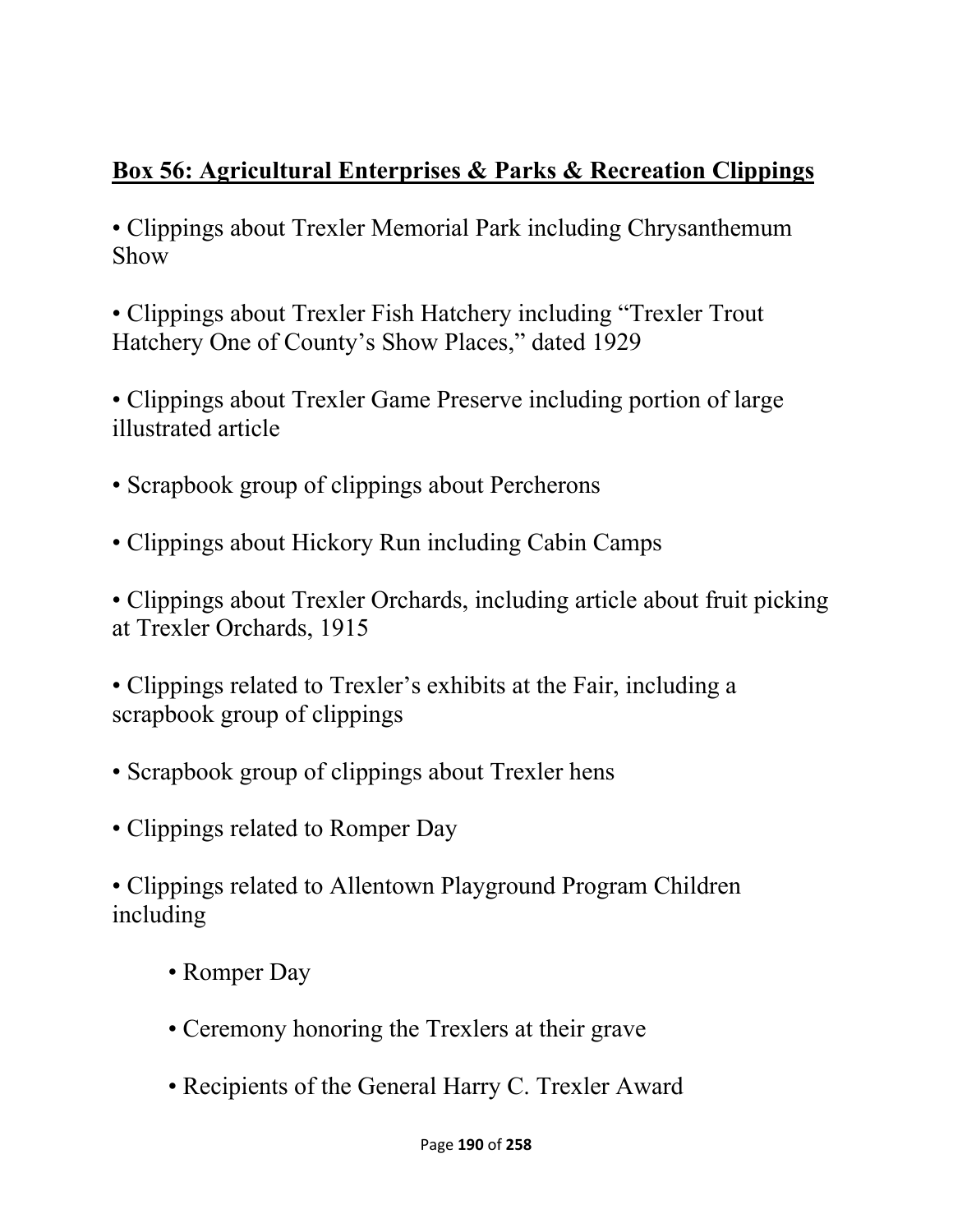## **Box 56: Agricultural Enterprises & Parks & Recreation Clippings**

- Clippings about Trexler Memorial Park including Chrysanthemum Show

- Clippings about Trexler Fish Hatchery including "Trexler Trout Hatchery One of County's Show Places," dated 1929

- Clippings about Trexler Game Preserve including portion of large illustrated article

- Scrapbook group of clippings about Percherons

- Clippings about Hickory Run including Cabin Camps

- Clippings about Trexler Orchards, including article about fruit picking at Trexler Orchards, 1915

- Clippings related to Trexler's exhibits at the Fair, including a scrapbook group of clippings

- Scrapbook group of clippings about Trexler hens

- Clippings related to Romper Day

- Clippings related to Allentown Playground Program Children including

    - Romper Day

    - Ceremony honoring the Trexlers at their grave

    - Recipients of the General Harry C. Trexler Award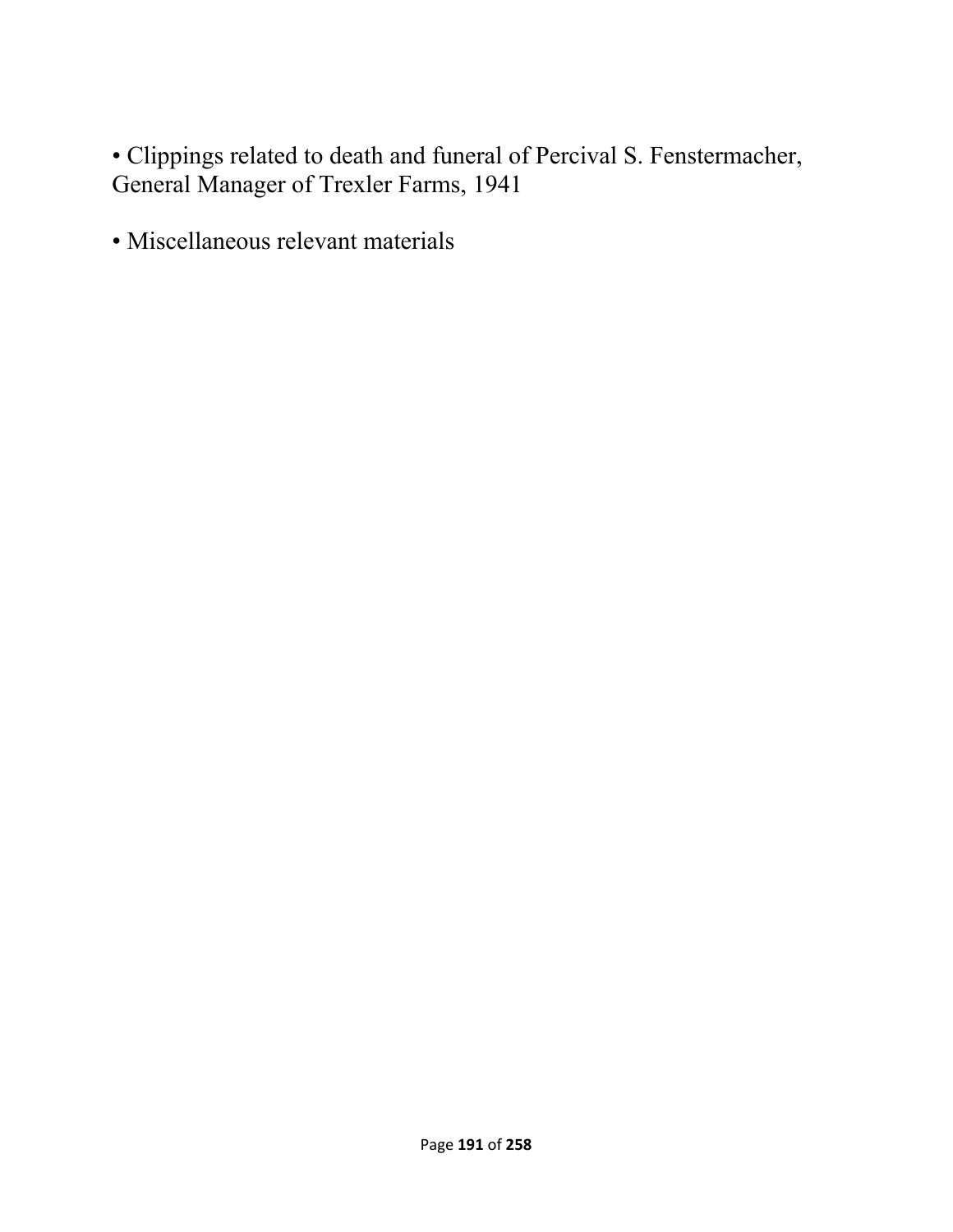- Clippings related to death and funeral of Percival S. Fenstermacher, General Manager of Trexler Farms, 1941

- Miscellaneous relevant materials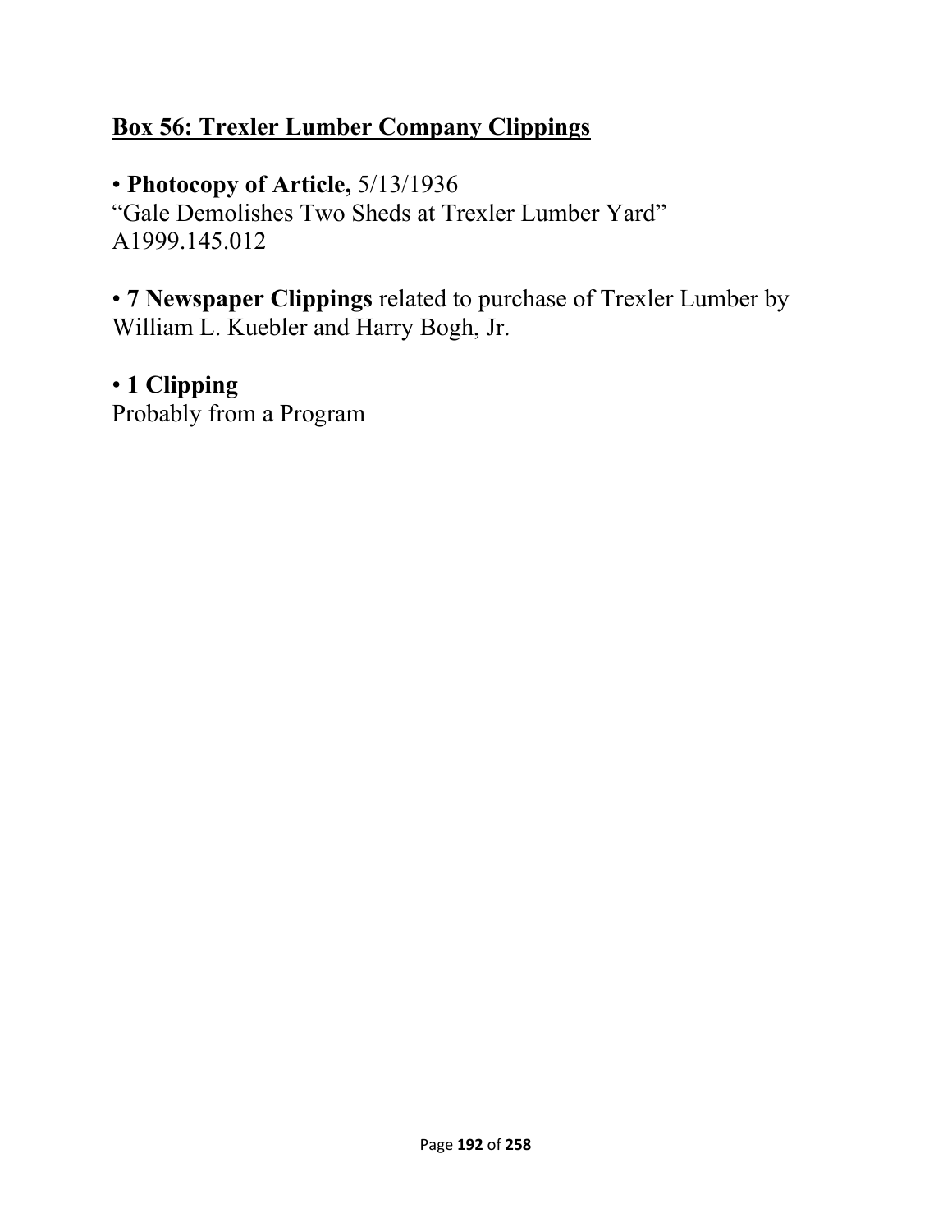## Box 56: Trexler Lumber Company Clippings

- **Photocopy of Article,** 5/13/1936
"Gale Demolishes Two Sheds at Trexler Lumber Yard"
A1999.145.012

- **7 Newspaper Clippings** related to purchase of Trexler Lumber by William L. Kuebler and Harry Bogh, Jr.

- **1 Clipping**
Probably from a Program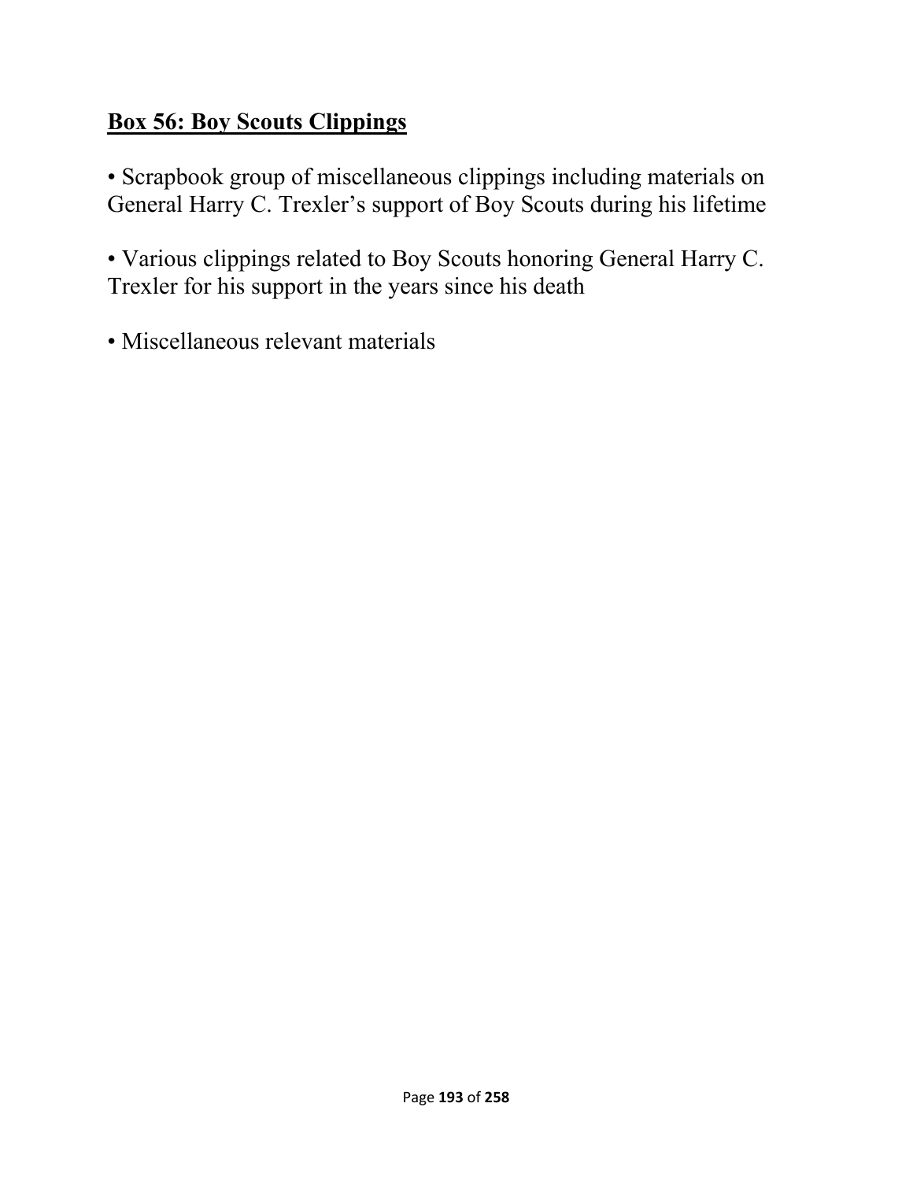## **Box 56: Boy Scouts Clippings**

- Scrapbook group of miscellaneous clippings including materials on General Harry C. Trexler's support of Boy Scouts during his lifetime

- Various clippings related to Boy Scouts honoring General Harry C. Trexler for his support in the years since his death

- Miscellaneous relevant materials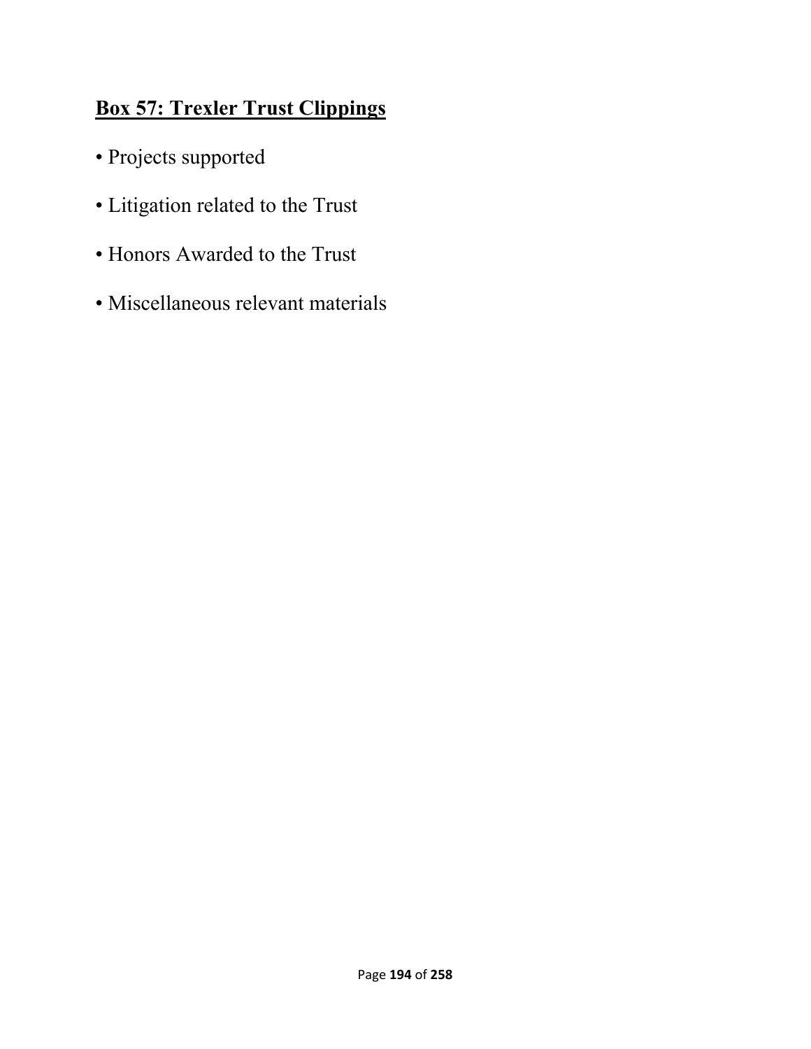## Box 57: Trexler Trust Clippings

- Projects supported
- Litigation related to the Trust
- Honors Awarded to the Trust
- Miscellaneous relevant materials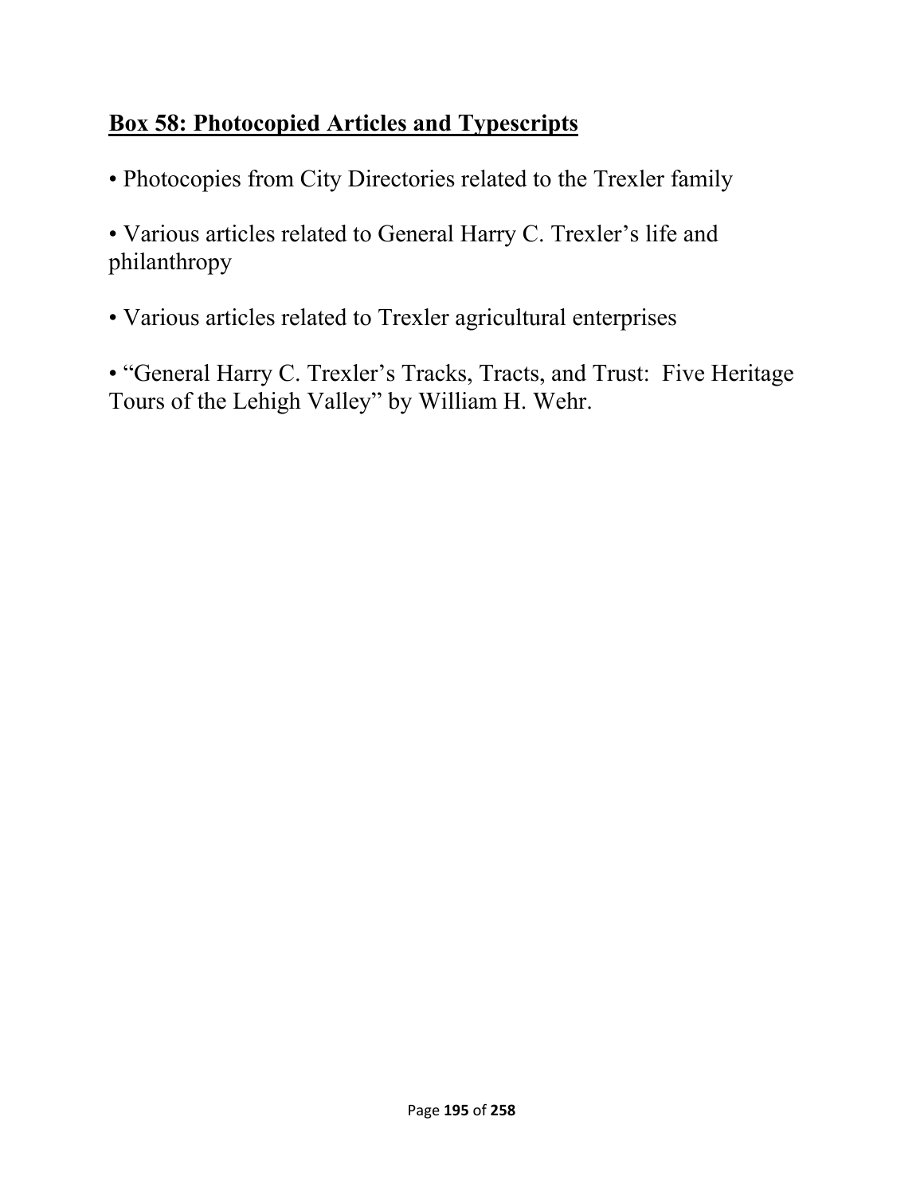**Box 58: Photocopied Articles and Typescripts**

- Photocopies from City Directories related to the Trexler family

- Various articles related to General Harry C. Trexler's life and philanthropy

- Various articles related to Trexler agricultural enterprises

- "General Harry C. Trexler's Tracks, Tracts, and Trust: Five Heritage Tours of the Lehigh Valley" by William H. Wehr.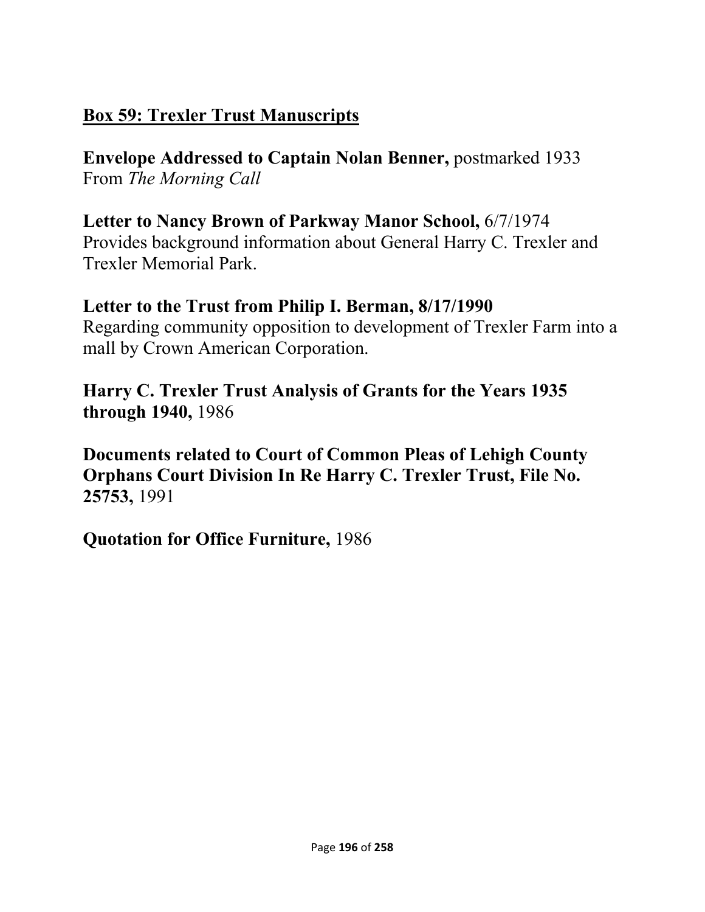## Box 59: Trexler Trust Manuscripts

**Envelope Addressed to Captain Nolan Benner,** postmarked 1933
From *The Morning Call*

**Letter to Nancy Brown of Parkway Manor School,** 6/7/1974
Provides background information about General Harry C. Trexler and Trexler Memorial Park.

**Letter to the Trust from Philip I. Berman, 8/17/1990**
Regarding community opposition to development of Trexler Farm into a mall by Crown American Corporation.

**Harry C. Trexler Trust Analysis of Grants for the Years 1935 through 1940,** 1986

**Documents related to Court of Common Pleas of Lehigh County Orphans Court Division In Re Harry C. Trexler Trust, File No. 25753,** 1991

**Quotation for Office Furniture,** 1986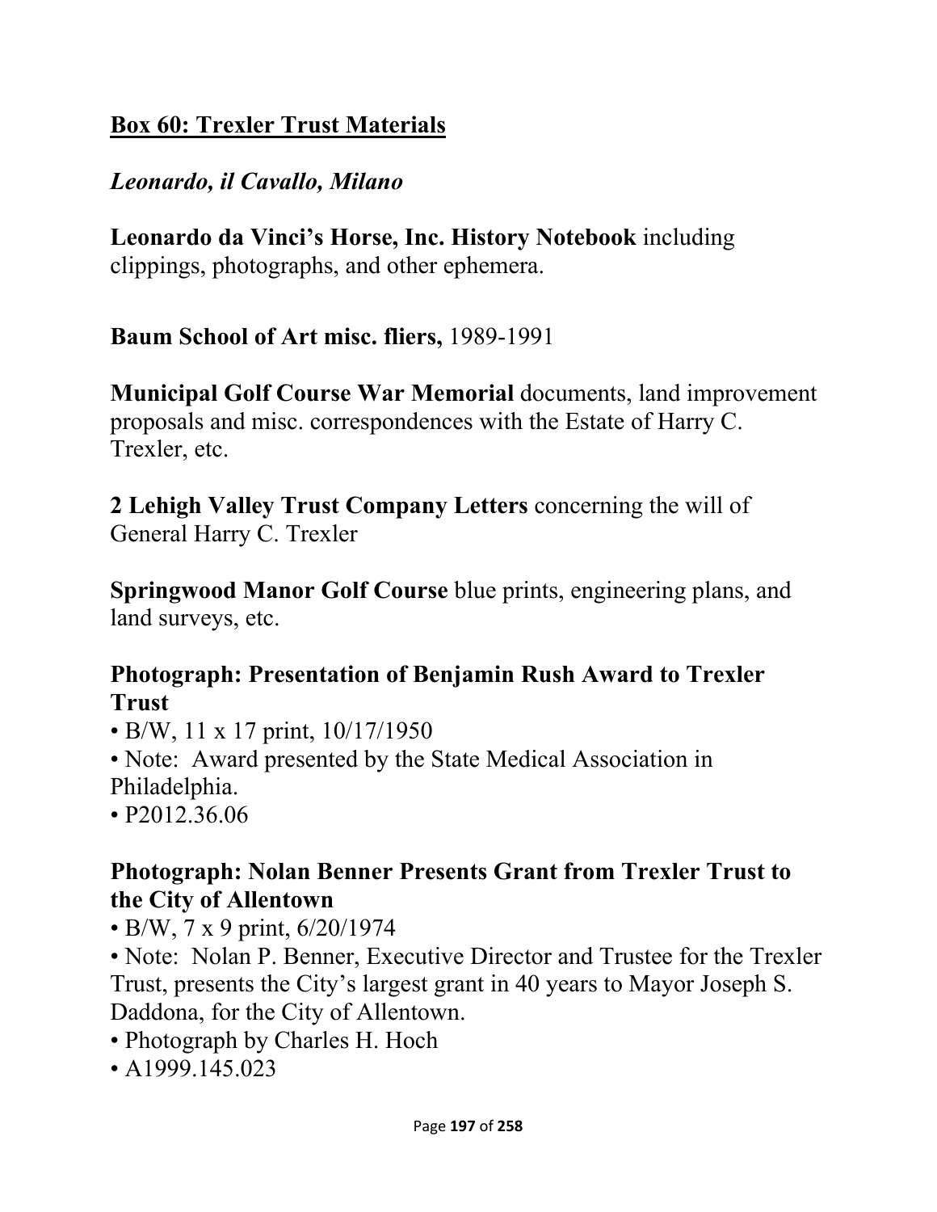## Box 60: Trexler Trust Materials

*Leonardo, il Cavallo, Milano*

**Leonardo da Vinci's Horse, Inc. History Notebook** including clippings, photographs, and other ephemera.

**Baum School of Art misc. fliers,** 1989-1991

**Municipal Golf Course War Memorial** documents, land improvement proposals and misc. correspondences with the Estate of Harry C. Trexler, etc.

**2 Lehigh Valley Trust Company Letters** concerning the will of General Harry C. Trexler

**Springwood Manor Golf Course** blue prints, engineering plans, and land surveys, etc.

### Photograph: Presentation of Benjamin Rush Award to Trexler Trust

- B/W, 11 x 17 print, 10/17/1950
- Note: Award presented by the State Medical Association in Philadelphia.
- P2012.36.06

### Photograph: Nolan Benner Presents Grant from Trexler Trust to the City of Allentown

- B/W, 7 x 9 print, 6/20/1974
- Note: Nolan P. Benner, Executive Director and Trustee for the Trexler Trust, presents the City's largest grant in 40 years to Mayor Joseph S. Daddona, for the City of Allentown.
- Photograph by Charles H. Hoch
- A1999.145.023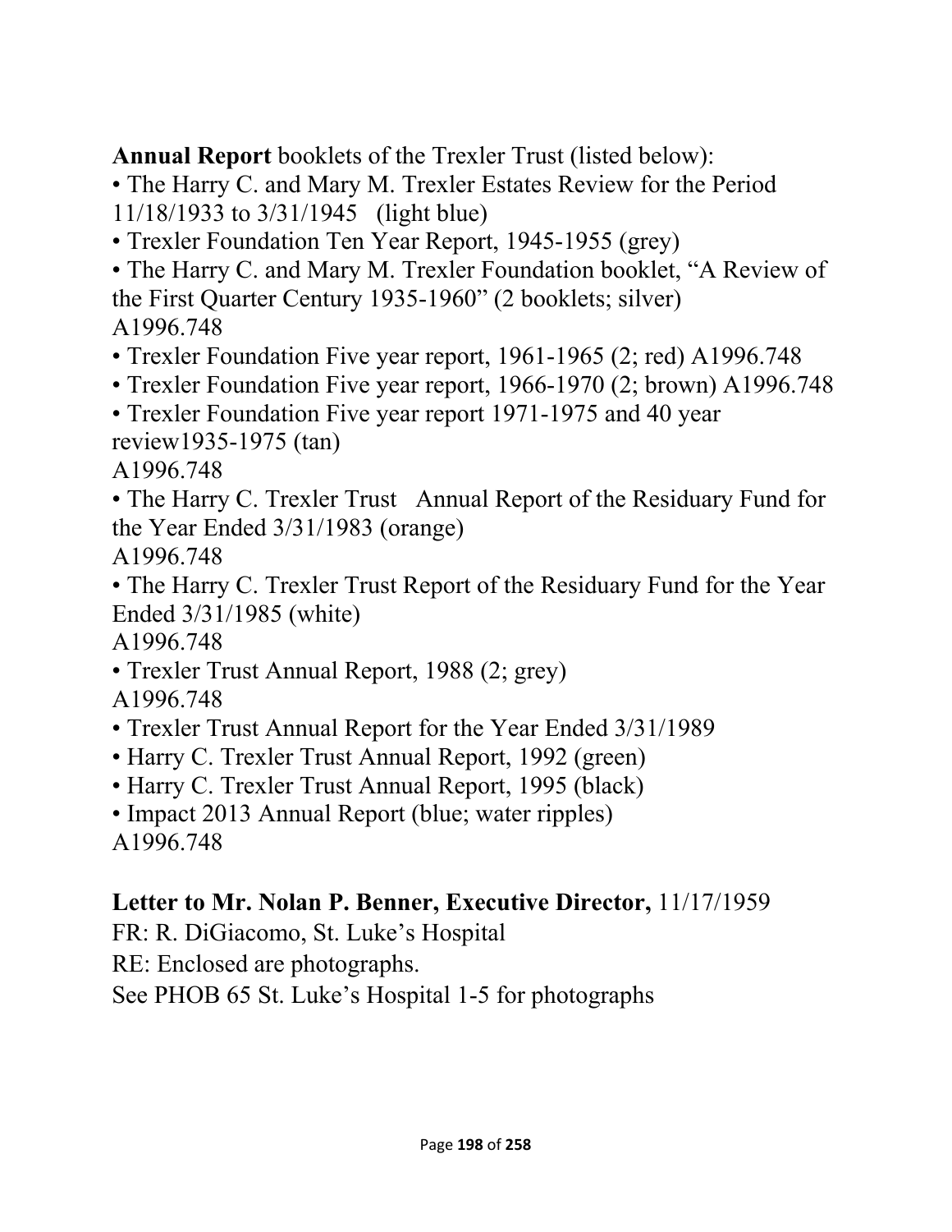**Annual Report** booklets of the Trexler Trust (listed below):

- The Harry C. and Mary M. Trexler Estates Review for the Period 11/18/1933 to 3/31/1945 (light blue)
- Trexler Foundation Ten Year Report, 1945-1955 (grey)
- The Harry C. and Mary M. Trexler Foundation booklet, "A Review of the First Quarter Century 1935-1960" (2 booklets; silver) A1996.748
- Trexler Foundation Five year report, 1961-1965 (2; red) A1996.748
- Trexler Foundation Five year report, 1966-1970 (2; brown) A1996.748
- Trexler Foundation Five year report 1971-1975 and 40 year review1935-1975 (tan) A1996.748
- The Harry C. Trexler Trust Annual Report of the Residuary Fund for the Year Ended 3/31/1983 (orange) A1996.748
- The Harry C. Trexler Trust Report of the Residuary Fund for the Year Ended 3/31/1985 (white) A1996.748
- Trexler Trust Annual Report, 1988 (2; grey) A1996.748
- Trexler Trust Annual Report for the Year Ended 3/31/1989
- Harry C. Trexler Trust Annual Report, 1992 (green)
- Harry C. Trexler Trust Annual Report, 1995 (black)
- Impact 2013 Annual Report (blue; water ripples) A1996.748

**Letter to Mr. Nolan P. Benner, Executive Director,** 11/17/1959

FR: R. DiGiacomo, St. Luke's Hospital

RE: Enclosed are photographs.

See PHOB 65 St. Luke's Hospital 1-5 for photographs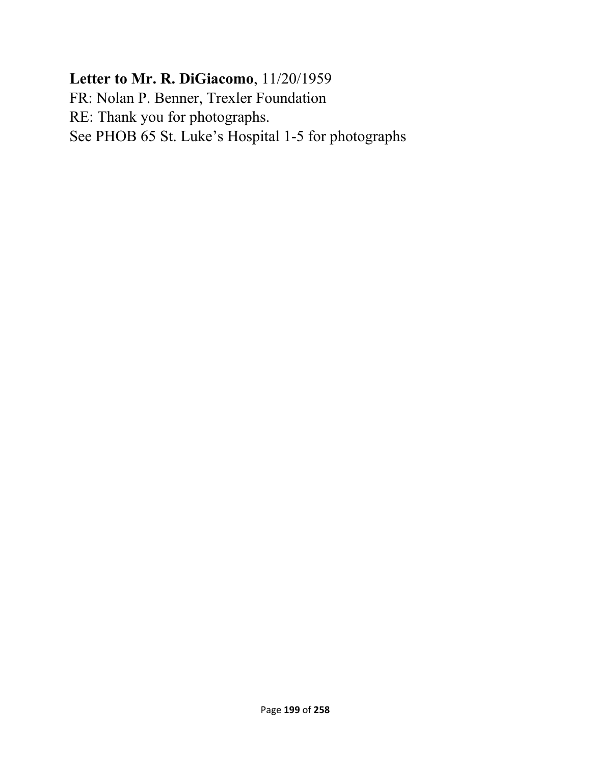**Letter to Mr. R. DiGiacomo**, 11/20/1959
FR: Nolan P. Benner, Trexler Foundation
RE: Thank you for photographs.
See PHOB 65 St. Luke's Hospital 1-5 for photographs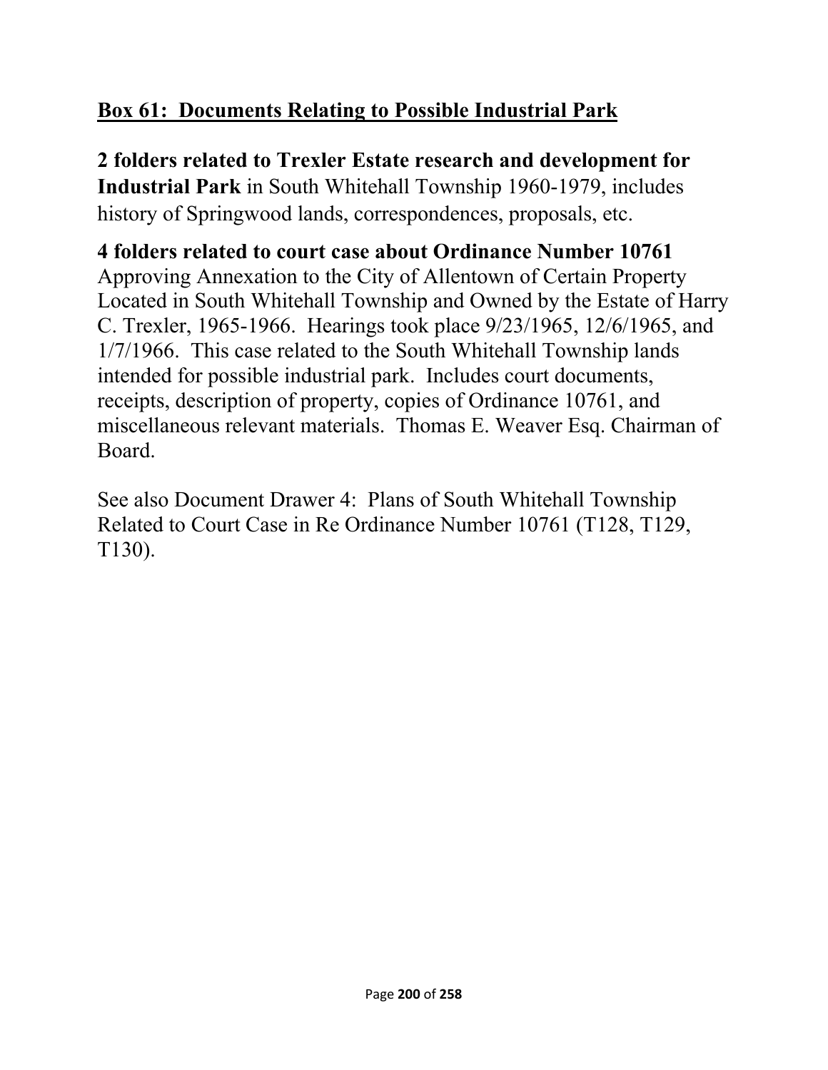## <u>Box 61: Documents Relating to Possible Industrial Park</u>

**2 folders related to Trexler Estate research and development for Industrial Park** in South Whitehall Township 1960-1979, includes history of Springwood lands, correspondences, proposals, etc.

**4 folders related to court case about Ordinance Number 10761** Approving Annexation to the City of Allentown of Certain Property Located in South Whitehall Township and Owned by the Estate of Harry C. Trexler, 1965-1966. Hearings took place 9/23/1965, 12/6/1965, and 1/7/1966. This case related to the South Whitehall Township lands intended for possible industrial park. Includes court documents, receipts, description of property, copies of Ordinance 10761, and miscellaneous relevant materials. Thomas E. Weaver Esq. Chairman of Board.

See also Document Drawer 4: Plans of South Whitehall Township Related to Court Case in Re Ordinance Number 10761 (T128, T129, T130).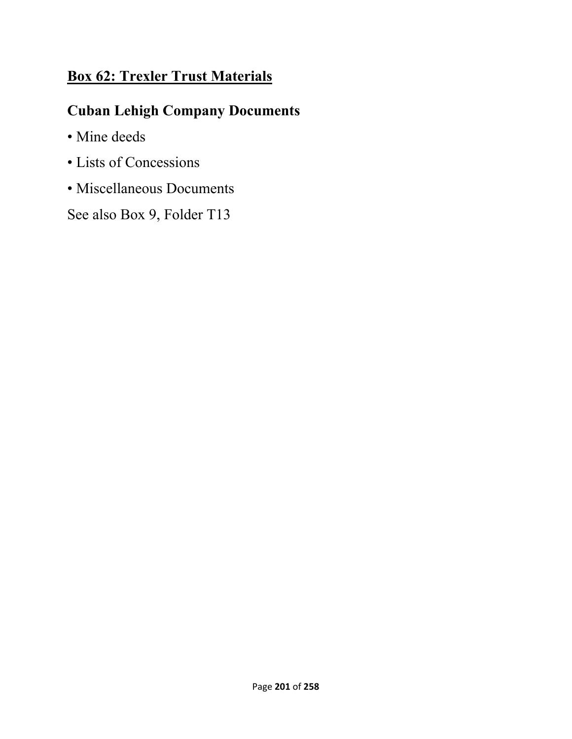## Box 62: Trexler Trust Materials

### Cuban Lehigh Company Documents

- Mine deeds
- Lists of Concessions
- Miscellaneous Documents

See also Box 9, Folder T13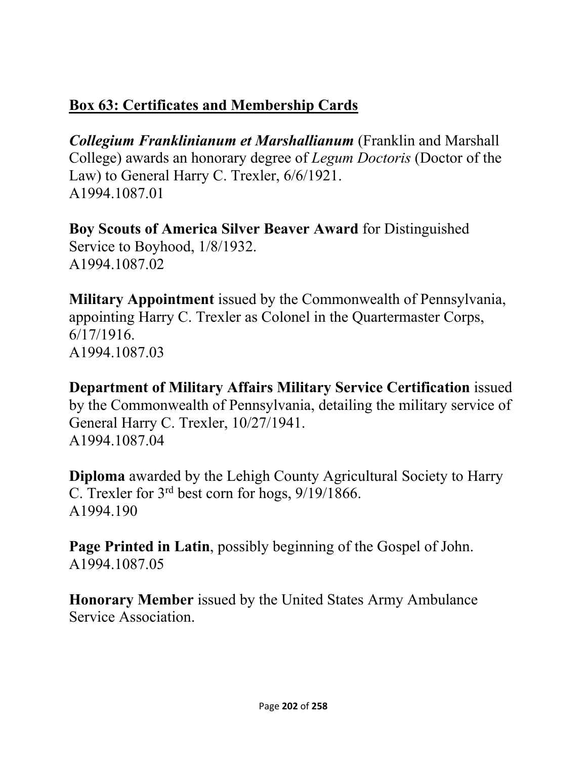## Box 63: Certificates and Membership Cards

***Collegium Franklinianum et Marshallianum*** (Franklin and Marshall College) awards an honorary degree of *Legum Doctoris* (Doctor of the Law) to General Harry C. Trexler, 6/6/1921.
A1994.1087.01

**Boy Scouts of America Silver Beaver Award** for Distinguished Service to Boyhood, 1/8/1932.
A1994.1087.02

**Military Appointment** issued by the Commonwealth of Pennsylvania, appointing Harry C. Trexler as Colonel in the Quartermaster Corps, 6/17/1916.
A1994.1087.03

**Department of Military Affairs Military Service Certification** issued by the Commonwealth of Pennsylvania, detailing the military service of General Harry C. Trexler, 10/27/1941.
A1994.1087.04

**Diploma** awarded by the Lehigh County Agricultural Society to Harry C. Trexler for 3rd best corn for hogs, 9/19/1866.
A1994.190

**Page Printed in Latin**, possibly beginning of the Gospel of John.
A1994.1087.05

**Honorary Member** issued by the United States Army Ambulance Service Association.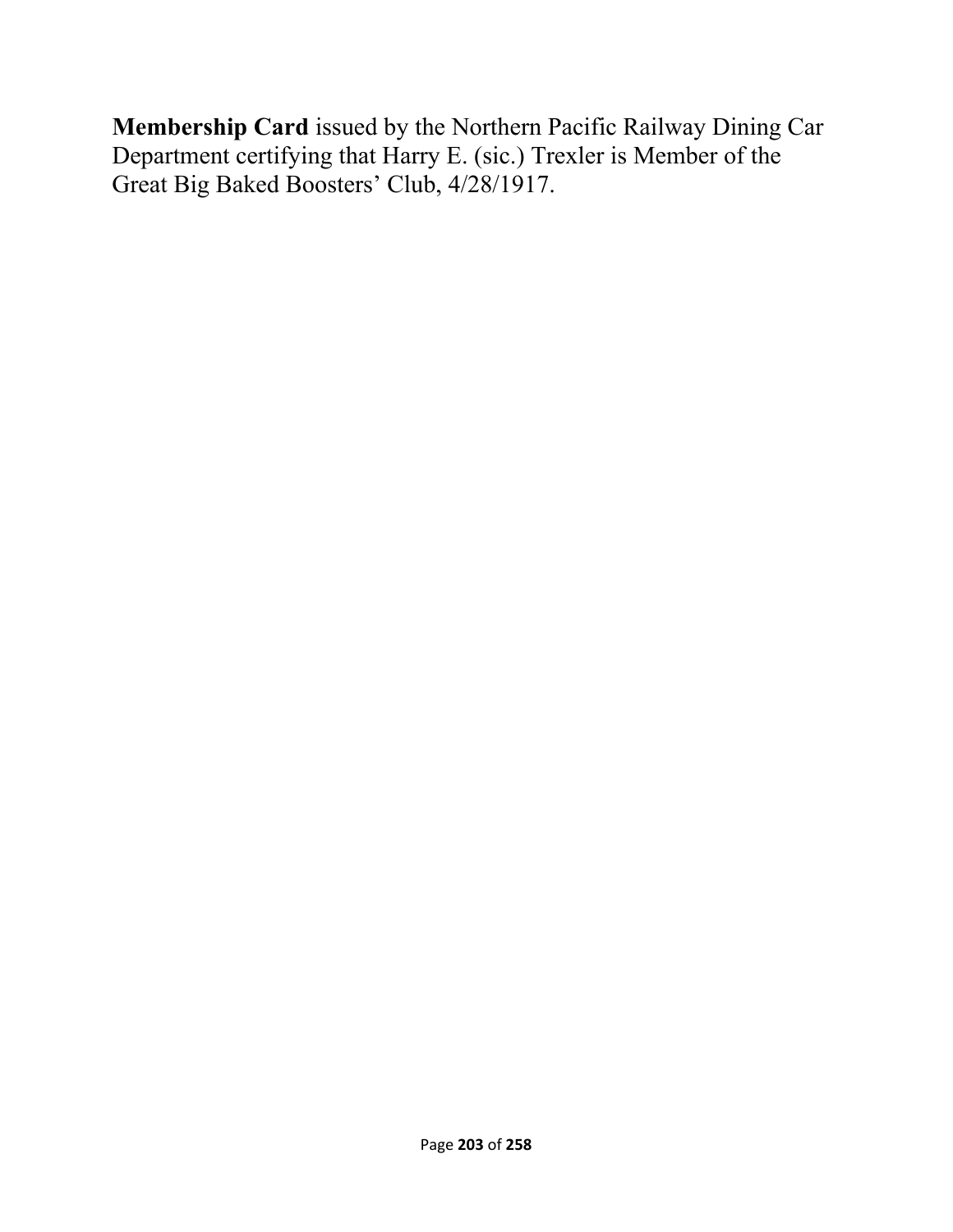**Membership Card** issued by the Northern Pacific Railway Dining Car Department certifying that Harry E. (sic.) Trexler is Member of the Great Big Baked Boosters' Club, 4/28/1917.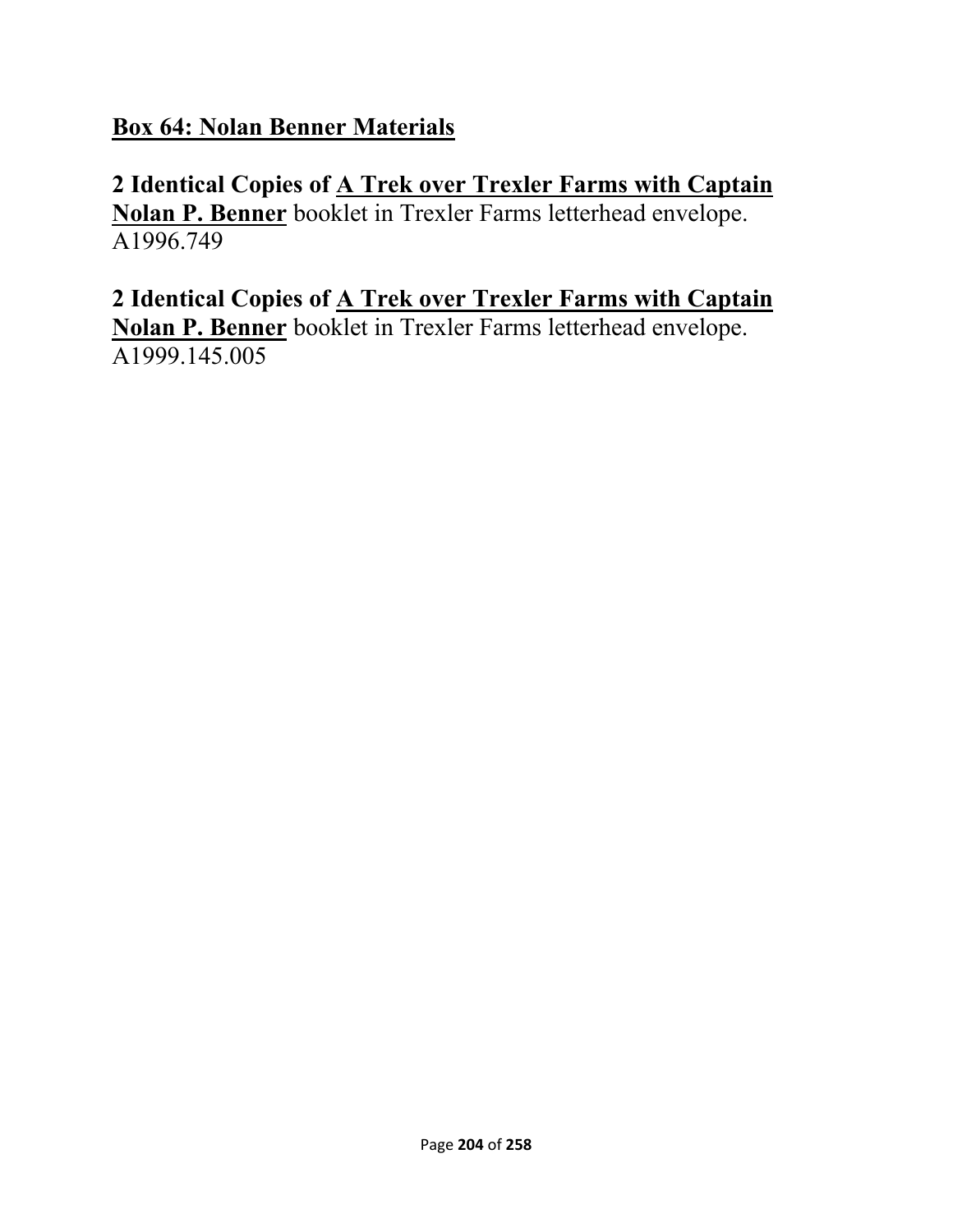## Box 64: Nolan Benner Materials

**2 Identical Copies of A Trek over Trexler Farms with Captain Nolan P. Benner** booklet in Trexler Farms letterhead envelope.
A1996.749

**2 Identical Copies of A Trek over Trexler Farms with Captain Nolan P. Benner** booklet in Trexler Farms letterhead envelope.
A1999.145.005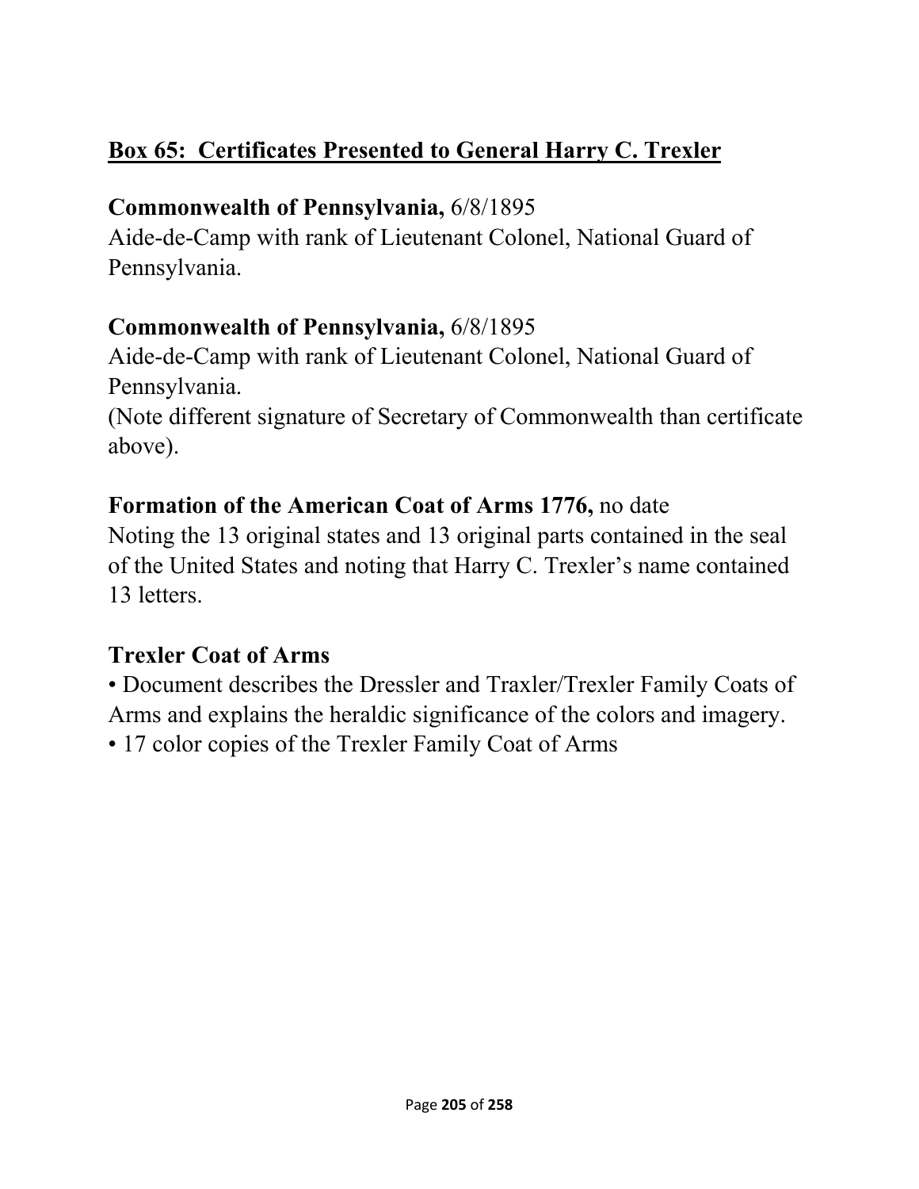## Box 65: Certificates Presented to General Harry C. Trexler

**Commonwealth of Pennsylvania,** 6/8/1895
Aide-de-Camp with rank of Lieutenant Colonel, National Guard of Pennsylvania.

**Commonwealth of Pennsylvania,** 6/8/1895
Aide-de-Camp with rank of Lieutenant Colonel, National Guard of Pennsylvania.
(Note different signature of Secretary of Commonwealth than certificate above).

**Formation of the American Coat of Arms 1776,** no date
Noting the 13 original states and 13 original parts contained in the seal of the United States and noting that Harry C. Trexler's name contained 13 letters.

**Trexler Coat of Arms**

- Document describes the Dressler and Traxler/Trexler Family Coats of Arms and explains the heraldic significance of the colors and imagery.
- 17 color copies of the Trexler Family Coat of Arms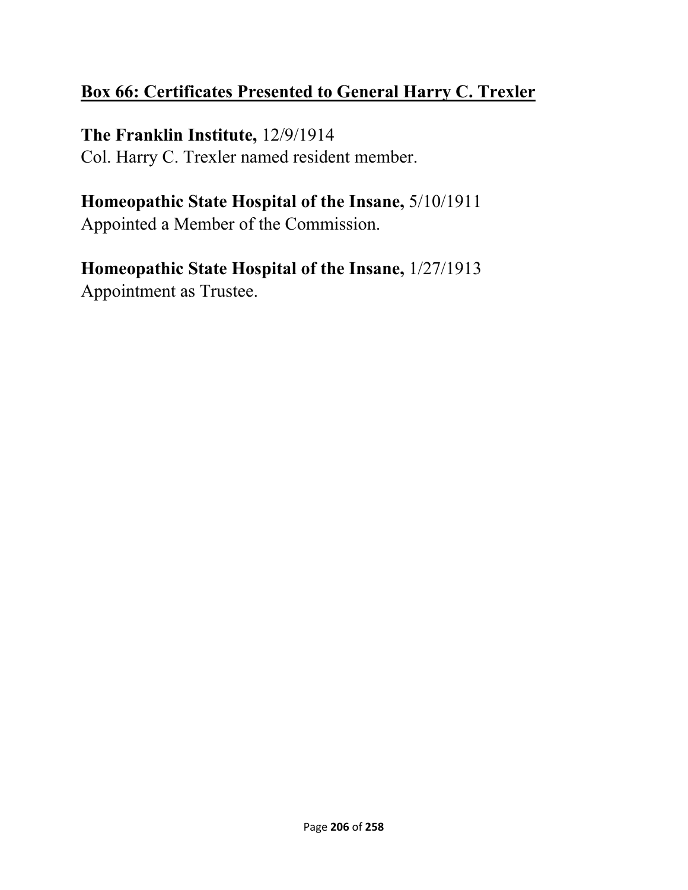## <u>Box 66: Certificates Presented to General Harry C. Trexler</u>

**The Franklin Institute,** 12/9/1914
Col. Harry C. Trexler named resident member.

**Homeopathic State Hospital of the Insane,** 5/10/1911
Appointed a Member of the Commission.

**Homeopathic State Hospital of the Insane,** 1/27/1913
Appointment as Trustee.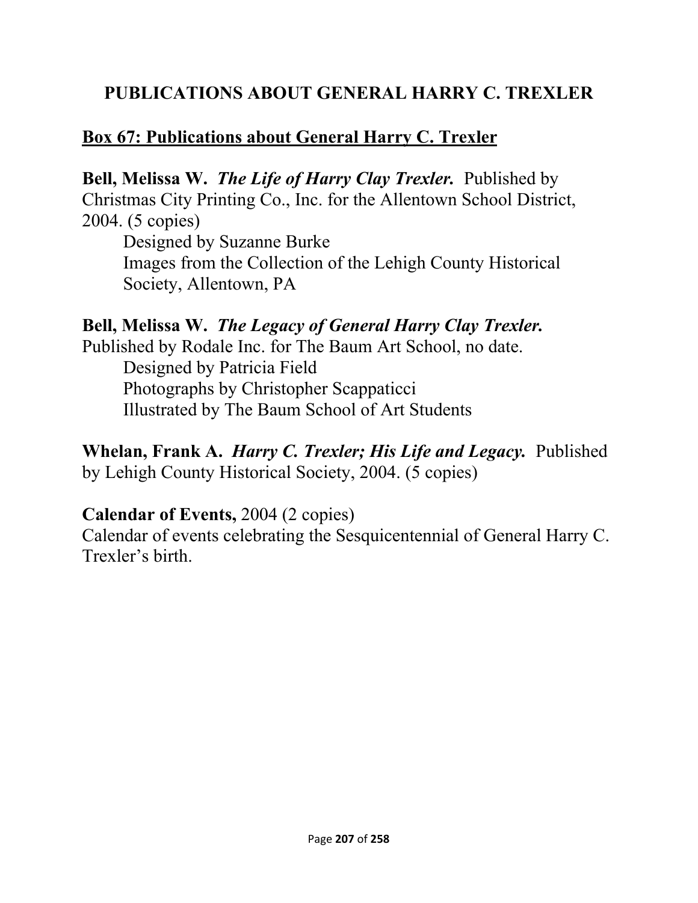# PUBLICATIONS ABOUT GENERAL HARRY C. TREXLER

## Box 67: Publications about General Harry C. Trexler

**Bell, Melissa W.** ***The Life of Harry Clay Trexler.*** Published by Christmas City Printing Co., Inc. for the Allentown School District, 2004. (5 copies)

Designed by Suzanne Burke
Images from the Collection of the Lehigh County Historical Society, Allentown, PA

**Bell, Melissa W.** ***The Legacy of General Harry Clay Trexler.*** Published by Rodale Inc. for The Baum Art School, no date.

Designed by Patricia Field
Photographs by Christopher Scappaticci
Illustrated by The Baum School of Art Students

**Whelan, Frank A.** ***Harry C. Trexler; His Life and Legacy.*** Published by Lehigh County Historical Society, 2004. (5 copies)

**Calendar of Events,** 2004 (2 copies)
Calendar of events celebrating the Sesquicentennial of General Harry C. Trexler's birth.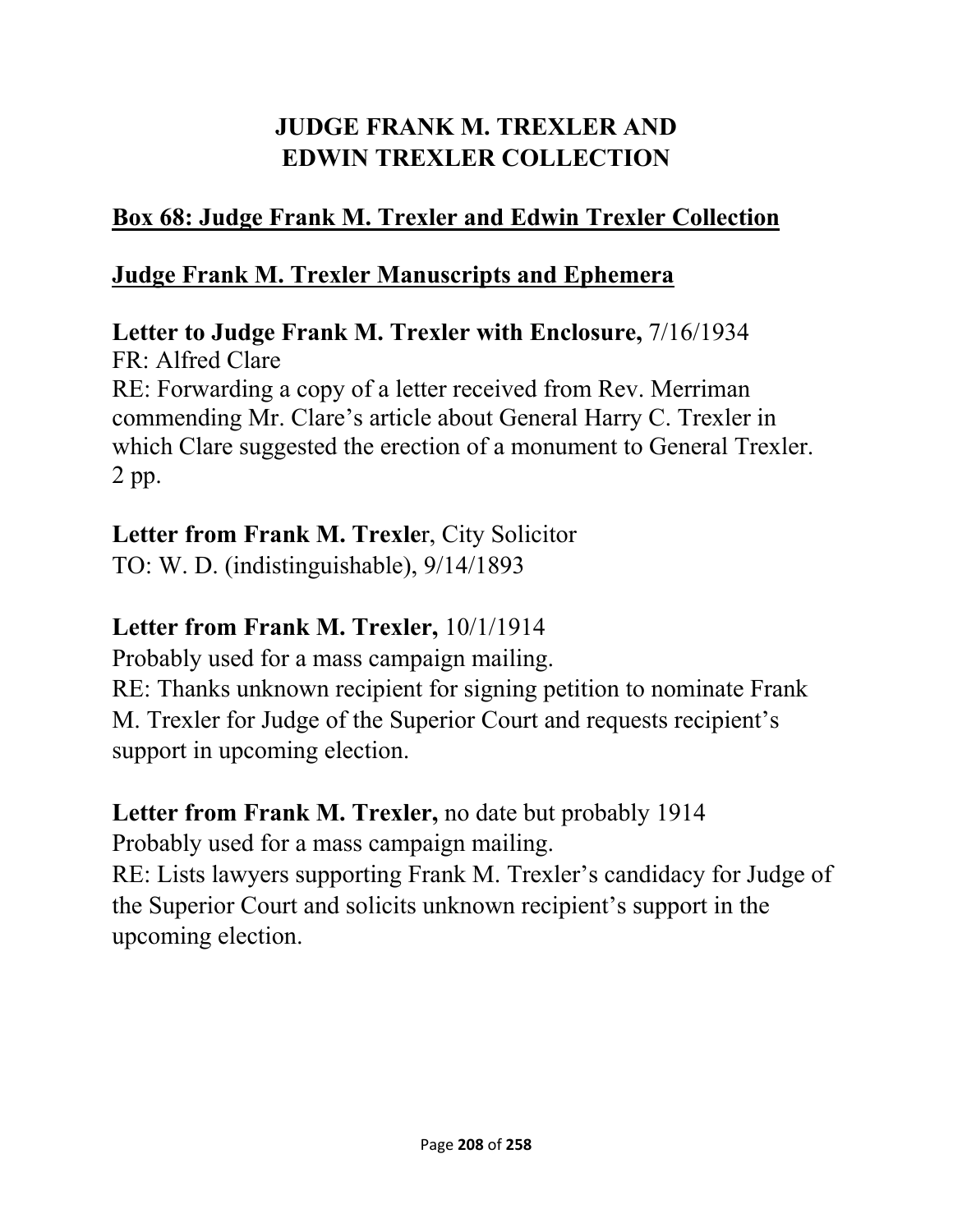# JUDGE FRANK M. TREXLER AND EDWIN TREXLER COLLECTION

## Box 68: Judge Frank M. Trexler and Edwin Trexler Collection

## Judge Frank M. Trexler Manuscripts and Ephemera

**Letter to Judge Frank M. Trexler with Enclosure,** 7/16/1934
FR: Alfred Clare
RE: Forwarding a copy of a letter received from Rev. Merriman commending Mr. Clare's article about General Harry C. Trexler in which Clare suggested the erection of a monument to General Trexler.
2 pp.

**Letter from Frank M. Trexle**r, City Solicitor
TO: W. D. (indistinguishable), 9/14/1893

**Letter from Frank M. Trexler,** 10/1/1914
Probably used for a mass campaign mailing.
RE: Thanks unknown recipient for signing petition to nominate Frank M. Trexler for Judge of the Superior Court and requests recipient's support in upcoming election.

**Letter from Frank M. Trexler,** no date but probably 1914
Probably used for a mass campaign mailing.
RE: Lists lawyers supporting Frank M. Trexler's candidacy for Judge of the Superior Court and solicits unknown recipient's support in the upcoming election.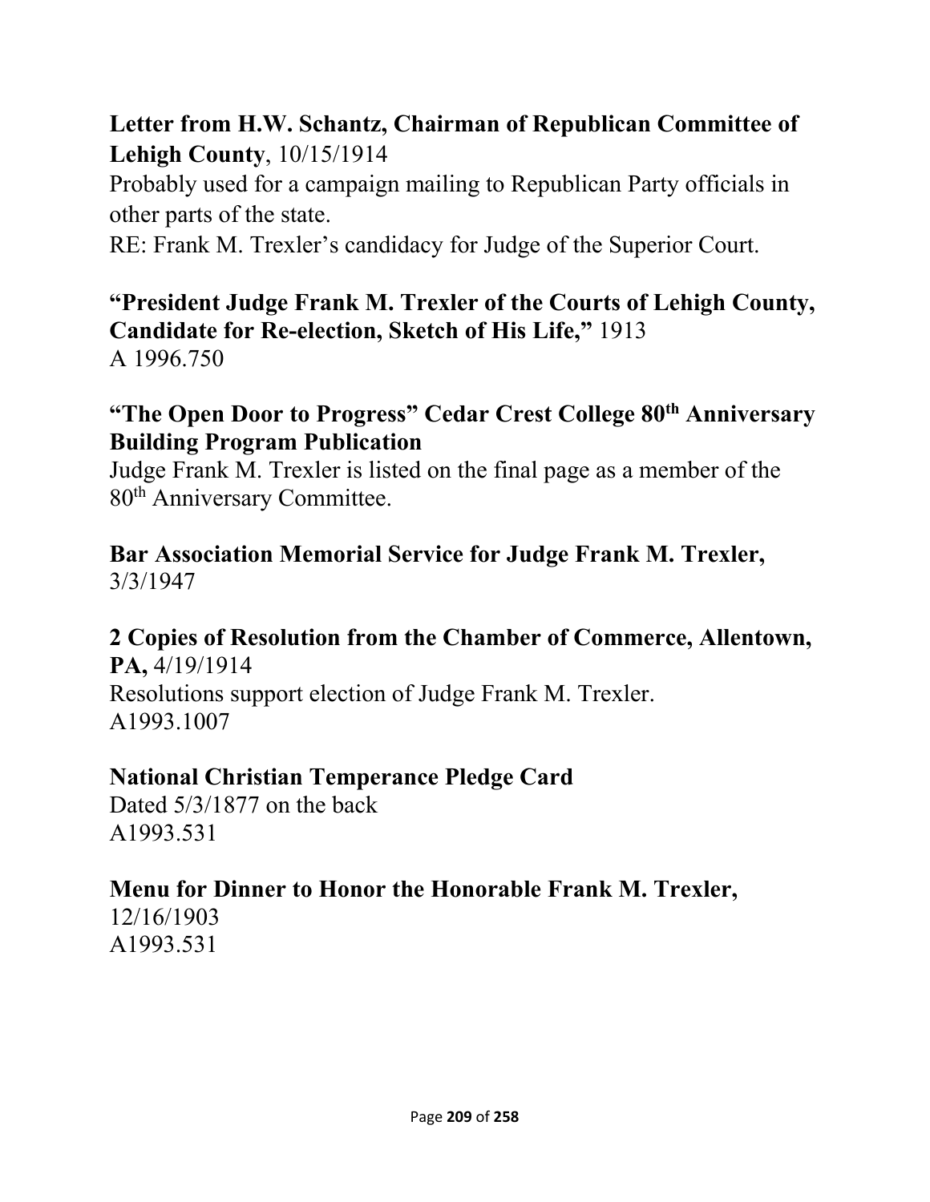**Letter from H.W. Schantz, Chairman of Republican Committee of Lehigh County**, 10/15/1914
Probably used for a campaign mailing to Republican Party officials in other parts of the state.
RE: Frank M. Trexler's candidacy for Judge of the Superior Court.

**"President Judge Frank M. Trexler of the Courts of Lehigh County, Candidate for Re-election, Sketch of His Life,"** 1913
A 1996.750

**"The Open Door to Progress" Cedar Crest College 80th Anniversary Building Program Publication**
Judge Frank M. Trexler is listed on the final page as a member of the 80th Anniversary Committee.

**Bar Association Memorial Service for Judge Frank M. Trexler,** 3/3/1947

**2 Copies of Resolution from the Chamber of Commerce, Allentown, PA,** 4/19/1914
Resolutions support election of Judge Frank M. Trexler.
A1993.1007

**National Christian Temperance Pledge Card**
Dated 5/3/1877 on the back
A1993.531

**Menu for Dinner to Honor the Honorable Frank M. Trexler,** 12/16/1903
A1993.531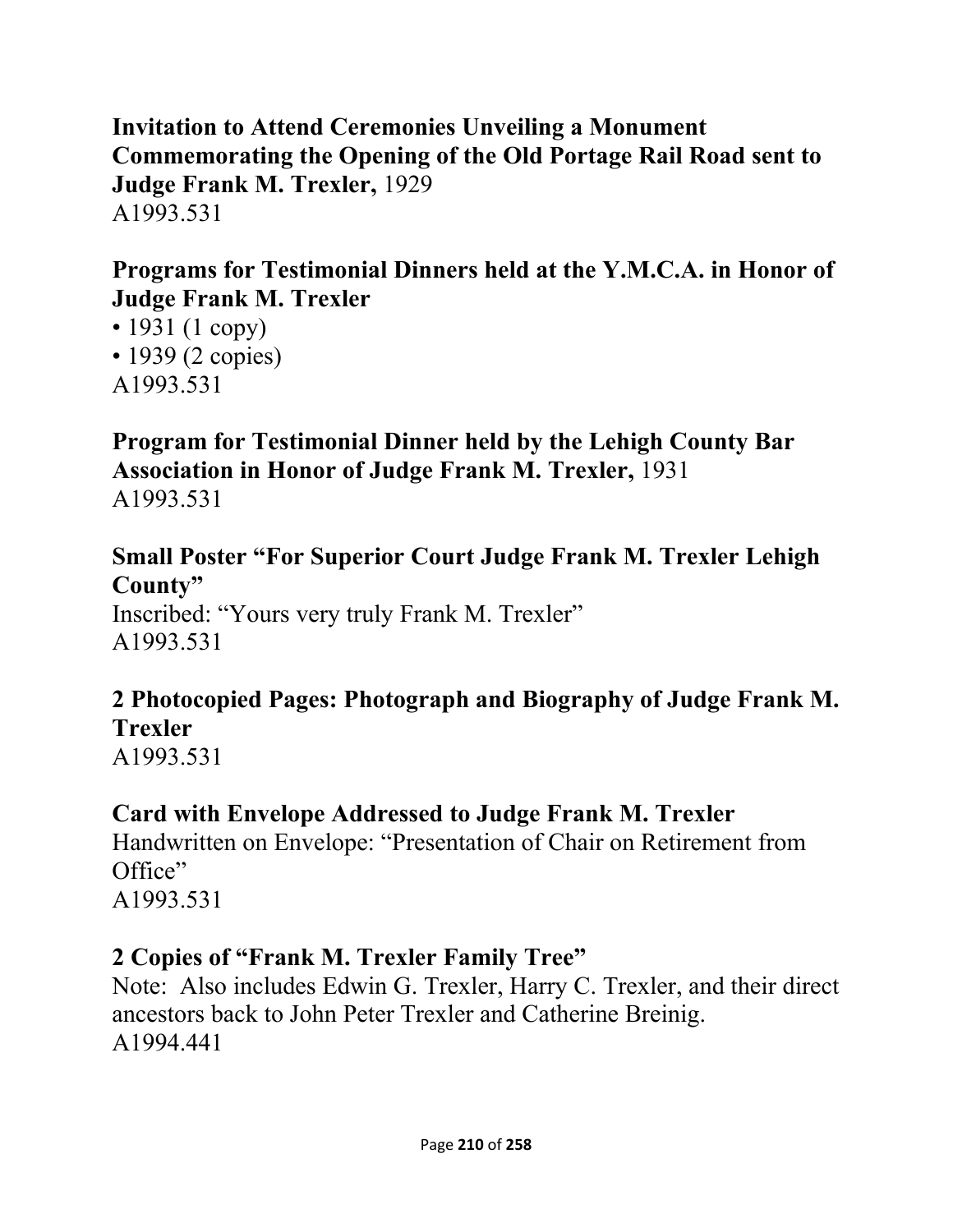**Invitation to Attend Ceremonies Unveiling a Monument Commemorating the Opening of the Old Portage Rail Road sent to Judge Frank M. Trexler,** 1929
A1993.531

**Programs for Testimonial Dinners held at the Y.M.C.A. in Honor of Judge Frank M. Trexler**
- 1931 (1 copy)
- 1939 (2 copies)

A1993.531

**Program for Testimonial Dinner held by the Lehigh County Bar Association in Honor of Judge Frank M. Trexler,** 1931
A1993.531

**Small Poster "For Superior Court Judge Frank M. Trexler Lehigh County"**
Inscribed: "Yours very truly Frank M. Trexler"
A1993.531

**2 Photocopied Pages: Photograph and Biography of Judge Frank M. Trexler**
A1993.531

**Card with Envelope Addressed to Judge Frank M. Trexler**
Handwritten on Envelope: "Presentation of Chair on Retirement from Office"
A1993.531

**2 Copies of "Frank M. Trexler Family Tree"**
Note: Also includes Edwin G. Trexler, Harry C. Trexler, and their direct ancestors back to John Peter Trexler and Catherine Breinig.
A1994.441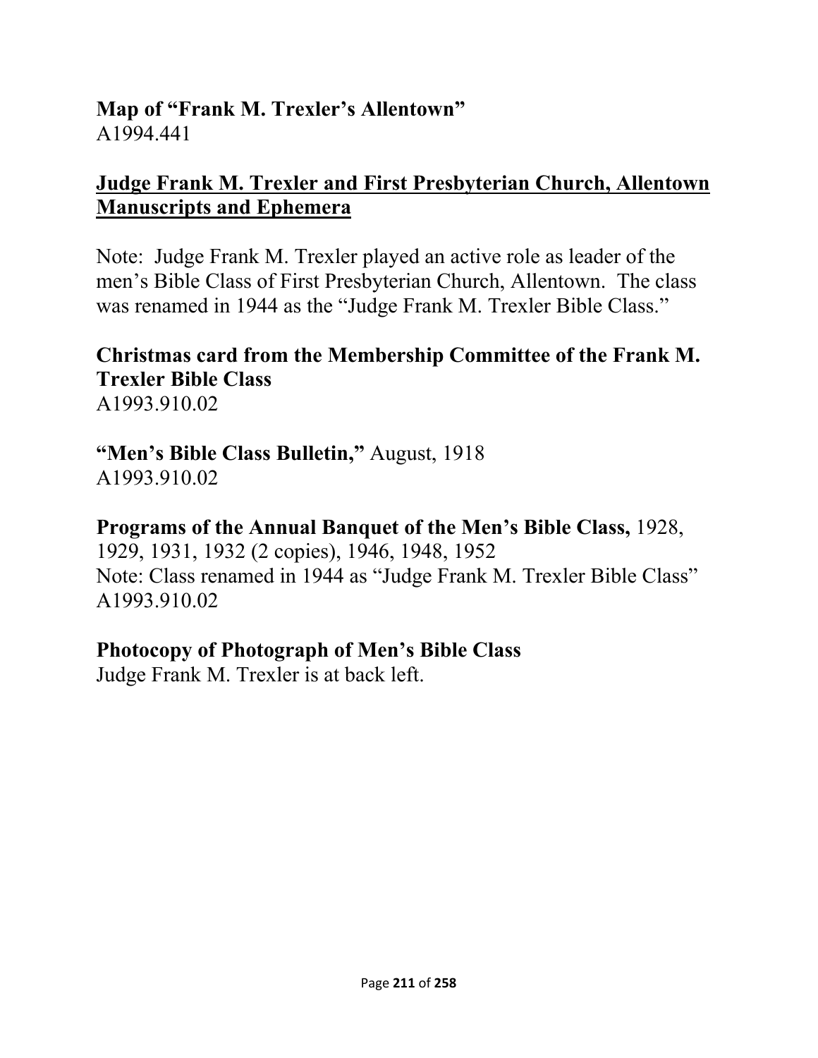**Map of "Frank M. Trexler's Allentown"**
A1994.441

**<u>Judge Frank M. Trexler and First Presbyterian Church, Allentown Manuscripts and Ephemera</u>**

Note: Judge Frank M. Trexler played an active role as leader of the men's Bible Class of First Presbyterian Church, Allentown. The class was renamed in 1944 as the "Judge Frank M. Trexler Bible Class."

**Christmas card from the Membership Committee of the Frank M. Trexler Bible Class**
A1993.910.02

**"Men's Bible Class Bulletin,"** August, 1918
A1993.910.02

**Programs of the Annual Banquet of the Men's Bible Class,** 1928, 1929, 1931, 1932 (2 copies), 1946, 1948, 1952
Note: Class renamed in 1944 as "Judge Frank M. Trexler Bible Class"
A1993.910.02

**Photocopy of Photograph of Men's Bible Class**
Judge Frank M. Trexler is at back left.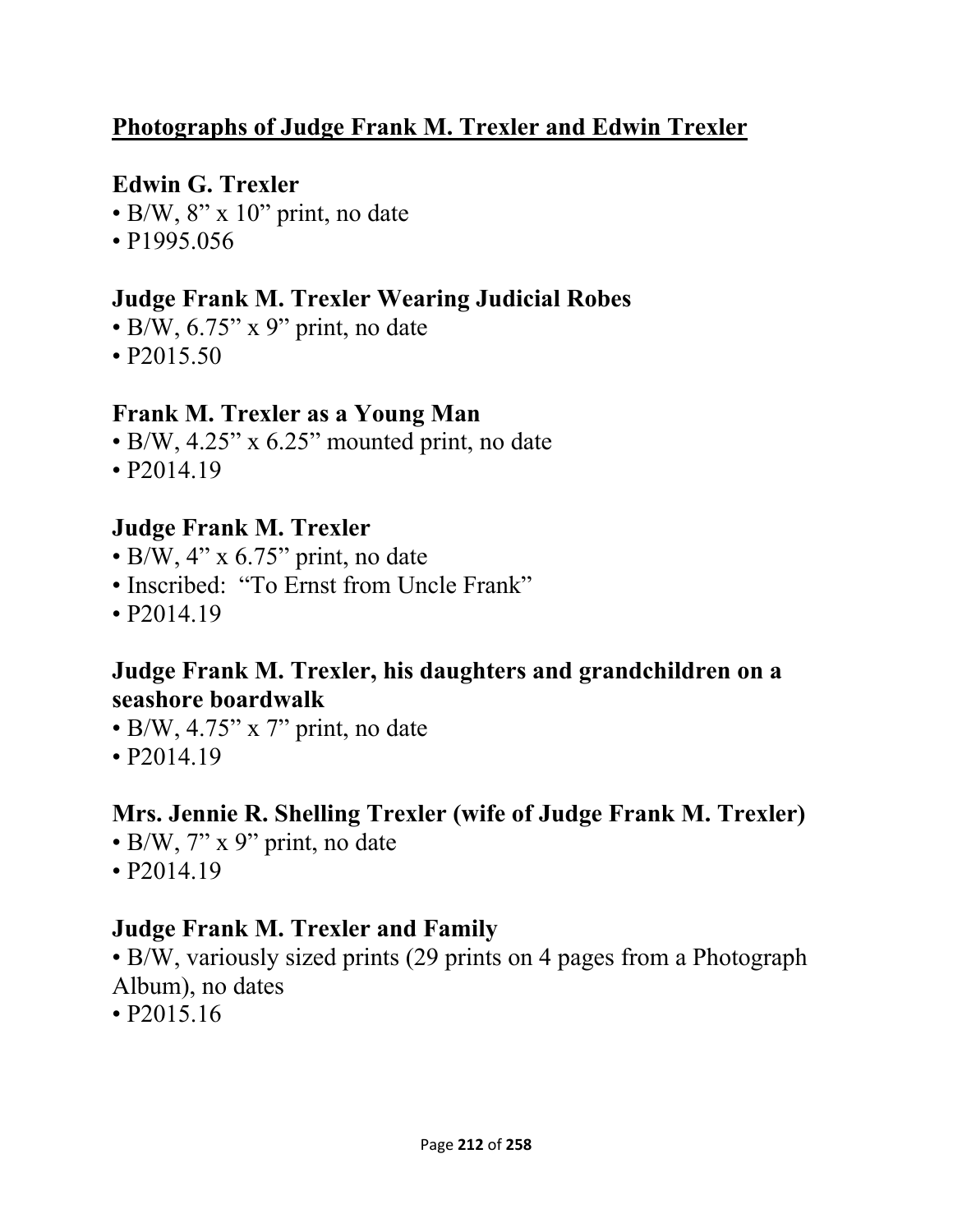## Photographs of Judge Frank M. Trexler and Edwin Trexler

### Edwin G. Trexler

- B/W, 8" x 10" print, no date
- P1995.056

### Judge Frank M. Trexler Wearing Judicial Robes

- B/W, 6.75" x 9" print, no date
- P2015.50

### Frank M. Trexler as a Young Man

- B/W, 4.25" x 6.25" mounted print, no date
- P2014.19

### Judge Frank M. Trexler

- B/W, 4" x 6.75" print, no date
- Inscribed: "To Ernst from Uncle Frank"
- P2014.19

### Judge Frank M. Trexler, his daughters and grandchildren on a seashore boardwalk

- B/W, 4.75" x 7" print, no date
- P2014.19

### Mrs. Jennie R. Shelling Trexler (wife of Judge Frank M. Trexler)

- B/W, 7" x 9" print, no date
- P2014.19

### Judge Frank M. Trexler and Family

- B/W, variously sized prints (29 prints on 4 pages from a Photograph Album), no dates
- P2015.16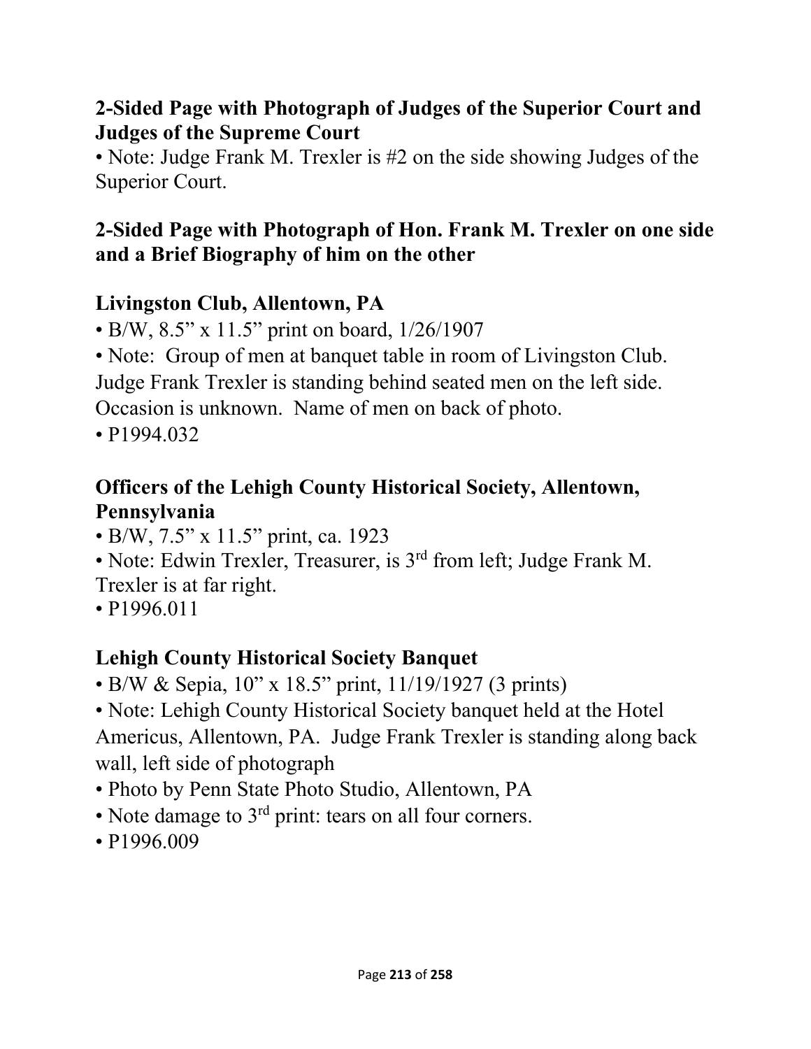**2-Sided Page with Photograph of Judges of the Superior Court and Judges of the Supreme Court**

- Note: Judge Frank M. Trexler is #2 on the side showing Judges of the Superior Court.

**2-Sided Page with Photograph of Hon. Frank M. Trexler on one side and a Brief Biography of him on the other**

**Livingston Club, Allentown, PA**

- B/W, 8.5" x 11.5" print on board, 1/26/1907
- Note: Group of men at banquet table in room of Livingston Club. Judge Frank Trexler is standing behind seated men on the left side. Occasion is unknown. Name of men on back of photo.
- P1994.032

**Officers of the Lehigh County Historical Society, Allentown, Pennsylvania**

- B/W, 7.5" x 11.5" print, ca. 1923
- Note: Edwin Trexler, Treasurer, is 3rd from left; Judge Frank M. Trexler is at far right.
- P1996.011

**Lehigh County Historical Society Banquet**

- B/W & Sepia, 10" x 18.5" print, 11/19/1927 (3 prints)
- Note: Lehigh County Historical Society banquet held at the Hotel Americus, Allentown, PA. Judge Frank Trexler is standing along back wall, left side of photograph
- Photo by Penn State Photo Studio, Allentown, PA
- Note damage to 3rd print: tears on all four corners.
- P1996.009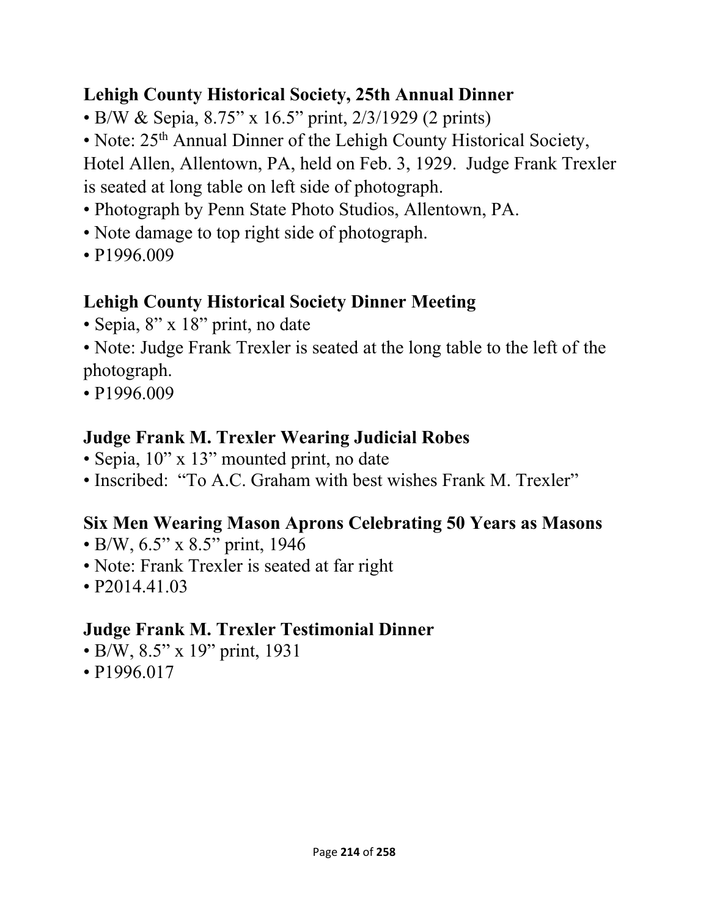### Lehigh County Historical Society, 25th Annual Dinner

- B/W & Sepia, 8.75” x 16.5” print, 2/3/1929 (2 prints)
- Note: 25th Annual Dinner of the Lehigh County Historical Society, Hotel Allen, Allentown, PA, held on Feb. 3, 1929. Judge Frank Trexler is seated at long table on left side of photograph.
- Photograph by Penn State Photo Studios, Allentown, PA.
- Note damage to top right side of photograph.
- P1996.009

### Lehigh County Historical Society Dinner Meeting

- Sepia, 8” x 18” print, no date
- Note: Judge Frank Trexler is seated at the long table to the left of the photograph.
- P1996.009

### Judge Frank M. Trexler Wearing Judicial Robes

- Sepia, 10” x 13” mounted print, no date
- Inscribed: “To A.C. Graham with best wishes Frank M. Trexler”

### Six Men Wearing Mason Aprons Celebrating 50 Years as Masons

- B/W, 6.5” x 8.5” print, 1946
- Note: Frank Trexler is seated at far right
- P2014.41.03

### Judge Frank M. Trexler Testimonial Dinner

- B/W, 8.5” x 19” print, 1931
- P1996.017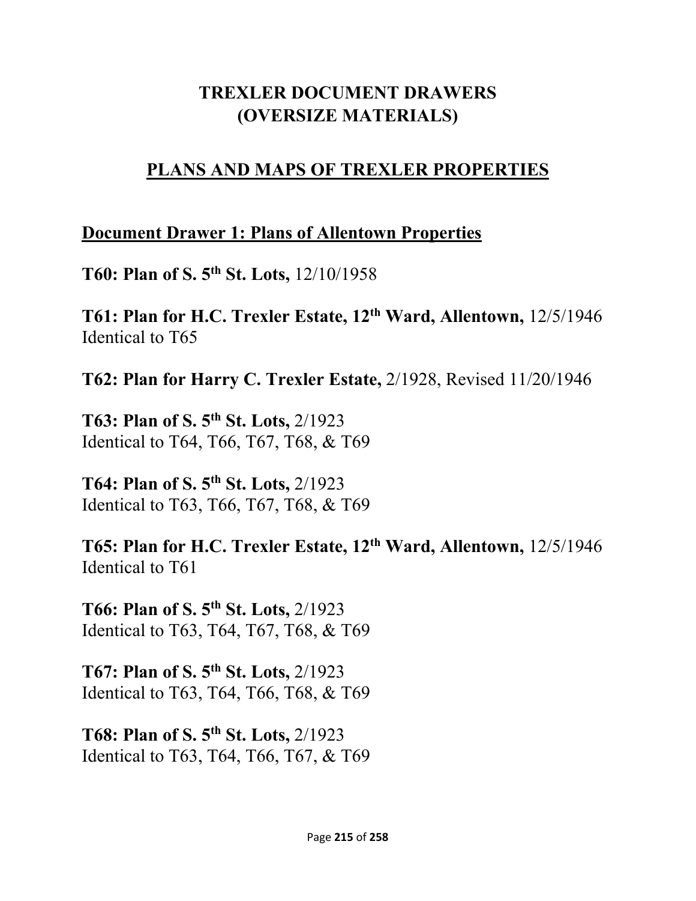# TREXLER DOCUMENT DRAWERS
# (OVERSIZE MATERIALS)

## PLANS AND MAPS OF TREXLER PROPERTIES

### Document Drawer 1: Plans of Allentown Properties

**T60: Plan of S. 5th St. Lots,** 12/10/1958

**T61: Plan for H.C. Trexler Estate, 12th Ward, Allentown,** 12/5/1946
Identical to T65

**T62: Plan for Harry C. Trexler Estate,** 2/1928, Revised 11/20/1946

**T63: Plan of S. 5th St. Lots,** 2/1923
Identical to T64, T66, T67, T68, & T69

**T64: Plan of S. 5th St. Lots,** 2/1923
Identical to T63, T66, T67, T68, & T69

**T65: Plan for H.C. Trexler Estate, 12th Ward, Allentown,** 12/5/1946
Identical to T61

**T66: Plan of S. 5th St. Lots,** 2/1923
Identical to T63, T64, T67, T68, & T69

**T67: Plan of S. 5th St. Lots,** 2/1923
Identical to T63, T64, T66, T68, & T69

**T68: Plan of S. 5th St. Lots,** 2/1923
Identical to T63, T64, T66, T67, & T69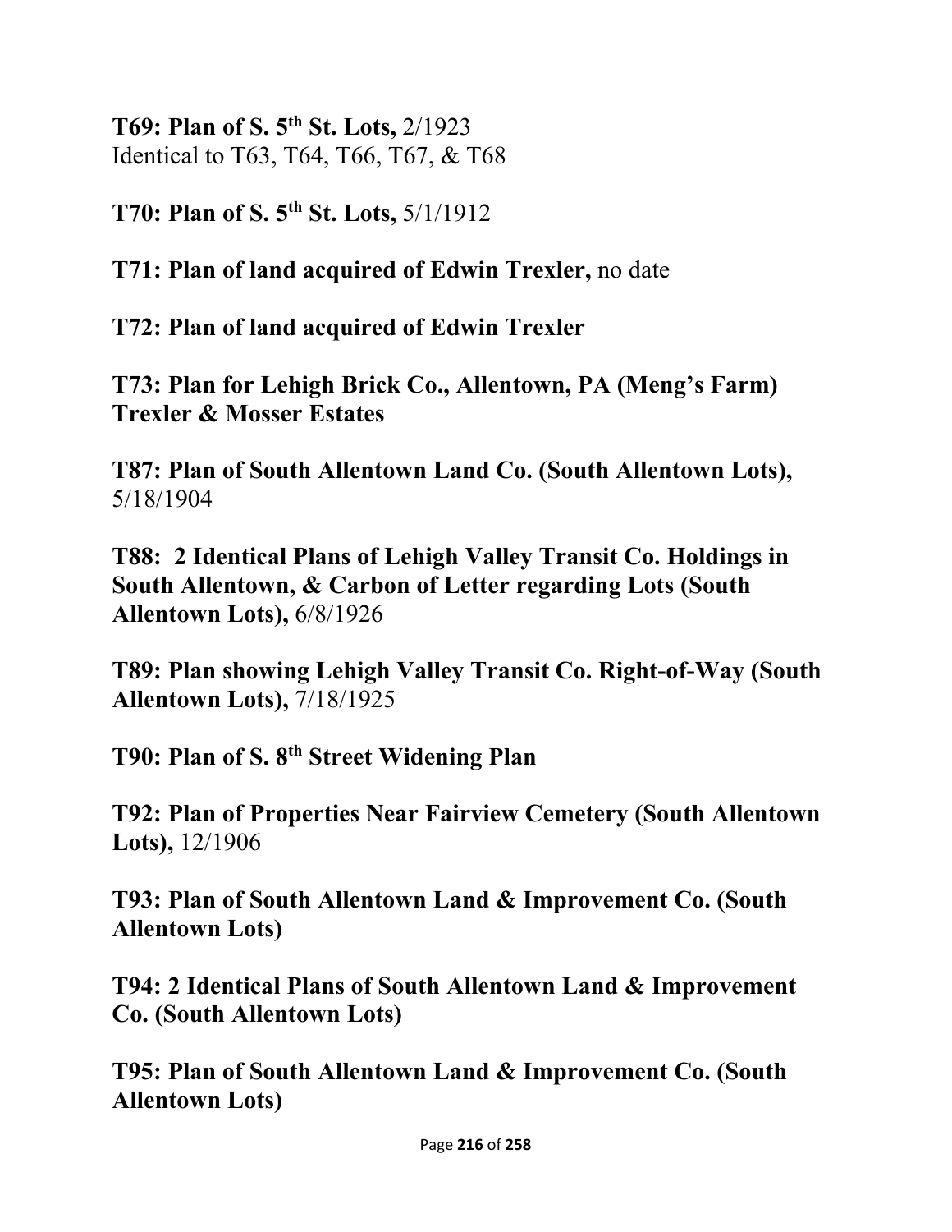**T69: Plan of S. 5th St. Lots,** 2/1923
Identical to T63, T64, T66, T67, & T68

**T70: Plan of S. 5th St. Lots,** 5/1/1912

**T71: Plan of land acquired of Edwin Trexler,** no date

**T72: Plan of land acquired of Edwin Trexler**

**T73: Plan for Lehigh Brick Co., Allentown, PA (Meng's Farm) Trexler & Mosser Estates**

**T87: Plan of South Allentown Land Co. (South Allentown Lots),** 5/18/1904

**T88: 2 Identical Plans of Lehigh Valley Transit Co. Holdings in South Allentown, & Carbon of Letter regarding Lots (South Allentown Lots),** 6/8/1926

**T89: Plan showing Lehigh Valley Transit Co. Right-of-Way (South Allentown Lots),** 7/18/1925

**T90: Plan of S. 8th Street Widening Plan**

**T92: Plan of Properties Near Fairview Cemetery (South Allentown Lots),** 12/1906

**T93: Plan of South Allentown Land & Improvement Co. (South Allentown Lots)**

**T94: 2 Identical Plans of South Allentown Land & Improvement Co. (South Allentown Lots)**

**T95: Plan of South Allentown Land & Improvement Co. (South Allentown Lots)**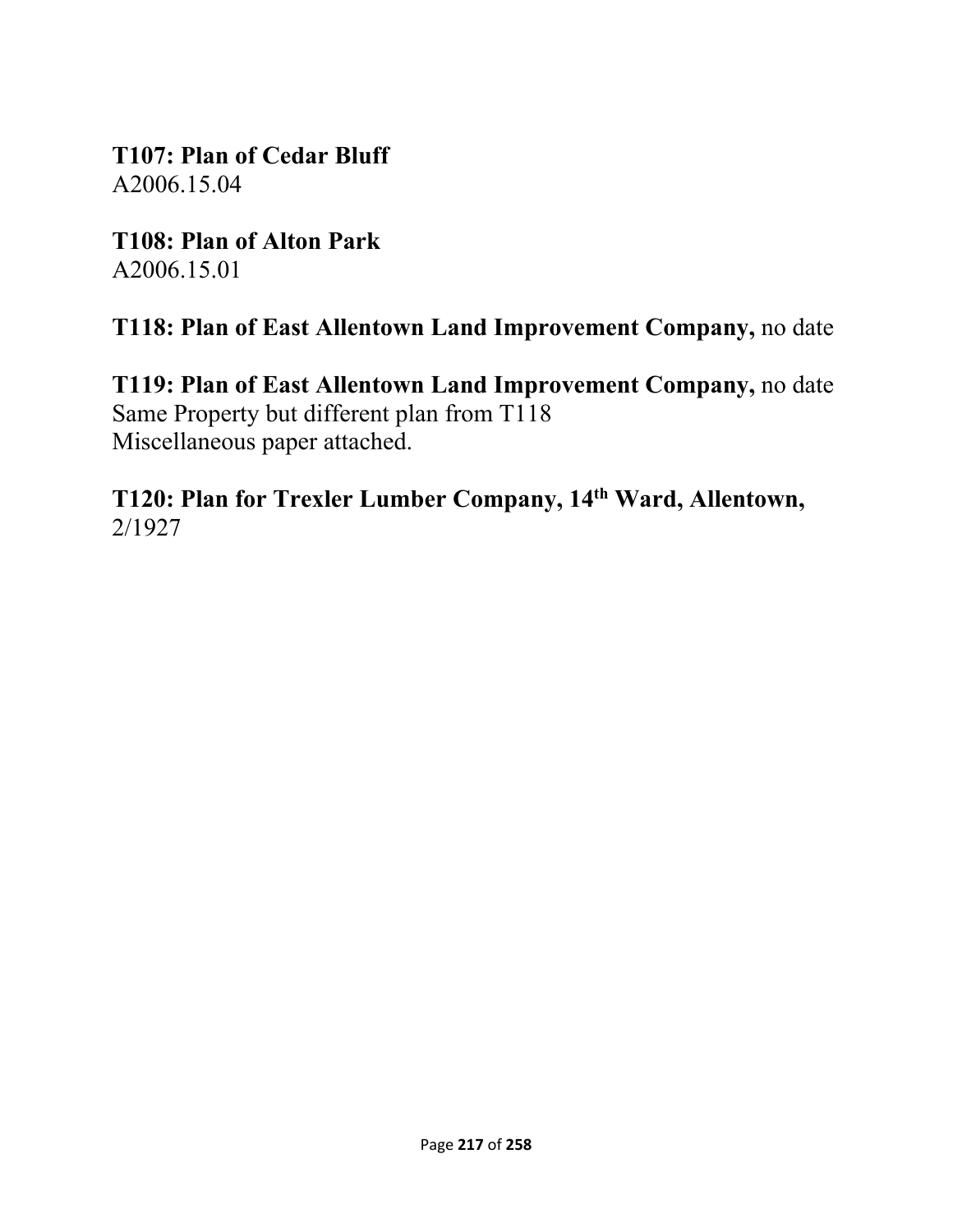**T107: Plan of Cedar Bluff**
A2006.15.04

**T108: Plan of Alton Park**
A2006.15.01

**T118: Plan of East Allentown Land Improvement Company,** no date

**T119: Plan of East Allentown Land Improvement Company,** no date
Same Property but different plan from T118
Miscellaneous paper attached.

**T120: Plan for Trexler Lumber Company, 14th Ward, Allentown,**
2/1927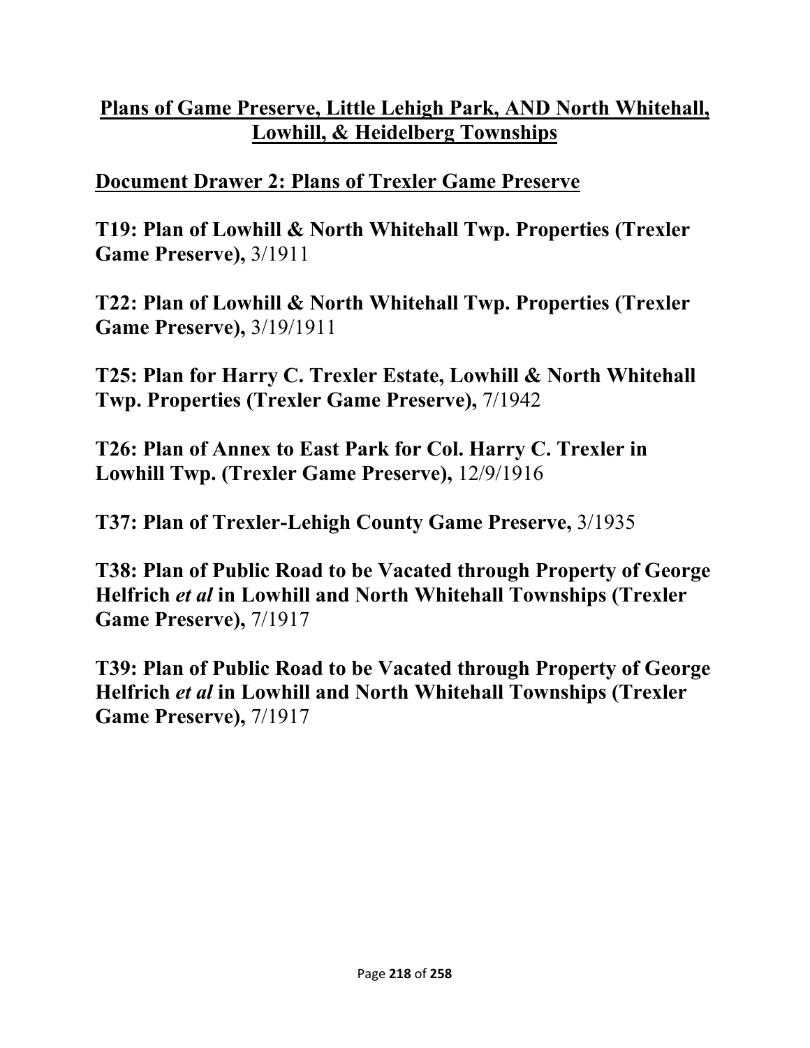## Plans of Game Preserve, Little Lehigh Park, AND North Whitehall, Lowhill, & Heidelberg Townships

### Document Drawer 2: Plans of Trexler Game Preserve

**T19: Plan of Lowhill & North Whitehall Twp. Properties (Trexler Game Preserve),** 3/1911

**T22: Plan of Lowhill & North Whitehall Twp. Properties (Trexler Game Preserve),** 3/19/1911

**T25: Plan for Harry C. Trexler Estate, Lowhill & North Whitehall Twp. Properties (Trexler Game Preserve),** 7/1942

**T26: Plan of Annex to East Park for Col. Harry C. Trexler in Lowhill Twp. (Trexler Game Preserve),** 12/9/1916

**T37: Plan of Trexler-Lehigh County Game Preserve,** 3/1935

**T38: Plan of Public Road to be Vacated through Property of George Helfrich *et al* in Lowhill and North Whitehall Townships (Trexler Game Preserve),** 7/1917

**T39: Plan of Public Road to be Vacated through Property of George Helfrich *et al* in Lowhill and North Whitehall Townships (Trexler Game Preserve),** 7/1917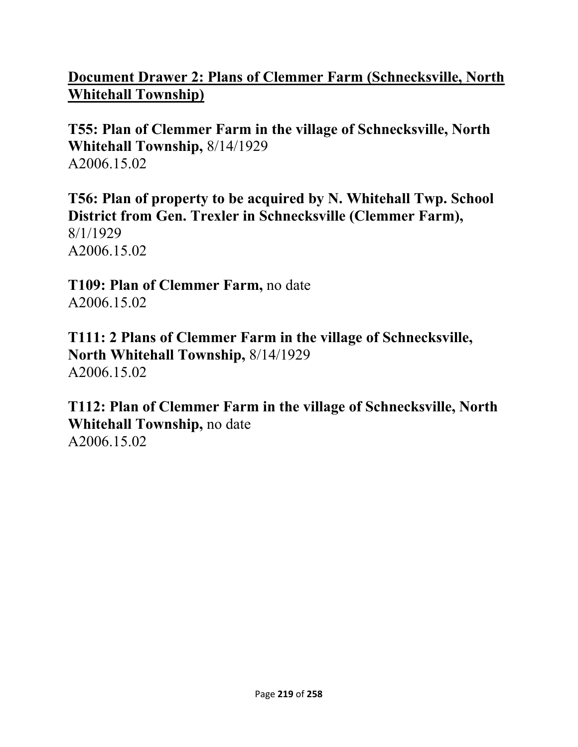## <u>Document Drawer 2: Plans of Clemmer Farm (Schnecksville, North Whitehall Township)</u>

**T55: Plan of Clemmer Farm in the village of Schnecksville, North Whitehall Township,** 8/14/1929
A2006.15.02

**T56: Plan of property to be acquired by N. Whitehall Twp. School District from Gen. Trexler in Schnecksville (Clemmer Farm),** 8/1/1929
A2006.15.02

**T109: Plan of Clemmer Farm,** no date
A2006.15.02

**T111: 2 Plans of Clemmer Farm in the village of Schnecksville, North Whitehall Township,** 8/14/1929
A2006.15.02

**T112: Plan of Clemmer Farm in the village of Schnecksville, North Whitehall Township,** no date
A2006.15.02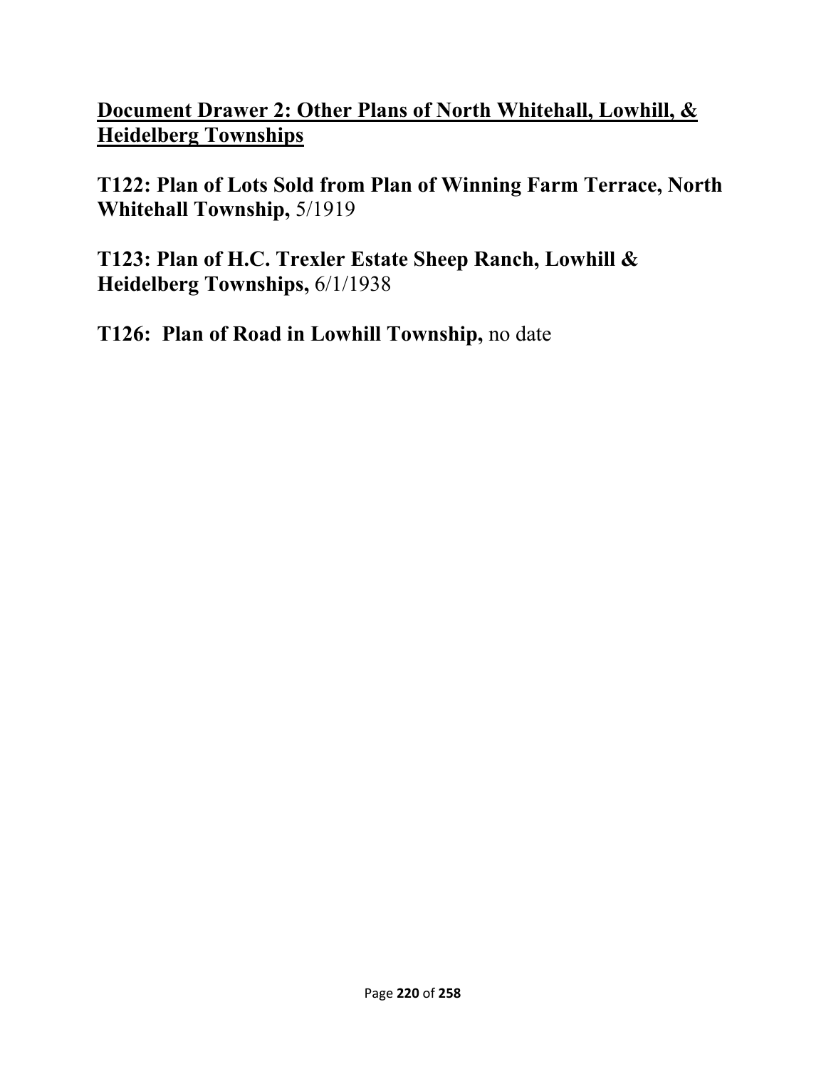## Document Drawer 2: Other Plans of North Whitehall, Lowhill, & Heidelberg Townships

**T122: Plan of Lots Sold from Plan of Winning Farm Terrace, North Whitehall Township,** 5/1919

**T123: Plan of H.C. Trexler Estate Sheep Ranch, Lowhill & Heidelberg Townships,** 6/1/1938

**T126: Plan of Road in Lowhill Township,** no date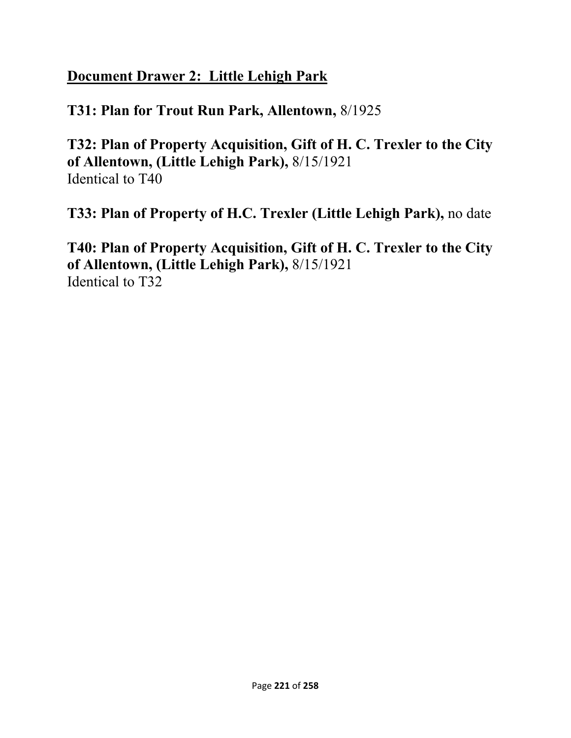## Document Drawer 2: Little Lehigh Park

**T31: Plan for Trout Run Park, Allentown,** 8/1925

**T32: Plan of Property Acquisition, Gift of H. C. Trexler to the City of Allentown, (Little Lehigh Park),** 8/15/1921
Identical to T40

**T33: Plan of Property of H.C. Trexler (Little Lehigh Park),** no date

**T40: Plan of Property Acquisition, Gift of H. C. Trexler to the City of Allentown, (Little Lehigh Park),** 8/15/1921
Identical to T32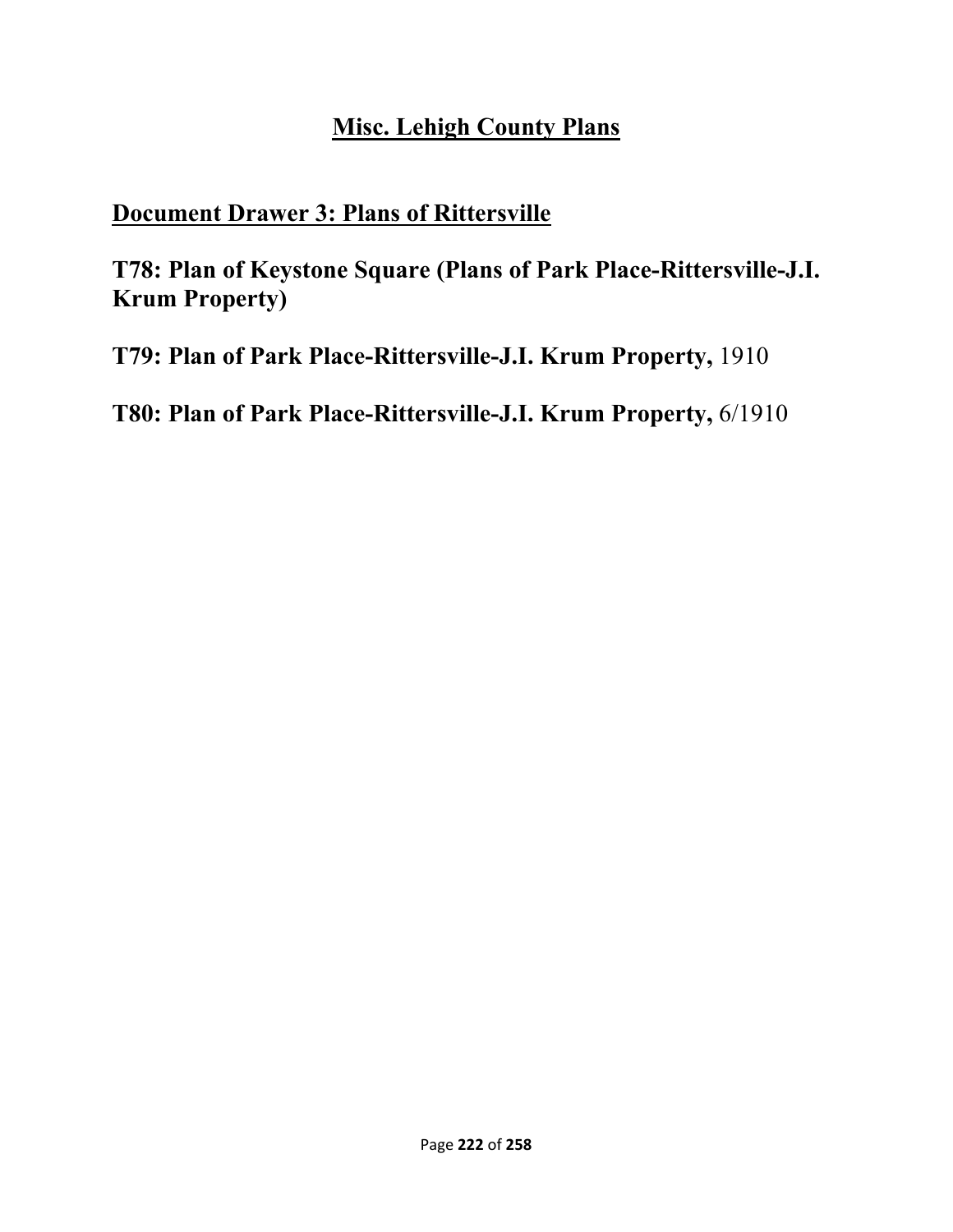# Misc. Lehigh County Plans

## Document Drawer 3: Plans of Rittersville

**T78: Plan of Keystone Square (Plans of Park Place-Rittersville-J.I. Krum Property)**

**T79: Plan of Park Place-Rittersville-J.I. Krum Property,** 1910

**T80: Plan of Park Place-Rittersville-J.I. Krum Property,** 6/1910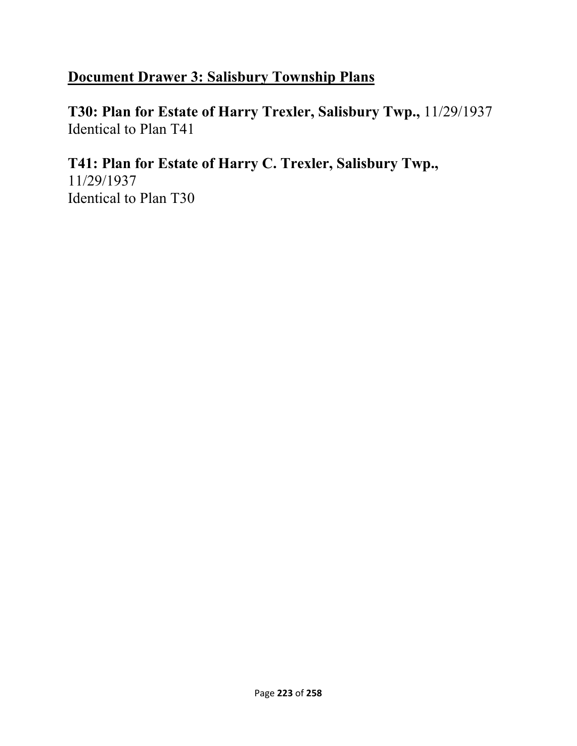## Document Drawer 3: Salisbury Township Plans

**T30: Plan for Estate of Harry Trexler, Salisbury Twp.,** 11/29/1937
Identical to Plan T41

**T41: Plan for Estate of Harry C. Trexler, Salisbury Twp.,**
11/29/1937
Identical to Plan T30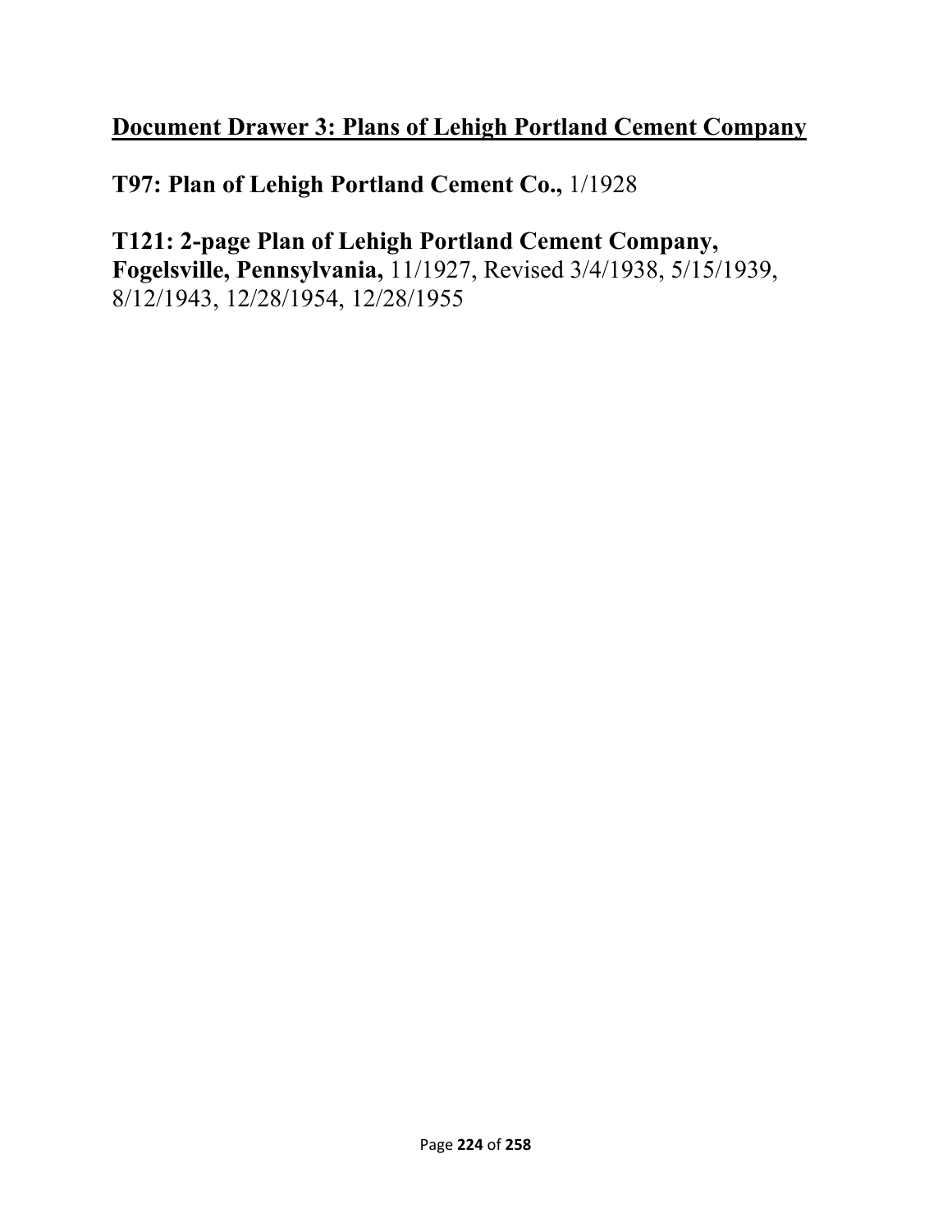## Document Drawer 3: Plans of Lehigh Portland Cement Company

**T97: Plan of Lehigh Portland Cement Co.,** 1/1928

**T121: 2-page Plan of Lehigh Portland Cement Company, Fogelsville, Pennsylvania,** 11/1927, Revised 3/4/1938, 5/15/1939, 8/12/1943, 12/28/1954, 12/28/1955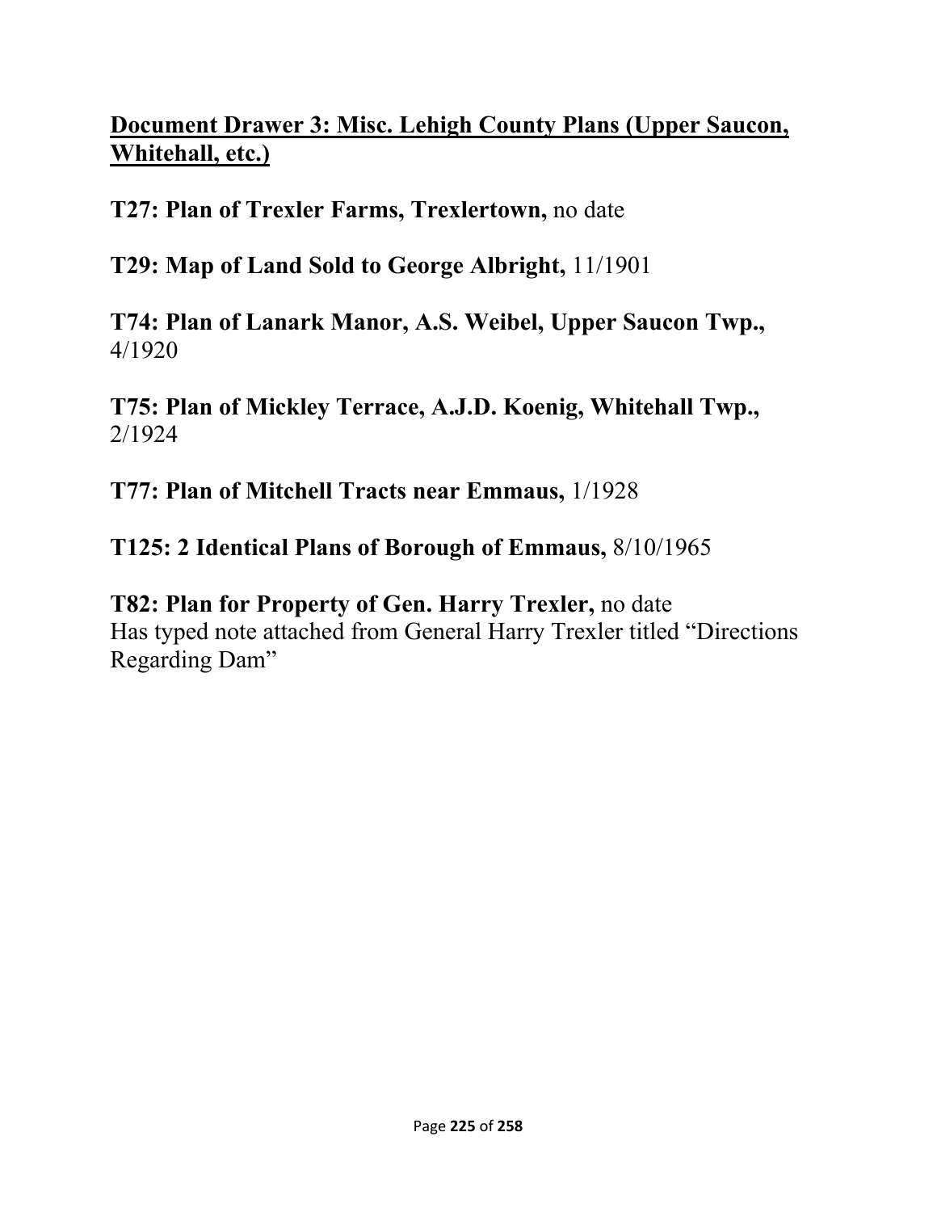## <u>Document Drawer 3: Misc. Lehigh County Plans (Upper Saucon, Whitehall, etc.)</u>

**T27: Plan of Trexler Farms, Trexlertown,** no date

**T29: Map of Land Sold to George Albright,** 11/1901

**T74: Plan of Lanark Manor, A.S. Weibel, Upper Saucon Twp.,** 4/1920

**T75: Plan of Mickley Terrace, A.J.D. Koenig, Whitehall Twp.,** 2/1924

**T77: Plan of Mitchell Tracts near Emmaus,** 1/1928

**T125: 2 Identical Plans of Borough of Emmaus,** 8/10/1965

**T82: Plan for Property of Gen. Harry Trexler,** no date
Has typed note attached from General Harry Trexler titled "Directions Regarding Dam"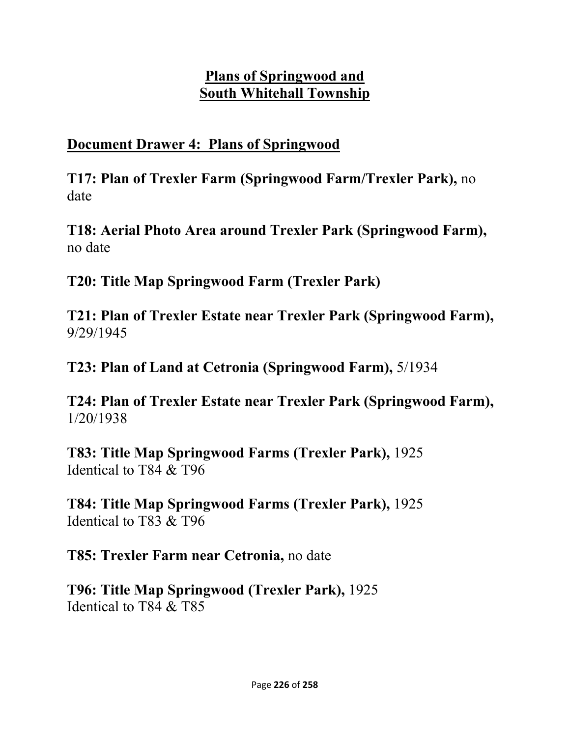# Plans of Springwood and South Whitehall Township

## Document Drawer 4: Plans of Springwood

**T17: Plan of Trexler Farm (Springwood Farm/Trexler Park),** no date

**T18: Aerial Photo Area around Trexler Park (Springwood Farm),** no date

**T20: Title Map Springwood Farm (Trexler Park)**

**T21: Plan of Trexler Estate near Trexler Park (Springwood Farm),** 9/29/1945

**T23: Plan of Land at Cetronia (Springwood Farm),** 5/1934

**T24: Plan of Trexler Estate near Trexler Park (Springwood Farm),** 1/20/1938

**T83: Title Map Springwood Farms (Trexler Park),** 1925
Identical to T84 & T96

**T84: Title Map Springwood Farms (Trexler Park),** 1925
Identical to T83 & T96

**T85: Trexler Farm near Cetronia,** no date

**T96: Title Map Springwood (Trexler Park),** 1925
Identical to T84 & T85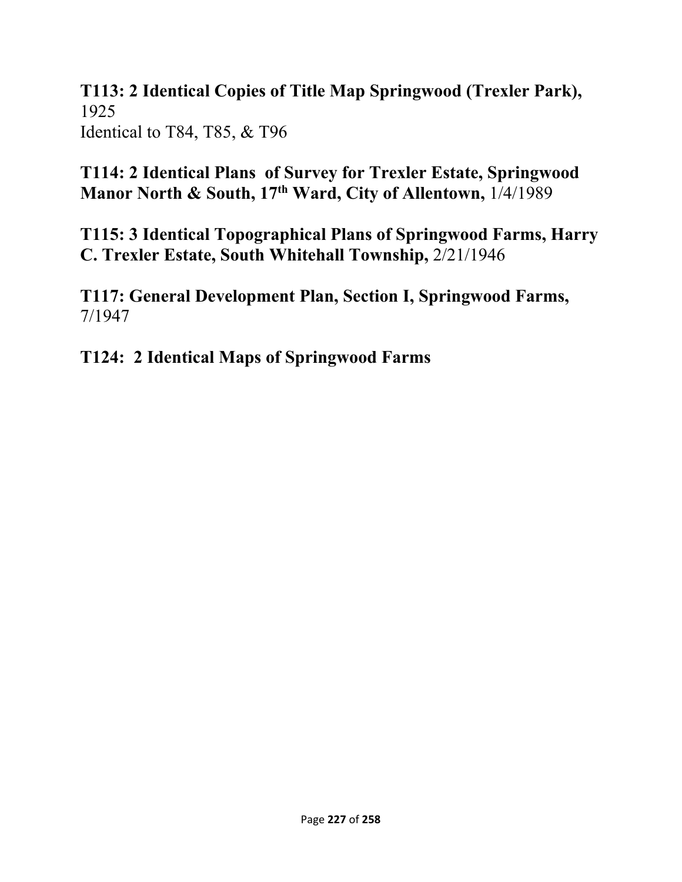**T113: 2 Identical Copies of Title Map Springwood (Trexler Park),** 1925
Identical to T84, T85, & T96

**T114: 2 Identical Plans of Survey for Trexler Estate, Springwood Manor North & South, 17th Ward, City of Allentown,** 1/4/1989

**T115: 3 Identical Topographical Plans of Springwood Farms, Harry C. Trexler Estate, South Whitehall Township,** 2/21/1946

**T117: General Development Plan, Section I, Springwood Farms,** 7/1947

**T124: 2 Identical Maps of Springwood Farms**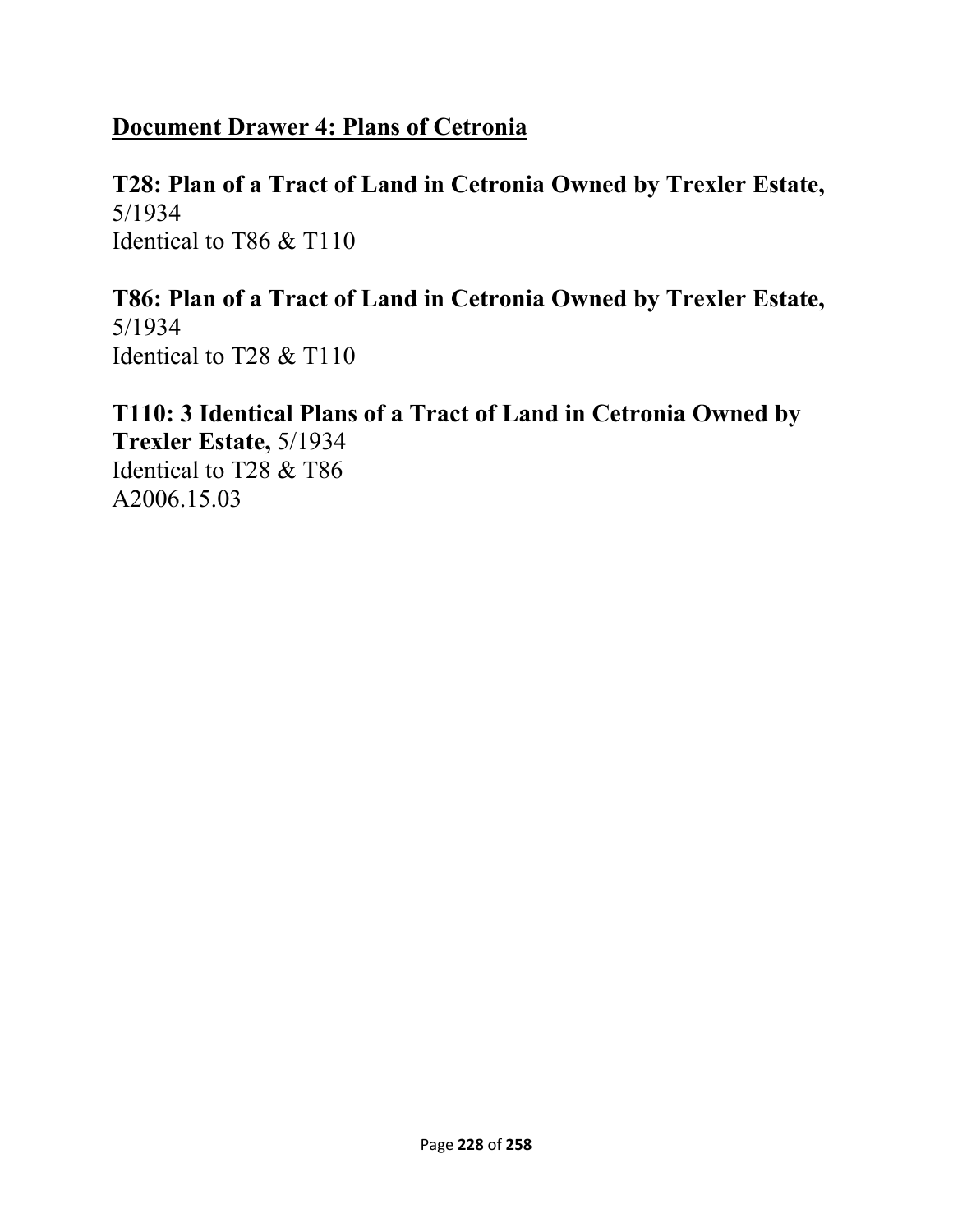## <u>Document Drawer 4: Plans of Cetronia</u>

**T28: Plan of a Tract of Land in Cetronia Owned by Trexler Estate,** 5/1934
Identical to T86 & T110

**T86: Plan of a Tract of Land in Cetronia Owned by Trexler Estate,** 5/1934
Identical to T28 & T110

**T110: 3 Identical Plans of a Tract of Land in Cetronia Owned by Trexler Estate,** 5/1934
Identical to T28 & T86
A2006.15.03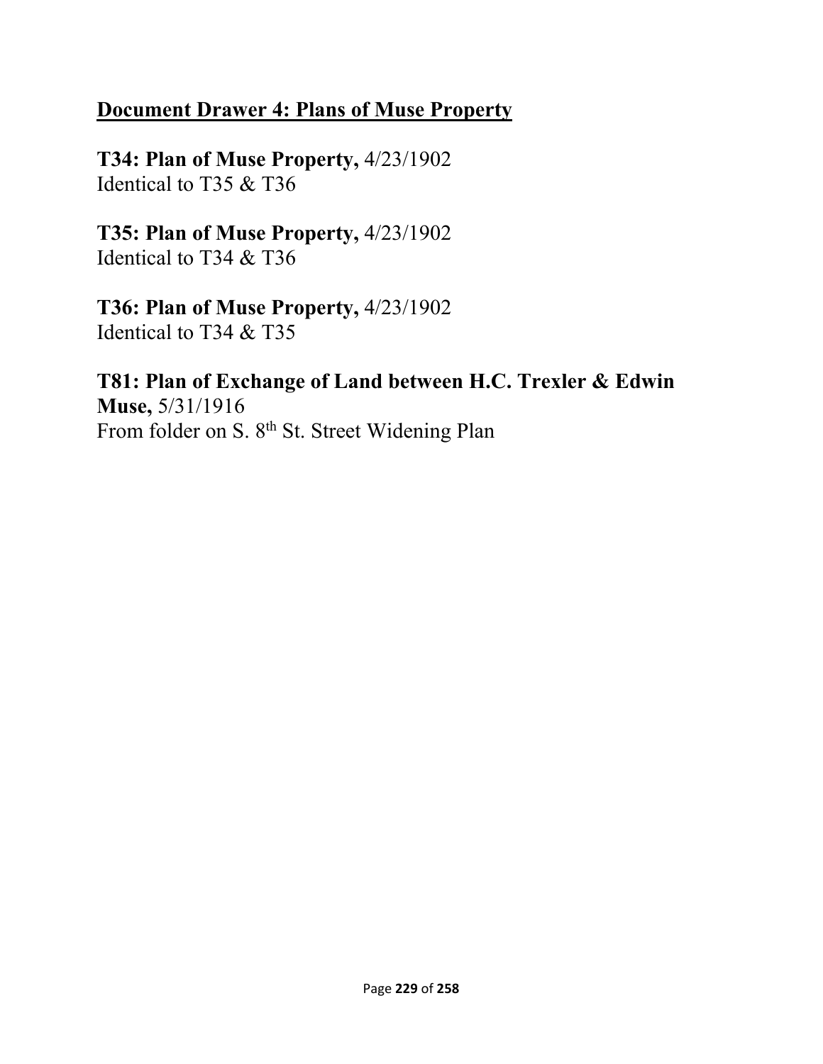## Document Drawer 4: Plans of Muse Property

**T34: Plan of Muse Property,** 4/23/1902
Identical to T35 & T36

**T35: Plan of Muse Property,** 4/23/1902
Identical to T34 & T36

**T36: Plan of Muse Property,** 4/23/1902
Identical to T34 & T35

**T81: Plan of Exchange of Land between H.C. Trexler & Edwin Muse,** 5/31/1916
From folder on S. 8th St. Street Widening Plan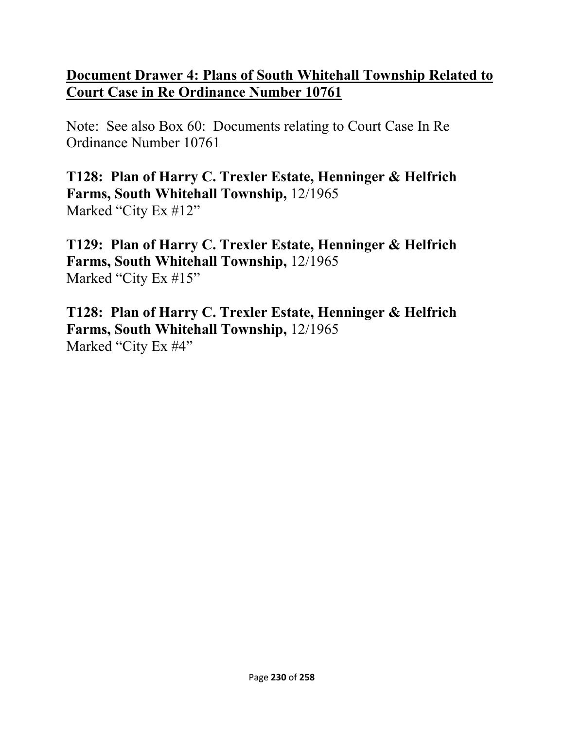## Document Drawer 4: Plans of South Whitehall Township Related to Court Case in Re Ordinance Number 10761

Note: See also Box 60: Documents relating to Court Case In Re Ordinance Number 10761

**T128: Plan of Harry C. Trexler Estate, Henninger & Helfrich Farms, South Whitehall Township,** 12/1965
Marked "City Ex #12"

**T129: Plan of Harry C. Trexler Estate, Henninger & Helfrich Farms, South Whitehall Township,** 12/1965
Marked "City Ex #15"

**T128: Plan of Harry C. Trexler Estate, Henninger & Helfrich Farms, South Whitehall Township,** 12/1965
Marked "City Ex #4"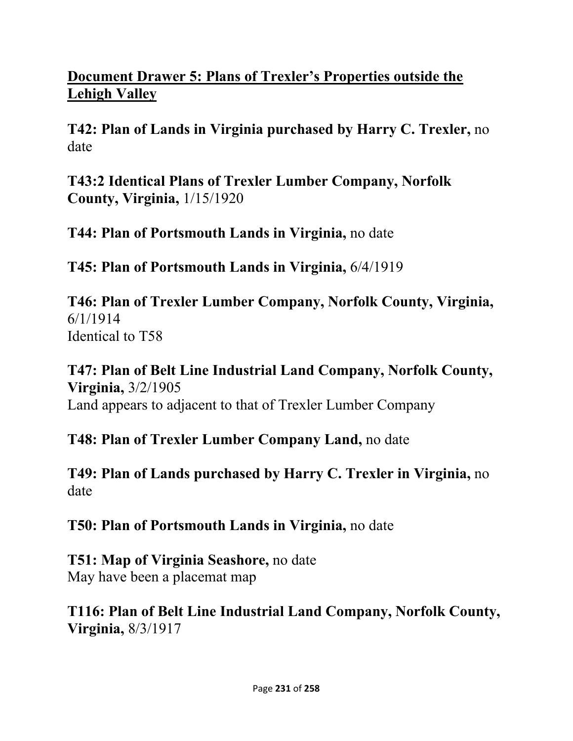## Document Drawer 5: Plans of Trexler's Properties outside the Lehigh Valley

**T42: Plan of Lands in Virginia purchased by Harry C. Trexler,** no date

**T43:2 Identical Plans of Trexler Lumber Company, Norfolk County, Virginia,** 1/15/1920

**T44: Plan of Portsmouth Lands in Virginia,** no date

**T45: Plan of Portsmouth Lands in Virginia,** 6/4/1919

**T46: Plan of Trexler Lumber Company, Norfolk County, Virginia,** 6/1/1914
Identical to T58

**T47: Plan of Belt Line Industrial Land Company, Norfolk County, Virginia,** 3/2/1905
Land appears to adjacent to that of Trexler Lumber Company

**T48: Plan of Trexler Lumber Company Land,** no date

**T49: Plan of Lands purchased by Harry C. Trexler in Virginia,** no date

**T50: Plan of Portsmouth Lands in Virginia,** no date

**T51: Map of Virginia Seashore,** no date
May have been a placemat map

**T116: Plan of Belt Line Industrial Land Company, Norfolk County, Virginia,** 8/3/1917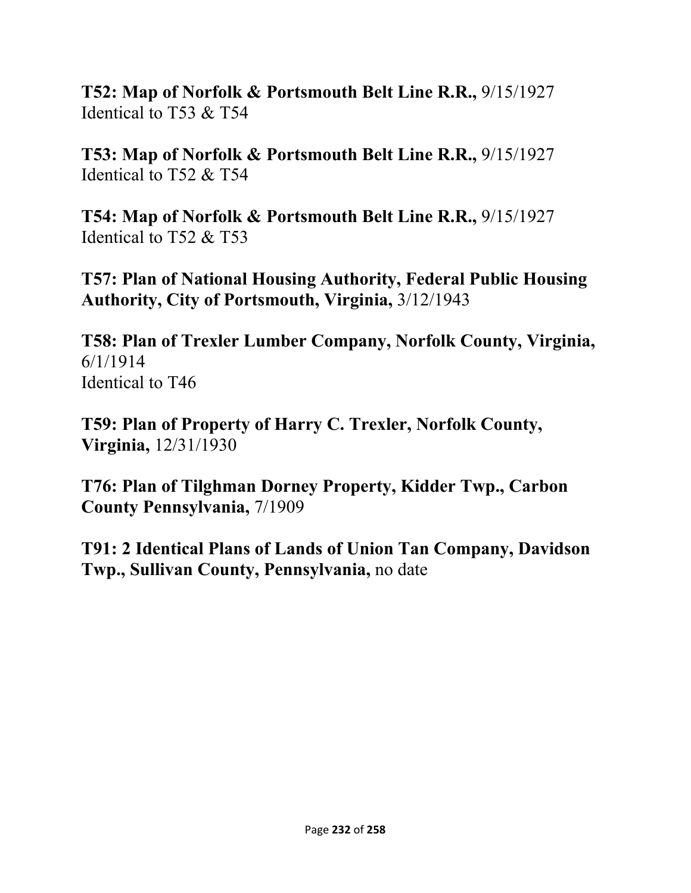**T52: Map of Norfolk & Portsmouth Belt Line R.R.,** 9/15/1927
Identical to T53 & T54

**T53: Map of Norfolk & Portsmouth Belt Line R.R.,** 9/15/1927
Identical to T52 & T54

**T54: Map of Norfolk & Portsmouth Belt Line R.R.,** 9/15/1927
Identical to T52 & T53

**T57: Plan of National Housing Authority, Federal Public Housing Authority, City of Portsmouth, Virginia,** 3/12/1943

**T58: Plan of Trexler Lumber Company, Norfolk County, Virginia,** 6/1/1914
Identical to T46

**T59: Plan of Property of Harry C. Trexler, Norfolk County, Virginia,** 12/31/1930

**T76: Plan of Tilghman Dorney Property, Kidder Twp., Carbon County Pennsylvania,** 7/1909

**T91: 2 Identical Plans of Lands of Union Tan Company, Davidson Twp., Sullivan County, Pennsylvania,** no date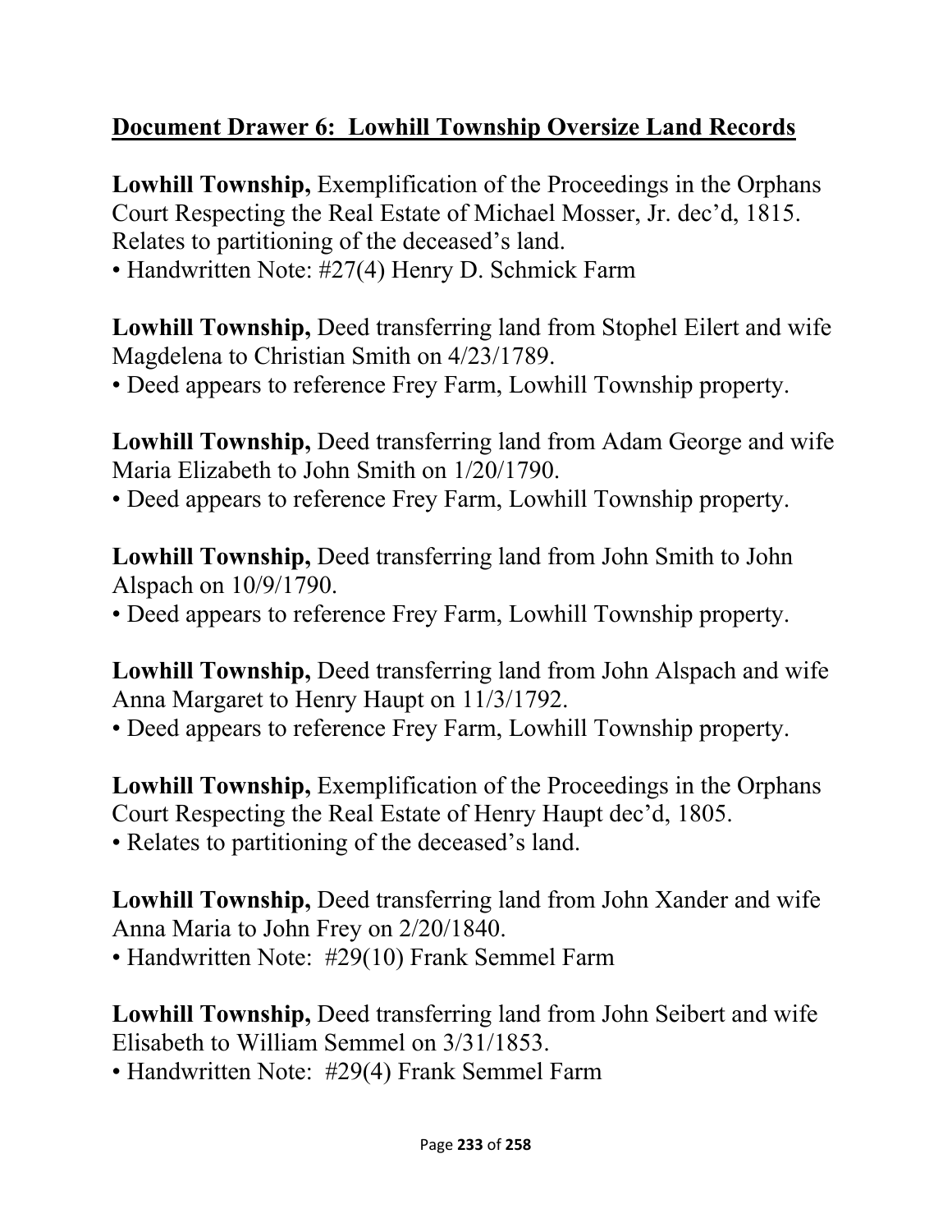## Document Drawer 6: Lowhill Township Oversize Land Records

**Lowhill Township,** Exemplification of the Proceedings in the Orphans Court Respecting the Real Estate of Michael Mosser, Jr. dec'd, 1815. Relates to partitioning of the deceased's land.

- Handwritten Note: #27(4) Henry D. Schmick Farm

**Lowhill Township,** Deed transferring land from Stophel Eilert and wife Magdelena to Christian Smith on 4/23/1789.

- Deed appears to reference Frey Farm, Lowhill Township property.

**Lowhill Township,** Deed transferring land from Adam George and wife Maria Elizabeth to John Smith on 1/20/1790.

- Deed appears to reference Frey Farm, Lowhill Township property.

**Lowhill Township,** Deed transferring land from John Smith to John Alspach on 10/9/1790.

- Deed appears to reference Frey Farm, Lowhill Township property.

**Lowhill Township,** Deed transferring land from John Alspach and wife Anna Margaret to Henry Haupt on 11/3/1792.

- Deed appears to reference Frey Farm, Lowhill Township property.

**Lowhill Township,** Exemplification of the Proceedings in the Orphans Court Respecting the Real Estate of Henry Haupt dec'd, 1805.

- Relates to partitioning of the deceased's land.

**Lowhill Township,** Deed transferring land from John Xander and wife Anna Maria to John Frey on 2/20/1840.

- Handwritten Note: #29(10) Frank Semmel Farm

**Lowhill Township,** Deed transferring land from John Seibert and wife Elisabeth to William Semmel on 3/31/1853.

- Handwritten Note: #29(4) Frank Semmel Farm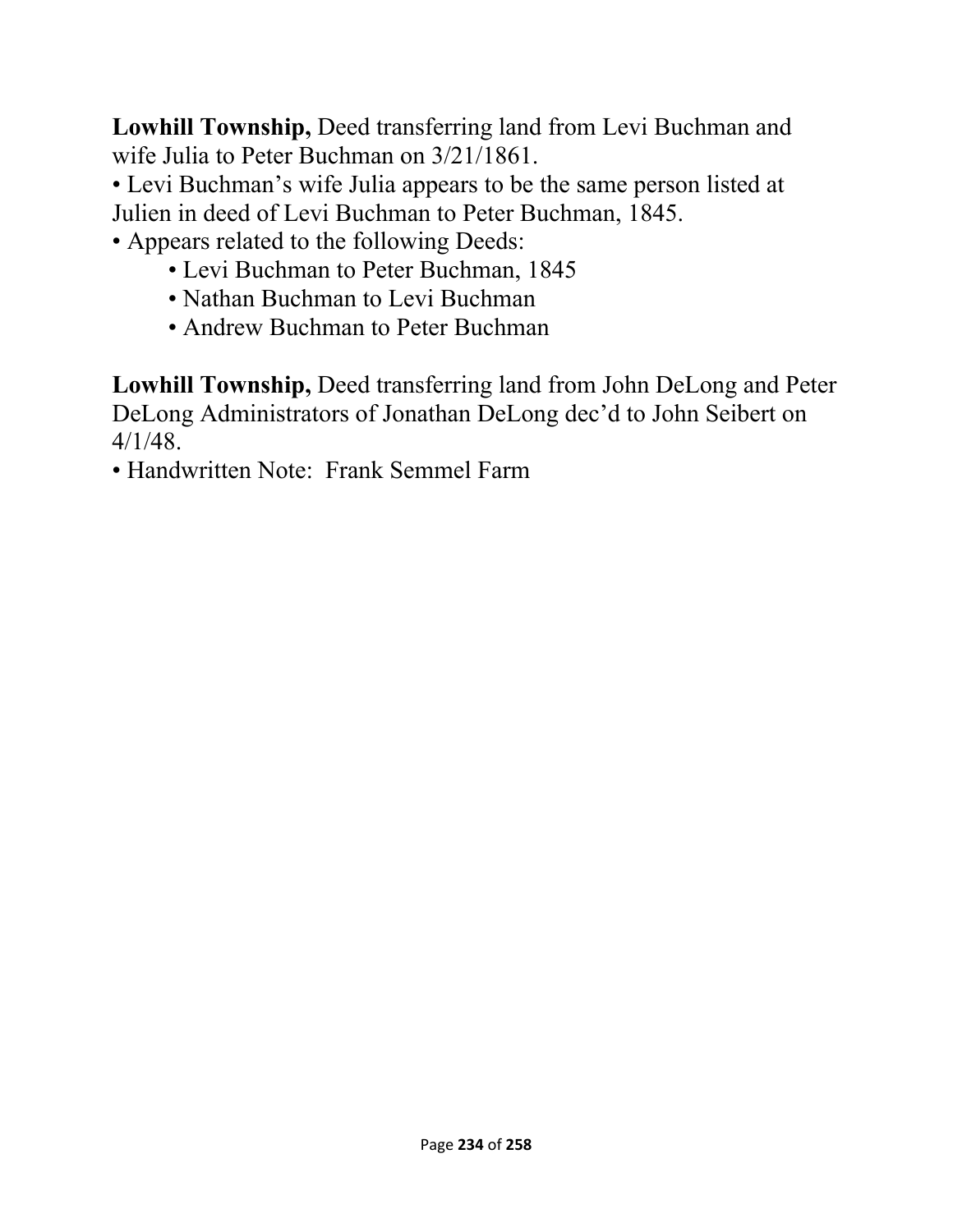**Lowhill Township,** Deed transferring land from Levi Buchman and wife Julia to Peter Buchman on 3/21/1861.

- Levi Buchman's wife Julia appears to be the same person listed at Julien in deed of Levi Buchman to Peter Buchman, 1845.
- Appears related to the following Deeds:
    - Levi Buchman to Peter Buchman, 1845
    - Nathan Buchman to Levi Buchman
    - Andrew Buchman to Peter Buchman

**Lowhill Township,** Deed transferring land from John DeLong and Peter DeLong Administrators of Jonathan DeLong dec'd to John Seibert on 4/1/48.

- Handwritten Note: Frank Semmel Farm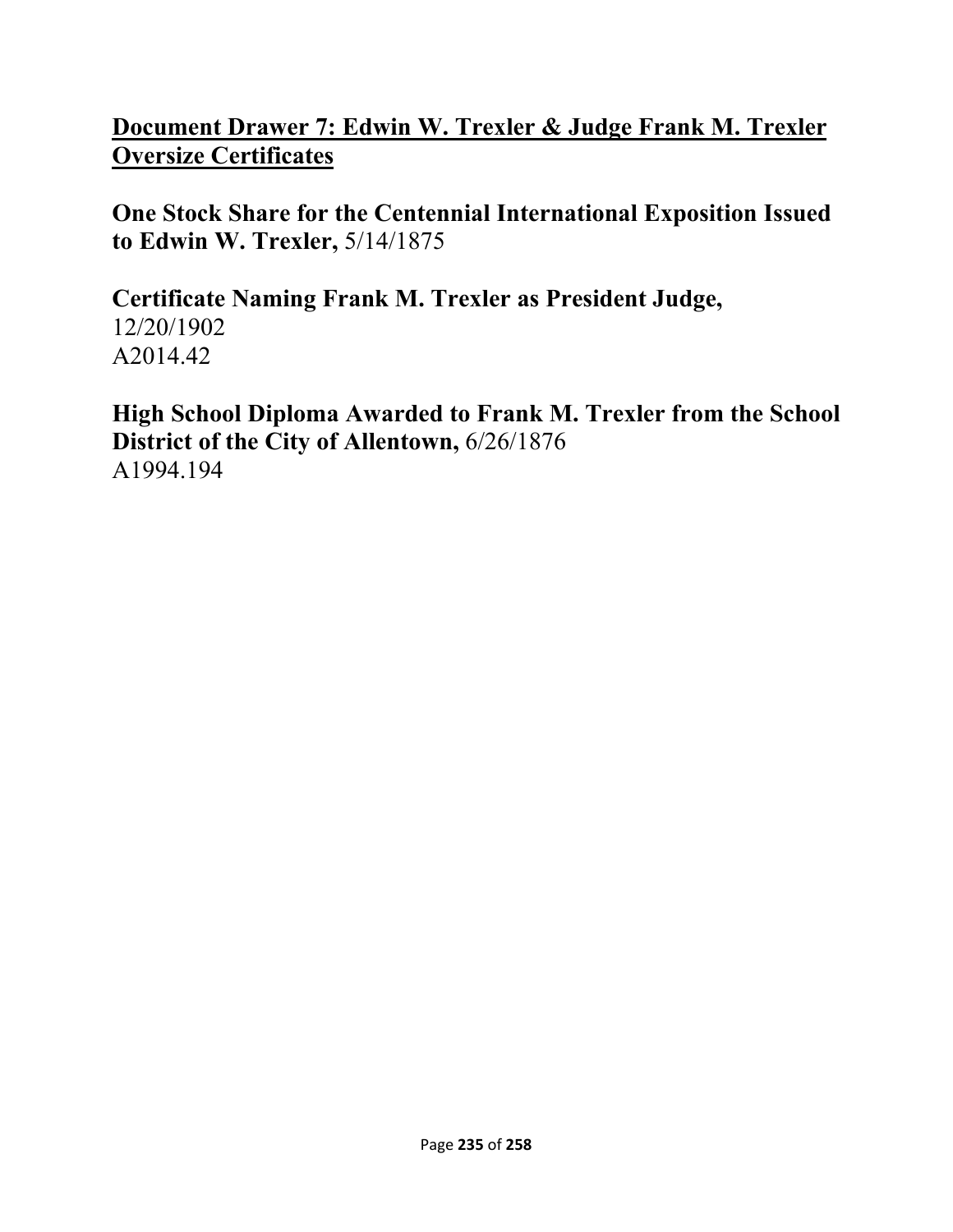## Document Drawer 7: Edwin W. Trexler & Judge Frank M. Trexler Oversize Certificates

**One Stock Share for the Centennial International Exposition Issued to Edwin W. Trexler,** 5/14/1875

**Certificate Naming Frank M. Trexler as President Judge,** 12/20/1902
A2014.42

**High School Diploma Awarded to Frank M. Trexler from the School District of the City of Allentown,** 6/26/1876
A1994.194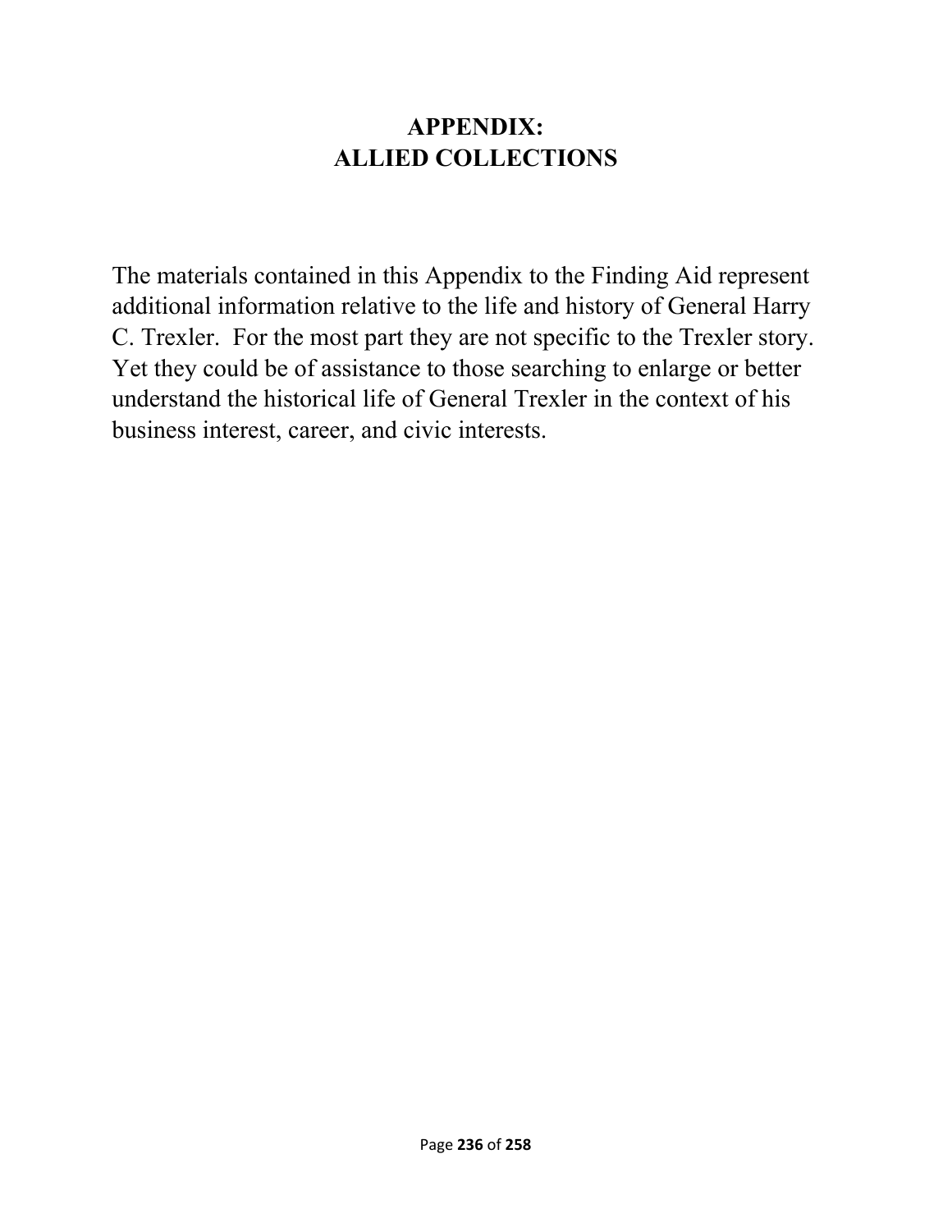# APPENDIX:
# ALLIED COLLECTIONS

The materials contained in this Appendix to the Finding Aid represent additional information relative to the life and history of General Harry C. Trexler. For the most part they are not specific to the Trexler story. Yet they could be of assistance to those searching to enlarge or better understand the historical life of General Trexler in the context of his business interest, career, and civic interests.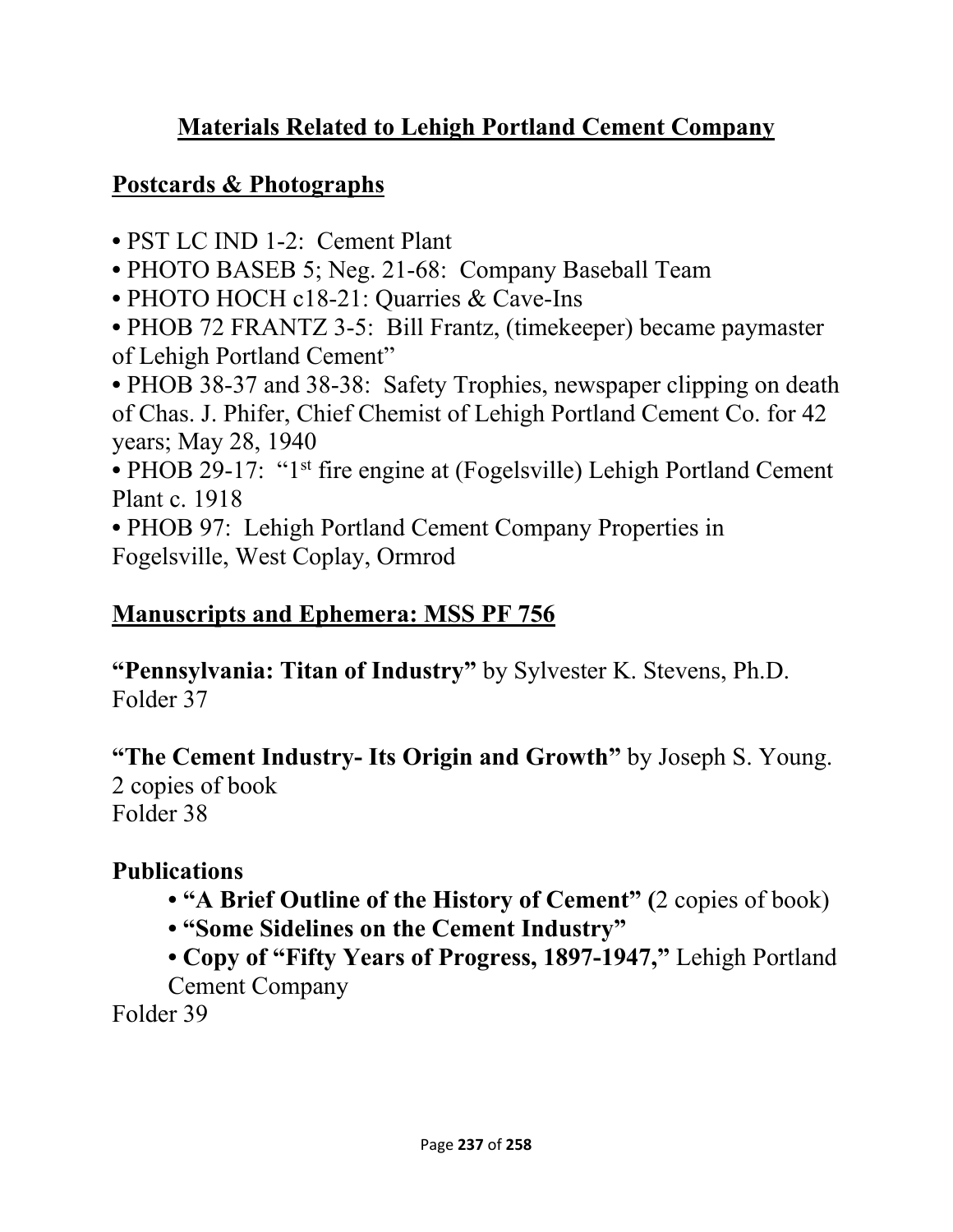## Materials Related to Lehigh Portland Cement Company

### Postcards & Photographs

- PST LC IND 1-2: Cement Plant
- PHOTO BASEB 5; Neg. 21-68: Company Baseball Team
- PHOTO HOCH c18-21: Quarries & Cave-Ins
- PHOB 72 FRANTZ 3-5: Bill Frantz, (timekeeper) became paymaster of Lehigh Portland Cement"
- PHOB 38-37 and 38-38: Safety Trophies, newspaper clipping on death of Chas. J. Phifer, Chief Chemist of Lehigh Portland Cement Co. for 42 years; May 28, 1940
- PHOB 29-17: "1st fire engine at (Fogelsville) Lehigh Portland Cement Plant c. 1918
- PHOB 97: Lehigh Portland Cement Company Properties in Fogelsville, West Coplay, Ormrod

### Manuscripts and Ephemera: MSS PF 756

**"Pennsylvania: Titan of Industry"** by Sylvester K. Stevens, Ph.D.
Folder 37

**"The Cement Industry- Its Origin and Growth"** by Joseph S. Young.
2 copies of book
Folder 38

**Publications**

- **"A Brief Outline of the History of Cement" (**2 copies of book)
- **"Some Sidelines on the Cement Industry"**
- **Copy of "Fifty Years of Progress, 1897-1947,"** Lehigh Portland Cement Company

Folder 39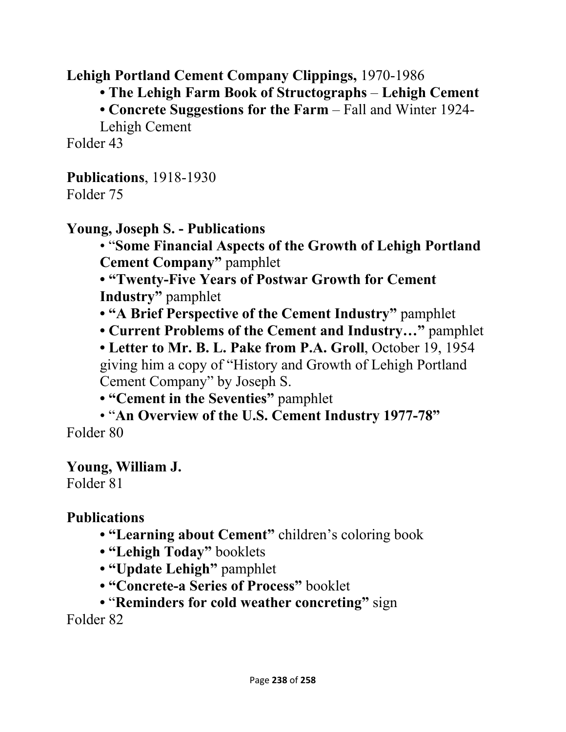**Lehigh Portland Cement Company Clippings,** 1970-1986

- **The Lehigh Farm Book of Structographs** – **Lehigh Cement**
- **Concrete Suggestions for the Farm** – Fall and Winter 1924-Lehigh Cement

Folder 43

**Publications**, 1918-1930

Folder 75

**Young, Joseph S. - Publications**

- "**Some Financial Aspects of the Growth of Lehigh Portland Cement Company"** pamphlet
- **"Twenty-Five Years of Postwar Growth for Cement Industry"** pamphlet
- **"A Brief Perspective of the Cement Industry"** pamphlet
- **Current Problems of the Cement and Industry…"** pamphlet
- **Letter to Mr. B. L. Pake from P.A. Groll**, October 19, 1954 giving him a copy of "History and Growth of Lehigh Portland Cement Company" by Joseph S.
- **"Cement in the Seventies"** pamphlet
- "**An Overview of the U.S. Cement Industry 1977-78"**

Folder 80

**Young, William J.**

Folder 81

**Publications**

- **"Learning about Cement"** children's coloring book
- **"Lehigh Today"** booklets
- **"Update Lehigh"** pamphlet
- **"Concrete-a Series of Process"** booklet
- "**Reminders for cold weather concreting"** sign

Folder 82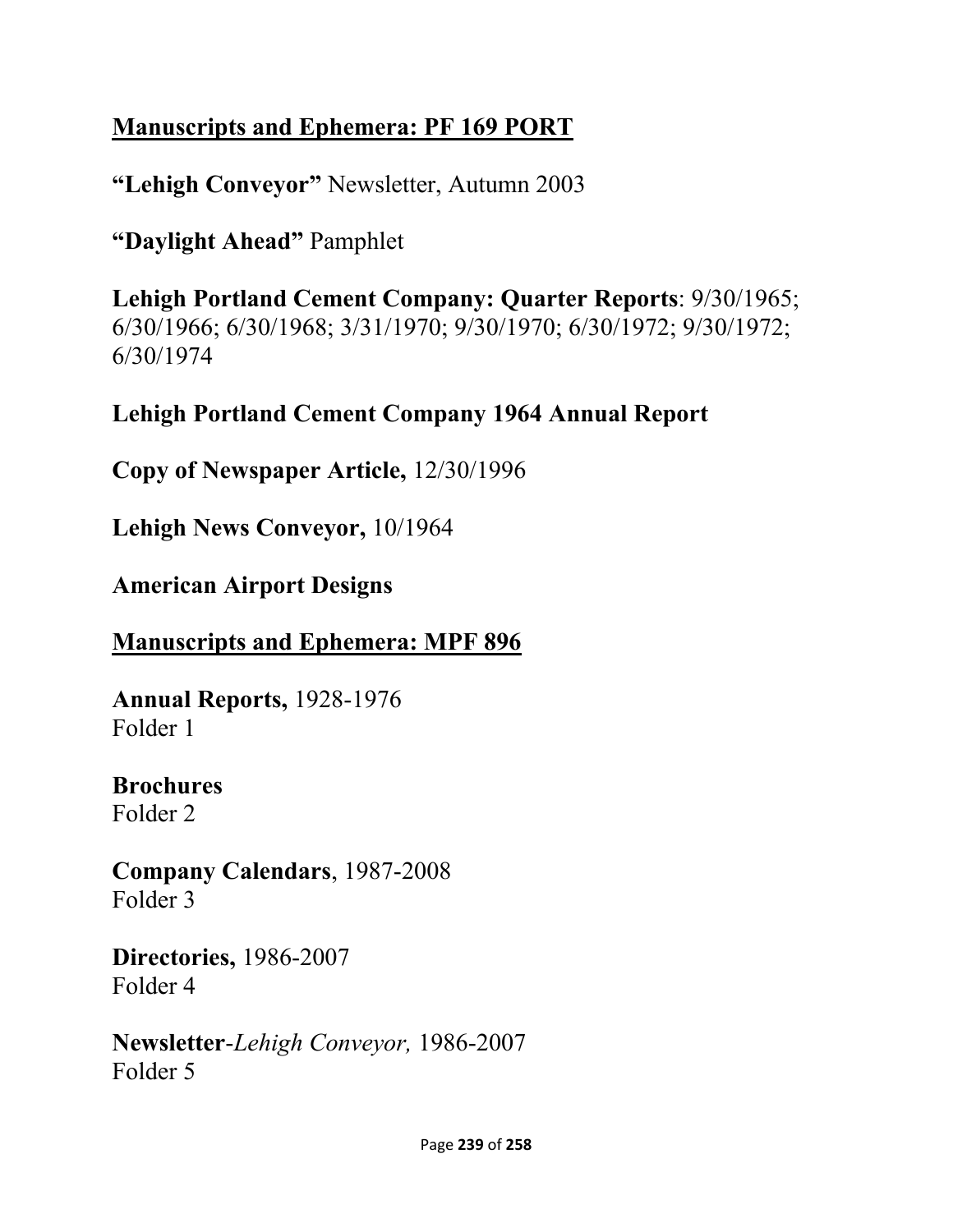## Manuscripts and Ephemera: PF 169 PORT

**"Lehigh Conveyor"** Newsletter, Autumn 2003

**"Daylight Ahead"** Pamphlet

**Lehigh Portland Cement Company: Quarter Reports**: 9/30/1965; 6/30/1966; 6/30/1968; 3/31/1970; 9/30/1970; 6/30/1972; 9/30/1972; 6/30/1974

**Lehigh Portland Cement Company 1964 Annual Report**

**Copy of Newspaper Article,** 12/30/1996

**Lehigh News Conveyor,** 10/1964

**American Airport Designs**

## Manuscripts and Ephemera: MPF 896

**Annual Reports,** 1928-1976
Folder 1

**Brochures**
Folder 2

**Company Calendars**, 1987-2008
Folder 3

**Directories,** 1986-2007
Folder 4

**Newsletter**-*Lehigh Conveyor,* 1986-2007
Folder 5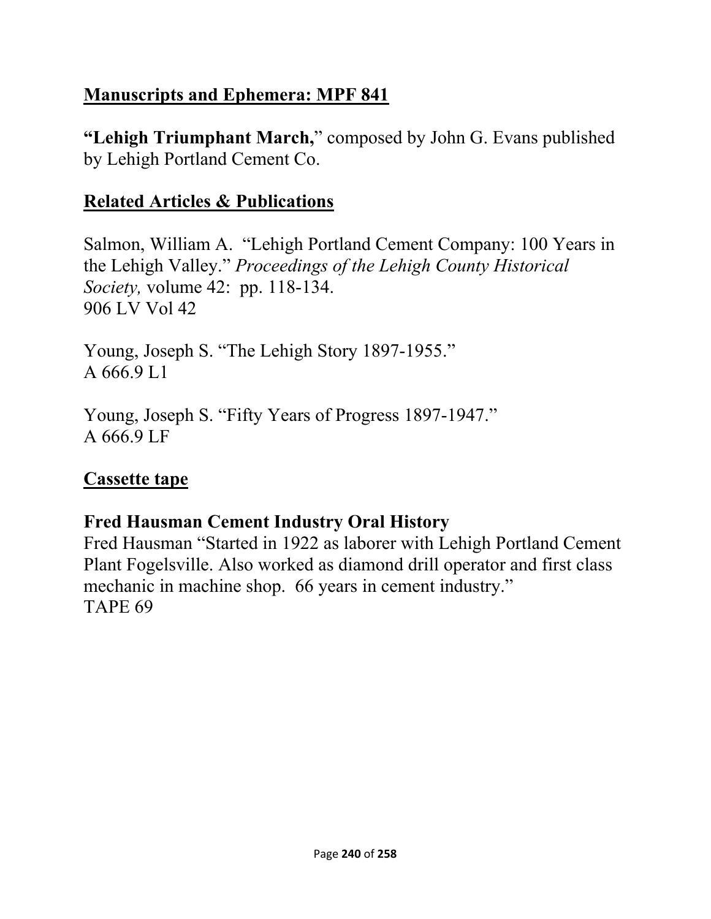## Manuscripts and Ephemera: MPF 841

**"Lehigh Triumphant March,"** composed by John G. Evans published by Lehigh Portland Cement Co.

## Related Articles & Publications

Salmon, William A. "Lehigh Portland Cement Company: 100 Years in the Lehigh Valley." *Proceedings of the Lehigh County Historical Society,* volume 42: pp. 118-134.
906 LV Vol 42

Young, Joseph S. "The Lehigh Story 1897-1955."
A 666.9 L1

Young, Joseph S. "Fifty Years of Progress 1897-1947."
A 666.9 LF

## Cassette tape

### Fred Hausman Cement Industry Oral History

Fred Hausman "Started in 1922 as laborer with Lehigh Portland Cement Plant Fogelsville. Also worked as diamond drill operator and first class mechanic in machine shop. 66 years in cement industry."
TAPE 69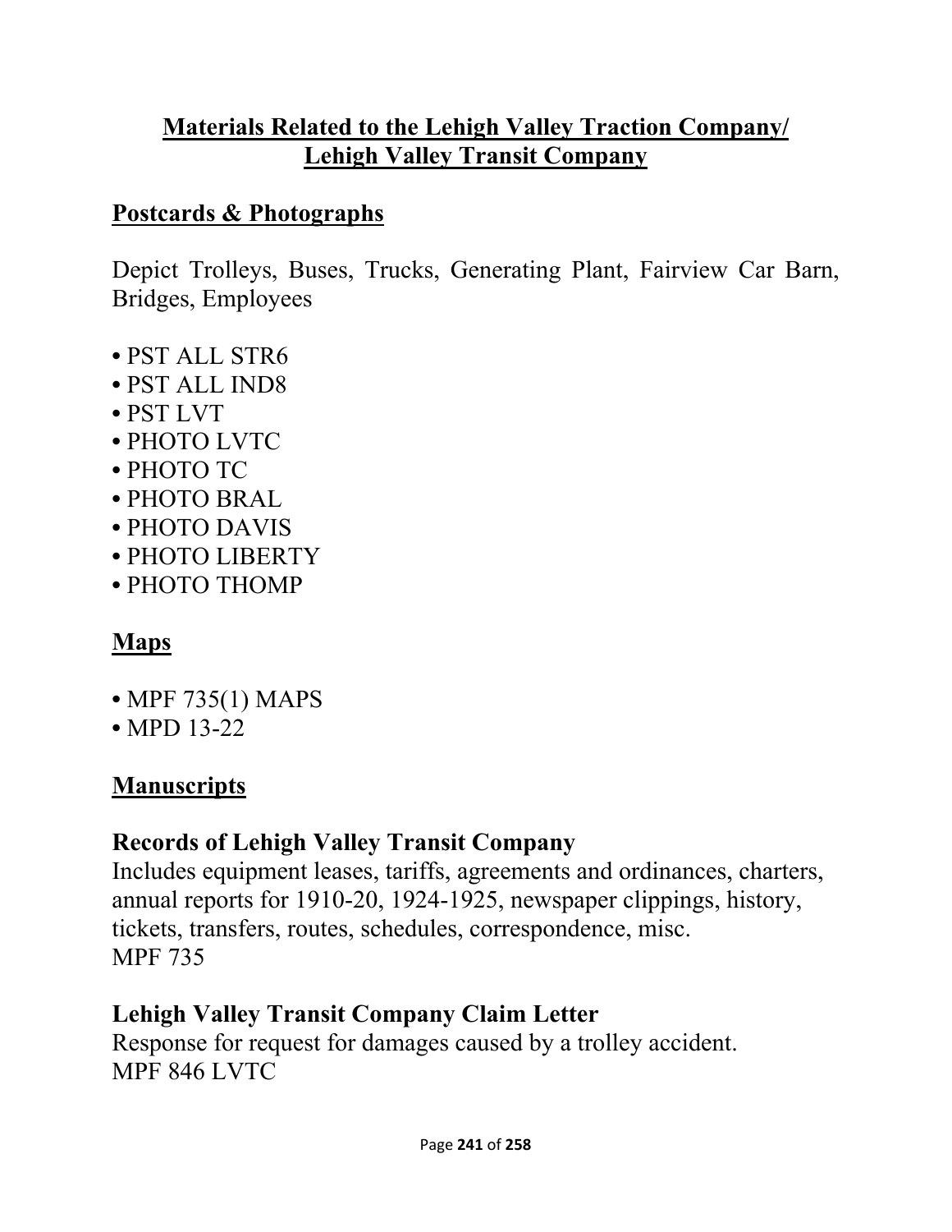# Materials Related to the Lehigh Valley Traction Company/ Lehigh Valley Transit Company

## Postcards & Photographs

Depict Trolleys, Buses, Trucks, Generating Plant, Fairview Car Barn, Bridges, Employees

- PST ALL STR6
- PST ALL IND8
- PST LVT
- PHOTO LVTC
- PHOTO TC
- PHOTO BRAL
- PHOTO DAVIS
- PHOTO LIBERTY
- PHOTO THOMP

## Maps

- MPF 735(1) MAPS
- MPD 13-22

## Manuscripts

### Records of Lehigh Valley Transit Company

Includes equipment leases, tariffs, agreements and ordinances, charters, annual reports for 1910-20, 1924-1925, newspaper clippings, history, tickets, transfers, routes, schedules, correspondence, misc.
MPF 735

### Lehigh Valley Transit Company Claim Letter

Response for request for damages caused by a trolley accident.
MPF 846 LVTC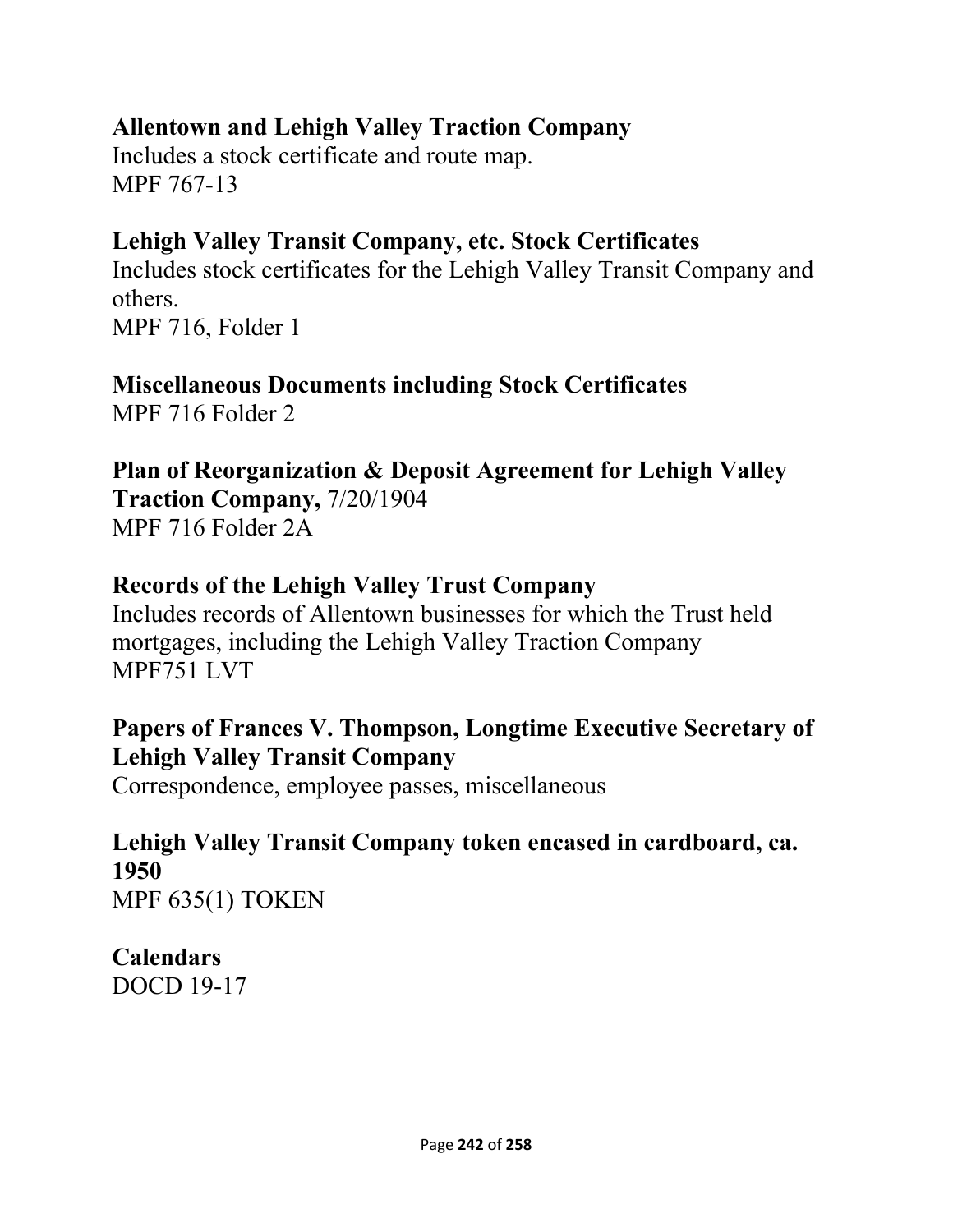**Allentown and Lehigh Valley Traction Company**
Includes a stock certificate and route map.
MPF 767-13

**Lehigh Valley Transit Company, etc. Stock Certificates**
Includes stock certificates for the Lehigh Valley Transit Company and others.
MPF 716, Folder 1

**Miscellaneous Documents including Stock Certificates**
MPF 716 Folder 2

**Plan of Reorganization & Deposit Agreement for Lehigh Valley Traction Company,** 7/20/1904
MPF 716 Folder 2A

**Records of the Lehigh Valley Trust Company**
Includes records of Allentown businesses for which the Trust held mortgages, including the Lehigh Valley Traction Company
MPF751 LVT

**Papers of Frances V. Thompson, Longtime Executive Secretary of Lehigh Valley Transit Company**
Correspondence, employee passes, miscellaneous

**Lehigh Valley Transit Company token encased in cardboard, ca. 1950**
MPF 635(1) TOKEN

**Calendars**
DOCD 19-17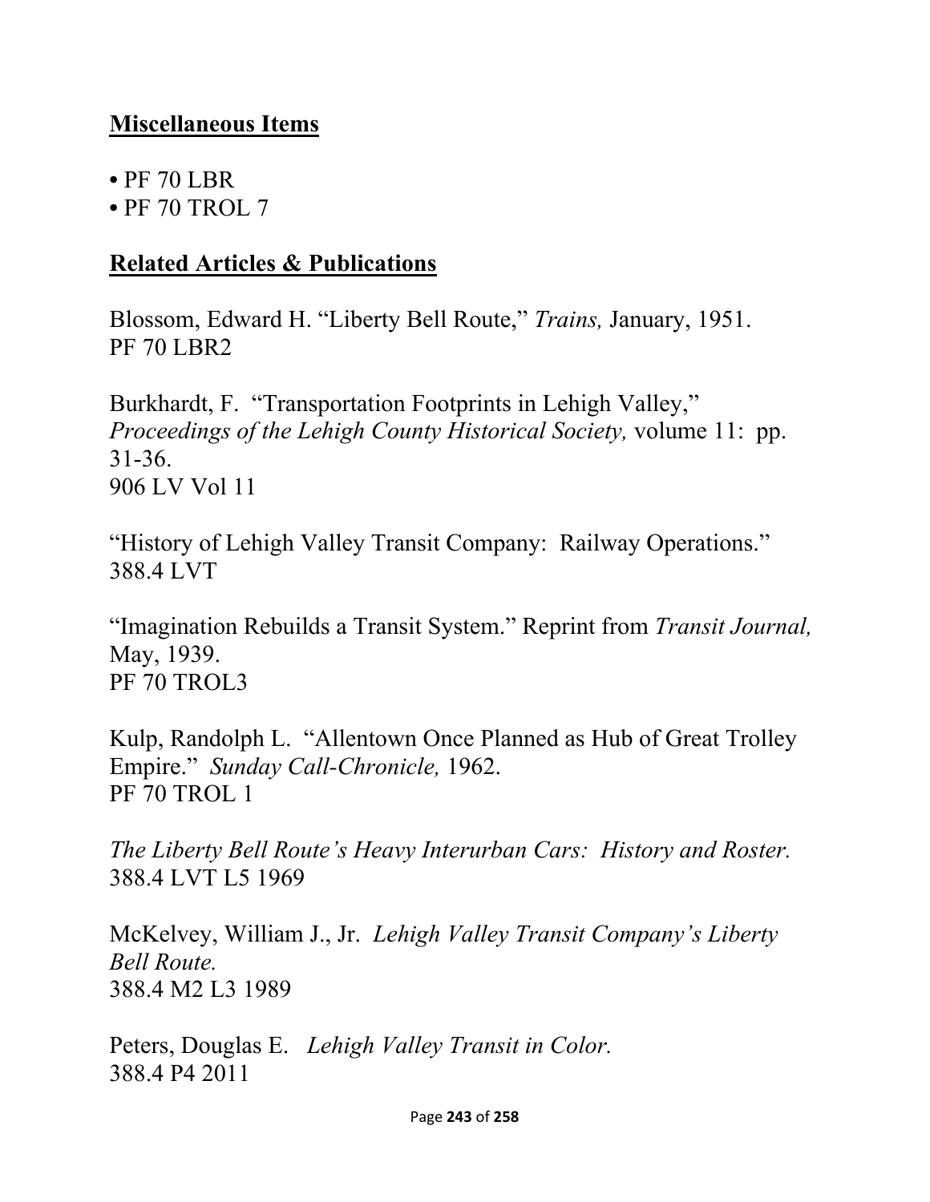## Miscellaneous Items

- PF 70 LBR
- PF 70 TROL 7

## Related Articles & Publications

Blossom, Edward H. "Liberty Bell Route," *Trains,* January, 1951.
PF 70 LBR2

Burkhardt, F. "Transportation Footprints in Lehigh Valley," *Proceedings of the Lehigh County Historical Society,* volume 11: pp. 31-36.
906 LV Vol 11

"History of Lehigh Valley Transit Company: Railway Operations."
388.4 LVT

"Imagination Rebuilds a Transit System." Reprint from *Transit Journal,* May, 1939.
PF 70 TROL3

Kulp, Randolph L. "Allentown Once Planned as Hub of Great Trolley Empire." *Sunday Call-Chronicle,* 1962.
PF 70 TROL 1

*The Liberty Bell Route's Heavy Interurban Cars: History and Roster.*
388.4 LVT L5 1969

McKelvey, William J., Jr. *Lehigh Valley Transit Company's Liberty Bell Route.*
388.4 M2 L3 1989

Peters, Douglas E. *Lehigh Valley Transit in Color.*
388.4 P4 2011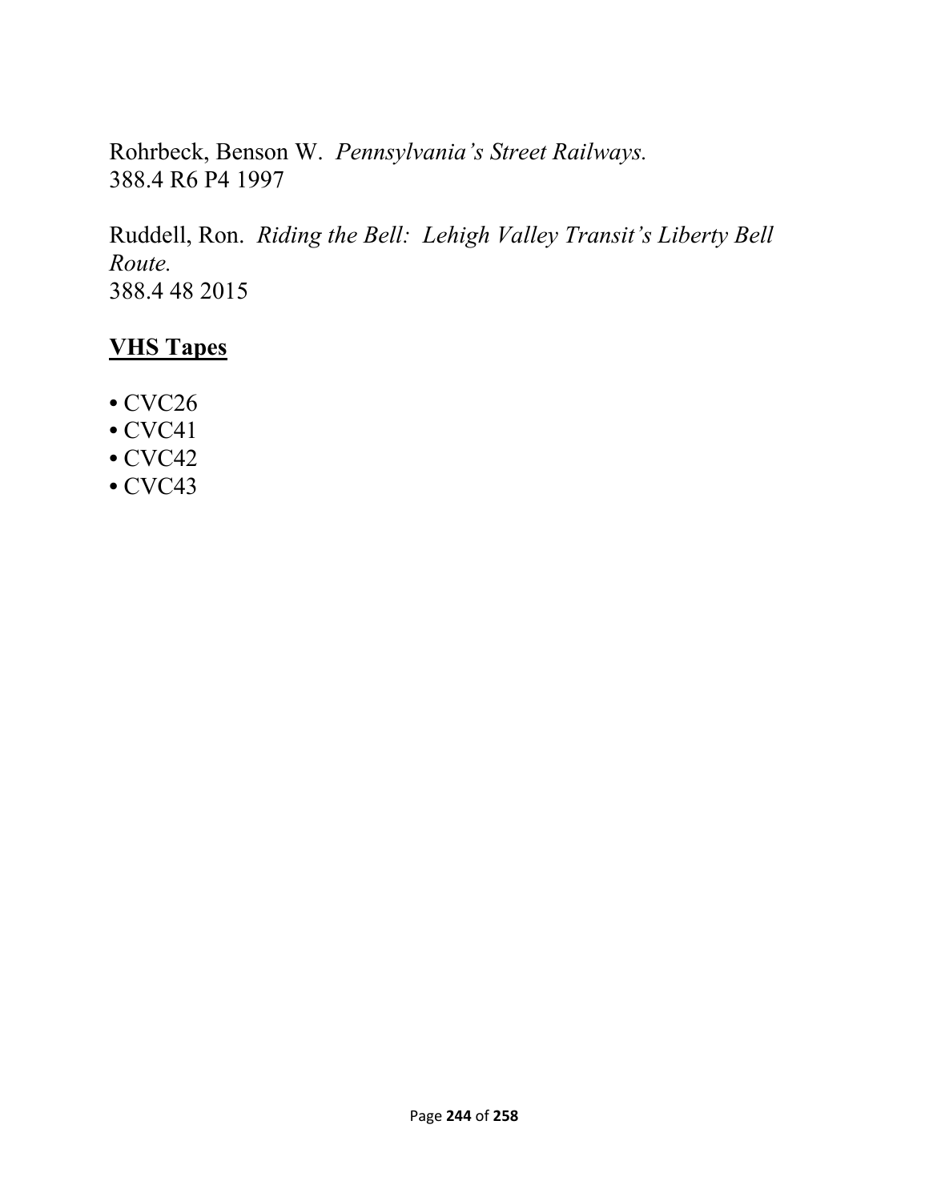Rohrbeck, Benson W. *Pennsylvania's Street Railways.*
388.4 R6 P4 1997

Ruddell, Ron. *Riding the Bell: Lehigh Valley Transit's Liberty Bell Route.*
388.4 48 2015

## **VHS Tapes**

- CVC26
- CVC41
- CVC42
- CVC43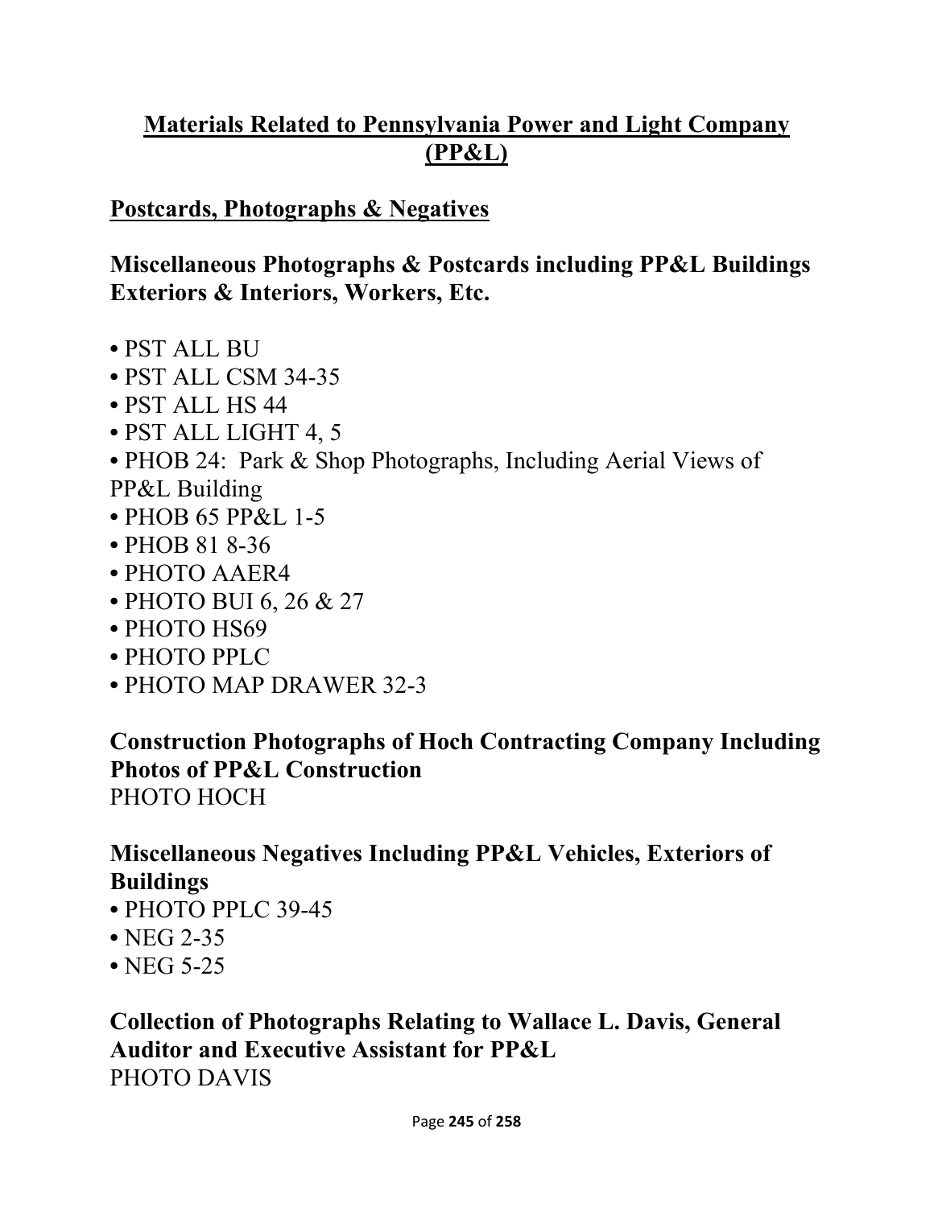# Materials Related to Pennsylvania Power and Light Company (PP&L)

## Postcards, Photographs & Negatives

### Miscellaneous Photographs & Postcards including PP&L Buildings Exteriors & Interiors, Workers, Etc.

- PST ALL BU
- PST ALL CSM 34-35
- PST ALL HS 44
- PST ALL LIGHT 4, 5
- PHOB 24: Park & Shop Photographs, Including Aerial Views of PP&L Building
- PHOB 65 PP&L 1-5
- PHOB 81 8-36
- PHOTO AAER4
- PHOTO BUI 6, 26 & 27
- PHOTO HS69
- PHOTO PPLC
- PHOTO MAP DRAWER 32-3

### Construction Photographs of Hoch Contracting Company Including Photos of PP&L Construction

PHOTO HOCH

### Miscellaneous Negatives Including PP&L Vehicles, Exteriors of Buildings

- PHOTO PPLC 39-45
- NEG 2-35
- NEG 5-25

### Collection of Photographs Relating to Wallace L. Davis, General Auditor and Executive Assistant for PP&L

PHOTO DAVIS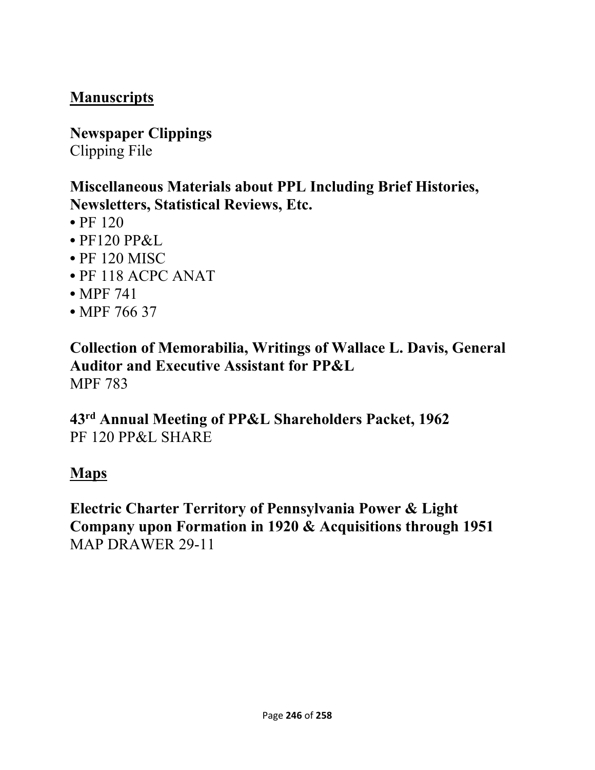## Manuscripts

**Newspaper Clippings**
Clipping File

**Miscellaneous Materials about PPL Including Brief Histories, Newsletters, Statistical Reviews, Etc.**

- PF 120
- PF120 PP&L
- PF 120 MISC
- PF 118 ACPC ANAT
- MPF 741
- MPF 766 37

**Collection of Memorabilia, Writings of Wallace L. Davis, General Auditor and Executive Assistant for PP&L**
MPF 783

**43rd Annual Meeting of PP&L Shareholders Packet, 1962**
PF 120 PP&L SHARE

## Maps

**Electric Charter Territory of Pennsylvania Power & Light Company upon Formation in 1920 & Acquisitions through 1951**
MAP DRAWER 29-11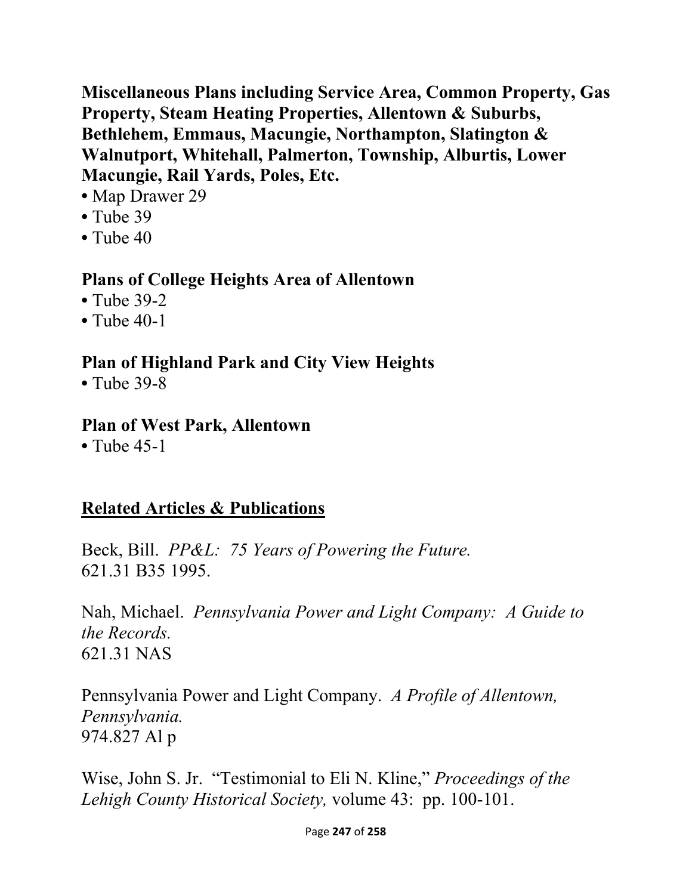**Miscellaneous Plans including Service Area, Common Property, Gas Property, Steam Heating Properties, Allentown & Suburbs, Bethlehem, Emmaus, Macungie, Northampton, Slatington & Walnutport, Whitehall, Palmerton, Township, Alburtis, Lower Macungie, Rail Yards, Poles, Etc.**

- Map Drawer 29
- Tube 39
- Tube 40

**Plans of College Heights Area of Allentown**

- Tube 39-2
- Tube 40-1

**Plan of Highland Park and City View Heights**

- Tube 39-8

**Plan of West Park, Allentown**

- Tube 45-1

## Related Articles & Publications

Beck, Bill. *PP&L: 75 Years of Powering the Future.*
621.31 B35 1995.

Nah, Michael. *Pennsylvania Power and Light Company: A Guide to the Records.*
621.31 NAS

Pennsylvania Power and Light Company. *A Profile of Allentown, Pennsylvania.*
974.827 Al p

Wise, John S. Jr. "Testimonial to Eli N. Kline," *Proceedings of the Lehigh County Historical Society,* volume 43: pp. 100-101.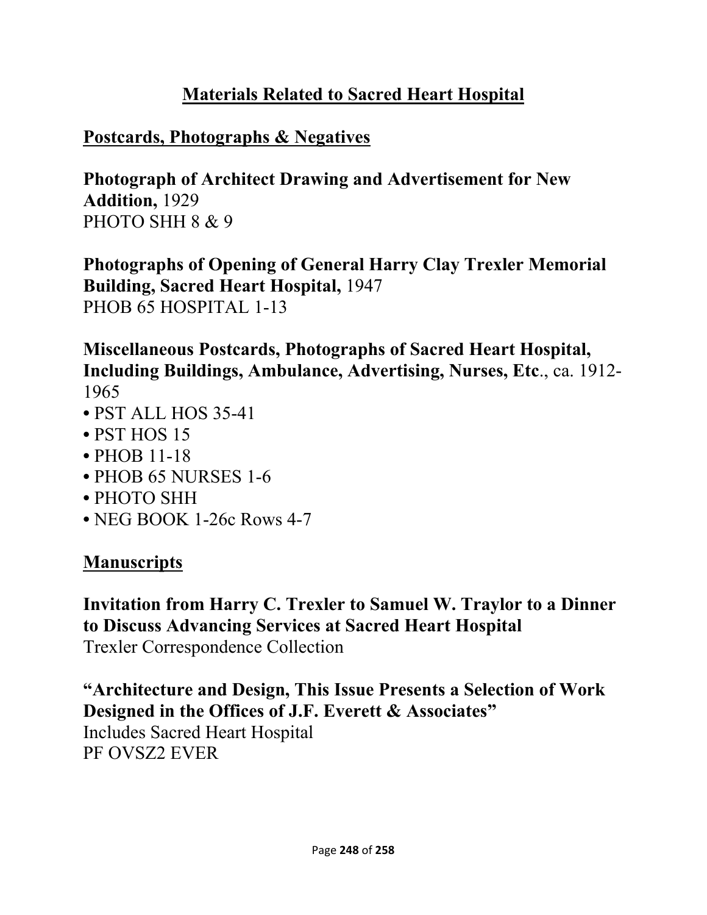# Materials Related to Sacred Heart Hospital

## Postcards, Photographs & Negatives

**Photograph of Architect Drawing and Advertisement for New Addition,** 1929
PHOTO SHH 8 & 9

**Photographs of Opening of General Harry Clay Trexler Memorial Building, Sacred Heart Hospital,** 1947
PHOB 65 HOSPITAL 1-13

**Miscellaneous Postcards, Photographs of Sacred Heart Hospital, Including Buildings, Ambulance, Advertising, Nurses, Etc**., ca. 1912-1965

- PST ALL HOS 35-41
- PST HOS 15
- PHOB 11-18
- PHOB 65 NURSES 1-6
- PHOTO SHH
- NEG BOOK 1-26c Rows 4-7

## Manuscripts

**Invitation from Harry C. Trexler to Samuel W. Traylor to a Dinner to Discuss Advancing Services at Sacred Heart Hospital**
Trexler Correspondence Collection

**"Architecture and Design, This Issue Presents a Selection of Work Designed in the Offices of J.F. Everett & Associates"**
Includes Sacred Heart Hospital
PF OVSZ2 EVER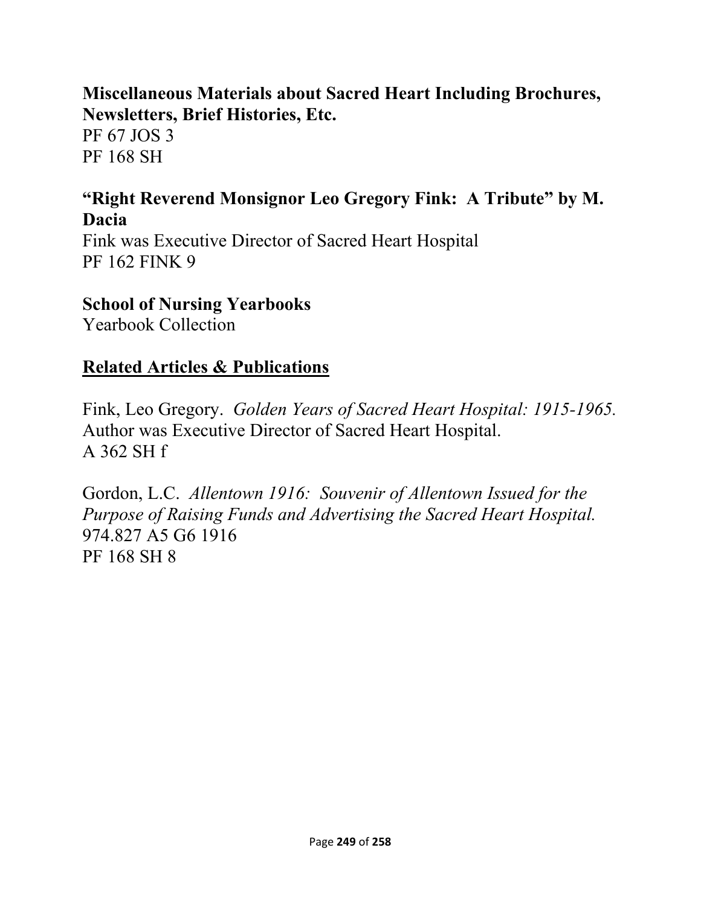**Miscellaneous Materials about Sacred Heart Including Brochures, Newsletters, Brief Histories, Etc.**
PF 67 JOS 3
PF 168 SH

**"Right Reverend Monsignor Leo Gregory Fink: A Tribute" by M. Dacia**
Fink was Executive Director of Sacred Heart Hospital
PF 162 FINK 9

**School of Nursing Yearbooks**
Yearbook Collection

## Related Articles & Publications

Fink, Leo Gregory. *Golden Years of Sacred Heart Hospital: 1915-1965.*
Author was Executive Director of Sacred Heart Hospital.
A 362 SH f

Gordon, L.C. *Allentown 1916: Souvenir of Allentown Issued for the Purpose of Raising Funds and Advertising the Sacred Heart Hospital.*
974.827 A5 G6 1916
PF 168 SH 8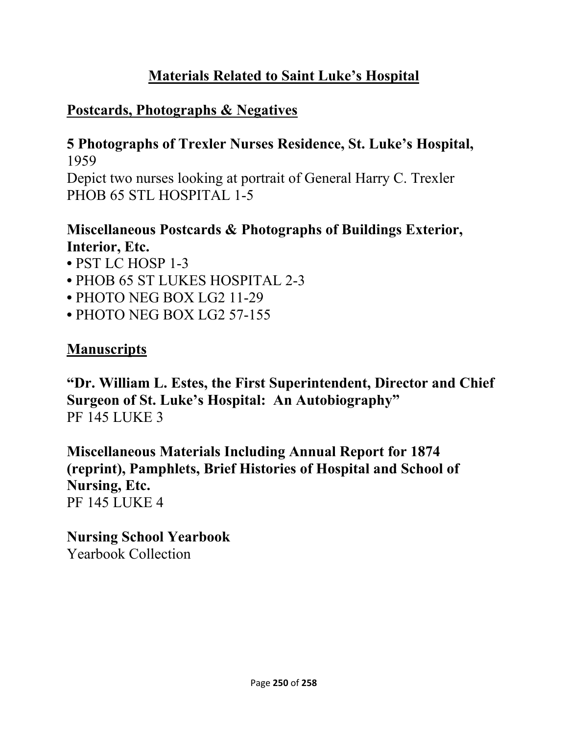# Materials Related to Saint Luke's Hospital

## Postcards, Photographs & Negatives

**5 Photographs of Trexler Nurses Residence, St. Luke's Hospital,** 1959
Depict two nurses looking at portrait of General Harry C. Trexler
PHOB 65 STL HOSPITAL 1-5

**Miscellaneous Postcards & Photographs of Buildings Exterior, Interior, Etc.**

- PST LC HOSP 1-3
- PHOB 65 ST LUKES HOSPITAL 2-3
- PHOTO NEG BOX LG2 11-29
- PHOTO NEG BOX LG2 57-155

## Manuscripts

**"Dr. William L. Estes, the First Superintendent, Director and Chief Surgeon of St. Luke's Hospital: An Autobiography"**
PF 145 LUKE 3

**Miscellaneous Materials Including Annual Report for 1874 (reprint), Pamphlets, Brief Histories of Hospital and School of Nursing, Etc.**
PF 145 LUKE 4

**Nursing School Yearbook**
Yearbook Collection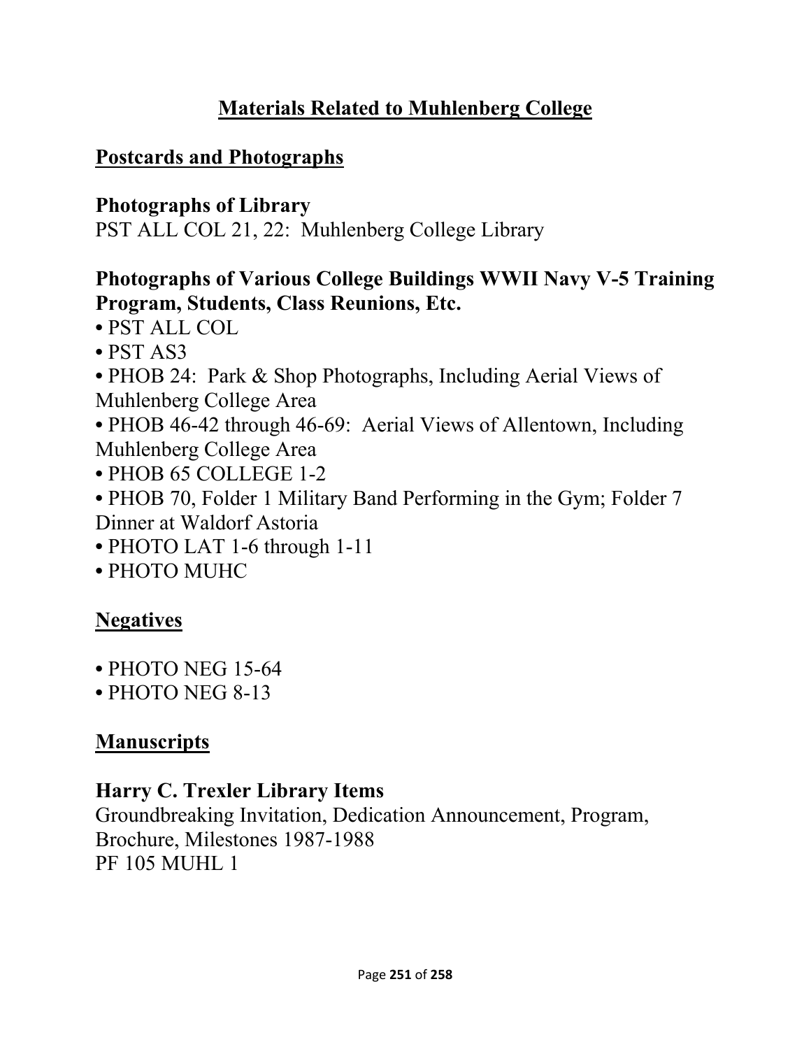# Materials Related to Muhlenberg College

## Postcards and Photographs

### Photographs of Library

PST ALL COL 21, 22: Muhlenberg College Library

### Photographs of Various College Buildings WWII Navy V-5 Training Program, Students, Class Reunions, Etc.

- PST ALL COL
- PST AS3
- PHOB 24: Park & Shop Photographs, Including Aerial Views of Muhlenberg College Area
- PHOB 46-42 through 46-69: Aerial Views of Allentown, Including Muhlenberg College Area
- PHOB 65 COLLEGE 1-2
- PHOB 70, Folder 1 Military Band Performing in the Gym; Folder 7 Dinner at Waldorf Astoria
- PHOTO LAT 1-6 through 1-11
- PHOTO MUHC

## Negatives

- PHOTO NEG 15-64
- PHOTO NEG 8-13

## Manuscripts

### Harry C. Trexler Library Items

Groundbreaking Invitation, Dedication Announcement, Program, Brochure, Milestones 1987-1988
PF 105 MUHL 1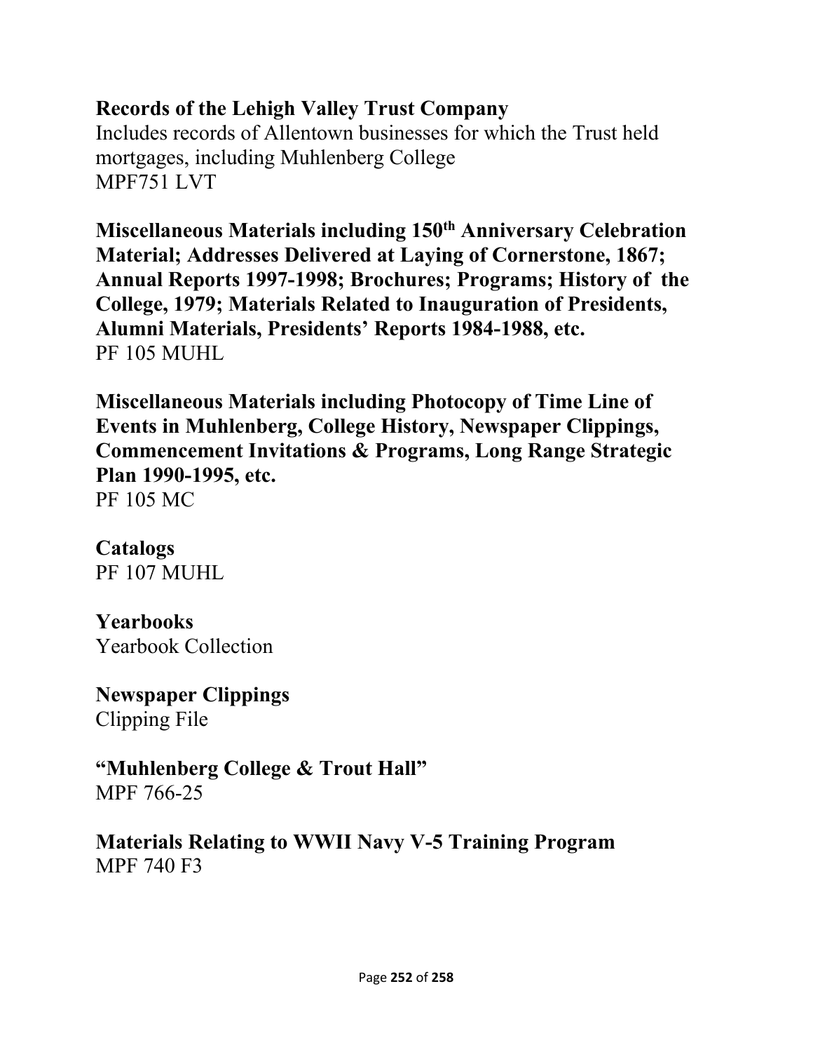**Records of the Lehigh Valley Trust Company**
Includes records of Allentown businesses for which the Trust held mortgages, including Muhlenberg College
MPF751 LVT

**Miscellaneous Materials including 150th Anniversary Celebration Material; Addresses Delivered at Laying of Cornerstone, 1867; Annual Reports 1997-1998; Brochures; Programs; History of the College, 1979; Materials Related to Inauguration of Presidents, Alumni Materials, Presidents' Reports 1984-1988, etc.**
PF 105 MUHL

**Miscellaneous Materials including Photocopy of Time Line of Events in Muhlenberg, College History, Newspaper Clippings, Commencement Invitations & Programs, Long Range Strategic Plan 1990-1995, etc.**
PF 105 MC

**Catalogs**
PF 107 MUHL

**Yearbooks**
Yearbook Collection

**Newspaper Clippings**
Clipping File

**"Muhlenberg College & Trout Hall"**
MPF 766-25

**Materials Relating to WWII Navy V-5 Training Program**
MPF 740 F3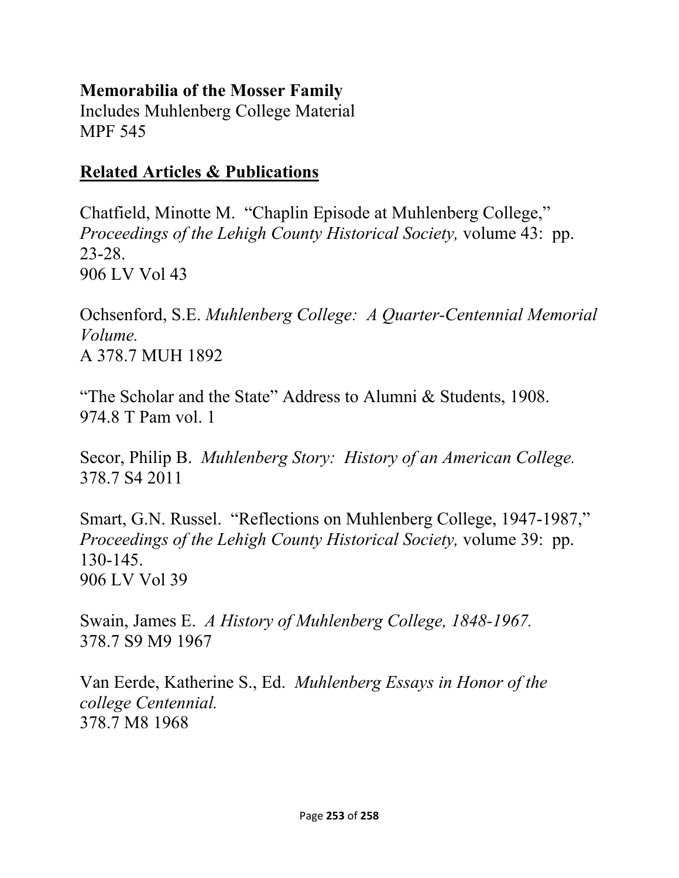**Memorabilia of the Mosser Family**
Includes Muhlenberg College Material
MPF 545

## Related Articles & Publications

Chatfield, Minotte M. "Chaplin Episode at Muhlenberg College," *Proceedings of the Lehigh County Historical Society,* volume 43: pp. 23-28.
906 LV Vol 43

Ochsenford, S.E. *Muhlenberg College: A Quarter-Centennial Memorial Volume.*
A 378.7 MUH 1892

"The Scholar and the State" Address to Alumni & Students, 1908.
974.8 T Pam vol. 1

Secor, Philip B. *Muhlenberg Story: History of an American College.*
378.7 S4 2011

Smart, G.N. Russel. "Reflections on Muhlenberg College, 1947-1987," *Proceedings of the Lehigh County Historical Society,* volume 39: pp. 130-145.
906 LV Vol 39

Swain, James E. *A History of Muhlenberg College, 1848-1967.*
378.7 S9 M9 1967

Van Eerde, Katherine S., Ed. *Muhlenberg Essays in Honor of the college Centennial.*
378.7 M8 1968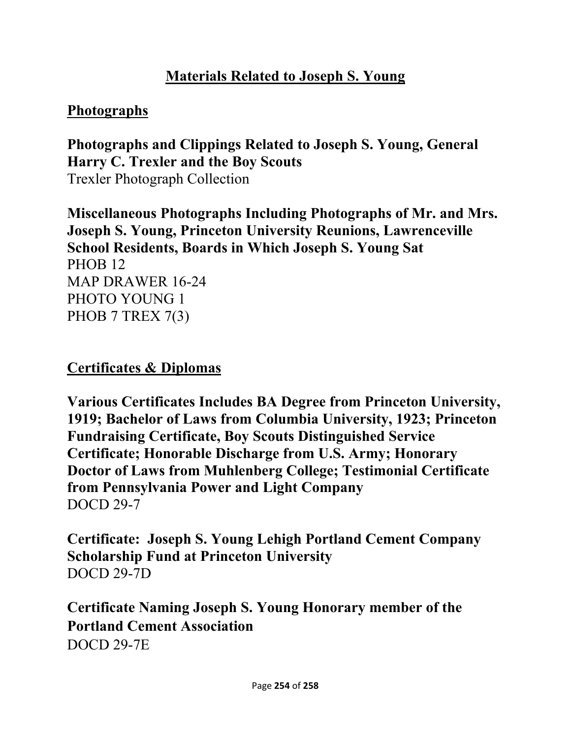# Materials Related to Joseph S. Young

## Photographs

**Photographs and Clippings Related to Joseph S. Young, General Harry C. Trexler and the Boy Scouts**
Trexler Photograph Collection

**Miscellaneous Photographs Including Photographs of Mr. and Mrs. Joseph S. Young, Princeton University Reunions, Lawrenceville School Residents, Boards in Which Joseph S. Young Sat**
PHOB 12
MAP DRAWER 16-24
PHOTO YOUNG 1
PHOB 7 TREX 7(3)

## Certificates & Diplomas

**Various Certificates Includes BA Degree from Princeton University, 1919; Bachelor of Laws from Columbia University, 1923; Princeton Fundraising Certificate, Boy Scouts Distinguished Service Certificate; Honorable Discharge from U.S. Army; Honorary Doctor of Laws from Muhlenberg College; Testimonial Certificate from Pennsylvania Power and Light Company**
DOCD 29-7

**Certificate: Joseph S. Young Lehigh Portland Cement Company Scholarship Fund at Princeton University**
DOCD 29-7D

**Certificate Naming Joseph S. Young Honorary member of the Portland Cement Association**
DOCD 29-7E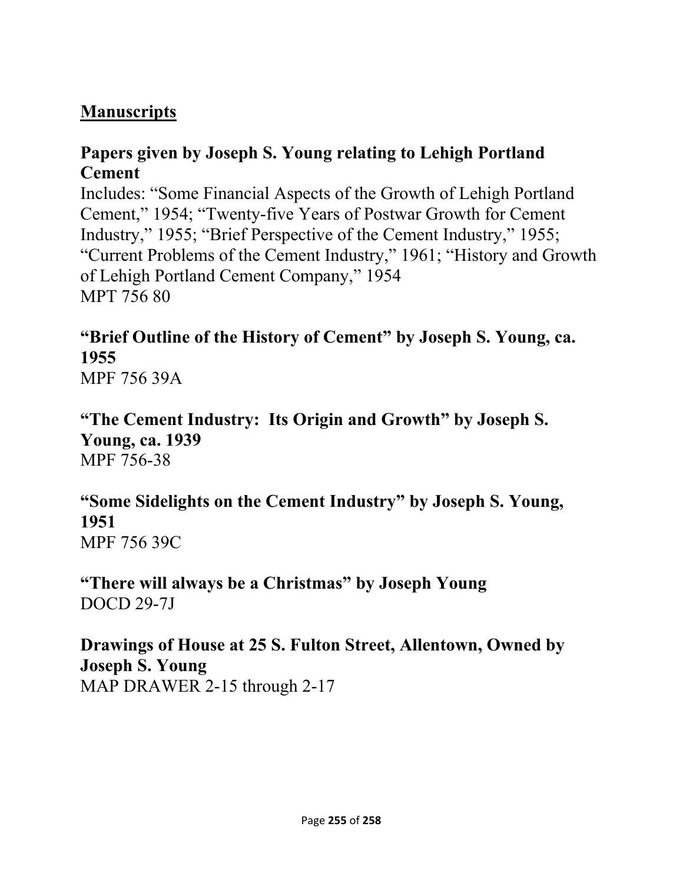## Manuscripts

**Papers given by Joseph S. Young relating to Lehigh Portland Cement**

Includes: "Some Financial Aspects of the Growth of Lehigh Portland Cement," 1954; "Twenty-five Years of Postwar Growth for Cement Industry," 1955; "Brief Perspective of the Cement Industry," 1955; "Current Problems of the Cement Industry," 1961; "History and Growth of Lehigh Portland Cement Company," 1954
MPT 756 80

**"Brief Outline of the History of Cement" by Joseph S. Young, ca. 1955**
MPF 756 39A

**"The Cement Industry: Its Origin and Growth" by Joseph S. Young, ca. 1939**
MPF 756-38

**"Some Sidelights on the Cement Industry" by Joseph S. Young, 1951**
MPF 756 39C

**"There will always be a Christmas" by Joseph Young**
DOCD 29-7J

**Drawings of House at 25 S. Fulton Street, Allentown, Owned by Joseph S. Young**
MAP DRAWER 2-15 through 2-17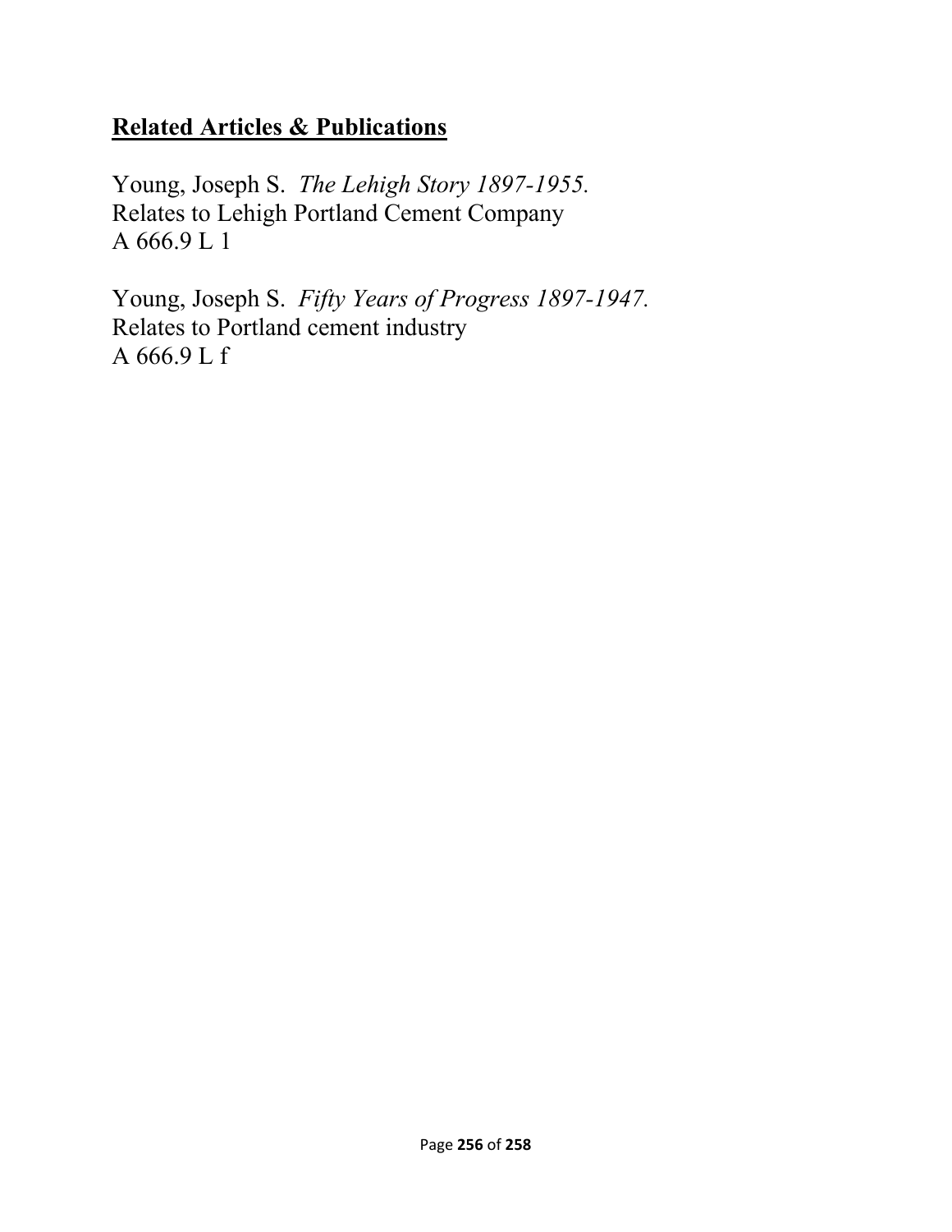## Related Articles & Publications

Young, Joseph S. *The Lehigh Story 1897-1955.*
Relates to Lehigh Portland Cement Company
A 666.9 L 1

Young, Joseph S. *Fifty Years of Progress 1897-1947.*
Relates to Portland cement industry
A 666.9 L f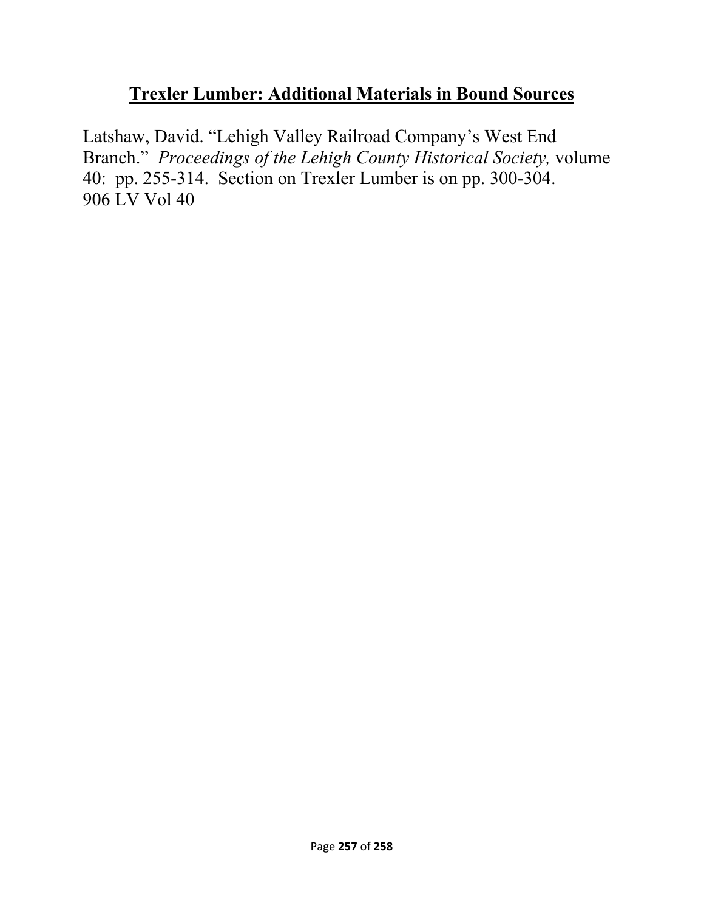## Trexler Lumber: Additional Materials in Bound Sources

Latshaw, David. "Lehigh Valley Railroad Company's West End Branch." *Proceedings of the Lehigh County Historical Society,* volume 40: pp. 255-314. Section on Trexler Lumber is on pp. 300-304.
906 LV Vol 40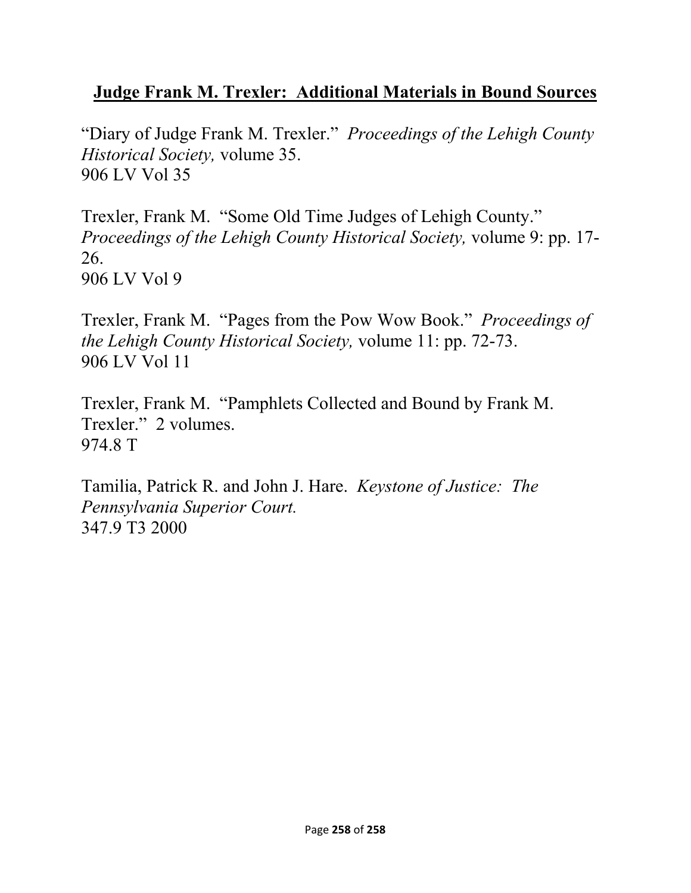# Judge Frank M. Trexler: Additional Materials in Bound Sources

"Diary of Judge Frank M. Trexler." *Proceedings of the Lehigh County Historical Society,* volume 35.
906 LV Vol 35

Trexler, Frank M. "Some Old Time Judges of Lehigh County." *Proceedings of the Lehigh County Historical Society,* volume 9: pp. 17-26.
906 LV Vol 9

Trexler, Frank M. "Pages from the Pow Wow Book." *Proceedings of the Lehigh County Historical Society,* volume 11: pp. 72-73.
906 LV Vol 11

Trexler, Frank M. "Pamphlets Collected and Bound by Frank M. Trexler." 2 volumes.
974.8 T

Tamilia, Patrick R. and John J. Hare. *Keystone of Justice: The Pennsylvania Superior Court.*
347.9 T3 2000